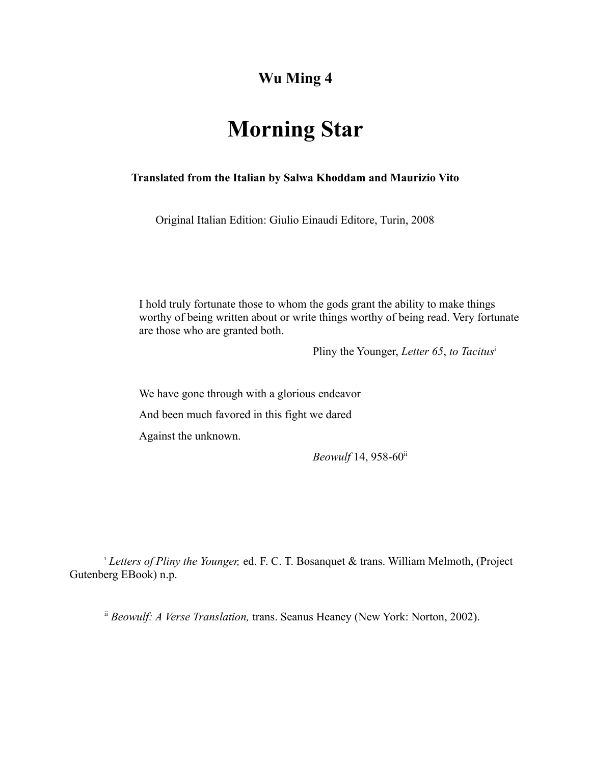**Wu Ming 4**

# Morning Star

**Translated from the Italian by Salwa Khoddam and Maurizio Vito**

Original Italian Edition: Giulio Einaudi Editore, Turin, 2008

> I hold truly fortunate those to whom the gods grant the ability to make things worthy of being written about or write things worthy of being read. Very fortunate are those who are granted both.
>
> Pliny the Younger, *Letter 65*, *to Tacitus*[i]

> We have gone through with a glorious endeavor
>
> And been much favored in this fight we dared
>
> Against the unknown.
>
> *Beowulf* 14, 958-60[ii]

[i] *Letters of Pliny the Younger,* ed. F. C. T. Bosanquet & trans. William Melmoth, (Project Gutenberg EBook) n.p.

[ii] *Beowulf: A Verse Translation,* trans. Seanus Heaney (New York: Norton, 2002).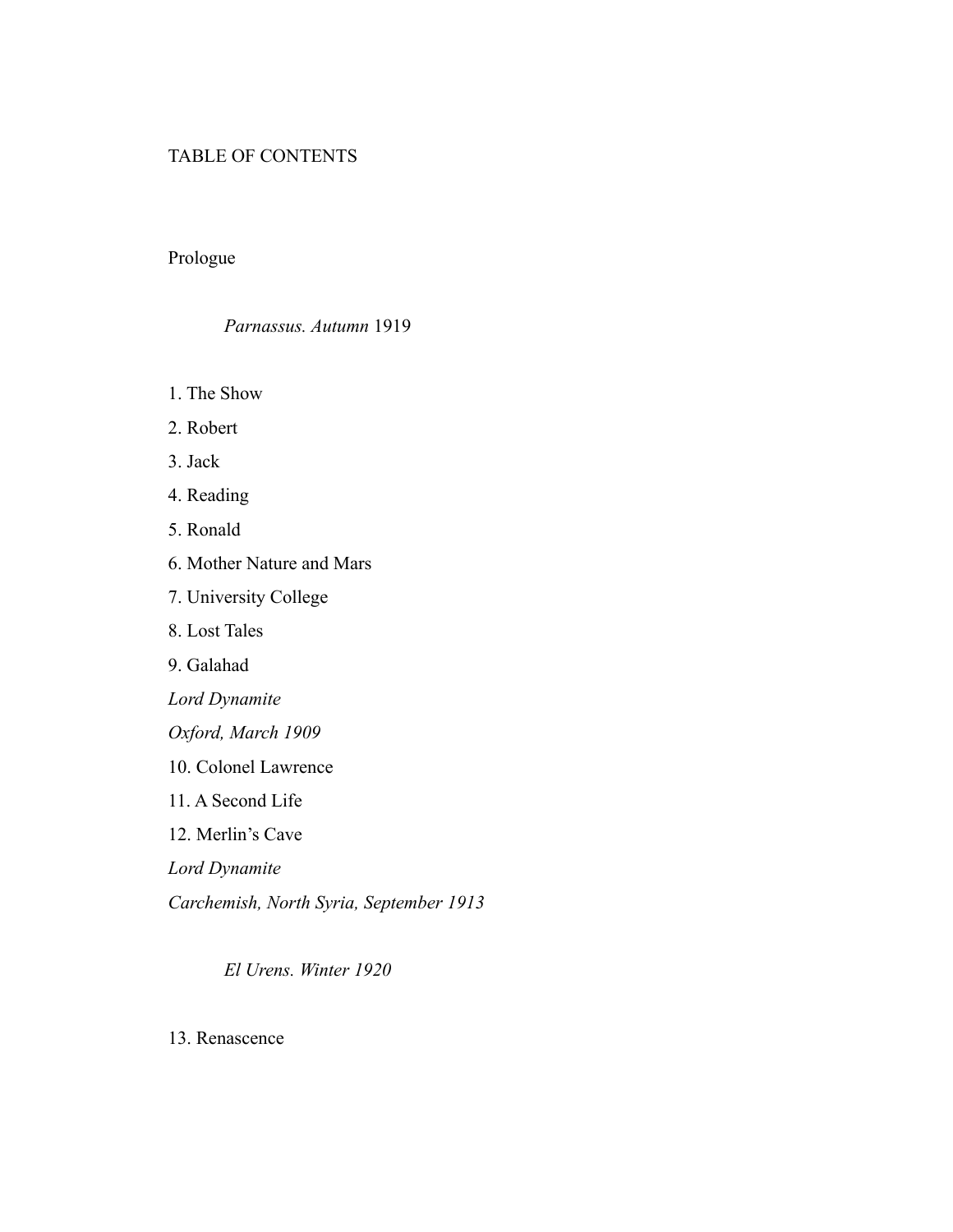# TABLE OF CONTENTS

Prologue

*Parnassus. Autumn* 1919

1. The Show
2. Robert
3. Jack
4. Reading
5. Ronald
6. Mother Nature and Mars
7. University College
8. Lost Tales
9. Galahad

*Lord Dynamite*

*Oxford, March 1909*

10. Colonel Lawrence
11. A Second Life
12. Merlin's Cave

*Lord Dynamite*

*Carchemish, North Syria, September 1913*

*El Urens. Winter 1920*

13. Renascence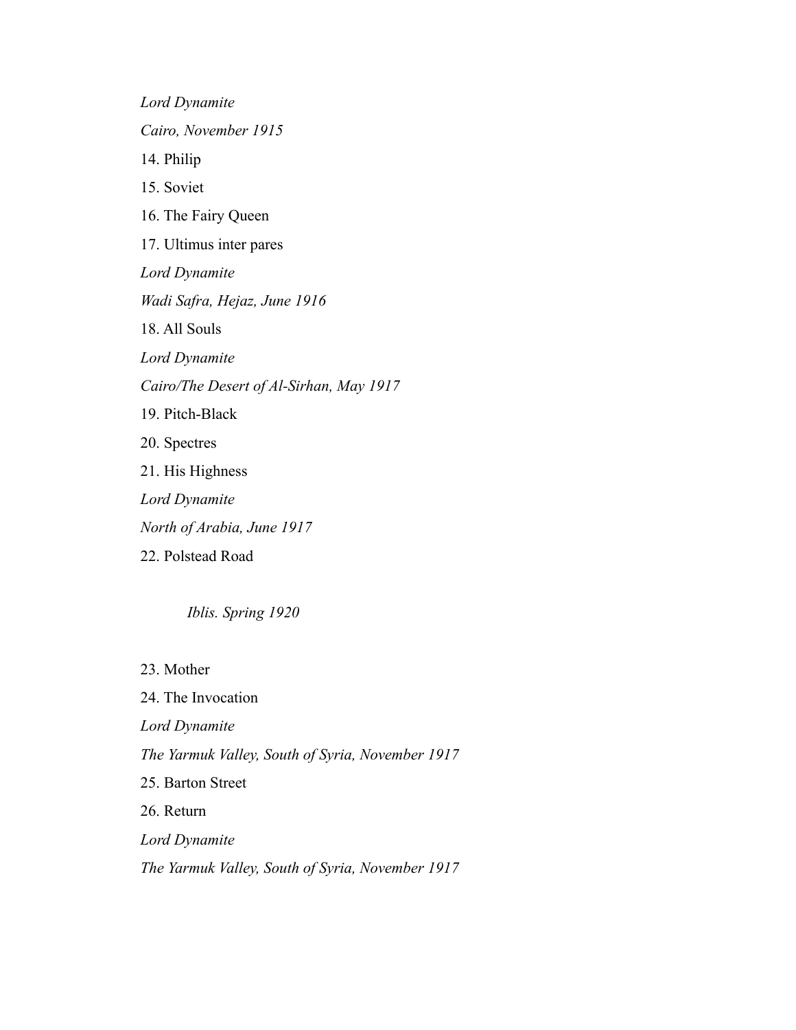*Lord Dynamite*

*Cairo, November 1915*

14. Philip

15. Soviet

16. The Fairy Queen

17. Ultimus inter pares

*Lord Dynamite*

*Wadi Safra, Hejaz, June 1916*

18. All Souls

*Lord Dynamite*

*Cairo/The Desert of Al-Sirhan, May 1917*

19. Pitch-Black

20. Spectres

21. His Highness

*Lord Dynamite*

*North of Arabia, June 1917*

22. Polstead Road

*Iblis. Spring 1920*

23. Mother

24. The Invocation

*Lord Dynamite*

*The Yarmuk Valley, South of Syria, November 1917*

25. Barton Street

26. Return

*Lord Dynamite*

*The Yarmuk Valley, South of Syria, November 1917*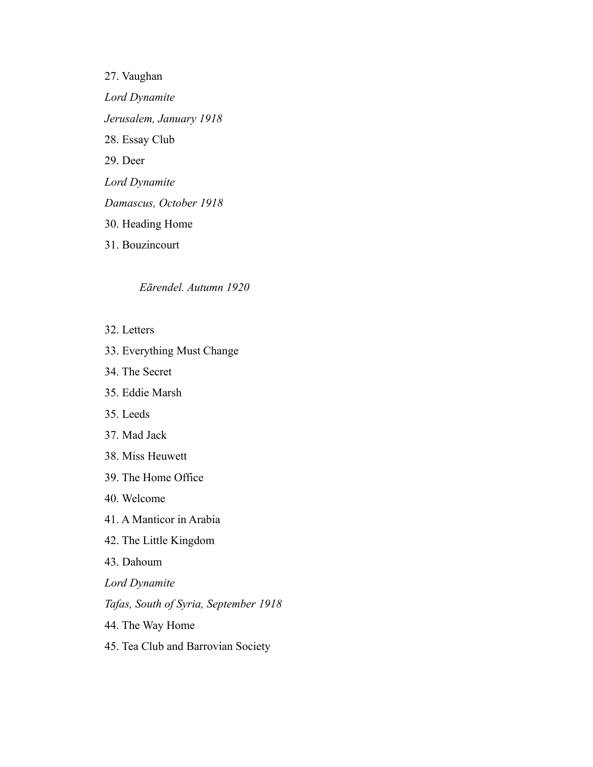27. Vaughan

*Lord Dynamite*

*Jerusalem, January 1918*

28. Essay Club

29. Deer

*Lord Dynamite*

*Damascus, October 1918*

30. Heading Home

31. Bouzincourt

*Eārendel. Autumn 1920*

32. Letters

33. Everything Must Change

34. The Secret

35. Eddie Marsh

35. Leeds

37. Mad Jack

38. Miss Heuwett

39. The Home Office

40. Welcome

41. A Manticor in Arabia

42. The Little Kingdom

43. Dahoum

*Lord Dynamite*

*Tafas, South of Syria, September 1918*

44. The Way Home

45. Tea Club and Barrovian Society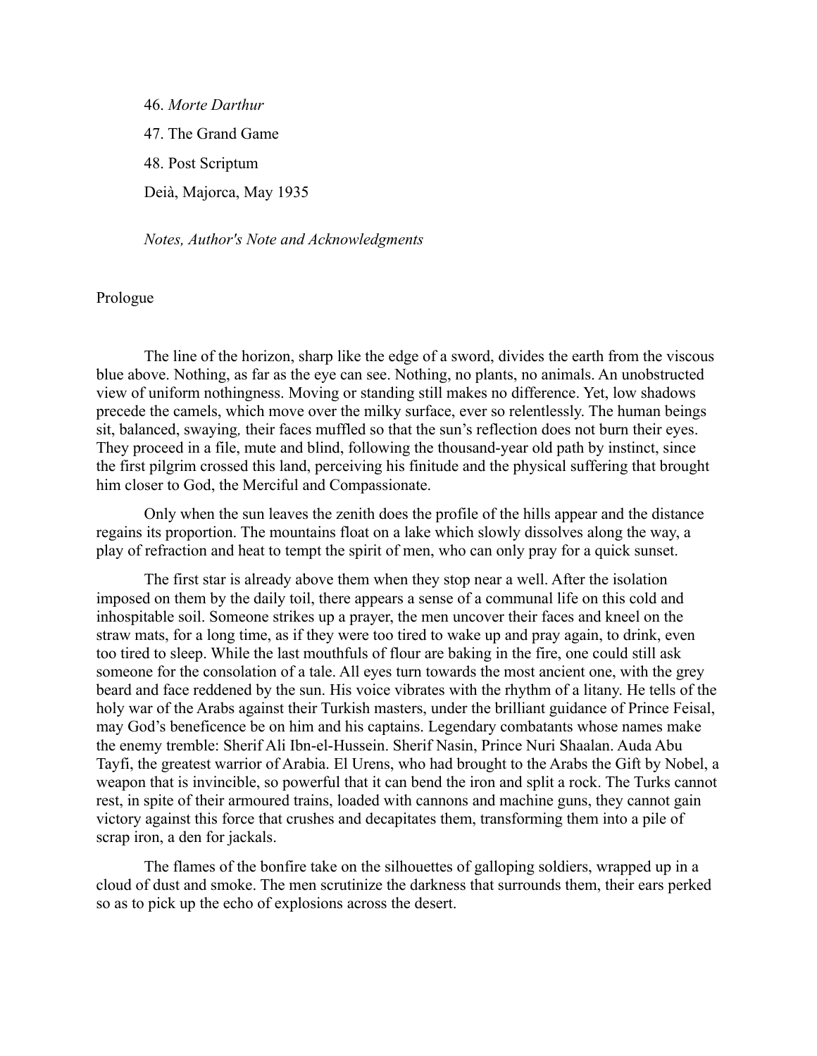46. *Morte Darthur*

47. The Grand Game

48. Post Scriptum

Deià, Majorca, May 1935

*Notes, Author's Note and Acknowledgments*

## Prologue

The line of the horizon, sharp like the edge of a sword, divides the earth from the viscous blue above. Nothing, as far as the eye can see. Nothing, no plants, no animals. An unobstructed view of uniform nothingness. Moving or standing still makes no difference. Yet, low shadows precede the camels, which move over the milky surface, ever so relentlessly. The human beings sit, balanced, swaying*,* their faces muffled so that the sun's reflection does not burn their eyes. They proceed in a file, mute and blind, following the thousand-year old path by instinct, since the first pilgrim crossed this land, perceiving his finitude and the physical suffering that brought him closer to God, the Merciful and Compassionate.

Only when the sun leaves the zenith does the profile of the hills appear and the distance regains its proportion. The mountains float on a lake which slowly dissolves along the way, a play of refraction and heat to tempt the spirit of men, who can only pray for a quick sunset.

The first star is already above them when they stop near a well. After the isolation imposed on them by the daily toil, there appears a sense of a communal life on this cold and inhospitable soil. Someone strikes up a prayer, the men uncover their faces and kneel on the straw mats, for a long time, as if they were too tired to wake up and pray again, to drink, even too tired to sleep. While the last mouthfuls of flour are baking in the fire, one could still ask someone for the consolation of a tale. All eyes turn towards the most ancient one, with the grey beard and face reddened by the sun. His voice vibrates with the rhythm of a litany. He tells of the holy war of the Arabs against their Turkish masters, under the brilliant guidance of Prince Feisal, may God's beneficence be on him and his captains. Legendary combatants whose names make the enemy tremble: Sherif Ali Ibn-el-Hussein. Sherif Nasin, Prince Nuri Shaalan. Auda Abu Tayfi, the greatest warrior of Arabia. El Urens, who had brought to the Arabs the Gift by Nobel, a weapon that is invincible, so powerful that it can bend the iron and split a rock. The Turks cannot rest, in spite of their armoured trains, loaded with cannons and machine guns, they cannot gain victory against this force that crushes and decapitates them, transforming them into a pile of scrap iron, a den for jackals.

The flames of the bonfire take on the silhouettes of galloping soldiers, wrapped up in a cloud of dust and smoke. The men scrutinize the darkness that surrounds them, their ears perked so as to pick up the echo of explosions across the desert.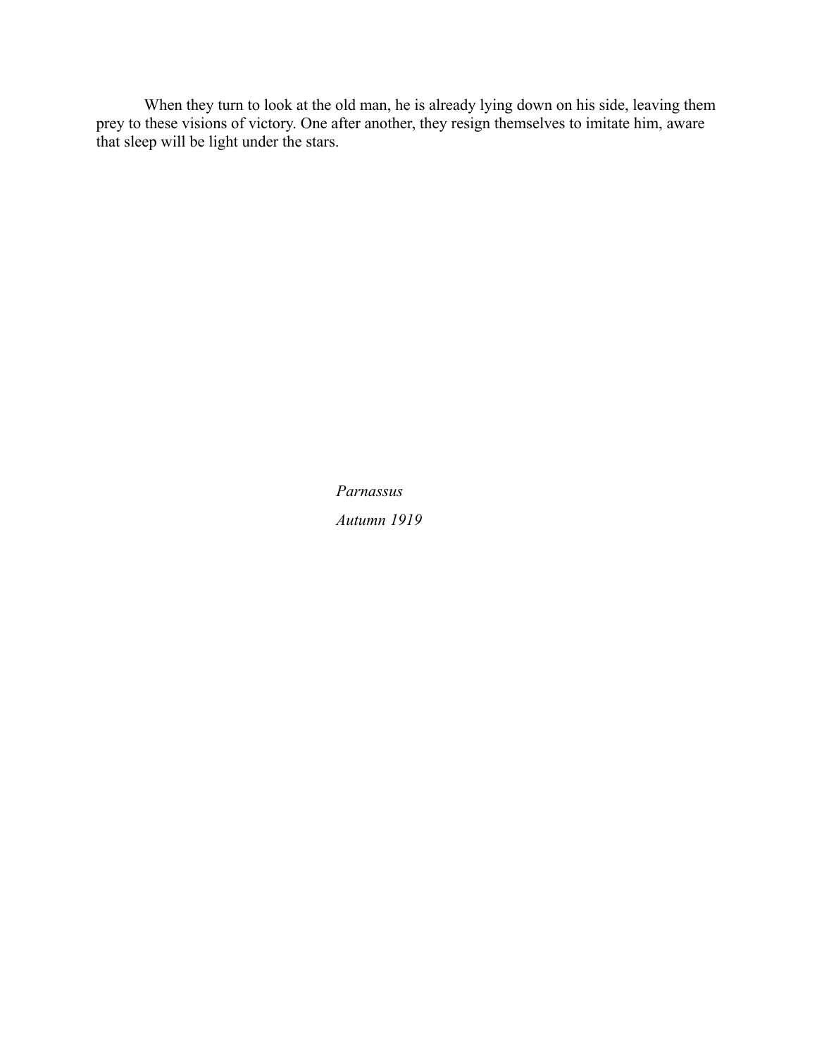When they turn to look at the old man, he is already lying down on his side, leaving them prey to these visions of victory. One after another, they resign themselves to imitate him, aware that sleep will be light under the stars.

*Parnassus*

*Autumn 1919*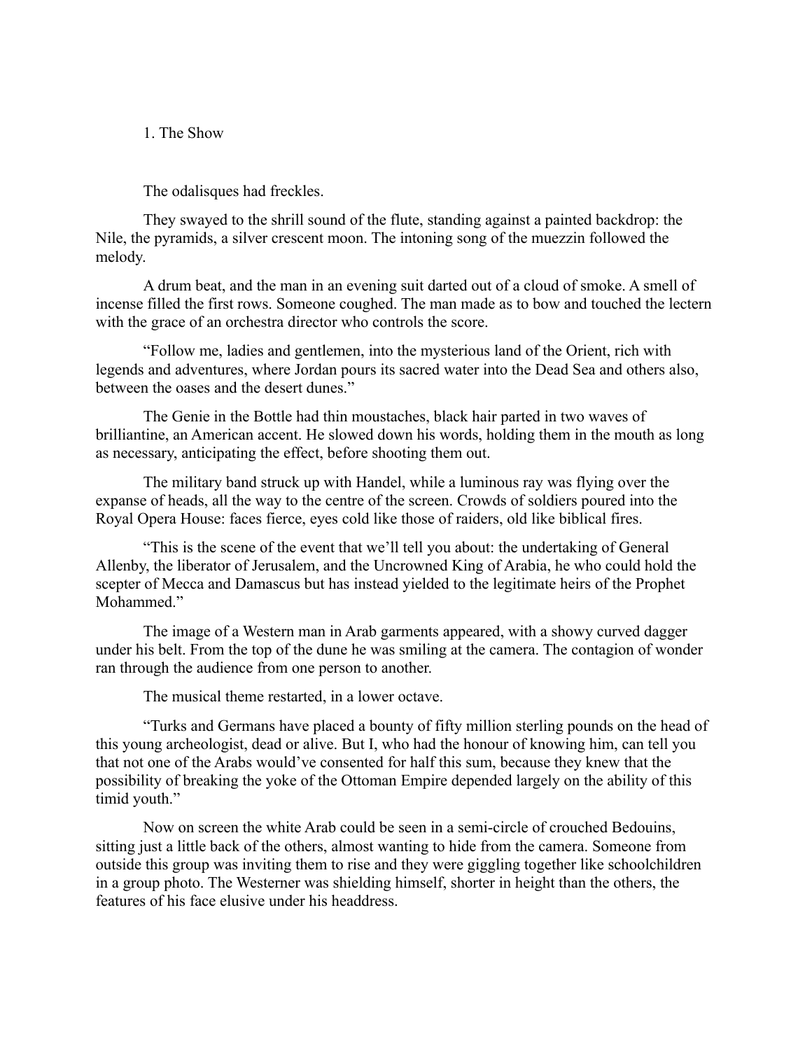## 1. The Show

The odalisques had freckles.

They swayed to the shrill sound of the flute, standing against a painted backdrop: the Nile, the pyramids, a silver crescent moon. The intoning song of the muezzin followed the melody.

A drum beat, and the man in an evening suit darted out of a cloud of smoke. A smell of incense filled the first rows. Someone coughed. The man made as to bow and touched the lectern with the grace of an orchestra director who controls the score.

"Follow me, ladies and gentlemen, into the mysterious land of the Orient, rich with legends and adventures, where Jordan pours its sacred water into the Dead Sea and others also, between the oases and the desert dunes."

The Genie in the Bottle had thin moustaches, black hair parted in two waves of brilliantine, an American accent. He slowed down his words, holding them in the mouth as long as necessary, anticipating the effect, before shooting them out.

The military band struck up with Handel, while a luminous ray was flying over the expanse of heads, all the way to the centre of the screen. Crowds of soldiers poured into the Royal Opera House: faces fierce, eyes cold like those of raiders, old like biblical fires.

"This is the scene of the event that we'll tell you about: the undertaking of General Allenby, the liberator of Jerusalem, and the Uncrowned King of Arabia, he who could hold the scepter of Mecca and Damascus but has instead yielded to the legitimate heirs of the Prophet Mohammed."

The image of a Western man in Arab garments appeared, with a showy curved dagger under his belt. From the top of the dune he was smiling at the camera. The contagion of wonder ran through the audience from one person to another.

The musical theme restarted, in a lower octave.

"Turks and Germans have placed a bounty of fifty million sterling pounds on the head of this young archeologist, dead or alive. But I, who had the honour of knowing him, can tell you that not one of the Arabs would've consented for half this sum, because they knew that the possibility of breaking the yoke of the Ottoman Empire depended largely on the ability of this timid youth."

Now on screen the white Arab could be seen in a semi-circle of crouched Bedouins, sitting just a little back of the others, almost wanting to hide from the camera. Someone from outside this group was inviting them to rise and they were giggling together like schoolchildren in a group photo. The Westerner was shielding himself, shorter in height than the others, the features of his face elusive under his headdress.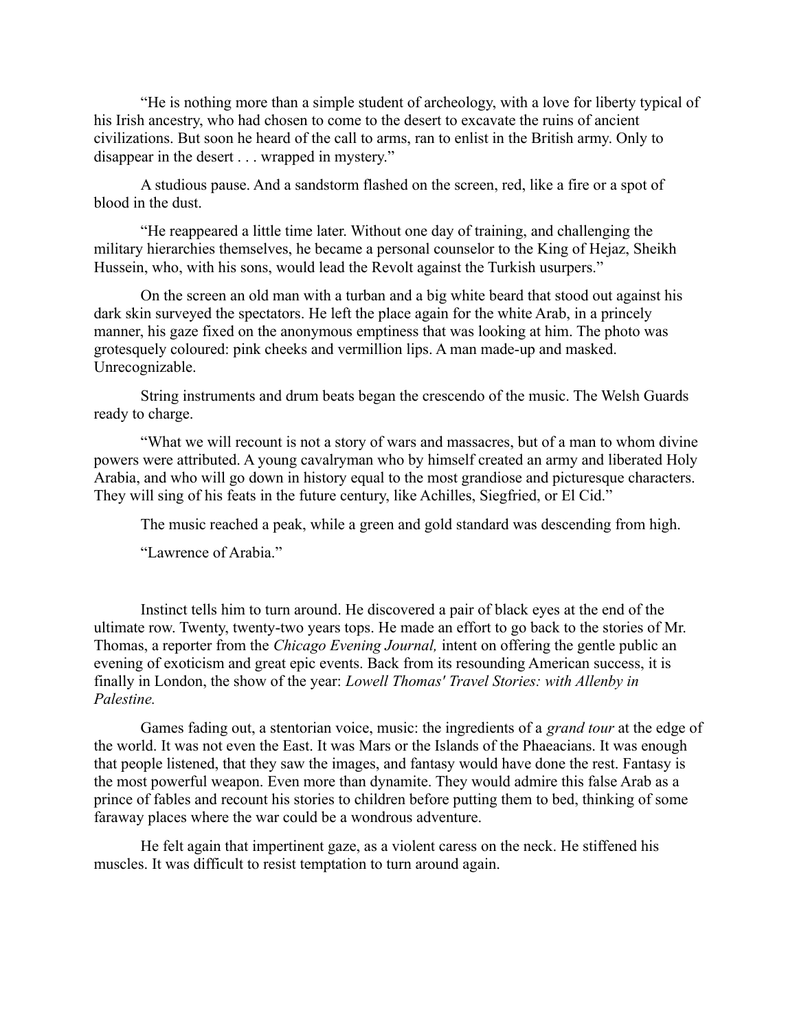"He is nothing more than a simple student of archeology, with a love for liberty typical of his Irish ancestry, who had chosen to come to the desert to excavate the ruins of ancient civilizations. But soon he heard of the call to arms, ran to enlist in the British army. Only to disappear in the desert . . . wrapped in mystery."

A studious pause. And a sandstorm flashed on the screen, red, like a fire or a spot of blood in the dust.

"He reappeared a little time later. Without one day of training, and challenging the military hierarchies themselves, he became a personal counselor to the King of Hejaz, Sheikh Hussein, who, with his sons, would lead the Revolt against the Turkish usurpers."

On the screen an old man with a turban and a big white beard that stood out against his dark skin surveyed the spectators. He left the place again for the white Arab, in a princely manner, his gaze fixed on the anonymous emptiness that was looking at him. The photo was grotesquely coloured: pink cheeks and vermillion lips. A man made-up and masked. Unrecognizable.

String instruments and drum beats began the crescendo of the music. The Welsh Guards ready to charge.

"What we will recount is not a story of wars and massacres, but of a man to whom divine powers were attributed. A young cavalryman who by himself created an army and liberated Holy Arabia, and who will go down in history equal to the most grandiose and picturesque characters. They will sing of his feats in the future century, like Achilles, Siegfried, or El Cid."

The music reached a peak, while a green and gold standard was descending from high.

"Lawrence of Arabia."

Instinct tells him to turn around. He discovered a pair of black eyes at the end of the ultimate row. Twenty, twenty-two years tops. He made an effort to go back to the stories of Mr. Thomas, a reporter from the *Chicago Evening Journal,* intent on offering the gentle public an evening of exoticism and great epic events. Back from its resounding American success, it is finally in London, the show of the year: *Lowell Thomas' Travel Stories: with Allenby in Palestine.*

Games fading out, a stentorian voice, music: the ingredients of a *grand tour* at the edge of the world. It was not even the East. It was Mars or the Islands of the Phaeacians. It was enough that people listened, that they saw the images, and fantasy would have done the rest. Fantasy is the most powerful weapon. Even more than dynamite. They would admire this false Arab as a prince of fables and recount his stories to children before putting them to bed, thinking of some faraway places where the war could be a wondrous adventure.

He felt again that impertinent gaze, as a violent caress on the neck. He stiffened his muscles. It was difficult to resist temptation to turn around again.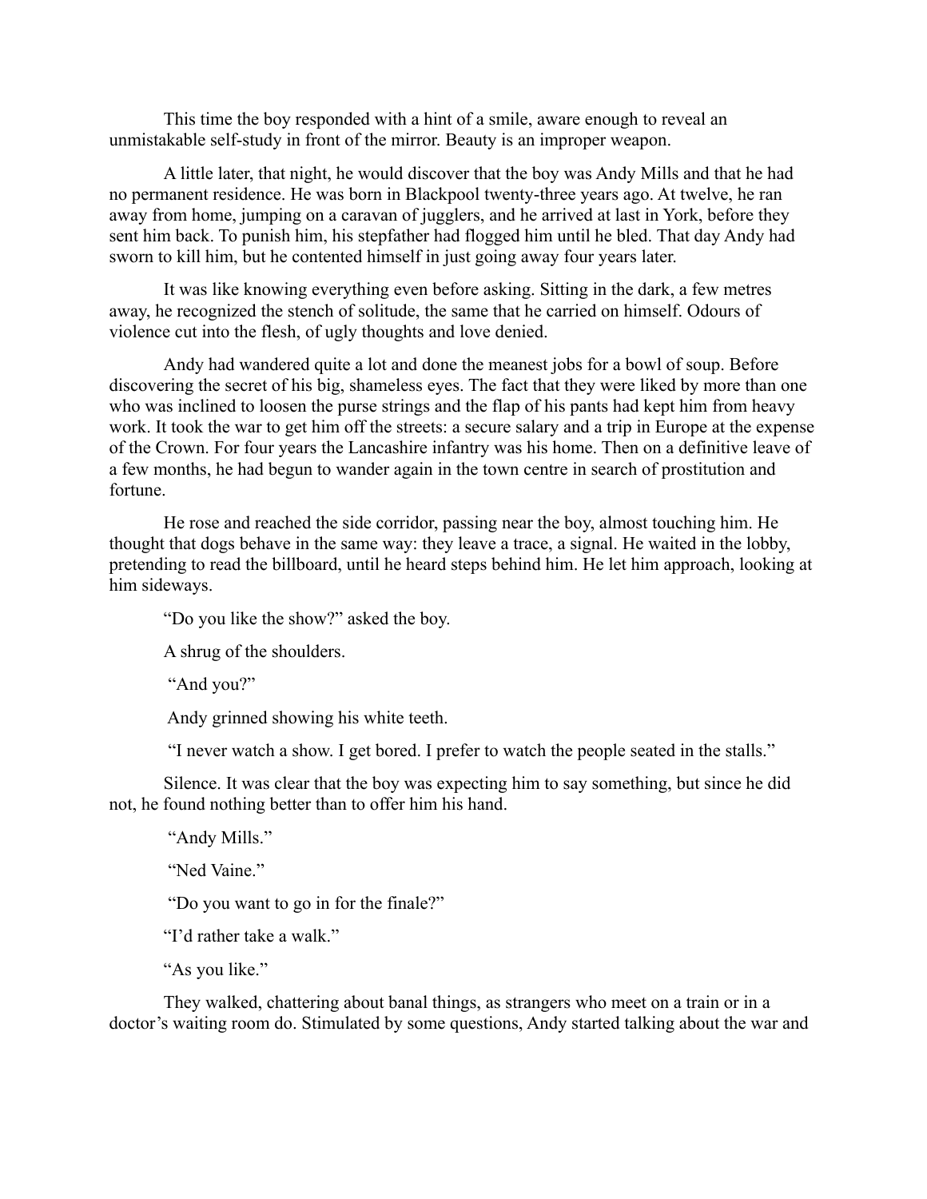This time the boy responded with a hint of a smile, aware enough to reveal an unmistakable self-study in front of the mirror. Beauty is an improper weapon.

A little later, that night, he would discover that the boy was Andy Mills and that he had no permanent residence. He was born in Blackpool twenty-three years ago. At twelve, he ran away from home, jumping on a caravan of jugglers, and he arrived at last in York, before they sent him back. To punish him, his stepfather had flogged him until he bled. That day Andy had sworn to kill him, but he contented himself in just going away four years later.

It was like knowing everything even before asking. Sitting in the dark, a few metres away, he recognized the stench of solitude, the same that he carried on himself. Odours of violence cut into the flesh, of ugly thoughts and love denied.

Andy had wandered quite a lot and done the meanest jobs for a bowl of soup. Before discovering the secret of his big, shameless eyes. The fact that they were liked by more than one who was inclined to loosen the purse strings and the flap of his pants had kept him from heavy work. It took the war to get him off the streets: a secure salary and a trip in Europe at the expense of the Crown. For four years the Lancashire infantry was his home. Then on a definitive leave of a few months, he had begun to wander again in the town centre in search of prostitution and fortune.

He rose and reached the side corridor, passing near the boy, almost touching him. He thought that dogs behave in the same way: they leave a trace, a signal. He waited in the lobby, pretending to read the billboard, until he heard steps behind him. He let him approach, looking at him sideways.

"Do you like the show?" asked the boy.

A shrug of the shoulders.

"And you?"

Andy grinned showing his white teeth.

"I never watch a show. I get bored. I prefer to watch the people seated in the stalls."

Silence. It was clear that the boy was expecting him to say something, but since he did not, he found nothing better than to offer him his hand.

"Andy Mills."

"Ned Vaine."

"Do you want to go in for the finale?"

"I'd rather take a walk."

"As you like."

They walked, chattering about banal things, as strangers who meet on a train or in a doctor's waiting room do. Stimulated by some questions, Andy started talking about the war and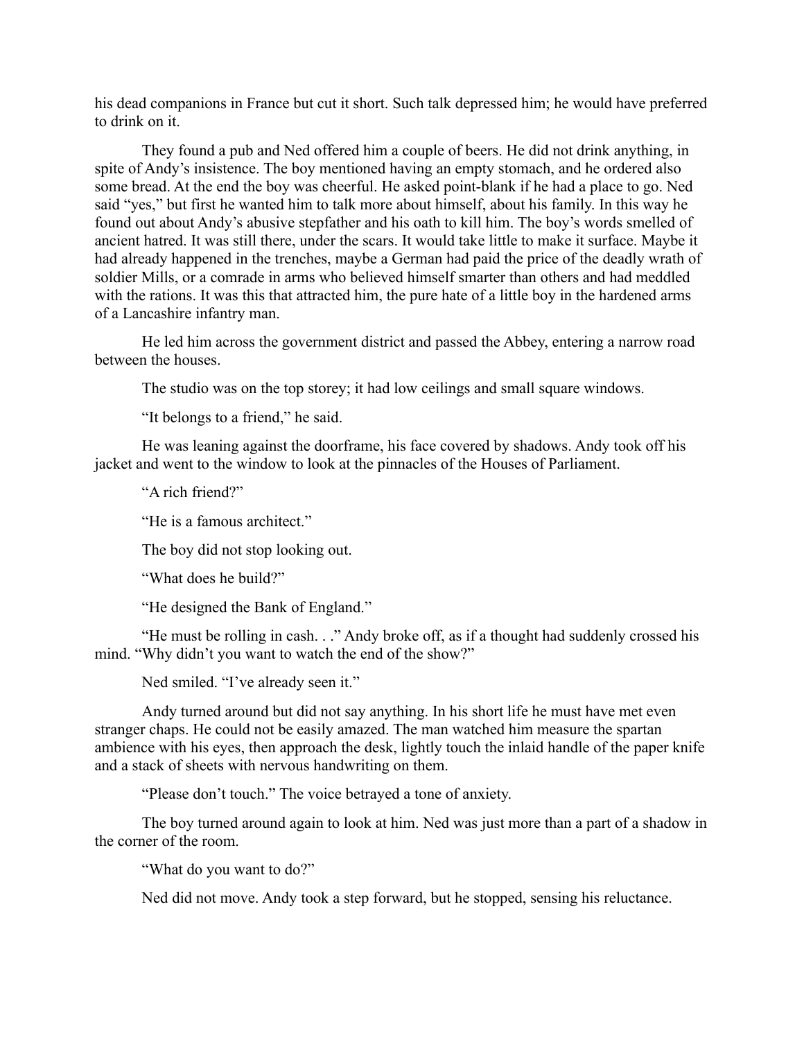his dead companions in France but cut it short. Such talk depressed him; he would have preferred to drink on it.

They found a pub and Ned offered him a couple of beers. He did not drink anything, in spite of Andy's insistence. The boy mentioned having an empty stomach, and he ordered also some bread. At the end the boy was cheerful. He asked point-blank if he had a place to go. Ned said "yes," but first he wanted him to talk more about himself, about his family. In this way he found out about Andy's abusive stepfather and his oath to kill him. The boy's words smelled of ancient hatred. It was still there, under the scars. It would take little to make it surface. Maybe it had already happened in the trenches, maybe a German had paid the price of the deadly wrath of soldier Mills, or a comrade in arms who believed himself smarter than others and had meddled with the rations. It was this that attracted him, the pure hate of a little boy in the hardened arms of a Lancashire infantry man.

He led him across the government district and passed the Abbey, entering a narrow road between the houses.

The studio was on the top storey; it had low ceilings and small square windows.

"It belongs to a friend," he said.

He was leaning against the doorframe, his face covered by shadows. Andy took off his jacket and went to the window to look at the pinnacles of the Houses of Parliament.

"A rich friend?"

"He is a famous architect."

The boy did not stop looking out.

"What does he build?"

"He designed the Bank of England."

"He must be rolling in cash. . ." Andy broke off, as if a thought had suddenly crossed his mind. "Why didn't you want to watch the end of the show?"

Ned smiled. "I've already seen it."

Andy turned around but did not say anything. In his short life he must have met even stranger chaps. He could not be easily amazed. The man watched him measure the spartan ambience with his eyes, then approach the desk, lightly touch the inlaid handle of the paper knife and a stack of sheets with nervous handwriting on them.

"Please don't touch." The voice betrayed a tone of anxiety.

The boy turned around again to look at him. Ned was just more than a part of a shadow in the corner of the room.

"What do you want to do?"

Ned did not move. Andy took a step forward, but he stopped, sensing his reluctance.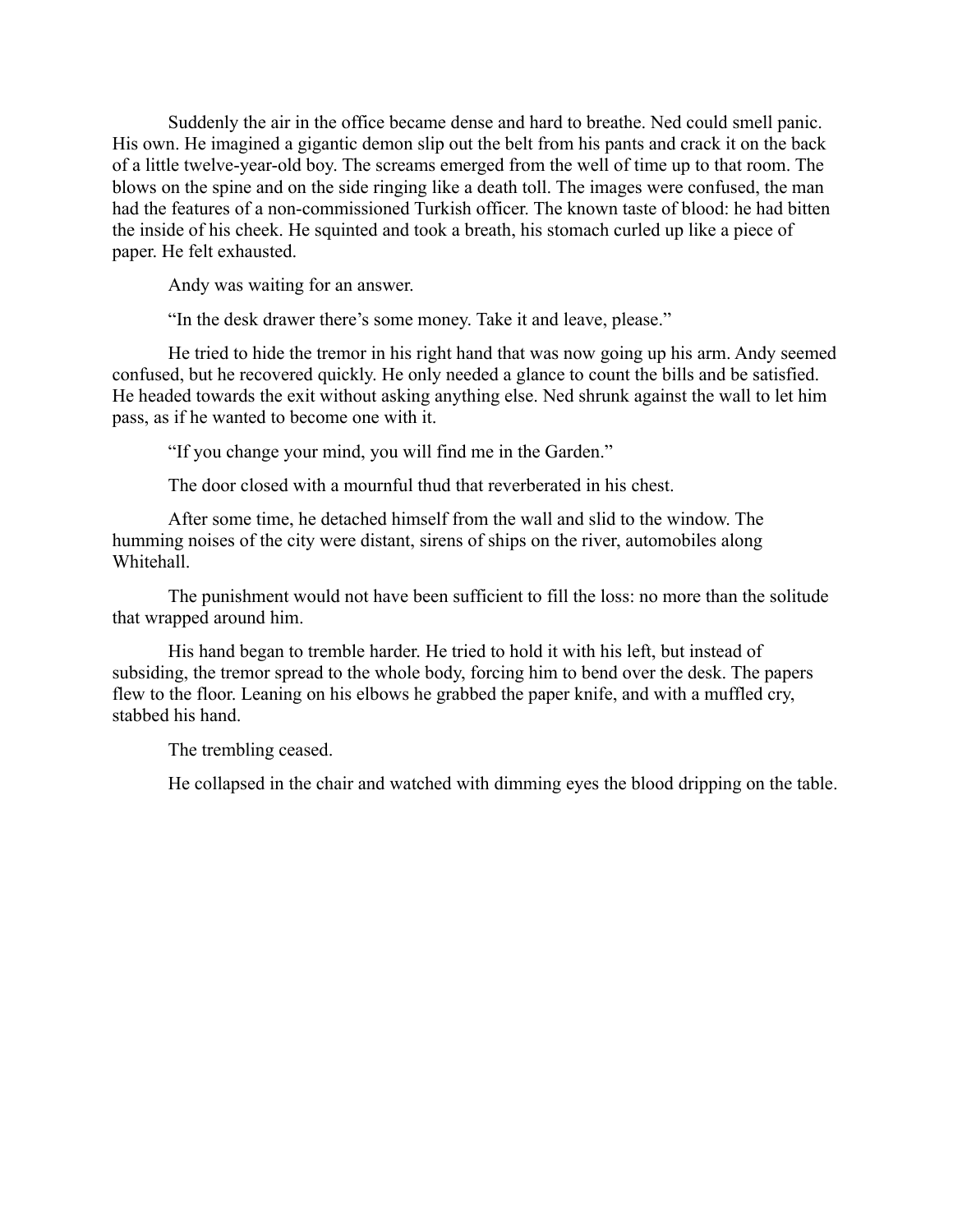Suddenly the air in the office became dense and hard to breathe. Ned could smell panic. His own. He imagined a gigantic demon slip out the belt from his pants and crack it on the back of a little twelve-year-old boy. The screams emerged from the well of time up to that room. The blows on the spine and on the side ringing like a death toll. The images were confused, the man had the features of a non-commissioned Turkish officer. The known taste of blood: he had bitten the inside of his cheek. He squinted and took a breath, his stomach curled up like a piece of paper. He felt exhausted.

Andy was waiting for an answer.

"In the desk drawer there's some money. Take it and leave, please."

He tried to hide the tremor in his right hand that was now going up his arm. Andy seemed confused, but he recovered quickly. He only needed a glance to count the bills and be satisfied. He headed towards the exit without asking anything else. Ned shrunk against the wall to let him pass, as if he wanted to become one with it.

"If you change your mind, you will find me in the Garden."

The door closed with a mournful thud that reverberated in his chest.

After some time, he detached himself from the wall and slid to the window. The humming noises of the city were distant, sirens of ships on the river, automobiles along Whitehall.

The punishment would not have been sufficient to fill the loss: no more than the solitude that wrapped around him.

His hand began to tremble harder. He tried to hold it with his left, but instead of subsiding, the tremor spread to the whole body, forcing him to bend over the desk. The papers flew to the floor. Leaning on his elbows he grabbed the paper knife, and with a muffled cry, stabbed his hand.

The trembling ceased.

He collapsed in the chair and watched with dimming eyes the blood dripping on the table.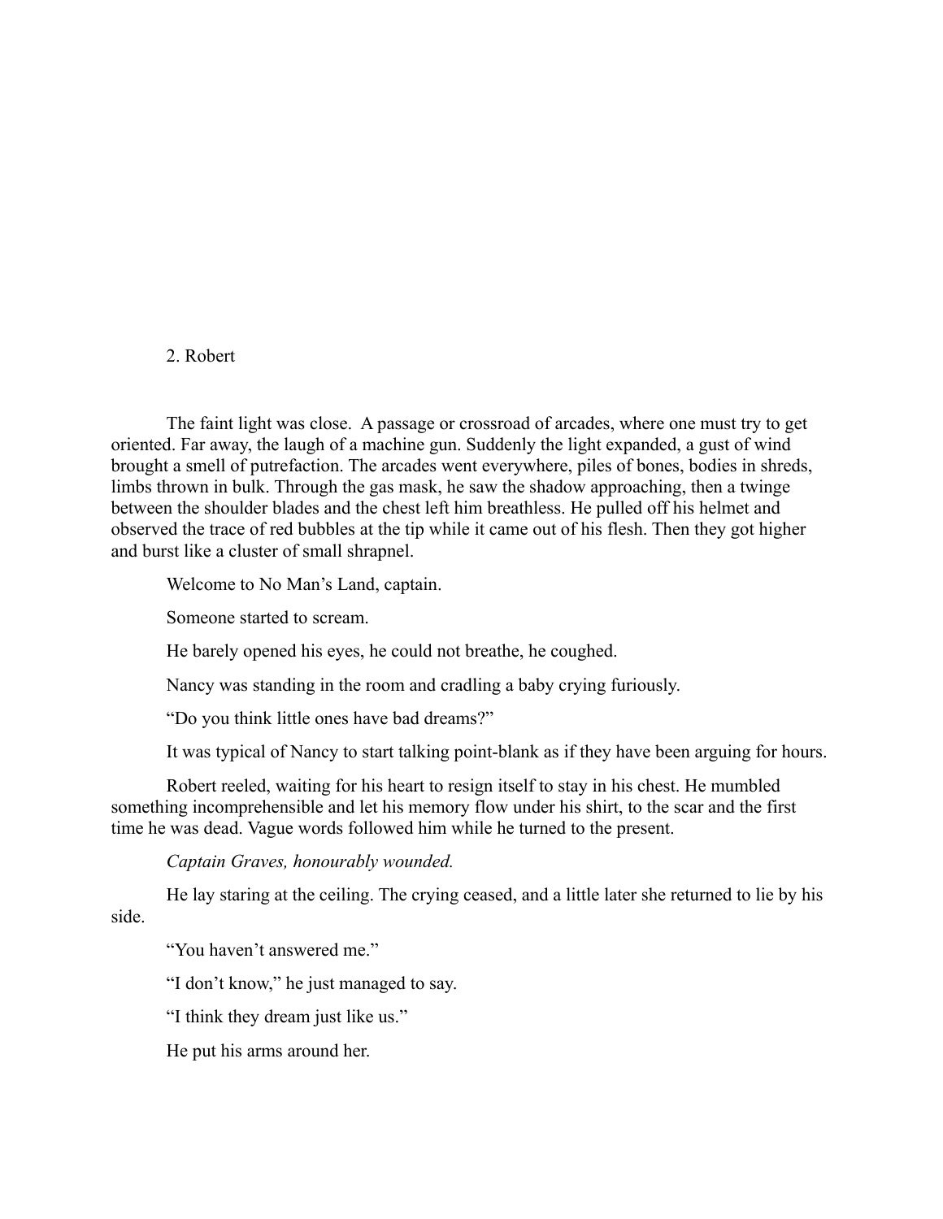## 2. Robert

The faint light was close.  A passage or crossroad of arcades, where one must try to get oriented. Far away, the laugh of a machine gun. Suddenly the light expanded, a gust of wind brought a smell of putrefaction. The arcades went everywhere, piles of bones, bodies in shreds, limbs thrown in bulk. Through the gas mask, he saw the shadow approaching, then a twinge between the shoulder blades and the chest left him breathless. He pulled off his helmet and observed the trace of red bubbles at the tip while it came out of his flesh. Then they got higher and burst like a cluster of small shrapnel.

Welcome to No Man's Land, captain.

Someone started to scream.

He barely opened his eyes, he could not breathe, he coughed.

Nancy was standing in the room and cradling a baby crying furiously.

"Do you think little ones have bad dreams?"

It was typical of Nancy to start talking point-blank as if they have been arguing for hours.

Robert reeled, waiting for his heart to resign itself to stay in his chest. He mumbled something incomprehensible and let his memory flow under his shirt, to the scar and the first time he was dead. Vague words followed him while he turned to the present.

*Captain Graves, honourably wounded.*

He lay staring at the ceiling. The crying ceased, and a little later she returned to lie by his side.

"You haven't answered me."

"I don't know," he just managed to say.

"I think they dream just like us."

He put his arms around her.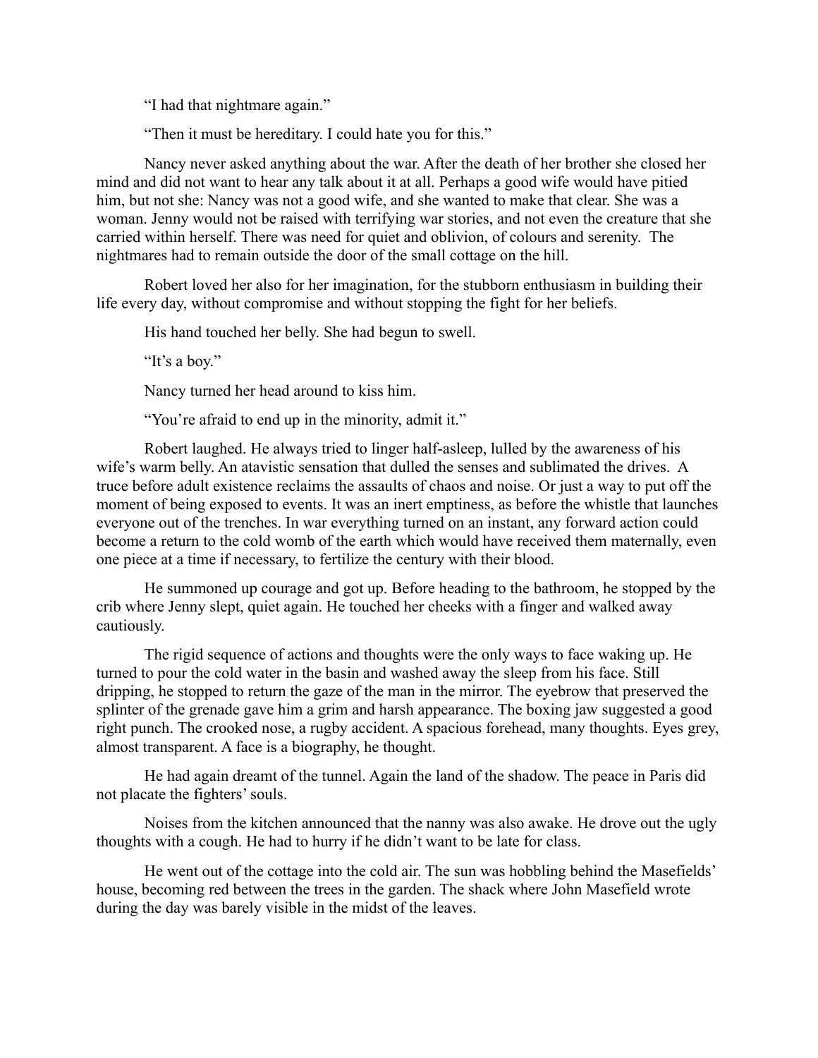"I had that nightmare again."

"Then it must be hereditary. I could hate you for this."

Nancy never asked anything about the war. After the death of her brother she closed her mind and did not want to hear any talk about it at all. Perhaps a good wife would have pitied him, but not she: Nancy was not a good wife, and she wanted to make that clear. She was a woman. Jenny would not be raised with terrifying war stories, and not even the creature that she carried within herself. There was need for quiet and oblivion, of colours and serenity. The nightmares had to remain outside the door of the small cottage on the hill.

Robert loved her also for her imagination, for the stubborn enthusiasm in building their life every day, without compromise and without stopping the fight for her beliefs.

His hand touched her belly. She had begun to swell.

"It's a boy."

Nancy turned her head around to kiss him.

"You're afraid to end up in the minority, admit it."

Robert laughed. He always tried to linger half-asleep, lulled by the awareness of his wife's warm belly. An atavistic sensation that dulled the senses and sublimated the drives. A truce before adult existence reclaims the assaults of chaos and noise. Or just a way to put off the moment of being exposed to events. It was an inert emptiness, as before the whistle that launches everyone out of the trenches. In war everything turned on an instant, any forward action could become a return to the cold womb of the earth which would have received them maternally, even one piece at a time if necessary, to fertilize the century with their blood.

He summoned up courage and got up. Before heading to the bathroom, he stopped by the crib where Jenny slept, quiet again. He touched her cheeks with a finger and walked away cautiously.

The rigid sequence of actions and thoughts were the only ways to face waking up. He turned to pour the cold water in the basin and washed away the sleep from his face. Still dripping, he stopped to return the gaze of the man in the mirror. The eyebrow that preserved the splinter of the grenade gave him a grim and harsh appearance. The boxing jaw suggested a good right punch. The crooked nose, a rugby accident. A spacious forehead, many thoughts. Eyes grey, almost transparent. A face is a biography, he thought.

He had again dreamt of the tunnel. Again the land of the shadow. The peace in Paris did not placate the fighters' souls.

Noises from the kitchen announced that the nanny was also awake. He drove out the ugly thoughts with a cough. He had to hurry if he didn't want to be late for class.

He went out of the cottage into the cold air. The sun was hobbling behind the Masefields' house, becoming red between the trees in the garden. The shack where John Masefield wrote during the day was barely visible in the midst of the leaves.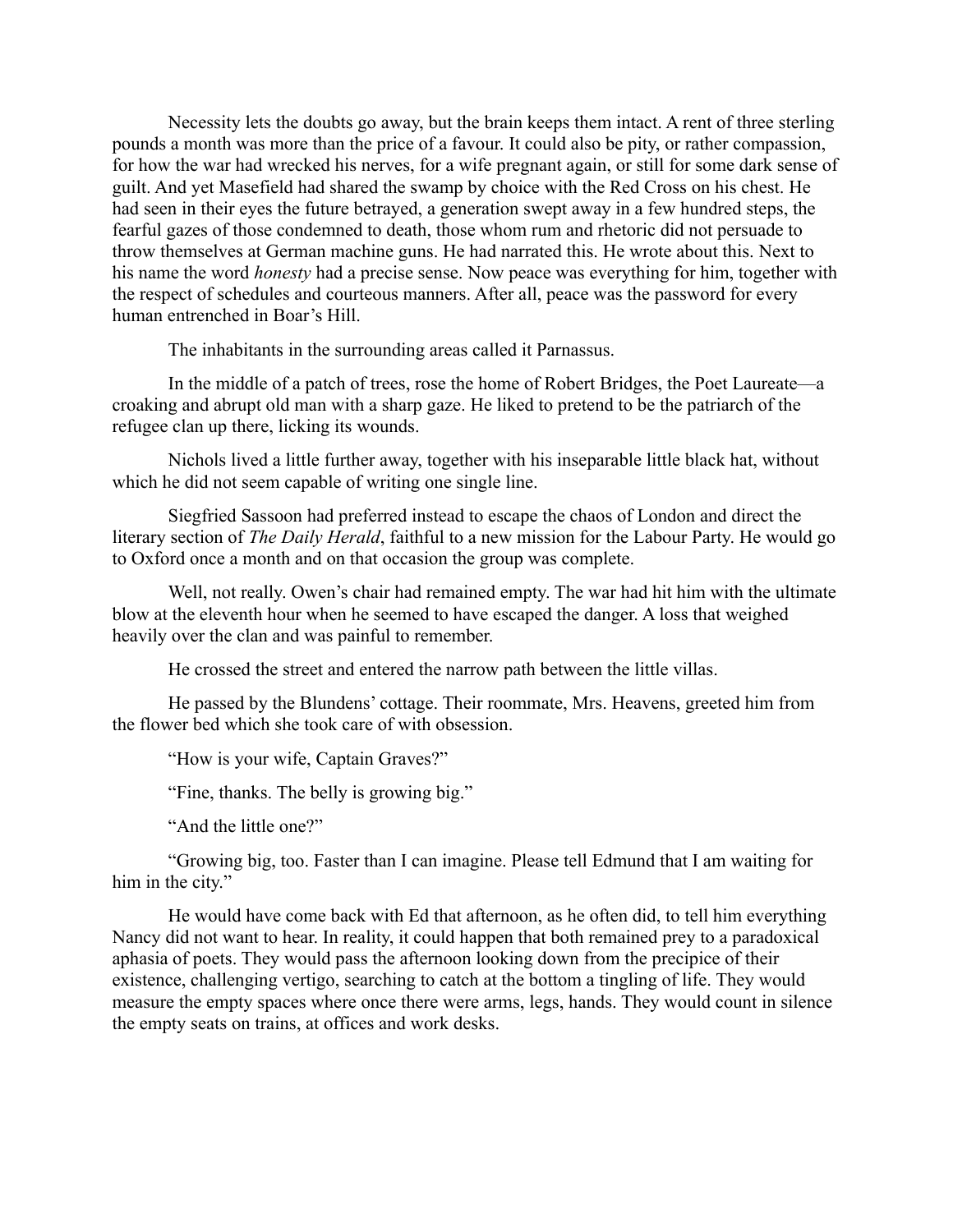Necessity lets the doubts go away, but the brain keeps them intact. A rent of three sterling pounds a month was more than the price of a favour. It could also be pity, or rather compassion, for how the war had wrecked his nerves, for a wife pregnant again, or still for some dark sense of guilt. And yet Masefield had shared the swamp by choice with the Red Cross on his chest. He had seen in their eyes the future betrayed, a generation swept away in a few hundred steps, the fearful gazes of those condemned to death, those whom rum and rhetoric did not persuade to throw themselves at German machine guns. He had narrated this. He wrote about this. Next to his name the word *honesty* had a precise sense. Now peace was everything for him, together with the respect of schedules and courteous manners. After all, peace was the password for every human entrenched in Boar's Hill.

The inhabitants in the surrounding areas called it Parnassus.

In the middle of a patch of trees, rose the home of Robert Bridges, the Poet Laureate—a croaking and abrupt old man with a sharp gaze. He liked to pretend to be the patriarch of the refugee clan up there, licking its wounds.

Nichols lived a little further away, together with his inseparable little black hat, without which he did not seem capable of writing one single line.

Siegfried Sassoon had preferred instead to escape the chaos of London and direct the literary section of *The Daily Herald*, faithful to a new mission for the Labour Party. He would go to Oxford once a month and on that occasion the group was complete.

Well, not really. Owen's chair had remained empty. The war had hit him with the ultimate blow at the eleventh hour when he seemed to have escaped the danger. A loss that weighed heavily over the clan and was painful to remember.

He crossed the street and entered the narrow path between the little villas.

He passed by the Blundens' cottage. Their roommate, Mrs. Heavens, greeted him from the flower bed which she took care of with obsession.

"How is your wife, Captain Graves?"

"Fine, thanks. The belly is growing big."

"And the little one?"

"Growing big, too. Faster than I can imagine. Please tell Edmund that I am waiting for him in the city."

He would have come back with Ed that afternoon, as he often did, to tell him everything Nancy did not want to hear. In reality, it could happen that both remained prey to a paradoxical aphasia of poets. They would pass the afternoon looking down from the precipice of their existence, challenging vertigo, searching to catch at the bottom a tingling of life. They would measure the empty spaces where once there were arms, legs, hands. They would count in silence the empty seats on trains, at offices and work desks.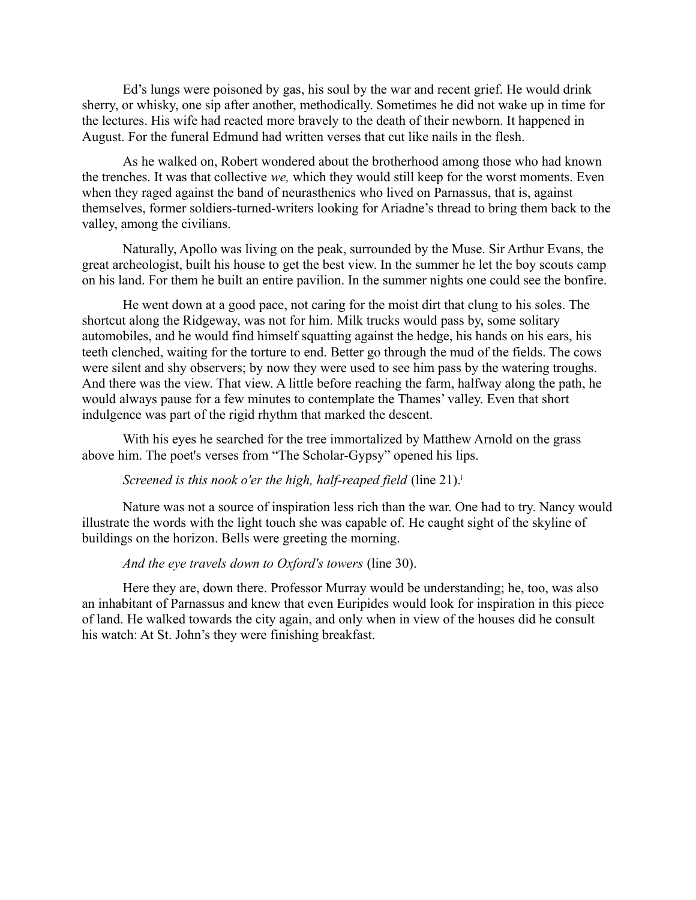Ed's lungs were poisoned by gas, his soul by the war and recent grief. He would drink sherry, or whisky, one sip after another, methodically. Sometimes he did not wake up in time for the lectures. His wife had reacted more bravely to the death of their newborn. It happened in August. For the funeral Edmund had written verses that cut like nails in the flesh.

As he walked on, Robert wondered about the brotherhood among those who had known the trenches. It was that collective *we,* which they would still keep for the worst moments. Even when they raged against the band of neurasthenics who lived on Parnassus, that is, against themselves, former soldiers-turned-writers looking for Ariadne's thread to bring them back to the valley, among the civilians.

Naturally, Apollo was living on the peak, surrounded by the Muse. Sir Arthur Evans, the great archeologist, built his house to get the best view. In the summer he let the boy scouts camp on his land. For them he built an entire pavilion. In the summer nights one could see the bonfire.

He went down at a good pace, not caring for the moist dirt that clung to his soles. The shortcut along the Ridgeway, was not for him. Milk trucks would pass by, some solitary automobiles, and he would find himself squatting against the hedge, his hands on his ears, his teeth clenched, waiting for the torture to end. Better go through the mud of the fields. The cows were silent and shy observers; by now they were used to see him pass by the watering troughs. And there was the view. That view. A little before reaching the farm, halfway along the path, he would always pause for a few minutes to contemplate the Thames' valley. Even that short indulgence was part of the rigid rhythm that marked the descent.

With his eyes he searched for the tree immortalized by Matthew Arnold on the grass above him. The poet's verses from "The Scholar-Gypsy" opened his lips.

*Screened is this nook o'er the high, half-reaped field* (line 21).[i]

Nature was not a source of inspiration less rich than the war. One had to try. Nancy would illustrate the words with the light touch she was capable of. He caught sight of the skyline of buildings on the horizon. Bells were greeting the morning.

*And the eye travels down to Oxford's towers* (line 30).

Here they are, down there. Professor Murray would be understanding; he, too, was also an inhabitant of Parnassus and knew that even Euripides would look for inspiration in this piece of land. He walked towards the city again, and only when in view of the houses did he consult his watch: At St. John's they were finishing breakfast.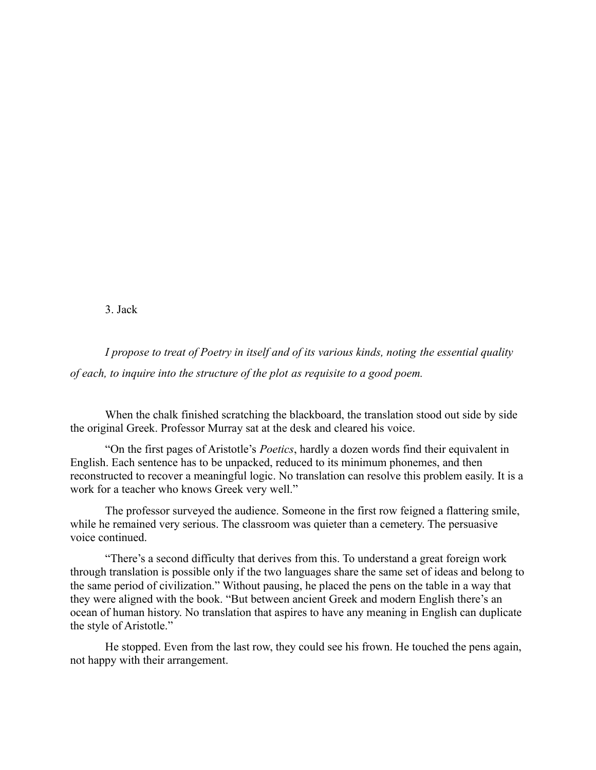# 3. Jack

*I propose to treat of Poetry in itself and of its various kinds, noting the essential quality of each, to inquire into the structure of the plot as requisite to a good poem.*

When the chalk finished scratching the blackboard, the translation stood out side by side the original Greek. Professor Murray sat at the desk and cleared his voice.

"On the first pages of Aristotle's *Poetics*, hardly a dozen words find their equivalent in English. Each sentence has to be unpacked, reduced to its minimum phonemes, and then reconstructed to recover a meaningful logic. No translation can resolve this problem easily. It is a work for a teacher who knows Greek very well."

The professor surveyed the audience. Someone in the first row feigned a flattering smile, while he remained very serious. The classroom was quieter than a cemetery. The persuasive voice continued.

"There's a second difficulty that derives from this. To understand a great foreign work through translation is possible only if the two languages share the same set of ideas and belong to the same period of civilization." Without pausing, he placed the pens on the table in a way that they were aligned with the book. "But between ancient Greek and modern English there's an ocean of human history. No translation that aspires to have any meaning in English can duplicate the style of Aristotle."

He stopped. Even from the last row, they could see his frown. He touched the pens again, not happy with their arrangement.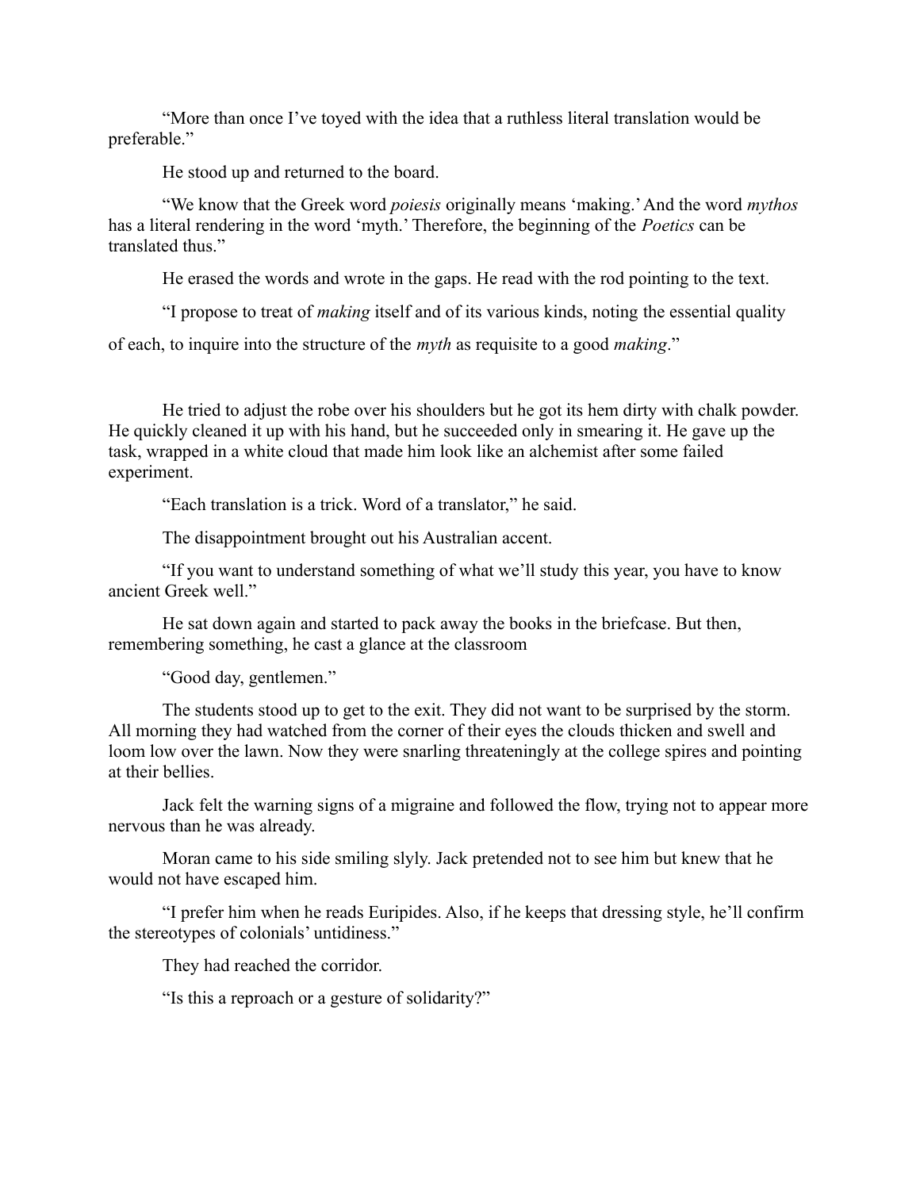"More than once I've toyed with the idea that a ruthless literal translation would be preferable."

He stood up and returned to the board.

"We know that the Greek word *poiesis* originally means 'making.' And the word *mythos* has a literal rendering in the word 'myth.' Therefore, the beginning of the *Poetics* can be translated thus."

He erased the words and wrote in the gaps. He read with the rod pointing to the text.

"I propose to treat of *making* itself and of its various kinds, noting the essential quality of each, to inquire into the structure of the *myth* as requisite to a good *making*."

He tried to adjust the robe over his shoulders but he got its hem dirty with chalk powder. He quickly cleaned it up with his hand, but he succeeded only in smearing it. He gave up the task, wrapped in a white cloud that made him look like an alchemist after some failed experiment.

"Each translation is a trick. Word of a translator," he said.

The disappointment brought out his Australian accent.

"If you want to understand something of what we'll study this year, you have to know ancient Greek well."

He sat down again and started to pack away the books in the briefcase. But then, remembering something, he cast a glance at the classroom

"Good day, gentlemen."

The students stood up to get to the exit. They did not want to be surprised by the storm. All morning they had watched from the corner of their eyes the clouds thicken and swell and loom low over the lawn. Now they were snarling threateningly at the college spires and pointing at their bellies.

Jack felt the warning signs of a migraine and followed the flow, trying not to appear more nervous than he was already.

Moran came to his side smiling slyly. Jack pretended not to see him but knew that he would not have escaped him.

"I prefer him when he reads Euripides. Also, if he keeps that dressing style, he'll confirm the stereotypes of colonials' untidiness."

They had reached the corridor.

"Is this a reproach or a gesture of solidarity?"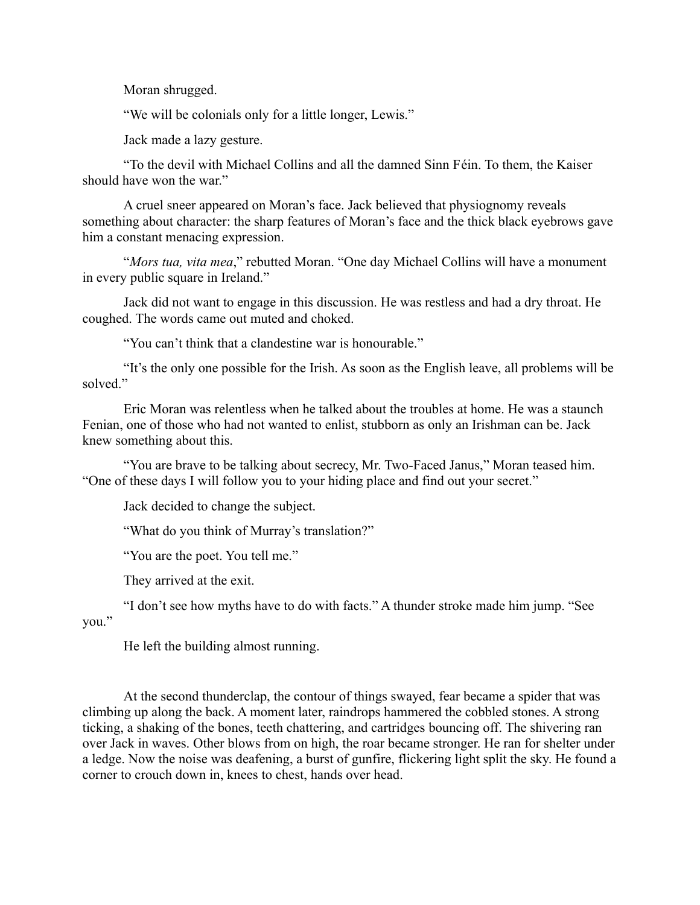Moran shrugged.

"We will be colonials only for a little longer, Lewis."

Jack made a lazy gesture.

"To the devil with Michael Collins and all the damned Sinn Féin. To them, the Kaiser should have won the war."

A cruel sneer appeared on Moran's face. Jack believed that physiognomy reveals something about character: the sharp features of Moran's face and the thick black eyebrows gave him a constant menacing expression.

"*Mors tua, vita mea*," rebutted Moran. "One day Michael Collins will have a monument in every public square in Ireland."

Jack did not want to engage in this discussion. He was restless and had a dry throat. He coughed. The words came out muted and choked.

"You can't think that a clandestine war is honourable."

"It's the only one possible for the Irish. As soon as the English leave, all problems will be solved."

Eric Moran was relentless when he talked about the troubles at home. He was a staunch Fenian, one of those who had not wanted to enlist, stubborn as only an Irishman can be. Jack knew something about this.

"You are brave to be talking about secrecy, Mr. Two-Faced Janus," Moran teased him. "One of these days I will follow you to your hiding place and find out your secret."

Jack decided to change the subject.

"What do you think of Murray's translation?"

"You are the poet. You tell me."

They arrived at the exit.

"I don't see how myths have to do with facts." A thunder stroke made him jump. "See you."

He left the building almost running.

At the second thunderclap, the contour of things swayed, fear became a spider that was climbing up along the back. A moment later, raindrops hammered the cobbled stones. A strong ticking, a shaking of the bones, teeth chattering, and cartridges bouncing off. The shivering ran over Jack in waves. Other blows from on high, the roar became stronger. He ran for shelter under a ledge. Now the noise was deafening, a burst of gunfire, flickering light split the sky. He found a corner to crouch down in, knees to chest, hands over head.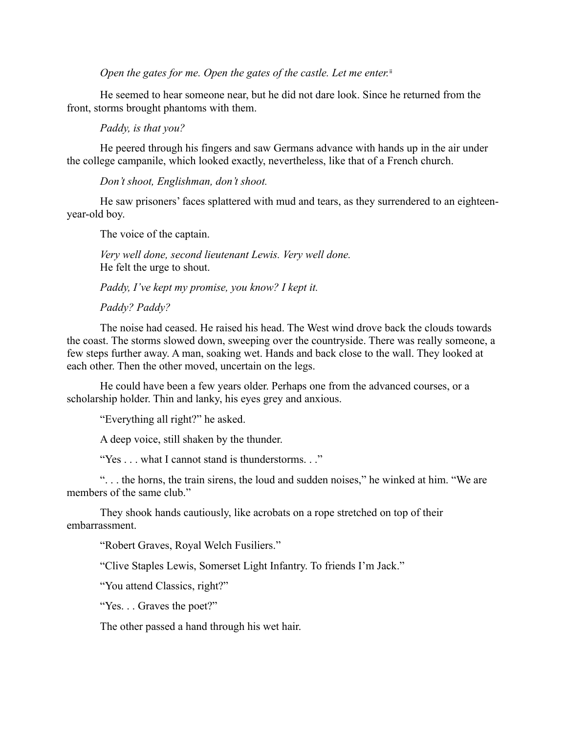*Open the gates for me. Open the gates of the castle. Let me enter.*[ii]

He seemed to hear someone near, but he did not dare look. Since he returned from the front, storms brought phantoms with them.

*Paddy, is that you?*

He peered through his fingers and saw Germans advance with hands up in the air under the college campanile, which looked exactly, nevertheless, like that of a French church.

*Don't shoot, Englishman, don't shoot.*

He saw prisoners' faces splattered with mud and tears, as they surrendered to an eighteen-year-old boy.

The voice of the captain.

*Very well done, second lieutenant Lewis. Very well done.*
He felt the urge to shout.

*Paddy, I've kept my promise, you know? I kept it.*

*Paddy? Paddy?*

The noise had ceased. He raised his head. The West wind drove back the clouds towards the coast. The storms slowed down, sweeping over the countryside. There was really someone, a few steps further away. A man, soaking wet. Hands and back close to the wall. They looked at each other. Then the other moved, uncertain on the legs.

He could have been a few years older. Perhaps one from the advanced courses, or a scholarship holder. Thin and lanky, his eyes grey and anxious.

"Everything all right?" he asked.

A deep voice, still shaken by the thunder.

"Yes . . . what I cannot stand is thunderstorms. . ."

". . . the horns, the train sirens, the loud and sudden noises," he winked at him. "We are members of the same club."

They shook hands cautiously, like acrobats on a rope stretched on top of their embarrassment.

"Robert Graves, Royal Welch Fusiliers."

"Clive Staples Lewis, Somerset Light Infantry. To friends I'm Jack."

"You attend Classics, right?"

"Yes. . . Graves the poet?"

The other passed a hand through his wet hair.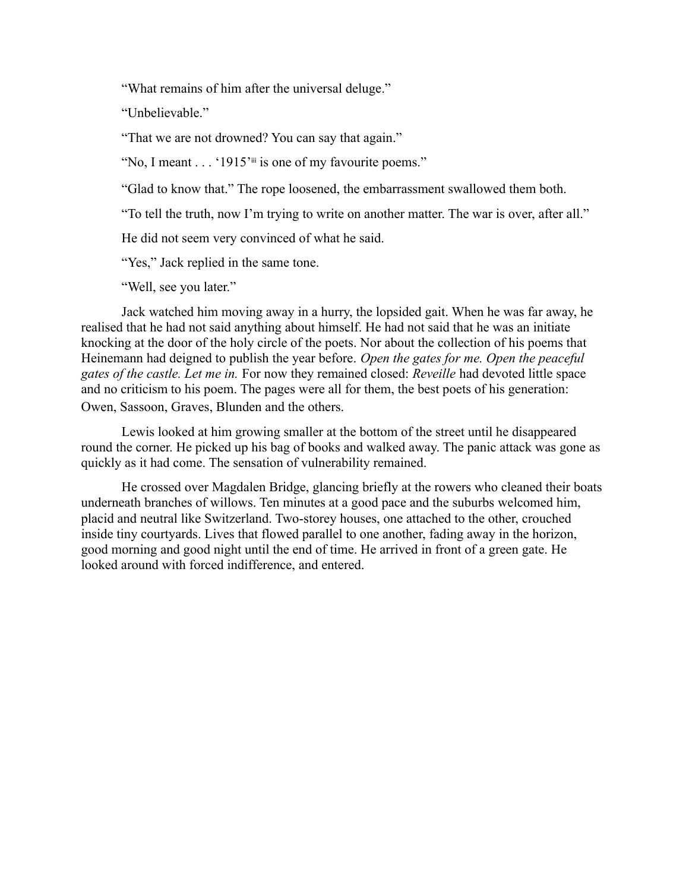"What remains of him after the universal deluge."

"Unbelievable."

"That we are not drowned? You can say that again."

"No, I meant . . . '1915'[iii] is one of my favourite poems."

"Glad to know that." The rope loosened, the embarrassment swallowed them both.

"To tell the truth, now I'm trying to write on another matter. The war is over, after all."

He did not seem very convinced of what he said.

"Yes," Jack replied in the same tone.

"Well, see you later."

Jack watched him moving away in a hurry, the lopsided gait. When he was far away, he realised that he had not said anything about himself. He had not said that he was an initiate knocking at the door of the holy circle of the poets. Nor about the collection of his poems that Heinemann had deigned to publish the year before. *Open the gates for me. Open the peaceful gates of the castle. Let me in.* For now they remained closed: *Reveille* had devoted little space and no criticism to his poem. The pages were all for them, the best poets of his generation: Owen, Sassoon, Graves, Blunden and the others.

Lewis looked at him growing smaller at the bottom of the street until he disappeared round the corner. He picked up his bag of books and walked away. The panic attack was gone as quickly as it had come. The sensation of vulnerability remained.

He crossed over Magdalen Bridge, glancing briefly at the rowers who cleaned their boats underneath branches of willows. Ten minutes at a good pace and the suburbs welcomed him, placid and neutral like Switzerland. Two-storey houses, one attached to the other, crouched inside tiny courtyards. Lives that flowed parallel to one another, fading away in the horizon, good morning and good night until the end of time. He arrived in front of a green gate. He looked around with forced indifference, and entered.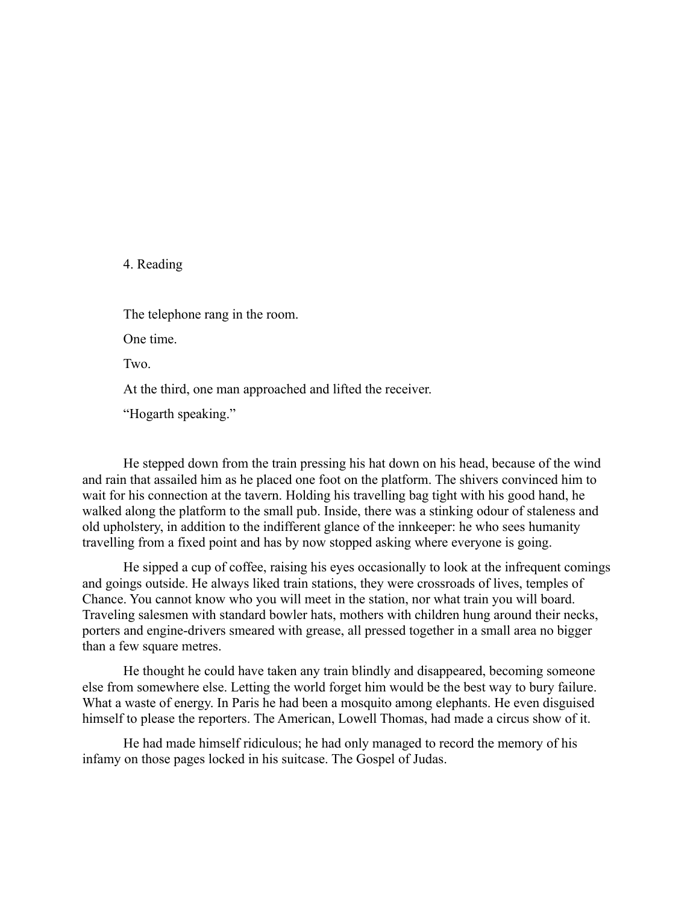# 4. Reading

The telephone rang in the room.

One time.

Two.

At the third, one man approached and lifted the receiver.

"Hogarth speaking."

He stepped down from the train pressing his hat down on his head, because of the wind and rain that assailed him as he placed one foot on the platform. The shivers convinced him to wait for his connection at the tavern. Holding his travelling bag tight with his good hand, he walked along the platform to the small pub. Inside, there was a stinking odour of staleness and old upholstery, in addition to the indifferent glance of the innkeeper: he who sees humanity travelling from a fixed point and has by now stopped asking where everyone is going.

He sipped a cup of coffee, raising his eyes occasionally to look at the infrequent comings and goings outside. He always liked train stations, they were crossroads of lives, temples of Chance. You cannot know who you will meet in the station, nor what train you will board. Traveling salesmen with standard bowler hats, mothers with children hung around their necks, porters and engine-drivers smeared with grease, all pressed together in a small area no bigger than a few square metres.

He thought he could have taken any train blindly and disappeared, becoming someone else from somewhere else. Letting the world forget him would be the best way to bury failure. What a waste of energy. In Paris he had been a mosquito among elephants. He even disguised himself to please the reporters. The American, Lowell Thomas, had made a circus show of it.

He had made himself ridiculous; he had only managed to record the memory of his infamy on those pages locked in his suitcase. The Gospel of Judas.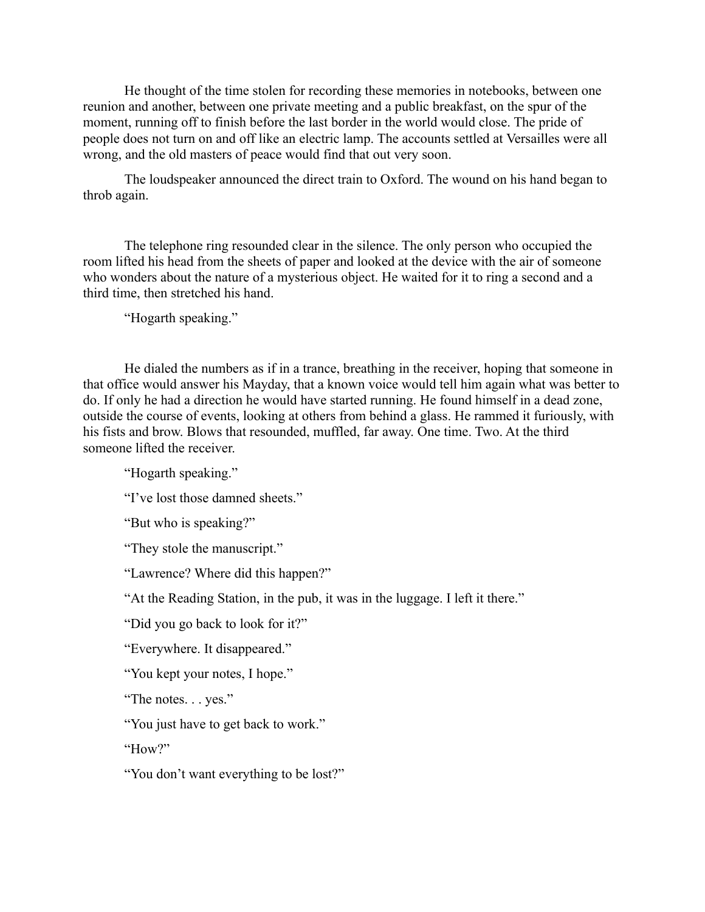He thought of the time stolen for recording these memories in notebooks, between one reunion and another, between one private meeting and a public breakfast, on the spur of the moment, running off to finish before the last border in the world would close. The pride of people does not turn on and off like an electric lamp. The accounts settled at Versailles were all wrong, and the old masters of peace would find that out very soon.

The loudspeaker announced the direct train to Oxford. The wound on his hand began to throb again.

The telephone ring resounded clear in the silence. The only person who occupied the room lifted his head from the sheets of paper and looked at the device with the air of someone who wonders about the nature of a mysterious object. He waited for it to ring a second and a third time, then stretched his hand.

"Hogarth speaking."

He dialed the numbers as if in a trance, breathing in the receiver, hoping that someone in that office would answer his Mayday, that a known voice would tell him again what was better to do. If only he had a direction he would have started running. He found himself in a dead zone, outside the course of events, looking at others from behind a glass. He rammed it furiously, with his fists and brow. Blows that resounded, muffled, far away. One time. Two. At the third someone lifted the receiver.

"Hogarth speaking."

"I've lost those damned sheets."

"But who is speaking?"

"They stole the manuscript."

"Lawrence? Where did this happen?"

"At the Reading Station, in the pub, it was in the luggage. I left it there."

"Did you go back to look for it?"

"Everywhere. It disappeared."

"You kept your notes, I hope."

"The notes. . . yes."

"You just have to get back to work."

"How?"

"You don't want everything to be lost?"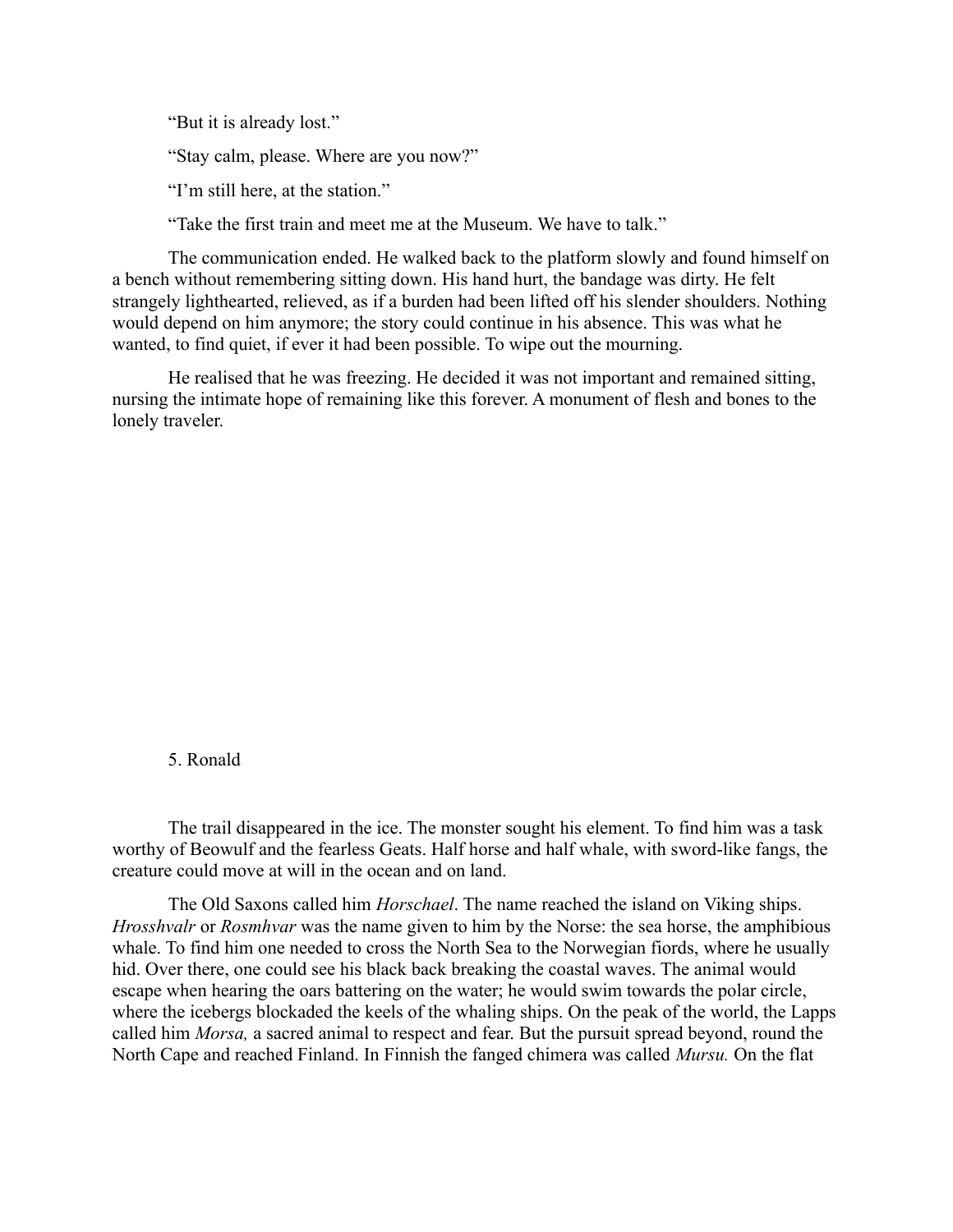"But it is already lost."

"Stay calm, please. Where are you now?"

"I'm still here, at the station."

"Take the first train and meet me at the Museum. We have to talk."

The communication ended. He walked back to the platform slowly and found himself on a bench without remembering sitting down. His hand hurt, the bandage was dirty. He felt strangely lighthearted, relieved, as if a burden had been lifted off his slender shoulders. Nothing would depend on him anymore; the story could continue in his absence. This was what he wanted, to find quiet, if ever it had been possible. To wipe out the mourning.

He realised that he was freezing. He decided it was not important and remained sitting, nursing the intimate hope of remaining like this forever. A monument of flesh and bones to the lonely traveler.

## 5. Ronald

The trail disappeared in the ice. The monster sought his element. To find him was a task worthy of Beowulf and the fearless Geats. Half horse and half whale, with sword-like fangs, the creature could move at will in the ocean and on land.

The Old Saxons called him *Horschael*. The name reached the island on Viking ships. *Hrosshvalr* or *Rosmhvar* was the name given to him by the Norse: the sea horse, the amphibious whale. To find him one needed to cross the North Sea to the Norwegian fiords, where he usually hid. Over there, one could see his black back breaking the coastal waves. The animal would escape when hearing the oars battering on the water; he would swim towards the polar circle, where the icebergs blockaded the keels of the whaling ships. On the peak of the world, the Lapps called him *Morsa,* a sacred animal to respect and fear. But the pursuit spread beyond, round the North Cape and reached Finland. In Finnish the fanged chimera was called *Mursu.* On the flat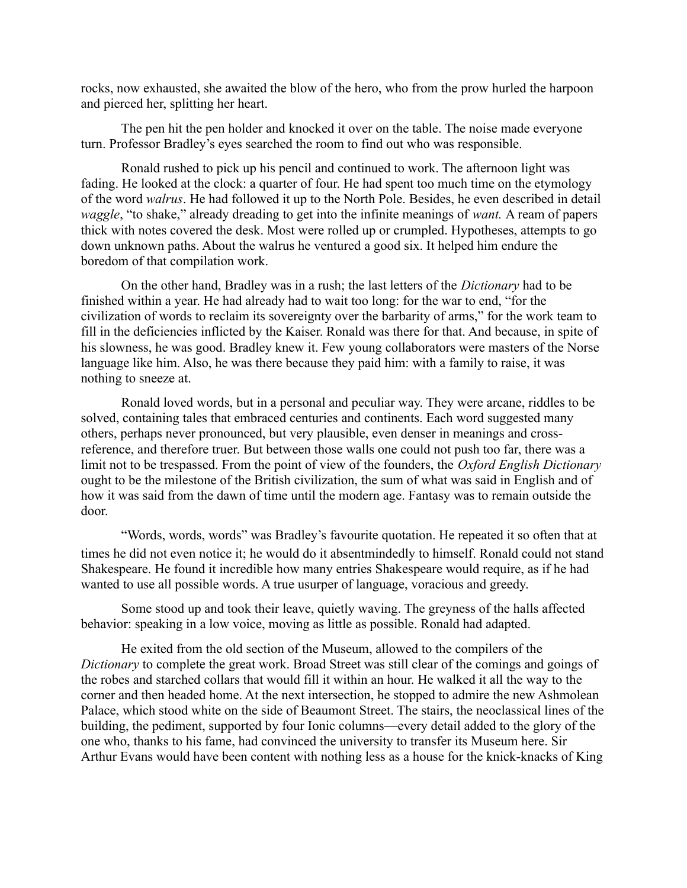rocks, now exhausted, she awaited the blow of the hero, who from the prow hurled the harpoon and pierced her, splitting her heart.

The pen hit the pen holder and knocked it over on the table. The noise made everyone turn. Professor Bradley's eyes searched the room to find out who was responsible.

Ronald rushed to pick up his pencil and continued to work. The afternoon light was fading. He looked at the clock: a quarter of four. He had spent too much time on the etymology of the word *walrus*. He had followed it up to the North Pole. Besides, he even described in detail *waggle*, "to shake," already dreading to get into the infinite meanings of *want.* A ream of papers thick with notes covered the desk. Most were rolled up or crumpled. Hypotheses, attempts to go down unknown paths. About the walrus he ventured a good six. It helped him endure the boredom of that compilation work.

On the other hand, Bradley was in a rush; the last letters of the *Dictionary* had to be finished within a year. He had already had to wait too long: for the war to end, "for the civilization of words to reclaim its sovereignty over the barbarity of arms," for the work team to fill in the deficiencies inflicted by the Kaiser. Ronald was there for that. And because, in spite of his slowness, he was good. Bradley knew it. Few young collaborators were masters of the Norse language like him. Also, he was there because they paid him: with a family to raise, it was nothing to sneeze at.

Ronald loved words, but in a personal and peculiar way. They were arcane, riddles to be solved, containing tales that embraced centuries and continents. Each word suggested many others, perhaps never pronounced, but very plausible, even denser in meanings and cross-reference, and therefore truer. But between those walls one could not push too far, there was a limit not to be trespassed. From the point of view of the founders, the *Oxford English Dictionary* ought to be the milestone of the British civilization, the sum of what was said in English and of how it was said from the dawn of time until the modern age. Fantasy was to remain outside the door.

"Words, words, words" was Bradley's favourite quotation. He repeated it so often that at times he did not even notice it; he would do it absentmindedly to himself. Ronald could not stand Shakespeare. He found it incredible how many entries Shakespeare would require, as if he had wanted to use all possible words. A true usurper of language, voracious and greedy.

Some stood up and took their leave, quietly waving. The greyness of the halls affected behavior: speaking in a low voice, moving as little as possible. Ronald had adapted.

He exited from the old section of the Museum, allowed to the compilers of the *Dictionary* to complete the great work. Broad Street was still clear of the comings and goings of the robes and starched collars that would fill it within an hour. He walked it all the way to the corner and then headed home. At the next intersection, he stopped to admire the new Ashmolean Palace, which stood white on the side of Beaumont Street. The stairs, the neoclassical lines of the building, the pediment, supported by four Ionic columns—every detail added to the glory of the one who, thanks to his fame, had convinced the university to transfer its Museum here. Sir Arthur Evans would have been content with nothing less as a house for the knick-knacks of King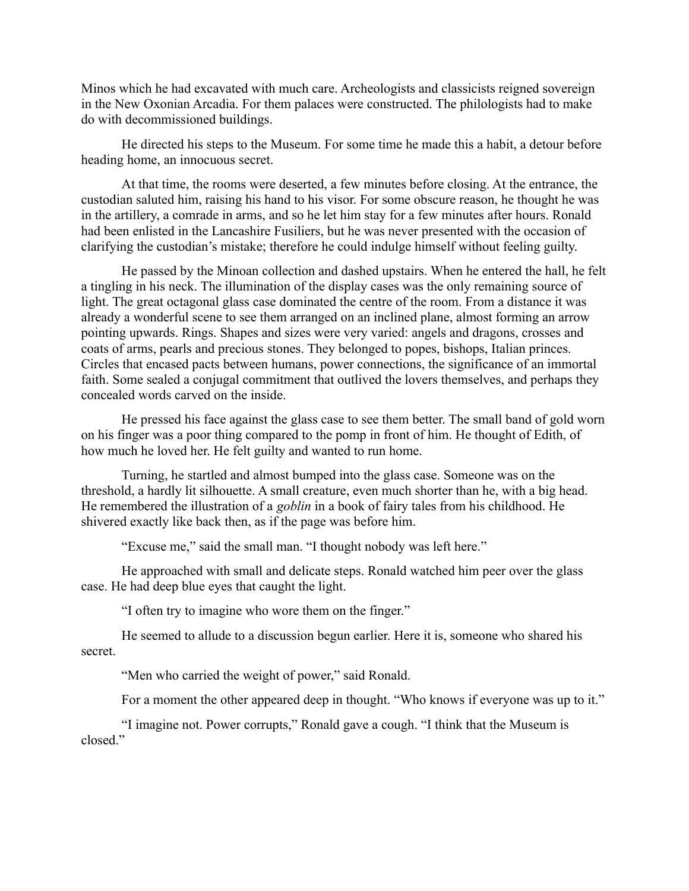Minos which he had excavated with much care. Archeologists and classicists reigned sovereign in the New Oxonian Arcadia. For them palaces were constructed. The philologists had to make do with decommissioned buildings.

He directed his steps to the Museum. For some time he made this a habit, a detour before heading home, an innocuous secret.

At that time, the rooms were deserted, a few minutes before closing. At the entrance, the custodian saluted him, raising his hand to his visor. For some obscure reason, he thought he was in the artillery, a comrade in arms, and so he let him stay for a few minutes after hours. Ronald had been enlisted in the Lancashire Fusiliers, but he was never presented with the occasion of clarifying the custodian's mistake; therefore he could indulge himself without feeling guilty.

He passed by the Minoan collection and dashed upstairs. When he entered the hall, he felt a tingling in his neck. The illumination of the display cases was the only remaining source of light. The great octagonal glass case dominated the centre of the room. From a distance it was already a wonderful scene to see them arranged on an inclined plane, almost forming an arrow pointing upwards. Rings. Shapes and sizes were very varied: angels and dragons, crosses and coats of arms, pearls and precious stones. They belonged to popes, bishops, Italian princes. Circles that encased pacts between humans, power connections, the significance of an immortal faith. Some sealed a conjugal commitment that outlived the lovers themselves, and perhaps they concealed words carved on the inside.

He pressed his face against the glass case to see them better. The small band of gold worn on his finger was a poor thing compared to the pomp in front of him. He thought of Edith, of how much he loved her. He felt guilty and wanted to run home.

Turning, he startled and almost bumped into the glass case. Someone was on the threshold, a hardly lit silhouette. A small creature, even much shorter than he, with a big head. He remembered the illustration of a *goblin* in a book of fairy tales from his childhood. He shivered exactly like back then, as if the page was before him.

"Excuse me," said the small man. "I thought nobody was left here."

He approached with small and delicate steps. Ronald watched him peer over the glass case. He had deep blue eyes that caught the light.

"I often try to imagine who wore them on the finger."

He seemed to allude to a discussion begun earlier. Here it is, someone who shared his secret.

"Men who carried the weight of power," said Ronald.

For a moment the other appeared deep in thought. "Who knows if everyone was up to it."

"I imagine not. Power corrupts," Ronald gave a cough. "I think that the Museum is closed."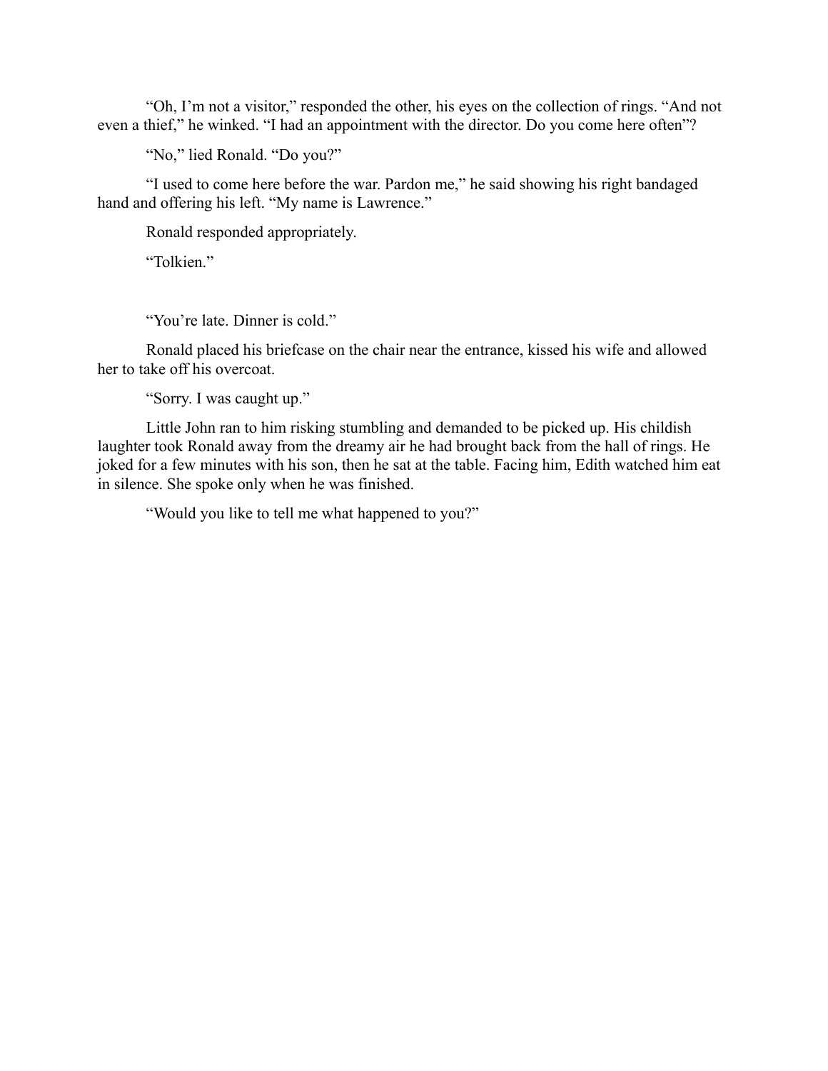"Oh, I'm not a visitor," responded the other, his eyes on the collection of rings. "And not even a thief," he winked. "I had an appointment with the director. Do you come here often"?

"No," lied Ronald. "Do you?"

"I used to come here before the war. Pardon me," he said showing his right bandaged hand and offering his left. "My name is Lawrence."

Ronald responded appropriately.

"Tolkien."

"You're late. Dinner is cold."

Ronald placed his briefcase on the chair near the entrance, kissed his wife and allowed her to take off his overcoat.

"Sorry. I was caught up."

Little John ran to him risking stumbling and demanded to be picked up. His childish laughter took Ronald away from the dreamy air he had brought back from the hall of rings. He joked for a few minutes with his son, then he sat at the table. Facing him, Edith watched him eat in silence. She spoke only when he was finished.

"Would you like to tell me what happened to you?"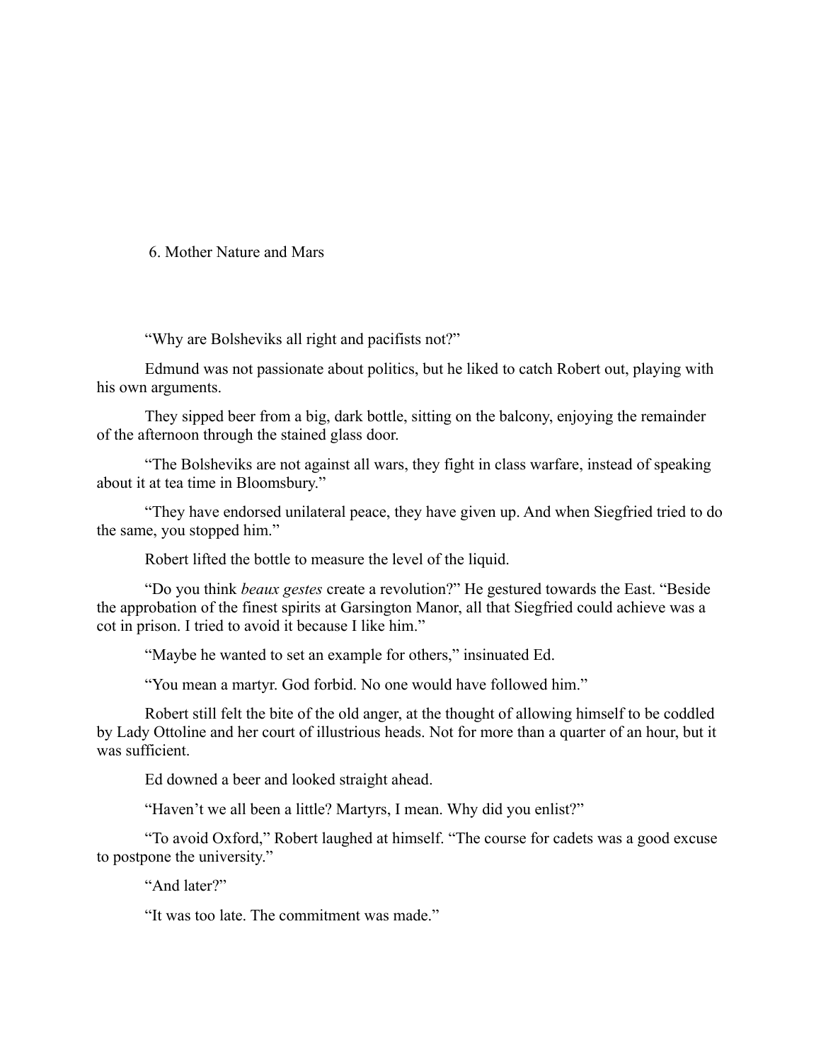# 6. Mother Nature and Mars

"Why are Bolsheviks all right and pacifists not?"

Edmund was not passionate about politics, but he liked to catch Robert out, playing with his own arguments.

They sipped beer from a big, dark bottle, sitting on the balcony, enjoying the remainder of the afternoon through the stained glass door.

"The Bolsheviks are not against all wars, they fight in class warfare, instead of speaking about it at tea time in Bloomsbury."

"They have endorsed unilateral peace, they have given up. And when Siegfried tried to do the same, you stopped him."

Robert lifted the bottle to measure the level of the liquid.

"Do you think *beaux gestes* create a revolution?" He gestured towards the East. "Beside the approbation of the finest spirits at Garsington Manor, all that Siegfried could achieve was a cot in prison. I tried to avoid it because I like him."

"Maybe he wanted to set an example for others," insinuated Ed.

"You mean a martyr. God forbid. No one would have followed him."

Robert still felt the bite of the old anger, at the thought of allowing himself to be coddled by Lady Ottoline and her court of illustrious heads. Not for more than a quarter of an hour, but it was sufficient.

Ed downed a beer and looked straight ahead.

"Haven't we all been a little? Martyrs, I mean. Why did you enlist?"

"To avoid Oxford," Robert laughed at himself. "The course for cadets was a good excuse to postpone the university."

"And later?"

"It was too late. The commitment was made."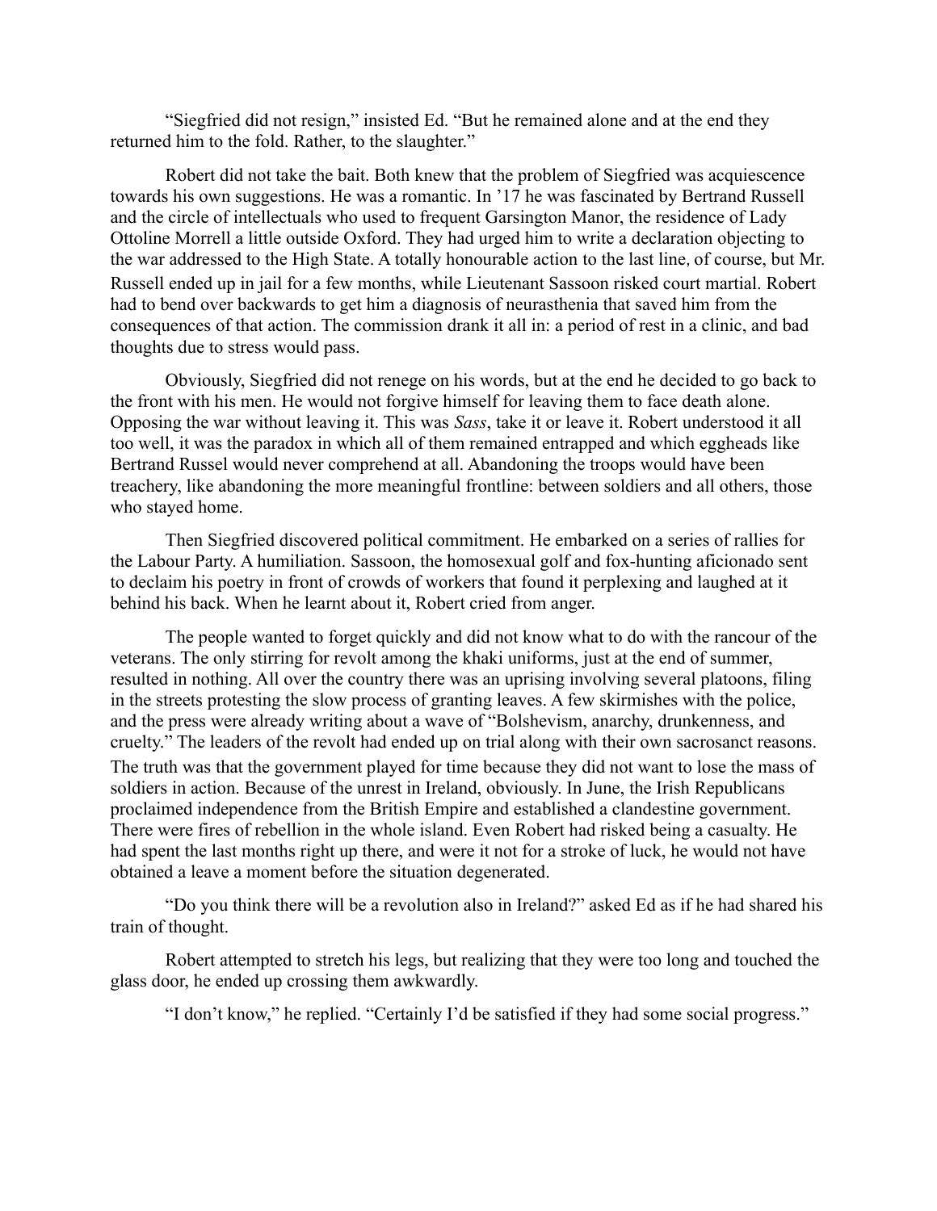"Siegfried did not resign," insisted Ed. "But he remained alone and at the end they returned him to the fold. Rather, to the slaughter."

Robert did not take the bait. Both knew that the problem of Siegfried was acquiescence towards his own suggestions. He was a romantic. In '17 he was fascinated by Bertrand Russell and the circle of intellectuals who used to frequent Garsington Manor, the residence of Lady Ottoline Morrell a little outside Oxford. They had urged him to write a declaration objecting to the war addressed to the High State. A totally honourable action to the last line, of course, but Mr. Russell ended up in jail for a few months, while Lieutenant Sassoon risked court martial. Robert had to bend over backwards to get him a diagnosis of neurasthenia that saved him from the consequences of that action. The commission drank it all in: a period of rest in a clinic, and bad thoughts due to stress would pass.

Obviously, Siegfried did not renege on his words, but at the end he decided to go back to the front with his men. He would not forgive himself for leaving them to face death alone. Opposing the war without leaving it. This was *Sass*, take it or leave it. Robert understood it all too well, it was the paradox in which all of them remained entrapped and which eggheads like Bertrand Russel would never comprehend at all. Abandoning the troops would have been treachery, like abandoning the more meaningful frontline: between soldiers and all others, those who stayed home.

Then Siegfried discovered political commitment. He embarked on a series of rallies for the Labour Party. A humiliation. Sassoon, the homosexual golf and fox-hunting aficionado sent to declaim his poetry in front of crowds of workers that found it perplexing and laughed at it behind his back. When he learnt about it, Robert cried from anger.

The people wanted to forget quickly and did not know what to do with the rancour of the veterans. The only stirring for revolt among the khaki uniforms, just at the end of summer, resulted in nothing. All over the country there was an uprising involving several platoons, filing in the streets protesting the slow process of granting leaves. A few skirmishes with the police, and the press were already writing about a wave of "Bolshevism, anarchy, drunkenness, and cruelty." The leaders of the revolt had ended up on trial along with their own sacrosanct reasons. The truth was that the government played for time because they did not want to lose the mass of soldiers in action. Because of the unrest in Ireland, obviously. In June, the Irish Republicans proclaimed independence from the British Empire and established a clandestine government. There were fires of rebellion in the whole island. Even Robert had risked being a casualty. He had spent the last months right up there, and were it not for a stroke of luck, he would not have obtained a leave a moment before the situation degenerated.

"Do you think there will be a revolution also in Ireland?" asked Ed as if he had shared his train of thought.

Robert attempted to stretch his legs, but realizing that they were too long and touched the glass door, he ended up crossing them awkwardly.

"I don't know," he replied. "Certainly I'd be satisfied if they had some social progress."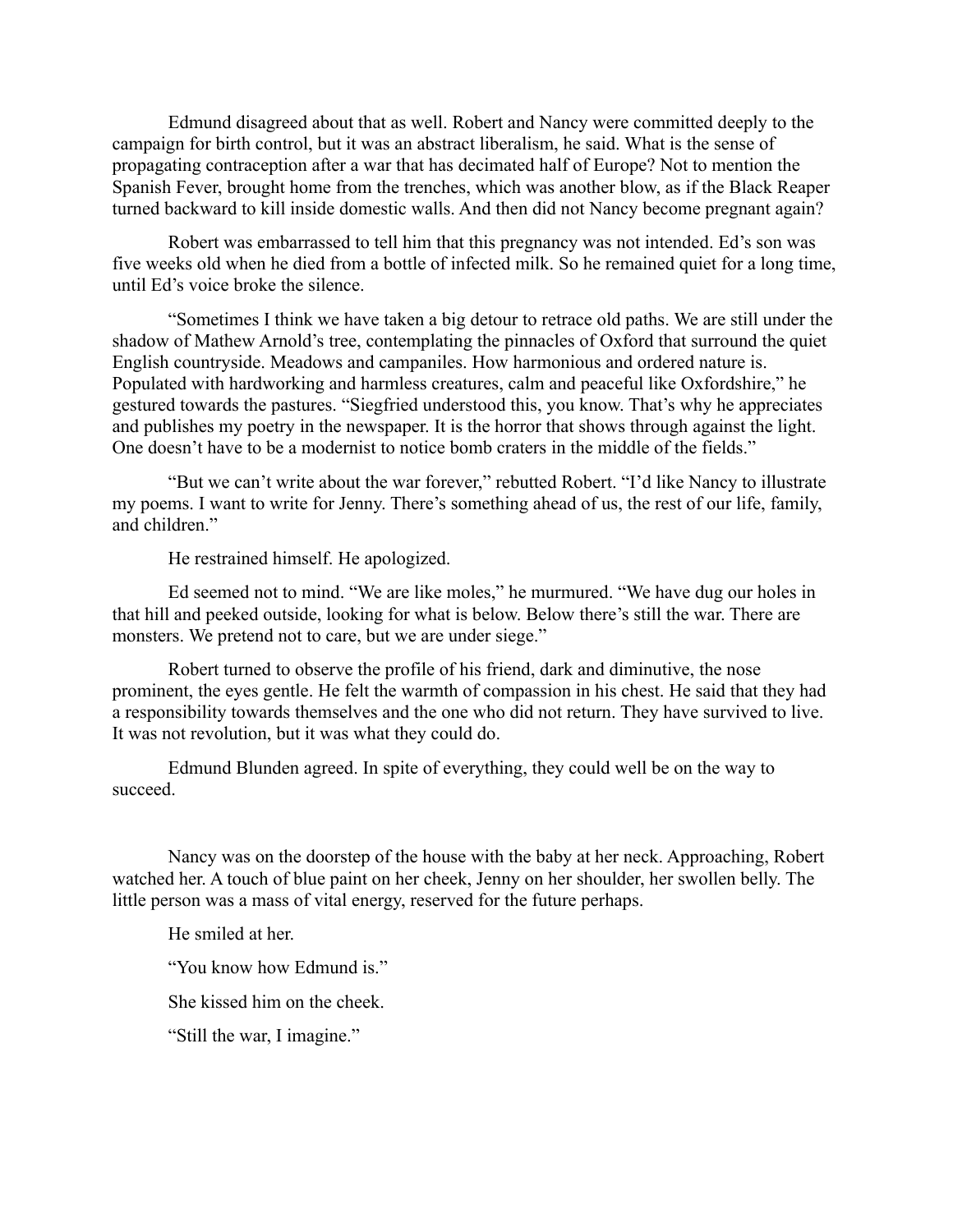Edmund disagreed about that as well. Robert and Nancy were committed deeply to the campaign for birth control, but it was an abstract liberalism, he said. What is the sense of propagating contraception after a war that has decimated half of Europe? Not to mention the Spanish Fever, brought home from the trenches, which was another blow, as if the Black Reaper turned backward to kill inside domestic walls. And then did not Nancy become pregnant again?

Robert was embarrassed to tell him that this pregnancy was not intended. Ed's son was five weeks old when he died from a bottle of infected milk. So he remained quiet for a long time, until Ed's voice broke the silence.

"Sometimes I think we have taken a big detour to retrace old paths. We are still under the shadow of Mathew Arnold's tree, contemplating the pinnacles of Oxford that surround the quiet English countryside. Meadows and campaniles. How harmonious and ordered nature is. Populated with hardworking and harmless creatures, calm and peaceful like Oxfordshire," he gestured towards the pastures. "Siegfried understood this, you know. That's why he appreciates and publishes my poetry in the newspaper. It is the horror that shows through against the light. One doesn't have to be a modernist to notice bomb craters in the middle of the fields."

"But we can't write about the war forever," rebutted Robert. "I'd like Nancy to illustrate my poems. I want to write for Jenny. There's something ahead of us, the rest of our life, family, and children."

He restrained himself. He apologized.

Ed seemed not to mind. "We are like moles," he murmured. "We have dug our holes in that hill and peeked outside, looking for what is below. Below there's still the war. There are monsters. We pretend not to care, but we are under siege."

Robert turned to observe the profile of his friend, dark and diminutive, the nose prominent, the eyes gentle. He felt the warmth of compassion in his chest. He said that they had a responsibility towards themselves and the one who did not return. They have survived to live. It was not revolution, but it was what they could do.

Edmund Blunden agreed. In spite of everything, they could well be on the way to succeed.

Nancy was on the doorstep of the house with the baby at her neck. Approaching, Robert watched her. A touch of blue paint on her cheek, Jenny on her shoulder, her swollen belly. The little person was a mass of vital energy, reserved for the future perhaps.

He smiled at her.

"You know how Edmund is."

She kissed him on the cheek.

"Still the war, I imagine."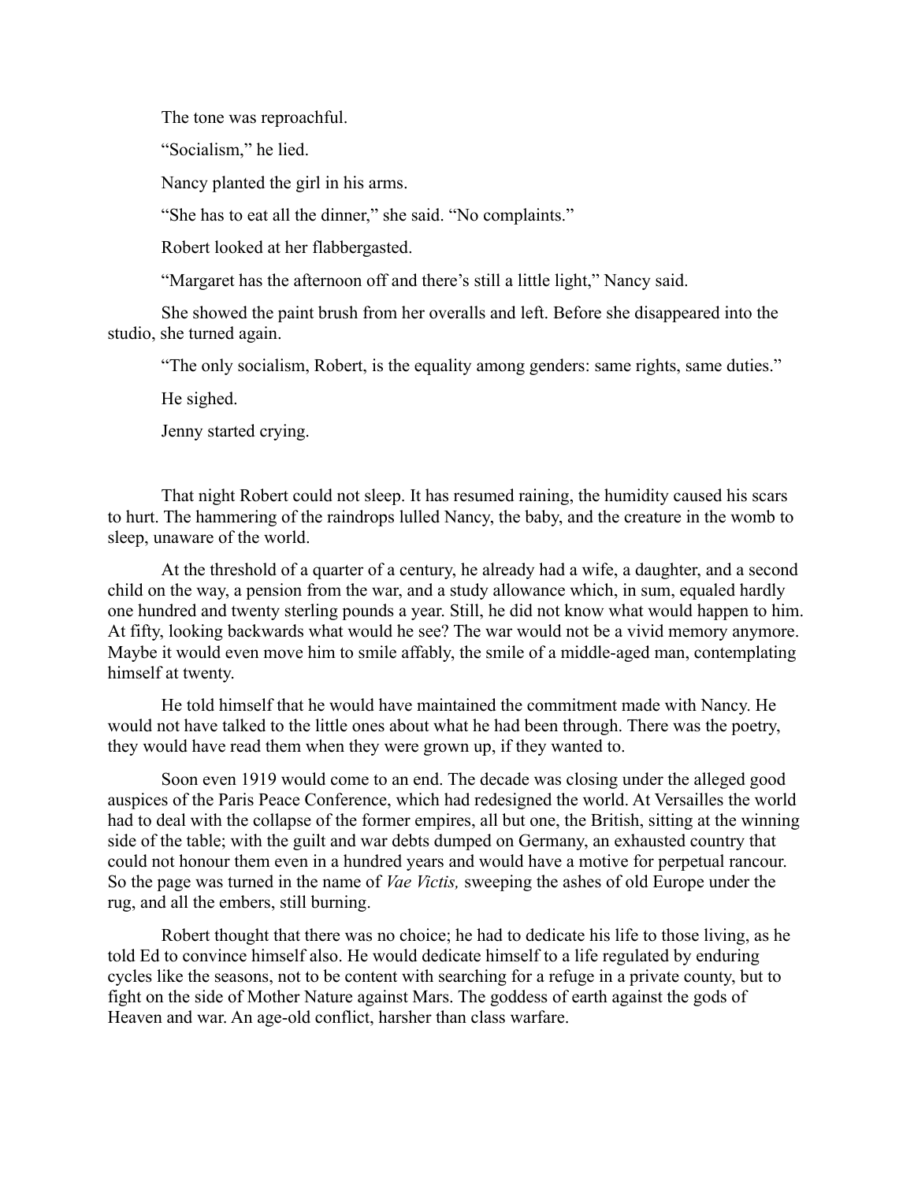The tone was reproachful.

"Socialism," he lied.

Nancy planted the girl in his arms.

"She has to eat all the dinner," she said. "No complaints."

Robert looked at her flabbergasted.

"Margaret has the afternoon off and there's still a little light," Nancy said.

She showed the paint brush from her overalls and left. Before she disappeared into the studio, she turned again.

"The only socialism, Robert, is the equality among genders: same rights, same duties."

He sighed.

Jenny started crying.

That night Robert could not sleep. It has resumed raining, the humidity caused his scars to hurt. The hammering of the raindrops lulled Nancy, the baby, and the creature in the womb to sleep, unaware of the world.

At the threshold of a quarter of a century, he already had a wife, a daughter, and a second child on the way, a pension from the war, and a study allowance which, in sum, equaled hardly one hundred and twenty sterling pounds a year. Still, he did not know what would happen to him. At fifty, looking backwards what would he see? The war would not be a vivid memory anymore. Maybe it would even move him to smile affably, the smile of a middle-aged man, contemplating himself at twenty.

He told himself that he would have maintained the commitment made with Nancy. He would not have talked to the little ones about what he had been through. There was the poetry, they would have read them when they were grown up, if they wanted to.

Soon even 1919 would come to an end. The decade was closing under the alleged good auspices of the Paris Peace Conference, which had redesigned the world. At Versailles the world had to deal with the collapse of the former empires, all but one, the British, sitting at the winning side of the table; with the guilt and war debts dumped on Germany, an exhausted country that could not honour them even in a hundred years and would have a motive for perpetual rancour. So the page was turned in the name of *Vae Victis,* sweeping the ashes of old Europe under the rug, and all the embers, still burning.

Robert thought that there was no choice; he had to dedicate his life to those living, as he told Ed to convince himself also. He would dedicate himself to a life regulated by enduring cycles like the seasons, not to be content with searching for a refuge in a private county, but to fight on the side of Mother Nature against Mars. The goddess of earth against the gods of Heaven and war. An age-old conflict, harsher than class warfare.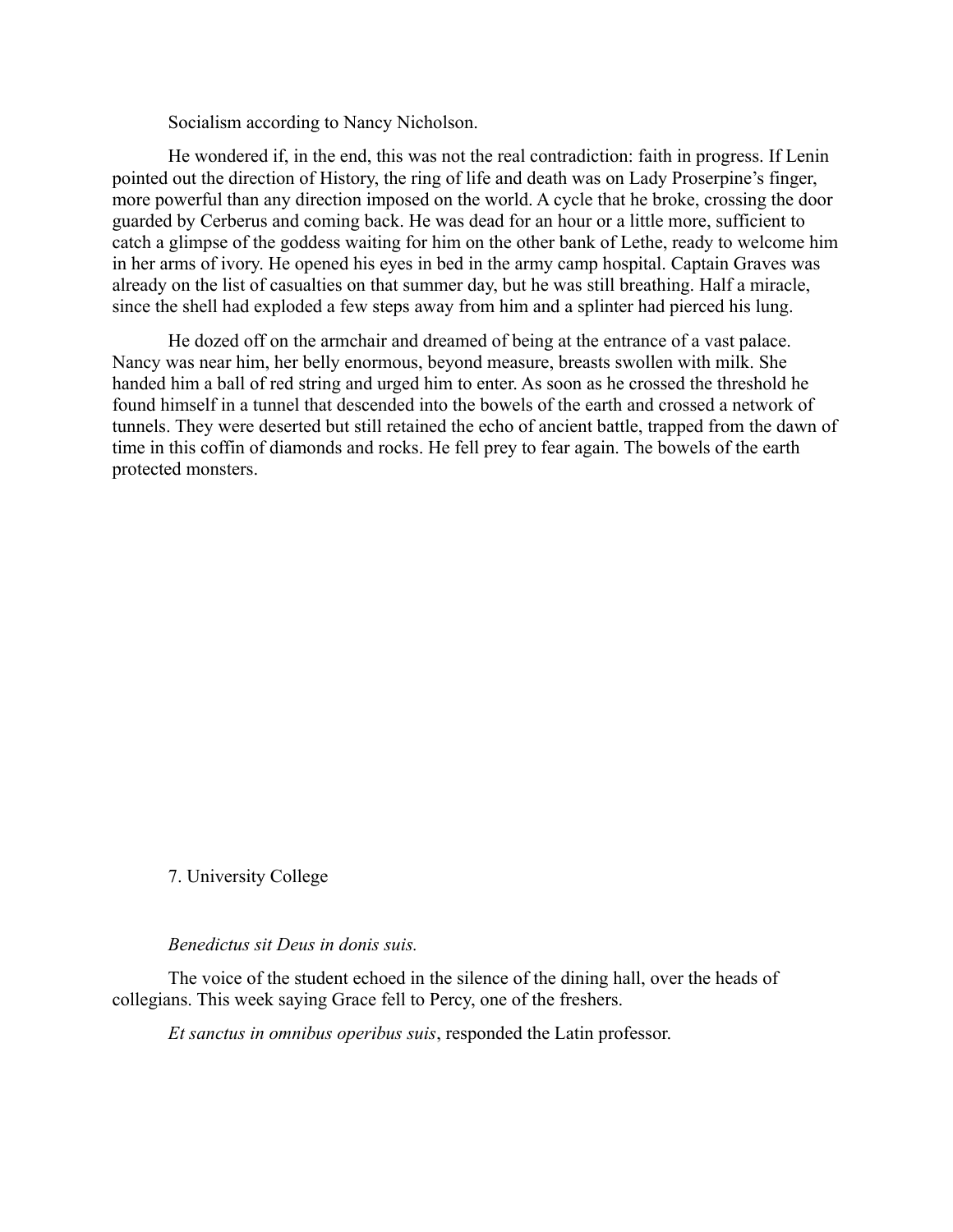Socialism according to Nancy Nicholson.

He wondered if, in the end, this was not the real contradiction: faith in progress. If Lenin pointed out the direction of History, the ring of life and death was on Lady Proserpine's finger, more powerful than any direction imposed on the world. A cycle that he broke, crossing the door guarded by Cerberus and coming back. He was dead for an hour or a little more, sufficient to catch a glimpse of the goddess waiting for him on the other bank of Lethe, ready to welcome him in her arms of ivory. He opened his eyes in bed in the army camp hospital. Captain Graves was already on the list of casualties on that summer day, but he was still breathing. Half a miracle, since the shell had exploded a few steps away from him and a splinter had pierced his lung.

He dozed off on the armchair and dreamed of being at the entrance of a vast palace. Nancy was near him, her belly enormous, beyond measure, breasts swollen with milk. She handed him a ball of red string and urged him to enter. As soon as he crossed the threshold he found himself in a tunnel that descended into the bowels of the earth and crossed a network of tunnels. They were deserted but still retained the echo of ancient battle, trapped from the dawn of time in this coffin of diamonds and rocks. He fell prey to fear again. The bowels of the earth protected monsters.

## 7. University College

*Benedictus sit Deus in donis suis.*

The voice of the student echoed in the silence of the dining hall, over the heads of collegians. This week saying Grace fell to Percy, one of the freshers.

*Et sanctus in omnibus operibus suis*, responded the Latin professor.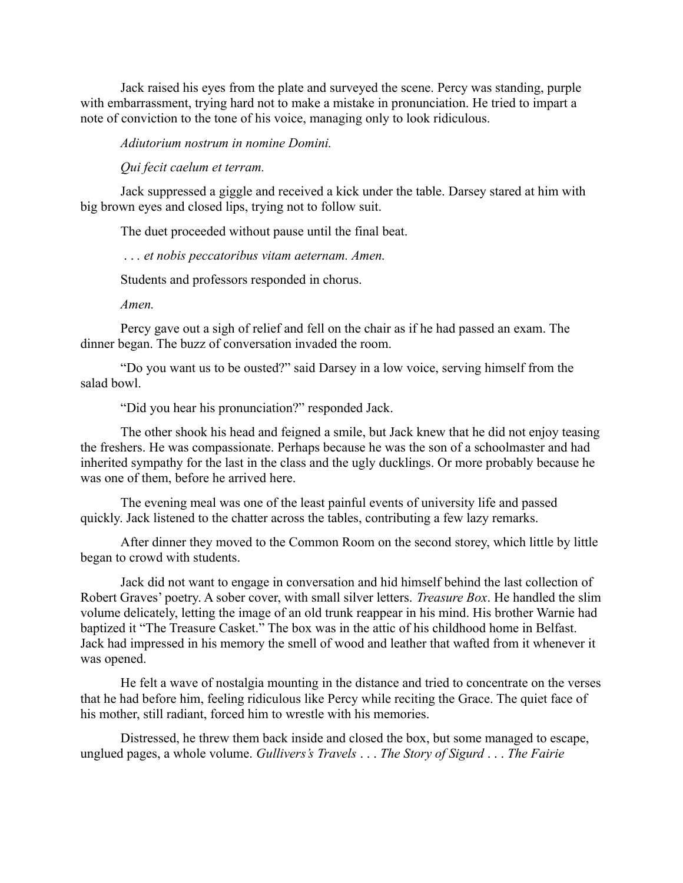Jack raised his eyes from the plate and surveyed the scene. Percy was standing, purple with embarrassment, trying hard not to make a mistake in pronunciation. He tried to impart a note of conviction to the tone of his voice, managing only to look ridiculous.

*Adiutorium nostrum in nomine Domini.*

*Qui fecit caelum et terram.*

Jack suppressed a giggle and received a kick under the table. Darsey stared at him with big brown eyes and closed lips, trying not to follow suit.

The duet proceeded without pause until the final beat.

*. . . et nobis peccatoribus vitam aeternam. Amen.*

Students and professors responded in chorus.

*Amen.*

Percy gave out a sigh of relief and fell on the chair as if he had passed an exam. The dinner began. The buzz of conversation invaded the room.

"Do you want us to be ousted?" said Darsey in a low voice, serving himself from the salad bowl.

"Did you hear his pronunciation?" responded Jack.

The other shook his head and feigned a smile, but Jack knew that he did not enjoy teasing the freshers. He was compassionate. Perhaps because he was the son of a schoolmaster and had inherited sympathy for the last in the class and the ugly ducklings. Or more probably because he was one of them, before he arrived here.

The evening meal was one of the least painful events of university life and passed quickly. Jack listened to the chatter across the tables, contributing a few lazy remarks.

After dinner they moved to the Common Room on the second storey, which little by little began to crowd with students.

Jack did not want to engage in conversation and hid himself behind the last collection of Robert Graves' poetry. A sober cover, with small silver letters. *Treasure Box*. He handled the slim volume delicately, letting the image of an old trunk reappear in his mind. His brother Warnie had baptized it "The Treasure Casket." The box was in the attic of his childhood home in Belfast. Jack had impressed in his memory the smell of wood and leather that wafted from it whenever it was opened.

He felt a wave of nostalgia mounting in the distance and tried to concentrate on the verses that he had before him, feeling ridiculous like Percy while reciting the Grace. The quiet face of his mother, still radiant, forced him to wrestle with his memories.

Distressed, he threw them back inside and closed the box, but some managed to escape, unglued pages, a whole volume. *Gullivers's Travels* . . . *The Story of Sigurd* . . . *The Fairie*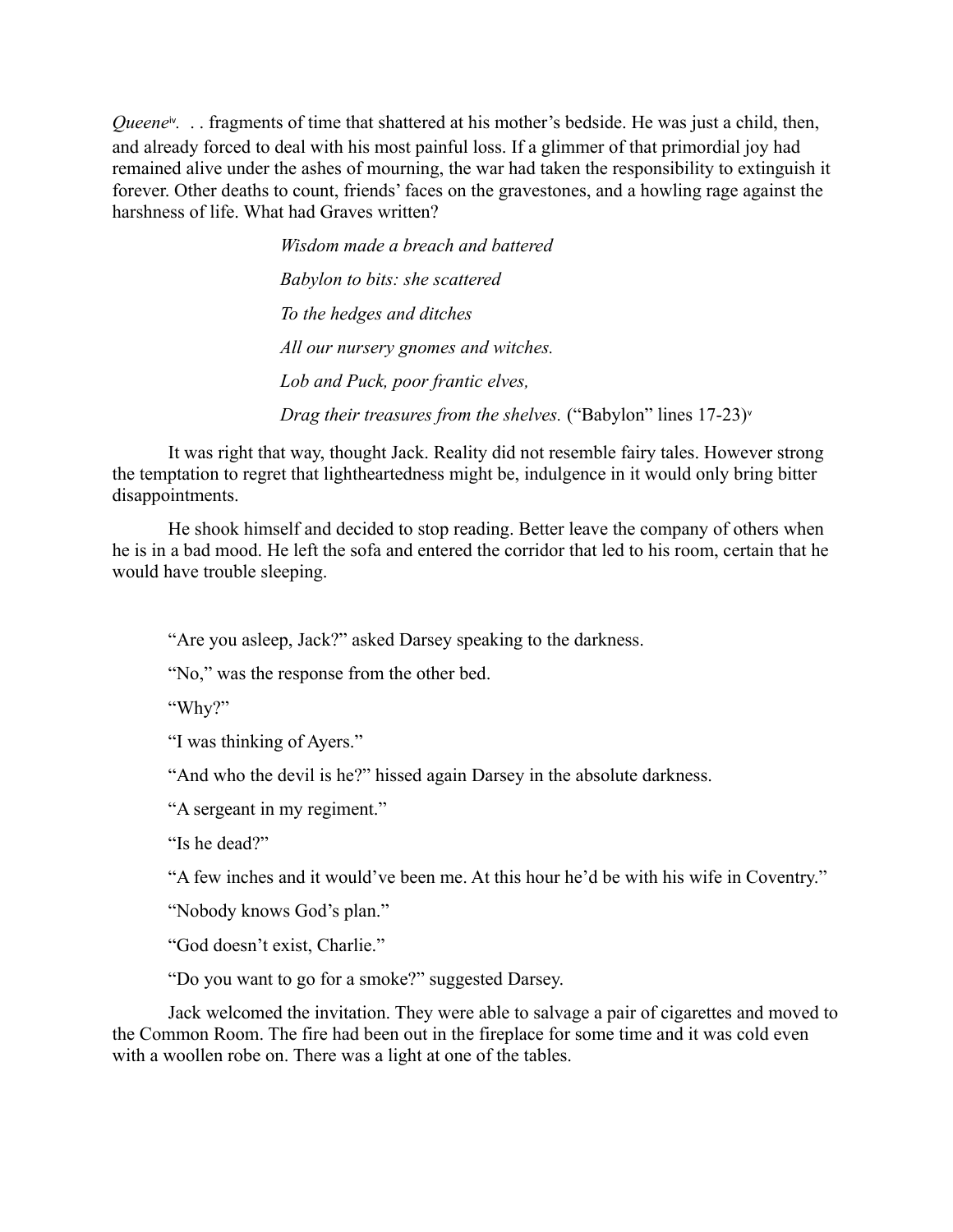*Queene*[iv]. . . fragments of time that shattered at his mother's bedside. He was just a child, then, and already forced to deal with his most painful loss. If a glimmer of that primordial joy had remained alive under the ashes of mourning, the war had taken the responsibility to extinguish it forever. Other deaths to count, friends' faces on the gravestones, and a howling rage against the harshness of life. What had Graves written?

> *Wisdom made a breach and battered*
>
> *Babylon to bits: she scattered*
>
> *To the hedges and ditches*
>
> *All our nursery gnomes and witches.*
>
> *Lob and Puck, poor frantic elves,*
>
> *Drag their treasures from the shelves.* ("Babylon" lines 17-23)[v]

It was right that way, thought Jack. Reality did not resemble fairy tales. However strong the temptation to regret that lightheartedness might be, indulgence in it would only bring bitter disappointments.

He shook himself and decided to stop reading. Better leave the company of others when he is in a bad mood. He left the sofa and entered the corridor that led to his room, certain that he would have trouble sleeping.

"Are you asleep, Jack?" asked Darsey speaking to the darkness.

"No," was the response from the other bed.

"Why?"

"I was thinking of Ayers."

"And who the devil is he?" hissed again Darsey in the absolute darkness.

"A sergeant in my regiment."

"Is he dead?"

"A few inches and it would've been me. At this hour he'd be with his wife in Coventry."

"Nobody knows God's plan."

"God doesn't exist, Charlie."

"Do you want to go for a smoke?" suggested Darsey.

Jack welcomed the invitation. They were able to salvage a pair of cigarettes and moved to the Common Room. The fire had been out in the fireplace for some time and it was cold even with a woollen robe on. There was a light at one of the tables.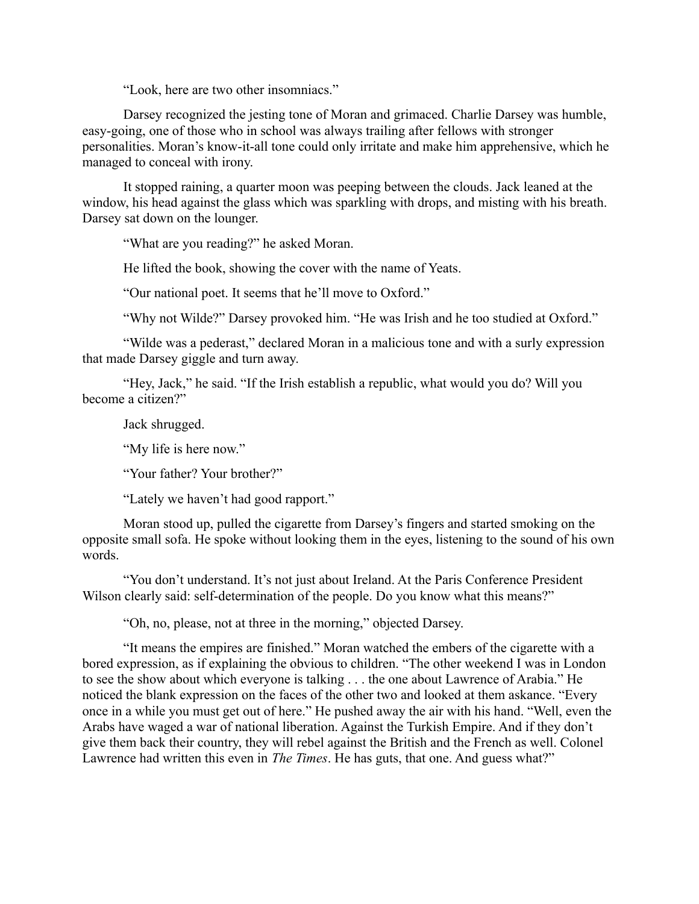"Look, here are two other insomniacs."

Darsey recognized the jesting tone of Moran and grimaced. Charlie Darsey was humble, easy-going, one of those who in school was always trailing after fellows with stronger personalities. Moran's know-it-all tone could only irritate and make him apprehensive, which he managed to conceal with irony.

It stopped raining, a quarter moon was peeping between the clouds. Jack leaned at the window, his head against the glass which was sparkling with drops, and misting with his breath. Darsey sat down on the lounger.

"What are you reading?" he asked Moran.

He lifted the book, showing the cover with the name of Yeats.

"Our national poet. It seems that he'll move to Oxford."

"Why not Wilde?" Darsey provoked him. "He was Irish and he too studied at Oxford."

"Wilde was a pederast," declared Moran in a malicious tone and with a surly expression that made Darsey giggle and turn away.

"Hey, Jack," he said. "If the Irish establish a republic, what would you do? Will you become a citizen?"

Jack shrugged.

"My life is here now."

"Your father? Your brother?"

"Lately we haven't had good rapport."

Moran stood up, pulled the cigarette from Darsey's fingers and started smoking on the opposite small sofa. He spoke without looking them in the eyes, listening to the sound of his own words.

"You don't understand. It's not just about Ireland. At the Paris Conference President Wilson clearly said: self-determination of the people. Do you know what this means?"

"Oh, no, please, not at three in the morning," objected Darsey.

"It means the empires are finished." Moran watched the embers of the cigarette with a bored expression, as if explaining the obvious to children. "The other weekend I was in London to see the show about which everyone is talking . . . the one about Lawrence of Arabia." He noticed the blank expression on the faces of the other two and looked at them askance. "Every once in a while you must get out of here." He pushed away the air with his hand. "Well, even the Arabs have waged a war of national liberation. Against the Turkish Empire. And if they don't give them back their country, they will rebel against the British and the French as well. Colonel Lawrence had written this even in *The Times*. He has guts, that one. And guess what?"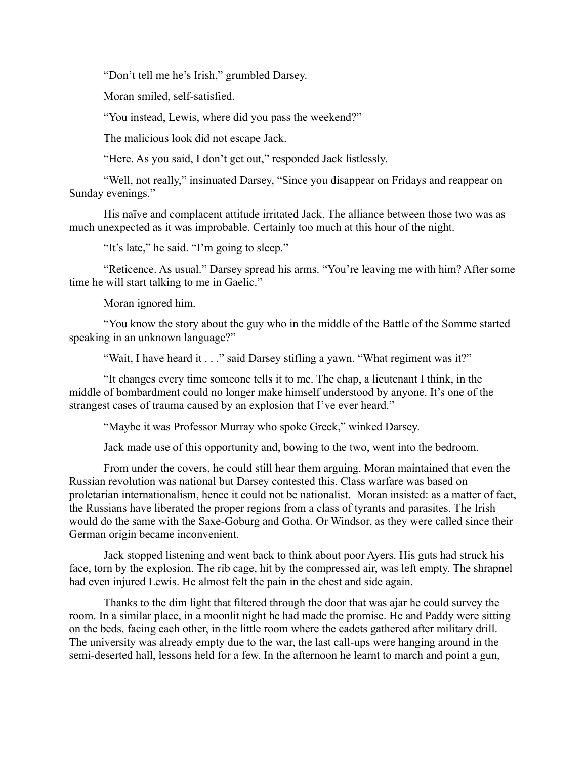"Don't tell me he's Irish," grumbled Darsey.

Moran smiled, self-satisfied.

"You instead, Lewis, where did you pass the weekend?"

The malicious look did not escape Jack.

"Here. As you said, I don't get out," responded Jack listlessly.

"Well, not really," insinuated Darsey, "Since you disappear on Fridays and reappear on Sunday evenings."

His naïve and complacent attitude irritated Jack. The alliance between those two was as much unexpected as it was improbable. Certainly too much at this hour of the night.

"It's late," he said. "I'm going to sleep."

"Reticence. As usual." Darsey spread his arms. "You're leaving me with him? After some time he will start talking to me in Gaelic."

Moran ignored him.

"You know the story about the guy who in the middle of the Battle of the Somme started speaking in an unknown language?"

"Wait, I have heard it . . ." said Darsey stifling a yawn. "What regiment was it?"

"It changes every time someone tells it to me. The chap, a lieutenant I think, in the middle of bombardment could no longer make himself understood by anyone. It's one of the strangest cases of trauma caused by an explosion that I've ever heard."

"Maybe it was Professor Murray who spoke Greek," winked Darsey.

Jack made use of this opportunity and, bowing to the two, went into the bedroom.

From under the covers, he could still hear them arguing. Moran maintained that even the Russian revolution was national but Darsey contested this. Class warfare was based on proletarian internationalism, hence it could not be nationalist. Moran insisted: as a matter of fact, the Russians have liberated the proper regions from a class of tyrants and parasites. The Irish would do the same with the Saxe-Goburg and Gotha. Or Windsor, as they were called since their German origin became inconvenient.

Jack stopped listening and went back to think about poor Ayers. His guts had struck his face, torn by the explosion. The rib cage, hit by the compressed air, was left empty. The shrapnel had even injured Lewis. He almost felt the pain in the chest and side again.

Thanks to the dim light that filtered through the door that was ajar he could survey the room. In a similar place, in a moonlit night he had made the promise. He and Paddy were sitting on the beds, facing each other, in the little room where the cadets gathered after military drill. The university was already empty due to the war, the last call-ups were hanging around in the semi-deserted hall, lessons held for a few. In the afternoon he learnt to march and point a gun,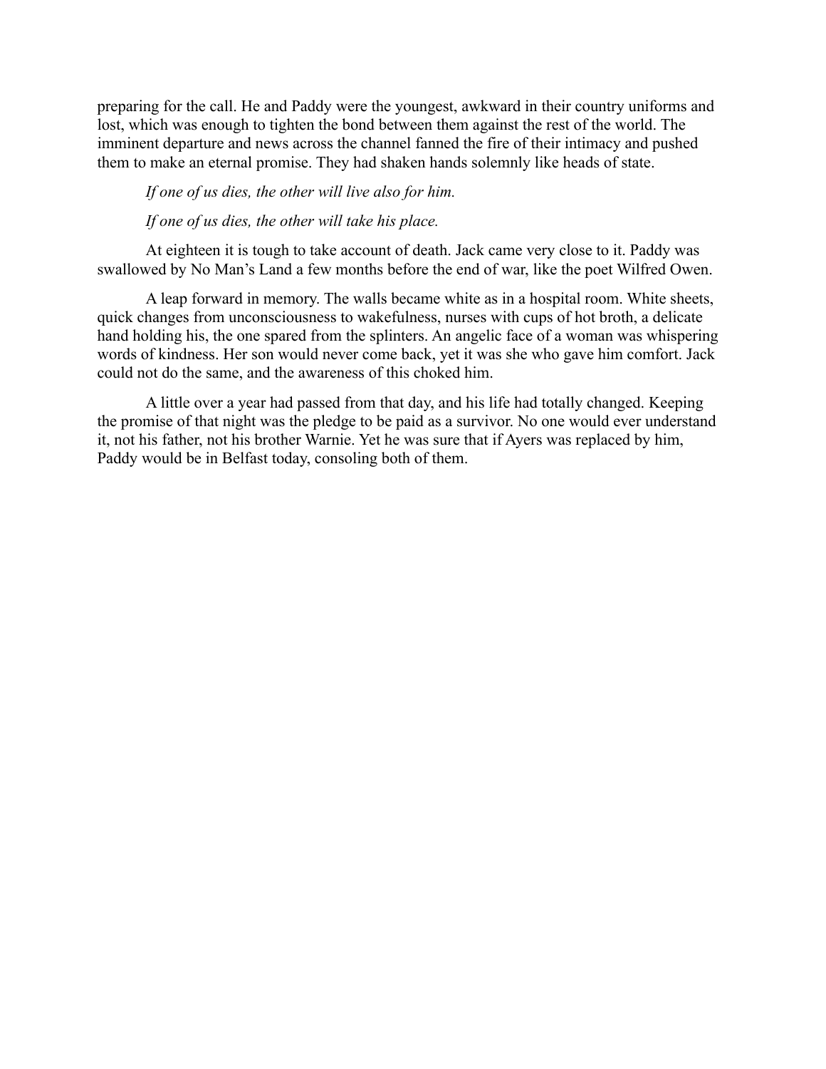preparing for the call. He and Paddy were the youngest, awkward in their country uniforms and lost, which was enough to tighten the bond between them against the rest of the world. The imminent departure and news across the channel fanned the fire of their intimacy and pushed them to make an eternal promise. They had shaken hands solemnly like heads of state.

*If one of us dies, the other will live also for him.*

*If one of us dies, the other will take his place.*

At eighteen it is tough to take account of death. Jack came very close to it. Paddy was swallowed by No Man's Land a few months before the end of war, like the poet Wilfred Owen.

A leap forward in memory. The walls became white as in a hospital room. White sheets, quick changes from unconsciousness to wakefulness, nurses with cups of hot broth, a delicate hand holding his, the one spared from the splinters. An angelic face of a woman was whispering words of kindness. Her son would never come back, yet it was she who gave him comfort. Jack could not do the same, and the awareness of this choked him.

A little over a year had passed from that day, and his life had totally changed. Keeping the promise of that night was the pledge to be paid as a survivor. No one would ever understand it, not his father, not his brother Warnie. Yet he was sure that if Ayers was replaced by him, Paddy would be in Belfast today, consoling both of them.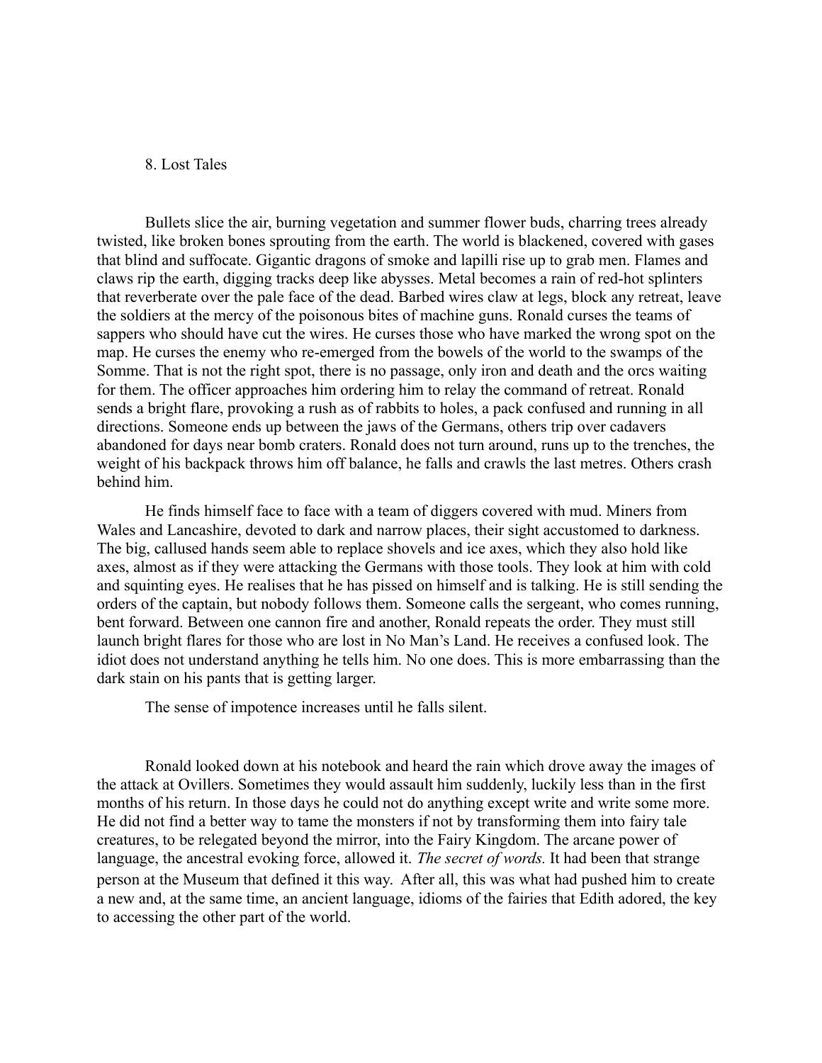## 8. Lost Tales

Bullets slice the air, burning vegetation and summer flower buds, charring trees already twisted, like broken bones sprouting from the earth. The world is blackened, covered with gases that blind and suffocate. Gigantic dragons of smoke and lapilli rise up to grab men. Flames and claws rip the earth, digging tracks deep like abysses. Metal becomes a rain of red-hot splinters that reverberate over the pale face of the dead. Barbed wires claw at legs, block any retreat, leave the soldiers at the mercy of the poisonous bites of machine guns. Ronald curses the teams of sappers who should have cut the wires. He curses those who have marked the wrong spot on the map. He curses the enemy who re-emerged from the bowels of the world to the swamps of the Somme. That is not the right spot, there is no passage, only iron and death and the orcs waiting for them. The officer approaches him ordering him to relay the command of retreat. Ronald sends a bright flare, provoking a rush as of rabbits to holes, a pack confused and running in all directions. Someone ends up between the jaws of the Germans, others trip over cadavers abandoned for days near bomb craters. Ronald does not turn around, runs up to the trenches, the weight of his backpack throws him off balance, he falls and crawls the last metres. Others crash behind him.

He finds himself face to face with a team of diggers covered with mud. Miners from Wales and Lancashire, devoted to dark and narrow places, their sight accustomed to darkness. The big, callused hands seem able to replace shovels and ice axes, which they also hold like axes, almost as if they were attacking the Germans with those tools. They look at him with cold and squinting eyes. He realises that he has pissed on himself and is talking. He is still sending the orders of the captain, but nobody follows them. Someone calls the sergeant, who comes running, bent forward. Between one cannon fire and another, Ronald repeats the order. They must still launch bright flares for those who are lost in No Man's Land. He receives a confused look. The idiot does not understand anything he tells him. No one does. This is more embarrassing than the dark stain on his pants that is getting larger.

The sense of impotence increases until he falls silent.

Ronald looked down at his notebook and heard the rain which drove away the images of the attack at Ovillers. Sometimes they would assault him suddenly, luckily less than in the first months of his return. In those days he could not do anything except write and write some more. He did not find a better way to tame the monsters if not by transforming them into fairy tale creatures, to be relegated beyond the mirror, into the Fairy Kingdom. The arcane power of language, the ancestral evoking force, allowed it. *The secret of words.* It had been that strange person at the Museum that defined it this way. After all, this was what had pushed him to create a new and, at the same time, an ancient language, idioms of the fairies that Edith adored, the key to accessing the other part of the world.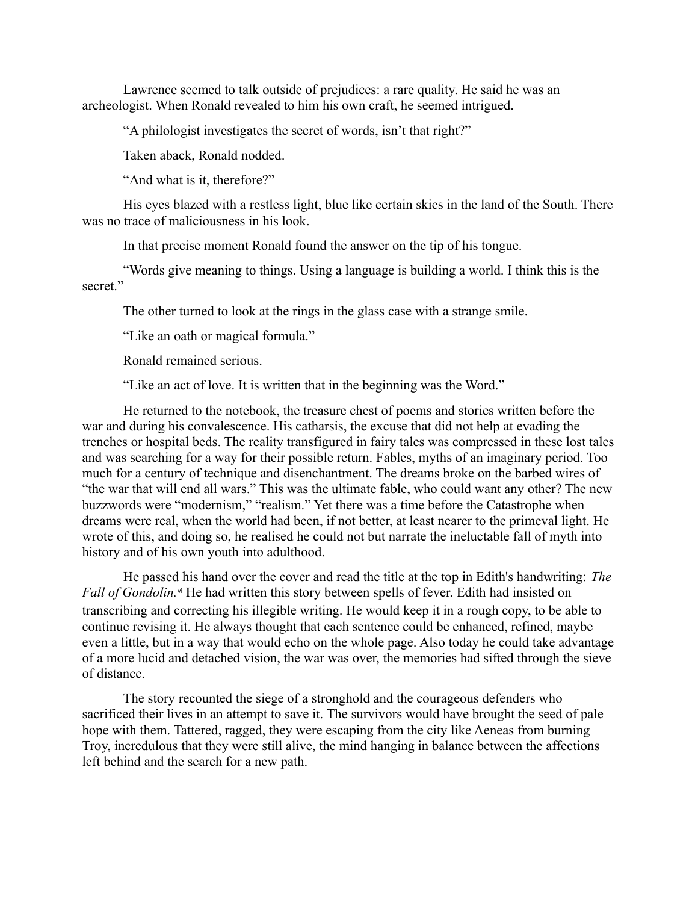Lawrence seemed to talk outside of prejudices: a rare quality. He said he was an archeologist. When Ronald revealed to him his own craft, he seemed intrigued.

"A philologist investigates the secret of words, isn't that right?"

Taken aback, Ronald nodded.

"And what is it, therefore?"

His eyes blazed with a restless light, blue like certain skies in the land of the South. There was no trace of maliciousness in his look.

In that precise moment Ronald found the answer on the tip of his tongue.

"Words give meaning to things. Using a language is building a world. I think this is the secret."

The other turned to look at the rings in the glass case with a strange smile.

"Like an oath or magical formula."

Ronald remained serious.

"Like an act of love. It is written that in the beginning was the Word."

He returned to the notebook, the treasure chest of poems and stories written before the war and during his convalescence. His catharsis, the excuse that did not help at evading the trenches or hospital beds. The reality transfigured in fairy tales was compressed in these lost tales and was searching for a way for their possible return. Fables, myths of an imaginary period. Too much for a century of technique and disenchantment. The dreams broke on the barbed wires of "the war that will end all wars." This was the ultimate fable, who could want any other? The new buzzwords were "modernism," "realism." Yet there was a time before the Catastrophe when dreams were real, when the world had been, if not better, at least nearer to the primeval light. He wrote of this, and doing so, he realised he could not but narrate the ineluctable fall of myth into history and of his own youth into adulthood.

He passed his hand over the cover and read the title at the top in Edith's handwriting: *The Fall of Gondolin.*[vi] He had written this story between spells of fever. Edith had insisted on transcribing and correcting his illegible writing. He would keep it in a rough copy, to be able to continue revising it. He always thought that each sentence could be enhanced, refined, maybe even a little, but in a way that would echo on the whole page. Also today he could take advantage of a more lucid and detached vision, the war was over, the memories had sifted through the sieve of distance.

The story recounted the siege of a stronghold and the courageous defenders who sacrificed their lives in an attempt to save it. The survivors would have brought the seed of pale hope with them. Tattered, ragged, they were escaping from the city like Aeneas from burning Troy, incredulous that they were still alive, the mind hanging in balance between the affections left behind and the search for a new path.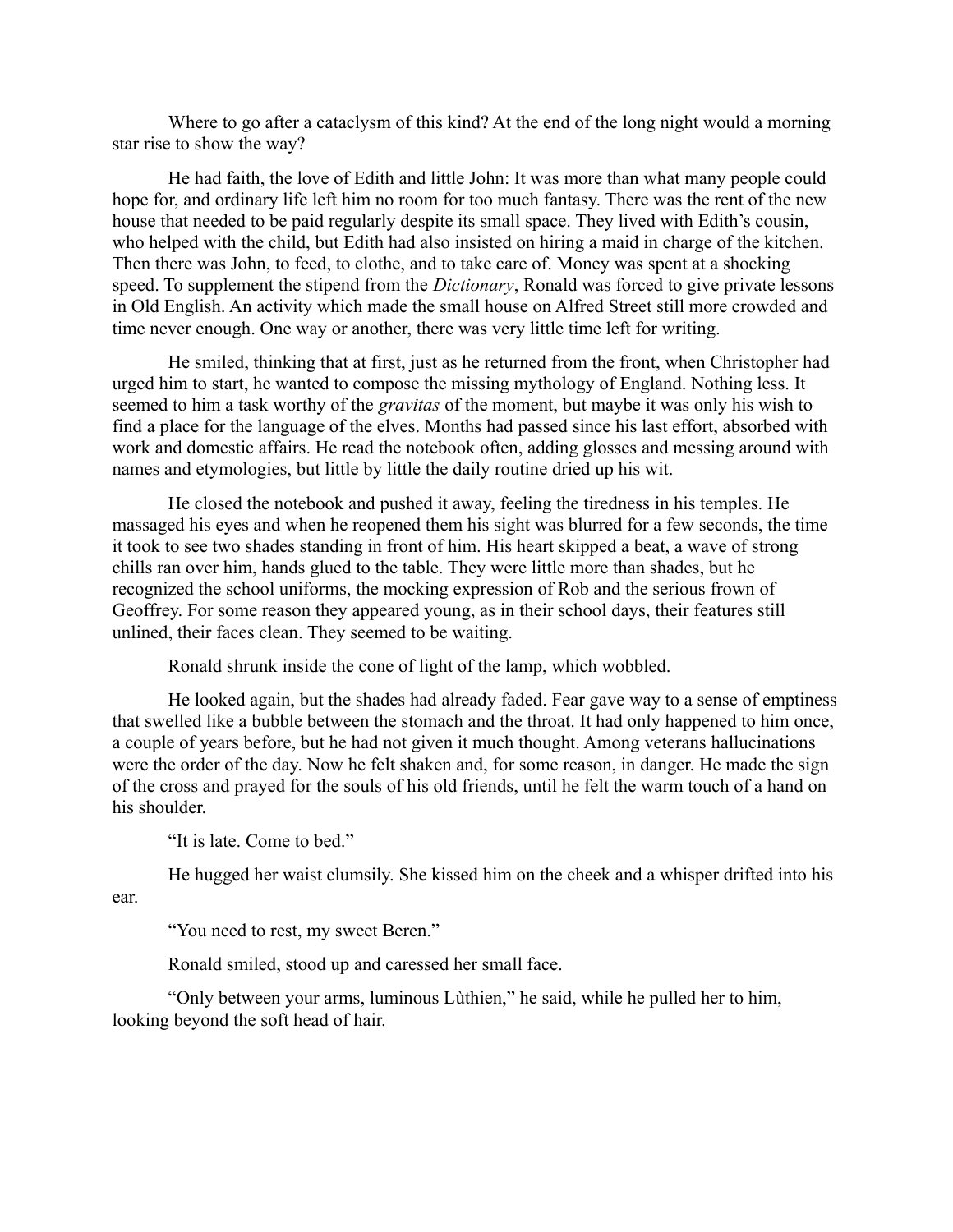Where to go after a cataclysm of this kind? At the end of the long night would a morning star rise to show the way?

He had faith, the love of Edith and little John: It was more than what many people could hope for, and ordinary life left him no room for too much fantasy. There was the rent of the new house that needed to be paid regularly despite its small space. They lived with Edith's cousin, who helped with the child, but Edith had also insisted on hiring a maid in charge of the kitchen. Then there was John, to feed, to clothe, and to take care of. Money was spent at a shocking speed. To supplement the stipend from the *Dictionary*, Ronald was forced to give private lessons in Old English. An activity which made the small house on Alfred Street still more crowded and time never enough. One way or another, there was very little time left for writing.

He smiled, thinking that at first, just as he returned from the front, when Christopher had urged him to start, he wanted to compose the missing mythology of England. Nothing less. It seemed to him a task worthy of the *gravitas* of the moment, but maybe it was only his wish to find a place for the language of the elves. Months had passed since his last effort, absorbed with work and domestic affairs. He read the notebook often, adding glosses and messing around with names and etymologies, but little by little the daily routine dried up his wit.

He closed the notebook and pushed it away, feeling the tiredness in his temples. He massaged his eyes and when he reopened them his sight was blurred for a few seconds, the time it took to see two shades standing in front of him. His heart skipped a beat, a wave of strong chills ran over him, hands glued to the table. They were little more than shades, but he recognized the school uniforms, the mocking expression of Rob and the serious frown of Geoffrey. For some reason they appeared young, as in their school days, their features still unlined, their faces clean. They seemed to be waiting.

Ronald shrunk inside the cone of light of the lamp, which wobbled.

He looked again, but the shades had already faded. Fear gave way to a sense of emptiness that swelled like a bubble between the stomach and the throat. It had only happened to him once, a couple of years before, but he had not given it much thought. Among veterans hallucinations were the order of the day. Now he felt shaken and, for some reason, in danger. He made the sign of the cross and prayed for the souls of his old friends, until he felt the warm touch of a hand on his shoulder.

"It is late. Come to bed."

He hugged her waist clumsily. She kissed him on the cheek and a whisper drifted into his ear.

"You need to rest, my sweet Beren."

Ronald smiled, stood up and caressed her small face.

"Only between your arms, luminous Lùthien," he said, while he pulled her to him, looking beyond the soft head of hair.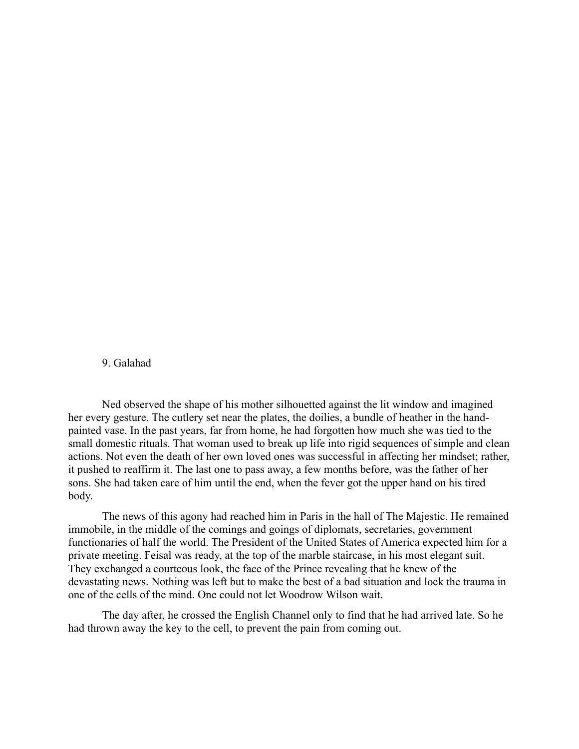# 9. Galahad

Ned observed the shape of his mother silhouetted against the lit window and imagined her every gesture. The cutlery set near the plates, the doilies, a bundle of heather in the hand-painted vase. In the past years, far from home, he had forgotten how much she was tied to the small domestic rituals. That woman used to break up life into rigid sequences of simple and clean actions. Not even the death of her own loved ones was successful in affecting her mindset; rather, it pushed to reaffirm it. The last one to pass away, a few months before, was the father of her sons. She had taken care of him until the end, when the fever got the upper hand on his tired body.

The news of this agony had reached him in Paris in the hall of The Majestic. He remained immobile, in the middle of the comings and goings of diplomats, secretaries, government functionaries of half the world. The President of the United States of America expected him for a private meeting. Feisal was ready, at the top of the marble staircase, in his most elegant suit. They exchanged a courteous look, the face of the Prince revealing that he knew of the devastating news. Nothing was left but to make the best of a bad situation and lock the trauma in one of the cells of the mind. One could not let Woodrow Wilson wait.

The day after, he crossed the English Channel only to find that he had arrived late. So he had thrown away the key to the cell, to prevent the pain from coming out.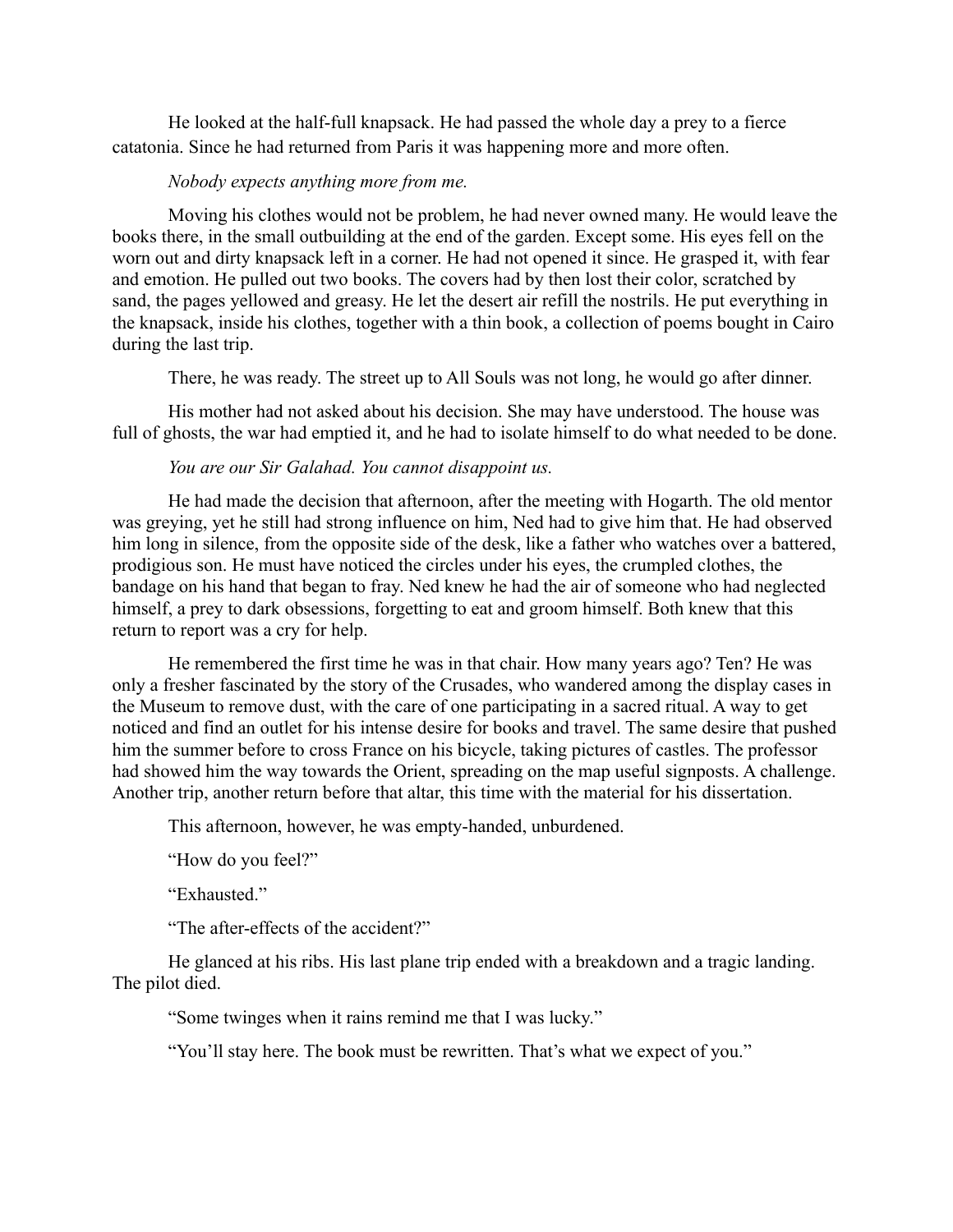He looked at the half-full knapsack. He had passed the whole day a prey to a fierce catatonia. Since he had returned from Paris it was happening more and more often.

*Nobody expects anything more from me.*

Moving his clothes would not be problem, he had never owned many. He would leave the books there, in the small outbuilding at the end of the garden. Except some. His eyes fell on the worn out and dirty knapsack left in a corner. He had not opened it since. He grasped it, with fear and emotion. He pulled out two books. The covers had by then lost their color, scratched by sand, the pages yellowed and greasy. He let the desert air refill the nostrils. He put everything in the knapsack, inside his clothes, together with a thin book, a collection of poems bought in Cairo during the last trip.

There, he was ready. The street up to All Souls was not long, he would go after dinner.

His mother had not asked about his decision. She may have understood. The house was full of ghosts, the war had emptied it, and he had to isolate himself to do what needed to be done.

*You are our Sir Galahad. You cannot disappoint us.*

He had made the decision that afternoon, after the meeting with Hogarth. The old mentor was greying, yet he still had strong influence on him, Ned had to give him that. He had observed him long in silence, from the opposite side of the desk, like a father who watches over a battered, prodigious son. He must have noticed the circles under his eyes, the crumpled clothes, the bandage on his hand that began to fray. Ned knew he had the air of someone who had neglected himself, a prey to dark obsessions, forgetting to eat and groom himself. Both knew that this return to report was a cry for help.

He remembered the first time he was in that chair. How many years ago? Ten? He was only a fresher fascinated by the story of the Crusades, who wandered among the display cases in the Museum to remove dust, with the care of one participating in a sacred ritual. A way to get noticed and find an outlet for his intense desire for books and travel. The same desire that pushed him the summer before to cross France on his bicycle, taking pictures of castles. The professor had showed him the way towards the Orient, spreading on the map useful signposts. A challenge. Another trip, another return before that altar, this time with the material for his dissertation.

This afternoon, however, he was empty-handed, unburdened.

"How do you feel?"

"Exhausted."

"The after-effects of the accident?"

He glanced at his ribs. His last plane trip ended with a breakdown and a tragic landing. The pilot died.

"Some twinges when it rains remind me that I was lucky."

"You'll stay here. The book must be rewritten. That's what we expect of you."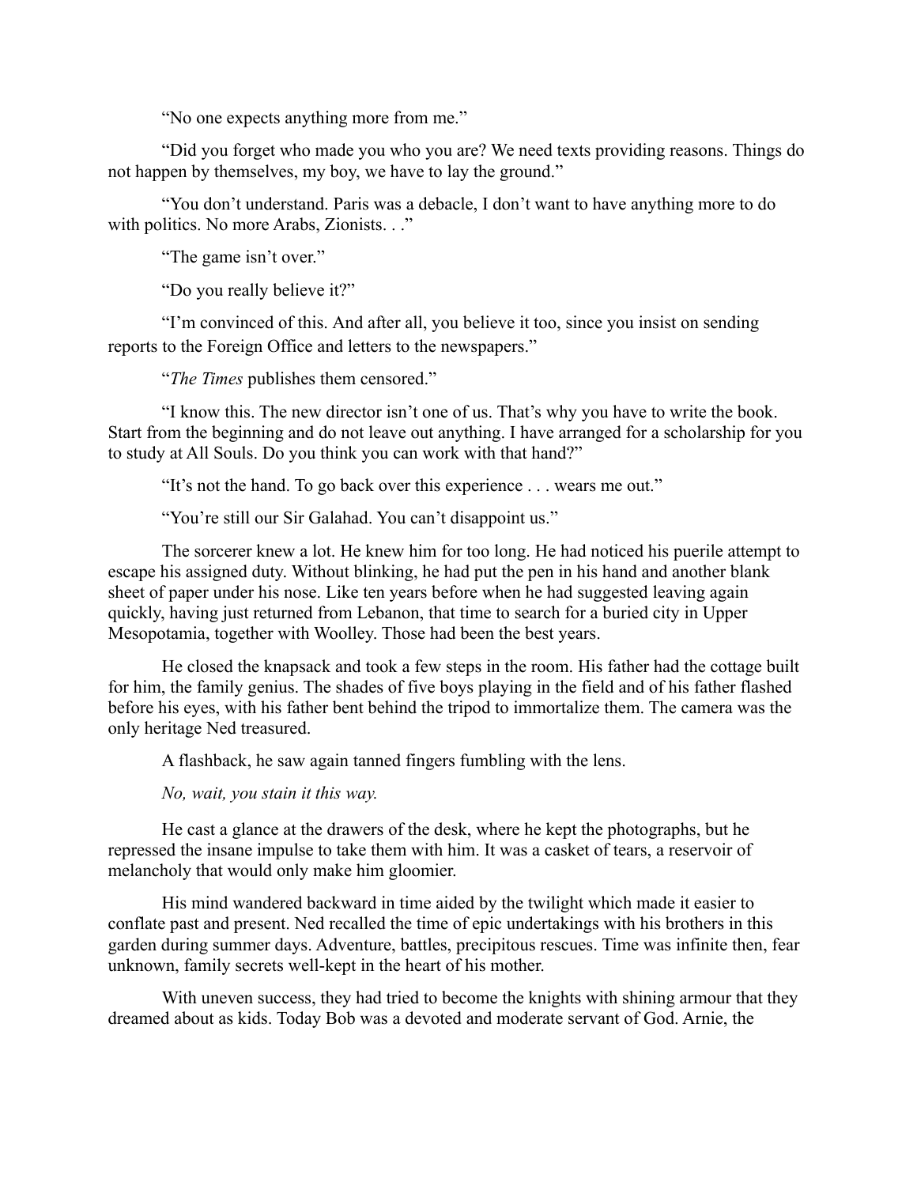"No one expects anything more from me."

"Did you forget who made you who you are? We need texts providing reasons. Things do not happen by themselves, my boy, we have to lay the ground."

"You don't understand. Paris was a debacle, I don't want to have anything more to do with politics. No more Arabs, Zionists. . ."

"The game isn't over."

"Do you really believe it?"

"I'm convinced of this. And after all, you believe it too, since you insist on sending reports to the Foreign Office and letters to the newspapers."

"*The Times* publishes them censored."

"I know this. The new director isn't one of us. That's why you have to write the book. Start from the beginning and do not leave out anything. I have arranged for a scholarship for you to study at All Souls. Do you think you can work with that hand?"

"It's not the hand. To go back over this experience . . . wears me out."

"You're still our Sir Galahad. You can't disappoint us."

The sorcerer knew a lot. He knew him for too long. He had noticed his puerile attempt to escape his assigned duty. Without blinking, he had put the pen in his hand and another blank sheet of paper under his nose. Like ten years before when he had suggested leaving again quickly, having just returned from Lebanon, that time to search for a buried city in Upper Mesopotamia, together with Woolley. Those had been the best years.

He closed the knapsack and took a few steps in the room. His father had the cottage built for him, the family genius. The shades of five boys playing in the field and of his father flashed before his eyes, with his father bent behind the tripod to immortalize them. The camera was the only heritage Ned treasured.

A flashback, he saw again tanned fingers fumbling with the lens.

*No, wait, you stain it this way.*

He cast a glance at the drawers of the desk, where he kept the photographs, but he repressed the insane impulse to take them with him. It was a casket of tears, a reservoir of melancholy that would only make him gloomier.

His mind wandered backward in time aided by the twilight which made it easier to conflate past and present. Ned recalled the time of epic undertakings with his brothers in this garden during summer days. Adventure, battles, precipitous rescues. Time was infinite then, fear unknown, family secrets well-kept in the heart of his mother.

With uneven success, they had tried to become the knights with shining armour that they dreamed about as kids. Today Bob was a devoted and moderate servant of God. Arnie, the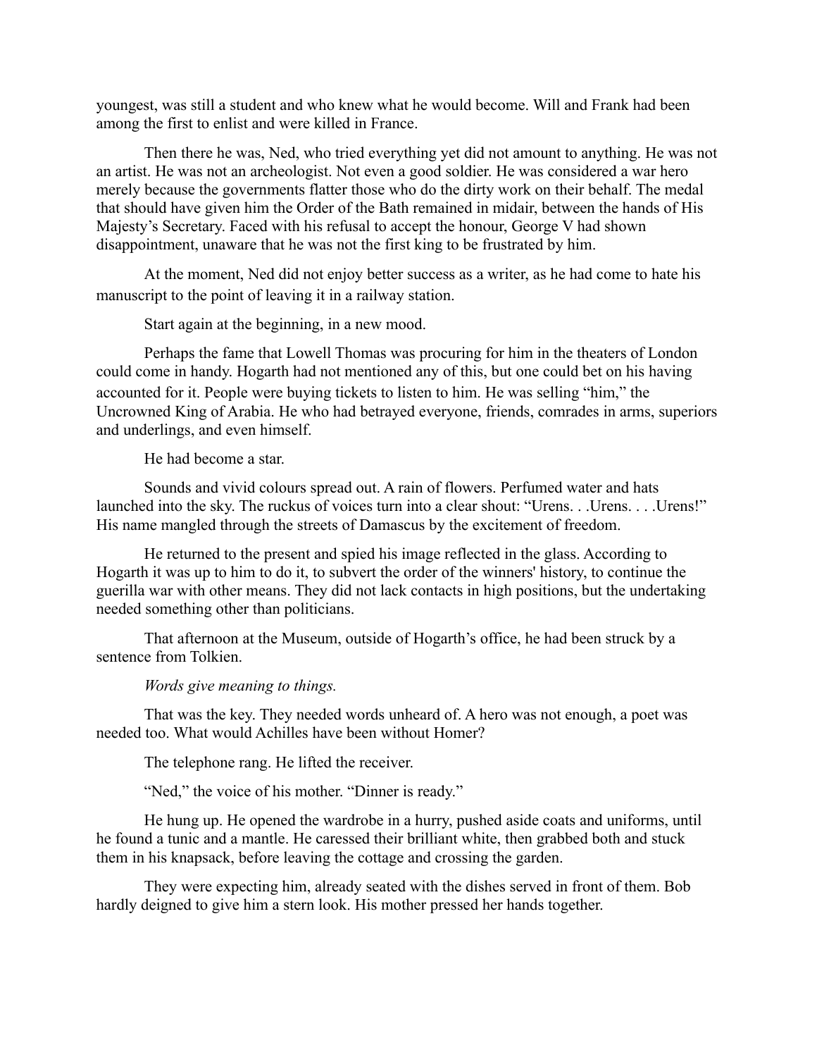youngest, was still a student and who knew what he would become. Will and Frank had been among the first to enlist and were killed in France.

Then there he was, Ned, who tried everything yet did not amount to anything. He was not an artist. He was not an archeologist. Not even a good soldier. He was considered a war hero merely because the governments flatter those who do the dirty work on their behalf. The medal that should have given him the Order of the Bath remained in midair, between the hands of His Majesty's Secretary. Faced with his refusal to accept the honour, George V had shown disappointment, unaware that he was not the first king to be frustrated by him.

At the moment, Ned did not enjoy better success as a writer, as he had come to hate his manuscript to the point of leaving it in a railway station.

Start again at the beginning, in a new mood.

Perhaps the fame that Lowell Thomas was procuring for him in the theaters of London could come in handy. Hogarth had not mentioned any of this, but one could bet on his having accounted for it. People were buying tickets to listen to him. He was selling "him," the Uncrowned King of Arabia. He who had betrayed everyone, friends, comrades in arms, superiors and underlings, and even himself.

He had become a star.

Sounds and vivid colours spread out. A rain of flowers. Perfumed water and hats launched into the sky. The ruckus of voices turn into a clear shout: "Urens. . .Urens. . . .Urens!" His name mangled through the streets of Damascus by the excitement of freedom.

He returned to the present and spied his image reflected in the glass. According to Hogarth it was up to him to do it, to subvert the order of the winners' history, to continue the guerilla war with other means. They did not lack contacts in high positions, but the undertaking needed something other than politicians.

That afternoon at the Museum, outside of Hogarth's office, he had been struck by a sentence from Tolkien.

*Words give meaning to things.*

That was the key. They needed words unheard of. A hero was not enough, a poet was needed too. What would Achilles have been without Homer?

The telephone rang. He lifted the receiver.

"Ned," the voice of his mother. "Dinner is ready."

He hung up. He opened the wardrobe in a hurry, pushed aside coats and uniforms, until he found a tunic and a mantle. He caressed their brilliant white, then grabbed both and stuck them in his knapsack, before leaving the cottage and crossing the garden.

They were expecting him, already seated with the dishes served in front of them. Bob hardly deigned to give him a stern look. His mother pressed her hands together.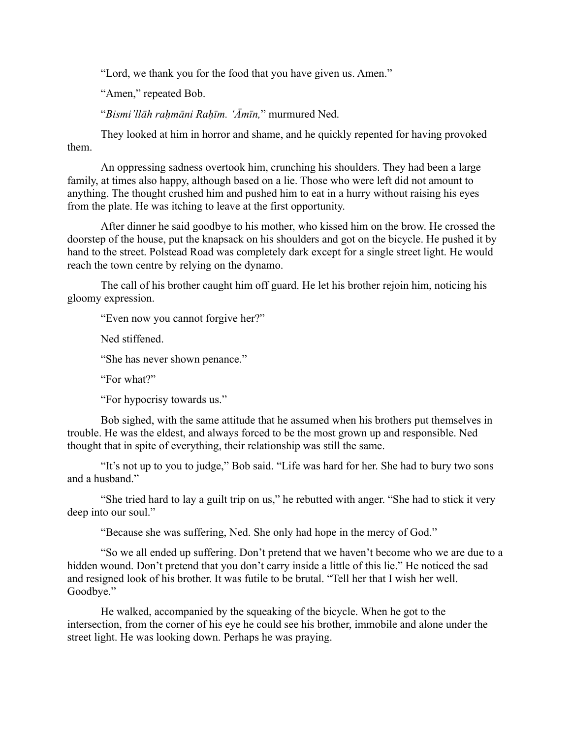"Lord, we thank you for the food that you have given us. Amen."

"Amen," repeated Bob.

"*Bismi'llāh raḥmāni Raḥīm. 'Āmīn,*" murmured Ned.

They looked at him in horror and shame, and he quickly repented for having provoked them.

An oppressing sadness overtook him, crunching his shoulders. They had been a large family, at times also happy, although based on a lie. Those who were left did not amount to anything. The thought crushed him and pushed him to eat in a hurry without raising his eyes from the plate. He was itching to leave at the first opportunity.

After dinner he said goodbye to his mother, who kissed him on the brow. He crossed the doorstep of the house, put the knapsack on his shoulders and got on the bicycle. He pushed it by hand to the street. Polstead Road was completely dark except for a single street light. He would reach the town centre by relying on the dynamo.

The call of his brother caught him off guard. He let his brother rejoin him, noticing his gloomy expression.

"Even now you cannot forgive her?"

Ned stiffened.

"She has never shown penance."

"For what?"

"For hypocrisy towards us."

Bob sighed, with the same attitude that he assumed when his brothers put themselves in trouble. He was the eldest, and always forced to be the most grown up and responsible. Ned thought that in spite of everything, their relationship was still the same.

"It's not up to you to judge," Bob said. "Life was hard for her. She had to bury two sons and a husband."

"She tried hard to lay a guilt trip on us," he rebutted with anger. "She had to stick it very deep into our soul."

"Because she was suffering, Ned. She only had hope in the mercy of God."

"So we all ended up suffering. Don't pretend that we haven't become who we are due to a hidden wound. Don't pretend that you don't carry inside a little of this lie." He noticed the sad and resigned look of his brother. It was futile to be brutal. "Tell her that I wish her well. Goodbye."

He walked, accompanied by the squeaking of the bicycle. When he got to the intersection, from the corner of his eye he could see his brother, immobile and alone under the street light. He was looking down. Perhaps he was praying.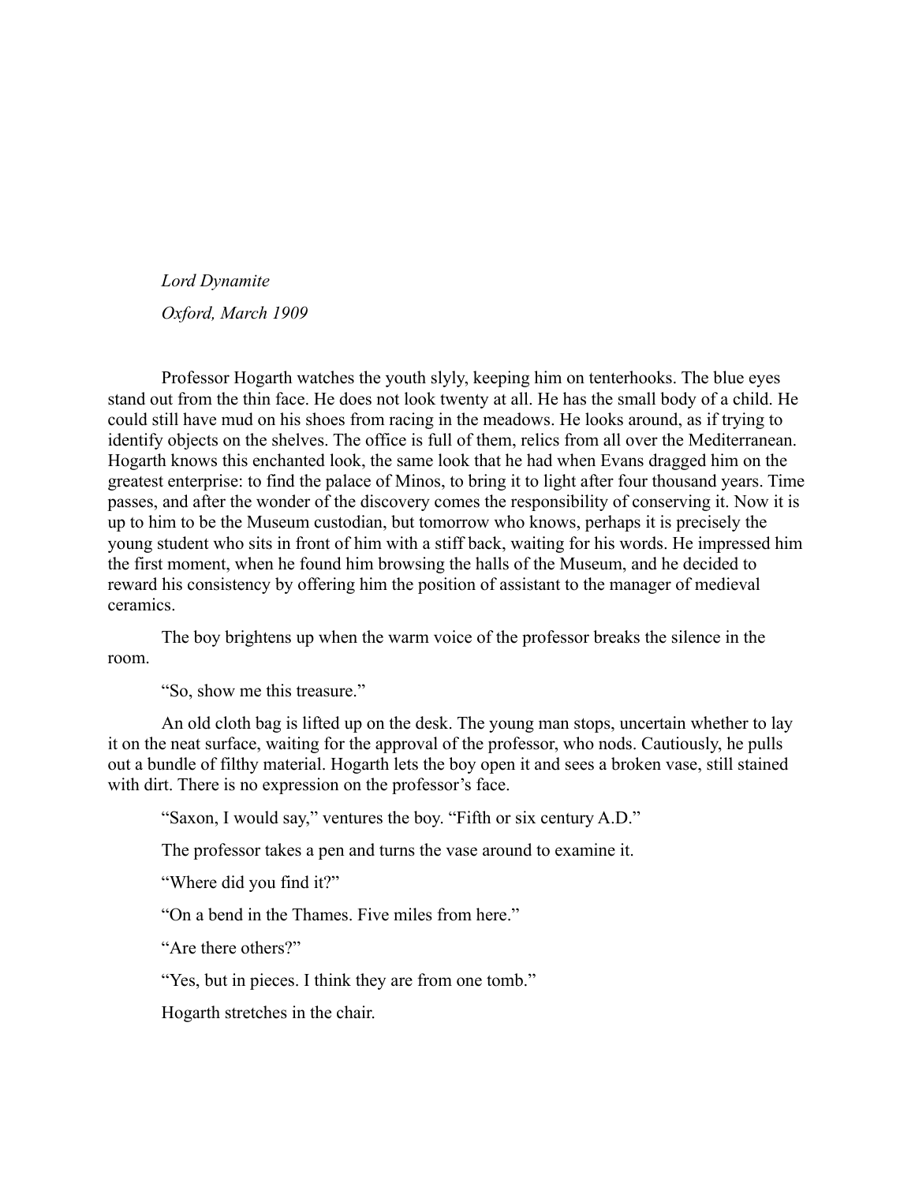*Lord Dynamite*

*Oxford, March 1909*

Professor Hogarth watches the youth slyly, keeping him on tenterhooks. The blue eyes stand out from the thin face. He does not look twenty at all. He has the small body of a child. He could still have mud on his shoes from racing in the meadows. He looks around, as if trying to identify objects on the shelves. The office is full of them, relics from all over the Mediterranean. Hogarth knows this enchanted look, the same look that he had when Evans dragged him on the greatest enterprise: to find the palace of Minos, to bring it to light after four thousand years. Time passes, and after the wonder of the discovery comes the responsibility of conserving it. Now it is up to him to be the Museum custodian, but tomorrow who knows, perhaps it is precisely the young student who sits in front of him with a stiff back, waiting for his words. He impressed him the first moment, when he found him browsing the halls of the Museum, and he decided to reward his consistency by offering him the position of assistant to the manager of medieval ceramics.

The boy brightens up when the warm voice of the professor breaks the silence in the room.

"So, show me this treasure."

An old cloth bag is lifted up on the desk. The young man stops, uncertain whether to lay it on the neat surface, waiting for the approval of the professor, who nods. Cautiously, he pulls out a bundle of filthy material. Hogarth lets the boy open it and sees a broken vase, still stained with dirt. There is no expression on the professor's face.

"Saxon, I would say," ventures the boy. "Fifth or six century A.D."

The professor takes a pen and turns the vase around to examine it.

"Where did you find it?"

"On a bend in the Thames. Five miles from here."

"Are there others?"

"Yes, but in pieces. I think they are from one tomb."

Hogarth stretches in the chair.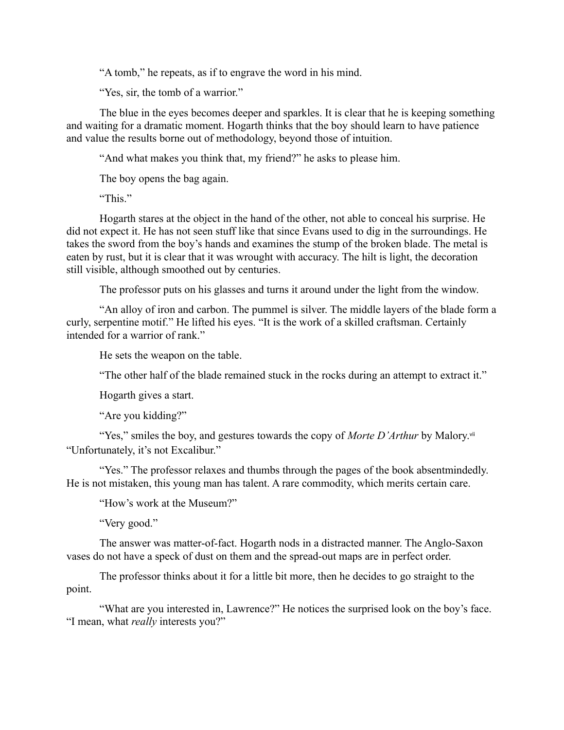"A tomb," he repeats, as if to engrave the word in his mind.

"Yes, sir, the tomb of a warrior."

The blue in the eyes becomes deeper and sparkles. It is clear that he is keeping something and waiting for a dramatic moment. Hogarth thinks that the boy should learn to have patience and value the results borne out of methodology, beyond those of intuition.

"And what makes you think that, my friend?" he asks to please him.

The boy opens the bag again.

"This."

Hogarth stares at the object in the hand of the other, not able to conceal his surprise. He did not expect it. He has not seen stuff like that since Evans used to dig in the surroundings. He takes the sword from the boy's hands and examines the stump of the broken blade. The metal is eaten by rust, but it is clear that it was wrought with accuracy. The hilt is light, the decoration still visible, although smoothed out by centuries.

The professor puts on his glasses and turns it around under the light from the window.

"An alloy of iron and carbon. The pummel is silver. The middle layers of the blade form a curly, serpentine motif." He lifted his eyes. "It is the work of a skilled craftsman. Certainly intended for a warrior of rank."

He sets the weapon on the table.

"The other half of the blade remained stuck in the rocks during an attempt to extract it."

Hogarth gives a start.

"Are you kidding?"

"Yes," smiles the boy, and gestures towards the copy of *Morte D'Arthur* by Malory.[vii] "Unfortunately, it's not Excalibur."

"Yes." The professor relaxes and thumbs through the pages of the book absentmindedly. He is not mistaken, this young man has talent. A rare commodity, which merits certain care.

"How's work at the Museum?"

"Very good."

The answer was matter-of-fact. Hogarth nods in a distracted manner. The Anglo-Saxon vases do not have a speck of dust on them and the spread-out maps are in perfect order.

The professor thinks about it for a little bit more, then he decides to go straight to the point.

"What are you interested in, Lawrence?" He notices the surprised look on the boy's face. "I mean, what *really* interests you?"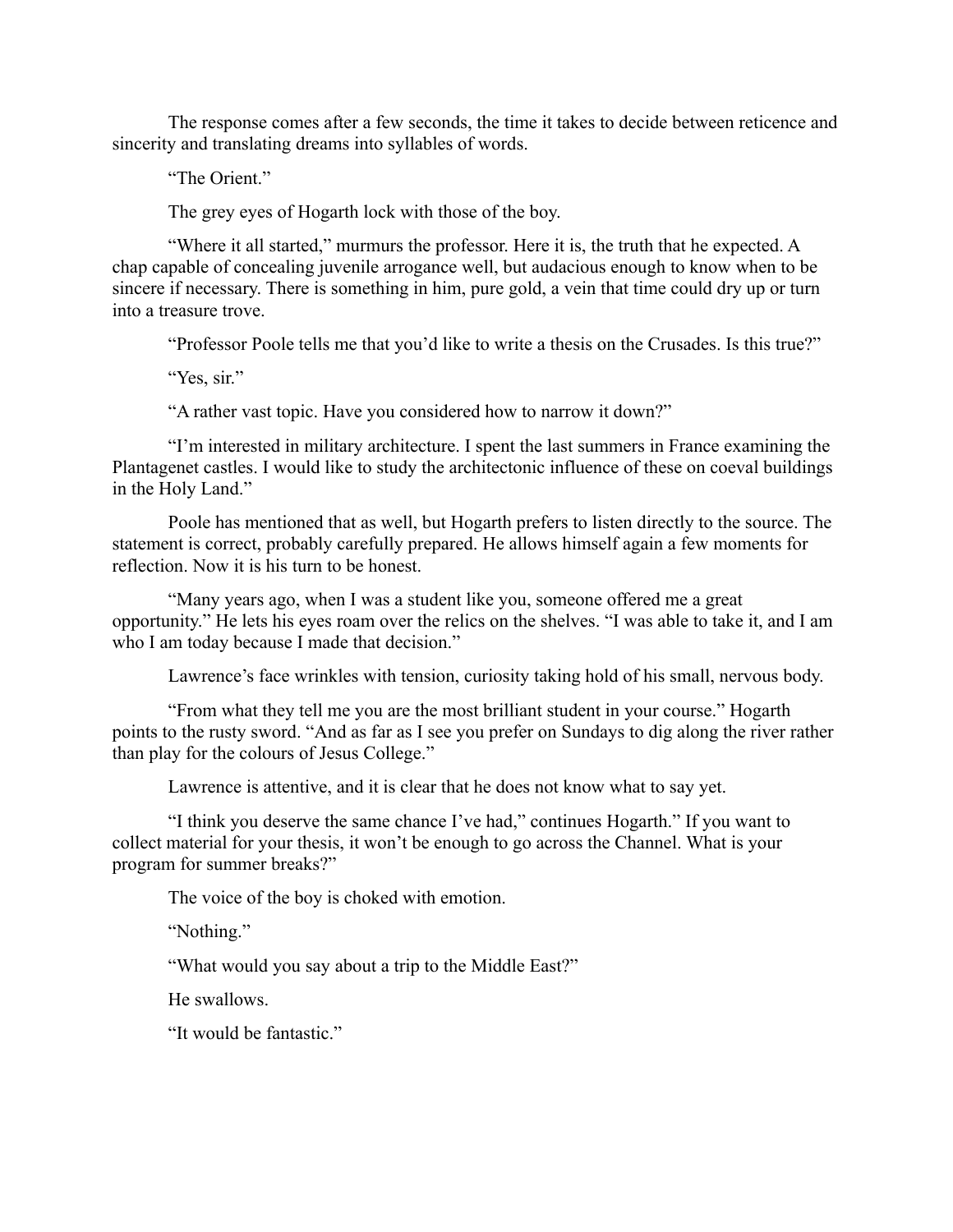The response comes after a few seconds, the time it takes to decide between reticence and sincerity and translating dreams into syllables of words.

"The Orient."

The grey eyes of Hogarth lock with those of the boy.

"Where it all started," murmurs the professor. Here it is, the truth that he expected. A chap capable of concealing juvenile arrogance well, but audacious enough to know when to be sincere if necessary. There is something in him, pure gold, a vein that time could dry up or turn into a treasure trove.

"Professor Poole tells me that you'd like to write a thesis on the Crusades. Is this true?"

"Yes, sir."

"A rather vast topic. Have you considered how to narrow it down?"

"I'm interested in military architecture. I spent the last summers in France examining the Plantagenet castles. I would like to study the architectonic influence of these on coeval buildings in the Holy Land."

Poole has mentioned that as well, but Hogarth prefers to listen directly to the source. The statement is correct, probably carefully prepared. He allows himself again a few moments for reflection. Now it is his turn to be honest.

"Many years ago, when I was a student like you, someone offered me a great opportunity." He lets his eyes roam over the relics on the shelves. "I was able to take it, and I am who I am today because I made that decision."

Lawrence's face wrinkles with tension, curiosity taking hold of his small, nervous body.

"From what they tell me you are the most brilliant student in your course." Hogarth points to the rusty sword. "And as far as I see you prefer on Sundays to dig along the river rather than play for the colours of Jesus College."

Lawrence is attentive, and it is clear that he does not know what to say yet.

"I think you deserve the same chance I've had," continues Hogarth." If you want to collect material for your thesis, it won't be enough to go across the Channel. What is your program for summer breaks?"

The voice of the boy is choked with emotion.

"Nothing."

"What would you say about a trip to the Middle East?"

He swallows.

"It would be fantastic."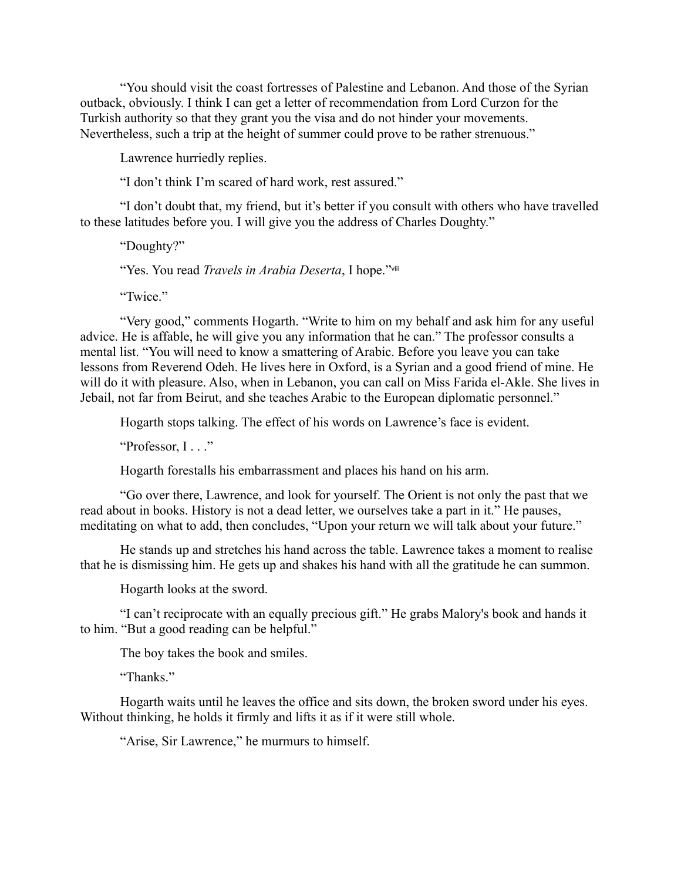"You should visit the coast fortresses of Palestine and Lebanon. And those of the Syrian outback, obviously. I think I can get a letter of recommendation from Lord Curzon for the Turkish authority so that they grant you the visa and do not hinder your movements. Nevertheless, such a trip at the height of summer could prove to be rather strenuous."

Lawrence hurriedly replies.

"I don't think I'm scared of hard work, rest assured."

"I don't doubt that, my friend, but it's better if you consult with others who have travelled to these latitudes before you. I will give you the address of Charles Doughty."

"Doughty?"

"Yes. You read *Travels in Arabia Deserta*, I hope."[viii]

"Twice."

"Very good," comments Hogarth. "Write to him on my behalf and ask him for any useful advice. He is affable, he will give you any information that he can." The professor consults a mental list. "You will need to know a smattering of Arabic. Before you leave you can take lessons from Reverend Odeh. He lives here in Oxford, is a Syrian and a good friend of mine. He will do it with pleasure. Also, when in Lebanon, you can call on Miss Farida el-Akle. She lives in Jebail, not far from Beirut, and she teaches Arabic to the European diplomatic personnel."

Hogarth stops talking. The effect of his words on Lawrence's face is evident.

"Professor, I . . ."

Hogarth forestalls his embarrassment and places his hand on his arm.

"Go over there, Lawrence, and look for yourself. The Orient is not only the past that we read about in books. History is not a dead letter, we ourselves take a part in it." He pauses, meditating on what to add, then concludes, "Upon your return we will talk about your future."

He stands up and stretches his hand across the table. Lawrence takes a moment to realise that he is dismissing him. He gets up and shakes his hand with all the gratitude he can summon.

Hogarth looks at the sword.

"I can't reciprocate with an equally precious gift." He grabs Malory's book and hands it to him. "But a good reading can be helpful."

The boy takes the book and smiles.

"Thanks."

Hogarth waits until he leaves the office and sits down, the broken sword under his eyes. Without thinking, he holds it firmly and lifts it as if it were still whole.

"Arise, Sir Lawrence," he murmurs to himself.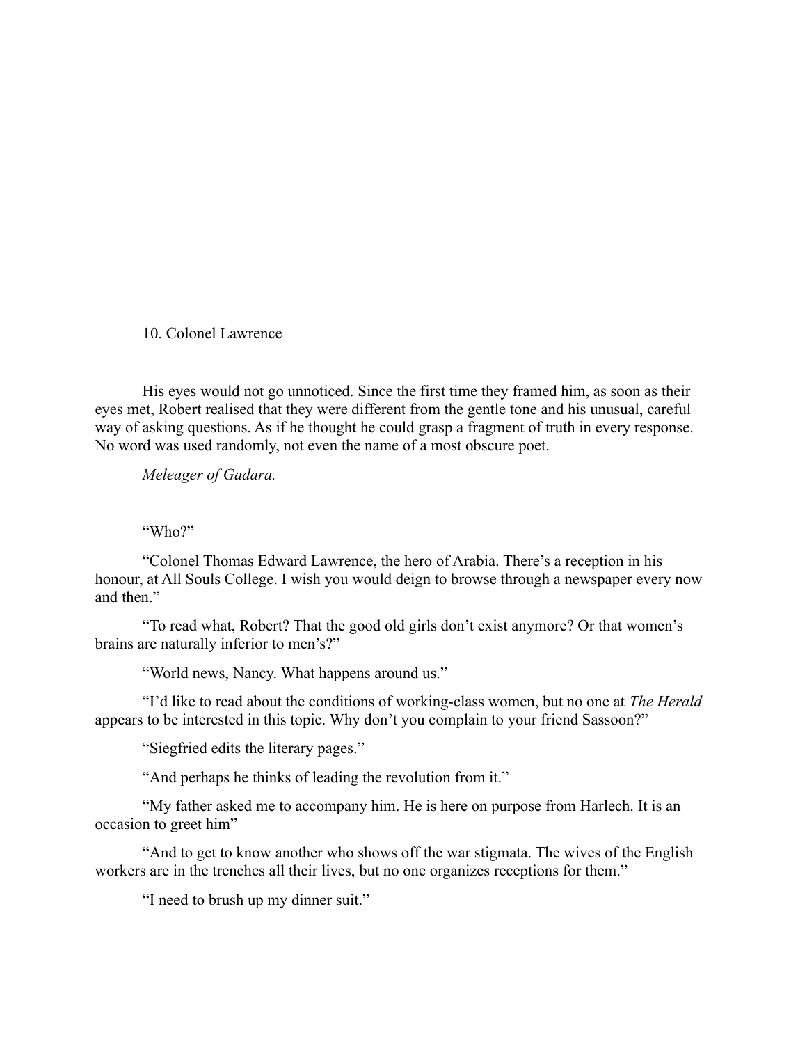# 10. Colonel Lawrence

His eyes would not go unnoticed. Since the first time they framed him, as soon as their eyes met, Robert realised that they were different from the gentle tone and his unusual, careful way of asking questions. As if he thought he could grasp a fragment of truth in every response. No word was used randomly, not even the name of a most obscure poet.

*Meleager of Gadara.*

"Who?"

"Colonel Thomas Edward Lawrence, the hero of Arabia. There's a reception in his honour, at All Souls College. I wish you would deign to browse through a newspaper every now and then."

"To read what, Robert? That the good old girls don't exist anymore? Or that women's brains are naturally inferior to men's?"

"World news, Nancy. What happens around us."

"I'd like to read about the conditions of working-class women, but no one at *The Herald* appears to be interested in this topic. Why don't you complain to your friend Sassoon?"

"Siegfried edits the literary pages."

"And perhaps he thinks of leading the revolution from it."

"My father asked me to accompany him. He is here on purpose from Harlech. It is an occasion to greet him"

"And to get to know another who shows off the war stigmata. The wives of the English workers are in the trenches all their lives, but no one organizes receptions for them."

"I need to brush up my dinner suit."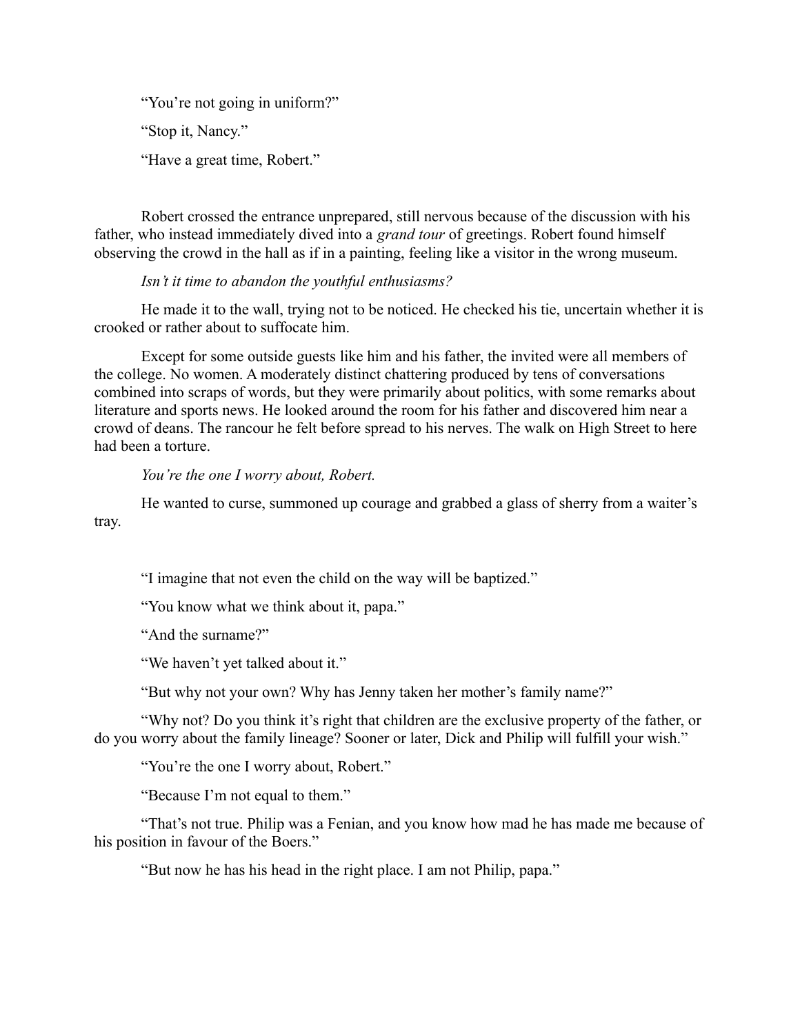"You're not going in uniform?"

"Stop it, Nancy."

"Have a great time, Robert."

Robert crossed the entrance unprepared, still nervous because of the discussion with his father, who instead immediately dived into a *grand tour* of greetings. Robert found himself observing the crowd in the hall as if in a painting, feeling like a visitor in the wrong museum.

*Isn't it time to abandon the youthful enthusiasms?*

He made it to the wall, trying not to be noticed. He checked his tie, uncertain whether it is crooked or rather about to suffocate him.

Except for some outside guests like him and his father, the invited were all members of the college. No women. A moderately distinct chattering produced by tens of conversations combined into scraps of words, but they were primarily about politics, with some remarks about literature and sports news. He looked around the room for his father and discovered him near a crowd of deans. The rancour he felt before spread to his nerves. The walk on High Street to here had been a torture.

*You're the one I worry about, Robert.*

He wanted to curse, summoned up courage and grabbed a glass of sherry from a waiter's tray.

"I imagine that not even the child on the way will be baptized."

"You know what we think about it, papa."

"And the surname?"

"We haven't yet talked about it."

"But why not your own? Why has Jenny taken her mother's family name?"

"Why not? Do you think it's right that children are the exclusive property of the father, or do you worry about the family lineage? Sooner or later, Dick and Philip will fulfill your wish."

"You're the one I worry about, Robert."

"Because I'm not equal to them."

"That's not true. Philip was a Fenian, and you know how mad he has made me because of his position in favour of the Boers."

"But now he has his head in the right place. I am not Philip, papa."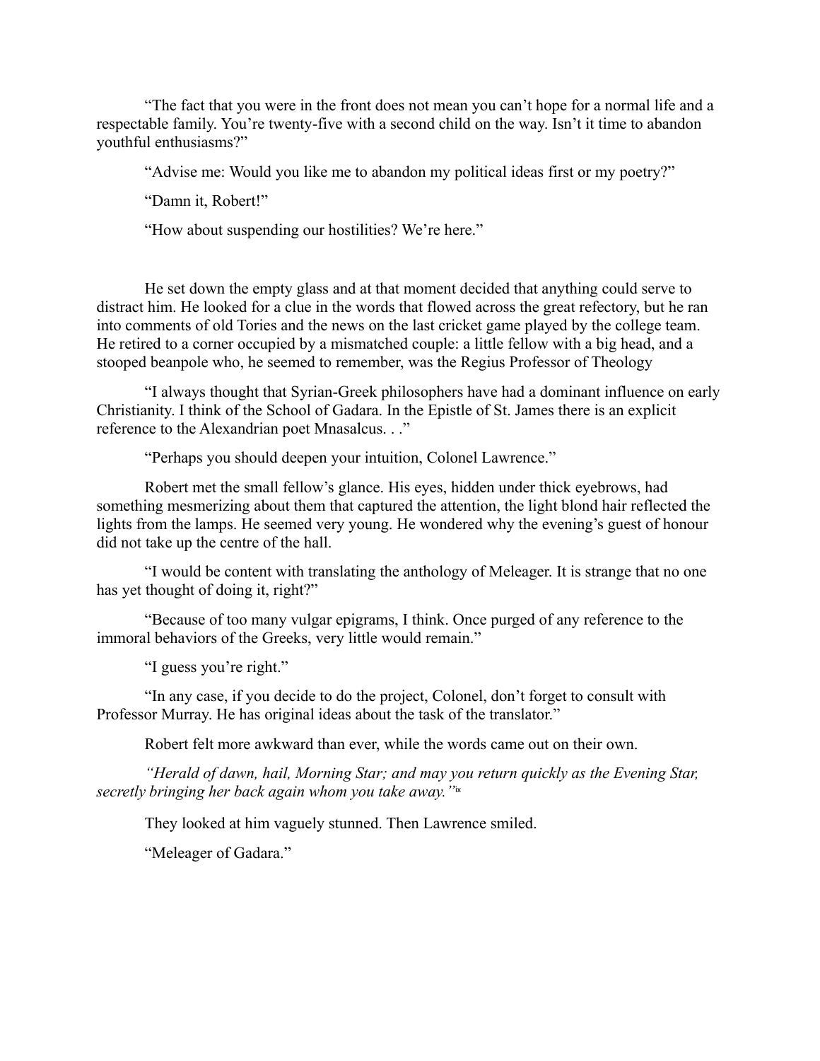"The fact that you were in the front does not mean you can't hope for a normal life and a respectable family. You're twenty-five with a second child on the way. Isn't it time to abandon youthful enthusiasms?"

"Advise me: Would you like me to abandon my political ideas first or my poetry?"

"Damn it, Robert!"

"How about suspending our hostilities? We're here."

He set down the empty glass and at that moment decided that anything could serve to distract him. He looked for a clue in the words that flowed across the great refectory, but he ran into comments of old Tories and the news on the last cricket game played by the college team. He retired to a corner occupied by a mismatched couple: a little fellow with a big head, and a stooped beanpole who, he seemed to remember, was the Regius Professor of Theology

"I always thought that Syrian-Greek philosophers have had a dominant influence on early Christianity. I think of the School of Gadara. In the Epistle of St. James there is an explicit reference to the Alexandrian poet Mnasalcus. . ."

"Perhaps you should deepen your intuition, Colonel Lawrence."

Robert met the small fellow's glance. His eyes, hidden under thick eyebrows, had something mesmerizing about them that captured the attention, the light blond hair reflected the lights from the lamps. He seemed very young. He wondered why the evening's guest of honour did not take up the centre of the hall.

"I would be content with translating the anthology of Meleager. It is strange that no one has yet thought of doing it, right?"

"Because of too many vulgar epigrams, I think. Once purged of any reference to the immoral behaviors of the Greeks, very little would remain."

"I guess you're right."

"In any case, if you decide to do the project, Colonel, don't forget to consult with Professor Murray. He has original ideas about the task of the translator."

Robert felt more awkward than ever, while the words came out on their own.

*"Herald of dawn, hail, Morning Star; and may you return quickly as the Evening Star, secretly bringing her back again whom you take away."*[ix]

They looked at him vaguely stunned. Then Lawrence smiled.

"Meleager of Gadara."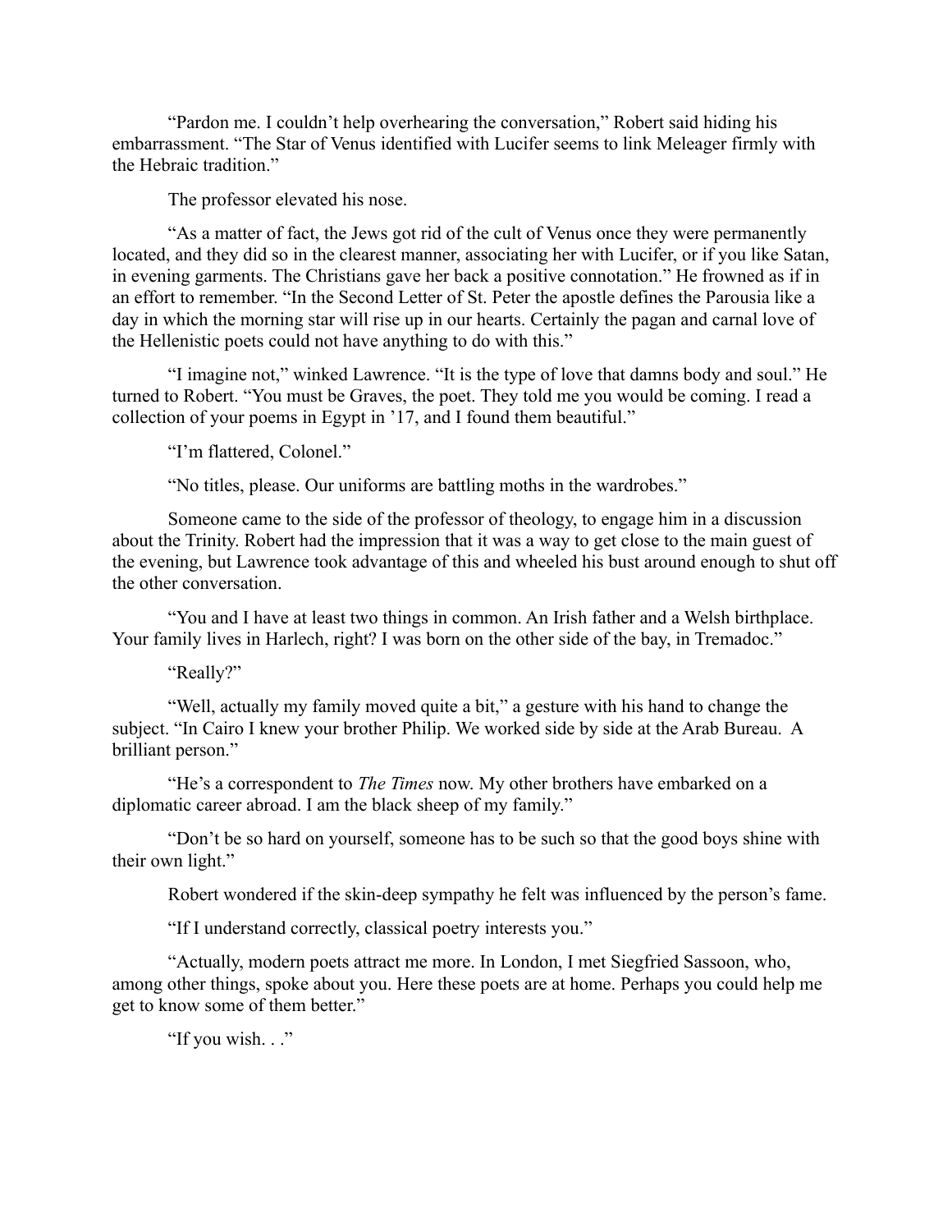"Pardon me. I couldn't help overhearing the conversation," Robert said hiding his embarrassment. "The Star of Venus identified with Lucifer seems to link Meleager firmly with the Hebraic tradition."

The professor elevated his nose.

"As a matter of fact, the Jews got rid of the cult of Venus once they were permanently located, and they did so in the clearest manner, associating her with Lucifer, or if you like Satan, in evening garments. The Christians gave her back a positive connotation." He frowned as if in an effort to remember. "In the Second Letter of St. Peter the apostle defines the Parousia like a day in which the morning star will rise up in our hearts. Certainly the pagan and carnal love of the Hellenistic poets could not have anything to do with this."

"I imagine not," winked Lawrence. "It is the type of love that damns body and soul." He turned to Robert. "You must be Graves, the poet. They told me you would be coming. I read a collection of your poems in Egypt in '17, and I found them beautiful."

"I'm flattered, Colonel."

"No titles, please. Our uniforms are battling moths in the wardrobes."

Someone came to the side of the professor of theology, to engage him in a discussion about the Trinity. Robert had the impression that it was a way to get close to the main guest of the evening, but Lawrence took advantage of this and wheeled his bust around enough to shut off the other conversation.

"You and I have at least two things in common. An Irish father and a Welsh birthplace. Your family lives in Harlech, right? I was born on the other side of the bay, in Tremadoc."

"Really?"

"Well, actually my family moved quite a bit," a gesture with his hand to change the subject. "In Cairo I knew your brother Philip. We worked side by side at the Arab Bureau. A brilliant person."

"He's a correspondent to *The Times* now. My other brothers have embarked on a diplomatic career abroad. I am the black sheep of my family."

"Don't be so hard on yourself, someone has to be such so that the good boys shine with their own light."

Robert wondered if the skin-deep sympathy he felt was influenced by the person's fame.

"If I understand correctly, classical poetry interests you."

"Actually, modern poets attract me more. In London, I met Siegfried Sassoon, who, among other things, spoke about you. Here these poets are at home. Perhaps you could help me get to know some of them better."

"If you wish. . ."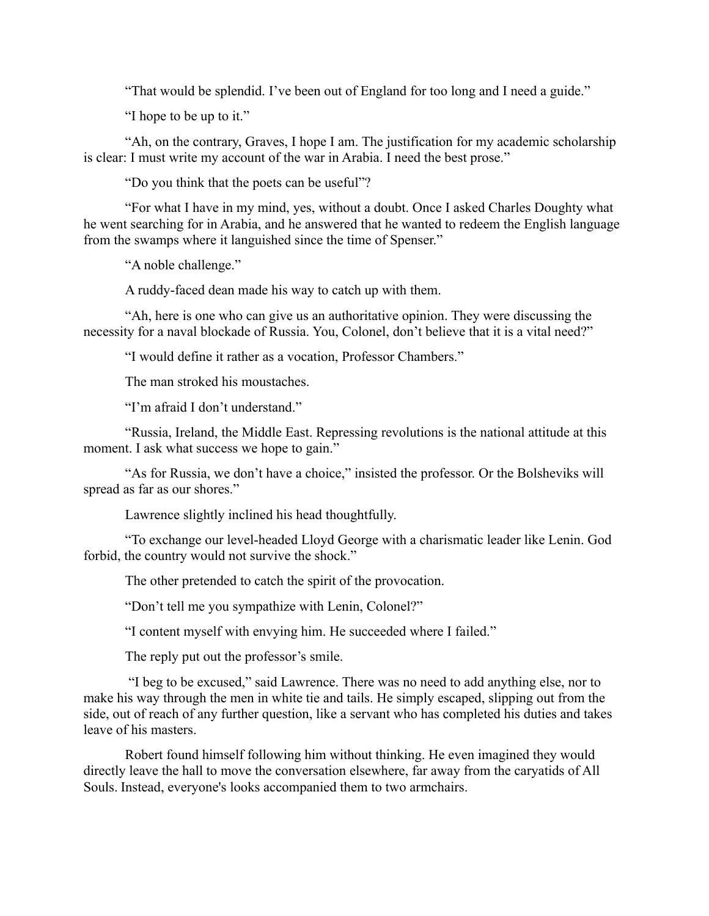“That would be splendid. I’ve been out of England for too long and I need a guide.”

“I hope to be up to it.”

“Ah, on the contrary, Graves, I hope I am. The justification for my academic scholarship is clear: I must write my account of the war in Arabia. I need the best prose.”

“Do you think that the poets can be useful”?

“For what I have in my mind, yes, without a doubt. Once I asked Charles Doughty what he went searching for in Arabia, and he answered that he wanted to redeem the English language from the swamps where it languished since the time of Spenser.”

“A noble challenge.”

A ruddy-faced dean made his way to catch up with them.

“Ah, here is one who can give us an authoritative opinion. They were discussing the necessity for a naval blockade of Russia. You, Colonel, don’t believe that it is a vital need?”

“I would define it rather as a vocation, Professor Chambers.”

The man stroked his moustaches.

“I’m afraid I don’t understand.”

“Russia, Ireland, the Middle East. Repressing revolutions is the national attitude at this moment. I ask what success we hope to gain.”

“As for Russia, we don’t have a choice,” insisted the professor. Or the Bolsheviks will spread as far as our shores.”

Lawrence slightly inclined his head thoughtfully.

“To exchange our level-headed Lloyd George with a charismatic leader like Lenin. God forbid, the country would not survive the shock.”

The other pretended to catch the spirit of the provocation.

“Don’t tell me you sympathize with Lenin, Colonel?”

“I content myself with envying him. He succeeded where I failed.”

The reply put out the professor’s smile.

“I beg to be excused,” said Lawrence. There was no need to add anything else, nor to make his way through the men in white tie and tails. He simply escaped, slipping out from the side, out of reach of any further question, like a servant who has completed his duties and takes leave of his masters.

Robert found himself following him without thinking. He even imagined they would directly leave the hall to move the conversation elsewhere, far away from the caryatids of All Souls. Instead, everyone's looks accompanied them to two armchairs.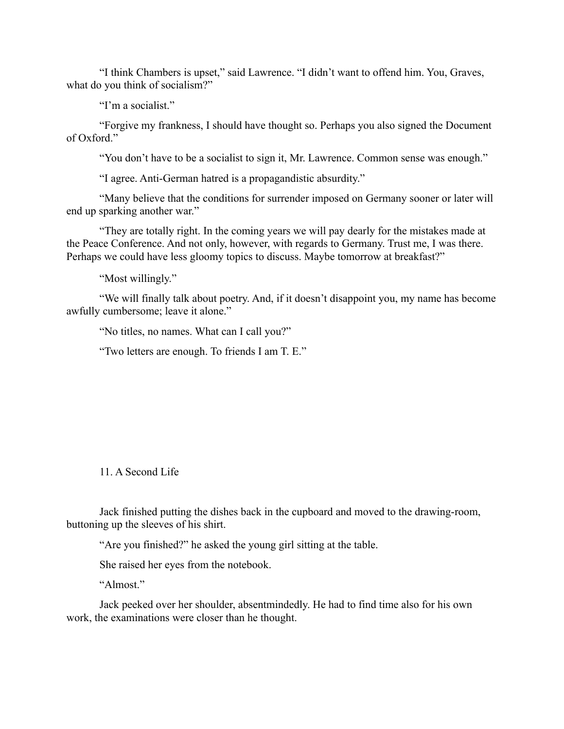"I think Chambers is upset," said Lawrence. "I didn't want to offend him. You, Graves, what do you think of socialism?"

"I'm a socialist."

"Forgive my frankness, I should have thought so. Perhaps you also signed the Document of Oxford."

"You don't have to be a socialist to sign it, Mr. Lawrence. Common sense was enough."

"I agree. Anti-German hatred is a propagandistic absurdity."

"Many believe that the conditions for surrender imposed on Germany sooner or later will end up sparking another war."

"They are totally right. In the coming years we will pay dearly for the mistakes made at the Peace Conference. And not only, however, with regards to Germany. Trust me, I was there. Perhaps we could have less gloomy topics to discuss. Maybe tomorrow at breakfast?"

"Most willingly."

"We will finally talk about poetry. And, if it doesn't disappoint you, my name has become awfully cumbersome; leave it alone."

"No titles, no names. What can I call you?"

"Two letters are enough. To friends I am T. E."

## 11. A Second Life

Jack finished putting the dishes back in the cupboard and moved to the drawing-room, buttoning up the sleeves of his shirt.

"Are you finished?" he asked the young girl sitting at the table.

She raised her eyes from the notebook.

"Almost."

Jack peeked over her shoulder, absentmindedly. He had to find time also for his own work, the examinations were closer than he thought.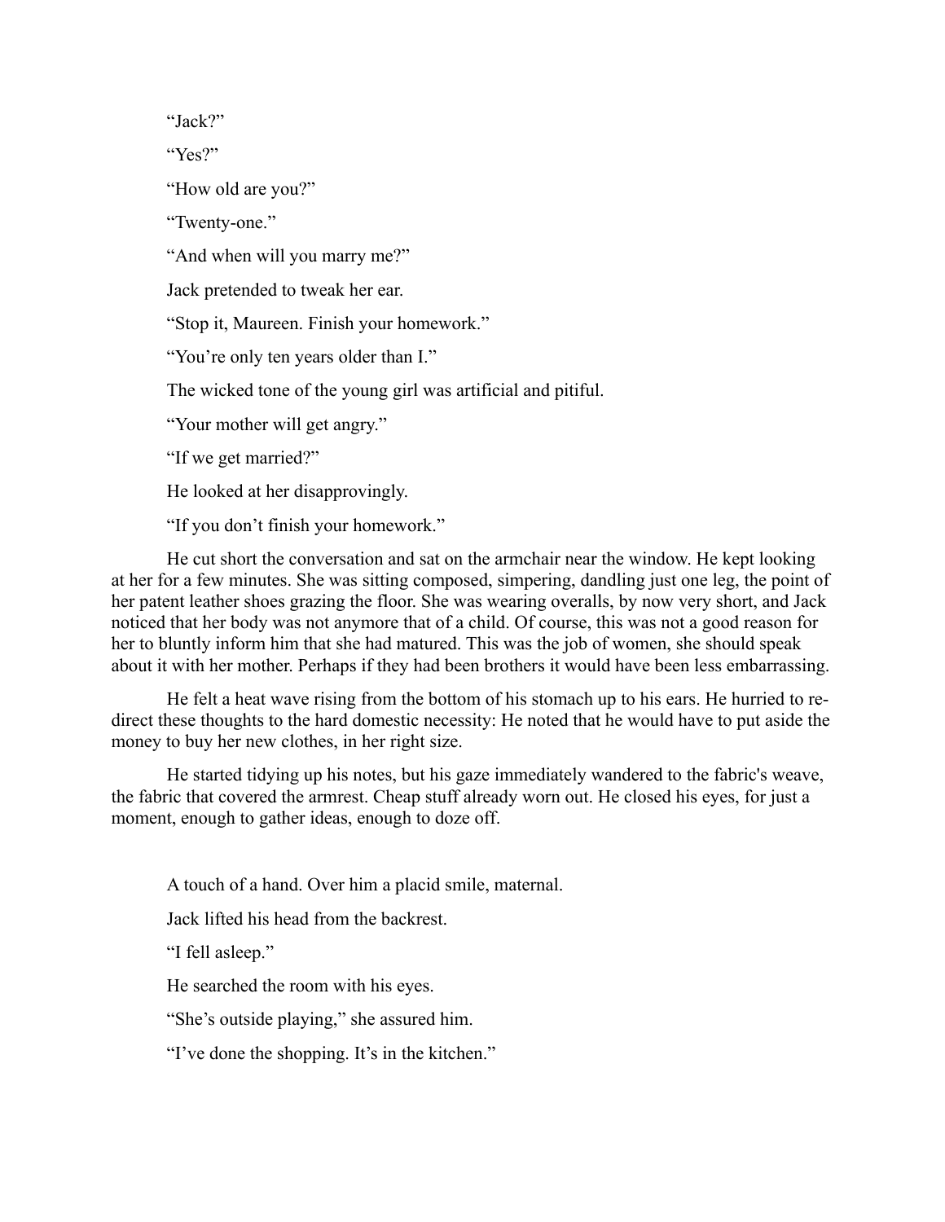"Jack?"

"Yes?"

"How old are you?"

"Twenty-one."

"And when will you marry me?"

Jack pretended to tweak her ear.

"Stop it, Maureen. Finish your homework."

"You're only ten years older than I."

The wicked tone of the young girl was artificial and pitiful.

"Your mother will get angry."

"If we get married?"

He looked at her disapprovingly.

"If you don't finish your homework."

He cut short the conversation and sat on the armchair near the window. He kept looking at her for a few minutes. She was sitting composed, simpering, dandling just one leg, the point of her patent leather shoes grazing the floor. She was wearing overalls, by now very short, and Jack noticed that her body was not anymore that of a child. Of course, this was not a good reason for her to bluntly inform him that she had matured. This was the job of women, she should speak about it with her mother. Perhaps if they had been brothers it would have been less embarrassing.

He felt a heat wave rising from the bottom of his stomach up to his ears. He hurried to re-direct these thoughts to the hard domestic necessity: He noted that he would have to put aside the money to buy her new clothes, in her right size.

He started tidying up his notes, but his gaze immediately wandered to the fabric's weave, the fabric that covered the armrest. Cheap stuff already worn out. He closed his eyes, for just a moment, enough to gather ideas, enough to doze off.

A touch of a hand. Over him a placid smile, maternal.

Jack lifted his head from the backrest.

"I fell asleep."

He searched the room with his eyes.

"She's outside playing," she assured him.

"I've done the shopping. It's in the kitchen."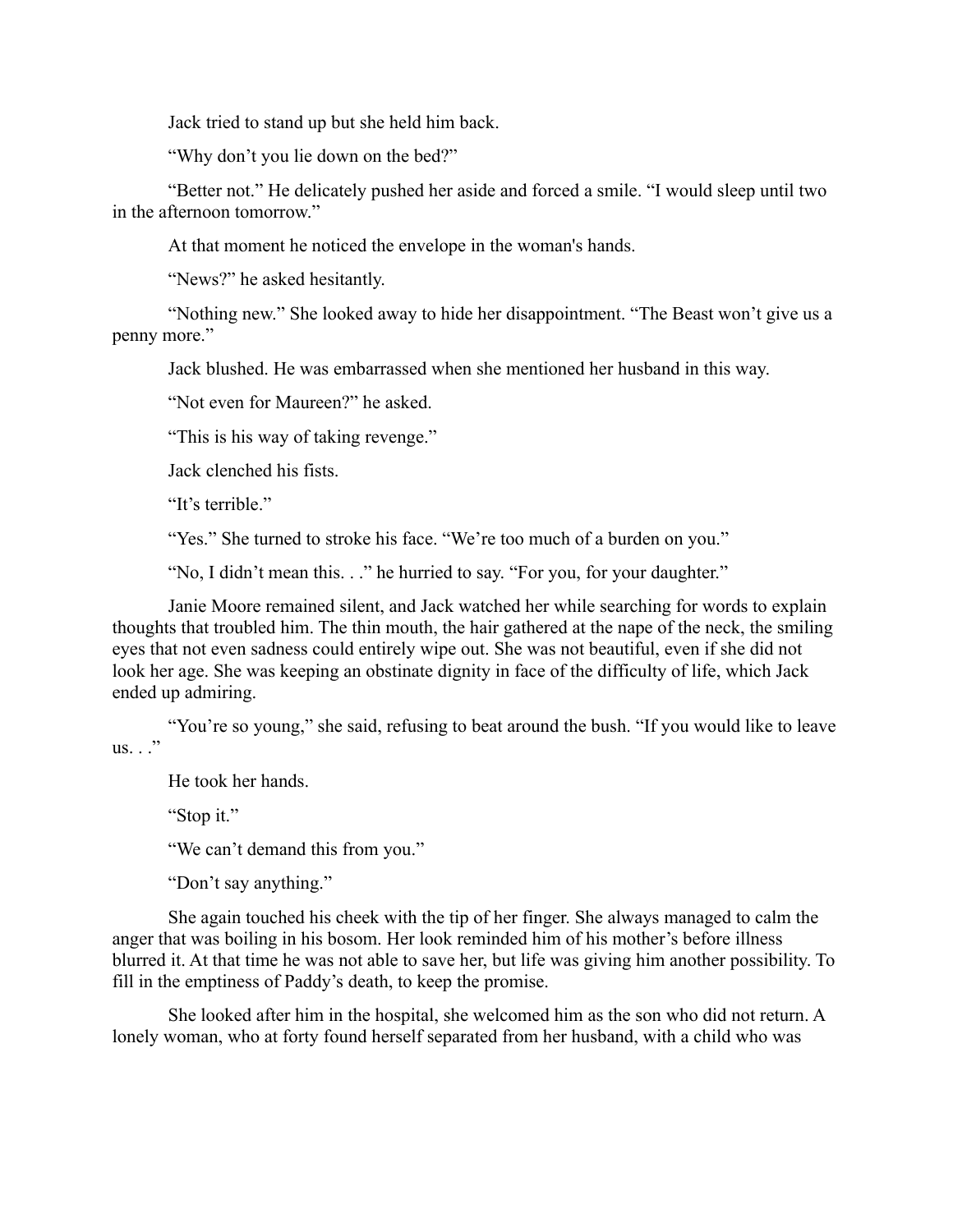Jack tried to stand up but she held him back.

"Why don't you lie down on the bed?"

"Better not." He delicately pushed her aside and forced a smile. "I would sleep until two in the afternoon tomorrow."

At that moment he noticed the envelope in the woman's hands.

"News?" he asked hesitantly.

"Nothing new." She looked away to hide her disappointment. "The Beast won't give us a penny more."

Jack blushed. He was embarrassed when she mentioned her husband in this way.

"Not even for Maureen?" he asked.

"This is his way of taking revenge."

Jack clenched his fists.

"It's terrible."

"Yes." She turned to stroke his face. "We're too much of a burden on you."

"No, I didn't mean this. . ." he hurried to say. "For you, for your daughter."

Janie Moore remained silent, and Jack watched her while searching for words to explain thoughts that troubled him. The thin mouth, the hair gathered at the nape of the neck, the smiling eyes that not even sadness could entirely wipe out. She was not beautiful, even if she did not look her age. She was keeping an obstinate dignity in face of the difficulty of life, which Jack ended up admiring.

"You're so young," she said, refusing to beat around the bush. "If you would like to leave us. . ."

He took her hands.

"Stop it."

"We can't demand this from you."

"Don't say anything."

She again touched his cheek with the tip of her finger. She always managed to calm the anger that was boiling in his bosom. Her look reminded him of his mother's before illness blurred it. At that time he was not able to save her, but life was giving him another possibility. To fill in the emptiness of Paddy's death, to keep the promise.

She looked after him in the hospital, she welcomed him as the son who did not return. A lonely woman, who at forty found herself separated from her husband, with a child who was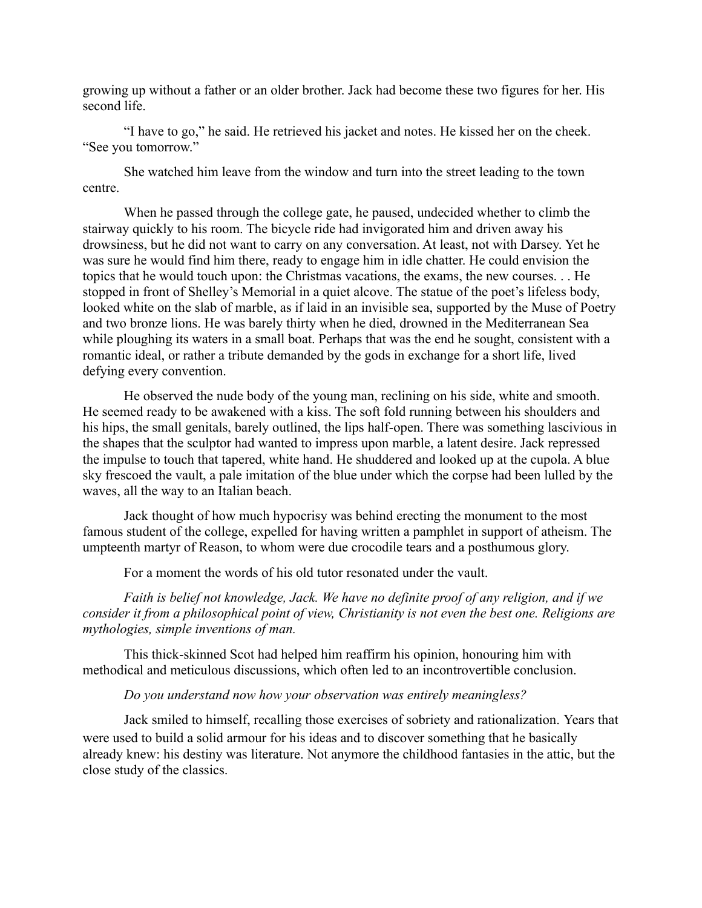growing up without a father or an older brother. Jack had become these two figures for her. His second life.

"I have to go," he said. He retrieved his jacket and notes. He kissed her on the cheek. "See you tomorrow."

She watched him leave from the window and turn into the street leading to the town centre.

When he passed through the college gate, he paused, undecided whether to climb the stairway quickly to his room. The bicycle ride had invigorated him and driven away his drowsiness, but he did not want to carry on any conversation. At least, not with Darsey. Yet he was sure he would find him there, ready to engage him in idle chatter. He could envision the topics that he would touch upon: the Christmas vacations, the exams, the new courses. . . He stopped in front of Shelley's Memorial in a quiet alcove. The statue of the poet's lifeless body, looked white on the slab of marble, as if laid in an invisible sea, supported by the Muse of Poetry and two bronze lions. He was barely thirty when he died, drowned in the Mediterranean Sea while ploughing its waters in a small boat. Perhaps that was the end he sought, consistent with a romantic ideal, or rather a tribute demanded by the gods in exchange for a short life, lived defying every convention.

He observed the nude body of the young man, reclining on his side, white and smooth. He seemed ready to be awakened with a kiss. The soft fold running between his shoulders and his hips, the small genitals, barely outlined, the lips half-open. There was something lascivious in the shapes that the sculptor had wanted to impress upon marble, a latent desire. Jack repressed the impulse to touch that tapered, white hand. He shuddered and looked up at the cupola. A blue sky frescoed the vault, a pale imitation of the blue under which the corpse had been lulled by the waves, all the way to an Italian beach.

Jack thought of how much hypocrisy was behind erecting the monument to the most famous student of the college, expelled for having written a pamphlet in support of atheism. The umpteenth martyr of Reason, to whom were due crocodile tears and a posthumous glory.

For a moment the words of his old tutor resonated under the vault.

*Faith is belief not knowledge, Jack. We have no definite proof of any religion, and if we consider it from a philosophical point of view, Christianity is not even the best one. Religions are mythologies, simple inventions of man.*

This thick-skinned Scot had helped him reaffirm his opinion, honouring him with methodical and meticulous discussions, which often led to an incontrovertible conclusion.

*Do you understand now how your observation was entirely meaningless?*

Jack smiled to himself, recalling those exercises of sobriety and rationalization. Years that were used to build a solid armour for his ideas and to discover something that he basically already knew: his destiny was literature. Not anymore the childhood fantasies in the attic, but the close study of the classics.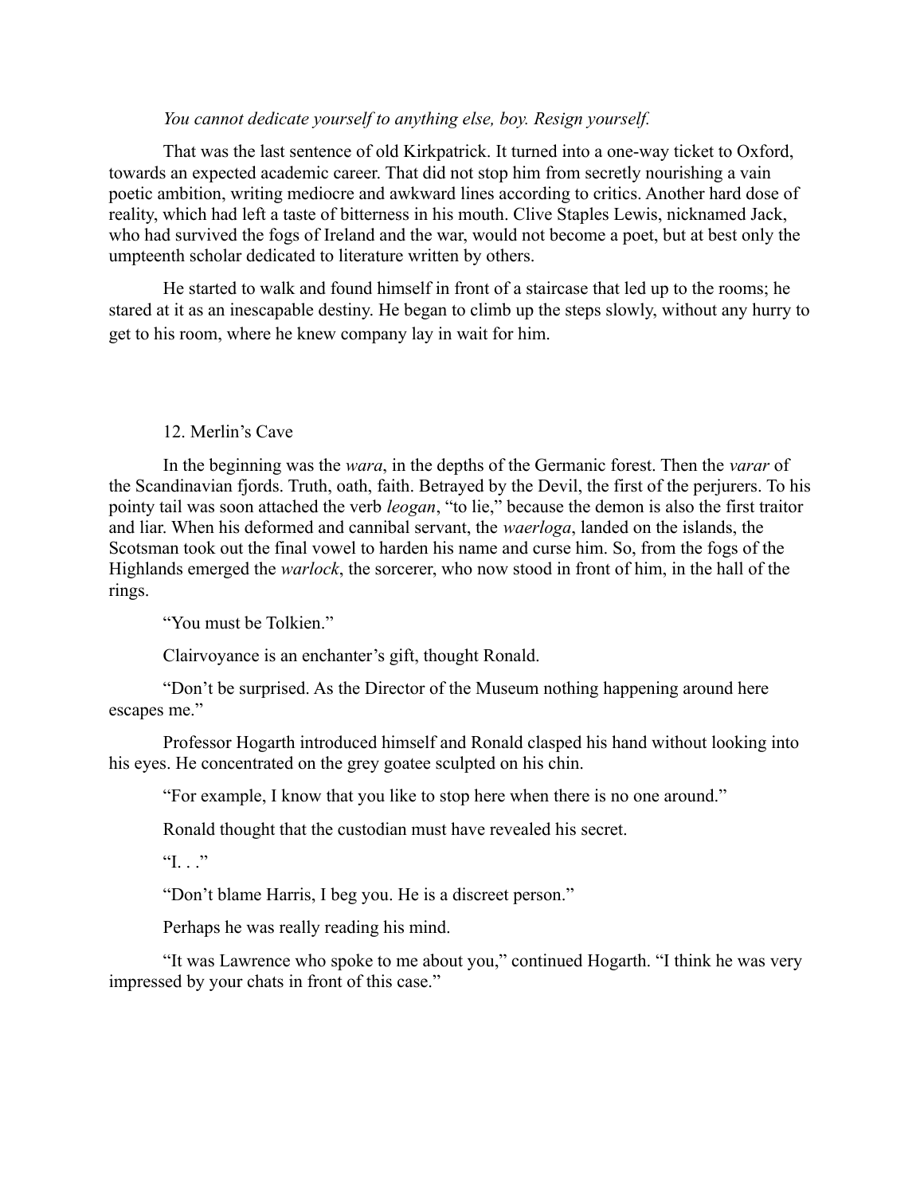*You cannot dedicate yourself to anything else, boy. Resign yourself.*

That was the last sentence of old Kirkpatrick. It turned into a one-way ticket to Oxford, towards an expected academic career. That did not stop him from secretly nourishing a vain poetic ambition, writing mediocre and awkward lines according to critics. Another hard dose of reality, which had left a taste of bitterness in his mouth. Clive Staples Lewis, nicknamed Jack, who had survived the fogs of Ireland and the war, would not become a poet, but at best only the umpteenth scholar dedicated to literature written by others.

He started to walk and found himself in front of a staircase that led up to the rooms; he stared at it as an inescapable destiny. He began to climb up the steps slowly, without any hurry to get to his room, where he knew company lay in wait for him.

## 12. Merlin's Cave

In the beginning was the *wara*, in the depths of the Germanic forest. Then the *varar* of the Scandinavian fjords. Truth, oath, faith. Betrayed by the Devil, the first of the perjurers. To his pointy tail was soon attached the verb *leogan*, "to lie," because the demon is also the first traitor and liar. When his deformed and cannibal servant, the *waerloga*, landed on the islands, the Scotsman took out the final vowel to harden his name and curse him. So, from the fogs of the Highlands emerged the *warlock*, the sorcerer, who now stood in front of him, in the hall of the rings.

"You must be Tolkien."

Clairvoyance is an enchanter's gift, thought Ronald.

"Don't be surprised. As the Director of the Museum nothing happening around here escapes me."

Professor Hogarth introduced himself and Ronald clasped his hand without looking into his eyes. He concentrated on the grey goatee sculpted on his chin.

"For example, I know that you like to stop here when there is no one around."

Ronald thought that the custodian must have revealed his secret.

"I. . ."

"Don't blame Harris, I beg you. He is a discreet person."

Perhaps he was really reading his mind.

"It was Lawrence who spoke to me about you," continued Hogarth. "I think he was very impressed by your chats in front of this case."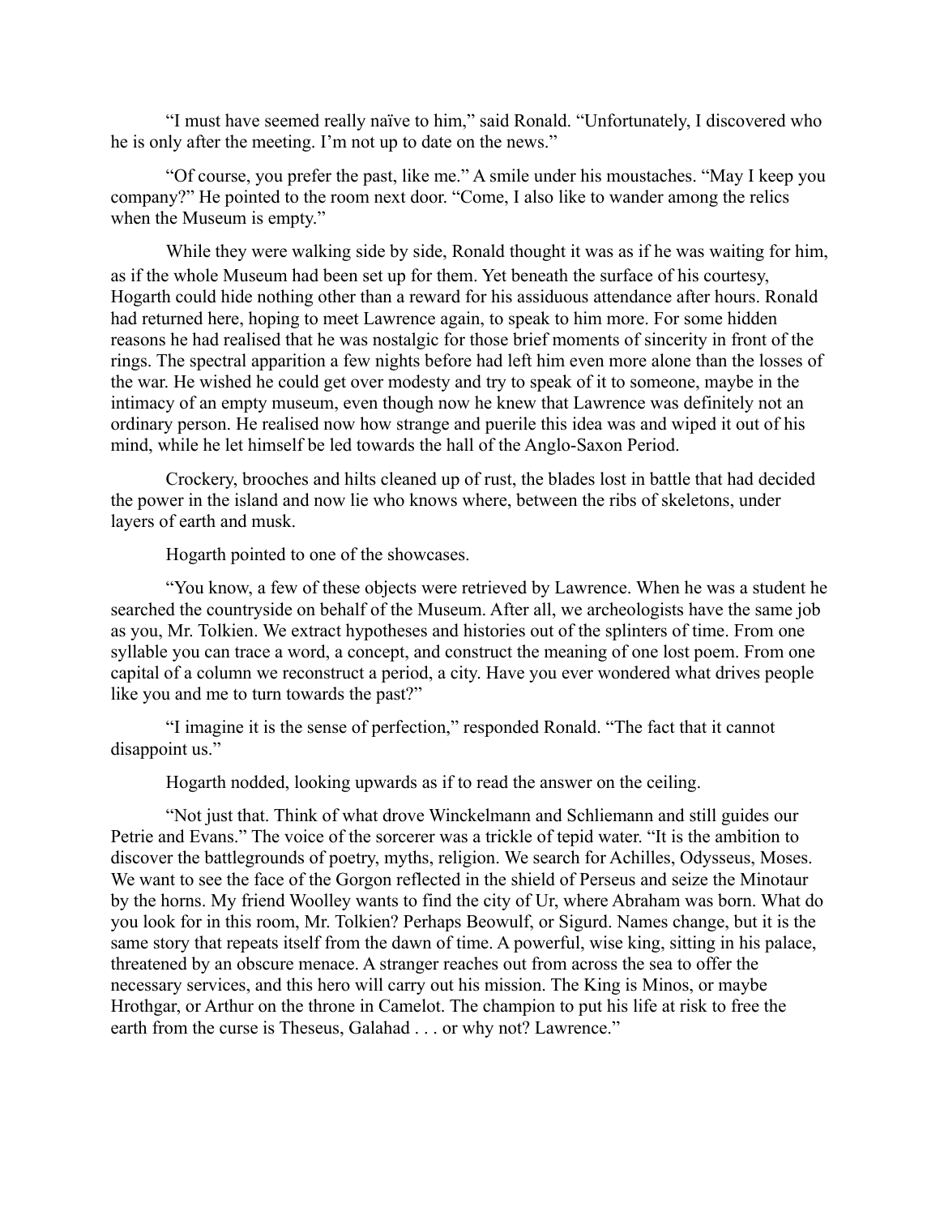"I must have seemed really naïve to him," said Ronald. "Unfortunately, I discovered who he is only after the meeting. I'm not up to date on the news."

"Of course, you prefer the past, like me." A smile under his moustaches. "May I keep you company?" He pointed to the room next door. "Come, I also like to wander among the relics when the Museum is empty."

While they were walking side by side, Ronald thought it was as if he was waiting for him, as if the whole Museum had been set up for them. Yet beneath the surface of his courtesy, Hogarth could hide nothing other than a reward for his assiduous attendance after hours. Ronald had returned here, hoping to meet Lawrence again, to speak to him more. For some hidden reasons he had realised that he was nostalgic for those brief moments of sincerity in front of the rings. The spectral apparition a few nights before had left him even more alone than the losses of the war. He wished he could get over modesty and try to speak of it to someone, maybe in the intimacy of an empty museum, even though now he knew that Lawrence was definitely not an ordinary person. He realised now how strange and puerile this idea was and wiped it out of his mind, while he let himself be led towards the hall of the Anglo-Saxon Period.

Crockery, brooches and hilts cleaned up of rust, the blades lost in battle that had decided the power in the island and now lie who knows where, between the ribs of skeletons, under layers of earth and musk.

Hogarth pointed to one of the showcases.

"You know, a few of these objects were retrieved by Lawrence. When he was a student he searched the countryside on behalf of the Museum. After all, we archeologists have the same job as you, Mr. Tolkien. We extract hypotheses and histories out of the splinters of time. From one syllable you can trace a word, a concept, and construct the meaning of one lost poem. From one capital of a column we reconstruct a period, a city. Have you ever wondered what drives people like you and me to turn towards the past?"

"I imagine it is the sense of perfection," responded Ronald. "The fact that it cannot disappoint us."

Hogarth nodded, looking upwards as if to read the answer on the ceiling.

"Not just that. Think of what drove Winckelmann and Schliemann and still guides our Petrie and Evans." The voice of the sorcerer was a trickle of tepid water. "It is the ambition to discover the battlegrounds of poetry, myths, religion. We search for Achilles, Odysseus, Moses. We want to see the face of the Gorgon reflected in the shield of Perseus and seize the Minotaur by the horns. My friend Woolley wants to find the city of Ur, where Abraham was born. What do you look for in this room, Mr. Tolkien? Perhaps Beowulf, or Sigurd. Names change, but it is the same story that repeats itself from the dawn of time. A powerful, wise king, sitting in his palace, threatened by an obscure menace. A stranger reaches out from across the sea to offer the necessary services, and this hero will carry out his mission. The King is Minos, or maybe Hrothgar, or Arthur on the throne in Camelot. The champion to put his life at risk to free the earth from the curse is Theseus, Galahad . . . or why not? Lawrence."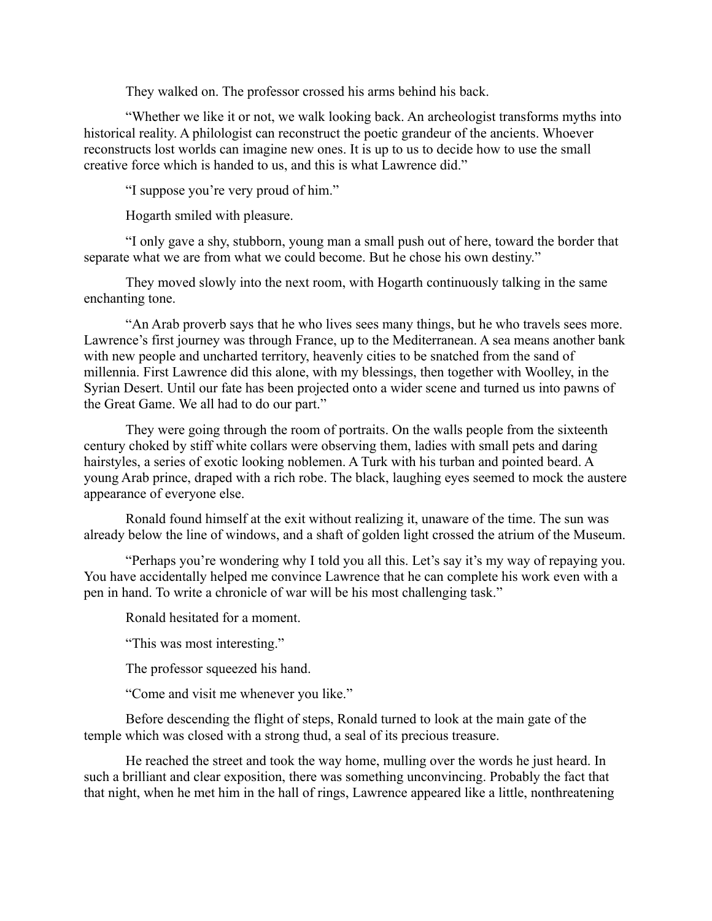They walked on. The professor crossed his arms behind his back.

"Whether we like it or not, we walk looking back. An archeologist transforms myths into historical reality. A philologist can reconstruct the poetic grandeur of the ancients. Whoever reconstructs lost worlds can imagine new ones. It is up to us to decide how to use the small creative force which is handed to us, and this is what Lawrence did."

"I suppose you're very proud of him."

Hogarth smiled with pleasure.

"I only gave a shy, stubborn, young man a small push out of here, toward the border that separate what we are from what we could become. But he chose his own destiny."

They moved slowly into the next room, with Hogarth continuously talking in the same enchanting tone.

"An Arab proverb says that he who lives sees many things, but he who travels sees more. Lawrence's first journey was through France, up to the Mediterranean. A sea means another bank with new people and uncharted territory, heavenly cities to be snatched from the sand of millennia. First Lawrence did this alone, with my blessings, then together with Woolley, in the Syrian Desert. Until our fate has been projected onto a wider scene and turned us into pawns of the Great Game. We all had to do our part."

They were going through the room of portraits. On the walls people from the sixteenth century choked by stiff white collars were observing them, ladies with small pets and daring hairstyles, a series of exotic looking noblemen. A Turk with his turban and pointed beard. A young Arab prince, draped with a rich robe. The black, laughing eyes seemed to mock the austere appearance of everyone else.

Ronald found himself at the exit without realizing it, unaware of the time. The sun was already below the line of windows, and a shaft of golden light crossed the atrium of the Museum.

"Perhaps you're wondering why I told you all this. Let's say it's my way of repaying you. You have accidentally helped me convince Lawrence that he can complete his work even with a pen in hand. To write a chronicle of war will be his most challenging task."

Ronald hesitated for a moment.

"This was most interesting."

The professor squeezed his hand.

"Come and visit me whenever you like."

Before descending the flight of steps, Ronald turned to look at the main gate of the temple which was closed with a strong thud, a seal of its precious treasure.

He reached the street and took the way home, mulling over the words he just heard. In such a brilliant and clear exposition, there was something unconvincing. Probably the fact that that night, when he met him in the hall of rings, Lawrence appeared like a little, nonthreatening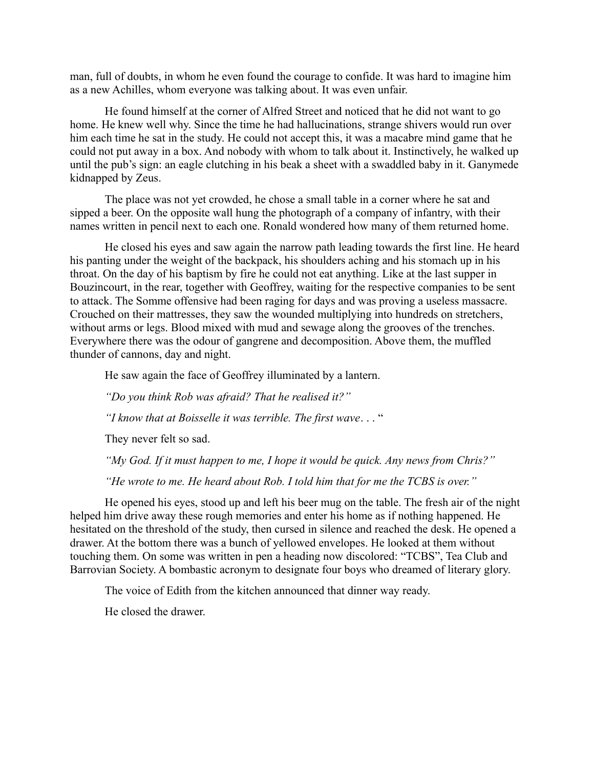man, full of doubts, in whom he even found the courage to confide. It was hard to imagine him as a new Achilles, whom everyone was talking about. It was even unfair.

He found himself at the corner of Alfred Street and noticed that he did not want to go home. He knew well why. Since the time he had hallucinations, strange shivers would run over him each time he sat in the study. He could not accept this, it was a macabre mind game that he could not put away in a box. And nobody with whom to talk about it. Instinctively, he walked up until the pub's sign: an eagle clutching in his beak a sheet with a swaddled baby in it. Ganymede kidnapped by Zeus.

The place was not yet crowded, he chose a small table in a corner where he sat and sipped a beer. On the opposite wall hung the photograph of a company of infantry, with their names written in pencil next to each one. Ronald wondered how many of them returned home.

He closed his eyes and saw again the narrow path leading towards the first line. He heard his panting under the weight of the backpack, his shoulders aching and his stomach up in his throat. On the day of his baptism by fire he could not eat anything. Like at the last supper in Bouzincourt, in the rear, together with Geoffrey, waiting for the respective companies to be sent to attack. The Somme offensive had been raging for days and was proving a useless massacre. Crouched on their mattresses, they saw the wounded multiplying into hundreds on stretchers, without arms or legs. Blood mixed with mud and sewage along the grooves of the trenches. Everywhere there was the odour of gangrene and decomposition. Above them, the muffled thunder of cannons, day and night.

He saw again the face of Geoffrey illuminated by a lantern.

*"Do you think Rob was afraid? That he realised it?"*

*"I know that at Boisselle it was terrible. The first wave. . .* "

They never felt so sad.

*"My God. If it must happen to me, I hope it would be quick. Any news from Chris?"*

*"He wrote to me. He heard about Rob. I told him that for me the TCBS is over."*

He opened his eyes, stood up and left his beer mug on the table. The fresh air of the night helped him drive away these rough memories and enter his home as if nothing happened. He hesitated on the threshold of the study, then cursed in silence and reached the desk. He opened a drawer. At the bottom there was a bunch of yellowed envelopes. He looked at them without touching them. On some was written in pen a heading now discolored: "TCBS", Tea Club and Barrovian Society. A bombastic acronym to designate four boys who dreamed of literary glory.

The voice of Edith from the kitchen announced that dinner way ready.

He closed the drawer.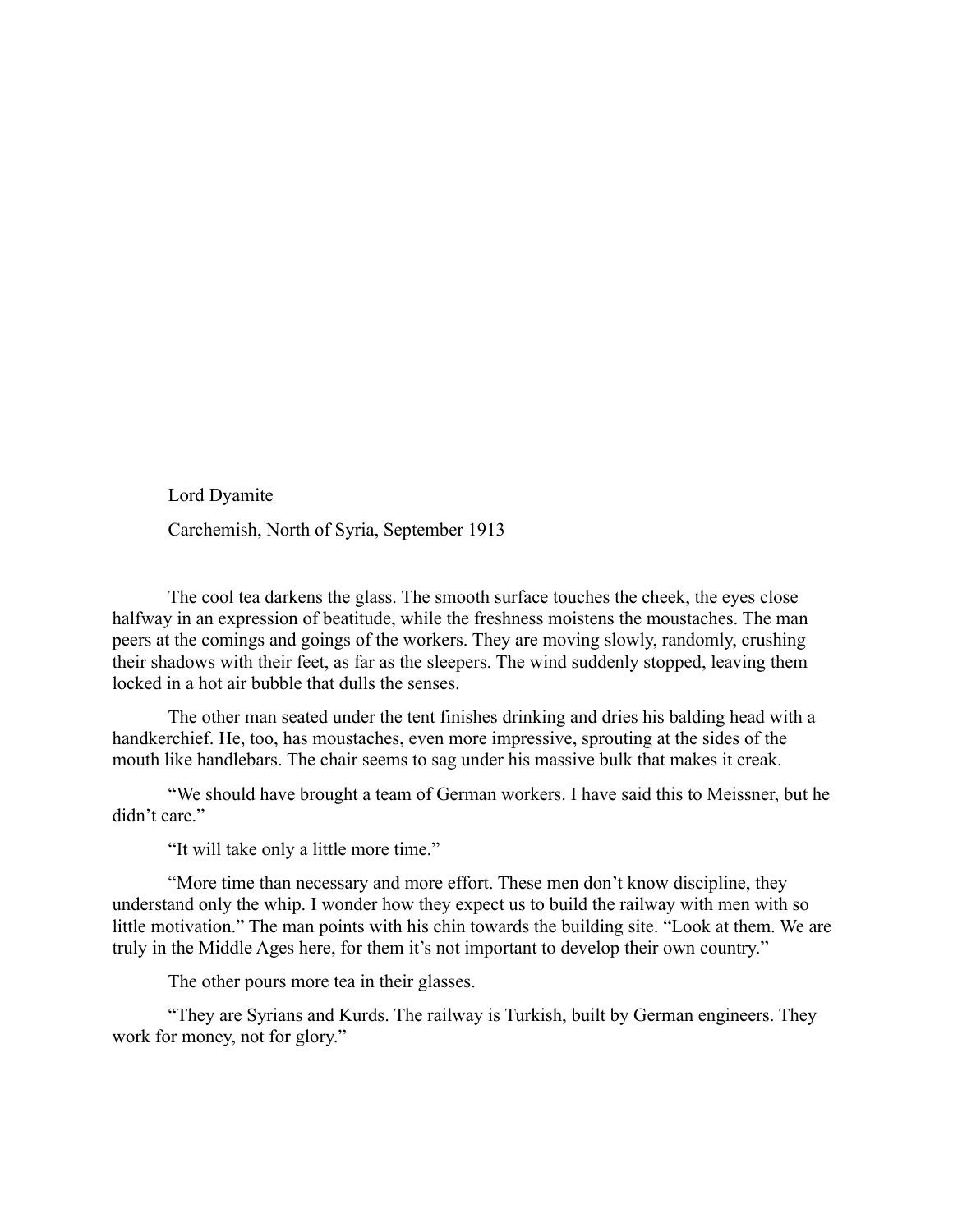# Lord Dyamite

Carchemish, North of Syria, September 1913

The cool tea darkens the glass. The smooth surface touches the cheek, the eyes close halfway in an expression of beatitude, while the freshness moistens the moustaches. The man peers at the comings and goings of the workers. They are moving slowly, randomly, crushing their shadows with their feet, as far as the sleepers. The wind suddenly stopped, leaving them locked in a hot air bubble that dulls the senses.

The other man seated under the tent finishes drinking and dries his balding head with a handkerchief. He, too, has moustaches, even more impressive, sprouting at the sides of the mouth like handlebars. The chair seems to sag under his massive bulk that makes it creak.

"We should have brought a team of German workers. I have said this to Meissner, but he didn't care."

"It will take only a little more time."

"More time than necessary and more effort. These men don't know discipline, they understand only the whip. I wonder how they expect us to build the railway with men with so little motivation." The man points with his chin towards the building site. "Look at them. We are truly in the Middle Ages here, for them it's not important to develop their own country."

The other pours more tea in their glasses.

"They are Syrians and Kurds. The railway is Turkish, built by German engineers. They work for money, not for glory."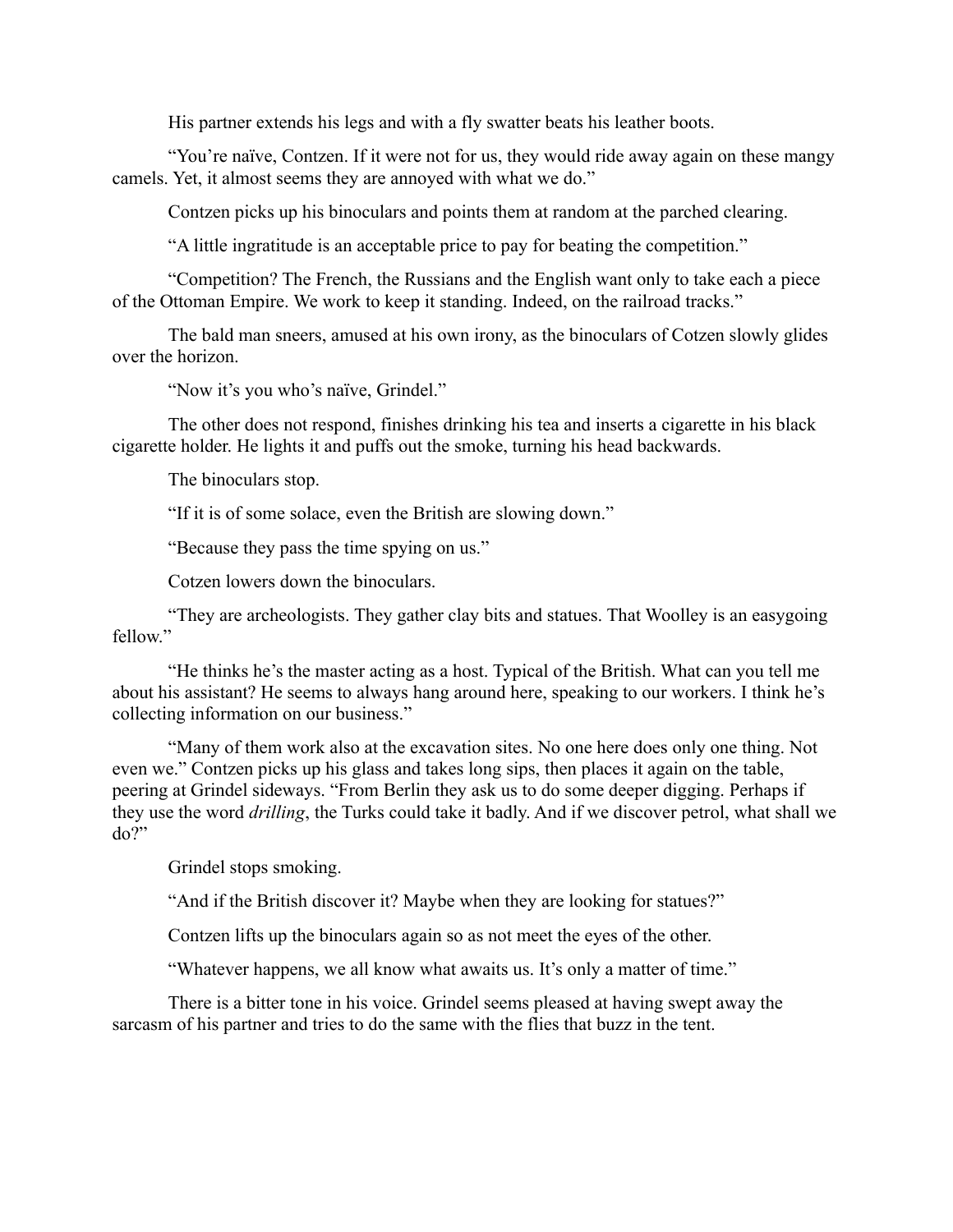His partner extends his legs and with a fly swatter beats his leather boots.

"You're naïve, Contzen. If it were not for us, they would ride away again on these mangy camels. Yet, it almost seems they are annoyed with what we do."

Contzen picks up his binoculars and points them at random at the parched clearing.

"A little ingratitude is an acceptable price to pay for beating the competition."

"Competition? The French, the Russians and the English want only to take each a piece of the Ottoman Empire. We work to keep it standing. Indeed, on the railroad tracks."

The bald man sneers, amused at his own irony, as the binoculars of Cotzen slowly glides over the horizon.

"Now it's you who's naïve, Grindel."

The other does not respond, finishes drinking his tea and inserts a cigarette in his black cigarette holder. He lights it and puffs out the smoke, turning his head backwards.

The binoculars stop.

"If it is of some solace, even the British are slowing down."

"Because they pass the time spying on us."

Cotzen lowers down the binoculars.

"They are archeologists. They gather clay bits and statues. That Woolley is an easygoing fellow."

"He thinks he's the master acting as a host. Typical of the British. What can you tell me about his assistant? He seems to always hang around here, speaking to our workers. I think he's collecting information on our business."

"Many of them work also at the excavation sites. No one here does only one thing. Not even we." Contzen picks up his glass and takes long sips, then places it again on the table, peering at Grindel sideways. "From Berlin they ask us to do some deeper digging. Perhaps if they use the word *drilling*, the Turks could take it badly. And if we discover petrol, what shall we do?"

Grindel stops smoking.

"And if the British discover it? Maybe when they are looking for statues?"

Contzen lifts up the binoculars again so as not meet the eyes of the other.

"Whatever happens, we all know what awaits us. It's only a matter of time."

There is a bitter tone in his voice. Grindel seems pleased at having swept away the sarcasm of his partner and tries to do the same with the flies that buzz in the tent.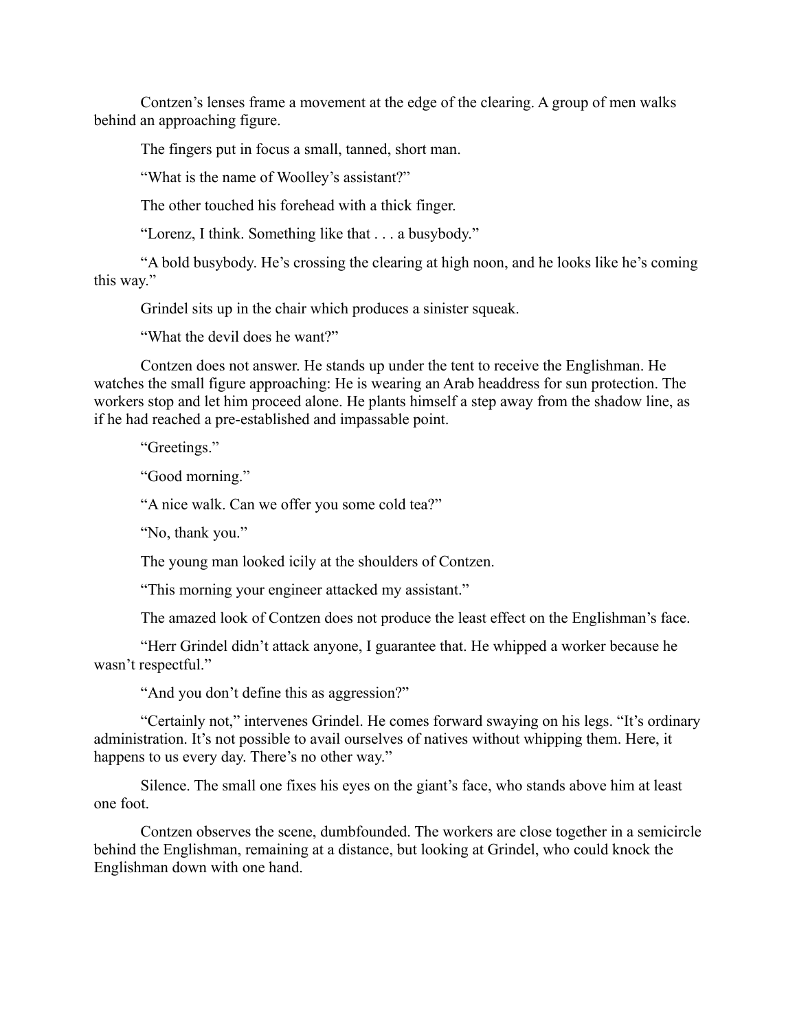Contzen's lenses frame a movement at the edge of the clearing. A group of men walks behind an approaching figure.

The fingers put in focus a small, tanned, short man.

"What is the name of Woolley's assistant?"

The other touched his forehead with a thick finger.

"Lorenz, I think. Something like that . . . a busybody."

"A bold busybody. He's crossing the clearing at high noon, and he looks like he's coming this way."

Grindel sits up in the chair which produces a sinister squeak.

"What the devil does he want?"

Contzen does not answer. He stands up under the tent to receive the Englishman. He watches the small figure approaching: He is wearing an Arab headdress for sun protection. The workers stop and let him proceed alone. He plants himself a step away from the shadow line, as if he had reached a pre-established and impassable point.

"Greetings."

"Good morning."

"A nice walk. Can we offer you some cold tea?"

"No, thank you."

The young man looked icily at the shoulders of Contzen.

"This morning your engineer attacked my assistant."

The amazed look of Contzen does not produce the least effect on the Englishman's face.

"Herr Grindel didn't attack anyone, I guarantee that. He whipped a worker because he wasn't respectful."

"And you don't define this as aggression?"

"Certainly not," intervenes Grindel. He comes forward swaying on his legs. "It's ordinary administration. It's not possible to avail ourselves of natives without whipping them. Here, it happens to us every day. There's no other way."

Silence. The small one fixes his eyes on the giant's face, who stands above him at least one foot.

Contzen observes the scene, dumbfounded. The workers are close together in a semicircle behind the Englishman, remaining at a distance, but looking at Grindel, who could knock the Englishman down with one hand.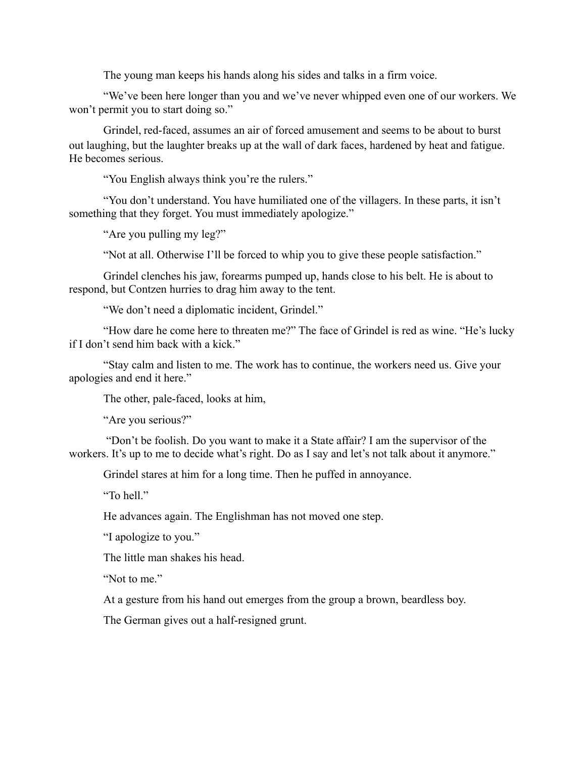The young man keeps his hands along his sides and talks in a firm voice.

“We’ve been here longer than you and we’ve never whipped even one of our workers. We won’t permit you to start doing so.”

Grindel, red-faced, assumes an air of forced amusement and seems to be about to burst out laughing, but the laughter breaks up at the wall of dark faces, hardened by heat and fatigue. He becomes serious.

“You English always think you’re the rulers.”

“You don’t understand. You have humiliated one of the villagers. In these parts, it isn’t something that they forget. You must immediately apologize.”

“Are you pulling my leg?”

“Not at all. Otherwise I’ll be forced to whip you to give these people satisfaction.”

Grindel clenches his jaw, forearms pumped up, hands close to his belt. He is about to respond, but Contzen hurries to drag him away to the tent.

“We don’t need a diplomatic incident, Grindel.”

“How dare he come here to threaten me?” The face of Grindel is red as wine. “He’s lucky if I don’t send him back with a kick.”

“Stay calm and listen to me. The work has to continue, the workers need us. Give your apologies and end it here.”

The other, pale-faced, looks at him,

“Are you serious?”

“Don’t be foolish. Do you want to make it a State affair? I am the supervisor of the workers. It’s up to me to decide what’s right. Do as I say and let’s not talk about it anymore.”

Grindel stares at him for a long time. Then he puffed in annoyance.

“To hell.”

He advances again. The Englishman has not moved one step.

“I apologize to you.”

The little man shakes his head.

“Not to me.”

At a gesture from his hand out emerges from the group a brown, beardless boy.

The German gives out a half-resigned grunt.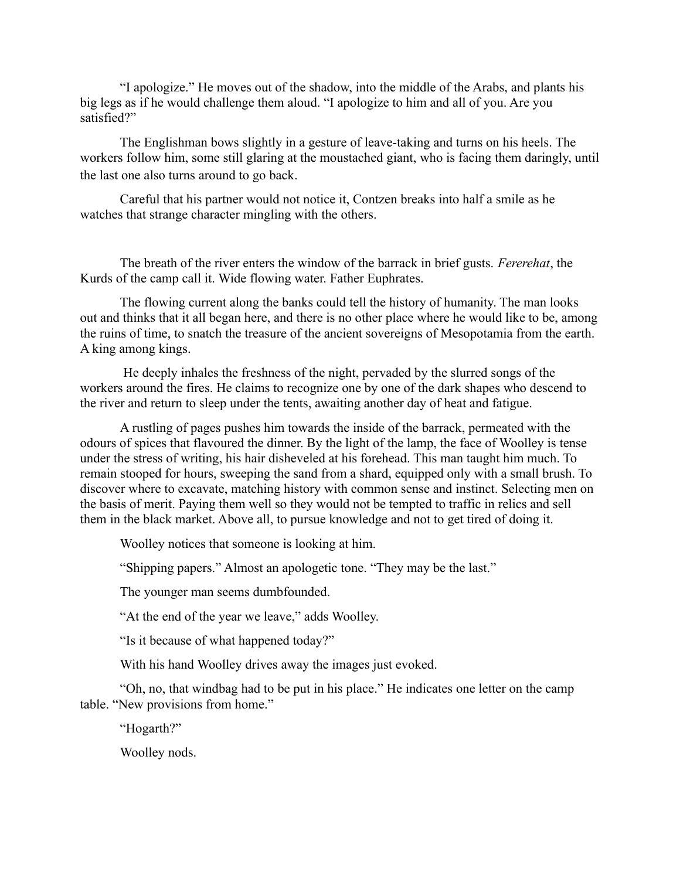"I apologize." He moves out of the shadow, into the middle of the Arabs, and plants his big legs as if he would challenge them aloud. "I apologize to him and all of you. Are you satisfied?"

The Englishman bows slightly in a gesture of leave-taking and turns on his heels. The workers follow him, some still glaring at the moustached giant, who is facing them daringly, until the last one also turns around to go back.

Careful that his partner would not notice it, Contzen breaks into half a smile as he watches that strange character mingling with the others.

The breath of the river enters the window of the barrack in brief gusts. *Fererehat*, the Kurds of the camp call it. Wide flowing water. Father Euphrates.

The flowing current along the banks could tell the history of humanity. The man looks out and thinks that it all began here, and there is no other place where he would like to be, among the ruins of time, to snatch the treasure of the ancient sovereigns of Mesopotamia from the earth. A king among kings.

He deeply inhales the freshness of the night, pervaded by the slurred songs of the workers around the fires. He claims to recognize one by one of the dark shapes who descend to the river and return to sleep under the tents, awaiting another day of heat and fatigue.

A rustling of pages pushes him towards the inside of the barrack, permeated with the odours of spices that flavoured the dinner. By the light of the lamp, the face of Woolley is tense under the stress of writing, his hair disheveled at his forehead. This man taught him much. To remain stooped for hours, sweeping the sand from a shard, equipped only with a small brush. To discover where to excavate, matching history with common sense and instinct. Selecting men on the basis of merit. Paying them well so they would not be tempted to traffic in relics and sell them in the black market. Above all, to pursue knowledge and not to get tired of doing it.

Woolley notices that someone is looking at him.

"Shipping papers." Almost an apologetic tone. "They may be the last."

The younger man seems dumbfounded.

"At the end of the year we leave," adds Woolley.

"Is it because of what happened today?"

With his hand Woolley drives away the images just evoked.

"Oh, no, that windbag had to be put in his place." He indicates one letter on the camp table. "New provisions from home."

"Hogarth?"

Woolley nods.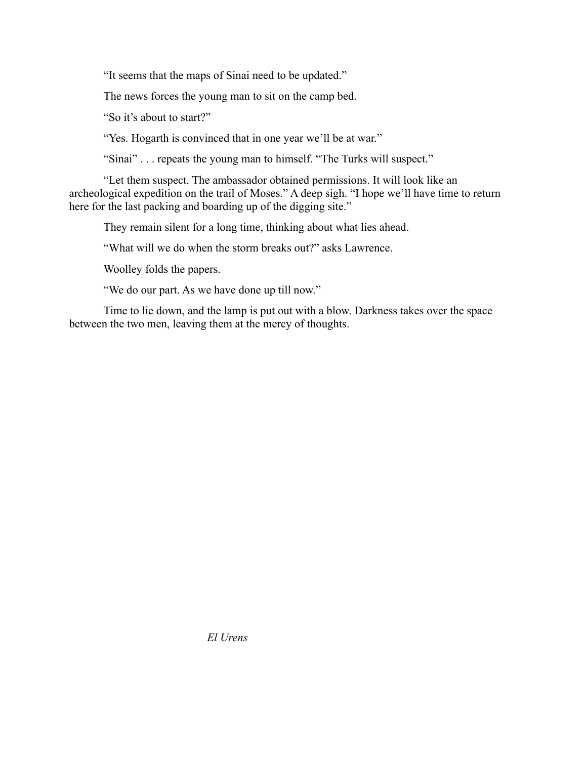"It seems that the maps of Sinai need to be updated."

The news forces the young man to sit on the camp bed.

"So it's about to start?"

"Yes. Hogarth is convinced that in one year we'll be at war."

"Sinai" . . . repeats the young man to himself. "The Turks will suspect."

"Let them suspect. The ambassador obtained permissions. It will look like an archeological expedition on the trail of Moses." A deep sigh. "I hope we'll have time to return here for the last packing and boarding up of the digging site."

They remain silent for a long time, thinking about what lies ahead.

"What will we do when the storm breaks out?" asks Lawrence.

Woolley folds the papers.

"We do our part. As we have done up till now."

Time to lie down, and the lamp is put out with a blow. Darkness takes over the space between the two men, leaving them at the mercy of thoughts.

*El Urens*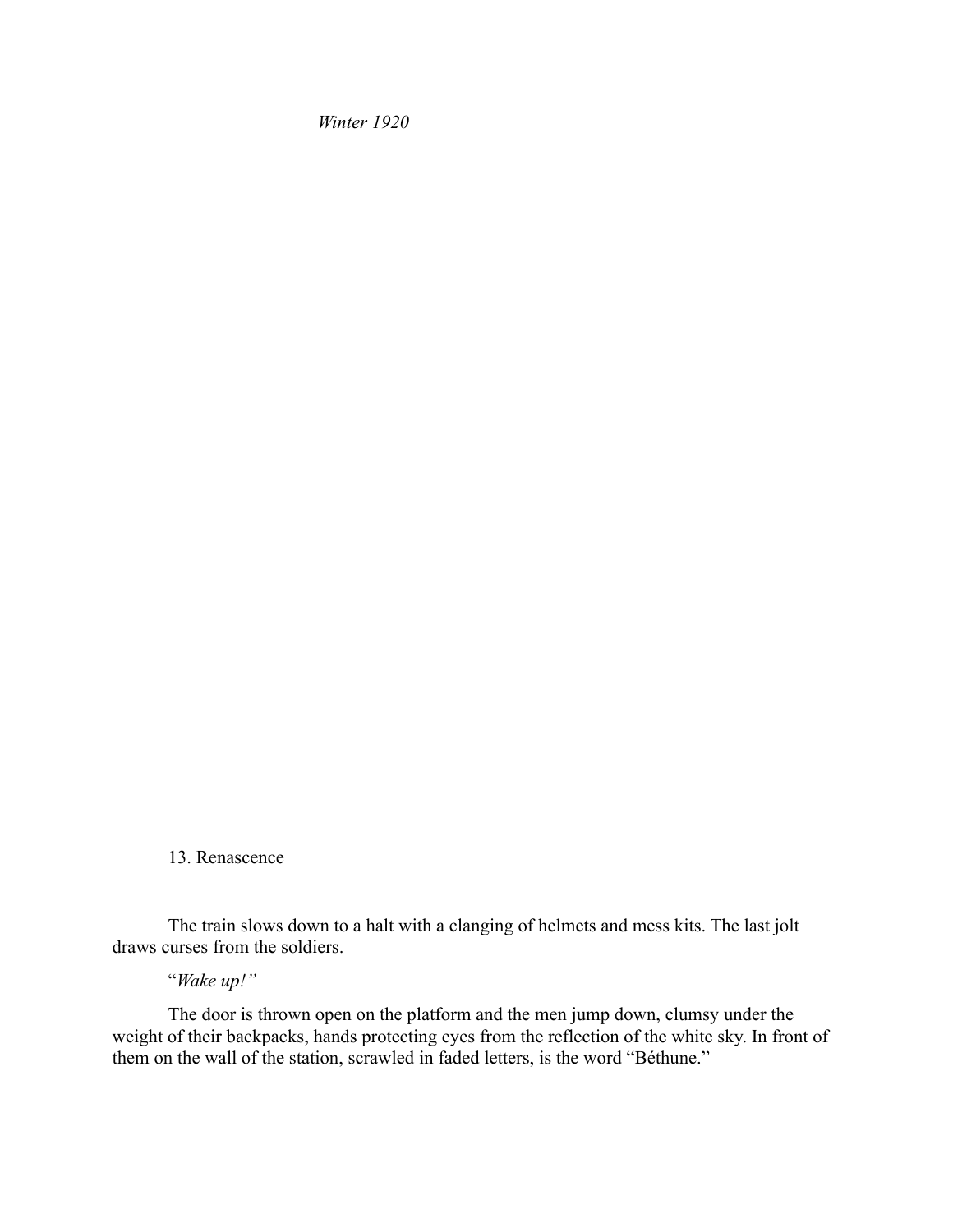*Winter 1920*

## 13. Renascence

The train slows down to a halt with a clanging of helmets and mess kits. The last jolt draws curses from the soldiers.

"*Wake up!"*

The door is thrown open on the platform and the men jump down, clumsy under the weight of their backpacks, hands protecting eyes from the reflection of the white sky. In front of them on the wall of the station, scrawled in faded letters, is the word "Béthune."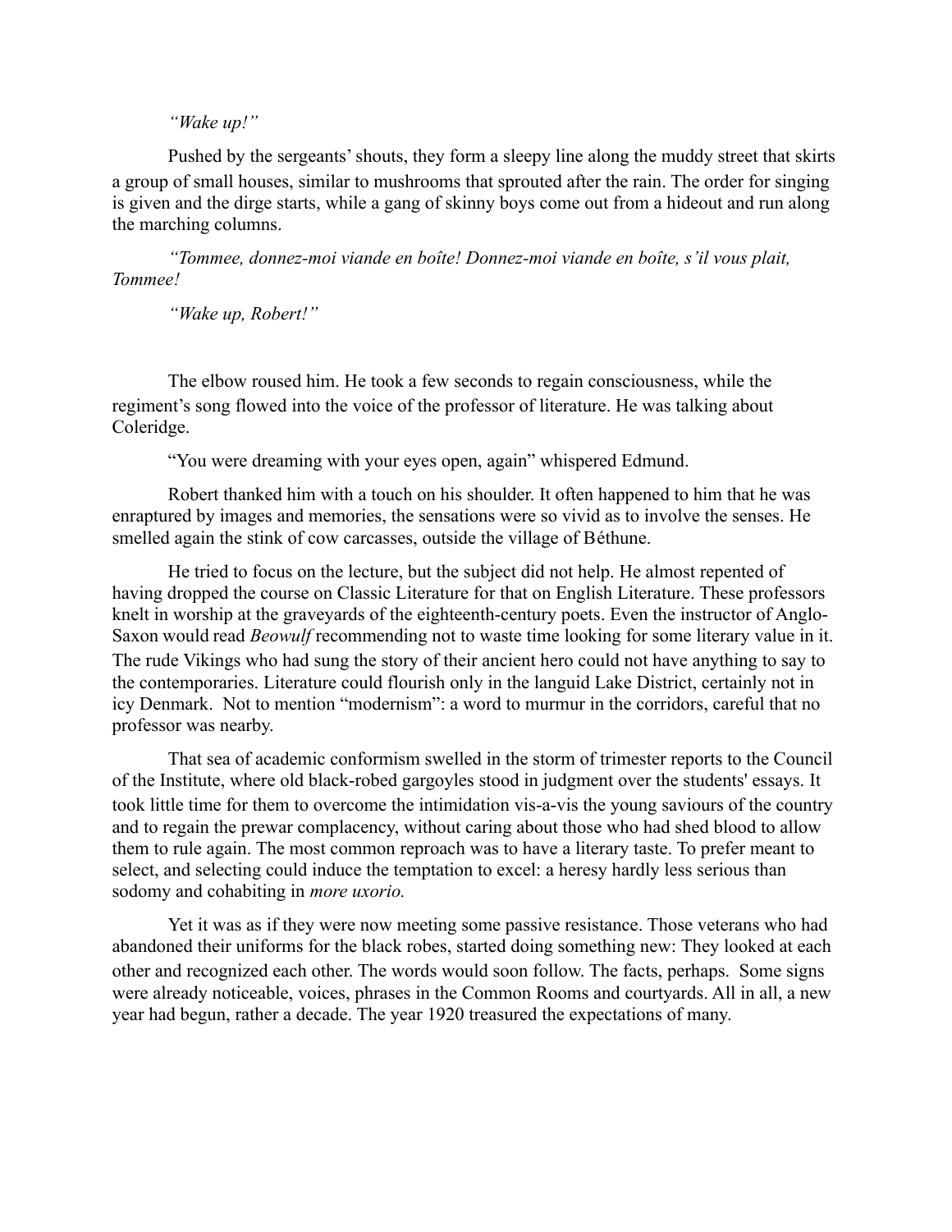*“Wake up!”*

Pushed by the sergeants’ shouts, they form a sleepy line along the muddy street that skirts a group of small houses, similar to mushrooms that sprouted after the rain. The order for singing is given and the dirge starts, while a gang of skinny boys come out from a hideout and run along the marching columns.

*“Tommee, donnez-moi viande en boîte! Donnez-moi viande en boîte, s’il vous plait, Tommee!*

*“Wake up, Robert!”*

The elbow roused him. He took a few seconds to regain consciousness, while the regiment’s song flowed into the voice of the professor of literature. He was talking about Coleridge.

“You were dreaming with your eyes open, again” whispered Edmund.

Robert thanked him with a touch on his shoulder. It often happened to him that he was enraptured by images and memories, the sensations were so vivid as to involve the senses. He smelled again the stink of cow carcasses, outside the village of Béthune.

He tried to focus on the lecture, but the subject did not help. He almost repented of having dropped the course on Classic Literature for that on English Literature. These professors knelt in worship at the graveyards of the eighteenth-century poets. Even the instructor of Anglo-Saxon would read *Beowulf* recommending not to waste time looking for some literary value in it. The rude Vikings who had sung the story of their ancient hero could not have anything to say to the contemporaries. Literature could flourish only in the languid Lake District, certainly not in icy Denmark. Not to mention “modernism”: a word to murmur in the corridors, careful that no professor was nearby.

That sea of academic conformism swelled in the storm of trimester reports to the Council of the Institute, where old black-robed gargoyles stood in judgment over the students' essays. It took little time for them to overcome the intimidation vis-a-vis the young saviours of the country and to regain the prewar complacency, without caring about those who had shed blood to allow them to rule again. The most common reproach was to have a literary taste. To prefer meant to select, and selecting could induce the temptation to excel: a heresy hardly less serious than sodomy and cohabiting in *more uxorio.*

Yet it was as if they were now meeting some passive resistance. Those veterans who had abandoned their uniforms for the black robes, started doing something new: They looked at each other and recognized each other. The words would soon follow. The facts, perhaps. Some signs were already noticeable, voices, phrases in the Common Rooms and courtyards. All in all, a new year had begun, rather a decade. The year 1920 treasured the expectations of many.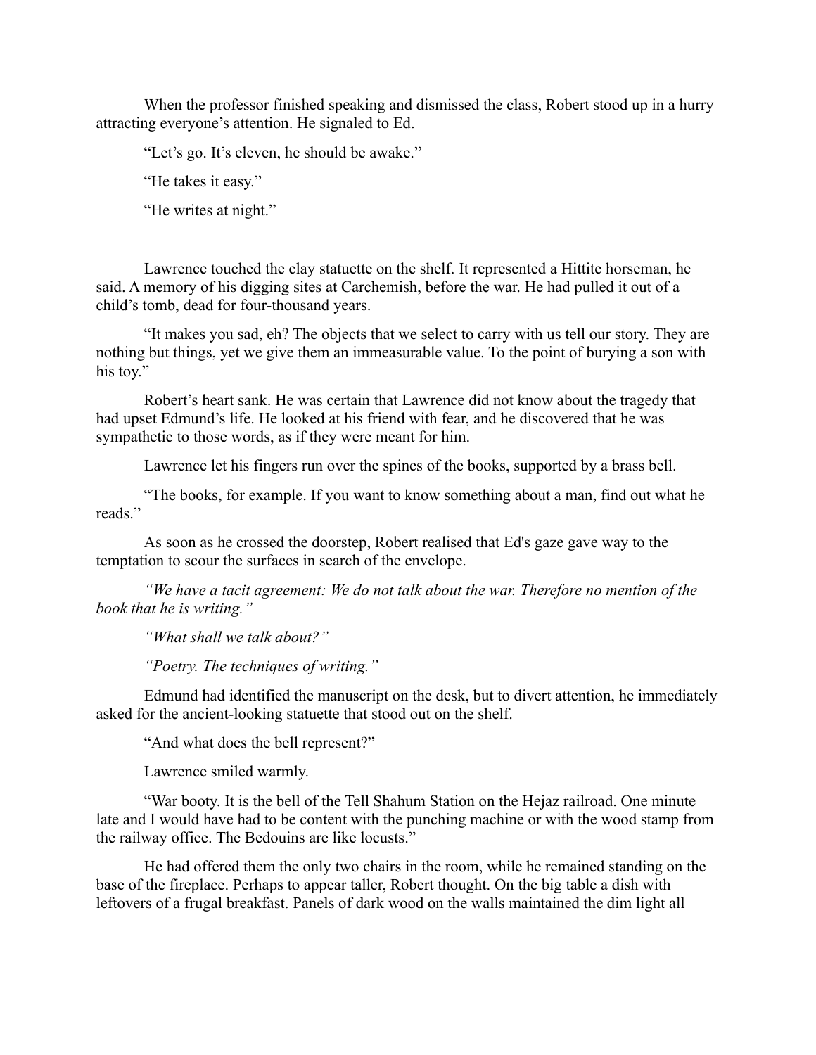When the professor finished speaking and dismissed the class, Robert stood up in a hurry attracting everyone's attention. He signaled to Ed.

"Let's go. It's eleven, he should be awake."

"He takes it easy."

"He writes at night."

Lawrence touched the clay statuette on the shelf. It represented a Hittite horseman, he said. A memory of his digging sites at Carchemish, before the war. He had pulled it out of a child's tomb, dead for four-thousand years.

"It makes you sad, eh? The objects that we select to carry with us tell our story. They are nothing but things, yet we give them an immeasurable value. To the point of burying a son with his toy."

Robert's heart sank. He was certain that Lawrence did not know about the tragedy that had upset Edmund's life. He looked at his friend with fear, and he discovered that he was sympathetic to those words, as if they were meant for him.

Lawrence let his fingers run over the spines of the books, supported by a brass bell.

"The books, for example. If you want to know something about a man, find out what he reads."

As soon as he crossed the doorstep, Robert realised that Ed's gaze gave way to the temptation to scour the surfaces in search of the envelope.

*"We have a tacit agreement: We do not talk about the war. Therefore no mention of the book that he is writing."*

*"What shall we talk about?"*

*"Poetry. The techniques of writing."*

Edmund had identified the manuscript on the desk, but to divert attention, he immediately asked for the ancient-looking statuette that stood out on the shelf.

"And what does the bell represent?"

Lawrence smiled warmly.

"War booty. It is the bell of the Tell Shahum Station on the Hejaz railroad. One minute late and I would have had to be content with the punching machine or with the wood stamp from the railway office. The Bedouins are like locusts."

He had offered them the only two chairs in the room, while he remained standing on the base of the fireplace. Perhaps to appear taller, Robert thought. On the big table a dish with leftovers of a frugal breakfast. Panels of dark wood on the walls maintained the dim light all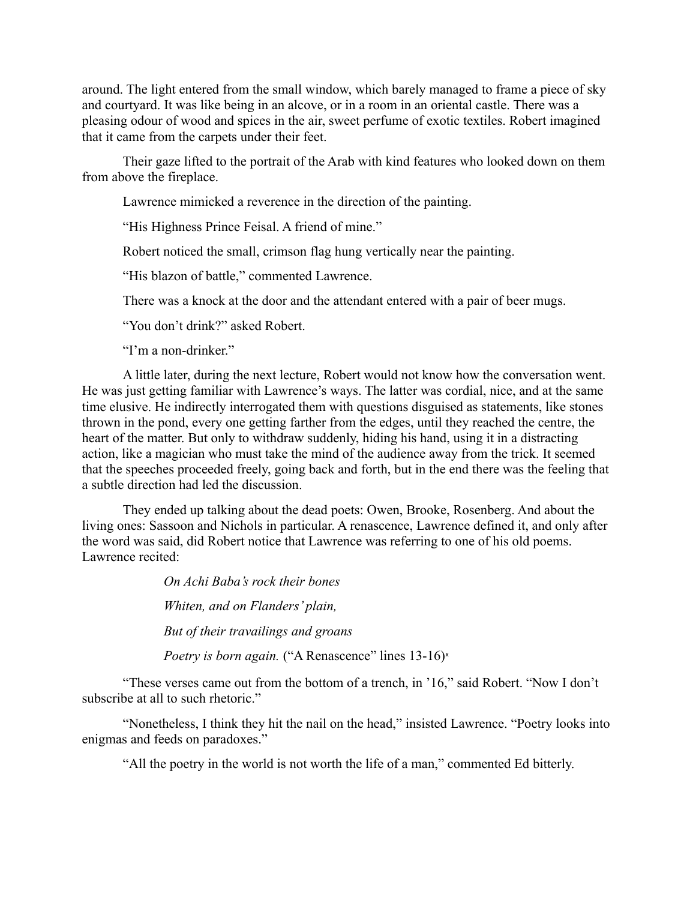around. The light entered from the small window, which barely managed to frame a piece of sky and courtyard. It was like being in an alcove, or in a room in an oriental castle. There was a pleasing odour of wood and spices in the air, sweet perfume of exotic textiles. Robert imagined that it came from the carpets under their feet.

Their gaze lifted to the portrait of the Arab with kind features who looked down on them from above the fireplace.

Lawrence mimicked a reverence in the direction of the painting.

"His Highness Prince Feisal. A friend of mine."

Robert noticed the small, crimson flag hung vertically near the painting.

"His blazon of battle," commented Lawrence.

There was a knock at the door and the attendant entered with a pair of beer mugs.

"You don't drink?" asked Robert.

"I'm a non-drinker."

A little later, during the next lecture, Robert would not know how the conversation went. He was just getting familiar with Lawrence's ways. The latter was cordial, nice, and at the same time elusive. He indirectly interrogated them with questions disguised as statements, like stones thrown in the pond, every one getting farther from the edges, until they reached the centre, the heart of the matter. But only to withdraw suddenly, hiding his hand, using it in a distracting action, like a magician who must take the mind of the audience away from the trick. It seemed that the speeches proceeded freely, going back and forth, but in the end there was the feeling that a subtle direction had led the discussion.

They ended up talking about the dead poets: Owen, Brooke, Rosenberg. And about the living ones: Sassoon and Nichols in particular. A renascence, Lawrence defined it, and only after the word was said, did Robert notice that Lawrence was referring to one of his old poems. Lawrence recited:

> *On Achi Baba's rock their bones*
>
> *Whiten, and on Flanders' plain,*
>
> *But of their travailings and groans*
>
> *Poetry is born again.* ("A Renascence" lines 13-16)[x]

"These verses came out from the bottom of a trench, in '16," said Robert. "Now I don't subscribe at all to such rhetoric."

"Nonetheless, I think they hit the nail on the head," insisted Lawrence. "Poetry looks into enigmas and feeds on paradoxes."

"All the poetry in the world is not worth the life of a man," commented Ed bitterly.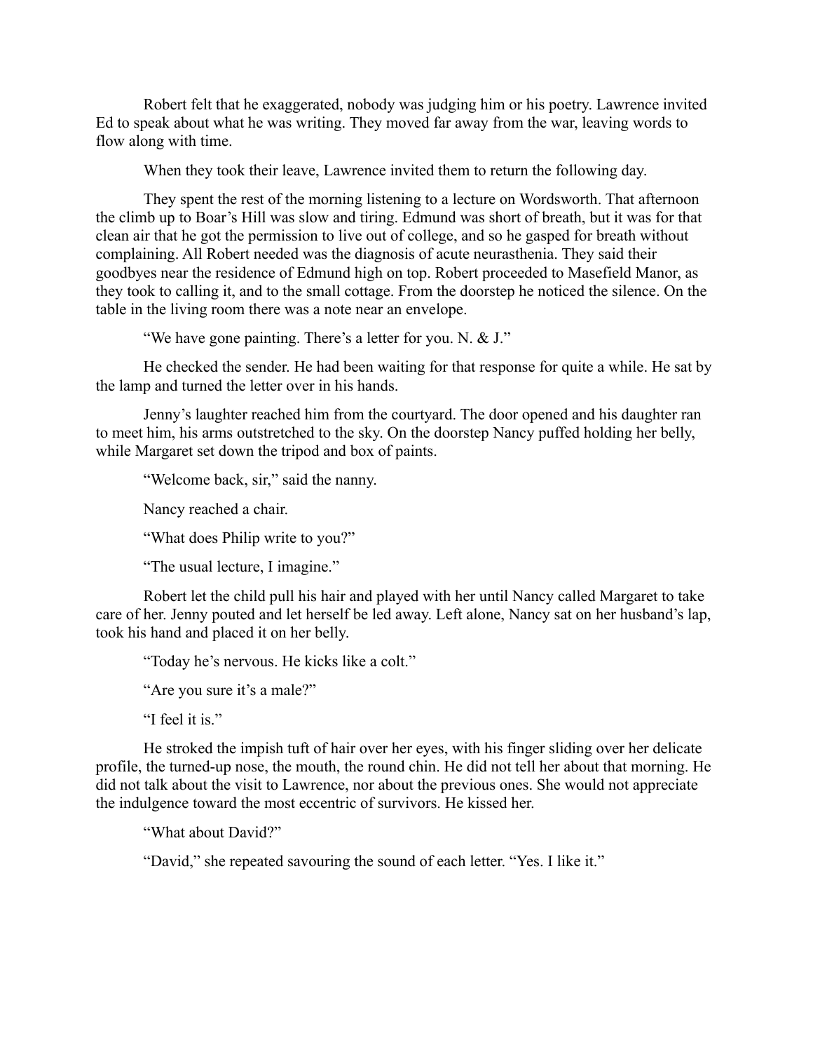Robert felt that he exaggerated, nobody was judging him or his poetry. Lawrence invited Ed to speak about what he was writing. They moved far away from the war, leaving words to flow along with time.

When they took their leave, Lawrence invited them to return the following day.

They spent the rest of the morning listening to a lecture on Wordsworth. That afternoon the climb up to Boar's Hill was slow and tiring. Edmund was short of breath, but it was for that clean air that he got the permission to live out of college, and so he gasped for breath without complaining. All Robert needed was the diagnosis of acute neurasthenia. They said their goodbyes near the residence of Edmund high on top. Robert proceeded to Masefield Manor, as they took to calling it, and to the small cottage. From the doorstep he noticed the silence. On the table in the living room there was a note near an envelope.

"We have gone painting. There's a letter for you. N. & J."

He checked the sender. He had been waiting for that response for quite a while. He sat by the lamp and turned the letter over in his hands.

Jenny's laughter reached him from the courtyard. The door opened and his daughter ran to meet him, his arms outstretched to the sky. On the doorstep Nancy puffed holding her belly, while Margaret set down the tripod and box of paints.

"Welcome back, sir," said the nanny.

Nancy reached a chair.

"What does Philip write to you?"

"The usual lecture, I imagine."

Robert let the child pull his hair and played with her until Nancy called Margaret to take care of her. Jenny pouted and let herself be led away. Left alone, Nancy sat on her husband's lap, took his hand and placed it on her belly.

"Today he's nervous. He kicks like a colt."

"Are you sure it's a male?"

"I feel it is."

He stroked the impish tuft of hair over her eyes, with his finger sliding over her delicate profile, the turned-up nose, the mouth, the round chin. He did not tell her about that morning. He did not talk about the visit to Lawrence, nor about the previous ones. She would not appreciate the indulgence toward the most eccentric of survivors. He kissed her.

"What about David?"

"David," she repeated savouring the sound of each letter. "Yes. I like it."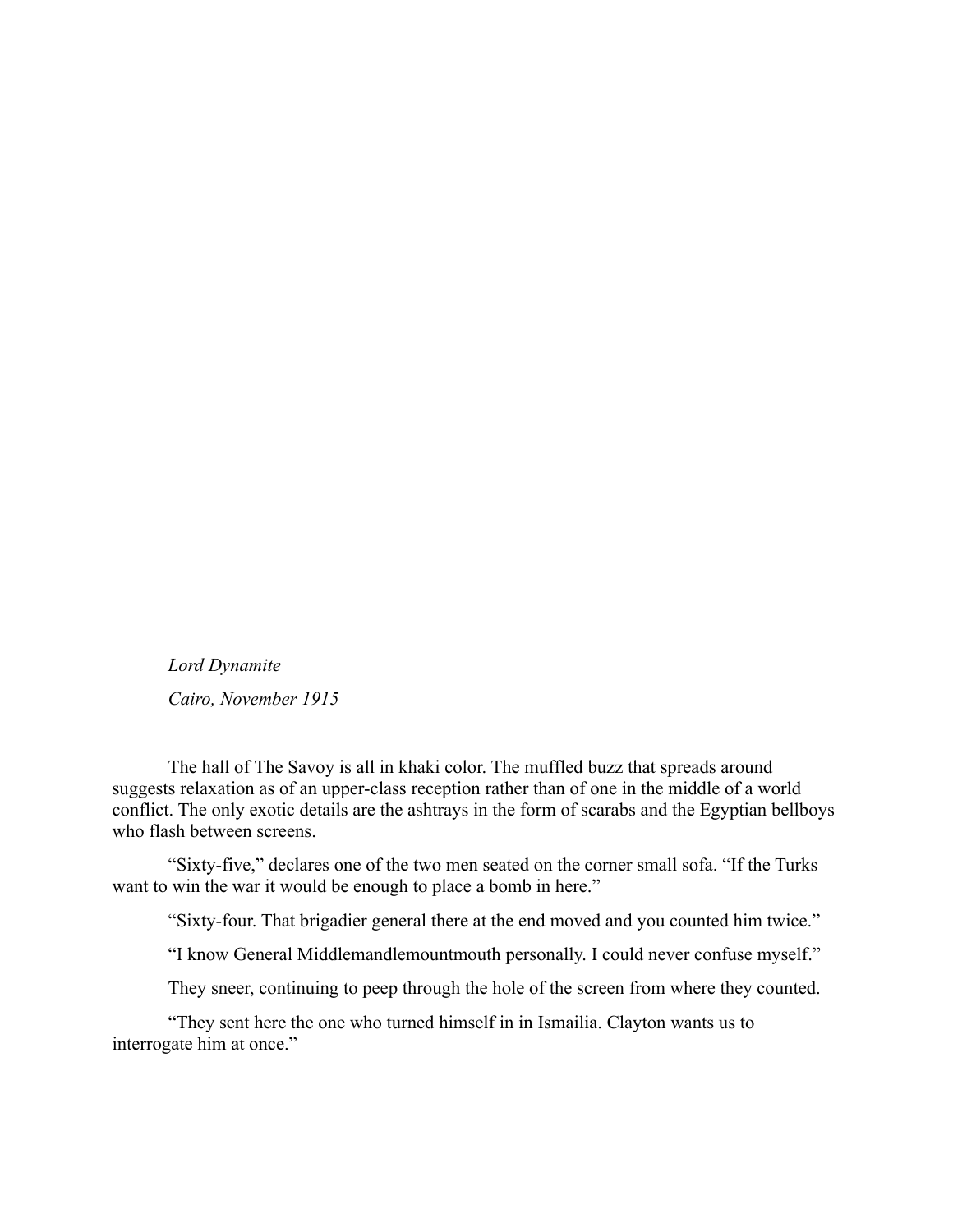*Lord Dynamite*

*Cairo, November 1915*

The hall of The Savoy is all in khaki color. The muffled buzz that spreads around suggests relaxation as of an upper-class reception rather than of one in the middle of a world conflict. The only exotic details are the ashtrays in the form of scarabs and the Egyptian bellboys who flash between screens.

"Sixty-five," declares one of the two men seated on the corner small sofa. "If the Turks want to win the war it would be enough to place a bomb in here."

"Sixty-four. That brigadier general there at the end moved and you counted him twice."

"I know General Middlemandlemountmouth personally. I could never confuse myself."

They sneer, continuing to peep through the hole of the screen from where they counted.

"They sent here the one who turned himself in in Ismailia. Clayton wants us to interrogate him at once."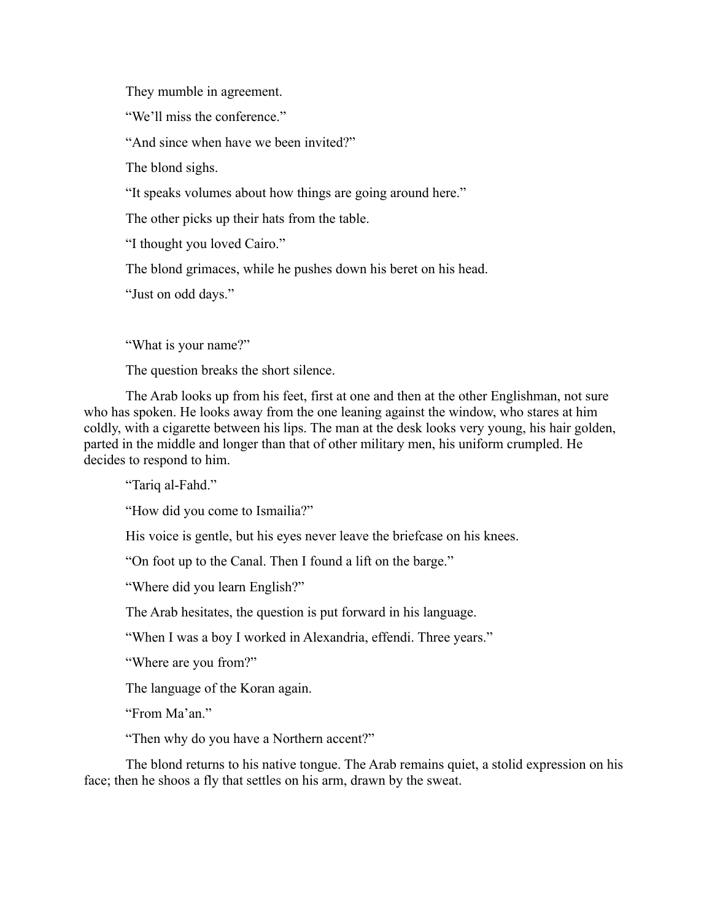They mumble in agreement.

“We’ll miss the conference.”

“And since when have we been invited?”

The blond sighs.

“It speaks volumes about how things are going around here.”

The other picks up their hats from the table.

“I thought you loved Cairo.”

The blond grimaces, while he pushes down his beret on his head.

“Just on odd days.”

“What is your name?”

The question breaks the short silence.

The Arab looks up from his feet, first at one and then at the other Englishman, not sure who has spoken. He looks away from the one leaning against the window, who stares at him coldly, with a cigarette between his lips. The man at the desk looks very young, his hair golden, parted in the middle and longer than that of other military men, his uniform crumpled. He decides to respond to him.

“Tariq al-Fahd.”

“How did you come to Ismailia?”

His voice is gentle, but his eyes never leave the briefcase on his knees.

“On foot up to the Canal. Then I found a lift on the barge.”

“Where did you learn English?”

The Arab hesitates, the question is put forward in his language.

“When I was a boy I worked in Alexandria, effendi. Three years.”

“Where are you from?”

The language of the Koran again.

“From Ma’an.”

“Then why do you have a Northern accent?”

The blond returns to his native tongue. The Arab remains quiet, a stolid expression on his face; then he shoos a fly that settles on his arm, drawn by the sweat.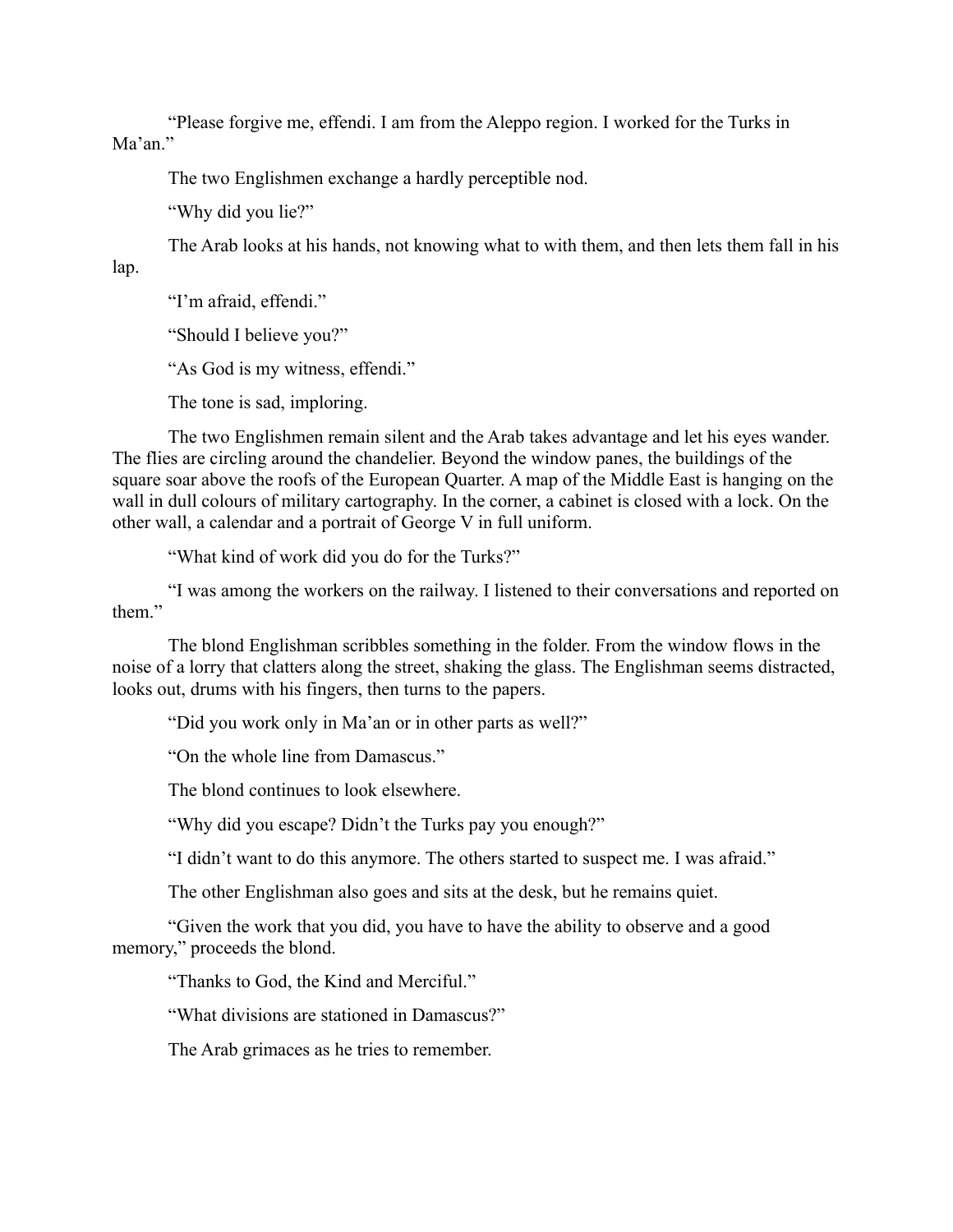"Please forgive me, effendi. I am from the Aleppo region. I worked for the Turks in Ma'an."

The two Englishmen exchange a hardly perceptible nod.

"Why did you lie?"

The Arab looks at his hands, not knowing what to with them, and then lets them fall in his lap.

"I'm afraid, effendi."

"Should I believe you?"

"As God is my witness, effendi."

The tone is sad, imploring.

The two Englishmen remain silent and the Arab takes advantage and let his eyes wander. The flies are circling around the chandelier. Beyond the window panes, the buildings of the square soar above the roofs of the European Quarter. A map of the Middle East is hanging on the wall in dull colours of military cartography. In the corner, a cabinet is closed with a lock. On the other wall, a calendar and a portrait of George V in full uniform.

"What kind of work did you do for the Turks?"

"I was among the workers on the railway. I listened to their conversations and reported on them."

The blond Englishman scribbles something in the folder. From the window flows in the noise of a lorry that clatters along the street, shaking the glass. The Englishman seems distracted, looks out, drums with his fingers, then turns to the papers.

"Did you work only in Ma'an or in other parts as well?"

"On the whole line from Damascus."

The blond continues to look elsewhere.

"Why did you escape? Didn't the Turks pay you enough?"

"I didn't want to do this anymore. The others started to suspect me. I was afraid."

The other Englishman also goes and sits at the desk, but he remains quiet.

"Given the work that you did, you have to have the ability to observe and a good memory," proceeds the blond.

"Thanks to God, the Kind and Merciful."

"What divisions are stationed in Damascus?"

The Arab grimaces as he tries to remember.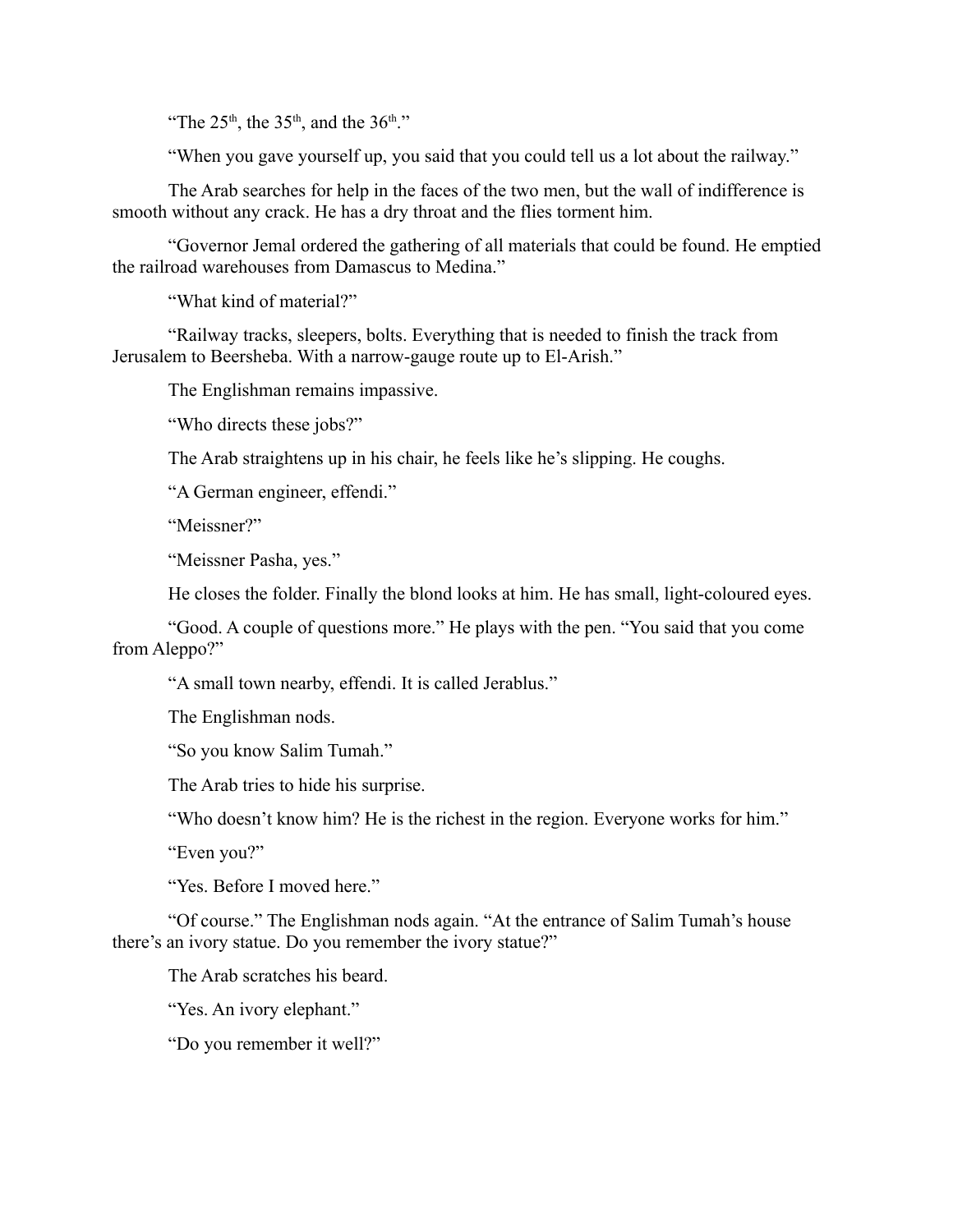"The 25th, the 35th, and the 36th."

"When you gave yourself up, you said that you could tell us a lot about the railway."

The Arab searches for help in the faces of the two men, but the wall of indifference is smooth without any crack. He has a dry throat and the flies torment him.

"Governor Jemal ordered the gathering of all materials that could be found. He emptied the railroad warehouses from Damascus to Medina."

"What kind of material?"

"Railway tracks, sleepers, bolts. Everything that is needed to finish the track from Jerusalem to Beersheba. With a narrow-gauge route up to El-Arish."

The Englishman remains impassive.

"Who directs these jobs?"

The Arab straightens up in his chair, he feels like he's slipping. He coughs.

"A German engineer, effendi."

"Meissner?"

"Meissner Pasha, yes."

He closes the folder. Finally the blond looks at him. He has small, light-coloured eyes.

"Good. A couple of questions more." He plays with the pen. "You said that you come from Aleppo?"

"A small town nearby, effendi. It is called Jerablus."

The Englishman nods.

"So you know Salim Tumah."

The Arab tries to hide his surprise.

"Who doesn't know him? He is the richest in the region. Everyone works for him."

"Even you?"

"Yes. Before I moved here."

"Of course." The Englishman nods again. "At the entrance of Salim Tumah's house there's an ivory statue. Do you remember the ivory statue?"

The Arab scratches his beard.

"Yes. An ivory elephant."

"Do you remember it well?"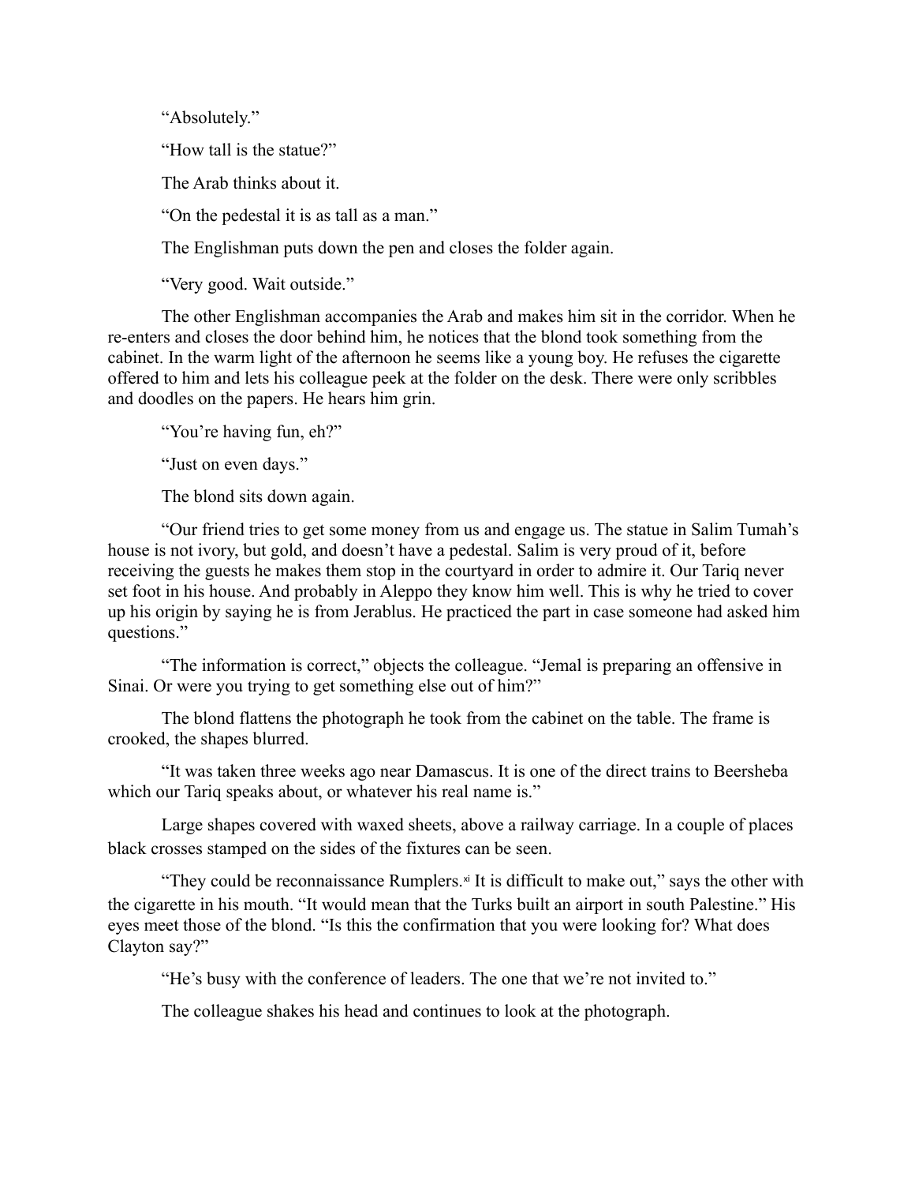"Absolutely."

"How tall is the statue?"

The Arab thinks about it.

"On the pedestal it is as tall as a man."

The Englishman puts down the pen and closes the folder again.

"Very good. Wait outside."

The other Englishman accompanies the Arab and makes him sit in the corridor. When he re-enters and closes the door behind him, he notices that the blond took something from the cabinet. In the warm light of the afternoon he seems like a young boy. He refuses the cigarette offered to him and lets his colleague peek at the folder on the desk. There were only scribbles and doodles on the papers. He hears him grin.

"You're having fun, eh?"

"Just on even days."

The blond sits down again.

"Our friend tries to get some money from us and engage us. The statue in Salim Tumah's house is not ivory, but gold, and doesn't have a pedestal. Salim is very proud of it, before receiving the guests he makes them stop in the courtyard in order to admire it. Our Tariq never set foot in his house. And probably in Aleppo they know him well. This is why he tried to cover up his origin by saying he is from Jerablus. He practiced the part in case someone had asked him questions."

"The information is correct," objects the colleague. "Jemal is preparing an offensive in Sinai. Or were you trying to get something else out of him?"

The blond flattens the photograph he took from the cabinet on the table. The frame is crooked, the shapes blurred.

"It was taken three weeks ago near Damascus. It is one of the direct trains to Beersheba which our Tariq speaks about, or whatever his real name is."

Large shapes covered with waxed sheets, above a railway carriage. In a couple of places black crosses stamped on the sides of the fixtures can be seen.

"They could be reconnaissance Rumplers.[xi] It is difficult to make out," says the other with the cigarette in his mouth. "It would mean that the Turks built an airport in south Palestine." His eyes meet those of the blond. "Is this the confirmation that you were looking for? What does Clayton say?"

"He's busy with the conference of leaders. The one that we're not invited to."

The colleague shakes his head and continues to look at the photograph.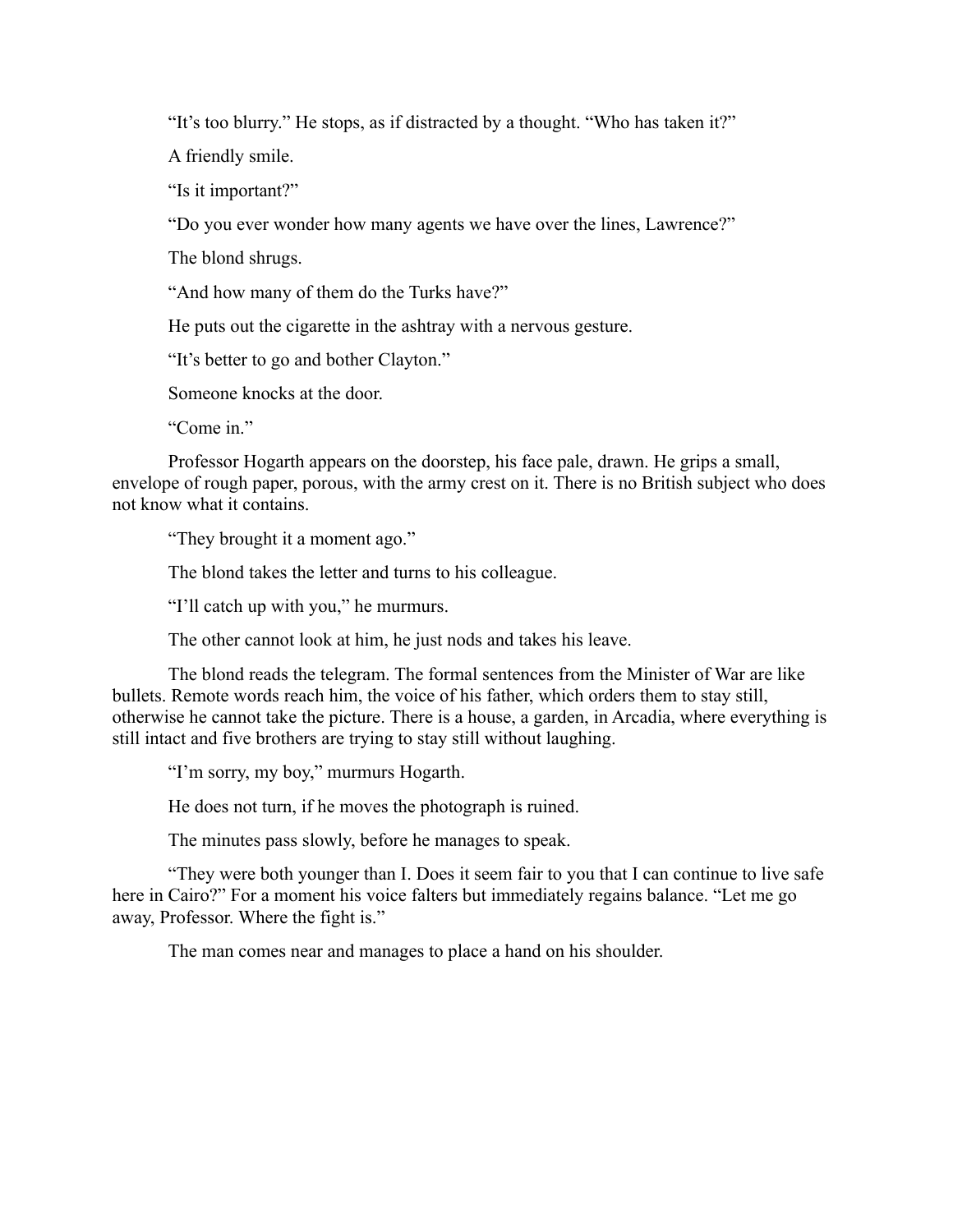"It's too blurry." He stops, as if distracted by a thought. "Who has taken it?"

A friendly smile.

"Is it important?"

"Do you ever wonder how many agents we have over the lines, Lawrence?"

The blond shrugs.

"And how many of them do the Turks have?"

He puts out the cigarette in the ashtray with a nervous gesture.

"It's better to go and bother Clayton."

Someone knocks at the door.

"Come in."

Professor Hogarth appears on the doorstep, his face pale, drawn. He grips a small, envelope of rough paper, porous, with the army crest on it. There is no British subject who does not know what it contains.

"They brought it a moment ago."

The blond takes the letter and turns to his colleague.

"I'll catch up with you," he murmurs.

The other cannot look at him, he just nods and takes his leave.

The blond reads the telegram. The formal sentences from the Minister of War are like bullets. Remote words reach him, the voice of his father, which orders them to stay still, otherwise he cannot take the picture. There is a house, a garden, in Arcadia, where everything is still intact and five brothers are trying to stay still without laughing.

"I'm sorry, my boy," murmurs Hogarth.

He does not turn, if he moves the photograph is ruined.

The minutes pass slowly, before he manages to speak.

"They were both younger than I. Does it seem fair to you that I can continue to live safe here in Cairo?" For a moment his voice falters but immediately regains balance. "Let me go away, Professor. Where the fight is."

The man comes near and manages to place a hand on his shoulder.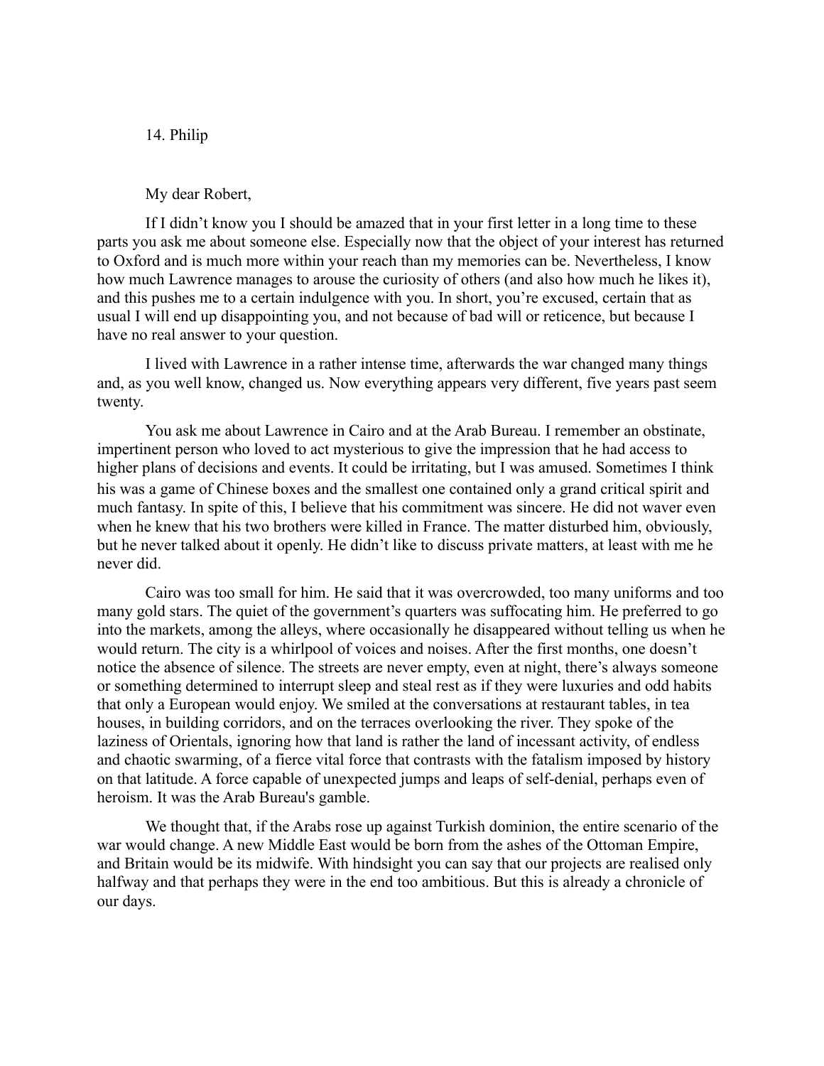## 14. Philip

My dear Robert,

If I didn't know you I should be amazed that in your first letter in a long time to these parts you ask me about someone else. Especially now that the object of your interest has returned to Oxford and is much more within your reach than my memories can be. Nevertheless, I know how much Lawrence manages to arouse the curiosity of others (and also how much he likes it), and this pushes me to a certain indulgence with you. In short, you're excused, certain that as usual I will end up disappointing you, and not because of bad will or reticence, but because I have no real answer to your question.

I lived with Lawrence in a rather intense time, afterwards the war changed many things and, as you well know, changed us. Now everything appears very different, five years past seem twenty.

You ask me about Lawrence in Cairo and at the Arab Bureau. I remember an obstinate, impertinent person who loved to act mysterious to give the impression that he had access to higher plans of decisions and events. It could be irritating, but I was amused. Sometimes I think his was a game of Chinese boxes and the smallest one contained only a grand critical spirit and much fantasy. In spite of this, I believe that his commitment was sincere. He did not waver even when he knew that his two brothers were killed in France. The matter disturbed him, obviously, but he never talked about it openly. He didn't like to discuss private matters, at least with me he never did.

Cairo was too small for him. He said that it was overcrowded, too many uniforms and too many gold stars. The quiet of the government's quarters was suffocating him. He preferred to go into the markets, among the alleys, where occasionally he disappeared without telling us when he would return. The city is a whirlpool of voices and noises. After the first months, one doesn't notice the absence of silence. The streets are never empty, even at night, there's always someone or something determined to interrupt sleep and steal rest as if they were luxuries and odd habits that only a European would enjoy. We smiled at the conversations at restaurant tables, in tea houses, in building corridors, and on the terraces overlooking the river. They spoke of the laziness of Orientals, ignoring how that land is rather the land of incessant activity, of endless and chaotic swarming, of a fierce vital force that contrasts with the fatalism imposed by history on that latitude. A force capable of unexpected jumps and leaps of self-denial, perhaps even of heroism. It was the Arab Bureau's gamble.

We thought that, if the Arabs rose up against Turkish dominion, the entire scenario of the war would change. A new Middle East would be born from the ashes of the Ottoman Empire, and Britain would be its midwife. With hindsight you can say that our projects are realised only halfway and that perhaps they were in the end too ambitious. But this is already a chronicle of our days.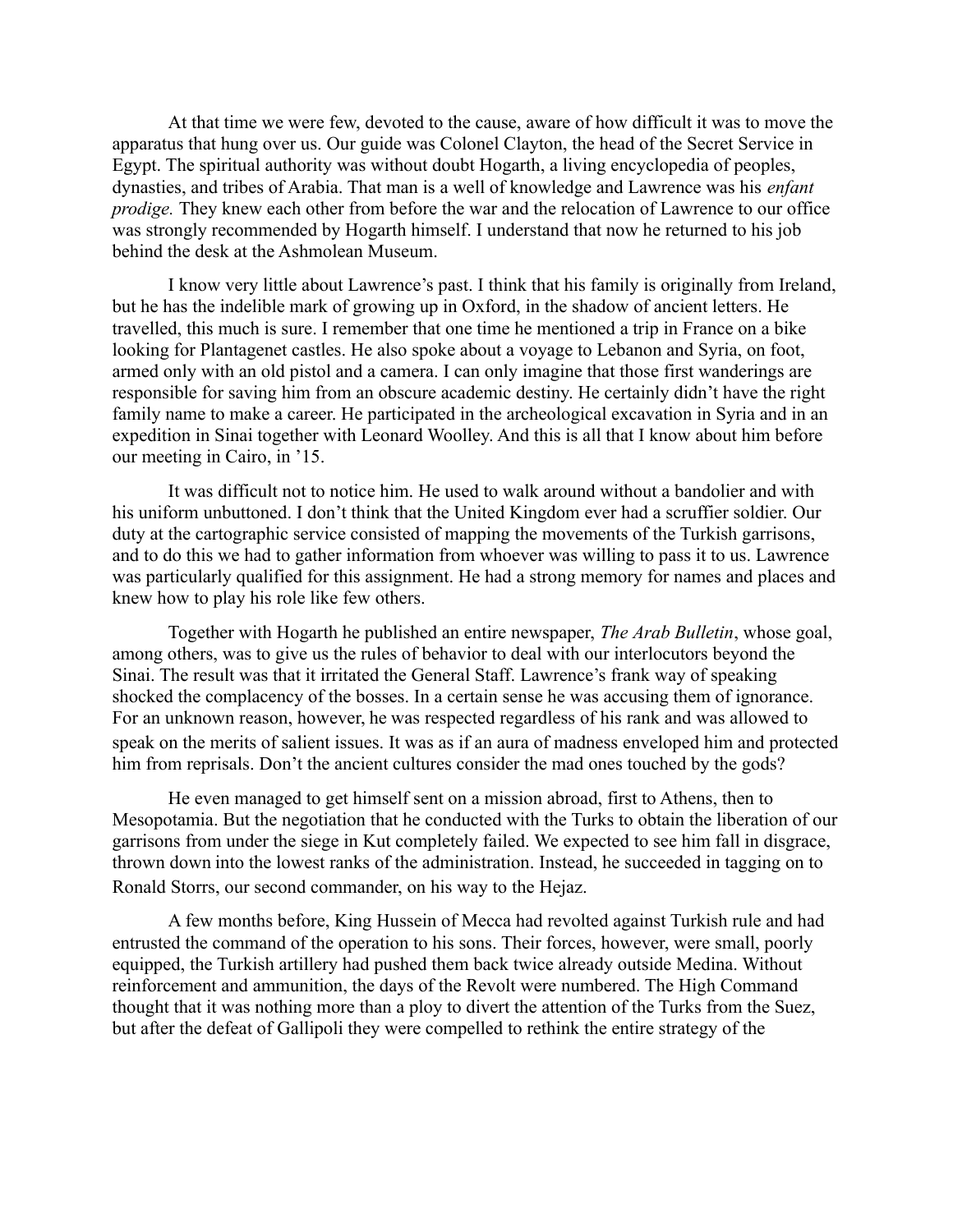At that time we were few, devoted to the cause, aware of how difficult it was to move the apparatus that hung over us. Our guide was Colonel Clayton, the head of the Secret Service in Egypt. The spiritual authority was without doubt Hogarth, a living encyclopedia of peoples, dynasties, and tribes of Arabia. That man is a well of knowledge and Lawrence was his *enfant prodige.* They knew each other from before the war and the relocation of Lawrence to our office was strongly recommended by Hogarth himself. I understand that now he returned to his job behind the desk at the Ashmolean Museum.

I know very little about Lawrence's past. I think that his family is originally from Ireland, but he has the indelible mark of growing up in Oxford, in the shadow of ancient letters. He travelled, this much is sure. I remember that one time he mentioned a trip in France on a bike looking for Plantagenet castles. He also spoke about a voyage to Lebanon and Syria, on foot, armed only with an old pistol and a camera. I can only imagine that those first wanderings are responsible for saving him from an obscure academic destiny. He certainly didn't have the right family name to make a career. He participated in the archeological excavation in Syria and in an expedition in Sinai together with Leonard Woolley. And this is all that I know about him before our meeting in Cairo, in '15.

It was difficult not to notice him. He used to walk around without a bandolier and with his uniform unbuttoned. I don't think that the United Kingdom ever had a scruffier soldier. Our duty at the cartographic service consisted of mapping the movements of the Turkish garrisons, and to do this we had to gather information from whoever was willing to pass it to us. Lawrence was particularly qualified for this assignment. He had a strong memory for names and places and knew how to play his role like few others.

Together with Hogarth he published an entire newspaper, *The Arab Bulletin*, whose goal, among others, was to give us the rules of behavior to deal with our interlocutors beyond the Sinai. The result was that it irritated the General Staff. Lawrence's frank way of speaking shocked the complacency of the bosses. In a certain sense he was accusing them of ignorance. For an unknown reason, however, he was respected regardless of his rank and was allowed to speak on the merits of salient issues. It was as if an aura of madness enveloped him and protected him from reprisals. Don't the ancient cultures consider the mad ones touched by the gods?

He even managed to get himself sent on a mission abroad, first to Athens, then to Mesopotamia. But the negotiation that he conducted with the Turks to obtain the liberation of our garrisons from under the siege in Kut completely failed. We expected to see him fall in disgrace, thrown down into the lowest ranks of the administration. Instead, he succeeded in tagging on to Ronald Storrs, our second commander, on his way to the Hejaz.

A few months before, King Hussein of Mecca had revolted against Turkish rule and had entrusted the command of the operation to his sons. Their forces, however, were small, poorly equipped, the Turkish artillery had pushed them back twice already outside Medina. Without reinforcement and ammunition, the days of the Revolt were numbered. The High Command thought that it was nothing more than a ploy to divert the attention of the Turks from the Suez, but after the defeat of Gallipoli they were compelled to rethink the entire strategy of the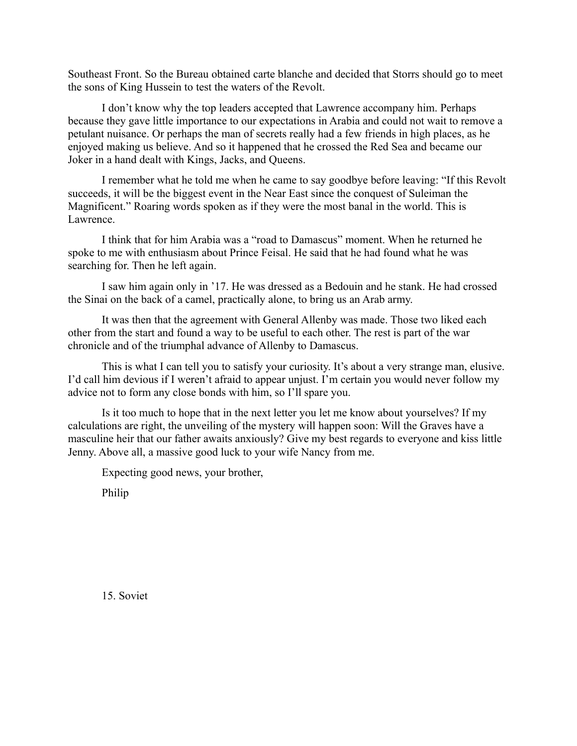Southeast Front. So the Bureau obtained carte blanche and decided that Storrs should go to meet the sons of King Hussein to test the waters of the Revolt.

I don't know why the top leaders accepted that Lawrence accompany him. Perhaps because they gave little importance to our expectations in Arabia and could not wait to remove a petulant nuisance. Or perhaps the man of secrets really had a few friends in high places, as he enjoyed making us believe. And so it happened that he crossed the Red Sea and became our Joker in a hand dealt with Kings, Jacks, and Queens.

I remember what he told me when he came to say goodbye before leaving: "If this Revolt succeeds, it will be the biggest event in the Near East since the conquest of Suleiman the Magnificent." Roaring words spoken as if they were the most banal in the world. This is Lawrence.

I think that for him Arabia was a "road to Damascus" moment. When he returned he spoke to me with enthusiasm about Prince Feisal. He said that he had found what he was searching for. Then he left again.

I saw him again only in '17. He was dressed as a Bedouin and he stank. He had crossed the Sinai on the back of a camel, practically alone, to bring us an Arab army.

It was then that the agreement with General Allenby was made. Those two liked each other from the start and found a way to be useful to each other. The rest is part of the war chronicle and of the triumphal advance of Allenby to Damascus.

This is what I can tell you to satisfy your curiosity. It's about a very strange man, elusive. I'd call him devious if I weren't afraid to appear unjust. I'm certain you would never follow my advice not to form any close bonds with him, so I'll spare you.

Is it too much to hope that in the next letter you let me know about yourselves? If my calculations are right, the unveiling of the mystery will happen soon: Will the Graves have a masculine heir that our father awaits anxiously? Give my best regards to everyone and kiss little Jenny. Above all, a massive good luck to your wife Nancy from me.

Expecting good news, your brother,

Philip

## 15. Soviet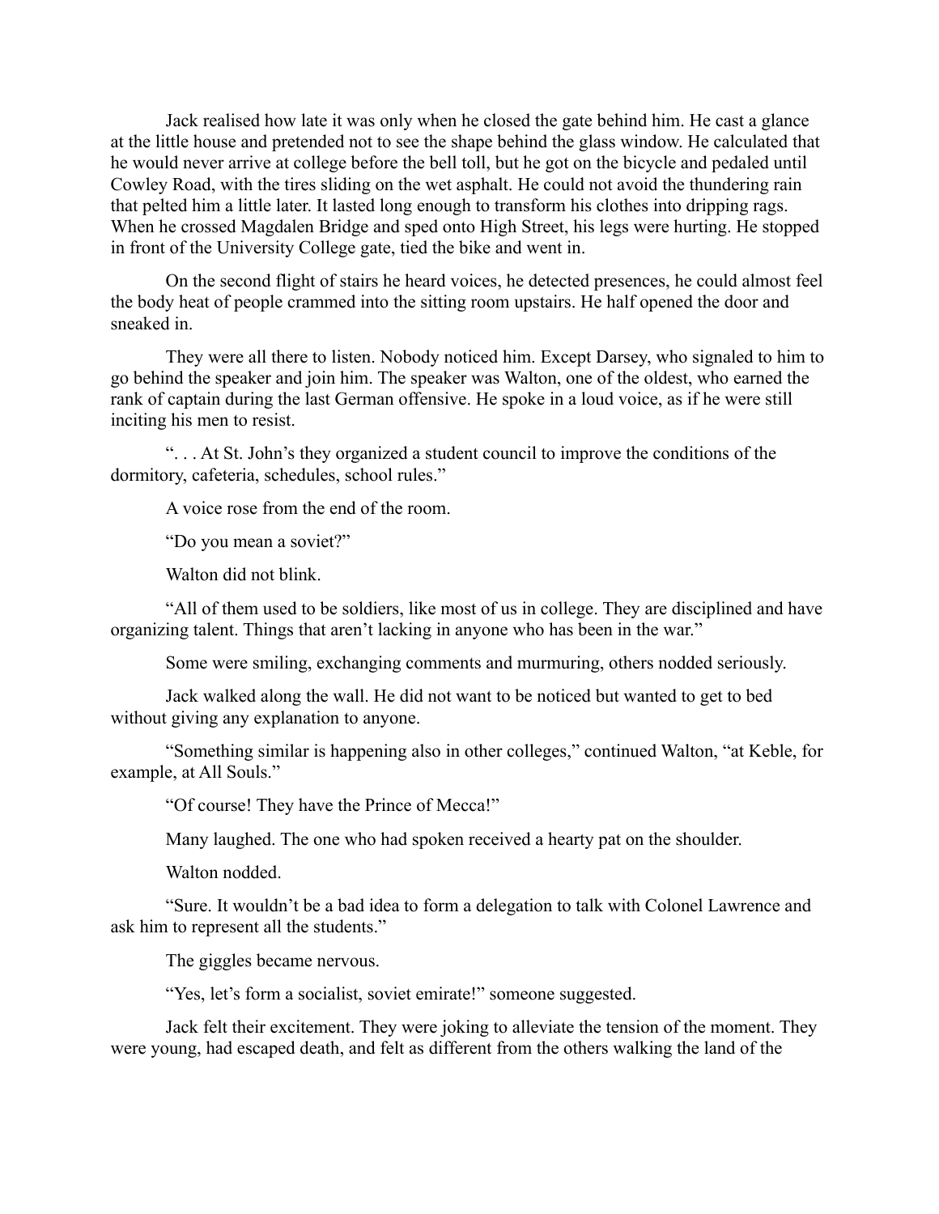Jack realised how late it was only when he closed the gate behind him. He cast a glance at the little house and pretended not to see the shape behind the glass window. He calculated that he would never arrive at college before the bell toll, but he got on the bicycle and pedaled until Cowley Road, with the tires sliding on the wet asphalt. He could not avoid the thundering rain that pelted him a little later. It lasted long enough to transform his clothes into dripping rags. When he crossed Magdalen Bridge and sped onto High Street, his legs were hurting. He stopped in front of the University College gate, tied the bike and went in.

On the second flight of stairs he heard voices, he detected presences, he could almost feel the body heat of people crammed into the sitting room upstairs. He half opened the door and sneaked in.

They were all there to listen. Nobody noticed him. Except Darsey, who signaled to him to go behind the speaker and join him. The speaker was Walton, one of the oldest, who earned the rank of captain during the last German offensive. He spoke in a loud voice, as if he were still inciting his men to resist.

". . . At St. John's they organized a student council to improve the conditions of the dormitory, cafeteria, schedules, school rules."

A voice rose from the end of the room.

"Do you mean a soviet?"

Walton did not blink.

"All of them used to be soldiers, like most of us in college. They are disciplined and have organizing talent. Things that aren't lacking in anyone who has been in the war."

Some were smiling, exchanging comments and murmuring, others nodded seriously.

Jack walked along the wall. He did not want to be noticed but wanted to get to bed without giving any explanation to anyone.

"Something similar is happening also in other colleges," continued Walton, "at Keble, for example, at All Souls."

"Of course! They have the Prince of Mecca!"

Many laughed. The one who had spoken received a hearty pat on the shoulder.

Walton nodded.

"Sure. It wouldn't be a bad idea to form a delegation to talk with Colonel Lawrence and ask him to represent all the students."

The giggles became nervous.

"Yes, let's form a socialist, soviet emirate!" someone suggested.

Jack felt their excitement. They were joking to alleviate the tension of the moment. They were young, had escaped death, and felt as different from the others walking the land of the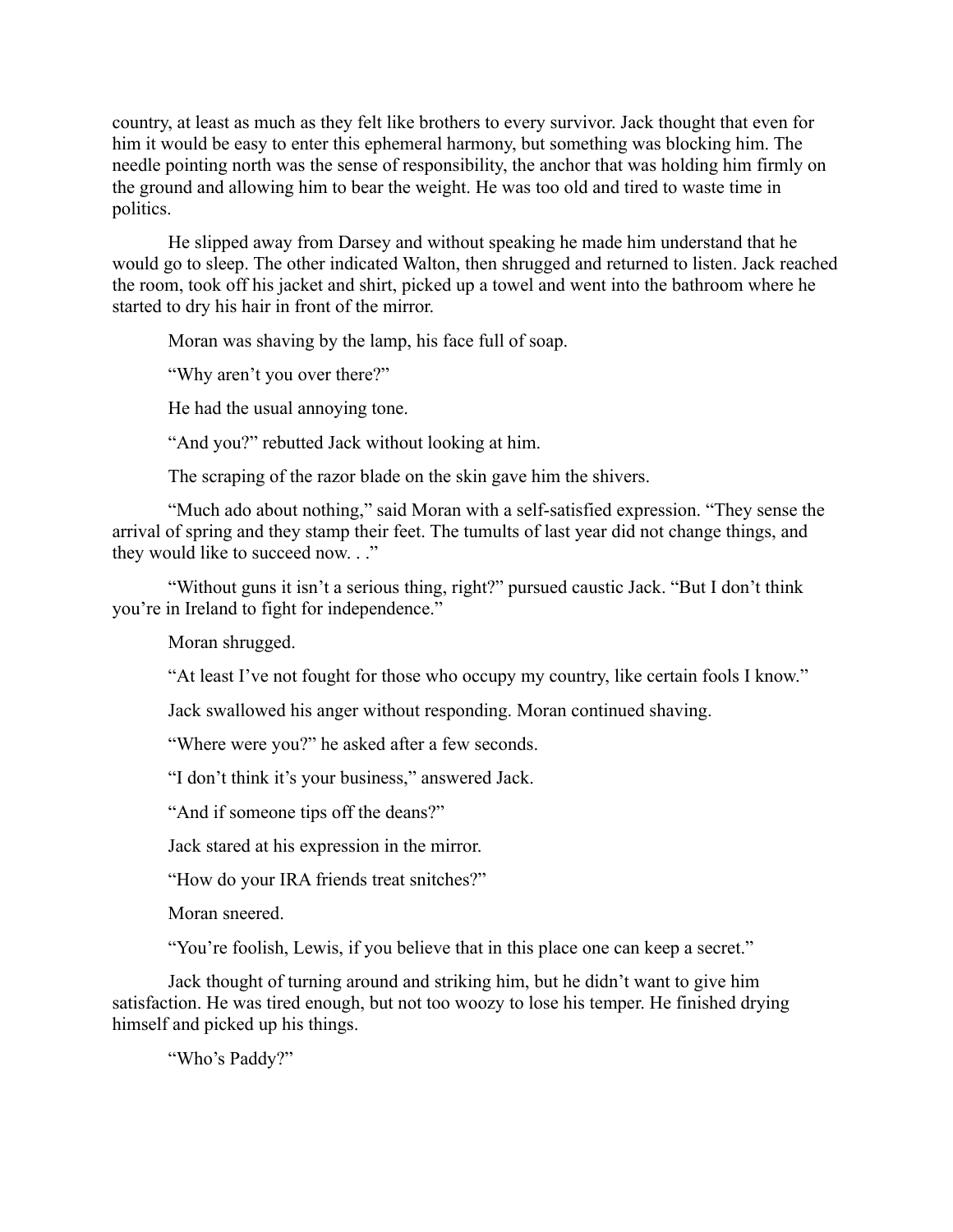country, at least as much as they felt like brothers to every survivor. Jack thought that even for him it would be easy to enter this ephemeral harmony, but something was blocking him. The needle pointing north was the sense of responsibility, the anchor that was holding him firmly on the ground and allowing him to bear the weight. He was too old and tired to waste time in politics.

He slipped away from Darsey and without speaking he made him understand that he would go to sleep. The other indicated Walton, then shrugged and returned to listen. Jack reached the room, took off his jacket and shirt, picked up a towel and went into the bathroom where he started to dry his hair in front of the mirror.

Moran was shaving by the lamp, his face full of soap.

"Why aren't you over there?"

He had the usual annoying tone.

"And you?" rebutted Jack without looking at him.

The scraping of the razor blade on the skin gave him the shivers.

"Much ado about nothing," said Moran with a self-satisfied expression. "They sense the arrival of spring and they stamp their feet. The tumults of last year did not change things, and they would like to succeed now. . ."

"Without guns it isn't a serious thing, right?" pursued caustic Jack. "But I don't think you're in Ireland to fight for independence."

Moran shrugged.

"At least I've not fought for those who occupy my country, like certain fools I know."

Jack swallowed his anger without responding. Moran continued shaving.

"Where were you?" he asked after a few seconds.

"I don't think it's your business," answered Jack.

"And if someone tips off the deans?"

Jack stared at his expression in the mirror.

"How do your IRA friends treat snitches?"

Moran sneered.

"You're foolish, Lewis, if you believe that in this place one can keep a secret."

Jack thought of turning around and striking him, but he didn't want to give him satisfaction. He was tired enough, but not too woozy to lose his temper. He finished drying himself and picked up his things.

"Who's Paddy?"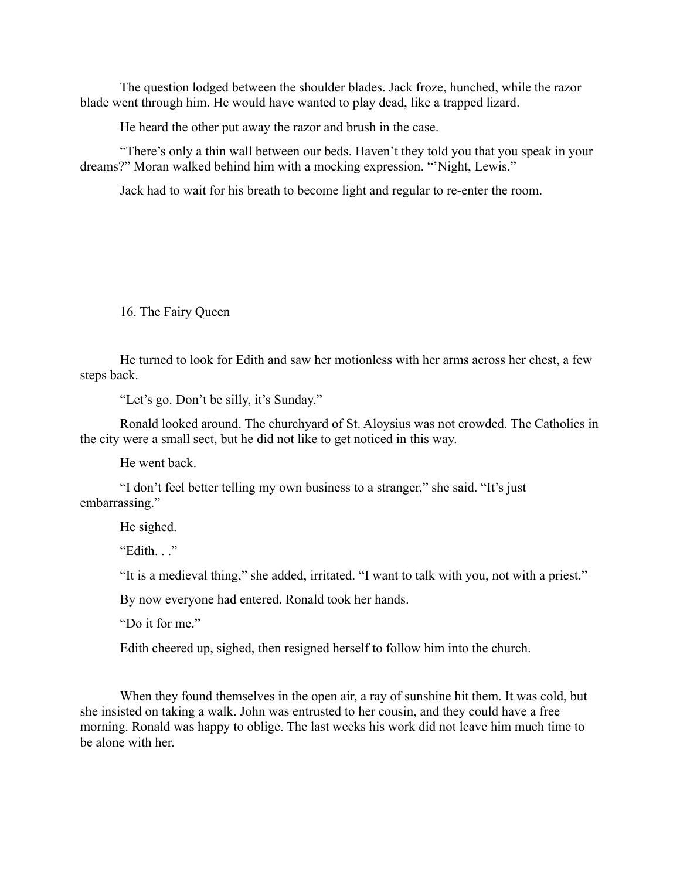The question lodged between the shoulder blades. Jack froze, hunched, while the razor blade went through him. He would have wanted to play dead, like a trapped lizard.

He heard the other put away the razor and brush in the case.

"There's only a thin wall between our beds. Haven't they told you that you speak in your dreams?" Moran walked behind him with a mocking expression. "'Night, Lewis."

Jack had to wait for his breath to become light and regular to re-enter the room.

## 16. The Fairy Queen

He turned to look for Edith and saw her motionless with her arms across her chest, a few steps back.

"Let's go. Don't be silly, it's Sunday."

Ronald looked around. The churchyard of St. Aloysius was not crowded. The Catholics in the city were a small sect, but he did not like to get noticed in this way.

He went back.

"I don't feel better telling my own business to a stranger," she said. "It's just embarrassing."

He sighed.

"Edith. . ."

"It is a medieval thing," she added, irritated. "I want to talk with you, not with a priest."

By now everyone had entered. Ronald took her hands.

"Do it for me."

Edith cheered up, sighed, then resigned herself to follow him into the church.

When they found themselves in the open air, a ray of sunshine hit them. It was cold, but she insisted on taking a walk. John was entrusted to her cousin, and they could have a free morning. Ronald was happy to oblige. The last weeks his work did not leave him much time to be alone with her.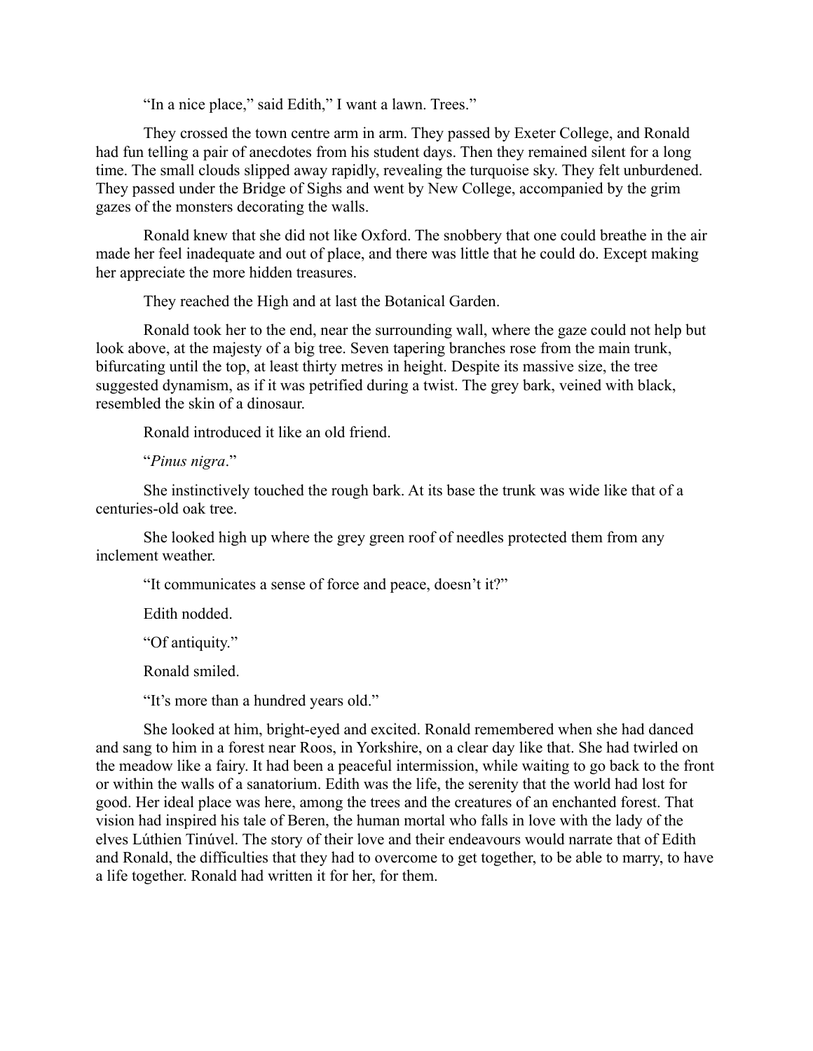"In a nice place," said Edith," I want a lawn. Trees."

They crossed the town centre arm in arm. They passed by Exeter College, and Ronald had fun telling a pair of anecdotes from his student days. Then they remained silent for a long time. The small clouds slipped away rapidly, revealing the turquoise sky. They felt unburdened. They passed under the Bridge of Sighs and went by New College, accompanied by the grim gazes of the monsters decorating the walls.

Ronald knew that she did not like Oxford. The snobbery that one could breathe in the air made her feel inadequate and out of place, and there was little that he could do. Except making her appreciate the more hidden treasures.

They reached the High and at last the Botanical Garden.

Ronald took her to the end, near the surrounding wall, where the gaze could not help but look above, at the majesty of a big tree. Seven tapering branches rose from the main trunk, bifurcating until the top, at least thirty metres in height. Despite its massive size, the tree suggested dynamism, as if it was petrified during a twist. The grey bark, veined with black, resembled the skin of a dinosaur.

Ronald introduced it like an old friend.

"*Pinus nigra*."

She instinctively touched the rough bark. At its base the trunk was wide like that of a centuries-old oak tree.

She looked high up where the grey green roof of needles protected them from any inclement weather.

"It communicates a sense of force and peace, doesn't it?"

Edith nodded.

"Of antiquity."

Ronald smiled.

"It's more than a hundred years old."

She looked at him, bright-eyed and excited. Ronald remembered when she had danced and sang to him in a forest near Roos, in Yorkshire, on a clear day like that. She had twirled on the meadow like a fairy. It had been a peaceful intermission, while waiting to go back to the front or within the walls of a sanatorium. Edith was the life, the serenity that the world had lost for good. Her ideal place was here, among the trees and the creatures of an enchanted forest. That vision had inspired his tale of Beren, the human mortal who falls in love with the lady of the elves Lúthien Tinúvel. The story of their love and their endeavours would narrate that of Edith and Ronald, the difficulties that they had to overcome to get together, to be able to marry, to have a life together. Ronald had written it for her, for them.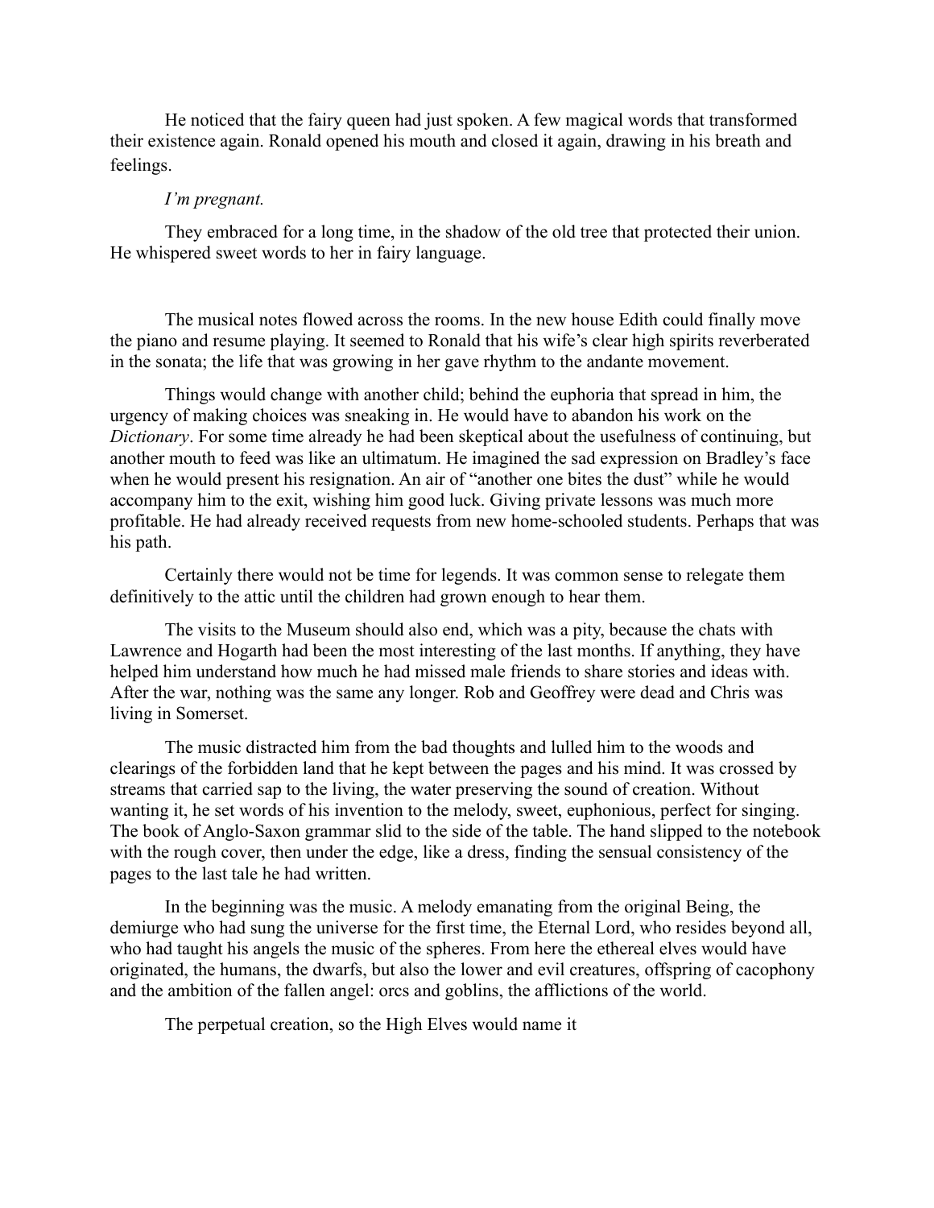He noticed that the fairy queen had just spoken. A few magical words that transformed their existence again. Ronald opened his mouth and closed it again, drawing in his breath and feelings.

*I'm pregnant.*

They embraced for a long time, in the shadow of the old tree that protected their union. He whispered sweet words to her in fairy language.

The musical notes flowed across the rooms. In the new house Edith could finally move the piano and resume playing. It seemed to Ronald that his wife's clear high spirits reverberated in the sonata; the life that was growing in her gave rhythm to the andante movement.

Things would change with another child; behind the euphoria that spread in him, the urgency of making choices was sneaking in. He would have to abandon his work on the *Dictionary*. For some time already he had been skeptical about the usefulness of continuing, but another mouth to feed was like an ultimatum. He imagined the sad expression on Bradley's face when he would present his resignation. An air of "another one bites the dust" while he would accompany him to the exit, wishing him good luck. Giving private lessons was much more profitable. He had already received requests from new home-schooled students. Perhaps that was his path.

Certainly there would not be time for legends. It was common sense to relegate them definitively to the attic until the children had grown enough to hear them.

The visits to the Museum should also end, which was a pity, because the chats with Lawrence and Hogarth had been the most interesting of the last months. If anything, they have helped him understand how much he had missed male friends to share stories and ideas with. After the war, nothing was the same any longer. Rob and Geoffrey were dead and Chris was living in Somerset.

The music distracted him from the bad thoughts and lulled him to the woods and clearings of the forbidden land that he kept between the pages and his mind. It was crossed by streams that carried sap to the living, the water preserving the sound of creation. Without wanting it, he set words of his invention to the melody, sweet, euphonious, perfect for singing. The book of Anglo-Saxon grammar slid to the side of the table. The hand slipped to the notebook with the rough cover, then under the edge, like a dress, finding the sensual consistency of the pages to the last tale he had written.

In the beginning was the music. A melody emanating from the original Being, the demiurge who had sung the universe for the first time, the Eternal Lord, who resides beyond all, who had taught his angels the music of the spheres. From here the ethereal elves would have originated, the humans, the dwarfs, but also the lower and evil creatures, offspring of cacophony and the ambition of the fallen angel: orcs and goblins, the afflictions of the world.

The perpetual creation, so the High Elves would name it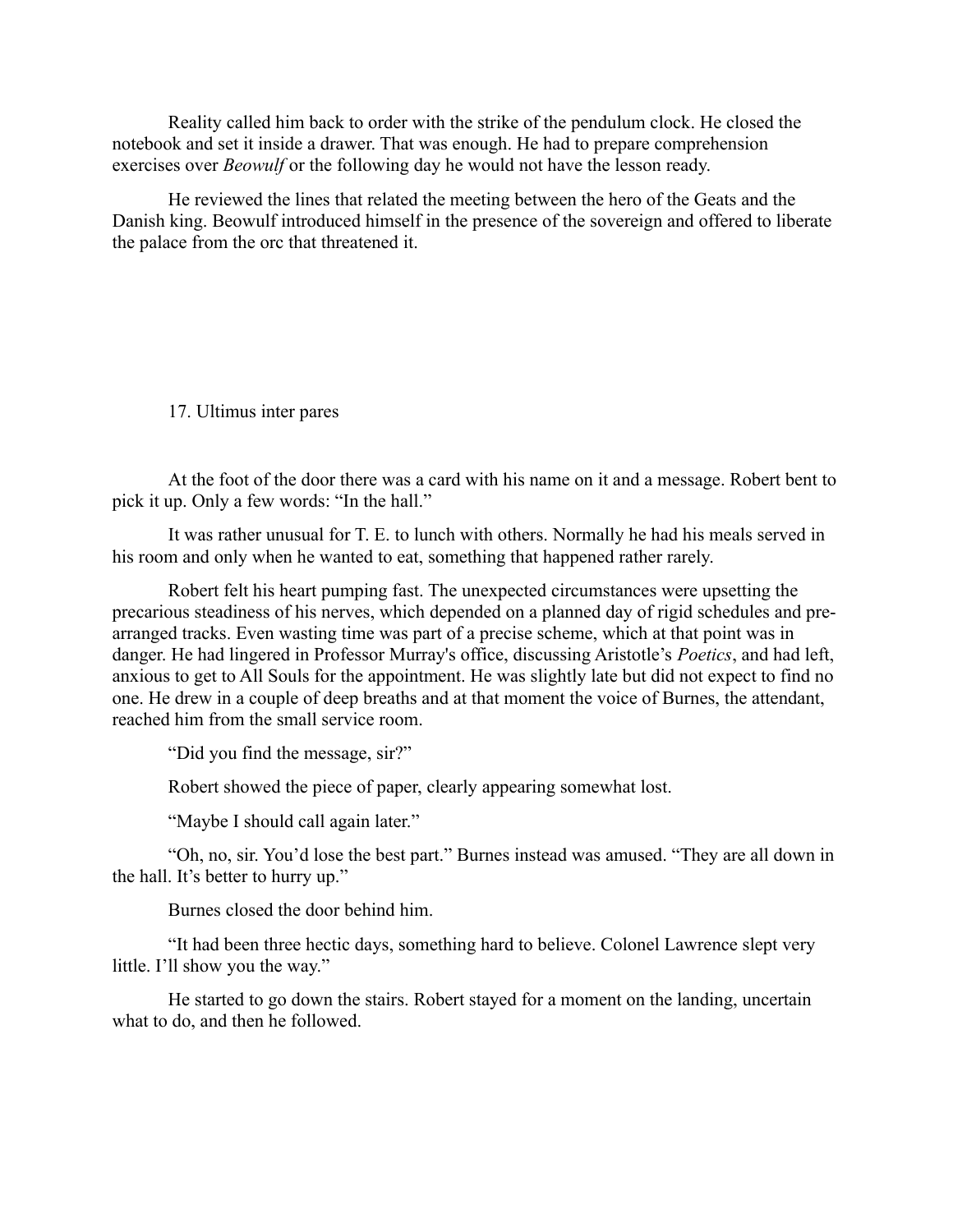Reality called him back to order with the strike of the pendulum clock. He closed the notebook and set it inside a drawer. That was enough. He had to prepare comprehension exercises over *Beowulf* or the following day he would not have the lesson ready.

He reviewed the lines that related the meeting between the hero of the Geats and the Danish king. Beowulf introduced himself in the presence of the sovereign and offered to liberate the palace from the orc that threatened it.

## 17. Ultimus inter pares

At the foot of the door there was a card with his name on it and a message. Robert bent to pick it up. Only a few words: "In the hall."

It was rather unusual for T. E. to lunch with others. Normally he had his meals served in his room and only when he wanted to eat, something that happened rather rarely.

Robert felt his heart pumping fast. The unexpected circumstances were upsetting the precarious steadiness of his nerves, which depended on a planned day of rigid schedules and pre-arranged tracks. Even wasting time was part of a precise scheme, which at that point was in danger. He had lingered in Professor Murray's office, discussing Aristotle's *Poetics*, and had left, anxious to get to All Souls for the appointment. He was slightly late but did not expect to find no one. He drew in a couple of deep breaths and at that moment the voice of Burnes, the attendant, reached him from the small service room.

"Did you find the message, sir?"

Robert showed the piece of paper, clearly appearing somewhat lost.

"Maybe I should call again later."

"Oh, no, sir. You'd lose the best part." Burnes instead was amused. "They are all down in the hall. It's better to hurry up."

Burnes closed the door behind him.

"It had been three hectic days, something hard to believe. Colonel Lawrence slept very little. I'll show you the way."

He started to go down the stairs. Robert stayed for a moment on the landing, uncertain what to do, and then he followed.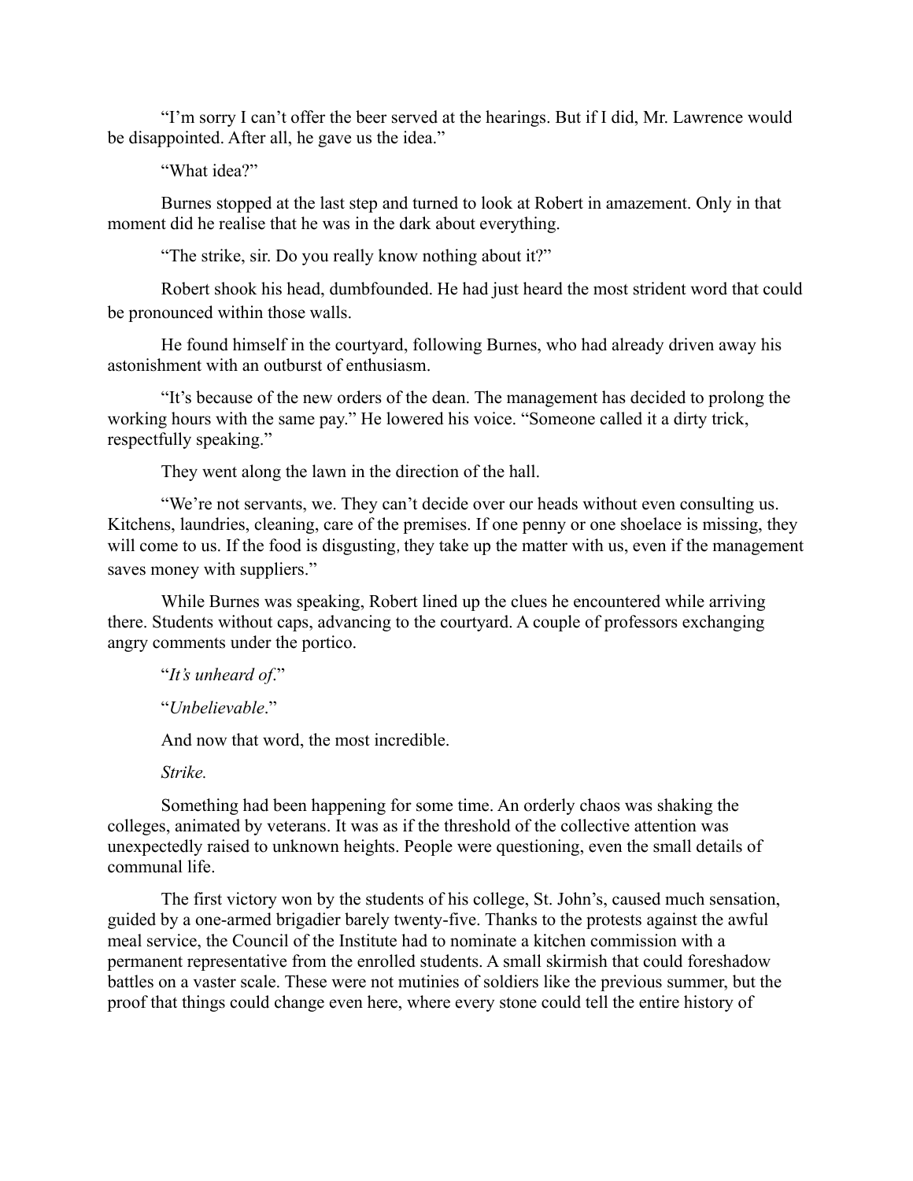"I'm sorry I can't offer the beer served at the hearings. But if I did, Mr. Lawrence would be disappointed. After all, he gave us the idea."

"What idea?"

Burnes stopped at the last step and turned to look at Robert in amazement. Only in that moment did he realise that he was in the dark about everything.

"The strike, sir. Do you really know nothing about it?"

Robert shook his head, dumbfounded. He had just heard the most strident word that could be pronounced within those walls.

He found himself in the courtyard, following Burnes, who had already driven away his astonishment with an outburst of enthusiasm.

"It's because of the new orders of the dean. The management has decided to prolong the working hours with the same pay." He lowered his voice. "Someone called it a dirty trick, respectfully speaking."

They went along the lawn in the direction of the hall.

"We're not servants, we. They can't decide over our heads without even consulting us. Kitchens, laundries, cleaning, care of the premises. If one penny or one shoelace is missing, they will come to us. If the food is disgusting, they take up the matter with us, even if the management saves money with suppliers."

While Burnes was speaking, Robert lined up the clues he encountered while arriving there. Students without caps, advancing to the courtyard. A couple of professors exchanging angry comments under the portico.

"*It's unheard of*."

"*Unbelievable*."

And now that word, the most incredible.

*Strike.*

Something had been happening for some time. An orderly chaos was shaking the colleges, animated by veterans. It was as if the threshold of the collective attention was unexpectedly raised to unknown heights. People were questioning, even the small details of communal life.

The first victory won by the students of his college, St. John's, caused much sensation, guided by a one-armed brigadier barely twenty-five. Thanks to the protests against the awful meal service, the Council of the Institute had to nominate a kitchen commission with a permanent representative from the enrolled students. A small skirmish that could foreshadow battles on a vaster scale. These were not mutinies of soldiers like the previous summer, but the proof that things could change even here, where every stone could tell the entire history of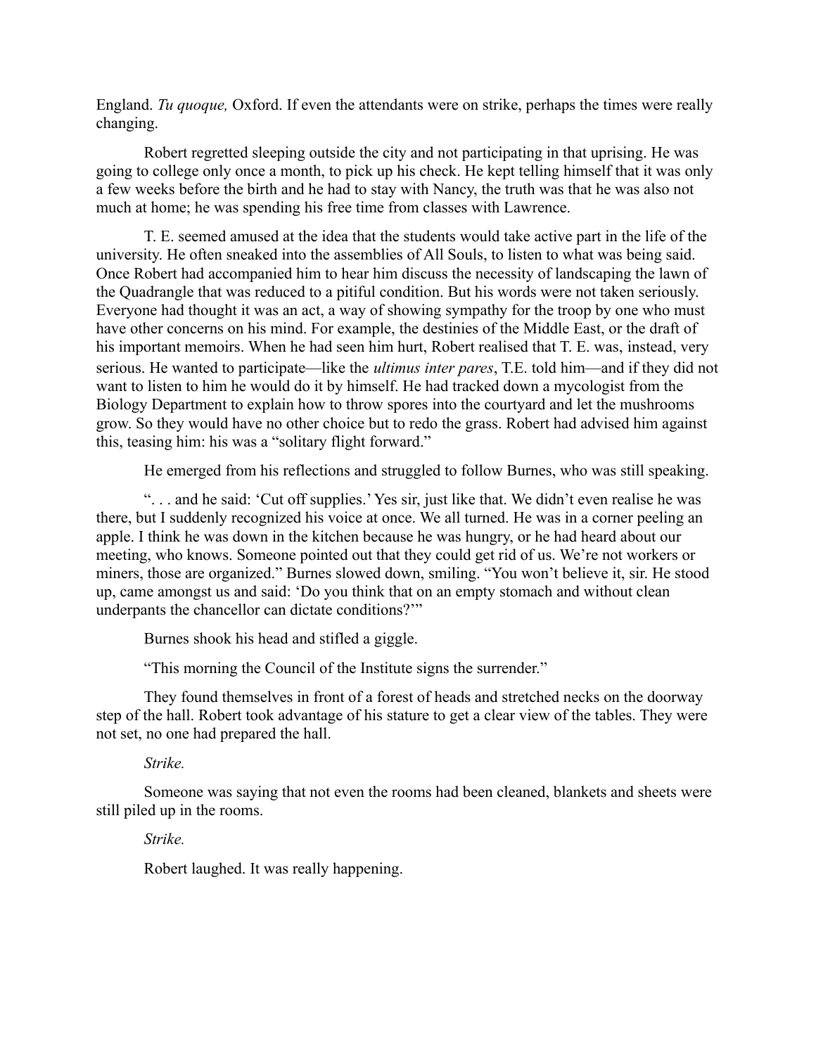England. *Tu quoque,* Oxford. If even the attendants were on strike, perhaps the times were really changing.

Robert regretted sleeping outside the city and not participating in that uprising. He was going to college only once a month, to pick up his check. He kept telling himself that it was only a few weeks before the birth and he had to stay with Nancy, the truth was that he was also not much at home; he was spending his free time from classes with Lawrence.

T. E. seemed amused at the idea that the students would take active part in the life of the university. He often sneaked into the assemblies of All Souls, to listen to what was being said. Once Robert had accompanied him to hear him discuss the necessity of landscaping the lawn of the Quadrangle that was reduced to a pitiful condition. But his words were not taken seriously. Everyone had thought it was an act, a way of showing sympathy for the troop by one who must have other concerns on his mind. For example, the destinies of the Middle East, or the draft of his important memoirs. When he had seen him hurt, Robert realised that T. E. was, instead, very serious. He wanted to participate—like the *ultimus inter pares*, T.E. told him—and if they did not want to listen to him he would do it by himself. He had tracked down a mycologist from the Biology Department to explain how to throw spores into the courtyard and let the mushrooms grow. So they would have no other choice but to redo the grass. Robert had advised him against this, teasing him: his was a "solitary flight forward."

He emerged from his reflections and struggled to follow Burnes, who was still speaking.

". . . and he said: 'Cut off supplies.' Yes sir, just like that. We didn't even realise he was there, but I suddenly recognized his voice at once. We all turned. He was in a corner peeling an apple. I think he was down in the kitchen because he was hungry, or he had heard about our meeting, who knows. Someone pointed out that they could get rid of us. We're not workers or miners, those are organized." Burnes slowed down, smiling. "You won't believe it, sir. He stood up, came amongst us and said: 'Do you think that on an empty stomach and without clean underpants the chancellor can dictate conditions?'"

Burnes shook his head and stifled a giggle.

"This morning the Council of the Institute signs the surrender."

They found themselves in front of a forest of heads and stretched necks on the doorway step of the hall. Robert took advantage of his stature to get a clear view of the tables. They were not set, no one had prepared the hall.

*Strike.*

Someone was saying that not even the rooms had been cleaned, blankets and sheets were still piled up in the rooms.

*Strike.*

Robert laughed. It was really happening.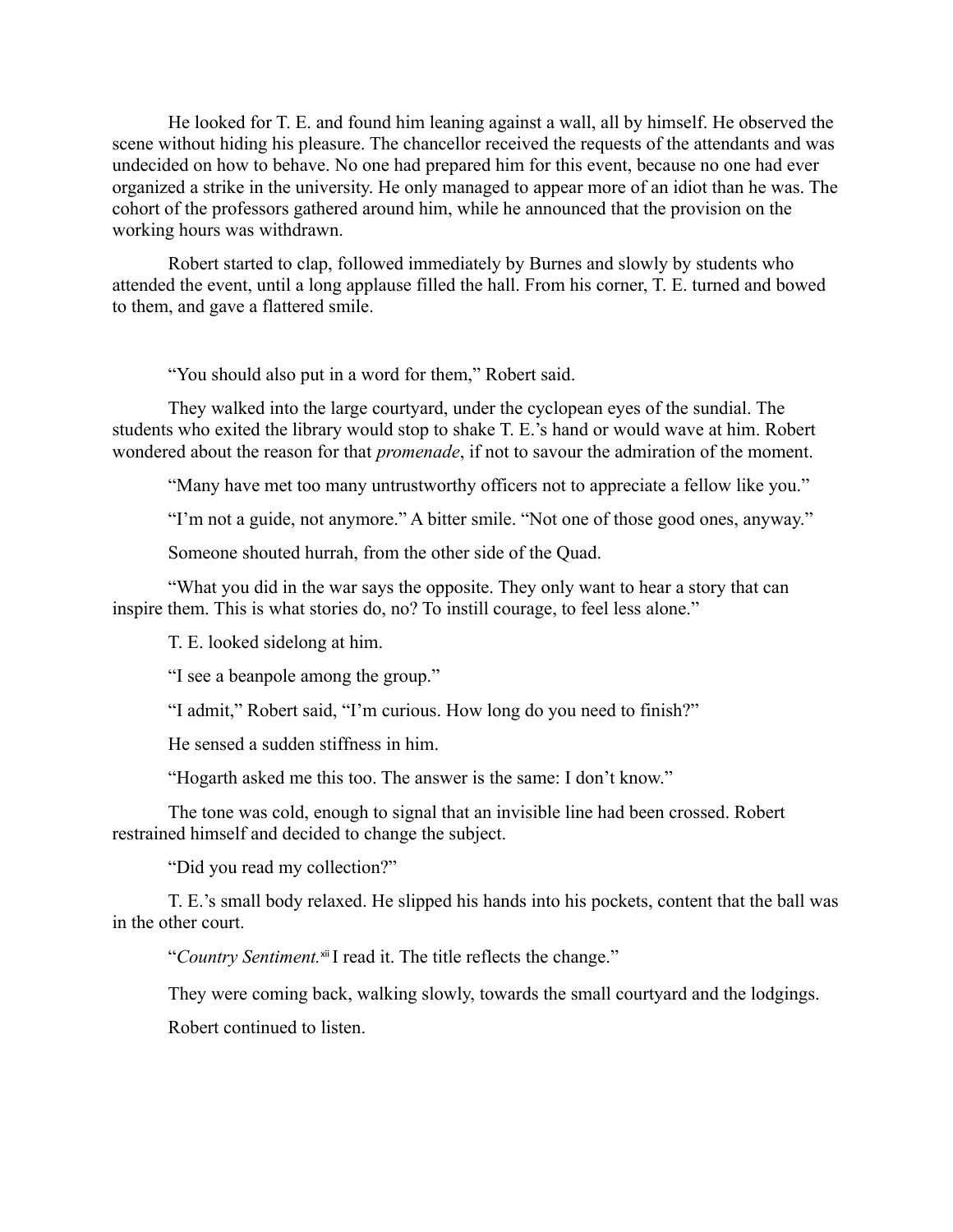He looked for T. E. and found him leaning against a wall, all by himself. He observed the scene without hiding his pleasure. The chancellor received the requests of the attendants and was undecided on how to behave. No one had prepared him for this event, because no one had ever organized a strike in the university. He only managed to appear more of an idiot than he was. The cohort of the professors gathered around him, while he announced that the provision on the working hours was withdrawn.

Robert started to clap, followed immediately by Burnes and slowly by students who attended the event, until a long applause filled the hall. From his corner, T. E. turned and bowed to them, and gave a flattered smile.

"You should also put in a word for them," Robert said.

They walked into the large courtyard, under the cyclopean eyes of the sundial. The students who exited the library would stop to shake T. E.'s hand or would wave at him. Robert wondered about the reason for that *promenade*, if not to savour the admiration of the moment.

"Many have met too many untrustworthy officers not to appreciate a fellow like you."

"I'm not a guide, not anymore." A bitter smile. "Not one of those good ones, anyway."

Someone shouted hurrah, from the other side of the Quad.

"What you did in the war says the opposite. They only want to hear a story that can inspire them. This is what stories do, no? To instill courage, to feel less alone."

T. E. looked sidelong at him.

"I see a beanpole among the group."

"I admit," Robert said, "I'm curious. How long do you need to finish?"

He sensed a sudden stiffness in him.

"Hogarth asked me this too. The answer is the same: I don't know."

The tone was cold, enough to signal that an invisible line had been crossed. Robert restrained himself and decided to change the subject.

"Did you read my collection?"

T. E.'s small body relaxed. He slipped his hands into his pockets, content that the ball was in the other court.

"*Country Sentiment.*[xii] I read it. The title reflects the change."

They were coming back, walking slowly, towards the small courtyard and the lodgings.

Robert continued to listen.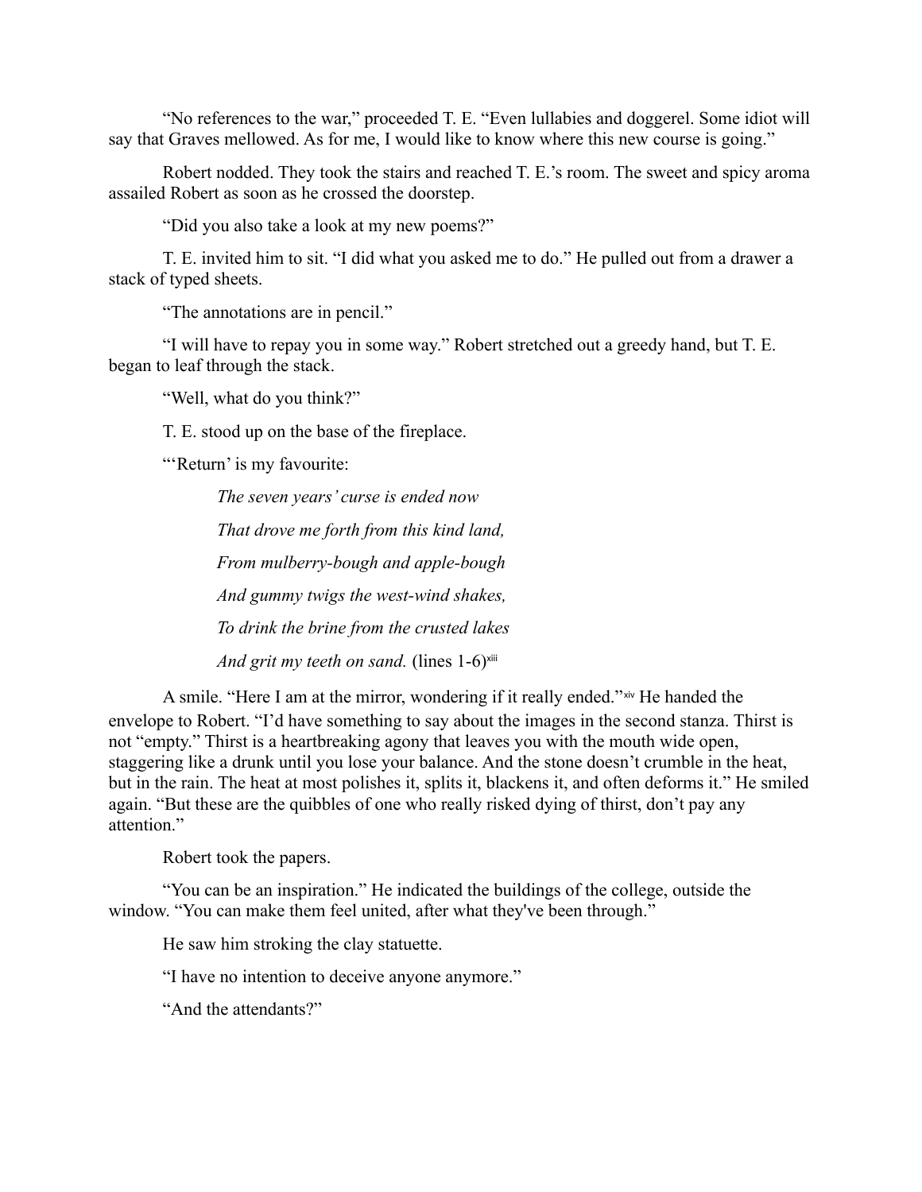"No references to the war," proceeded T. E. "Even lullabies and doggerel. Some idiot will say that Graves mellowed. As for me, I would like to know where this new course is going."

Robert nodded. They took the stairs and reached T. E.'s room. The sweet and spicy aroma assailed Robert as soon as he crossed the doorstep.

"Did you also take a look at my new poems?"

T. E. invited him to sit. "I did what you asked me to do." He pulled out from a drawer a stack of typed sheets.

"The annotations are in pencil."

"I will have to repay you in some way." Robert stretched out a greedy hand, but T. E. began to leaf through the stack.

"Well, what do you think?"

T. E. stood up on the base of the fireplace.

"'Return' is my favourite:

> *The seven years' curse is ended now*
>
> *That drove me forth from this kind land,*
>
> *From mulberry-bough and apple-bough*
>
> *And gummy twigs the west-wind shakes,*
>
> *To drink the brine from the crusted lakes*
>
> *And grit my teeth on sand.* (lines 1-6)[xiii]

A smile. "Here I am at the mirror, wondering if it really ended."[xiv] He handed the envelope to Robert. "I'd have something to say about the images in the second stanza. Thirst is not "empty." Thirst is a heartbreaking agony that leaves you with the mouth wide open, staggering like a drunk until you lose your balance. And the stone doesn't crumble in the heat, but in the rain. The heat at most polishes it, splits it, blackens it, and often deforms it." He smiled again. "But these are the quibbles of one who really risked dying of thirst, don't pay any attention."

Robert took the papers.

"You can be an inspiration." He indicated the buildings of the college, outside the window. "You can make them feel united, after what they've been through."

He saw him stroking the clay statuette.

"I have no intention to deceive anyone anymore."

"And the attendants?"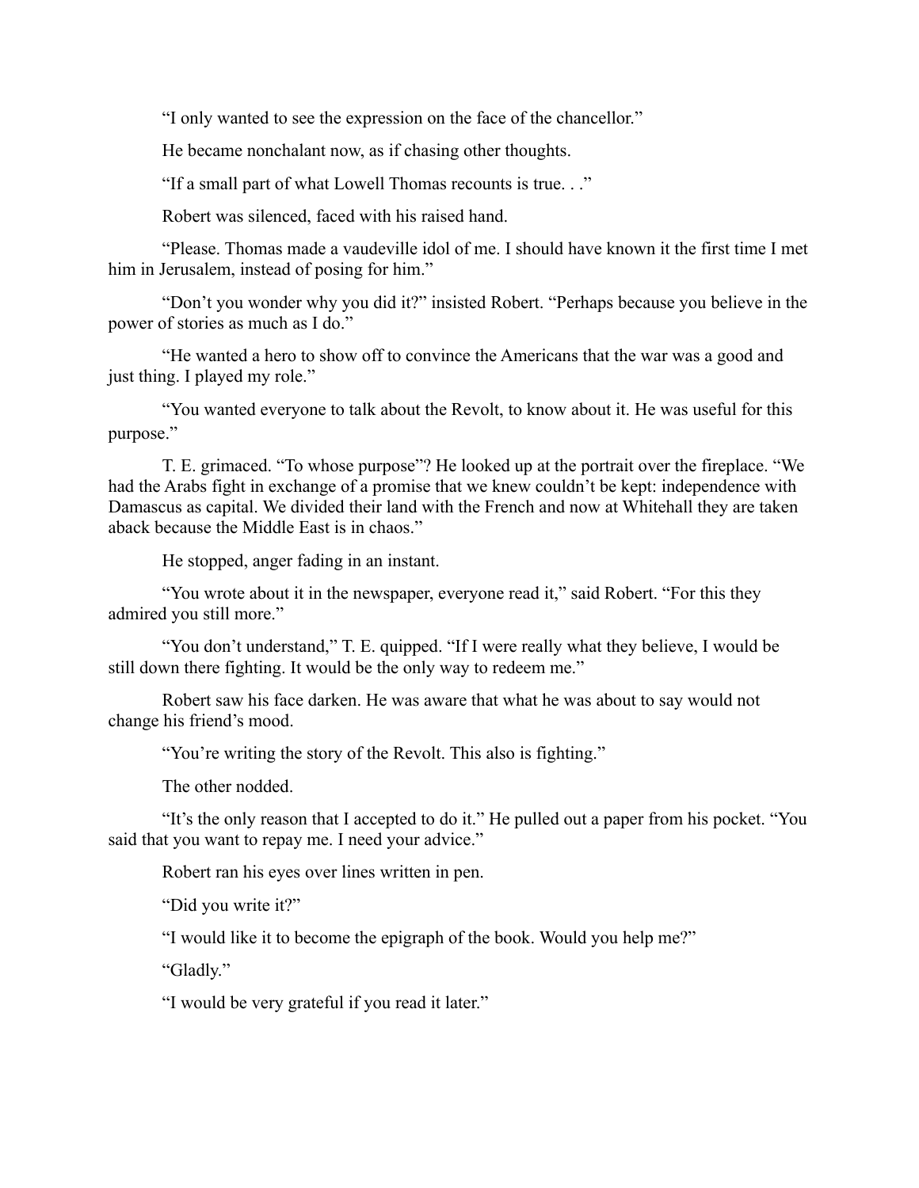"I only wanted to see the expression on the face of the chancellor."

He became nonchalant now, as if chasing other thoughts.

"If a small part of what Lowell Thomas recounts is true. . ."

Robert was silenced, faced with his raised hand.

"Please. Thomas made a vaudeville idol of me. I should have known it the first time I met him in Jerusalem, instead of posing for him."

"Don't you wonder why you did it?" insisted Robert. "Perhaps because you believe in the power of stories as much as I do."

"He wanted a hero to show off to convince the Americans that the war was a good and just thing. I played my role."

"You wanted everyone to talk about the Revolt, to know about it. He was useful for this purpose."

T. E. grimaced. "To whose purpose"? He looked up at the portrait over the fireplace. "We had the Arabs fight in exchange of a promise that we knew couldn't be kept: independence with Damascus as capital. We divided their land with the French and now at Whitehall they are taken aback because the Middle East is in chaos."

He stopped, anger fading in an instant.

"You wrote about it in the newspaper, everyone read it," said Robert. "For this they admired you still more."

"You don't understand," T. E. quipped. "If I were really what they believe, I would be still down there fighting. It would be the only way to redeem me."

Robert saw his face darken. He was aware that what he was about to say would not change his friend's mood.

"You're writing the story of the Revolt. This also is fighting."

The other nodded.

"It's the only reason that I accepted to do it." He pulled out a paper from his pocket. "You said that you want to repay me. I need your advice."

Robert ran his eyes over lines written in pen.

"Did you write it?"

"I would like it to become the epigraph of the book. Would you help me?"

"Gladly."

"I would be very grateful if you read it later."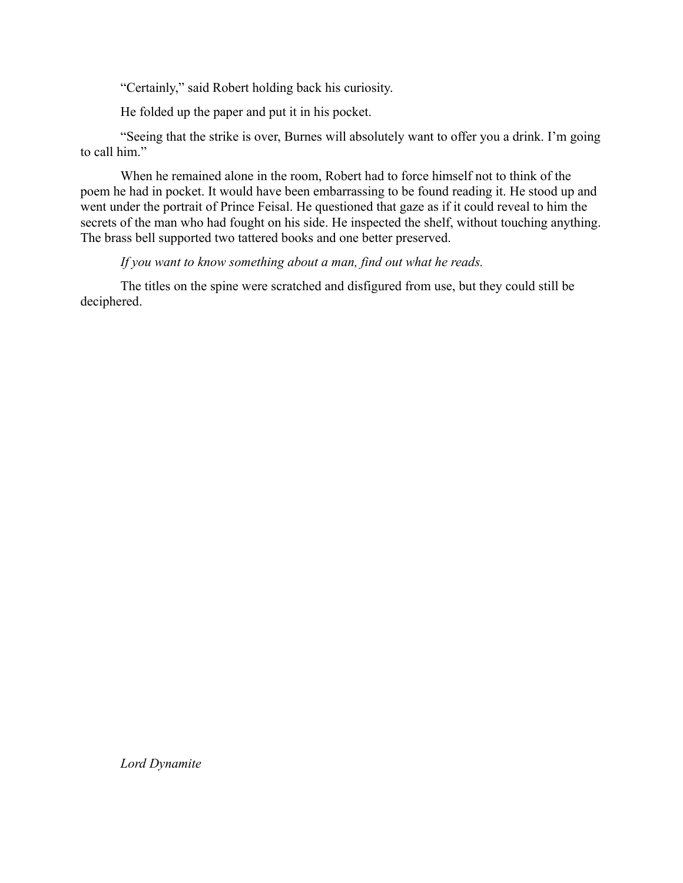"Certainly," said Robert holding back his curiosity.

He folded up the paper and put it in his pocket.

"Seeing that the strike is over, Burnes will absolutely want to offer you a drink. I'm going to call him."

When he remained alone in the room, Robert had to force himself not to think of the poem he had in pocket. It would have been embarrassing to be found reading it. He stood up and went under the portrait of Prince Feisal. He questioned that gaze as if it could reveal to him the secrets of the man who had fought on his side. He inspected the shelf, without touching anything. The brass bell supported two tattered books and one better preserved.

*If you want to know something about a man, find out what he reads.*

The titles on the spine were scratched and disfigured from use, but they could still be deciphered.

*Lord Dynamite*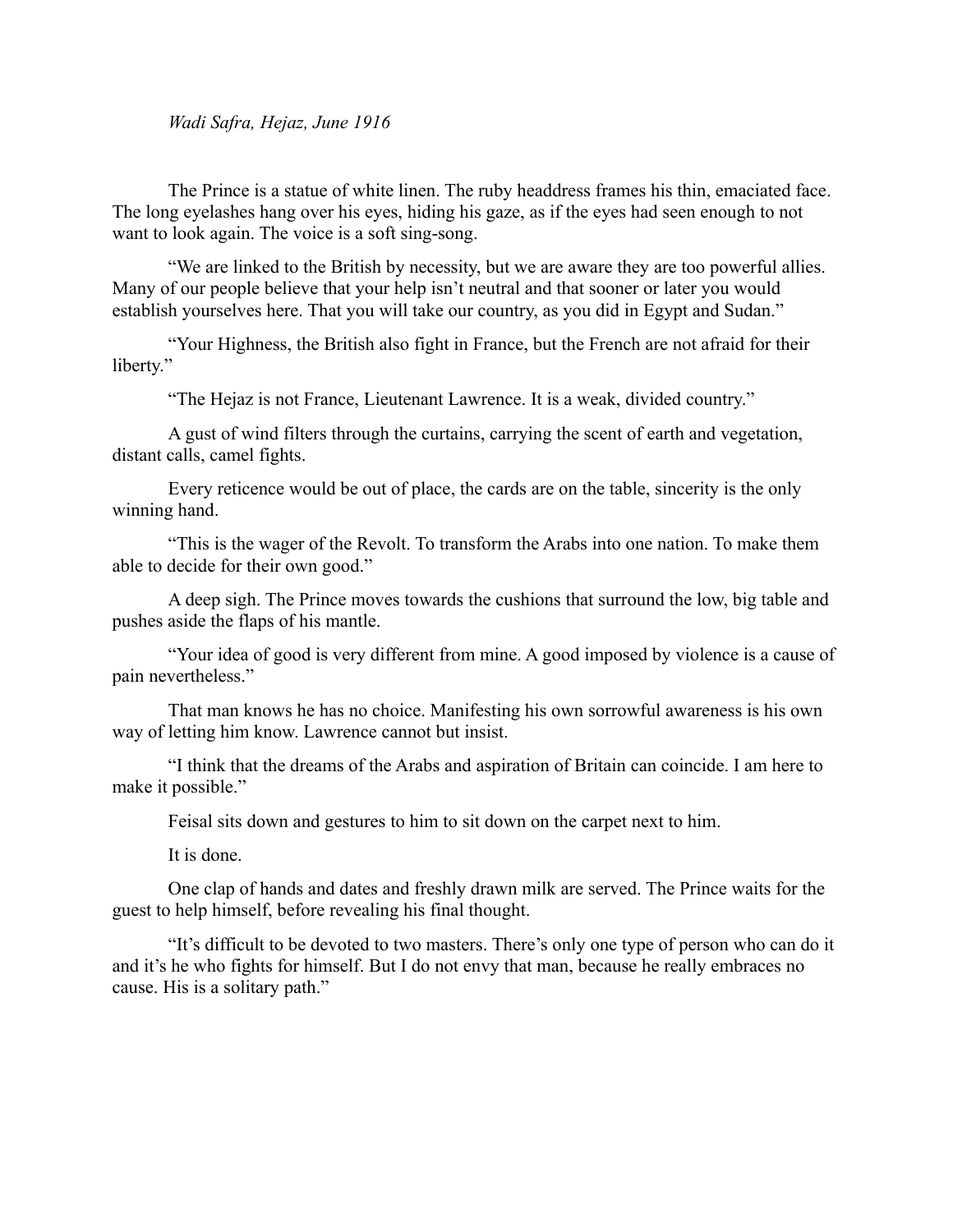*Wadi Safra, Hejaz, June 1916*

The Prince is a statue of white linen. The ruby headdress frames his thin, emaciated face. The long eyelashes hang over his eyes, hiding his gaze, as if the eyes had seen enough to not want to look again. The voice is a soft sing-song.

"We are linked to the British by necessity, but we are aware they are too powerful allies. Many of our people believe that your help isn't neutral and that sooner or later you would establish yourselves here. That you will take our country, as you did in Egypt and Sudan."

"Your Highness, the British also fight in France, but the French are not afraid for their liberty."

"The Hejaz is not France, Lieutenant Lawrence. It is a weak, divided country."

A gust of wind filters through the curtains, carrying the scent of earth and vegetation, distant calls, camel fights.

Every reticence would be out of place, the cards are on the table, sincerity is the only winning hand.

"This is the wager of the Revolt. To transform the Arabs into one nation. To make them able to decide for their own good."

A deep sigh. The Prince moves towards the cushions that surround the low, big table and pushes aside the flaps of his mantle.

"Your idea of good is very different from mine. A good imposed by violence is a cause of pain nevertheless."

That man knows he has no choice. Manifesting his own sorrowful awareness is his own way of letting him know. Lawrence cannot but insist.

"I think that the dreams of the Arabs and aspiration of Britain can coincide. I am here to make it possible."

Feisal sits down and gestures to him to sit down on the carpet next to him.

It is done.

One clap of hands and dates and freshly drawn milk are served. The Prince waits for the guest to help himself, before revealing his final thought.

"It's difficult to be devoted to two masters. There's only one type of person who can do it and it's he who fights for himself. But I do not envy that man, because he really embraces no cause. His is a solitary path."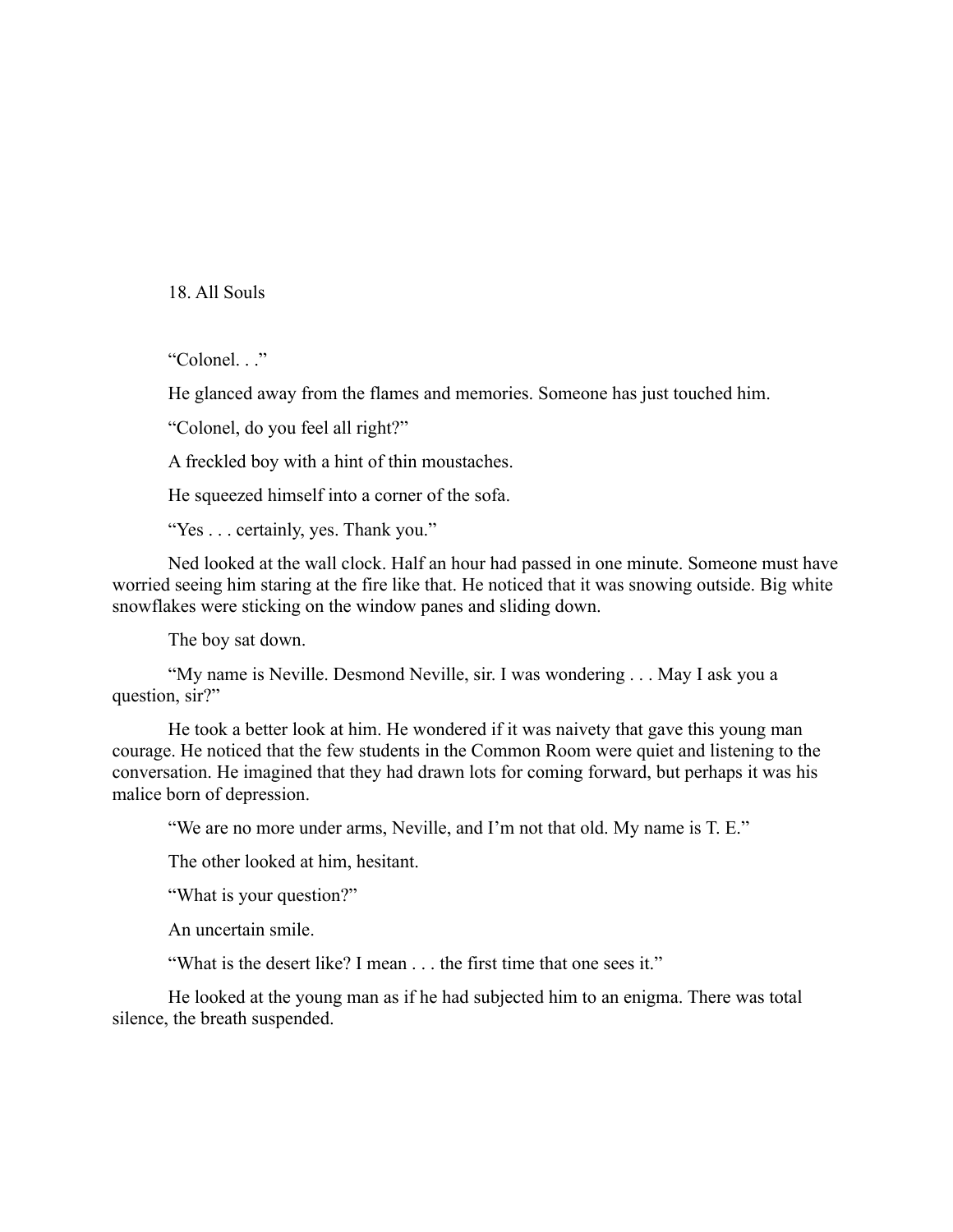## 18. All Souls

"Colonel. . ."

He glanced away from the flames and memories. Someone has just touched him.

"Colonel, do you feel all right?"

A freckled boy with a hint of thin moustaches.

He squeezed himself into a corner of the sofa.

"Yes . . . certainly, yes. Thank you."

Ned looked at the wall clock. Half an hour had passed in one minute. Someone must have worried seeing him staring at the fire like that. He noticed that it was snowing outside. Big white snowflakes were sticking on the window panes and sliding down.

The boy sat down.

"My name is Neville. Desmond Neville, sir. I was wondering . . . May I ask you a question, sir?"

He took a better look at him. He wondered if it was naivety that gave this young man courage. He noticed that the few students in the Common Room were quiet and listening to the conversation. He imagined that they had drawn lots for coming forward, but perhaps it was his malice born of depression.

"We are no more under arms, Neville, and I'm not that old. My name is T. E."

The other looked at him, hesitant.

"What is your question?"

An uncertain smile.

"What is the desert like? I mean . . . the first time that one sees it."

He looked at the young man as if he had subjected him to an enigma. There was total silence, the breath suspended.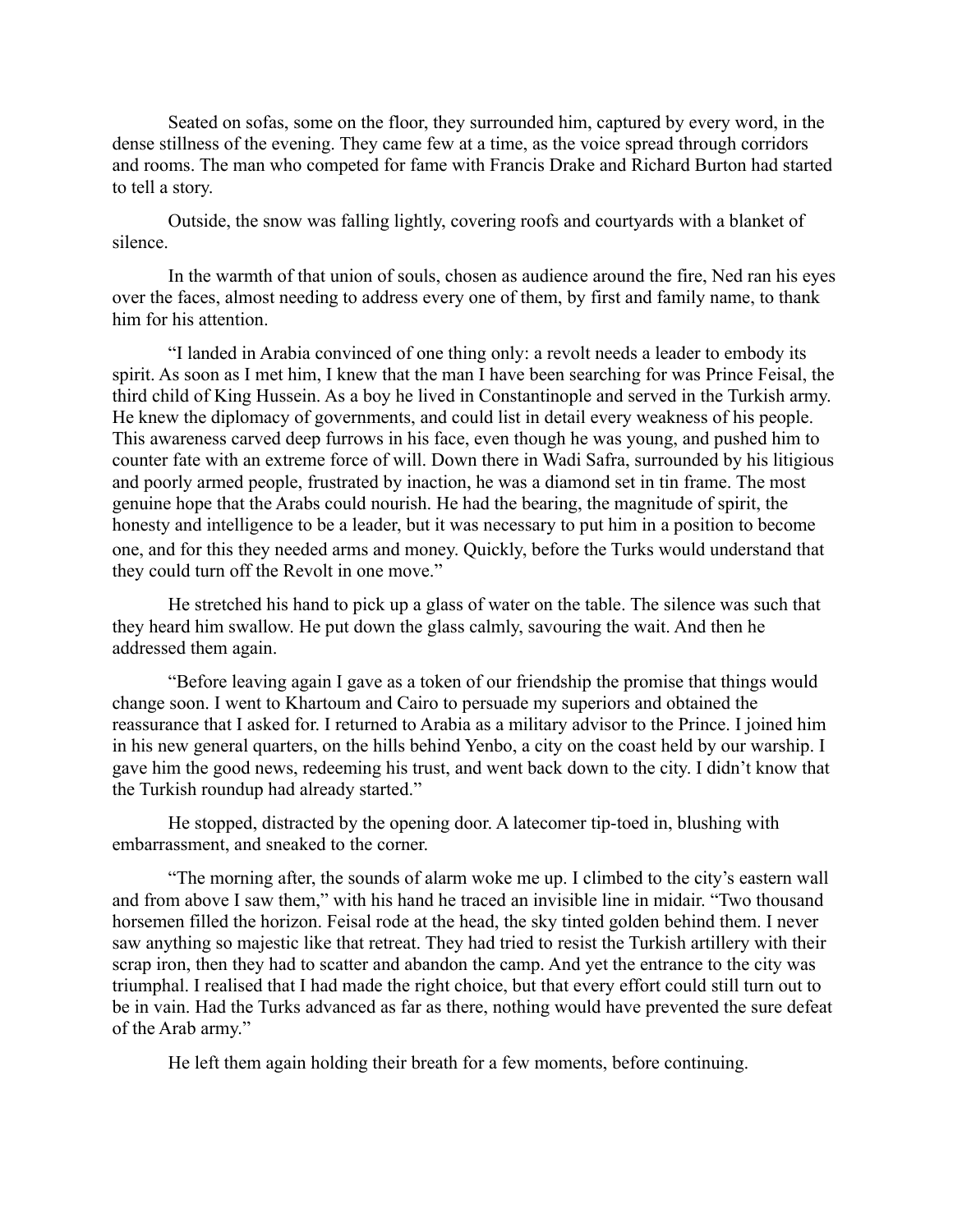Seated on sofas, some on the floor, they surrounded him, captured by every word, in the dense stillness of the evening. They came few at a time, as the voice spread through corridors and rooms. The man who competed for fame with Francis Drake and Richard Burton had started to tell a story.

Outside, the snow was falling lightly, covering roofs and courtyards with a blanket of silence.

In the warmth of that union of souls, chosen as audience around the fire, Ned ran his eyes over the faces, almost needing to address every one of them, by first and family name, to thank him for his attention.

"I landed in Arabia convinced of one thing only: a revolt needs a leader to embody its spirit. As soon as I met him, I knew that the man I have been searching for was Prince Feisal, the third child of King Hussein. As a boy he lived in Constantinople and served in the Turkish army. He knew the diplomacy of governments, and could list in detail every weakness of his people. This awareness carved deep furrows in his face, even though he was young, and pushed him to counter fate with an extreme force of will. Down there in Wadi Safra, surrounded by his litigious and poorly armed people, frustrated by inaction, he was a diamond set in tin frame. The most genuine hope that the Arabs could nourish. He had the bearing, the magnitude of spirit, the honesty and intelligence to be a leader, but it was necessary to put him in a position to become one, and for this they needed arms and money. Quickly, before the Turks would understand that they could turn off the Revolt in one move."

He stretched his hand to pick up a glass of water on the table. The silence was such that they heard him swallow. He put down the glass calmly, savouring the wait. And then he addressed them again.

"Before leaving again I gave as a token of our friendship the promise that things would change soon. I went to Khartoum and Cairo to persuade my superiors and obtained the reassurance that I asked for. I returned to Arabia as a military advisor to the Prince. I joined him in his new general quarters, on the hills behind Yenbo, a city on the coast held by our warship. I gave him the good news, redeeming his trust, and went back down to the city. I didn't know that the Turkish roundup had already started."

He stopped, distracted by the opening door. A latecomer tip-toed in, blushing with embarrassment, and sneaked to the corner.

"The morning after, the sounds of alarm woke me up. I climbed to the city's eastern wall and from above I saw them," with his hand he traced an invisible line in midair. "Two thousand horsemen filled the horizon. Feisal rode at the head, the sky tinted golden behind them. I never saw anything so majestic like that retreat. They had tried to resist the Turkish artillery with their scrap iron, then they had to scatter and abandon the camp. And yet the entrance to the city was triumphal. I realised that I had made the right choice, but that every effort could still turn out to be in vain. Had the Turks advanced as far as there, nothing would have prevented the sure defeat of the Arab army."

He left them again holding their breath for a few moments, before continuing.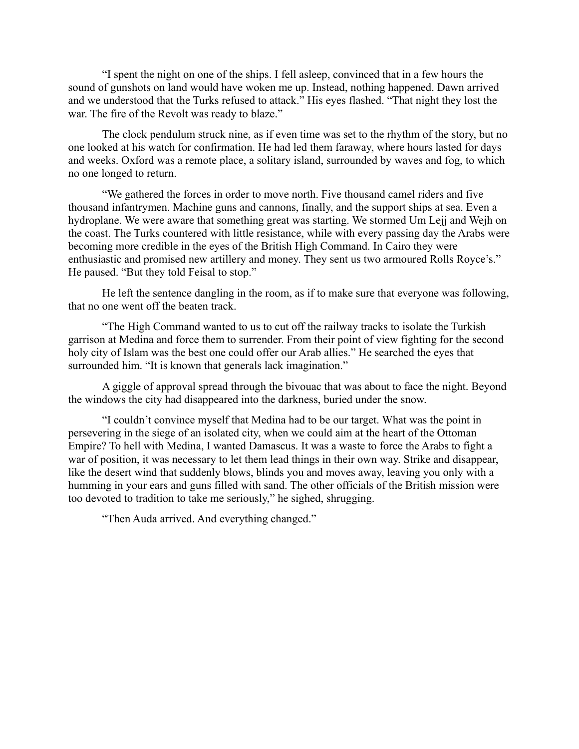"I spent the night on one of the ships. I fell asleep, convinced that in a few hours the sound of gunshots on land would have woken me up. Instead, nothing happened. Dawn arrived and we understood that the Turks refused to attack." His eyes flashed. "That night they lost the war. The fire of the Revolt was ready to blaze."

The clock pendulum struck nine, as if even time was set to the rhythm of the story, but no one looked at his watch for confirmation. He had led them faraway, where hours lasted for days and weeks. Oxford was a remote place, a solitary island, surrounded by waves and fog, to which no one longed to return.

"We gathered the forces in order to move north. Five thousand camel riders and five thousand infantrymen. Machine guns and cannons, finally, and the support ships at sea. Even a hydroplane. We were aware that something great was starting. We stormed Um Lejj and Wejh on the coast. The Turks countered with little resistance, while with every passing day the Arabs were becoming more credible in the eyes of the British High Command. In Cairo they were enthusiastic and promised new artillery and money. They sent us two armoured Rolls Royce's." He paused. "But they told Feisal to stop."

He left the sentence dangling in the room, as if to make sure that everyone was following, that no one went off the beaten track.

"The High Command wanted to us to cut off the railway tracks to isolate the Turkish garrison at Medina and force them to surrender. From their point of view fighting for the second holy city of Islam was the best one could offer our Arab allies." He searched the eyes that surrounded him. "It is known that generals lack imagination."

A giggle of approval spread through the bivouac that was about to face the night. Beyond the windows the city had disappeared into the darkness, buried under the snow.

"I couldn't convince myself that Medina had to be our target. What was the point in persevering in the siege of an isolated city, when we could aim at the heart of the Ottoman Empire? To hell with Medina, I wanted Damascus. It was a waste to force the Arabs to fight a war of position, it was necessary to let them lead things in their own way. Strike and disappear, like the desert wind that suddenly blows, blinds you and moves away, leaving you only with a humming in your ears and guns filled with sand. The other officials of the British mission were too devoted to tradition to take me seriously," he sighed, shrugging.

"Then Auda arrived. And everything changed."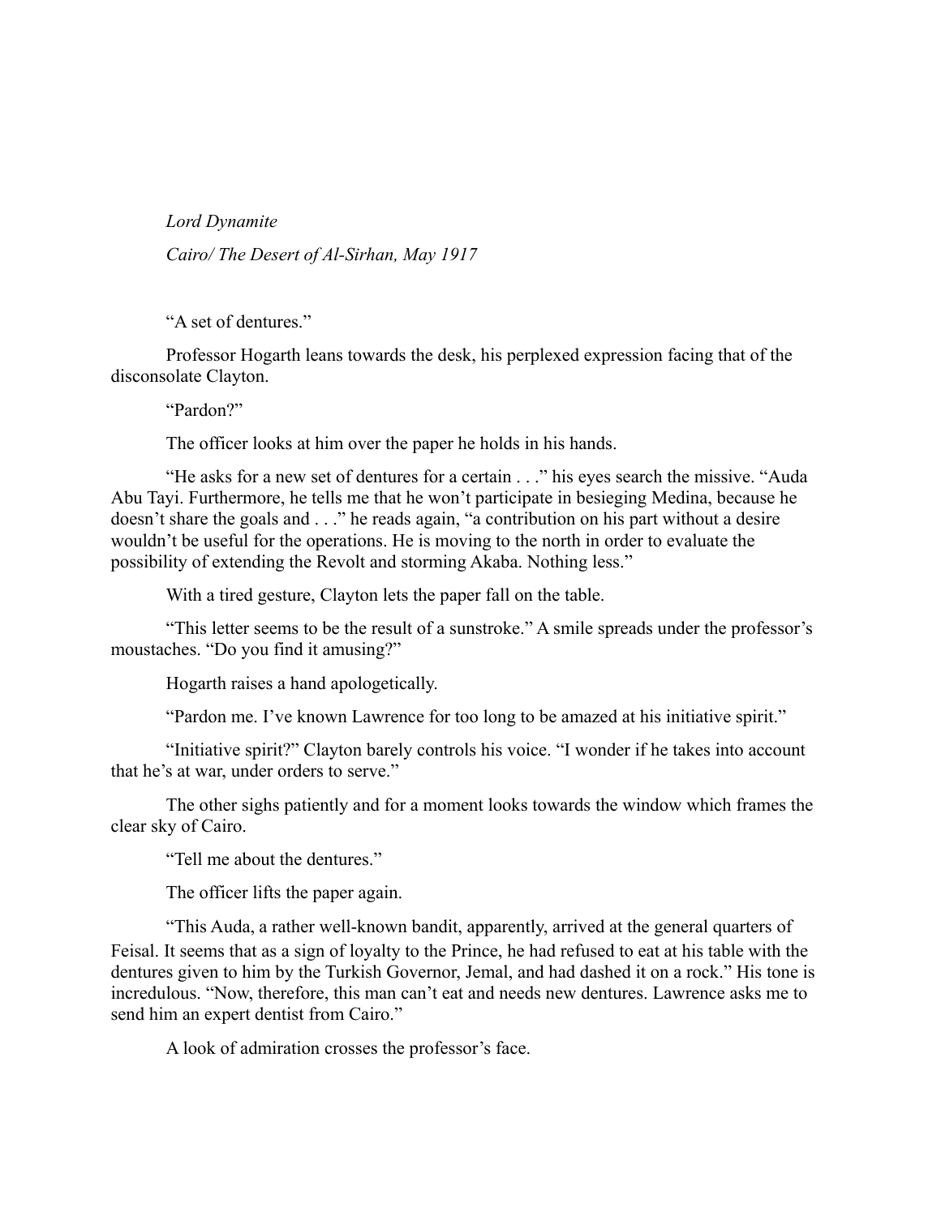*Lord Dynamite*

*Cairo/ The Desert of Al-Sirhan, May 1917*

"A set of dentures."

Professor Hogarth leans towards the desk, his perplexed expression facing that of the disconsolate Clayton.

"Pardon?"

The officer looks at him over the paper he holds in his hands.

"He asks for a new set of dentures for a certain . . ." his eyes search the missive. "Auda Abu Tayi. Furthermore, he tells me that he won't participate in besieging Medina, because he doesn't share the goals and . . ." he reads again, "a contribution on his part without a desire wouldn't be useful for the operations. He is moving to the north in order to evaluate the possibility of extending the Revolt and storming Akaba. Nothing less."

With a tired gesture, Clayton lets the paper fall on the table.

"This letter seems to be the result of a sunstroke." A smile spreads under the professor's moustaches. "Do you find it amusing?"

Hogarth raises a hand apologetically.

"Pardon me. I've known Lawrence for too long to be amazed at his initiative spirit."

"Initiative spirit?" Clayton barely controls his voice. "I wonder if he takes into account that he's at war, under orders to serve."

The other sighs patiently and for a moment looks towards the window which frames the clear sky of Cairo.

"Tell me about the dentures."

The officer lifts the paper again.

"This Auda, a rather well-known bandit, apparently, arrived at the general quarters of Feisal. It seems that as a sign of loyalty to the Prince, he had refused to eat at his table with the dentures given to him by the Turkish Governor, Jemal, and had dashed it on a rock." His tone is incredulous. "Now, therefore, this man can't eat and needs new dentures. Lawrence asks me to send him an expert dentist from Cairo."

A look of admiration crosses the professor's face.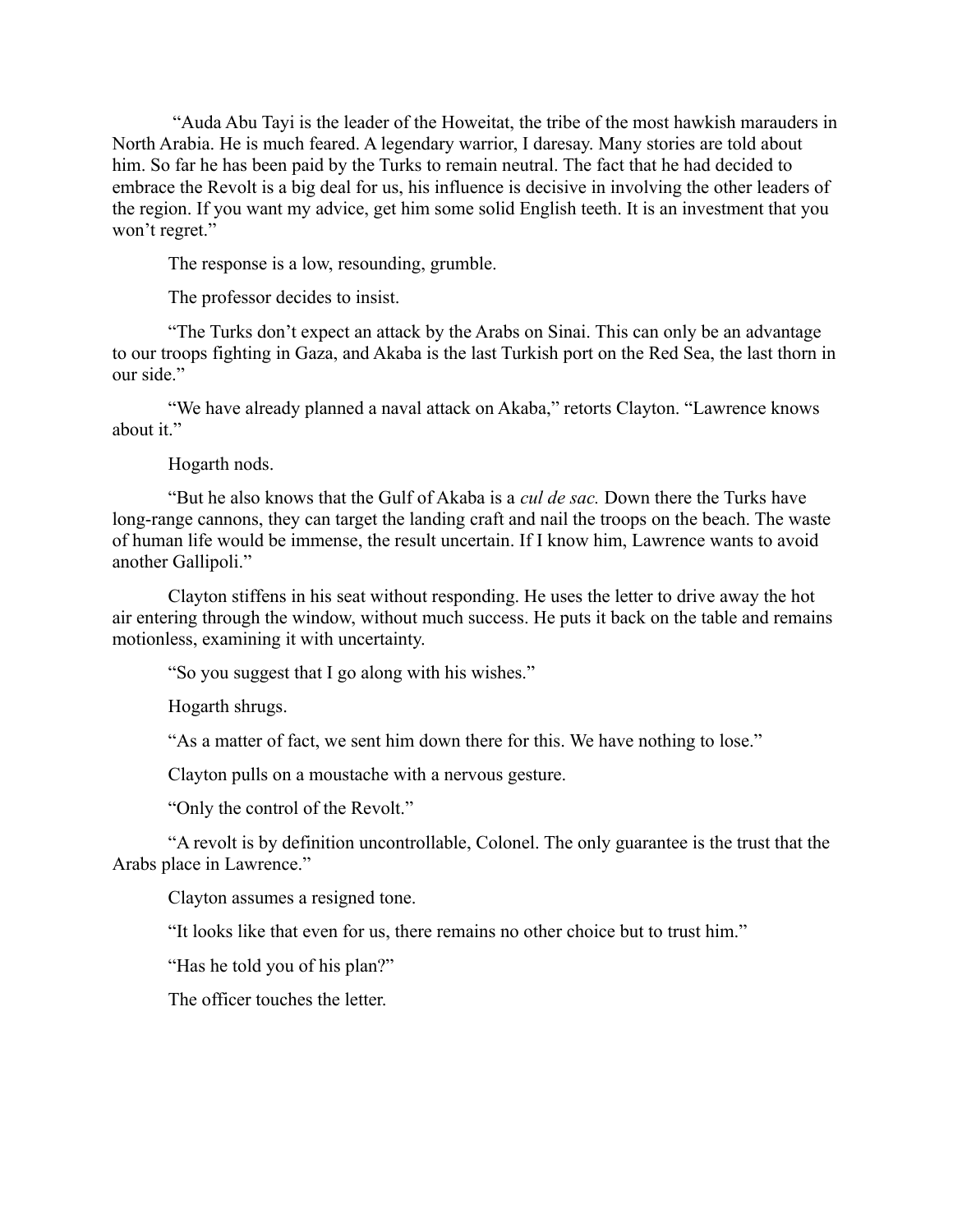"Auda Abu Tayi is the leader of the Howeitat, the tribe of the most hawkish marauders in North Arabia. He is much feared. A legendary warrior, I daresay. Many stories are told about him. So far he has been paid by the Turks to remain neutral. The fact that he had decided to embrace the Revolt is a big deal for us, his influence is decisive in involving the other leaders of the region. If you want my advice, get him some solid English teeth. It is an investment that you won't regret."

The response is a low, resounding, grumble.

The professor decides to insist.

"The Turks don't expect an attack by the Arabs on Sinai. This can only be an advantage to our troops fighting in Gaza, and Akaba is the last Turkish port on the Red Sea, the last thorn in our side."

"We have already planned a naval attack on Akaba," retorts Clayton. "Lawrence knows about it."

Hogarth nods.

"But he also knows that the Gulf of Akaba is a *cul de sac.* Down there the Turks have long-range cannons, they can target the landing craft and nail the troops on the beach. The waste of human life would be immense, the result uncertain. If I know him, Lawrence wants to avoid another Gallipoli."

Clayton stiffens in his seat without responding. He uses the letter to drive away the hot air entering through the window, without much success. He puts it back on the table and remains motionless, examining it with uncertainty.

"So you suggest that I go along with his wishes."

Hogarth shrugs.

"As a matter of fact, we sent him down there for this. We have nothing to lose."

Clayton pulls on a moustache with a nervous gesture.

"Only the control of the Revolt."

"A revolt is by definition uncontrollable, Colonel. The only guarantee is the trust that the Arabs place in Lawrence."

Clayton assumes a resigned tone.

"It looks like that even for us, there remains no other choice but to trust him."

"Has he told you of his plan?"

The officer touches the letter.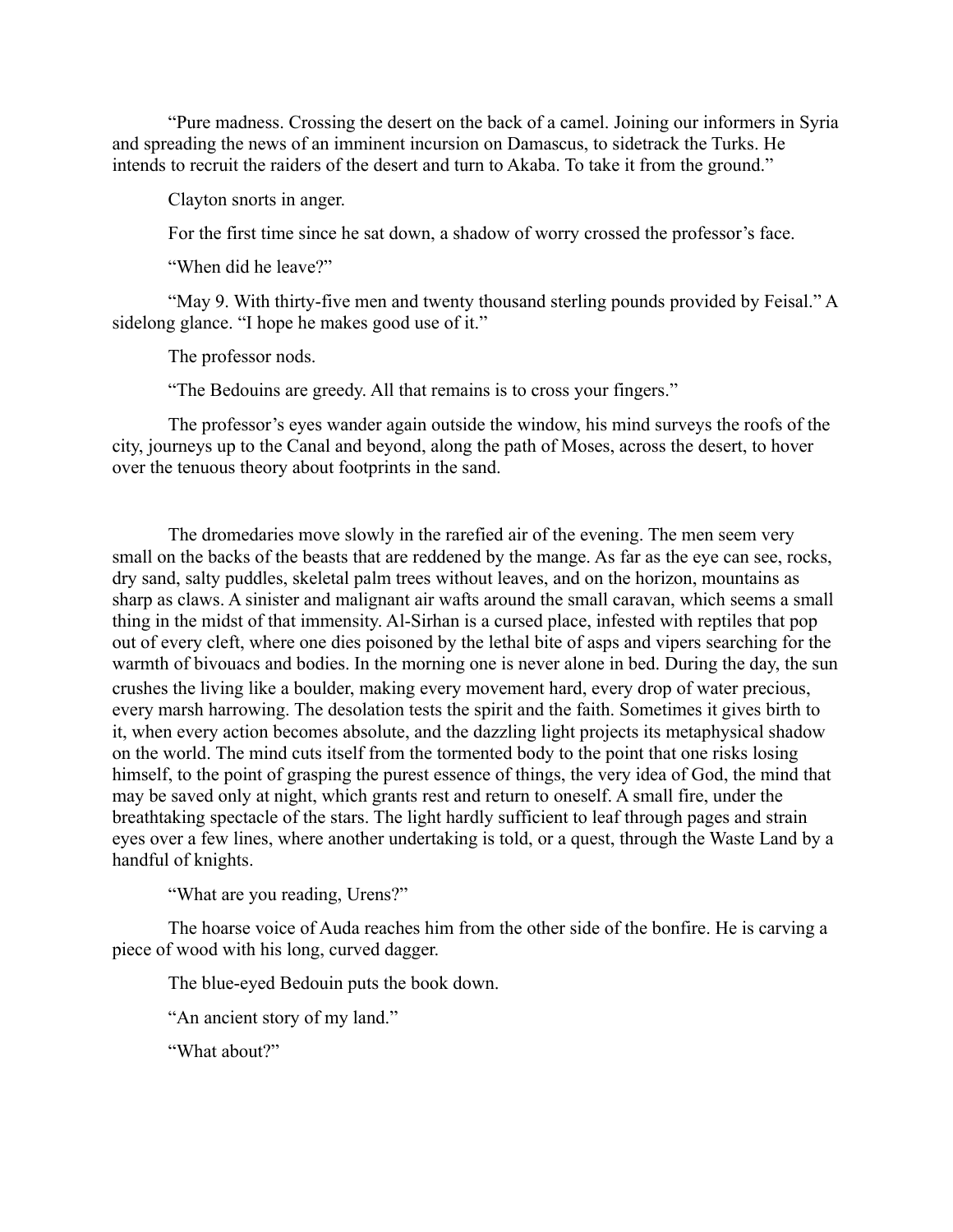"Pure madness. Crossing the desert on the back of a camel. Joining our informers in Syria and spreading the news of an imminent incursion on Damascus, to sidetrack the Turks. He intends to recruit the raiders of the desert and turn to Akaba. To take it from the ground."

Clayton snorts in anger.

For the first time since he sat down, a shadow of worry crossed the professor's face.

"When did he leave?"

"May 9. With thirty-five men and twenty thousand sterling pounds provided by Feisal." A sidelong glance. "I hope he makes good use of it."

The professor nods.

"The Bedouins are greedy. All that remains is to cross your fingers."

The professor's eyes wander again outside the window, his mind surveys the roofs of the city, journeys up to the Canal and beyond, along the path of Moses, across the desert, to hover over the tenuous theory about footprints in the sand.

The dromedaries move slowly in the rarefied air of the evening. The men seem very small on the backs of the beasts that are reddened by the mange. As far as the eye can see, rocks, dry sand, salty puddles, skeletal palm trees without leaves, and on the horizon, mountains as sharp as claws. A sinister and malignant air wafts around the small caravan, which seems a small thing in the midst of that immensity. Al-Sirhan is a cursed place, infested with reptiles that pop out of every cleft, where one dies poisoned by the lethal bite of asps and vipers searching for the warmth of bivouacs and bodies. In the morning one is never alone in bed. During the day, the sun crushes the living like a boulder, making every movement hard, every drop of water precious, every marsh harrowing. The desolation tests the spirit and the faith. Sometimes it gives birth to it, when every action becomes absolute, and the dazzling light projects its metaphysical shadow on the world. The mind cuts itself from the tormented body to the point that one risks losing himself, to the point of grasping the purest essence of things, the very idea of God, the mind that may be saved only at night, which grants rest and return to oneself. A small fire, under the breathtaking spectacle of the stars. The light hardly sufficient to leaf through pages and strain eyes over a few lines, where another undertaking is told, or a quest, through the Waste Land by a handful of knights.

"What are you reading, Urens?"

The hoarse voice of Auda reaches him from the other side of the bonfire. He is carving a piece of wood with his long, curved dagger.

The blue-eyed Bedouin puts the book down.

"An ancient story of my land."

"What about?"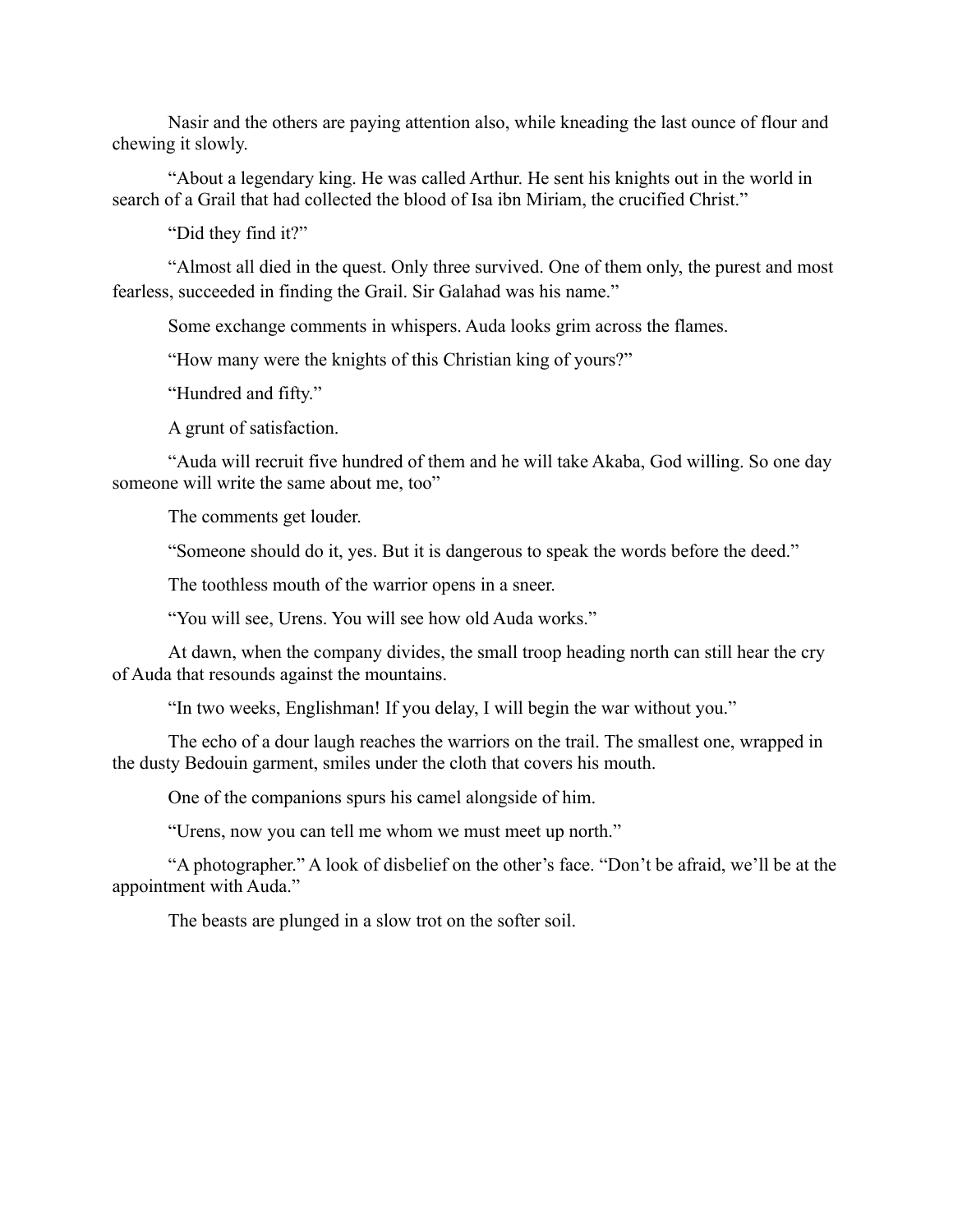Nasir and the others are paying attention also, while kneading the last ounce of flour and chewing it slowly.

"About a legendary king. He was called Arthur. He sent his knights out in the world in search of a Grail that had collected the blood of Isa ibn Miriam, the crucified Christ."

"Did they find it?"

"Almost all died in the quest. Only three survived. One of them only, the purest and most fearless, succeeded in finding the Grail. Sir Galahad was his name."

Some exchange comments in whispers. Auda looks grim across the flames.

"How many were the knights of this Christian king of yours?"

"Hundred and fifty."

A grunt of satisfaction.

"Auda will recruit five hundred of them and he will take Akaba, God willing. So one day someone will write the same about me, too"

The comments get louder.

"Someone should do it, yes. But it is dangerous to speak the words before the deed."

The toothless mouth of the warrior opens in a sneer.

"You will see, Urens. You will see how old Auda works."

At dawn, when the company divides, the small troop heading north can still hear the cry of Auda that resounds against the mountains.

"In two weeks, Englishman! If you delay, I will begin the war without you."

The echo of a dour laugh reaches the warriors on the trail. The smallest one, wrapped in the dusty Bedouin garment, smiles under the cloth that covers his mouth.

One of the companions spurs his camel alongside of him.

"Urens, now you can tell me whom we must meet up north."

"A photographer." A look of disbelief on the other's face. "Don't be afraid, we'll be at the appointment with Auda."

The beasts are plunged in a slow trot on the softer soil.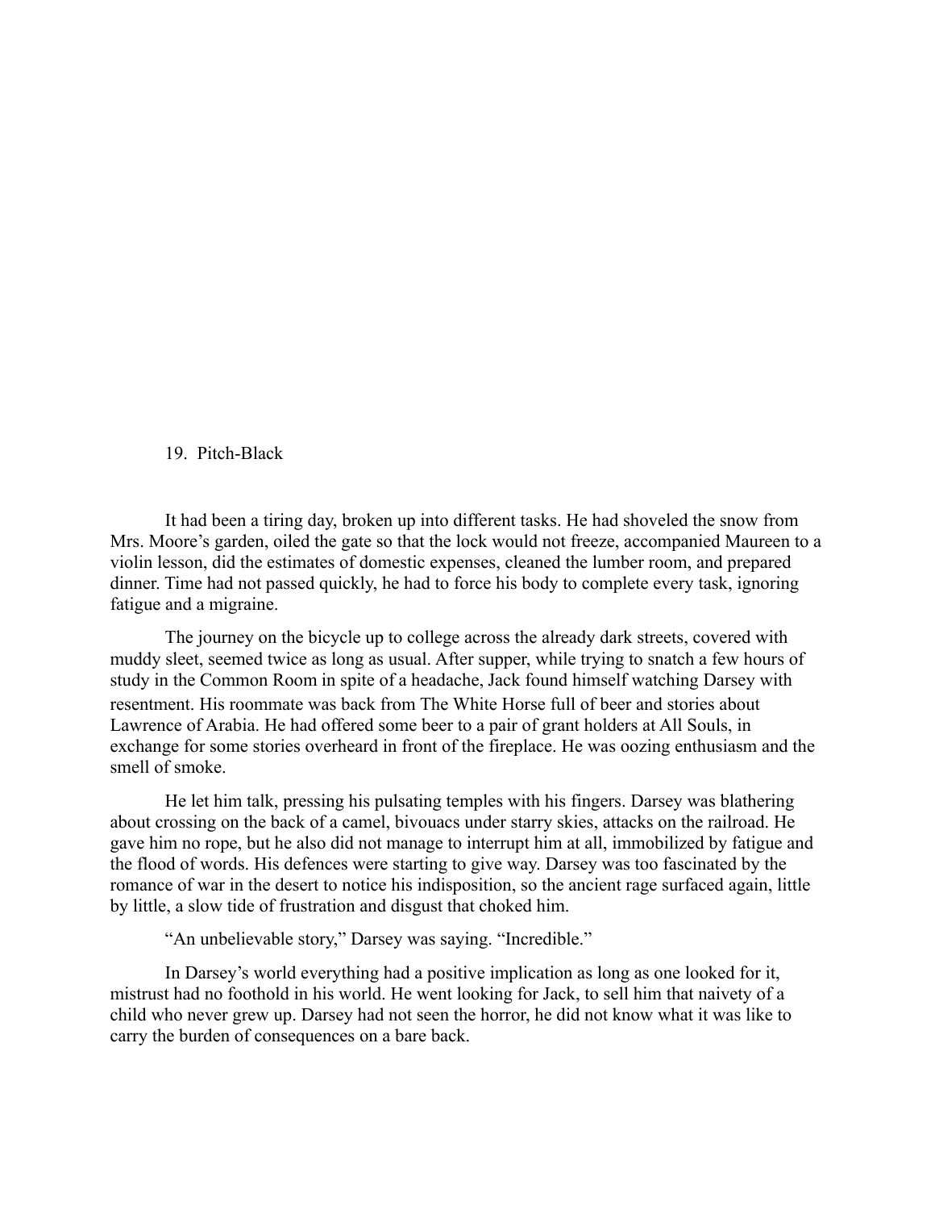## 19. Pitch-Black

It had been a tiring day, broken up into different tasks. He had shoveled the snow from Mrs. Moore's garden, oiled the gate so that the lock would not freeze, accompanied Maureen to a violin lesson, did the estimates of domestic expenses, cleaned the lumber room, and prepared dinner. Time had not passed quickly, he had to force his body to complete every task, ignoring fatigue and a migraine.

The journey on the bicycle up to college across the already dark streets, covered with muddy sleet, seemed twice as long as usual. After supper, while trying to snatch a few hours of study in the Common Room in spite of a headache, Jack found himself watching Darsey with resentment. His roommate was back from The White Horse full of beer and stories about Lawrence of Arabia. He had offered some beer to a pair of grant holders at All Souls, in exchange for some stories overheard in front of the fireplace. He was oozing enthusiasm and the smell of smoke.

He let him talk, pressing his pulsating temples with his fingers. Darsey was blathering about crossing on the back of a camel, bivouacs under starry skies, attacks on the railroad. He gave him no rope, but he also did not manage to interrupt him at all, immobilized by fatigue and the flood of words. His defences were starting to give way. Darsey was too fascinated by the romance of war in the desert to notice his indisposition, so the ancient rage surfaced again, little by little, a slow tide of frustration and disgust that choked him.

"An unbelievable story," Darsey was saying. "Incredible."

In Darsey's world everything had a positive implication as long as one looked for it, mistrust had no foothold in his world. He went looking for Jack, to sell him that naivety of a child who never grew up. Darsey had not seen the horror, he did not know what it was like to carry the burden of consequences on a bare back.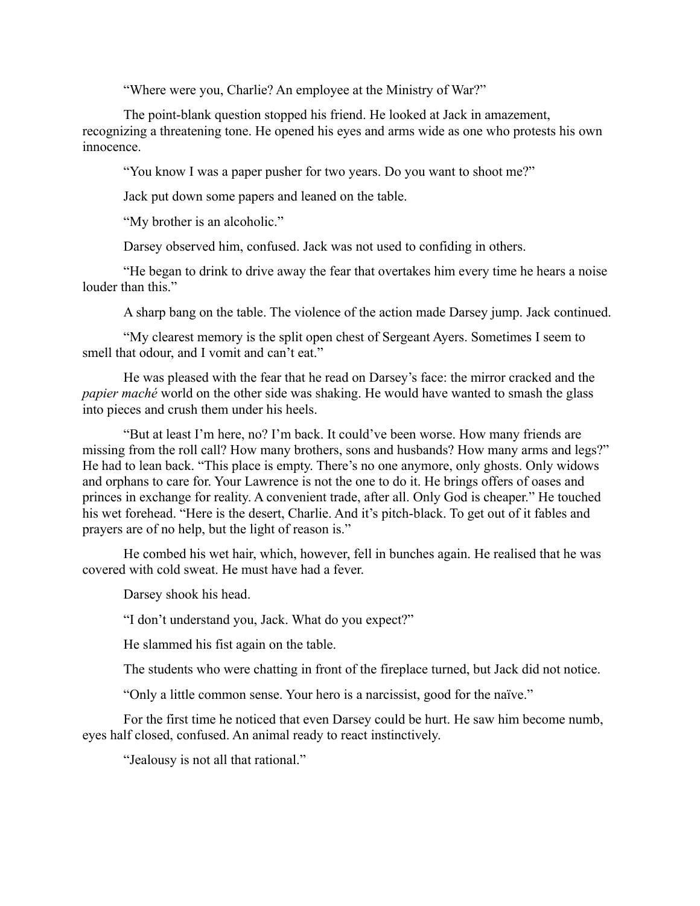“Where were you, Charlie? An employee at the Ministry of War?”

The point-blank question stopped his friend. He looked at Jack in amazement, recognizing a threatening tone. He opened his eyes and arms wide as one who protests his own innocence.

“You know I was a paper pusher for two years. Do you want to shoot me?”

Jack put down some papers and leaned on the table.

“My brother is an alcoholic.”

Darsey observed him, confused. Jack was not used to confiding in others.

“He began to drink to drive away the fear that overtakes him every time he hears a noise louder than this.”

A sharp bang on the table. The violence of the action made Darsey jump. Jack continued.

“My clearest memory is the split open chest of Sergeant Ayers. Sometimes I seem to smell that odour, and I vomit and can’t eat.”

He was pleased with the fear that he read on Darsey’s face: the mirror cracked and the *papier maché* world on the other side was shaking. He would have wanted to smash the glass into pieces and crush them under his heels.

“But at least I’m here, no? I’m back. It could’ve been worse. How many friends are missing from the roll call? How many brothers, sons and husbands? How many arms and legs?” He had to lean back. “This place is empty. There’s no one anymore, only ghosts. Only widows and orphans to care for. Your Lawrence is not the one to do it. He brings offers of oases and princes in exchange for reality. A convenient trade, after all. Only God is cheaper.” He touched his wet forehead. “Here is the desert, Charlie. And it’s pitch-black. To get out of it fables and prayers are of no help, but the light of reason is.”

He combed his wet hair, which, however, fell in bunches again. He realised that he was covered with cold sweat. He must have had a fever.

Darsey shook his head.

“I don’t understand you, Jack. What do you expect?”

He slammed his fist again on the table.

The students who were chatting in front of the fireplace turned, but Jack did not notice.

“Only a little common sense. Your hero is a narcissist, good for the naïve.”

For the first time he noticed that even Darsey could be hurt. He saw him become numb, eyes half closed, confused. An animal ready to react instinctively.

“Jealousy is not all that rational.”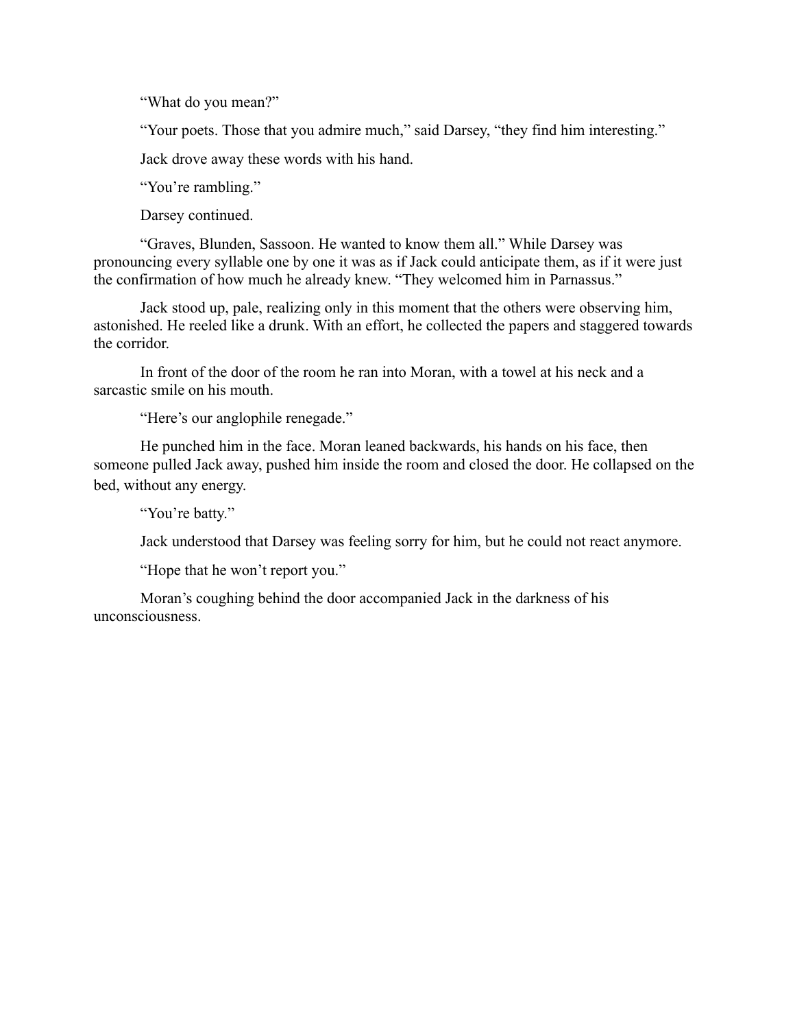"What do you mean?"

"Your poets. Those that you admire much," said Darsey, "they find him interesting."

Jack drove away these words with his hand.

"You're rambling."

Darsey continued.

"Graves, Blunden, Sassoon. He wanted to know them all." While Darsey was pronouncing every syllable one by one it was as if Jack could anticipate them, as if it were just the confirmation of how much he already knew. "They welcomed him in Parnassus."

Jack stood up, pale, realizing only in this moment that the others were observing him, astonished. He reeled like a drunk. With an effort, he collected the papers and staggered towards the corridor.

In front of the door of the room he ran into Moran, with a towel at his neck and a sarcastic smile on his mouth.

"Here's our anglophile renegade."

He punched him in the face. Moran leaned backwards, his hands on his face, then someone pulled Jack away, pushed him inside the room and closed the door. He collapsed on the bed, without any energy.

"You're batty."

Jack understood that Darsey was feeling sorry for him, but he could not react anymore.

"Hope that he won't report you."

Moran's coughing behind the door accompanied Jack in the darkness of his unconsciousness.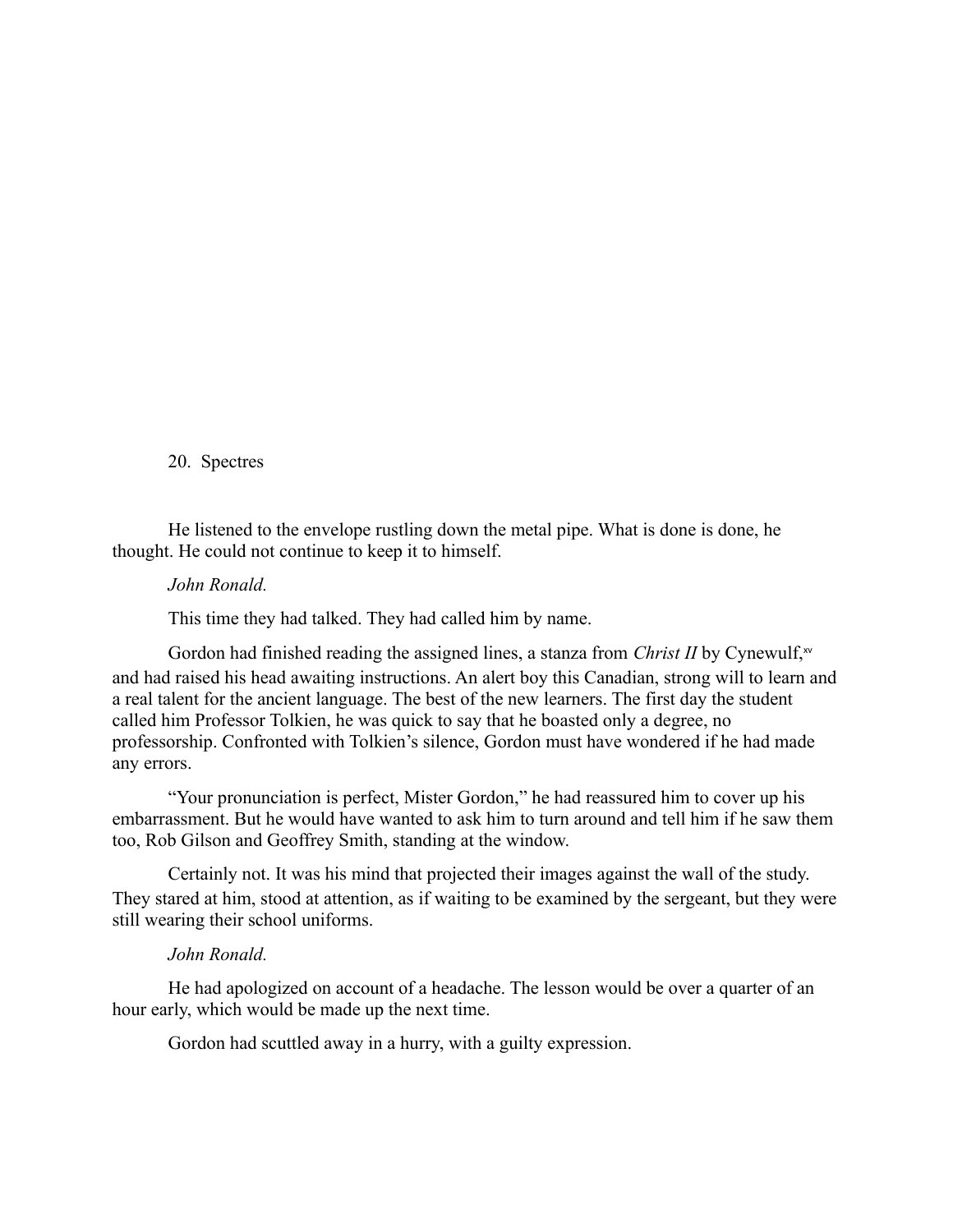## 20. Spectres

He listened to the envelope rustling down the metal pipe. What is done is done, he thought. He could not continue to keep it to himself.

*John Ronald.*

This time they had talked. They had called him by name.

Gordon had finished reading the assigned lines, a stanza from *Christ II* by Cynewulf,[xv] and had raised his head awaiting instructions. An alert boy this Canadian, strong will to learn and a real talent for the ancient language. The best of the new learners. The first day the student called him Professor Tolkien, he was quick to say that he boasted only a degree, no professorship. Confronted with Tolkien's silence, Gordon must have wondered if he had made any errors.

"Your pronunciation is perfect, Mister Gordon," he had reassured him to cover up his embarrassment. But he would have wanted to ask him to turn around and tell him if he saw them too, Rob Gilson and Geoffrey Smith, standing at the window.

Certainly not. It was his mind that projected their images against the wall of the study. They stared at him, stood at attention, as if waiting to be examined by the sergeant, but they were still wearing their school uniforms.

*John Ronald.*

He had apologized on account of a headache. The lesson would be over a quarter of an hour early, which would be made up the next time.

Gordon had scuttled away in a hurry, with a guilty expression.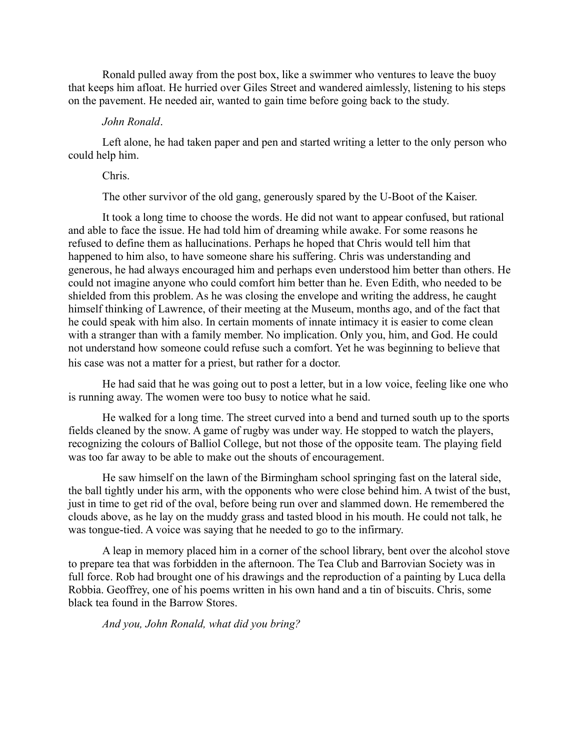Ronald pulled away from the post box, like a swimmer who ventures to leave the buoy that keeps him afloat. He hurried over Giles Street and wandered aimlessly, listening to his steps on the pavement. He needed air, wanted to gain time before going back to the study.

*John Ronald*.

Left alone, he had taken paper and pen and started writing a letter to the only person who could help him.

Chris.

The other survivor of the old gang, generously spared by the U-Boot of the Kaiser.

It took a long time to choose the words. He did not want to appear confused, but rational and able to face the issue. He had told him of dreaming while awake. For some reasons he refused to define them as hallucinations. Perhaps he hoped that Chris would tell him that happened to him also, to have someone share his suffering. Chris was understanding and generous, he had always encouraged him and perhaps even understood him better than others. He could not imagine anyone who could comfort him better than he. Even Edith, who needed to be shielded from this problem. As he was closing the envelope and writing the address, he caught himself thinking of Lawrence, of their meeting at the Museum, months ago, and of the fact that he could speak with him also. In certain moments of innate intimacy it is easier to come clean with a stranger than with a family member. No implication. Only you, him, and God. He could not understand how someone could refuse such a comfort. Yet he was beginning to believe that his case was not a matter for a priest, but rather for a doctor.

He had said that he was going out to post a letter, but in a low voice, feeling like one who is running away. The women were too busy to notice what he said.

He walked for a long time. The street curved into a bend and turned south up to the sports fields cleaned by the snow. A game of rugby was under way. He stopped to watch the players, recognizing the colours of Balliol College, but not those of the opposite team. The playing field was too far away to be able to make out the shouts of encouragement.

He saw himself on the lawn of the Birmingham school springing fast on the lateral side, the ball tightly under his arm, with the opponents who were close behind him. A twist of the bust, just in time to get rid of the oval, before being run over and slammed down. He remembered the clouds above, as he lay on the muddy grass and tasted blood in his mouth. He could not talk, he was tongue-tied. A voice was saying that he needed to go to the infirmary.

A leap in memory placed him in a corner of the school library, bent over the alcohol stove to prepare tea that was forbidden in the afternoon. The Tea Club and Barrovian Society was in full force. Rob had brought one of his drawings and the reproduction of a painting by Luca della Robbia. Geoffrey, one of his poems written in his own hand and a tin of biscuits. Chris, some black tea found in the Barrow Stores.

*And you, John Ronald, what did you bring?*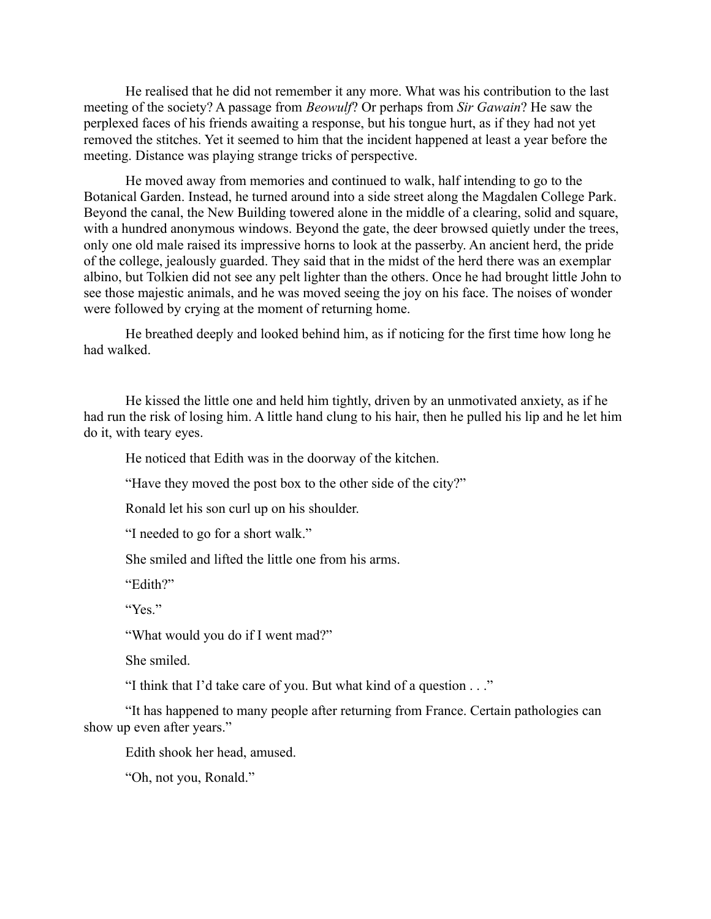He realised that he did not remember it any more. What was his contribution to the last meeting of the society? A passage from *Beowulf*? Or perhaps from *Sir Gawain*? He saw the perplexed faces of his friends awaiting a response, but his tongue hurt, as if they had not yet removed the stitches. Yet it seemed to him that the incident happened at least a year before the meeting. Distance was playing strange tricks of perspective.

He moved away from memories and continued to walk, half intending to go to the Botanical Garden. Instead, he turned around into a side street along the Magdalen College Park. Beyond the canal, the New Building towered alone in the middle of a clearing, solid and square, with a hundred anonymous windows. Beyond the gate, the deer browsed quietly under the trees, only one old male raised its impressive horns to look at the passerby. An ancient herd, the pride of the college, jealously guarded. They said that in the midst of the herd there was an exemplar albino, but Tolkien did not see any pelt lighter than the others. Once he had brought little John to see those majestic animals, and he was moved seeing the joy on his face. The noises of wonder were followed by crying at the moment of returning home.

He breathed deeply and looked behind him, as if noticing for the first time how long he had walked.

He kissed the little one and held him tightly, driven by an unmotivated anxiety, as if he had run the risk of losing him. A little hand clung to his hair, then he pulled his lip and he let him do it, with teary eyes.

He noticed that Edith was in the doorway of the kitchen.

"Have they moved the post box to the other side of the city?"

Ronald let his son curl up on his shoulder.

"I needed to go for a short walk."

She smiled and lifted the little one from his arms.

"Edith?"

"Yes."

"What would you do if I went mad?"

She smiled.

"I think that I'd take care of you. But what kind of a question . . ."

"It has happened to many people after returning from France. Certain pathologies can show up even after years."

Edith shook her head, amused.

"Oh, not you, Ronald."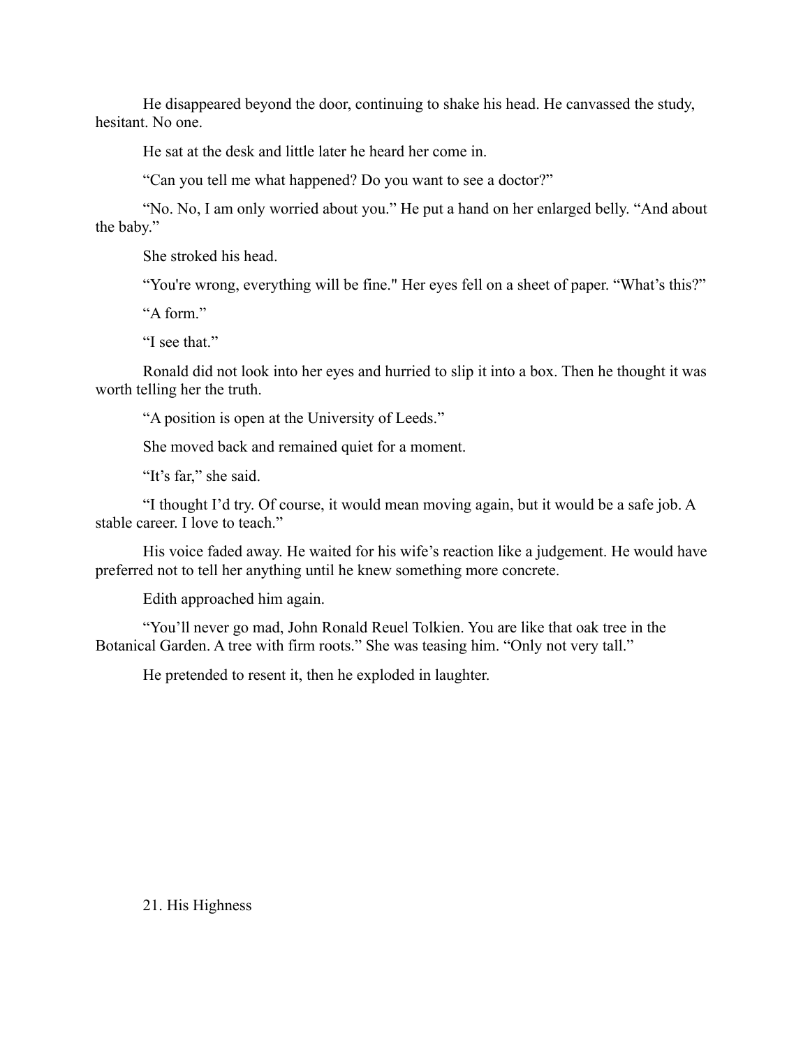He disappeared beyond the door, continuing to shake his head. He canvassed the study, hesitant. No one.

He sat at the desk and little later he heard her come in.

"Can you tell me what happened? Do you want to see a doctor?"

"No. No, I am only worried about you." He put a hand on her enlarged belly. "And about the baby."

She stroked his head.

"You're wrong, everything will be fine." Her eyes fell on a sheet of paper. "What's this?"

"A form."

"I see that."

Ronald did not look into her eyes and hurried to slip it into a box. Then he thought it was worth telling her the truth.

"A position is open at the University of Leeds."

She moved back and remained quiet for a moment.

"It's far," she said.

"I thought I'd try. Of course, it would mean moving again, but it would be a safe job. A stable career. I love to teach."

His voice faded away. He waited for his wife's reaction like a judgement. He would have preferred not to tell her anything until he knew something more concrete.

Edith approached him again.

"You'll never go mad, John Ronald Reuel Tolkien. You are like that oak tree in the Botanical Garden. A tree with firm roots." She was teasing him. "Only not very tall."

He pretended to resent it, then he exploded in laughter.

## 21. His Highness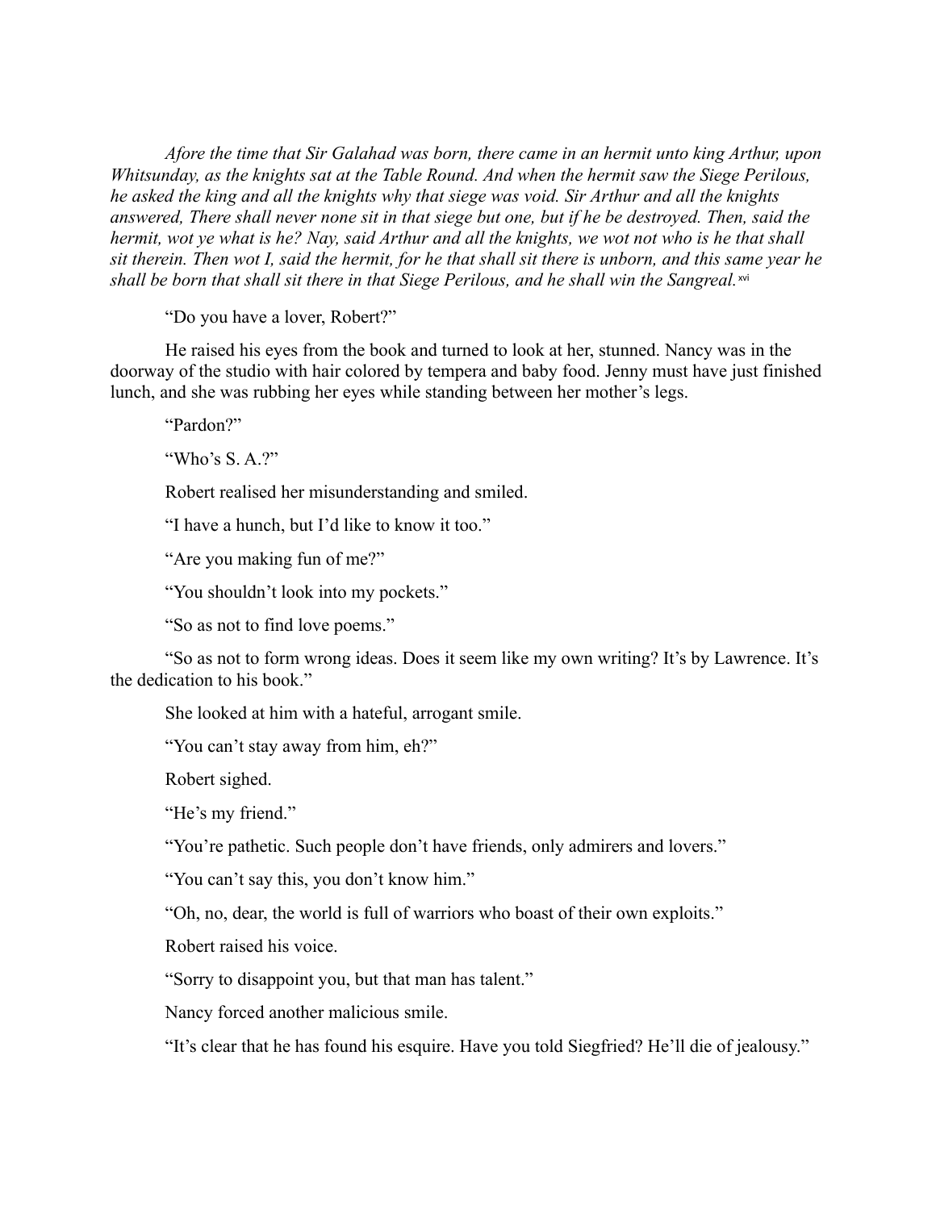*Afore the time that Sir Galahad was born, there came in an hermit unto king Arthur, upon Whitsunday, as the knights sat at the Table Round. And when the hermit saw the Siege Perilous, he asked the king and all the knights why that siege was void. Sir Arthur and all the knights answered, There shall never none sit in that siege but one, but if he be destroyed. Then, said the hermit, wot ye what is he? Nay, said Arthur and all the knights, we wot not who is he that shall sit therein. Then wot I, said the hermit, for he that shall sit there is unborn, and this same year he shall be born that shall sit there in that Siege Perilous, and he shall win the Sangreal.*[xvi]

"Do you have a lover, Robert?"

He raised his eyes from the book and turned to look at her, stunned. Nancy was in the doorway of the studio with hair colored by tempera and baby food. Jenny must have just finished lunch, and she was rubbing her eyes while standing between her mother's legs.

"Pardon?"

"Who's S. A.?"

Robert realised her misunderstanding and smiled.

"I have a hunch, but I'd like to know it too."

"Are you making fun of me?"

"You shouldn't look into my pockets."

"So as not to find love poems."

"So as not to form wrong ideas. Does it seem like my own writing? It's by Lawrence. It's the dedication to his book."

She looked at him with a hateful, arrogant smile.

"You can't stay away from him, eh?"

Robert sighed.

"He's my friend."

"You're pathetic. Such people don't have friends, only admirers and lovers."

"You can't say this, you don't know him."

"Oh, no, dear, the world is full of warriors who boast of their own exploits."

Robert raised his voice.

"Sorry to disappoint you, but that man has talent."

Nancy forced another malicious smile.

"It's clear that he has found his esquire. Have you told Siegfried? He'll die of jealousy."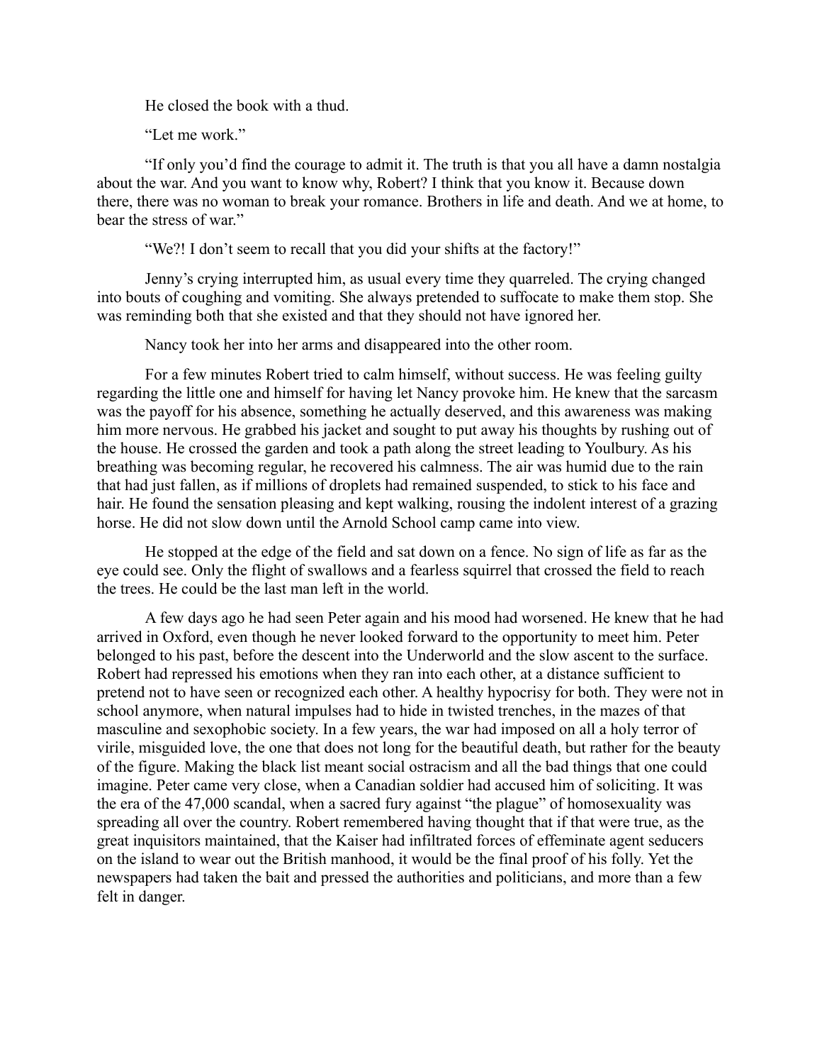He closed the book with a thud.

"Let me work."

"If only you'd find the courage to admit it. The truth is that you all have a damn nostalgia about the war. And you want to know why, Robert? I think that you know it. Because down there, there was no woman to break your romance. Brothers in life and death. And we at home, to bear the stress of war."

"We?! I don't seem to recall that you did your shifts at the factory!"

Jenny's crying interrupted him, as usual every time they quarreled. The crying changed into bouts of coughing and vomiting. She always pretended to suffocate to make them stop. She was reminding both that she existed and that they should not have ignored her.

Nancy took her into her arms and disappeared into the other room.

For a few minutes Robert tried to calm himself, without success. He was feeling guilty regarding the little one and himself for having let Nancy provoke him. He knew that the sarcasm was the payoff for his absence, something he actually deserved, and this awareness was making him more nervous. He grabbed his jacket and sought to put away his thoughts by rushing out of the house. He crossed the garden and took a path along the street leading to Youlbury. As his breathing was becoming regular, he recovered his calmness. The air was humid due to the rain that had just fallen, as if millions of droplets had remained suspended, to stick to his face and hair. He found the sensation pleasing and kept walking, rousing the indolent interest of a grazing horse. He did not slow down until the Arnold School camp came into view.

He stopped at the edge of the field and sat down on a fence. No sign of life as far as the eye could see. Only the flight of swallows and a fearless squirrel that crossed the field to reach the trees. He could be the last man left in the world.

A few days ago he had seen Peter again and his mood had worsened. He knew that he had arrived in Oxford, even though he never looked forward to the opportunity to meet him. Peter belonged to his past, before the descent into the Underworld and the slow ascent to the surface. Robert had repressed his emotions when they ran into each other, at a distance sufficient to pretend not to have seen or recognized each other. A healthy hypocrisy for both. They were not in school anymore, when natural impulses had to hide in twisted trenches, in the mazes of that masculine and sexophobic society. In a few years, the war had imposed on all a holy terror of virile, misguided love, the one that does not long for the beautiful death, but rather for the beauty of the figure. Making the black list meant social ostracism and all the bad things that one could imagine. Peter came very close, when a Canadian soldier had accused him of soliciting. It was the era of the 47,000 scandal, when a sacred fury against "the plague" of homosexuality was spreading all over the country. Robert remembered having thought that if that were true, as the great inquisitors maintained, that the Kaiser had infiltrated forces of effeminate agent seducers on the island to wear out the British manhood, it would be the final proof of his folly. Yet the newspapers had taken the bait and pressed the authorities and politicians, and more than a few felt in danger.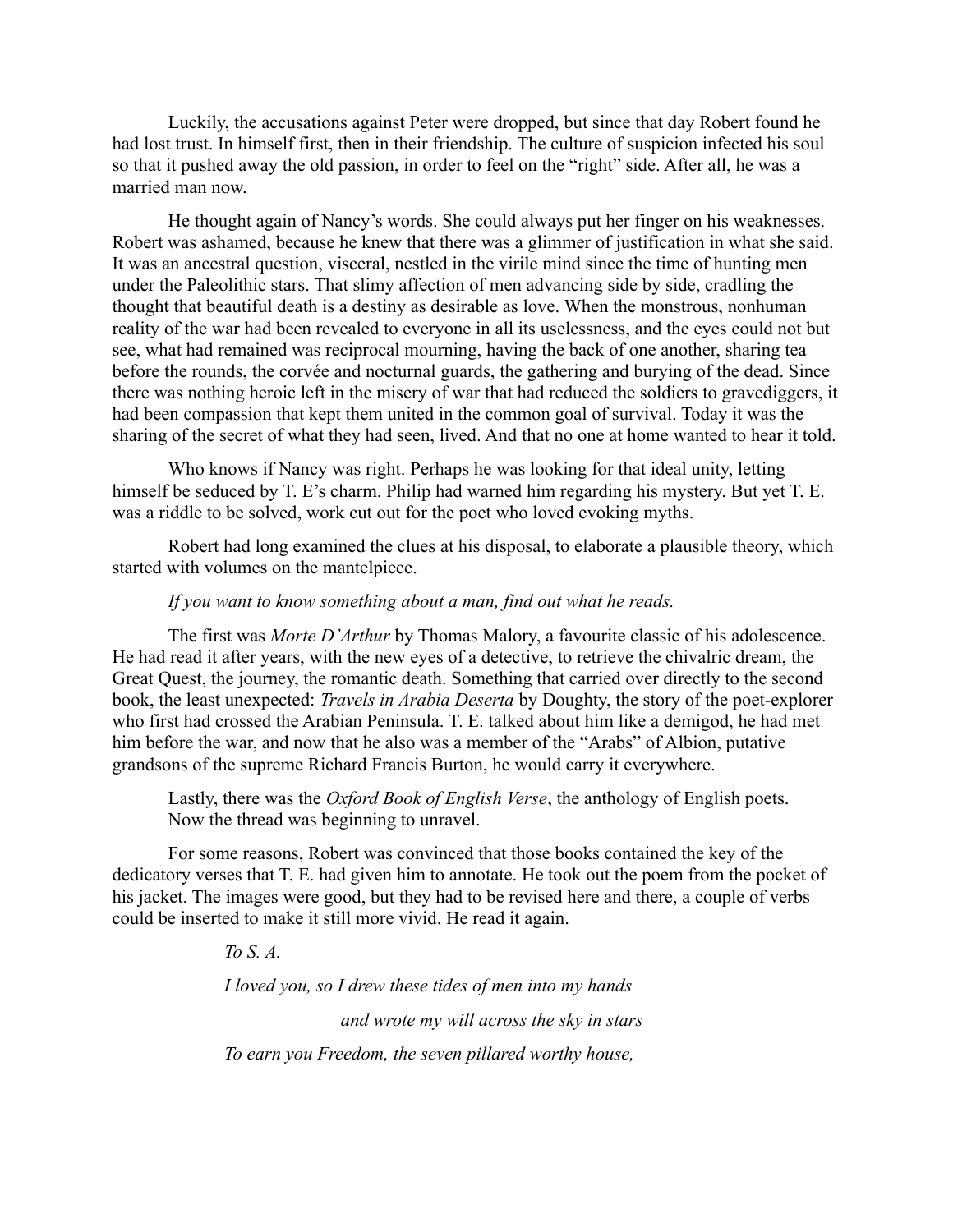Luckily, the accusations against Peter were dropped, but since that day Robert found he had lost trust. In himself first, then in their friendship. The culture of suspicion infected his soul so that it pushed away the old passion, in order to feel on the "right" side. After all, he was a married man now.

He thought again of Nancy's words. She could always put her finger on his weaknesses. Robert was ashamed, because he knew that there was a glimmer of justification in what she said. It was an ancestral question, visceral, nestled in the virile mind since the time of hunting men under the Paleolithic stars. That slimy affection of men advancing side by side, cradling the thought that beautiful death is a destiny as desirable as love. When the monstrous, nonhuman reality of the war had been revealed to everyone in all its uselessness, and the eyes could not but see, what had remained was reciprocal mourning, having the back of one another, sharing tea before the rounds, the corvée and nocturnal guards, the gathering and burying of the dead. Since there was nothing heroic left in the misery of war that had reduced the soldiers to gravediggers, it had been compassion that kept them united in the common goal of survival. Today it was the sharing of the secret of what they had seen, lived. And that no one at home wanted to hear it told.

Who knows if Nancy was right. Perhaps he was looking for that ideal unity, letting himself be seduced by T. E's charm. Philip had warned him regarding his mystery. But yet T. E. was a riddle to be solved, work cut out for the poet who loved evoking myths.

Robert had long examined the clues at his disposal, to elaborate a plausible theory, which started with volumes on the mantelpiece.

*If you want to know something about a man, find out what he reads.*

The first was *Morte D'Arthur* by Thomas Malory, a favourite classic of his adolescence. He had read it after years, with the new eyes of a detective, to retrieve the chivalric dream, the Great Quest, the journey, the romantic death. Something that carried over directly to the second book, the least unexpected: *Travels in Arabia Deserta* by Doughty, the story of the poet-explorer who first had crossed the Arabian Peninsula. T. E. talked about him like a demigod, he had met him before the war, and now that he also was a member of the "Arabs" of Albion, putative grandsons of the supreme Richard Francis Burton, he would carry it everywhere.

Lastly, there was the *Oxford Book of English Verse*, the anthology of English poets.
Now the thread was beginning to unravel.

For some reasons, Robert was convinced that those books contained the key of the dedicatory verses that T. E. had given him to annotate. He took out the poem from the pocket of his jacket. The images were good, but they had to be revised here and there, a couple of verbs could be inserted to make it still more vivid. He read it again.

> *To S. A.*
>
> *I loved you, so I drew these tides of men into my hands*
>
> *and wrote my will across the sky in stars*
>
> *To earn you Freedom, the seven pillared worthy house,*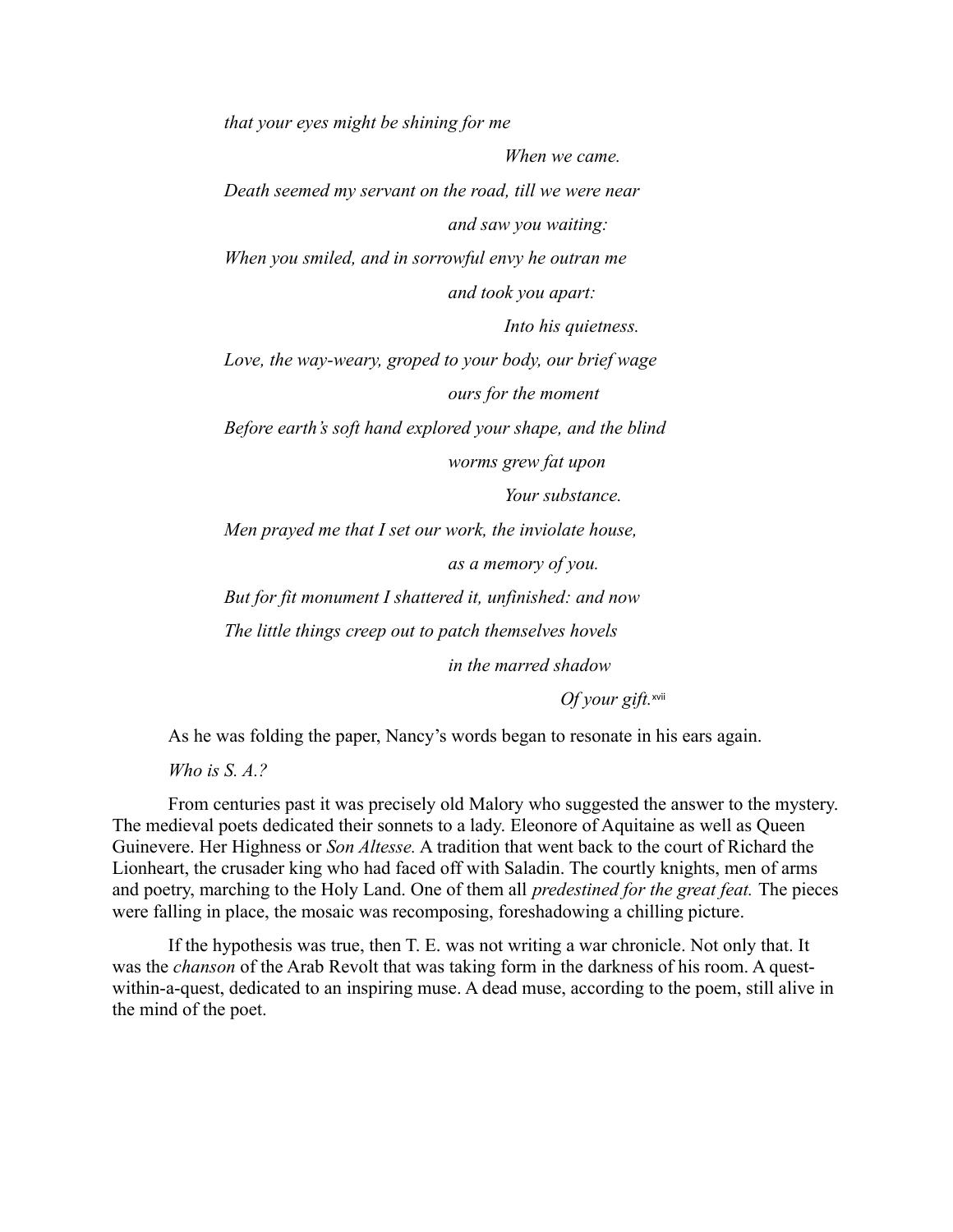*that your eyes might be shining for me*

*When we came.*

*Death seemed my servant on the road, till we were near*

*and saw you waiting:*

*When you smiled, and in sorrowful envy he outran me*

*and took you apart:*

*Into his quietness.*

*Love, the way-weary, groped to your body, our brief wage*

*ours for the moment*

*Before earth's soft hand explored your shape, and the blind*

*worms grew fat upon*

*Your substance.*

*Men prayed me that I set our work, the inviolate house,*

*as a memory of you.*

*But for fit monument I shattered it, unfinished: and now*

*The little things creep out to patch themselves hovels*

*in the marred shadow*

*Of your gift.*[xvii]

As he was folding the paper, Nancy's words began to resonate in his ears again.

*Who is S. A.?*

From centuries past it was precisely old Malory who suggested the answer to the mystery. The medieval poets dedicated their sonnets to a lady. Eleonore of Aquitaine as well as Queen Guinevere. Her Highness or *Son Altesse.* A tradition that went back to the court of Richard the Lionheart, the crusader king who had faced off with Saladin. The courtly knights, men of arms and poetry, marching to the Holy Land. One of them all *predestined for the great feat.* The pieces were falling in place, the mosaic was recomposing, foreshadowing a chilling picture.

If the hypothesis was true, then T. E. was not writing a war chronicle. Not only that. It was the *chanson* of the Arab Revolt that was taking form in the darkness of his room. A quest-within-a-quest, dedicated to an inspiring muse. A dead muse, according to the poem, still alive in the mind of the poet.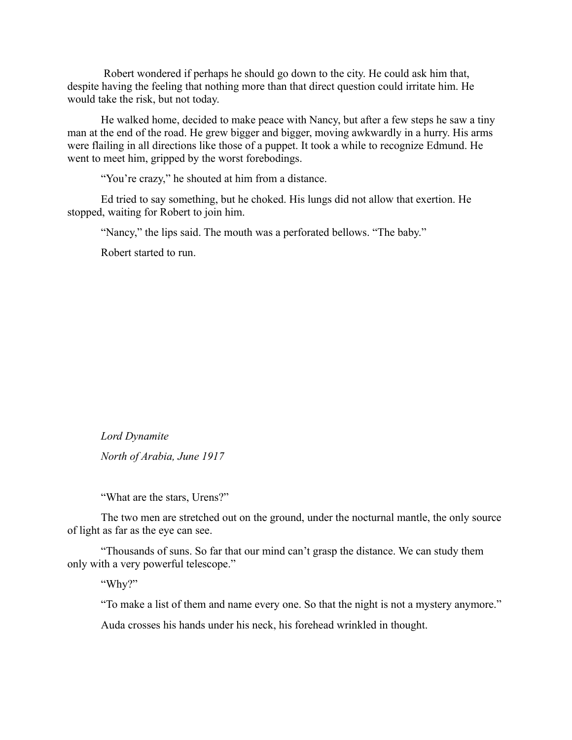Robert wondered if perhaps he should go down to the city. He could ask him that, despite having the feeling that nothing more than that direct question could irritate him. He would take the risk, but not today.

He walked home, decided to make peace with Nancy, but after a few steps he saw a tiny man at the end of the road. He grew bigger and bigger, moving awkwardly in a hurry. His arms were flailing in all directions like those of a puppet. It took a while to recognize Edmund. He went to meet him, gripped by the worst forebodings.

"You're crazy," he shouted at him from a distance.

Ed tried to say something, but he choked. His lungs did not allow that exertion. He stopped, waiting for Robert to join him.

"Nancy," the lips said. The mouth was a perforated bellows. "The baby."

Robert started to run.

## *Lord Dynamite*

*North of Arabia, June 1917*

"What are the stars, Urens?"

The two men are stretched out on the ground, under the nocturnal mantle, the only source of light as far as the eye can see.

"Thousands of suns. So far that our mind can't grasp the distance. We can study them only with a very powerful telescope."

"Why?"

"To make a list of them and name every one. So that the night is not a mystery anymore."

Auda crosses his hands under his neck, his forehead wrinkled in thought.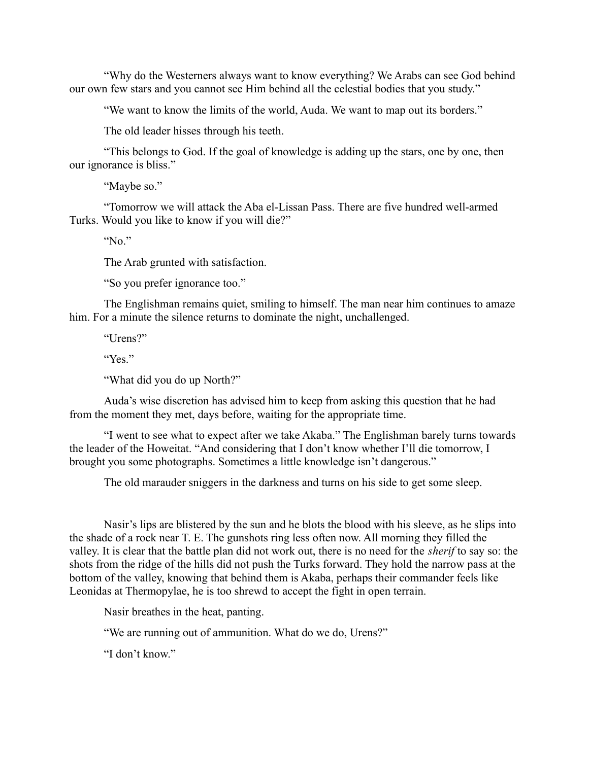"Why do the Westerners always want to know everything? We Arabs can see God behind our own few stars and you cannot see Him behind all the celestial bodies that you study."

"We want to know the limits of the world, Auda. We want to map out its borders."

The old leader hisses through his teeth.

"This belongs to God. If the goal of knowledge is adding up the stars, one by one, then our ignorance is bliss."

"Maybe so."

"Tomorrow we will attack the Aba el-Lissan Pass. There are five hundred well-armed Turks. Would you like to know if you will die?"

"No."

The Arab grunted with satisfaction.

"So you prefer ignorance too."

The Englishman remains quiet, smiling to himself. The man near him continues to amaze him. For a minute the silence returns to dominate the night, unchallenged.

"Urens?"

"Yes."

"What did you do up North?"

Auda's wise discretion has advised him to keep from asking this question that he had from the moment they met, days before, waiting for the appropriate time.

"I went to see what to expect after we take Akaba." The Englishman barely turns towards the leader of the Howeitat. "And considering that I don't know whether I'll die tomorrow, I brought you some photographs. Sometimes a little knowledge isn't dangerous."

The old marauder sniggers in the darkness and turns on his side to get some sleep.

Nasir's lips are blistered by the sun and he blots the blood with his sleeve, as he slips into the shade of a rock near T. E. The gunshots ring less often now. All morning they filled the valley. It is clear that the battle plan did not work out, there is no need for the *sherif* to say so: the shots from the ridge of the hills did not push the Turks forward. They hold the narrow pass at the bottom of the valley, knowing that behind them is Akaba, perhaps their commander feels like Leonidas at Thermopylae, he is too shrewd to accept the fight in open terrain.

Nasir breathes in the heat, panting.

"We are running out of ammunition. What do we do, Urens?"

"I don't know."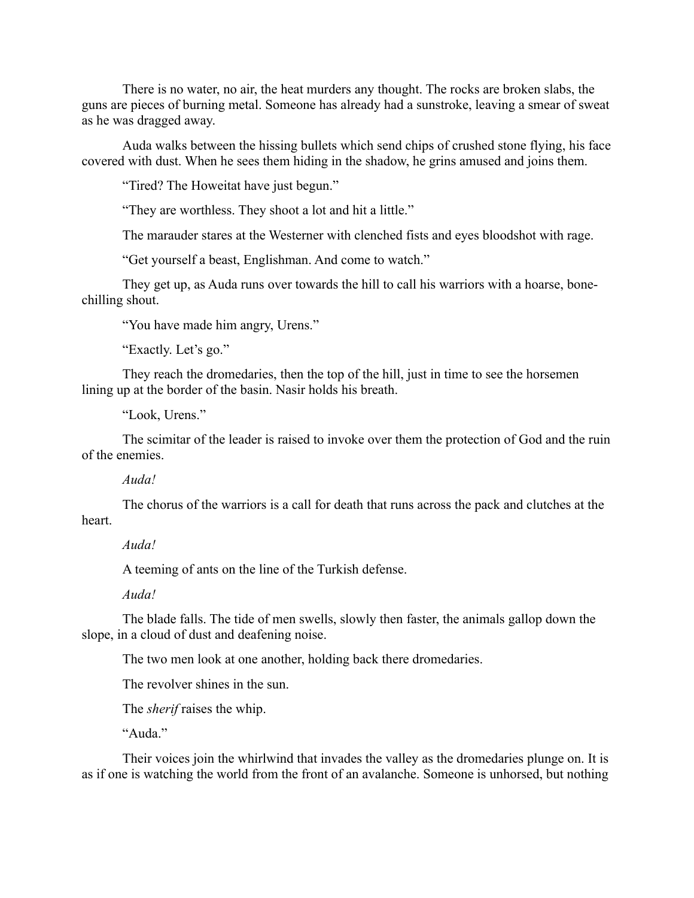There is no water, no air, the heat murders any thought. The rocks are broken slabs, the guns are pieces of burning metal. Someone has already had a sunstroke, leaving a smear of sweat as he was dragged away.

Auda walks between the hissing bullets which send chips of crushed stone flying, his face covered with dust. When he sees them hiding in the shadow, he grins amused and joins them.

"Tired? The Howeitat have just begun."

"They are worthless. They shoot a lot and hit a little."

The marauder stares at the Westerner with clenched fists and eyes bloodshot with rage.

"Get yourself a beast, Englishman. And come to watch."

They get up, as Auda runs over towards the hill to call his warriors with a hoarse, bone-chilling shout.

"You have made him angry, Urens."

"Exactly. Let's go."

They reach the dromedaries, then the top of the hill, just in time to see the horsemen lining up at the border of the basin. Nasir holds his breath.

"Look, Urens."

The scimitar of the leader is raised to invoke over them the protection of God and the ruin of the enemies.

*Auda!*

The chorus of the warriors is a call for death that runs across the pack and clutches at the heart.

*Auda!*

A teeming of ants on the line of the Turkish defense.

*Auda!*

The blade falls. The tide of men swells, slowly then faster, the animals gallop down the slope, in a cloud of dust and deafening noise.

The two men look at one another, holding back there dromedaries.

The revolver shines in the sun.

The *sherif* raises the whip.

"Auda."

Their voices join the whirlwind that invades the valley as the dromedaries plunge on. It is as if one is watching the world from the front of an avalanche. Someone is unhorsed, but nothing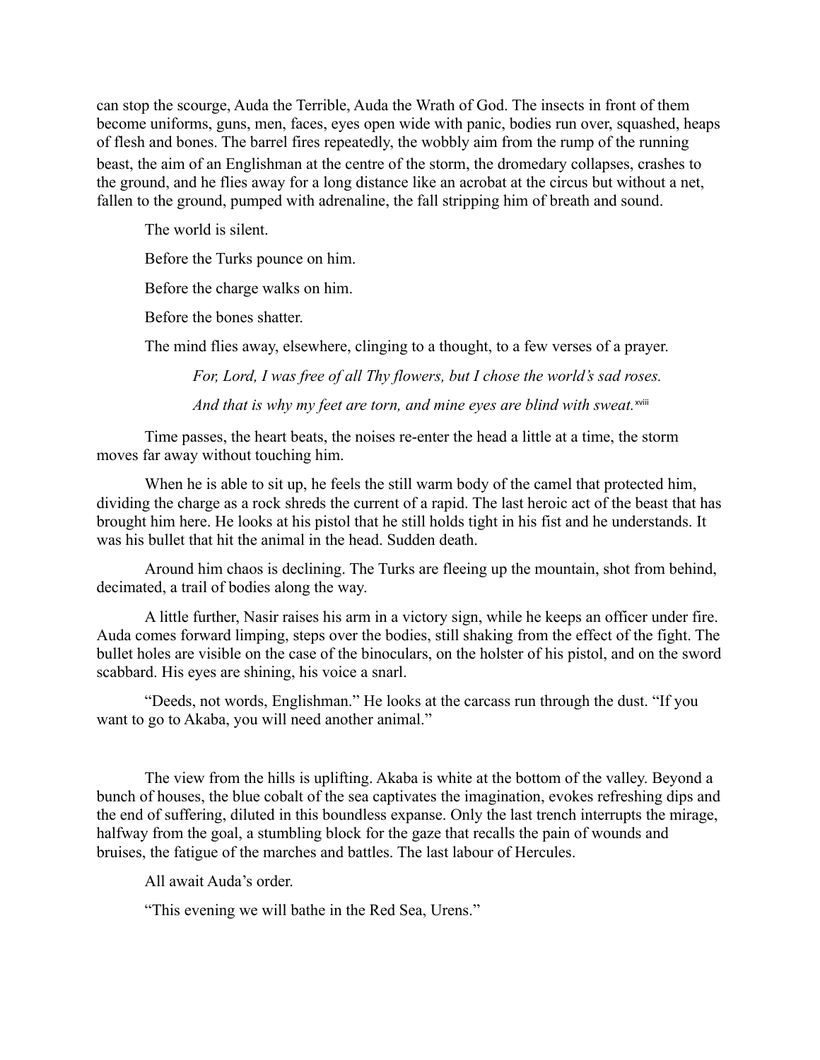can stop the scourge, Auda the Terrible, Auda the Wrath of God. The insects in front of them become uniforms, guns, men, faces, eyes open wide with panic, bodies run over, squashed, heaps of flesh and bones. The barrel fires repeatedly, the wobbly aim from the rump of the running beast, the aim of an Englishman at the centre of the storm, the dromedary collapses, crashes to the ground, and he flies away for a long distance like an acrobat at the circus but without a net, fallen to the ground, pumped with adrenaline, the fall stripping him of breath and sound.

The world is silent.

Before the Turks pounce on him.

Before the charge walks on him.

Before the bones shatter.

The mind flies away, elsewhere, clinging to a thought, to a few verses of a prayer.

> *For, Lord, I was free of all Thy flowers, but I chose the world's sad roses.*
>
> *And that is why my feet are torn, and mine eyes are blind with sweat.*[xviii]

Time passes, the heart beats, the noises re-enter the head a little at a time, the storm moves far away without touching him.

When he is able to sit up, he feels the still warm body of the camel that protected him, dividing the charge as a rock shreds the current of a rapid. The last heroic act of the beast that has brought him here. He looks at his pistol that he still holds tight in his fist and he understands. It was his bullet that hit the animal in the head. Sudden death.

Around him chaos is declining. The Turks are fleeing up the mountain, shot from behind, decimated, a trail of bodies along the way.

A little further, Nasir raises his arm in a victory sign, while he keeps an officer under fire. Auda comes forward limping, steps over the bodies, still shaking from the effect of the fight. The bullet holes are visible on the case of the binoculars, on the holster of his pistol, and on the sword scabbard. His eyes are shining, his voice a snarl.

"Deeds, not words, Englishman." He looks at the carcass run through the dust. "If you want to go to Akaba, you will need another animal."

The view from the hills is uplifting. Akaba is white at the bottom of the valley. Beyond a bunch of houses, the blue cobalt of the sea captivates the imagination, evokes refreshing dips and the end of suffering, diluted in this boundless expanse. Only the last trench interrupts the mirage, halfway from the goal, a stumbling block for the gaze that recalls the pain of wounds and bruises, the fatigue of the marches and battles. The last labour of Hercules.

All await Auda's order.

"This evening we will bathe in the Red Sea, Urens."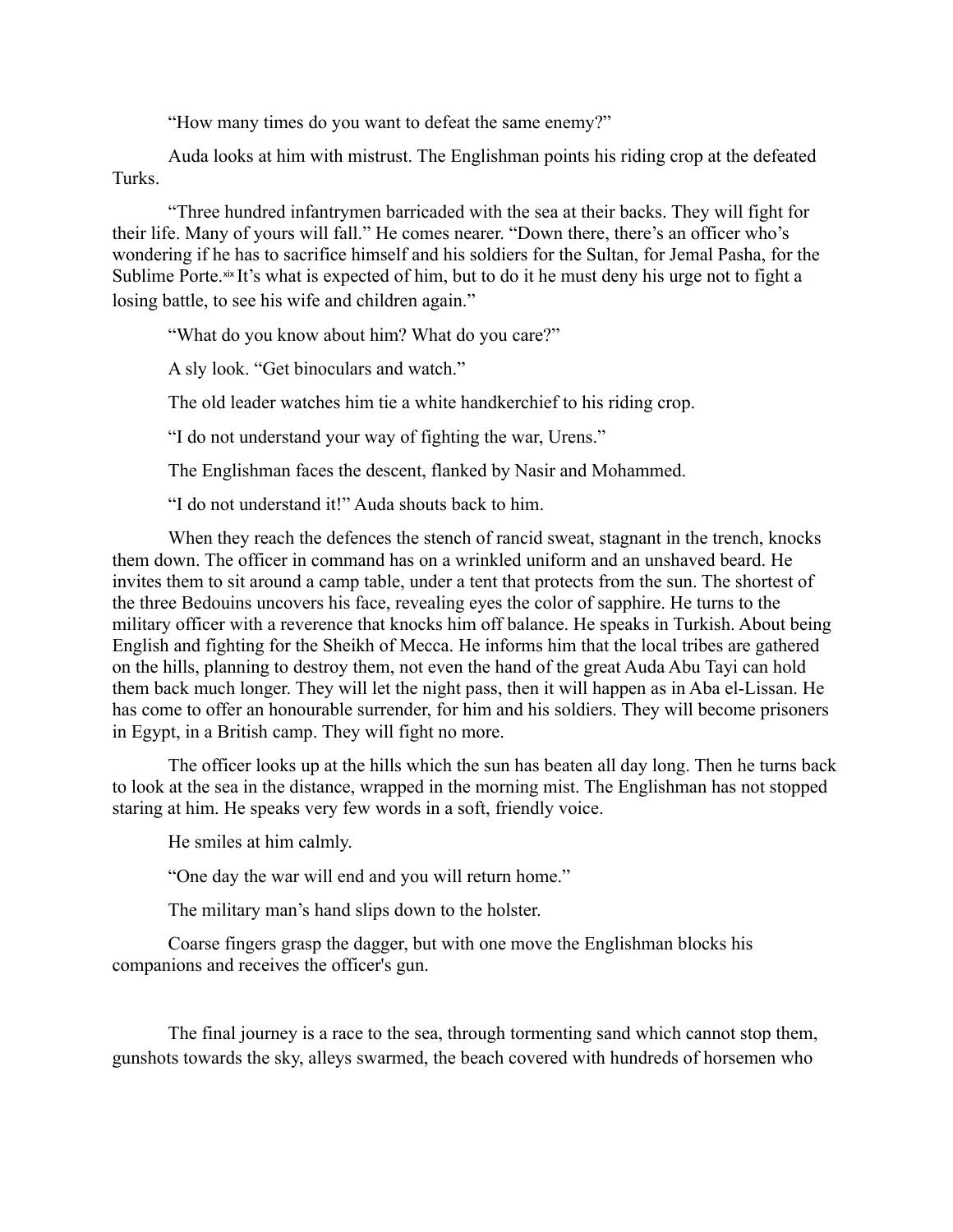"How many times do you want to defeat the same enemy?"

Auda looks at him with mistrust. The Englishman points his riding crop at the defeated Turks.

"Three hundred infantrymen barricaded with the sea at their backs. They will fight for their life. Many of yours will fall." He comes nearer. "Down there, there's an officer who's wondering if he has to sacrifice himself and his soldiers for the Sultan, for Jemal Pasha, for the Sublime Porte.[xix] It's what is expected of him, but to do it he must deny his urge not to fight a losing battle, to see his wife and children again."

"What do you know about him? What do you care?"

A sly look. "Get binoculars and watch."

The old leader watches him tie a white handkerchief to his riding crop.

"I do not understand your way of fighting the war, Urens."

The Englishman faces the descent, flanked by Nasir and Mohammed.

"I do not understand it!" Auda shouts back to him.

When they reach the defences the stench of rancid sweat, stagnant in the trench, knocks them down. The officer in command has on a wrinkled uniform and an unshaved beard. He invites them to sit around a camp table, under a tent that protects from the sun. The shortest of the three Bedouins uncovers his face, revealing eyes the color of sapphire. He turns to the military officer with a reverence that knocks him off balance. He speaks in Turkish. About being English and fighting for the Sheikh of Mecca. He informs him that the local tribes are gathered on the hills, planning to destroy them, not even the hand of the great Auda Abu Tayi can hold them back much longer. They will let the night pass, then it will happen as in Aba el-Lissan. He has come to offer an honourable surrender, for him and his soldiers. They will become prisoners in Egypt, in a British camp. They will fight no more.

The officer looks up at the hills which the sun has beaten all day long. Then he turns back to look at the sea in the distance, wrapped in the morning mist. The Englishman has not stopped staring at him. He speaks very few words in a soft, friendly voice.

He smiles at him calmly.

"One day the war will end and you will return home."

The military man's hand slips down to the holster.

Coarse fingers grasp the dagger, but with one move the Englishman blocks his companions and receives the officer's gun.

The final journey is a race to the sea, through tormenting sand which cannot stop them, gunshots towards the sky, alleys swarmed, the beach covered with hundreds of horsemen who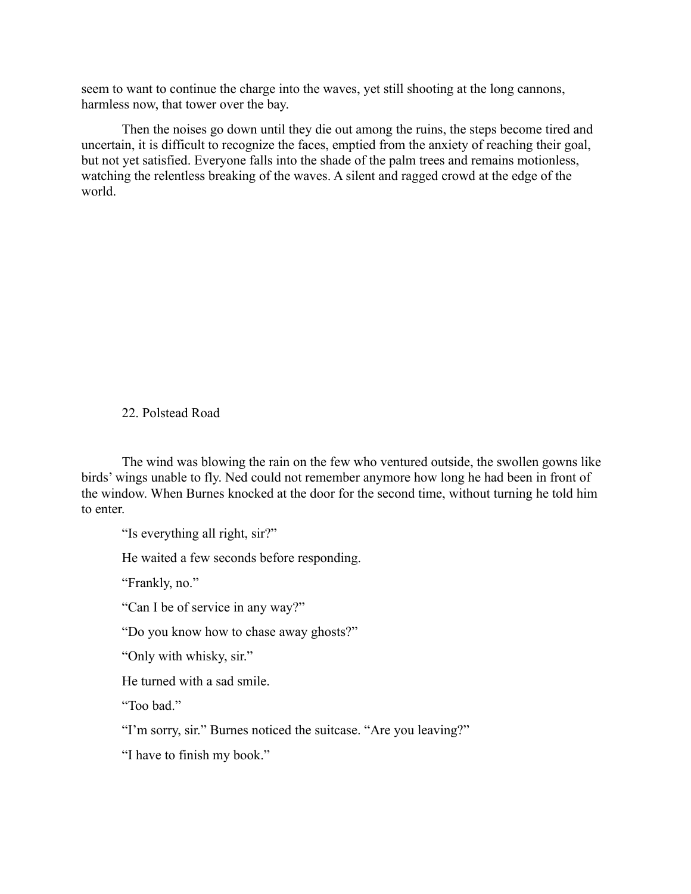seem to want to continue the charge into the waves, yet still shooting at the long cannons, harmless now, that tower over the bay.

Then the noises go down until they die out among the ruins, the steps become tired and uncertain, it is difficult to recognize the faces, emptied from the anxiety of reaching their goal, but not yet satisfied. Everyone falls into the shade of the palm trees and remains motionless, watching the relentless breaking of the waves. A silent and ragged crowd at the edge of the world.

## 22. Polstead Road

The wind was blowing the rain on the few who ventured outside, the swollen gowns like birds' wings unable to fly. Ned could not remember anymore how long he had been in front of the window. When Burnes knocked at the door for the second time, without turning he told him to enter.

"Is everything all right, sir?"

He waited a few seconds before responding.

"Frankly, no."

"Can I be of service in any way?"

"Do you know how to chase away ghosts?"

"Only with whisky, sir."

He turned with a sad smile.

"Too bad."

"I'm sorry, sir." Burnes noticed the suitcase. "Are you leaving?"

"I have to finish my book."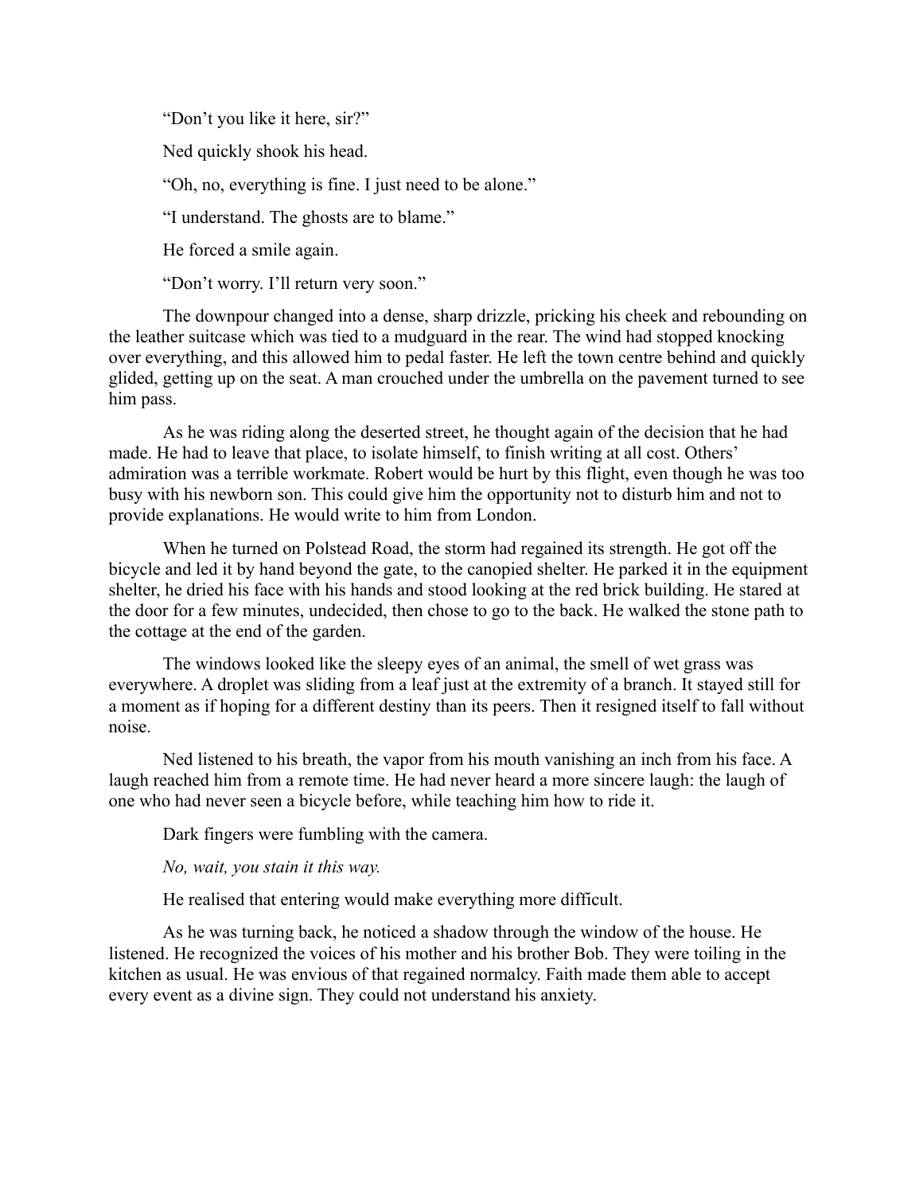"Don't you like it here, sir?"

Ned quickly shook his head.

"Oh, no, everything is fine. I just need to be alone."

"I understand. The ghosts are to blame."

He forced a smile again.

"Don't worry. I'll return very soon."

The downpour changed into a dense, sharp drizzle, pricking his cheek and rebounding on the leather suitcase which was tied to a mudguard in the rear. The wind had stopped knocking over everything, and this allowed him to pedal faster. He left the town centre behind and quickly glided, getting up on the seat. A man crouched under the umbrella on the pavement turned to see him pass.

As he was riding along the deserted street, he thought again of the decision that he had made. He had to leave that place, to isolate himself, to finish writing at all cost. Others' admiration was a terrible workmate. Robert would be hurt by this flight, even though he was too busy with his newborn son. This could give him the opportunity not to disturb him and not to provide explanations. He would write to him from London.

When he turned on Polstead Road, the storm had regained its strength. He got off the bicycle and led it by hand beyond the gate, to the canopied shelter. He parked it in the equipment shelter, he dried his face with his hands and stood looking at the red brick building. He stared at the door for a few minutes, undecided, then chose to go to the back. He walked the stone path to the cottage at the end of the garden.

The windows looked like the sleepy eyes of an animal, the smell of wet grass was everywhere. A droplet was sliding from a leaf just at the extremity of a branch. It stayed still for a moment as if hoping for a different destiny than its peers. Then it resigned itself to fall without noise.

Ned listened to his breath, the vapor from his mouth vanishing an inch from his face. A laugh reached him from a remote time. He had never heard a more sincere laugh: the laugh of one who had never seen a bicycle before, while teaching him how to ride it.

Dark fingers were fumbling with the camera.

*No, wait, you stain it this way.*

He realised that entering would make everything more difficult.

As he was turning back, he noticed a shadow through the window of the house. He listened. He recognized the voices of his mother and his brother Bob. They were toiling in the kitchen as usual. He was envious of that regained normalcy. Faith made them able to accept every event as a divine sign. They could not understand his anxiety.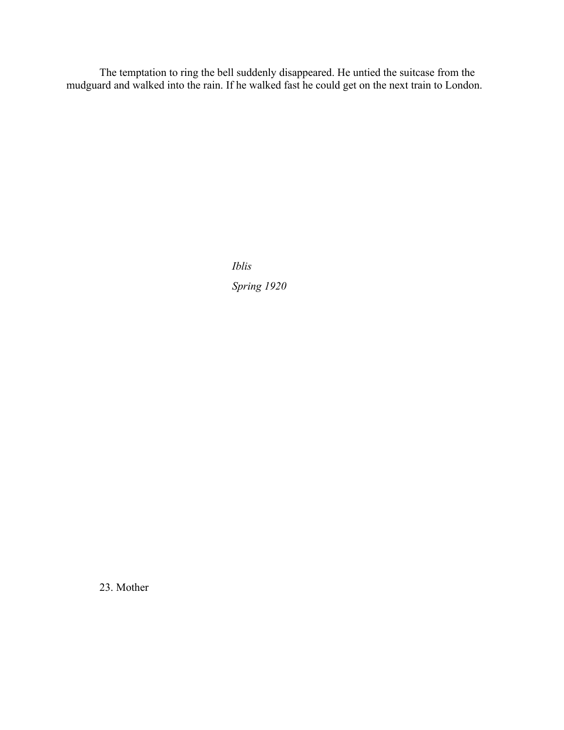The temptation to ring the bell suddenly disappeared. He untied the suitcase from the mudguard and walked into the rain. If he walked fast he could get on the next train to London.

*Iblis*

*Spring 1920*

## 23. Mother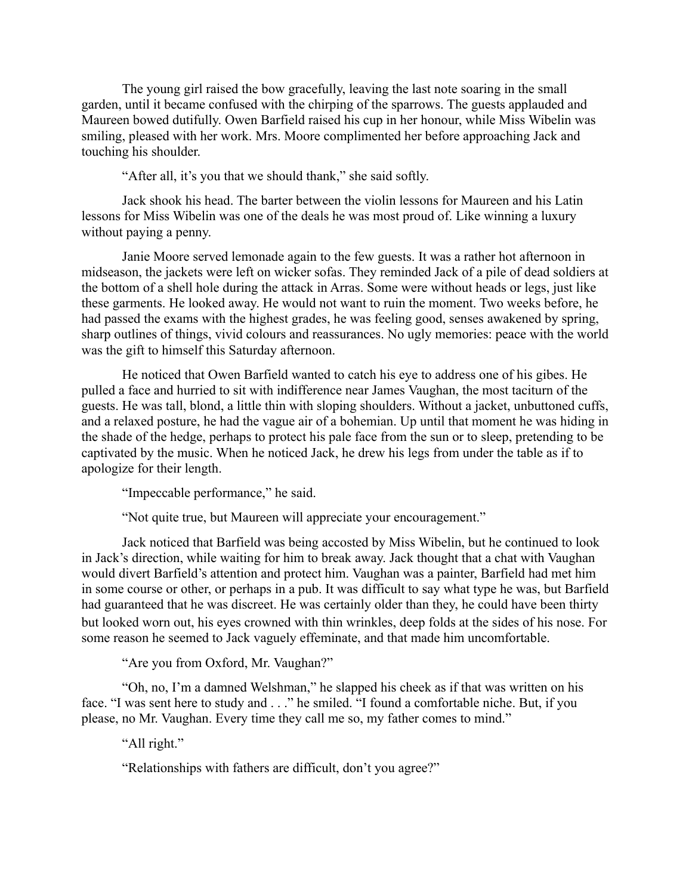The young girl raised the bow gracefully, leaving the last note soaring in the small garden, until it became confused with the chirping of the sparrows. The guests applauded and Maureen bowed dutifully. Owen Barfield raised his cup in her honour, while Miss Wibelin was smiling, pleased with her work. Mrs. Moore complimented her before approaching Jack and touching his shoulder.

"After all, it's you that we should thank," she said softly.

Jack shook his head. The barter between the violin lessons for Maureen and his Latin lessons for Miss Wibelin was one of the deals he was most proud of. Like winning a luxury without paying a penny.

Janie Moore served lemonade again to the few guests. It was a rather hot afternoon in midseason, the jackets were left on wicker sofas. They reminded Jack of a pile of dead soldiers at the bottom of a shell hole during the attack in Arras. Some were without heads or legs, just like these garments. He looked away. He would not want to ruin the moment. Two weeks before, he had passed the exams with the highest grades, he was feeling good, senses awakened by spring, sharp outlines of things, vivid colours and reassurances. No ugly memories: peace with the world was the gift to himself this Saturday afternoon.

He noticed that Owen Barfield wanted to catch his eye to address one of his gibes. He pulled a face and hurried to sit with indifference near James Vaughan, the most taciturn of the guests. He was tall, blond, a little thin with sloping shoulders. Without a jacket, unbuttoned cuffs, and a relaxed posture, he had the vague air of a bohemian. Up until that moment he was hiding in the shade of the hedge, perhaps to protect his pale face from the sun or to sleep, pretending to be captivated by the music. When he noticed Jack, he drew his legs from under the table as if to apologize for their length.

"Impeccable performance," he said.

"Not quite true, but Maureen will appreciate your encouragement."

Jack noticed that Barfield was being accosted by Miss Wibelin, but he continued to look in Jack's direction, while waiting for him to break away. Jack thought that a chat with Vaughan would divert Barfield's attention and protect him. Vaughan was a painter, Barfield had met him in some course or other, or perhaps in a pub. It was difficult to say what type he was, but Barfield had guaranteed that he was discreet. He was certainly older than they, he could have been thirty but looked worn out, his eyes crowned with thin wrinkles, deep folds at the sides of his nose. For some reason he seemed to Jack vaguely effeminate, and that made him uncomfortable.

"Are you from Oxford, Mr. Vaughan?"

"Oh, no, I'm a damned Welshman," he slapped his cheek as if that was written on his face. "I was sent here to study and . . ." he smiled. "I found a comfortable niche. But, if you please, no Mr. Vaughan. Every time they call me so, my father comes to mind."

"All right."

"Relationships with fathers are difficult, don't you agree?"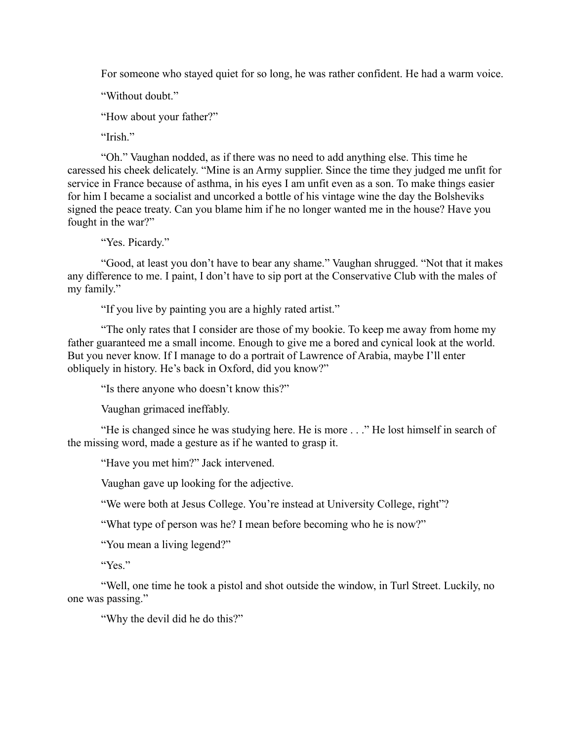For someone who stayed quiet for so long, he was rather confident. He had a warm voice.

"Without doubt."

"How about your father?"

"Irish."

"Oh." Vaughan nodded, as if there was no need to add anything else. This time he caressed his cheek delicately. "Mine is an Army supplier. Since the time they judged me unfit for service in France because of asthma, in his eyes I am unfit even as a son. To make things easier for him I became a socialist and uncorked a bottle of his vintage wine the day the Bolsheviks signed the peace treaty. Can you blame him if he no longer wanted me in the house? Have you fought in the war?"

"Yes. Picardy."

"Good, at least you don't have to bear any shame." Vaughan shrugged. "Not that it makes any difference to me. I paint, I don't have to sip port at the Conservative Club with the males of my family."

"If you live by painting you are a highly rated artist."

"The only rates that I consider are those of my bookie. To keep me away from home my father guaranteed me a small income. Enough to give me a bored and cynical look at the world. But you never know. If I manage to do a portrait of Lawrence of Arabia, maybe I'll enter obliquely in history. He's back in Oxford, did you know?"

"Is there anyone who doesn't know this?"

Vaughan grimaced ineffably.

"He is changed since he was studying here. He is more . . ." He lost himself in search of the missing word, made a gesture as if he wanted to grasp it.

"Have you met him?" Jack intervened.

Vaughan gave up looking for the adjective.

"We were both at Jesus College. You're instead at University College, right"?

"What type of person was he? I mean before becoming who he is now?"

"You mean a living legend?"

"Yes."

"Well, one time he took a pistol and shot outside the window, in Turl Street. Luckily, no one was passing."

"Why the devil did he do this?"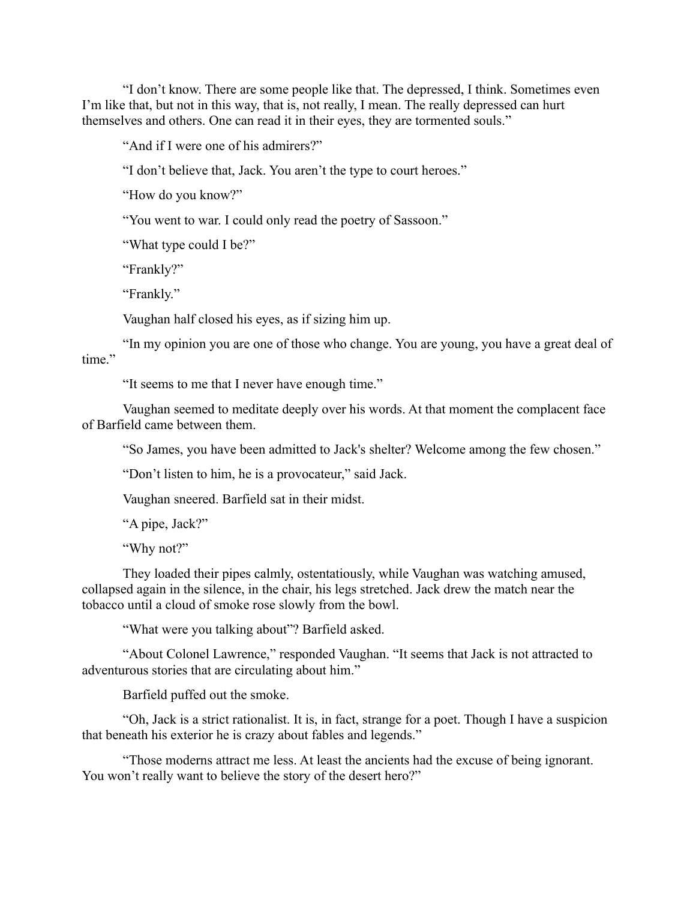"I don't know. There are some people like that. The depressed, I think. Sometimes even I'm like that, but not in this way, that is, not really, I mean. The really depressed can hurt themselves and others. One can read it in their eyes, they are tormented souls."

"And if I were one of his admirers?"

"I don't believe that, Jack. You aren't the type to court heroes."

"How do you know?"

"You went to war. I could only read the poetry of Sassoon."

"What type could I be?"

"Frankly?"

"Frankly."

Vaughan half closed his eyes, as if sizing him up.

"In my opinion you are one of those who change. You are young, you have a great deal of time."

"It seems to me that I never have enough time."

Vaughan seemed to meditate deeply over his words. At that moment the complacent face of Barfield came between them.

"So James, you have been admitted to Jack's shelter? Welcome among the few chosen."

"Don't listen to him, he is a provocateur," said Jack.

Vaughan sneered. Barfield sat in their midst.

"A pipe, Jack?"

"Why not?"

They loaded their pipes calmly, ostentatiously, while Vaughan was watching amused, collapsed again in the silence, in the chair, his legs stretched. Jack drew the match near the tobacco until a cloud of smoke rose slowly from the bowl.

"What were you talking about"? Barfield asked.

"About Colonel Lawrence," responded Vaughan. "It seems that Jack is not attracted to adventurous stories that are circulating about him."

Barfield puffed out the smoke.

"Oh, Jack is a strict rationalist. It is, in fact, strange for a poet. Though I have a suspicion that beneath his exterior he is crazy about fables and legends."

"Those moderns attract me less. At least the ancients had the excuse of being ignorant. You won't really want to believe the story of the desert hero?"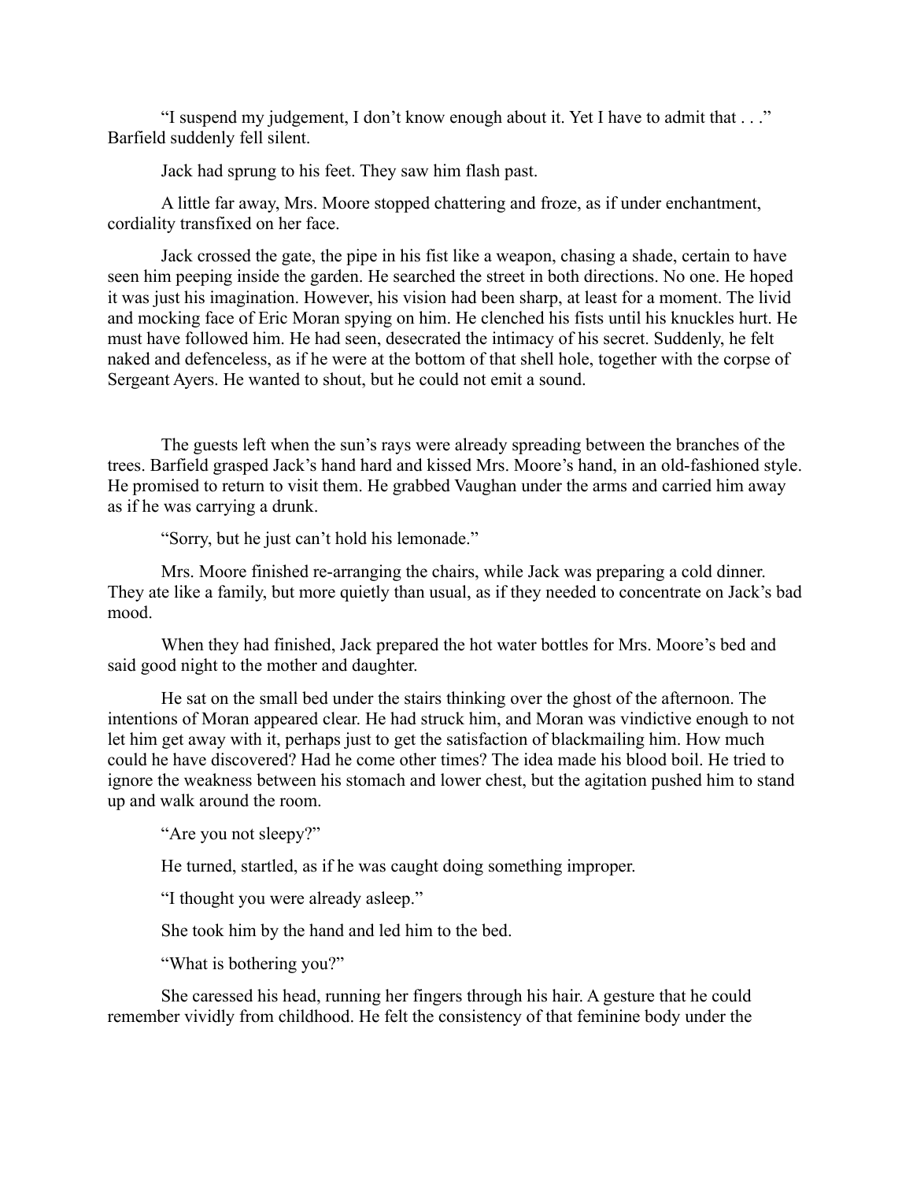"I suspend my judgement, I don't know enough about it. Yet I have to admit that . . ." Barfield suddenly fell silent.

Jack had sprung to his feet. They saw him flash past.

A little far away, Mrs. Moore stopped chattering and froze, as if under enchantment, cordiality transfixed on her face.

Jack crossed the gate, the pipe in his fist like a weapon, chasing a shade, certain to have seen him peeping inside the garden. He searched the street in both directions. No one. He hoped it was just his imagination. However, his vision had been sharp, at least for a moment. The livid and mocking face of Eric Moran spying on him. He clenched his fists until his knuckles hurt. He must have followed him. He had seen, desecrated the intimacy of his secret. Suddenly, he felt naked and defenceless, as if he were at the bottom of that shell hole, together with the corpse of Sergeant Ayers. He wanted to shout, but he could not emit a sound.

The guests left when the sun's rays were already spreading between the branches of the trees. Barfield grasped Jack's hand hard and kissed Mrs. Moore's hand, in an old-fashioned style. He promised to return to visit them. He grabbed Vaughan under the arms and carried him away as if he was carrying a drunk.

"Sorry, but he just can't hold his lemonade."

Mrs. Moore finished re-arranging the chairs, while Jack was preparing a cold dinner. They ate like a family, but more quietly than usual, as if they needed to concentrate on Jack's bad mood.

When they had finished, Jack prepared the hot water bottles for Mrs. Moore's bed and said good night to the mother and daughter.

He sat on the small bed under the stairs thinking over the ghost of the afternoon. The intentions of Moran appeared clear. He had struck him, and Moran was vindictive enough to not let him get away with it, perhaps just to get the satisfaction of blackmailing him. How much could he have discovered? Had he come other times? The idea made his blood boil. He tried to ignore the weakness between his stomach and lower chest, but the agitation pushed him to stand up and walk around the room.

"Are you not sleepy?"

He turned, startled, as if he was caught doing something improper.

"I thought you were already asleep."

She took him by the hand and led him to the bed.

"What is bothering you?"

She caressed his head, running her fingers through his hair. A gesture that he could remember vividly from childhood. He felt the consistency of that feminine body under the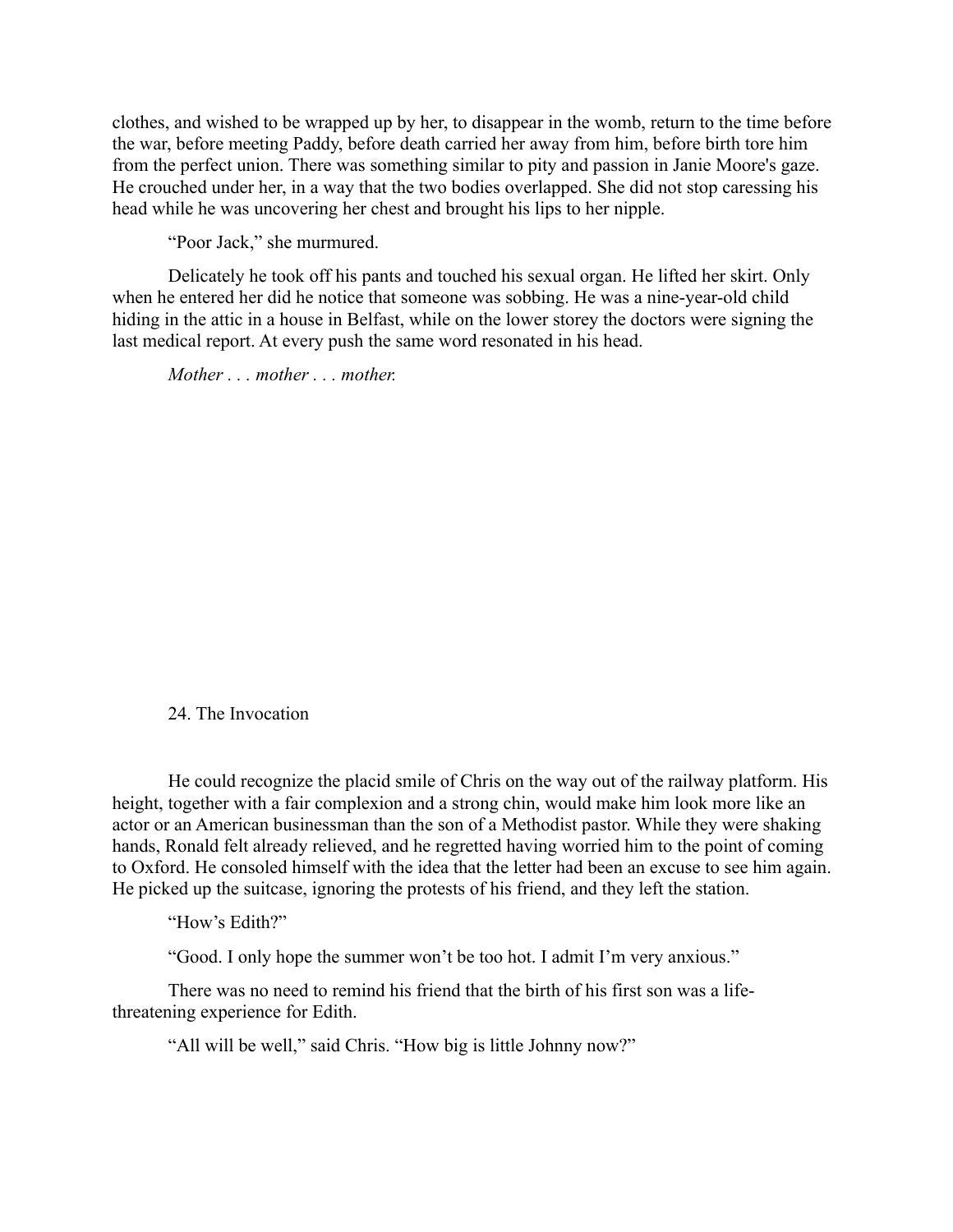clothes, and wished to be wrapped up by her, to disappear in the womb, return to the time before the war, before meeting Paddy, before death carried her away from him, before birth tore him from the perfect union. There was something similar to pity and passion in Janie Moore's gaze. He crouched under her, in a way that the two bodies overlapped. She did not stop caressing his head while he was uncovering her chest and brought his lips to her nipple.

"Poor Jack," she murmured.

Delicately he took off his pants and touched his sexual organ. He lifted her skirt. Only when he entered her did he notice that someone was sobbing. He was a nine-year-old child hiding in the attic in a house in Belfast, while on the lower storey the doctors were signing the last medical report. At every push the same word resonated in his head.

*Mother . . . mother . . . mother.*

## 24. The Invocation

He could recognize the placid smile of Chris on the way out of the railway platform. His height, together with a fair complexion and a strong chin, would make him look more like an actor or an American businessman than the son of a Methodist pastor. While they were shaking hands, Ronald felt already relieved, and he regretted having worried him to the point of coming to Oxford. He consoled himself with the idea that the letter had been an excuse to see him again. He picked up the suitcase, ignoring the protests of his friend, and they left the station.

"How's Edith?"

"Good. I only hope the summer won't be too hot. I admit I'm very anxious."

There was no need to remind his friend that the birth of his first son was a life-threatening experience for Edith.

"All will be well," said Chris. "How big is little Johnny now?"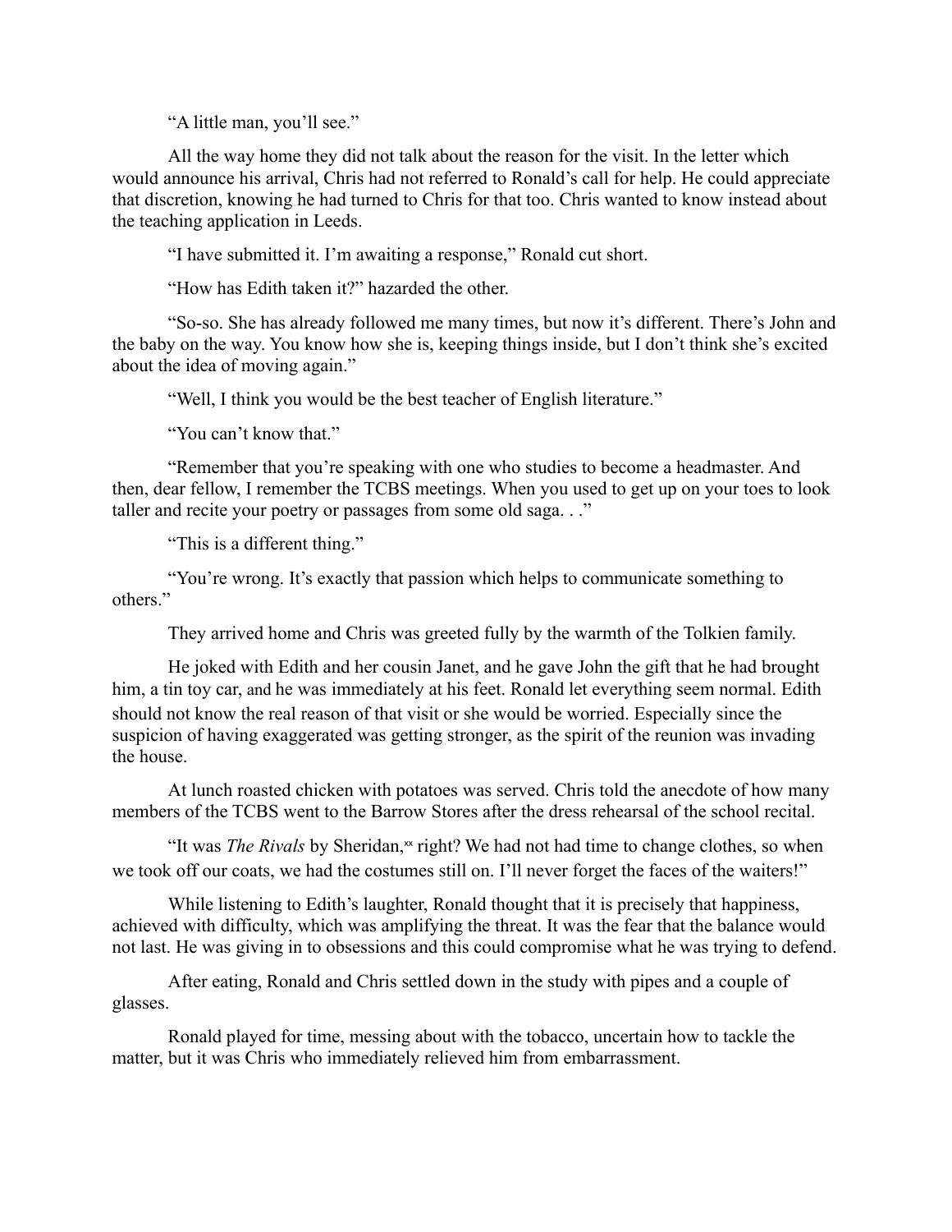"A little man, you'll see."

All the way home they did not talk about the reason for the visit. In the letter which would announce his arrival, Chris had not referred to Ronald's call for help. He could appreciate that discretion, knowing he had turned to Chris for that too. Chris wanted to know instead about the teaching application in Leeds.

"I have submitted it. I'm awaiting a response," Ronald cut short.

"How has Edith taken it?" hazarded the other.

"So-so. She has already followed me many times, but now it's different. There's John and the baby on the way. You know how she is, keeping things inside, but I don't think she's excited about the idea of moving again."

"Well, I think you would be the best teacher of English literature."

"You can't know that."

"Remember that you're speaking with one who studies to become a headmaster. And then, dear fellow, I remember the TCBS meetings. When you used to get up on your toes to look taller and recite your poetry or passages from some old saga. . ."

"This is a different thing."

"You're wrong. It's exactly that passion which helps to communicate something to others."

They arrived home and Chris was greeted fully by the warmth of the Tolkien family.

He joked with Edith and her cousin Janet, and he gave John the gift that he had brought him, a tin toy car, and he was immediately at his feet. Ronald let everything seem normal. Edith should not know the real reason of that visit or she would be worried. Especially since the suspicion of having exaggerated was getting stronger, as the spirit of the reunion was invading the house.

At lunch roasted chicken with potatoes was served. Chris told the anecdote of how many members of the TCBS went to the Barrow Stores after the dress rehearsal of the school recital.

"It was *The Rivals* by Sheridan,[xx] right? We had not had time to change clothes, so when we took off our coats, we had the costumes still on. I'll never forget the faces of the waiters!"

While listening to Edith's laughter, Ronald thought that it is precisely that happiness, achieved with difficulty, which was amplifying the threat. It was the fear that the balance would not last. He was giving in to obsessions and this could compromise what he was trying to defend.

After eating, Ronald and Chris settled down in the study with pipes and a couple of glasses.

Ronald played for time, messing about with the tobacco, uncertain how to tackle the matter, but it was Chris who immediately relieved him from embarrassment.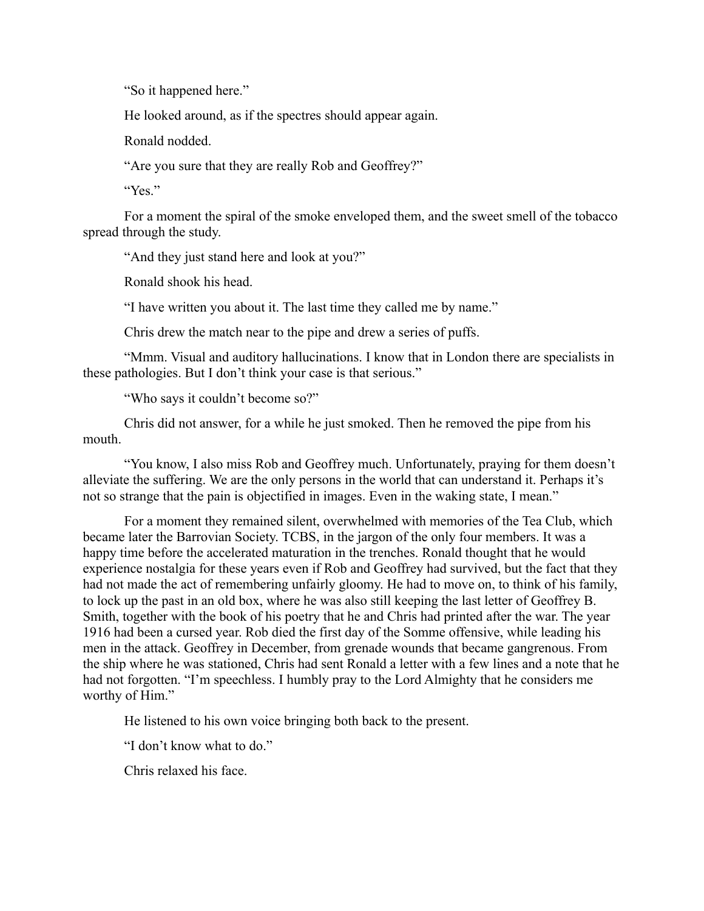"So it happened here."

He looked around, as if the spectres should appear again.

Ronald nodded.

"Are you sure that they are really Rob and Geoffrey?"

"Yes."

For a moment the spiral of the smoke enveloped them, and the sweet smell of the tobacco spread through the study.

"And they just stand here and look at you?"

Ronald shook his head.

"I have written you about it. The last time they called me by name."

Chris drew the match near to the pipe and drew a series of puffs.

"Mmm. Visual and auditory hallucinations. I know that in London there are specialists in these pathologies. But I don't think your case is that serious."

"Who says it couldn't become so?"

Chris did not answer, for a while he just smoked. Then he removed the pipe from his mouth.

"You know, I also miss Rob and Geoffrey much. Unfortunately, praying for them doesn't alleviate the suffering. We are the only persons in the world that can understand it. Perhaps it's not so strange that the pain is objectified in images. Even in the waking state, I mean."

For a moment they remained silent, overwhelmed with memories of the Tea Club, which became later the Barrovian Society. TCBS, in the jargon of the only four members. It was a happy time before the accelerated maturation in the trenches. Ronald thought that he would experience nostalgia for these years even if Rob and Geoffrey had survived, but the fact that they had not made the act of remembering unfairly gloomy. He had to move on, to think of his family, to lock up the past in an old box, where he was also still keeping the last letter of Geoffrey B. Smith, together with the book of his poetry that he and Chris had printed after the war. The year 1916 had been a cursed year. Rob died the first day of the Somme offensive, while leading his men in the attack. Geoffrey in December, from grenade wounds that became gangrenous. From the ship where he was stationed, Chris had sent Ronald a letter with a few lines and a note that he had not forgotten. "I'm speechless. I humbly pray to the Lord Almighty that he considers me worthy of Him."

He listened to his own voice bringing both back to the present.

"I don't know what to do."

Chris relaxed his face.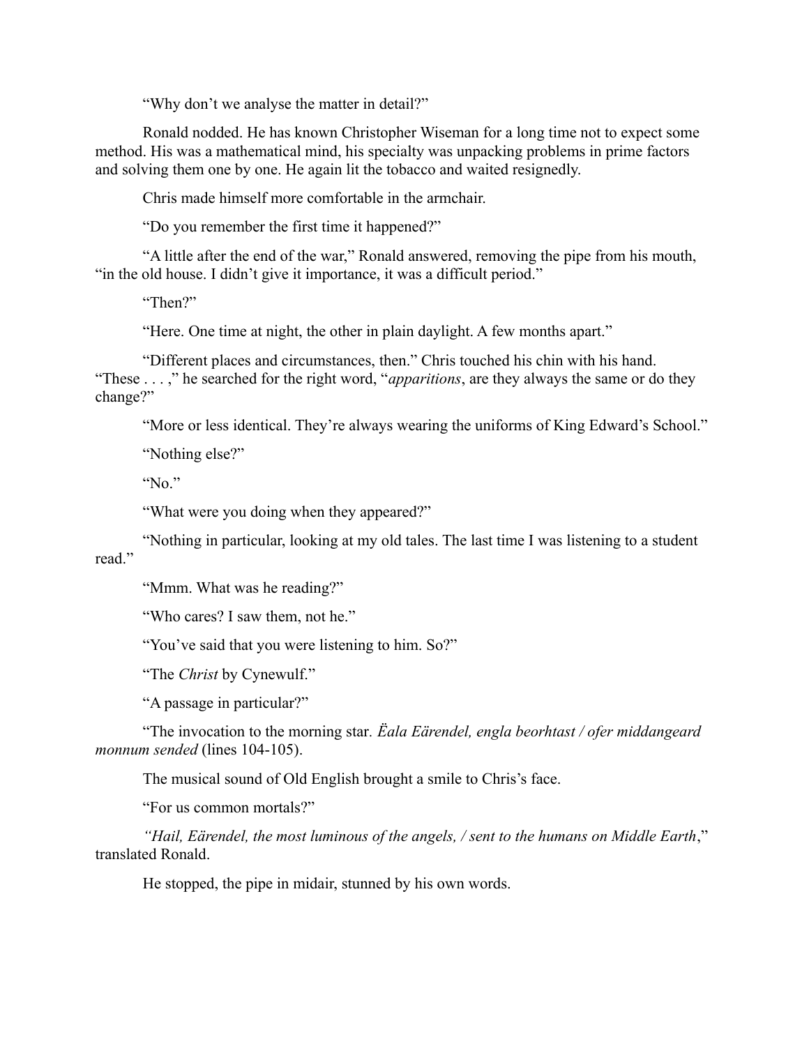"Why don't we analyse the matter in detail?"

Ronald nodded. He has known Christopher Wiseman for a long time not to expect some method. His was a mathematical mind, his specialty was unpacking problems in prime factors and solving them one by one. He again lit the tobacco and waited resignedly.

Chris made himself more comfortable in the armchair.

"Do you remember the first time it happened?"

"A little after the end of the war," Ronald answered, removing the pipe from his mouth, "in the old house. I didn't give it importance, it was a difficult period."

"Then?"

"Here. One time at night, the other in plain daylight. A few months apart."

"Different places and circumstances, then." Chris touched his chin with his hand. "These . . . ," he searched for the right word, "*apparitions*, are they always the same or do they change?"

"More or less identical. They're always wearing the uniforms of King Edward's School."

"Nothing else?"

"No."

"What were you doing when they appeared?"

"Nothing in particular, looking at my old tales. The last time I was listening to a student read."

"Mmm. What was he reading?"

"Who cares? I saw them, not he."

"You've said that you were listening to him. So?"

"The *Christ* by Cynewulf."

"A passage in particular?"

"The invocation to the morning star. *Ëala Eärendel, engla beorhtast / ofer middangeard monnum sended* (lines 104-105).

The musical sound of Old English brought a smile to Chris's face.

"For us common mortals?"

*"Hail, Eärendel, the most luminous of the angels, / sent to the humans on Middle Earth*," translated Ronald.

He stopped, the pipe in midair, stunned by his own words.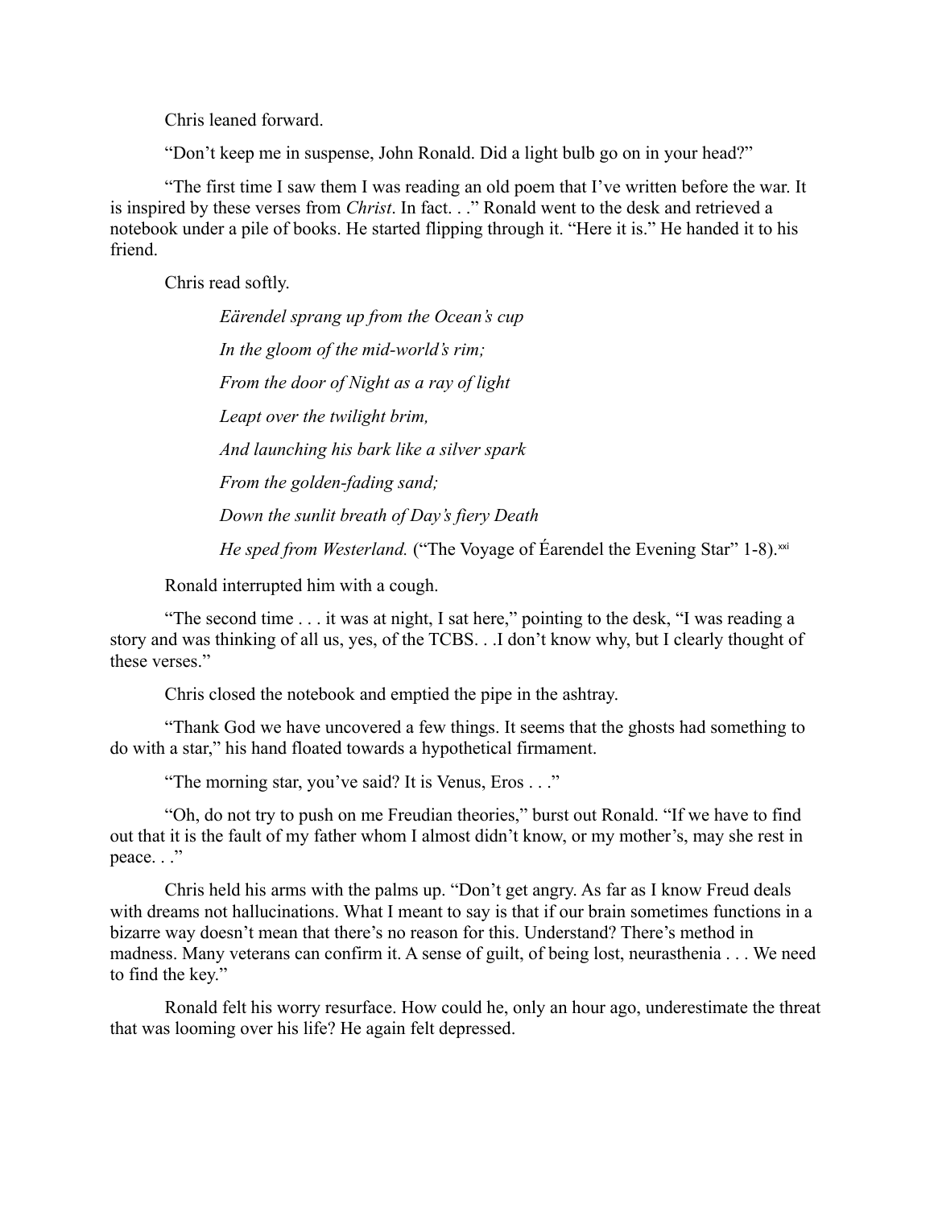Chris leaned forward.

"Don't keep me in suspense, John Ronald. Did a light bulb go on in your head?"

"The first time I saw them I was reading an old poem that I've written before the war. It is inspired by these verses from *Christ*. In fact. . ." Ronald went to the desk and retrieved a notebook under a pile of books. He started flipping through it. "Here it is." He handed it to his friend.

Chris read softly.

> *Eärendel sprang up from the Ocean's cup*
>
> *In the gloom of the mid-world's rim;*
>
> *From the door of Night as a ray of light*
>
> *Leapt over the twilight brim,*
>
> *And launching his bark like a silver spark*
>
> *From the golden-fading sand;*
>
> *Down the sunlit breath of Day's fiery Death*
>
> *He sped from Westerland.* ("The Voyage of Éarendel the Evening Star" 1-8).[xxi]

Ronald interrupted him with a cough.

"The second time . . . it was at night, I sat here," pointing to the desk, "I was reading a story and was thinking of all us, yes, of the TCBS. . .I don't know why, but I clearly thought of these verses."

Chris closed the notebook and emptied the pipe in the ashtray.

"Thank God we have uncovered a few things. It seems that the ghosts had something to do with a star," his hand floated towards a hypothetical firmament.

"The morning star, you've said? It is Venus, Eros . . ."

"Oh, do not try to push on me Freudian theories," burst out Ronald. "If we have to find out that it is the fault of my father whom I almost didn't know, or my mother's, may she rest in peace. . ."

Chris held his arms with the palms up. "Don't get angry. As far as I know Freud deals with dreams not hallucinations. What I meant to say is that if our brain sometimes functions in a bizarre way doesn't mean that there's no reason for this. Understand? There's method in madness. Many veterans can confirm it. A sense of guilt, of being lost, neurasthenia . . . We need to find the key."

Ronald felt his worry resurface. How could he, only an hour ago, underestimate the threat that was looming over his life? He again felt depressed.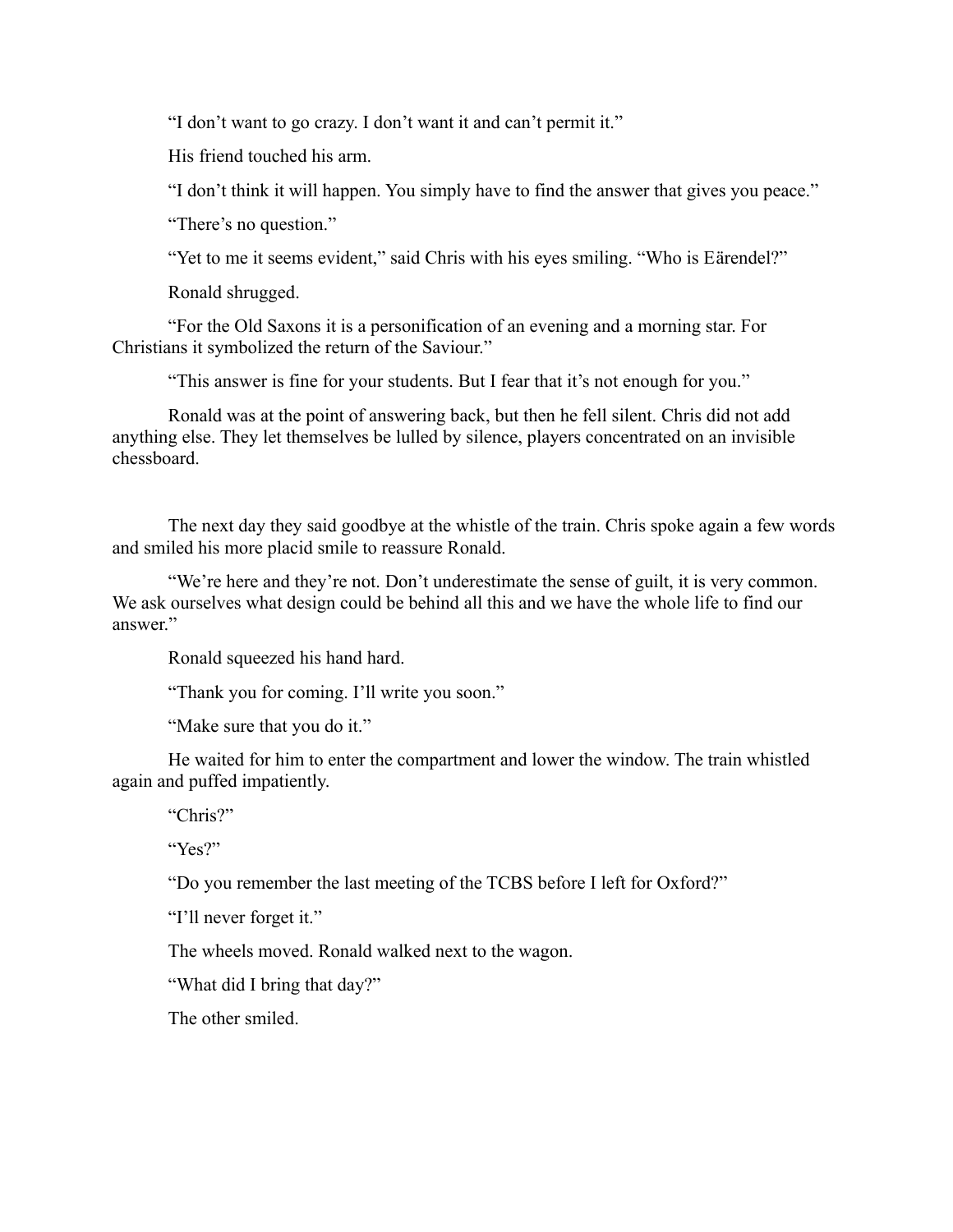"I don't want to go crazy. I don't want it and can't permit it."

His friend touched his arm.

"I don't think it will happen. You simply have to find the answer that gives you peace."

"There's no question."

"Yet to me it seems evident," said Chris with his eyes smiling. "Who is Eärendel?"

Ronald shrugged.

"For the Old Saxons it is a personification of an evening and a morning star. For Christians it symbolized the return of the Saviour."

"This answer is fine for your students. But I fear that it's not enough for you."

Ronald was at the point of answering back, but then he fell silent. Chris did not add anything else. They let themselves be lulled by silence, players concentrated on an invisible chessboard.

The next day they said goodbye at the whistle of the train. Chris spoke again a few words and smiled his more placid smile to reassure Ronald.

"We're here and they're not. Don't underestimate the sense of guilt, it is very common. We ask ourselves what design could be behind all this and we have the whole life to find our answer."

Ronald squeezed his hand hard.

"Thank you for coming. I'll write you soon."

"Make sure that you do it."

He waited for him to enter the compartment and lower the window. The train whistled again and puffed impatiently.

"Chris?"

"Yes?"

"Do you remember the last meeting of the TCBS before I left for Oxford?"

"I'll never forget it."

The wheels moved. Ronald walked next to the wagon.

"What did I bring that day?"

The other smiled.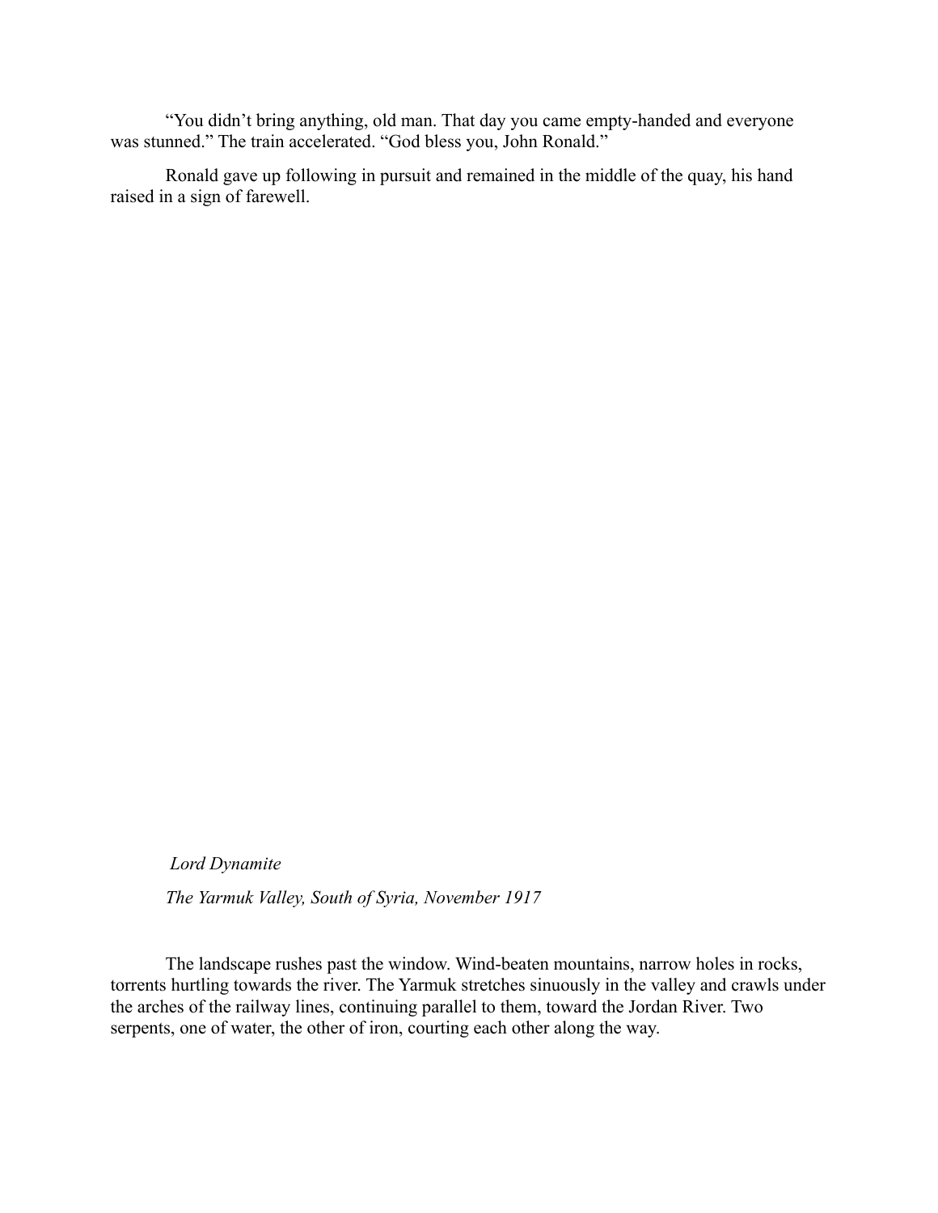"You didn't bring anything, old man. That day you came empty-handed and everyone was stunned." The train accelerated. "God bless you, John Ronald."

Ronald gave up following in pursuit and remained in the middle of the quay, his hand raised in a sign of farewell.

## *Lord Dynamite*

*The Yarmuk Valley, South of Syria, November 1917*

The landscape rushes past the window. Wind-beaten mountains, narrow holes in rocks, torrents hurtling towards the river. The Yarmuk stretches sinuously in the valley and crawls under the arches of the railway lines, continuing parallel to them, toward the Jordan River. Two serpents, one of water, the other of iron, courting each other along the way.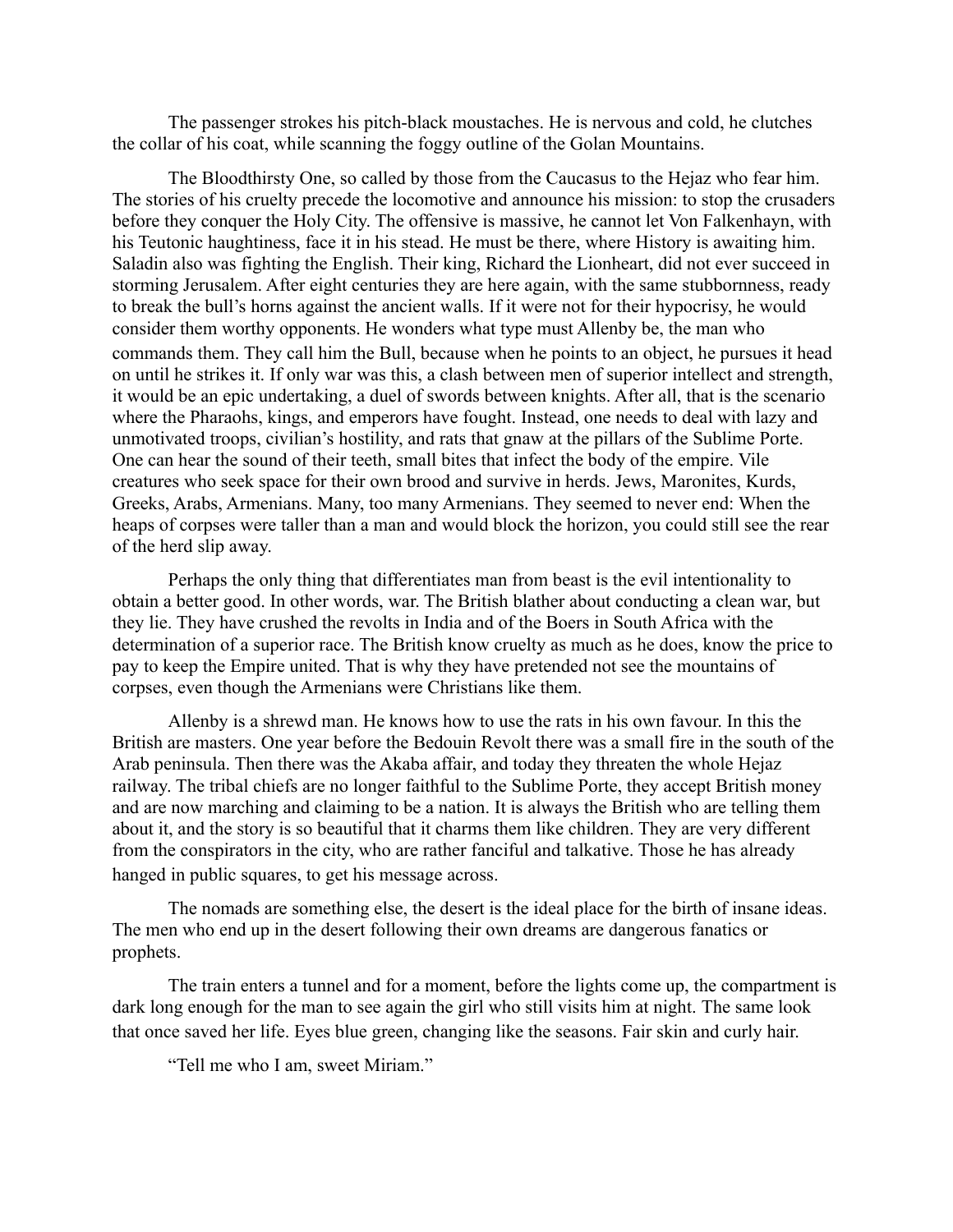The passenger strokes his pitch-black moustaches. He is nervous and cold, he clutches the collar of his coat, while scanning the foggy outline of the Golan Mountains.

The Bloodthirsty One, so called by those from the Caucasus to the Hejaz who fear him. The stories of his cruelty precede the locomotive and announce his mission: to stop the crusaders before they conquer the Holy City. The offensive is massive, he cannot let Von Falkenhayn, with his Teutonic haughtiness, face it in his stead. He must be there, where History is awaiting him. Saladin also was fighting the English. Their king, Richard the Lionheart, did not ever succeed in storming Jerusalem. After eight centuries they are here again, with the same stubbornness, ready to break the bull's horns against the ancient walls. If it were not for their hypocrisy, he would consider them worthy opponents. He wonders what type must Allenby be, the man who commands them. They call him the Bull, because when he points to an object, he pursues it head on until he strikes it. If only war was this, a clash between men of superior intellect and strength, it would be an epic undertaking, a duel of swords between knights. After all, that is the scenario where the Pharaohs, kings, and emperors have fought. Instead, one needs to deal with lazy and unmotivated troops, civilian's hostility, and rats that gnaw at the pillars of the Sublime Porte. One can hear the sound of their teeth, small bites that infect the body of the empire. Vile creatures who seek space for their own brood and survive in herds. Jews, Maronites, Kurds, Greeks, Arabs, Armenians. Many, too many Armenians. They seemed to never end: When the heaps of corpses were taller than a man and would block the horizon, you could still see the rear of the herd slip away.

Perhaps the only thing that differentiates man from beast is the evil intentionality to obtain a better good. In other words, war. The British blather about conducting a clean war, but they lie. They have crushed the revolts in India and of the Boers in South Africa with the determination of a superior race. The British know cruelty as much as he does, know the price to pay to keep the Empire united. That is why they have pretended not see the mountains of corpses, even though the Armenians were Christians like them.

Allenby is a shrewd man. He knows how to use the rats in his own favour. In this the British are masters. One year before the Bedouin Revolt there was a small fire in the south of the Arab peninsula. Then there was the Akaba affair, and today they threaten the whole Hejaz railway. The tribal chiefs are no longer faithful to the Sublime Porte, they accept British money and are now marching and claiming to be a nation. It is always the British who are telling them about it, and the story is so beautiful that it charms them like children. They are very different from the conspirators in the city, who are rather fanciful and talkative. Those he has already hanged in public squares, to get his message across.

The nomads are something else, the desert is the ideal place for the birth of insane ideas. The men who end up in the desert following their own dreams are dangerous fanatics or prophets.

The train enters a tunnel and for a moment, before the lights come up, the compartment is dark long enough for the man to see again the girl who still visits him at night. The same look that once saved her life. Eyes blue green, changing like the seasons. Fair skin and curly hair.

"Tell me who I am, sweet Miriam."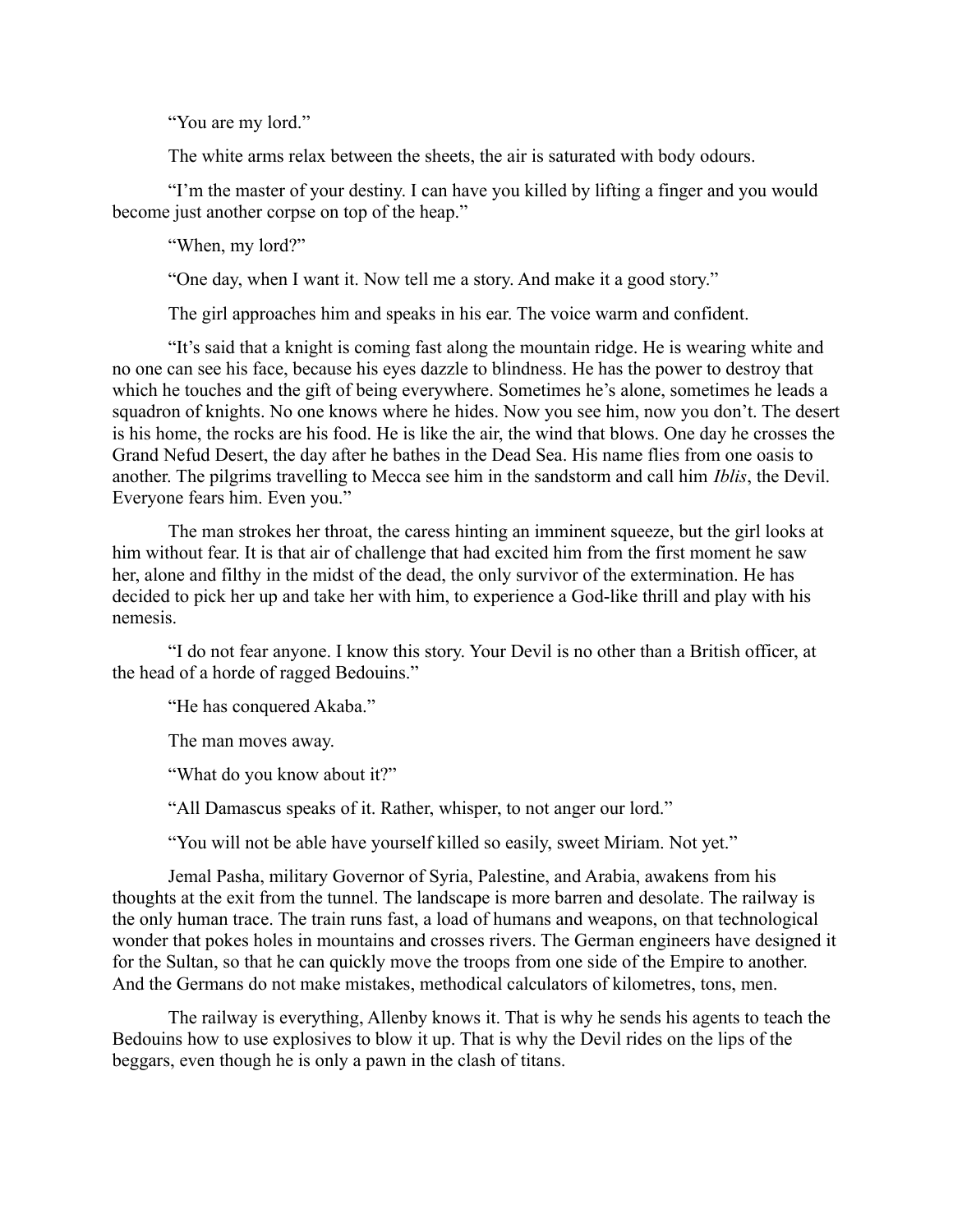"You are my lord."

The white arms relax between the sheets, the air is saturated with body odours.

"I'm the master of your destiny. I can have you killed by lifting a finger and you would become just another corpse on top of the heap."

"When, my lord?"

"One day, when I want it. Now tell me a story. And make it a good story."

The girl approaches him and speaks in his ear. The voice warm and confident.

"It's said that a knight is coming fast along the mountain ridge. He is wearing white and no one can see his face, because his eyes dazzle to blindness. He has the power to destroy that which he touches and the gift of being everywhere. Sometimes he's alone, sometimes he leads a squadron of knights. No one knows where he hides. Now you see him, now you don't. The desert is his home, the rocks are his food. He is like the air, the wind that blows. One day he crosses the Grand Nefud Desert, the day after he bathes in the Dead Sea. His name flies from one oasis to another. The pilgrims travelling to Mecca see him in the sandstorm and call him *Iblis*, the Devil. Everyone fears him. Even you."

The man strokes her throat, the caress hinting an imminent squeeze, but the girl looks at him without fear. It is that air of challenge that had excited him from the first moment he saw her, alone and filthy in the midst of the dead, the only survivor of the extermination. He has decided to pick her up and take her with him, to experience a God-like thrill and play with his nemesis.

"I do not fear anyone. I know this story. Your Devil is no other than a British officer, at the head of a horde of ragged Bedouins."

"He has conquered Akaba."

The man moves away.

"What do you know about it?"

"All Damascus speaks of it. Rather, whisper, to not anger our lord."

"You will not be able have yourself killed so easily, sweet Miriam. Not yet."

Jemal Pasha, military Governor of Syria, Palestine, and Arabia, awakens from his thoughts at the exit from the tunnel. The landscape is more barren and desolate. The railway is the only human trace. The train runs fast, a load of humans and weapons, on that technological wonder that pokes holes in mountains and crosses rivers. The German engineers have designed it for the Sultan, so that he can quickly move the troops from one side of the Empire to another. And the Germans do not make mistakes, methodical calculators of kilometres, tons, men.

The railway is everything, Allenby knows it. That is why he sends his agents to teach the Bedouins how to use explosives to blow it up. That is why the Devil rides on the lips of the beggars, even though he is only a pawn in the clash of titans.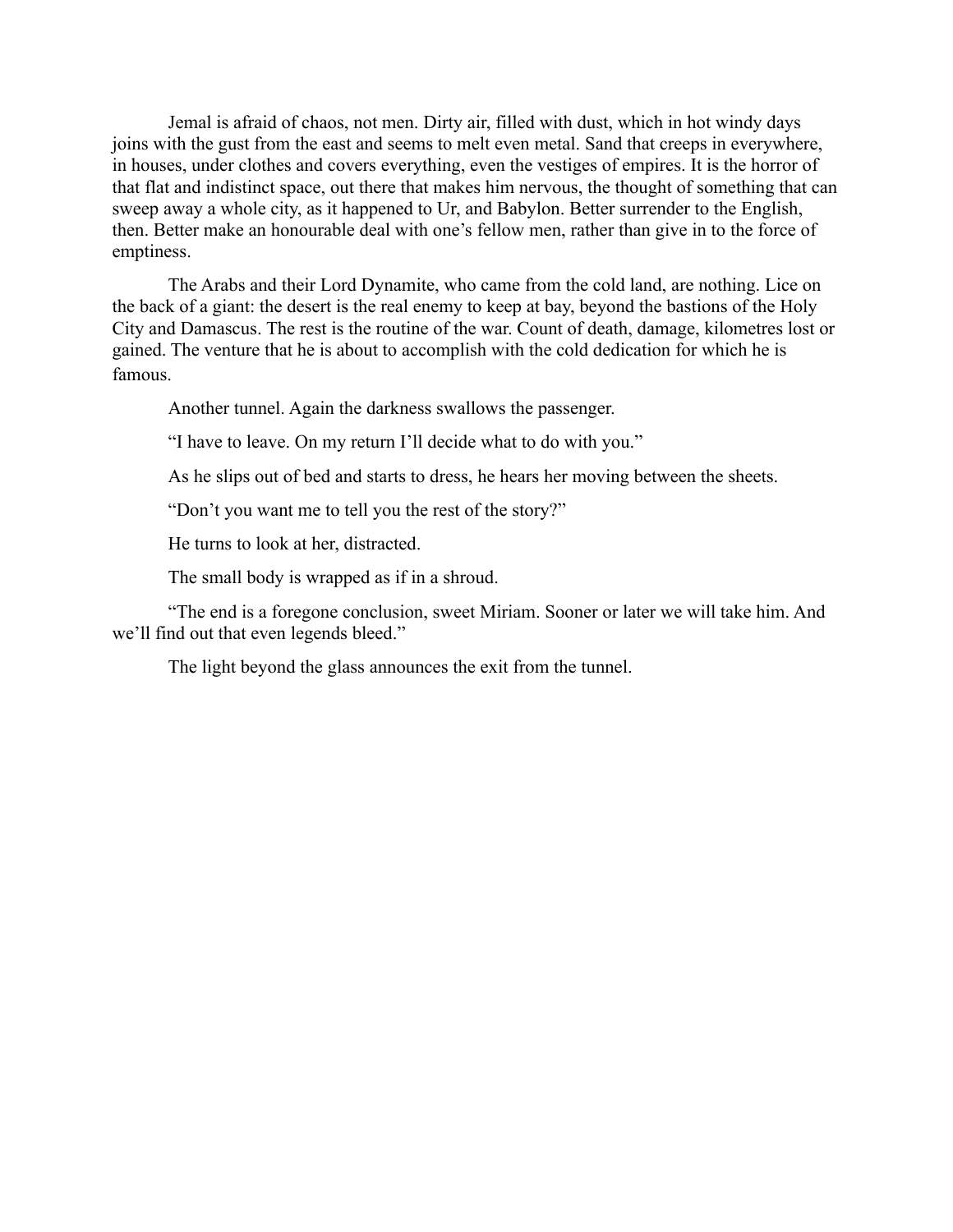Jemal is afraid of chaos, not men. Dirty air, filled with dust, which in hot windy days joins with the gust from the east and seems to melt even metal. Sand that creeps in everywhere, in houses, under clothes and covers everything, even the vestiges of empires. It is the horror of that flat and indistinct space, out there that makes him nervous, the thought of something that can sweep away a whole city, as it happened to Ur, and Babylon. Better surrender to the English, then. Better make an honourable deal with one's fellow men, rather than give in to the force of emptiness.

The Arabs and their Lord Dynamite, who came from the cold land, are nothing. Lice on the back of a giant: the desert is the real enemy to keep at bay, beyond the bastions of the Holy City and Damascus. The rest is the routine of the war. Count of death, damage, kilometres lost or gained. The venture that he is about to accomplish with the cold dedication for which he is famous.

Another tunnel. Again the darkness swallows the passenger.

"I have to leave. On my return I'll decide what to do with you."

As he slips out of bed and starts to dress, he hears her moving between the sheets.

"Don't you want me to tell you the rest of the story?"

He turns to look at her, distracted.

The small body is wrapped as if in a shroud.

"The end is a foregone conclusion, sweet Miriam. Sooner or later we will take him. And we'll find out that even legends bleed."

The light beyond the glass announces the exit from the tunnel.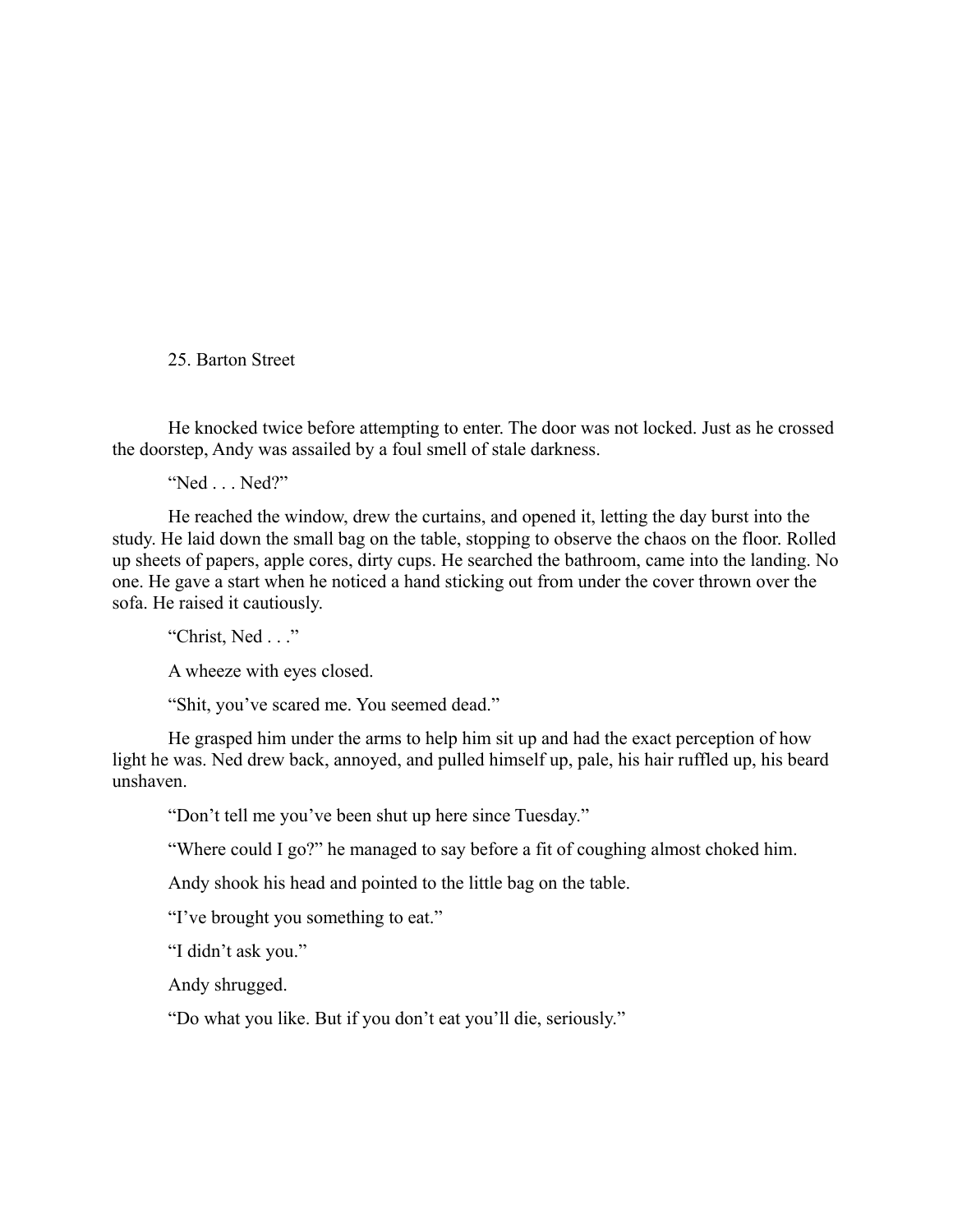## 25. Barton Street

He knocked twice before attempting to enter. The door was not locked. Just as he crossed the doorstep, Andy was assailed by a foul smell of stale darkness.

"Ned . . . Ned?"

He reached the window, drew the curtains, and opened it, letting the day burst into the study. He laid down the small bag on the table, stopping to observe the chaos on the floor. Rolled up sheets of papers, apple cores, dirty cups. He searched the bathroom, came into the landing. No one. He gave a start when he noticed a hand sticking out from under the cover thrown over the sofa. He raised it cautiously.

"Christ, Ned . . ."

A wheeze with eyes closed.

"Shit, you've scared me. You seemed dead."

He grasped him under the arms to help him sit up and had the exact perception of how light he was. Ned drew back, annoyed, and pulled himself up, pale, his hair ruffled up, his beard unshaven.

"Don't tell me you've been shut up here since Tuesday."

"Where could I go?" he managed to say before a fit of coughing almost choked him.

Andy shook his head and pointed to the little bag on the table.

"I've brought you something to eat."

"I didn't ask you."

Andy shrugged.

"Do what you like. But if you don't eat you'll die, seriously."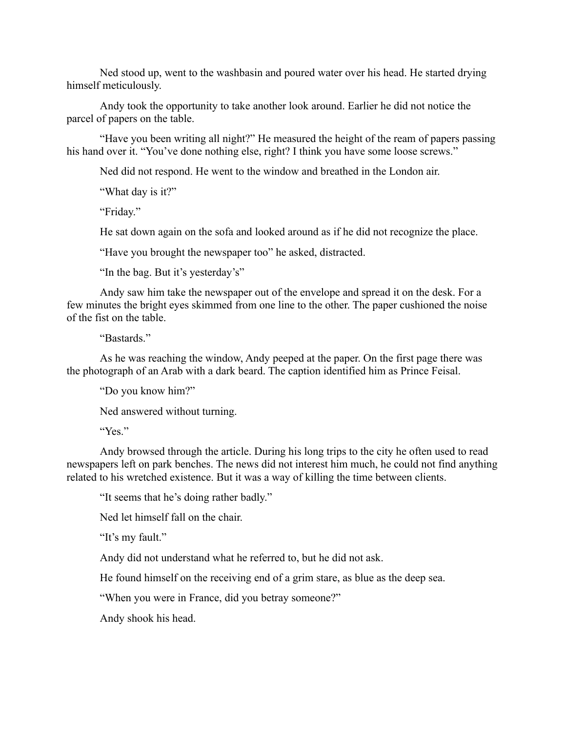Ned stood up, went to the washbasin and poured water over his head. He started drying himself meticulously.

Andy took the opportunity to take another look around. Earlier he did not notice the parcel of papers on the table.

"Have you been writing all night?" He measured the height of the ream of papers passing his hand over it. "You've done nothing else, right? I think you have some loose screws."

Ned did not respond. He went to the window and breathed in the London air.

"What day is it?"

"Friday."

He sat down again on the sofa and looked around as if he did not recognize the place.

"Have you brought the newspaper too" he asked, distracted.

"In the bag. But it's yesterday's"

Andy saw him take the newspaper out of the envelope and spread it on the desk. For a few minutes the bright eyes skimmed from one line to the other. The paper cushioned the noise of the fist on the table.

"Bastards."

As he was reaching the window, Andy peeped at the paper. On the first page there was the photograph of an Arab with a dark beard. The caption identified him as Prince Feisal.

"Do you know him?"

Ned answered without turning.

"Yes."

Andy browsed through the article. During his long trips to the city he often used to read newspapers left on park benches. The news did not interest him much, he could not find anything related to his wretched existence. But it was a way of killing the time between clients.

"It seems that he's doing rather badly."

Ned let himself fall on the chair.

"It's my fault."

Andy did not understand what he referred to, but he did not ask.

He found himself on the receiving end of a grim stare, as blue as the deep sea.

"When you were in France, did you betray someone?"

Andy shook his head.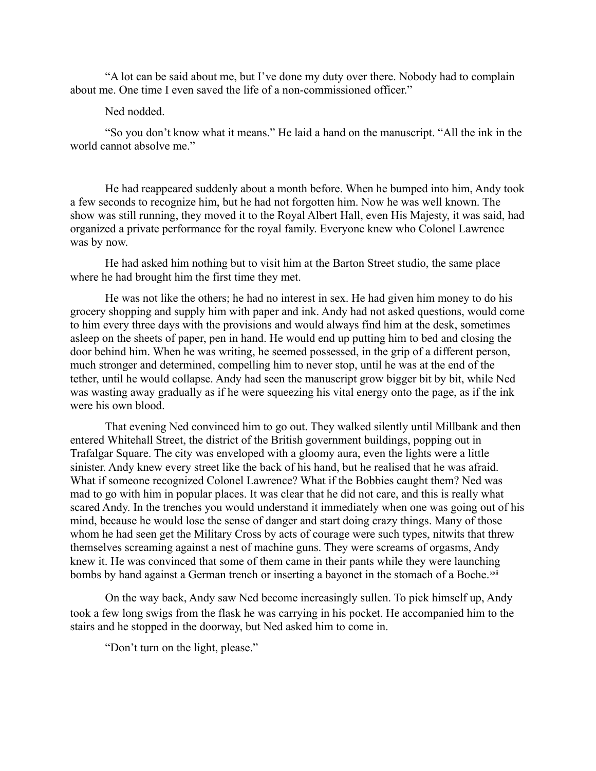"A lot can be said about me, but I've done my duty over there. Nobody had to complain about me. One time I even saved the life of a non-commissioned officer."

Ned nodded.

"So you don't know what it means." He laid a hand on the manuscript. "All the ink in the world cannot absolve me."

He had reappeared suddenly about a month before. When he bumped into him, Andy took a few seconds to recognize him, but he had not forgotten him. Now he was well known. The show was still running, they moved it to the Royal Albert Hall, even His Majesty, it was said, had organized a private performance for the royal family. Everyone knew who Colonel Lawrence was by now.

He had asked him nothing but to visit him at the Barton Street studio, the same place where he had brought him the first time they met.

He was not like the others; he had no interest in sex. He had given him money to do his grocery shopping and supply him with paper and ink. Andy had not asked questions, would come to him every three days with the provisions and would always find him at the desk, sometimes asleep on the sheets of paper, pen in hand. He would end up putting him to bed and closing the door behind him. When he was writing, he seemed possessed, in the grip of a different person, much stronger and determined, compelling him to never stop, until he was at the end of the tether, until he would collapse. Andy had seen the manuscript grow bigger bit by bit, while Ned was wasting away gradually as if he were squeezing his vital energy onto the page, as if the ink were his own blood.

That evening Ned convinced him to go out. They walked silently until Millbank and then entered Whitehall Street, the district of the British government buildings, popping out in Trafalgar Square. The city was enveloped with a gloomy aura, even the lights were a little sinister. Andy knew every street like the back of his hand, but he realised that he was afraid. What if someone recognized Colonel Lawrence? What if the Bobbies caught them? Ned was mad to go with him in popular places. It was clear that he did not care, and this is really what scared Andy. In the trenches you would understand it immediately when one was going out of his mind, because he would lose the sense of danger and start doing crazy things. Many of those whom he had seen get the Military Cross by acts of courage were such types, nitwits that threw themselves screaming against a nest of machine guns. They were screams of orgasms, Andy knew it. He was convinced that some of them came in their pants while they were launching bombs by hand against a German trench or inserting a bayonet in the stomach of a Boche.[xxii]

On the way back, Andy saw Ned become increasingly sullen. To pick himself up, Andy took a few long swigs from the flask he was carrying in his pocket. He accompanied him to the stairs and he stopped in the doorway, but Ned asked him to come in.

"Don't turn on the light, please."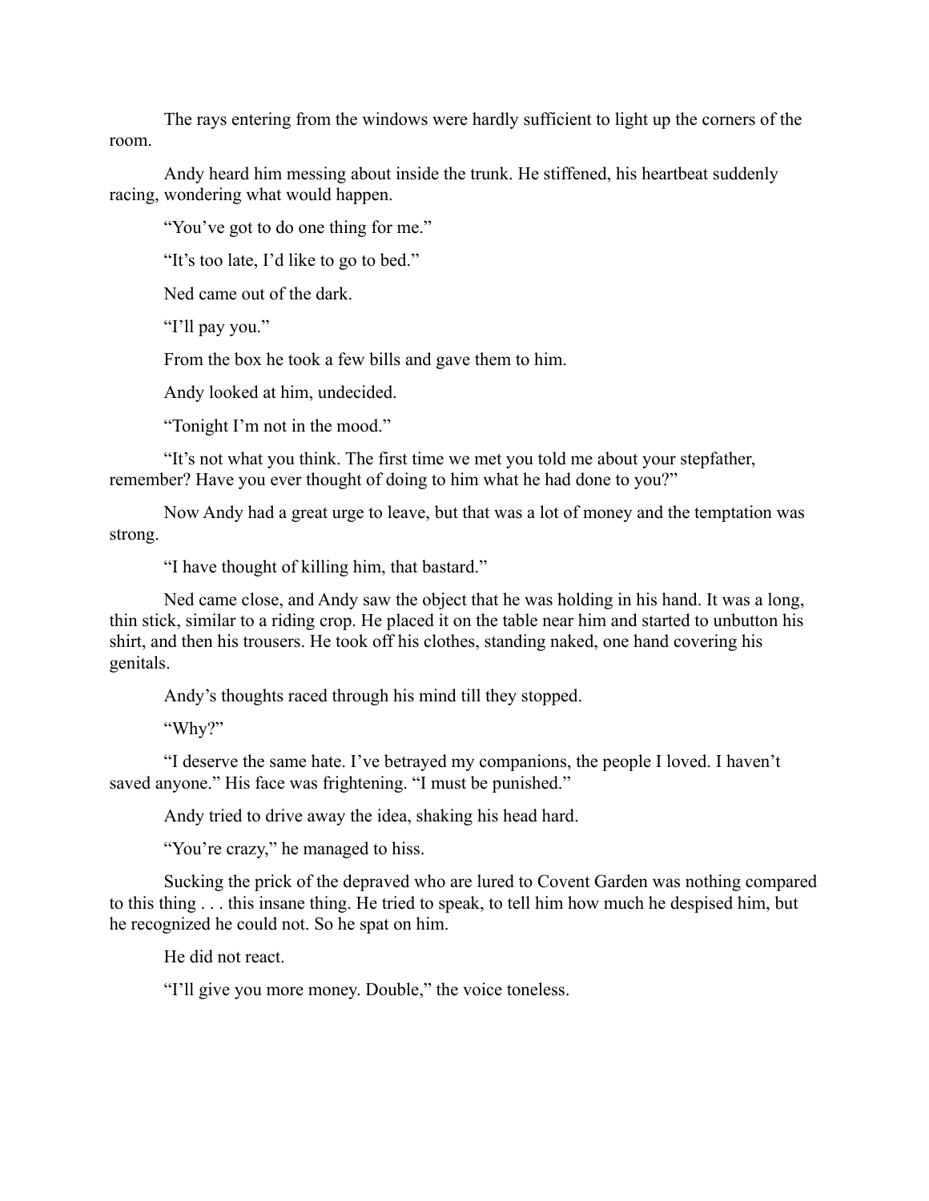The rays entering from the windows were hardly sufficient to light up the corners of the room.

Andy heard him messing about inside the trunk. He stiffened, his heartbeat suddenly racing, wondering what would happen.

"You've got to do one thing for me."

"It's too late, I'd like to go to bed."

Ned came out of the dark.

"I'll pay you."

From the box he took a few bills and gave them to him.

Andy looked at him, undecided.

"Tonight I'm not in the mood."

"It's not what you think. The first time we met you told me about your stepfather, remember? Have you ever thought of doing to him what he had done to you?"

Now Andy had a great urge to leave, but that was a lot of money and the temptation was strong.

"I have thought of killing him, that bastard."

Ned came close, and Andy saw the object that he was holding in his hand. It was a long, thin stick, similar to a riding crop. He placed it on the table near him and started to unbutton his shirt, and then his trousers. He took off his clothes, standing naked, one hand covering his genitals.

Andy's thoughts raced through his mind till they stopped.

"Why?"

"I deserve the same hate. I've betrayed my companions, the people I loved. I haven't saved anyone." His face was frightening. "I must be punished."

Andy tried to drive away the idea, shaking his head hard.

"You're crazy," he managed to hiss.

Sucking the prick of the depraved who are lured to Covent Garden was nothing compared to this thing . . . this insane thing. He tried to speak, to tell him how much he despised him, but he recognized he could not. So he spat on him.

He did not react.

"I'll give you more money. Double," the voice toneless.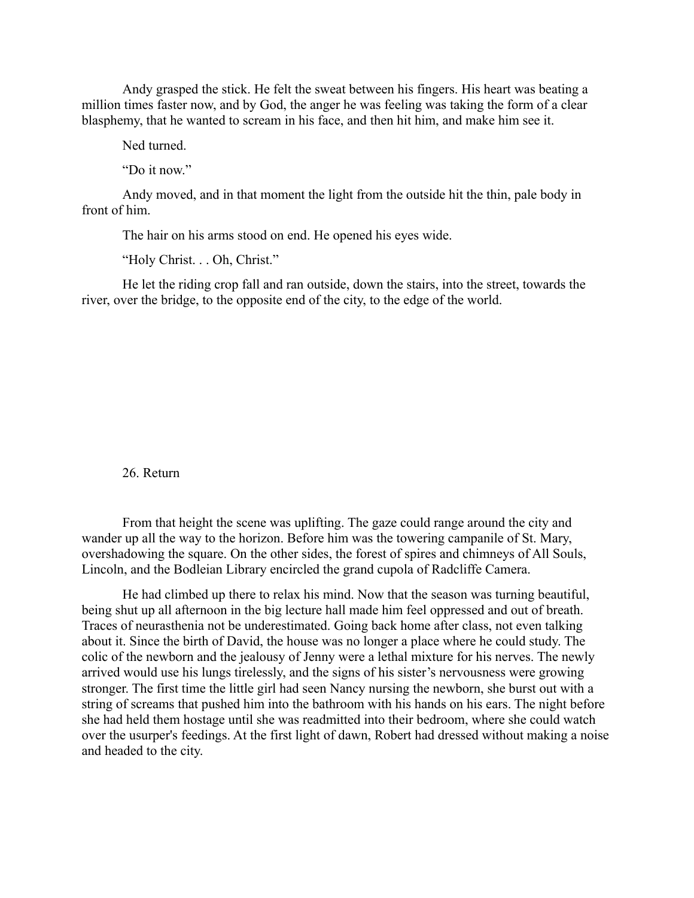Andy grasped the stick. He felt the sweat between his fingers. His heart was beating a million times faster now, and by God, the anger he was feeling was taking the form of a clear blasphemy, that he wanted to scream in his face, and then hit him, and make him see it.

Ned turned.

"Do it now."

Andy moved, and in that moment the light from the outside hit the thin, pale body in front of him.

The hair on his arms stood on end. He opened his eyes wide.

"Holy Christ. . . Oh, Christ."

He let the riding crop fall and ran outside, down the stairs, into the street, towards the river, over the bridge, to the opposite end of the city, to the edge of the world.

## 26. Return

From that height the scene was uplifting. The gaze could range around the city and wander up all the way to the horizon. Before him was the towering campanile of St. Mary, overshadowing the square. On the other sides, the forest of spires and chimneys of All Souls, Lincoln, and the Bodleian Library encircled the grand cupola of Radcliffe Camera.

He had climbed up there to relax his mind. Now that the season was turning beautiful, being shut up all afternoon in the big lecture hall made him feel oppressed and out of breath. Traces of neurasthenia not be underestimated. Going back home after class, not even talking about it. Since the birth of David, the house was no longer a place where he could study. The colic of the newborn and the jealousy of Jenny were a lethal mixture for his nerves. The newly arrived would use his lungs tirelessly, and the signs of his sister's nervousness were growing stronger. The first time the little girl had seen Nancy nursing the newborn, she burst out with a string of screams that pushed him into the bathroom with his hands on his ears. The night before she had held them hostage until she was readmitted into their bedroom, where she could watch over the usurper's feedings. At the first light of dawn, Robert had dressed without making a noise and headed to the city.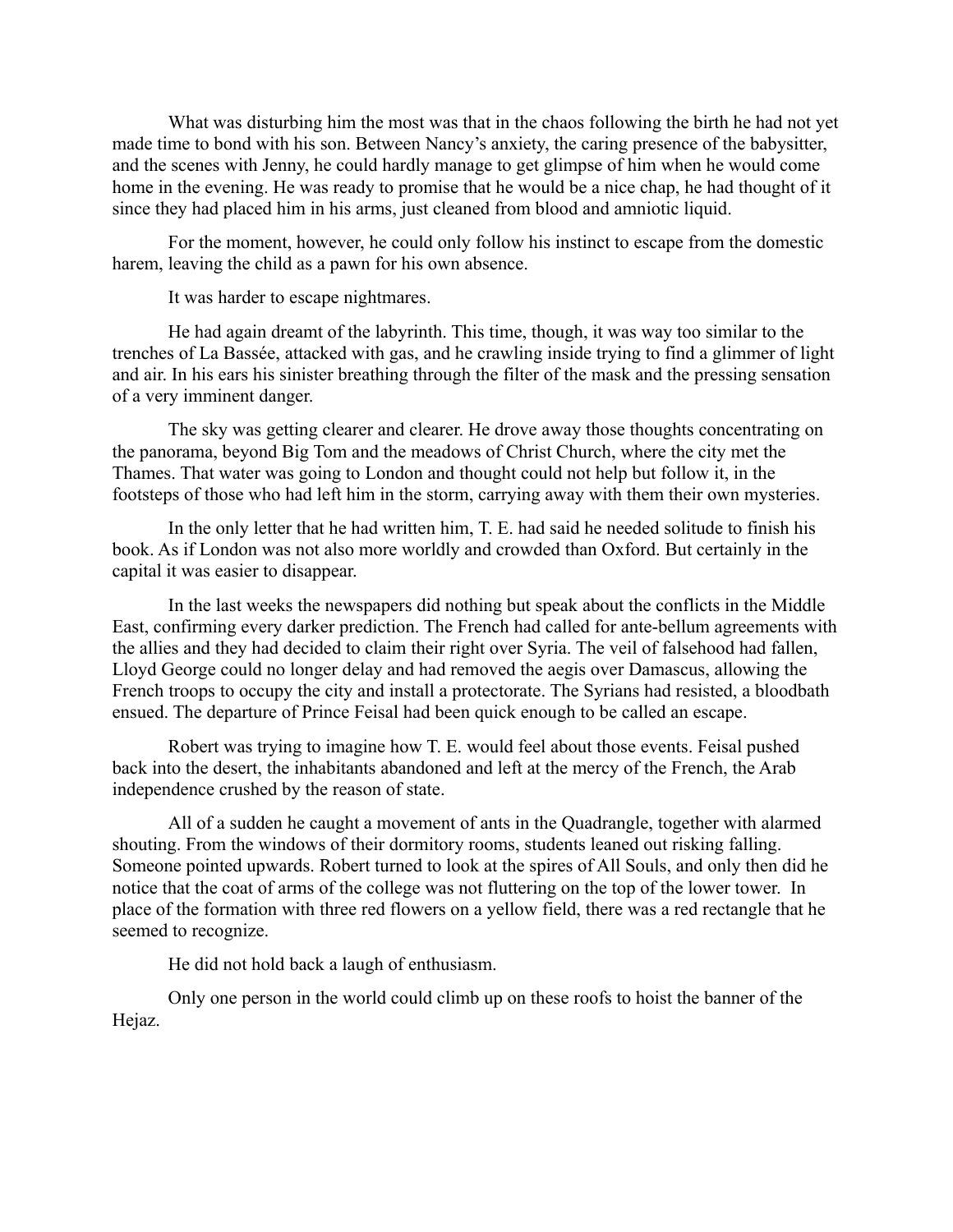What was disturbing him the most was that in the chaos following the birth he had not yet made time to bond with his son. Between Nancy's anxiety, the caring presence of the babysitter, and the scenes with Jenny, he could hardly manage to get glimpse of him when he would come home in the evening. He was ready to promise that he would be a nice chap, he had thought of it since they had placed him in his arms, just cleaned from blood and amniotic liquid.

For the moment, however, he could only follow his instinct to escape from the domestic harem, leaving the child as a pawn for his own absence.

It was harder to escape nightmares.

He had again dreamt of the labyrinth. This time, though, it was way too similar to the trenches of La Bassée, attacked with gas, and he crawling inside trying to find a glimmer of light and air. In his ears his sinister breathing through the filter of the mask and the pressing sensation of a very imminent danger.

The sky was getting clearer and clearer. He drove away those thoughts concentrating on the panorama, beyond Big Tom and the meadows of Christ Church, where the city met the Thames. That water was going to London and thought could not help but follow it, in the footsteps of those who had left him in the storm, carrying away with them their own mysteries.

In the only letter that he had written him, T. E. had said he needed solitude to finish his book. As if London was not also more worldly and crowded than Oxford. But certainly in the capital it was easier to disappear.

In the last weeks the newspapers did nothing but speak about the conflicts in the Middle East, confirming every darker prediction. The French had called for ante-bellum agreements with the allies and they had decided to claim their right over Syria. The veil of falsehood had fallen, Lloyd George could no longer delay and had removed the aegis over Damascus, allowing the French troops to occupy the city and install a protectorate. The Syrians had resisted, a bloodbath ensued. The departure of Prince Feisal had been quick enough to be called an escape.

Robert was trying to imagine how T. E. would feel about those events. Feisal pushed back into the desert, the inhabitants abandoned and left at the mercy of the French, the Arab independence crushed by the reason of state.

All of a sudden he caught a movement of ants in the Quadrangle, together with alarmed shouting. From the windows of their dormitory rooms, students leaned out risking falling. Someone pointed upwards. Robert turned to look at the spires of All Souls, and only then did he notice that the coat of arms of the college was not fluttering on the top of the lower tower. In place of the formation with three red flowers on a yellow field, there was a red rectangle that he seemed to recognize.

He did not hold back a laugh of enthusiasm.

Only one person in the world could climb up on these roofs to hoist the banner of the Hejaz.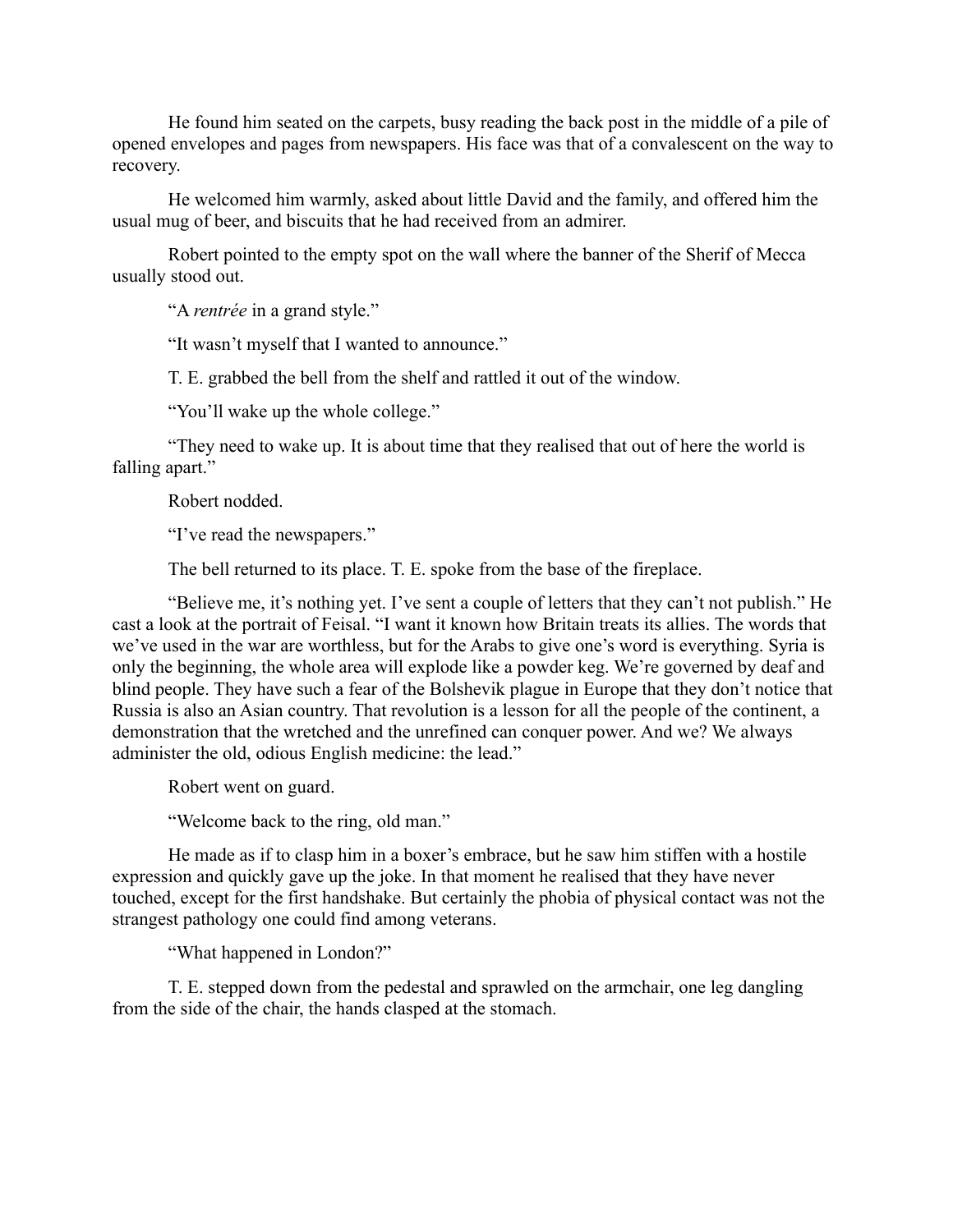He found him seated on the carpets, busy reading the back post in the middle of a pile of opened envelopes and pages from newspapers. His face was that of a convalescent on the way to recovery.

He welcomed him warmly, asked about little David and the family, and offered him the usual mug of beer, and biscuits that he had received from an admirer.

Robert pointed to the empty spot on the wall where the banner of the Sherif of Mecca usually stood out.

“A *rentrée* in a grand style.”

“It wasn’t myself that I wanted to announce.”

T. E. grabbed the bell from the shelf and rattled it out of the window.

“You’ll wake up the whole college.”

“They need to wake up. It is about time that they realised that out of here the world is falling apart.”

Robert nodded.

“I’ve read the newspapers.”

The bell returned to its place. T. E. spoke from the base of the fireplace.

“Believe me, it’s nothing yet. I’ve sent a couple of letters that they can’t not publish.” He cast a look at the portrait of Feisal. “I want it known how Britain treats its allies. The words that we’ve used in the war are worthless, but for the Arabs to give one’s word is everything. Syria is only the beginning, the whole area will explode like a powder keg. We’re governed by deaf and blind people. They have such a fear of the Bolshevik plague in Europe that they don’t notice that Russia is also an Asian country. That revolution is a lesson for all the people of the continent, a demonstration that the wretched and the unrefined can conquer power. And we? We always administer the old, odious English medicine: the lead.”

Robert went on guard.

“Welcome back to the ring, old man.”

He made as if to clasp him in a boxer’s embrace, but he saw him stiffen with a hostile expression and quickly gave up the joke. In that moment he realised that they have never touched, except for the first handshake. But certainly the phobia of physical contact was not the strangest pathology one could find among veterans.

“What happened in London?”

T. E. stepped down from the pedestal and sprawled on the armchair, one leg dangling from the side of the chair, the hands clasped at the stomach.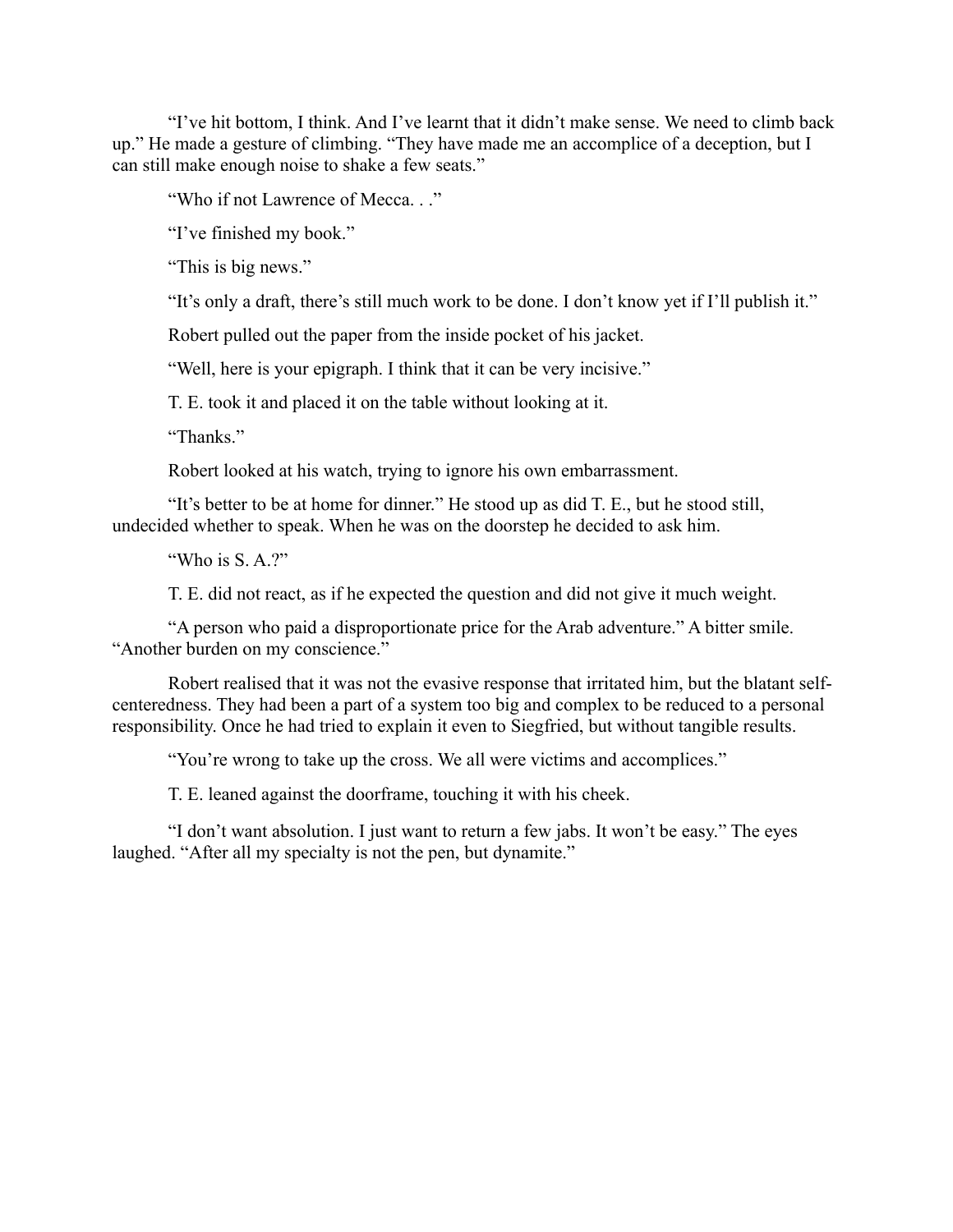"I've hit bottom, I think. And I've learnt that it didn't make sense. We need to climb back up." He made a gesture of climbing. "They have made me an accomplice of a deception, but I can still make enough noise to shake a few seats."

"Who if not Lawrence of Mecca. . ."

"I've finished my book."

"This is big news."

"It's only a draft, there's still much work to be done. I don't know yet if I'll publish it."

Robert pulled out the paper from the inside pocket of his jacket.

"Well, here is your epigraph. I think that it can be very incisive."

T. E. took it and placed it on the table without looking at it.

"Thanks."

Robert looked at his watch, trying to ignore his own embarrassment.

"It's better to be at home for dinner." He stood up as did T. E., but he stood still, undecided whether to speak. When he was on the doorstep he decided to ask him.

"Who is S. A.?"

T. E. did not react, as if he expected the question and did not give it much weight.

"A person who paid a disproportionate price for the Arab adventure." A bitter smile. "Another burden on my conscience."

Robert realised that it was not the evasive response that irritated him, but the blatant self-centeredness. They had been a part of a system too big and complex to be reduced to a personal responsibility. Once he had tried to explain it even to Siegfried, but without tangible results.

"You're wrong to take up the cross. We all were victims and accomplices."

T. E. leaned against the doorframe, touching it with his cheek.

"I don't want absolution. I just want to return a few jabs. It won't be easy." The eyes laughed. "After all my specialty is not the pen, but dynamite."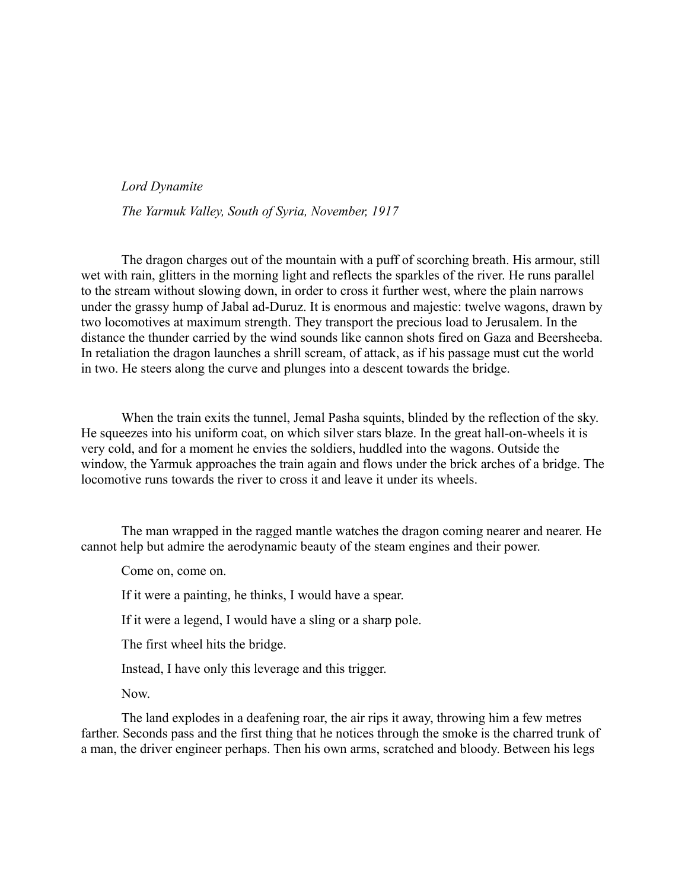*Lord Dynamite*

*The Yarmuk Valley, South of Syria, November, 1917*

The dragon charges out of the mountain with a puff of scorching breath. His armour, still wet with rain, glitters in the morning light and reflects the sparkles of the river. He runs parallel to the stream without slowing down, in order to cross it further west, where the plain narrows under the grassy hump of Jabal ad-Duruz. It is enormous and majestic: twelve wagons, drawn by two locomotives at maximum strength. They transport the precious load to Jerusalem. In the distance the thunder carried by the wind sounds like cannon shots fired on Gaza and Beersheeba. In retaliation the dragon launches a shrill scream, of attack, as if his passage must cut the world in two. He steers along the curve and plunges into a descent towards the bridge.

When the train exits the tunnel, Jemal Pasha squints, blinded by the reflection of the sky. He squeezes into his uniform coat, on which silver stars blaze. In the great hall-on-wheels it is very cold, and for a moment he envies the soldiers, huddled into the wagons. Outside the window, the Yarmuk approaches the train again and flows under the brick arches of a bridge. The locomotive runs towards the river to cross it and leave it under its wheels.

The man wrapped in the ragged mantle watches the dragon coming nearer and nearer. He cannot help but admire the aerodynamic beauty of the steam engines and their power.

Come on, come on.

If it were a painting, he thinks, I would have a spear.

If it were a legend, I would have a sling or a sharp pole.

The first wheel hits the bridge.

Instead, I have only this leverage and this trigger.

Now.

The land explodes in a deafening roar, the air rips it away, throwing him a few metres farther. Seconds pass and the first thing that he notices through the smoke is the charred trunk of a man, the driver engineer perhaps. Then his own arms, scratched and bloody. Between his legs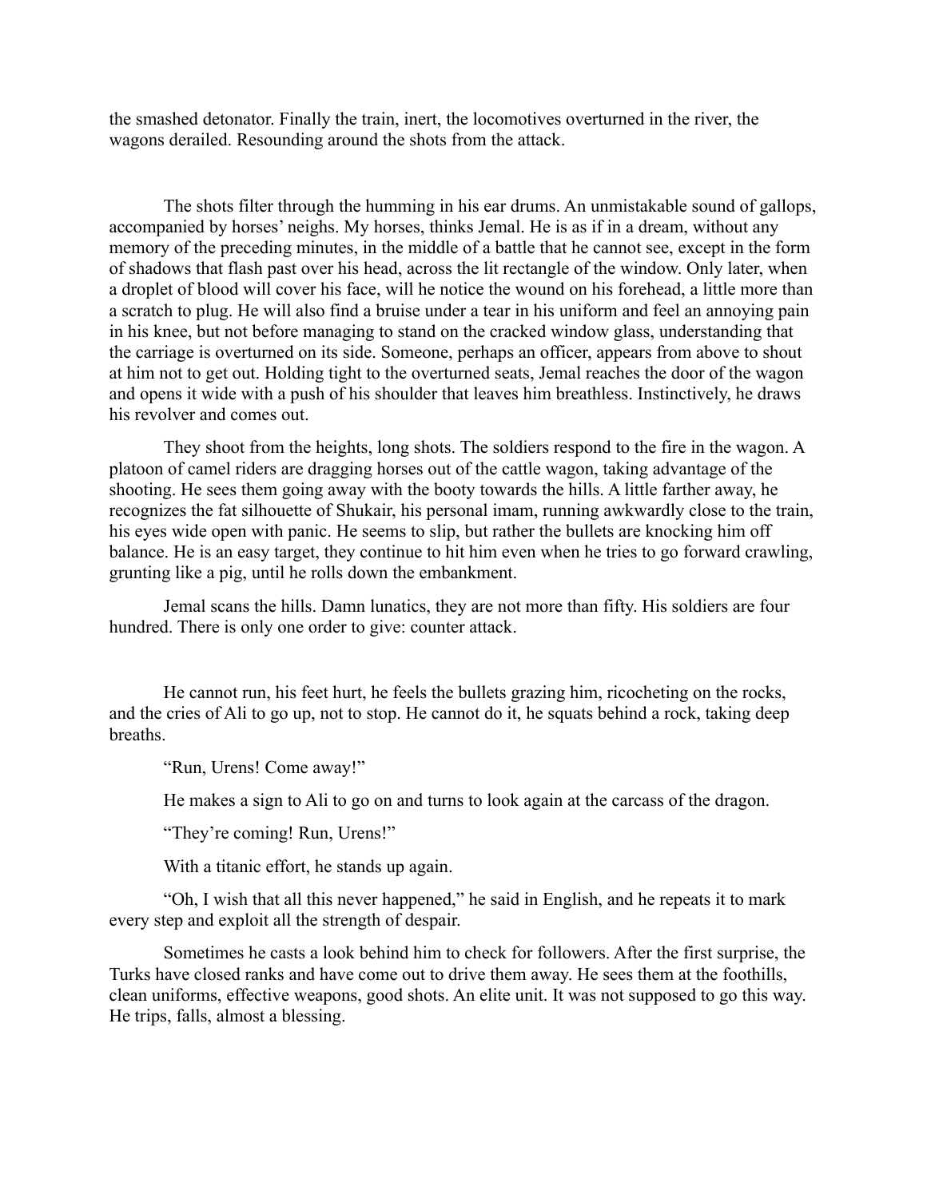the smashed detonator. Finally the train, inert, the locomotives overturned in the river, the wagons derailed. Resounding around the shots from the attack.

The shots filter through the humming in his ear drums. An unmistakable sound of gallops, accompanied by horses' neighs. My horses, thinks Jemal. He is as if in a dream, without any memory of the preceding minutes, in the middle of a battle that he cannot see, except in the form of shadows that flash past over his head, across the lit rectangle of the window. Only later, when a droplet of blood will cover his face, will he notice the wound on his forehead, a little more than a scratch to plug. He will also find a bruise under a tear in his uniform and feel an annoying pain in his knee, but not before managing to stand on the cracked window glass, understanding that the carriage is overturned on its side. Someone, perhaps an officer, appears from above to shout at him not to get out. Holding tight to the overturned seats, Jemal reaches the door of the wagon and opens it wide with a push of his shoulder that leaves him breathless. Instinctively, he draws his revolver and comes out.

They shoot from the heights, long shots. The soldiers respond to the fire in the wagon. A platoon of camel riders are dragging horses out of the cattle wagon, taking advantage of the shooting. He sees them going away with the booty towards the hills. A little farther away, he recognizes the fat silhouette of Shukair, his personal imam, running awkwardly close to the train, his eyes wide open with panic. He seems to slip, but rather the bullets are knocking him off balance. He is an easy target, they continue to hit him even when he tries to go forward crawling, grunting like a pig, until he rolls down the embankment.

Jemal scans the hills. Damn lunatics, they are not more than fifty. His soldiers are four hundred. There is only one order to give: counter attack.

He cannot run, his feet hurt, he feels the bullets grazing him, ricocheting on the rocks, and the cries of Ali to go up, not to stop. He cannot do it, he squats behind a rock, taking deep breaths.

"Run, Urens! Come away!"

He makes a sign to Ali to go on and turns to look again at the carcass of the dragon.

"They're coming! Run, Urens!"

With a titanic effort, he stands up again.

"Oh, I wish that all this never happened," he said in English, and he repeats it to mark every step and exploit all the strength of despair.

Sometimes he casts a look behind him to check for followers. After the first surprise, the Turks have closed ranks and have come out to drive them away. He sees them at the foothills, clean uniforms, effective weapons, good shots. An elite unit. It was not supposed to go this way. He trips, falls, almost a blessing.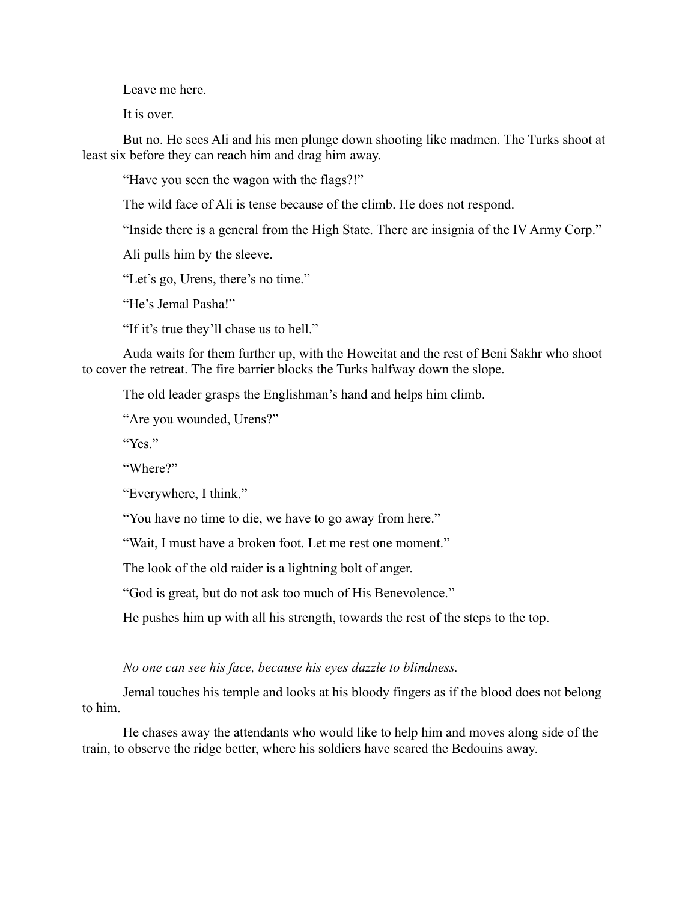Leave me here.

It is over.

But no. He sees Ali and his men plunge down shooting like madmen. The Turks shoot at least six before they can reach him and drag him away.

“Have you seen the wagon with the flags?!”

The wild face of Ali is tense because of the climb. He does not respond.

“Inside there is a general from the High State. There are insignia of the IV Army Corp.”

Ali pulls him by the sleeve.

“Let’s go, Urens, there’s no time.”

“He’s Jemal Pasha!”

“If it’s true they’ll chase us to hell.”

Auda waits for them further up, with the Howeitat and the rest of Beni Sakhr who shoot to cover the retreat. The fire barrier blocks the Turks halfway down the slope.

The old leader grasps the Englishman’s hand and helps him climb.

“Are you wounded, Urens?”

“Yes.”

“Where?”

“Everywhere, I think.”

“You have no time to die, we have to go away from here.”

“Wait, I must have a broken foot. Let me rest one moment.”

The look of the old raider is a lightning bolt of anger.

“God is great, but do not ask too much of His Benevolence.”

He pushes him up with all his strength, towards the rest of the steps to the top.

*No one can see his face, because his eyes dazzle to blindness.*

Jemal touches his temple and looks at his bloody fingers as if the blood does not belong to him.

He chases away the attendants who would like to help him and moves along side of the train, to observe the ridge better, where his soldiers have scared the Bedouins away.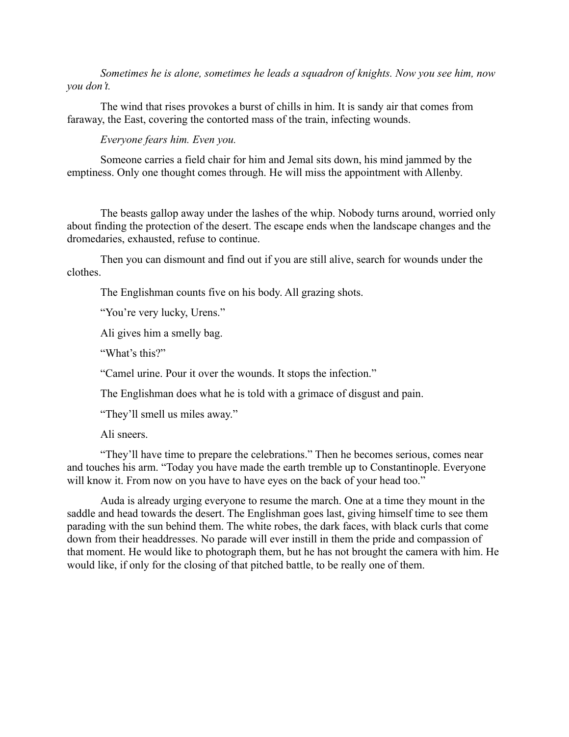*Sometimes he is alone, sometimes he leads a squadron of knights. Now you see him, now you don't.*

The wind that rises provokes a burst of chills in him. It is sandy air that comes from faraway, the East, covering the contorted mass of the train, infecting wounds.

*Everyone fears him. Even you.*

Someone carries a field chair for him and Jemal sits down, his mind jammed by the emptiness. Only one thought comes through. He will miss the appointment with Allenby.

The beasts gallop away under the lashes of the whip. Nobody turns around, worried only about finding the protection of the desert. The escape ends when the landscape changes and the dromedaries, exhausted, refuse to continue.

Then you can dismount and find out if you are still alive, search for wounds under the clothes.

The Englishman counts five on his body. All grazing shots.

"You're very lucky, Urens."

Ali gives him a smelly bag.

"What's this?"

"Camel urine. Pour it over the wounds. It stops the infection."

The Englishman does what he is told with a grimace of disgust and pain.

"They'll smell us miles away."

Ali sneers.

"They'll have time to prepare the celebrations." Then he becomes serious, comes near and touches his arm. "Today you have made the earth tremble up to Constantinople. Everyone will know it. From now on you have to have eyes on the back of your head too."

Auda is already urging everyone to resume the march. One at a time they mount in the saddle and head towards the desert. The Englishman goes last, giving himself time to see them parading with the sun behind them. The white robes, the dark faces, with black curls that come down from their headdresses. No parade will ever instill in them the pride and compassion of that moment. He would like to photograph them, but he has not brought the camera with him. He would like, if only for the closing of that pitched battle, to be really one of them.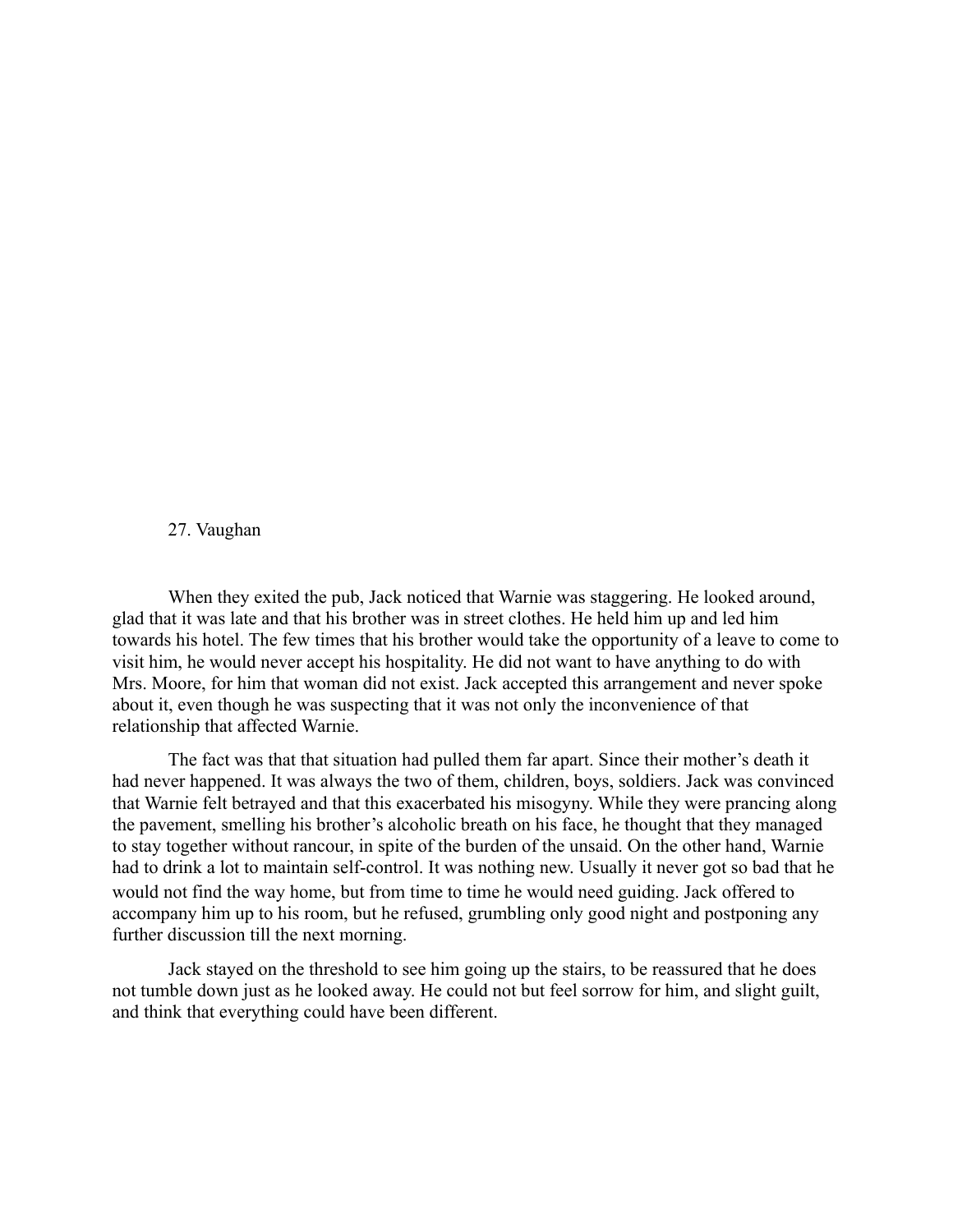## 27. Vaughan

When they exited the pub, Jack noticed that Warnie was staggering. He looked around, glad that it was late and that his brother was in street clothes. He held him up and led him towards his hotel. The few times that his brother would take the opportunity of a leave to come to visit him, he would never accept his hospitality. He did not want to have anything to do with Mrs. Moore, for him that woman did not exist. Jack accepted this arrangement and never spoke about it, even though he was suspecting that it was not only the inconvenience of that relationship that affected Warnie.

The fact was that that situation had pulled them far apart. Since their mother's death it had never happened. It was always the two of them, children, boys, soldiers. Jack was convinced that Warnie felt betrayed and that this exacerbated his misogyny. While they were prancing along the pavement, smelling his brother's alcoholic breath on his face, he thought that they managed to stay together without rancour, in spite of the burden of the unsaid. On the other hand, Warnie had to drink a lot to maintain self-control. It was nothing new. Usually it never got so bad that he would not find the way home, but from time to time he would need guiding. Jack offered to accompany him up to his room, but he refused, grumbling only good night and postponing any further discussion till the next morning.

Jack stayed on the threshold to see him going up the stairs, to be reassured that he does not tumble down just as he looked away. He could not but feel sorrow for him, and slight guilt, and think that everything could have been different.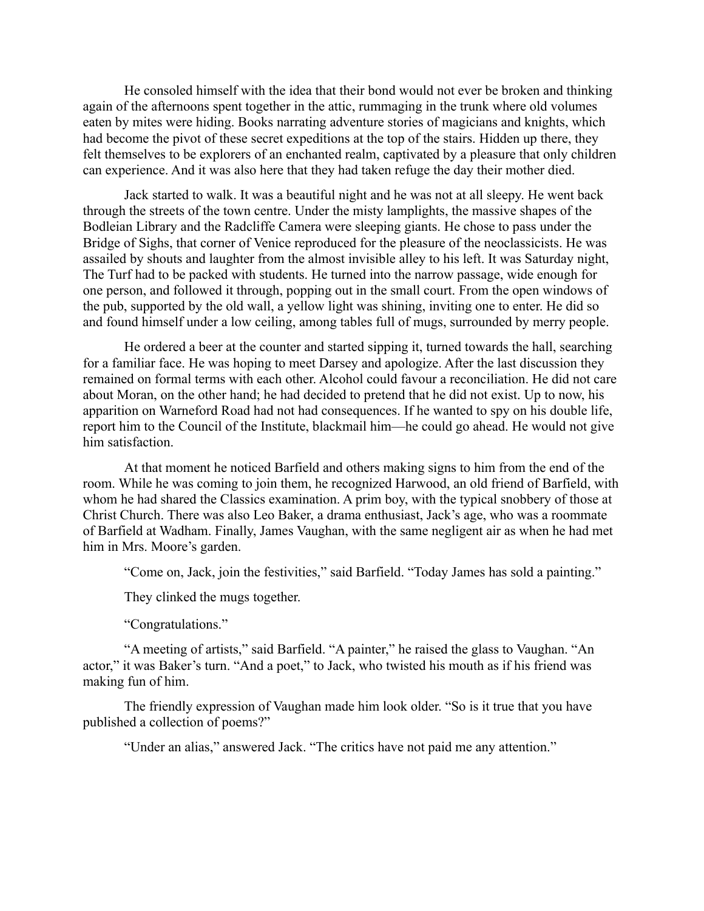He consoled himself with the idea that their bond would not ever be broken and thinking again of the afternoons spent together in the attic, rummaging in the trunk where old volumes eaten by mites were hiding. Books narrating adventure stories of magicians and knights, which had become the pivot of these secret expeditions at the top of the stairs. Hidden up there, they felt themselves to be explorers of an enchanted realm, captivated by a pleasure that only children can experience. And it was also here that they had taken refuge the day their mother died.

Jack started to walk. It was a beautiful night and he was not at all sleepy. He went back through the streets of the town centre. Under the misty lamplights, the massive shapes of the Bodleian Library and the Radcliffe Camera were sleeping giants. He chose to pass under the Bridge of Sighs, that corner of Venice reproduced for the pleasure of the neoclassicists. He was assailed by shouts and laughter from the almost invisible alley to his left. It was Saturday night, The Turf had to be packed with students. He turned into the narrow passage, wide enough for one person, and followed it through, popping out in the small court. From the open windows of the pub, supported by the old wall, a yellow light was shining, inviting one to enter. He did so and found himself under a low ceiling, among tables full of mugs, surrounded by merry people.

He ordered a beer at the counter and started sipping it, turned towards the hall, searching for a familiar face. He was hoping to meet Darsey and apologize. After the last discussion they remained on formal terms with each other. Alcohol could favour a reconciliation. He did not care about Moran, on the other hand; he had decided to pretend that he did not exist. Up to now, his apparition on Warneford Road had not had consequences. If he wanted to spy on his double life, report him to the Council of the Institute, blackmail him—he could go ahead. He would not give him satisfaction.

At that moment he noticed Barfield and others making signs to him from the end of the room. While he was coming to join them, he recognized Harwood, an old friend of Barfield, with whom he had shared the Classics examination. A prim boy, with the typical snobbery of those at Christ Church. There was also Leo Baker, a drama enthusiast, Jack's age, who was a roommate of Barfield at Wadham. Finally, James Vaughan, with the same negligent air as when he had met him in Mrs. Moore's garden.

"Come on, Jack, join the festivities," said Barfield. "Today James has sold a painting."

They clinked the mugs together.

"Congratulations."

"A meeting of artists," said Barfield. "A painter," he raised the glass to Vaughan. "An actor," it was Baker's turn. "And a poet," to Jack, who twisted his mouth as if his friend was making fun of him.

The friendly expression of Vaughan made him look older. "So is it true that you have published a collection of poems?"

"Under an alias," answered Jack. "The critics have not paid me any attention."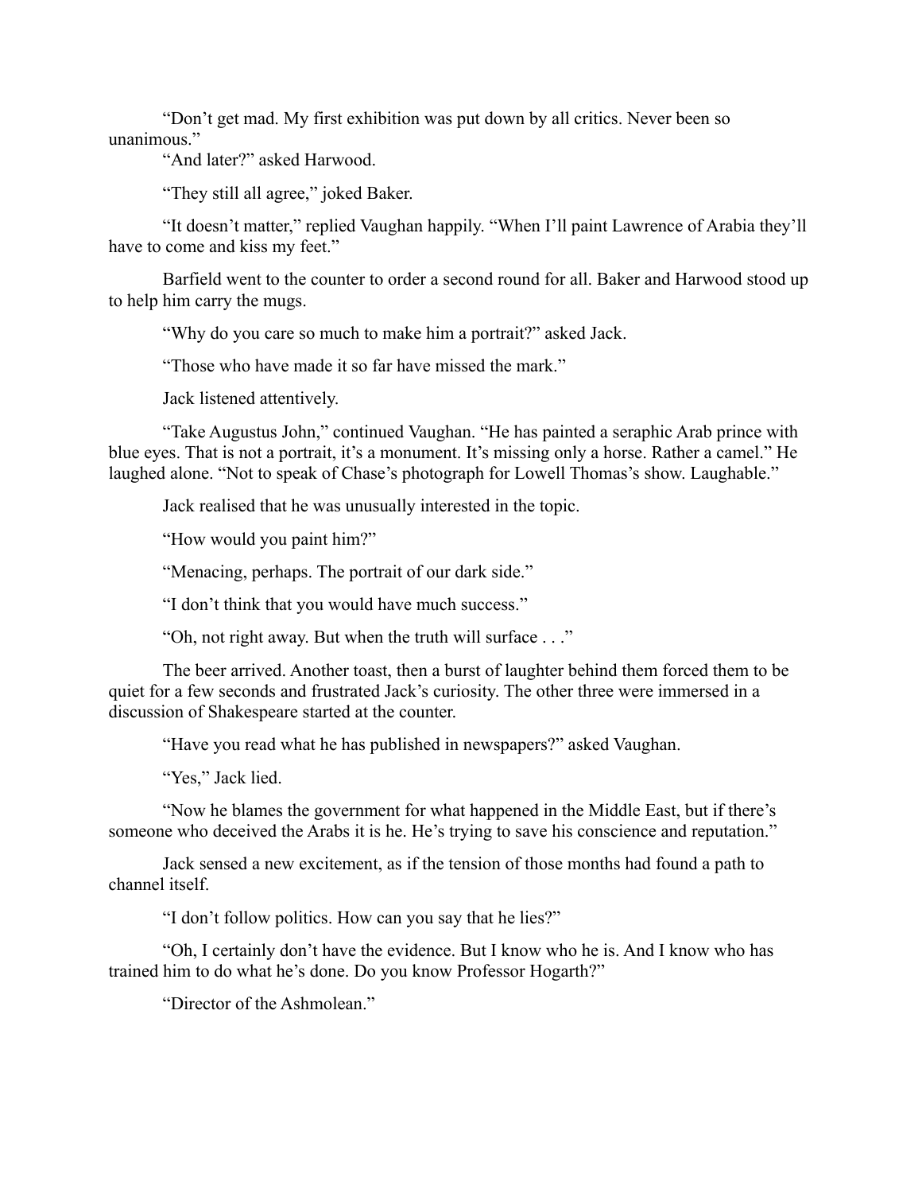"Don't get mad. My first exhibition was put down by all critics. Never been so unanimous."

"And later?" asked Harwood.

"They still all agree," joked Baker.

"It doesn't matter," replied Vaughan happily. "When I'll paint Lawrence of Arabia they'll have to come and kiss my feet."

Barfield went to the counter to order a second round for all. Baker and Harwood stood up to help him carry the mugs.

"Why do you care so much to make him a portrait?" asked Jack.

"Those who have made it so far have missed the mark."

Jack listened attentively.

"Take Augustus John," continued Vaughan. "He has painted a seraphic Arab prince with blue eyes. That is not a portrait, it's a monument. It's missing only a horse. Rather a camel." He laughed alone. "Not to speak of Chase's photograph for Lowell Thomas's show. Laughable."

Jack realised that he was unusually interested in the topic.

"How would you paint him?"

"Menacing, perhaps. The portrait of our dark side."

"I don't think that you would have much success."

"Oh, not right away. But when the truth will surface . . ."

The beer arrived. Another toast, then a burst of laughter behind them forced them to be quiet for a few seconds and frustrated Jack's curiosity. The other three were immersed in a discussion of Shakespeare started at the counter.

"Have you read what he has published in newspapers?" asked Vaughan.

"Yes," Jack lied.

"Now he blames the government for what happened in the Middle East, but if there's someone who deceived the Arabs it is he. He's trying to save his conscience and reputation."

Jack sensed a new excitement, as if the tension of those months had found a path to channel itself.

"I don't follow politics. How can you say that he lies?"

"Oh, I certainly don't have the evidence. But I know who he is. And I know who has trained him to do what he's done. Do you know Professor Hogarth?"

"Director of the Ashmolean."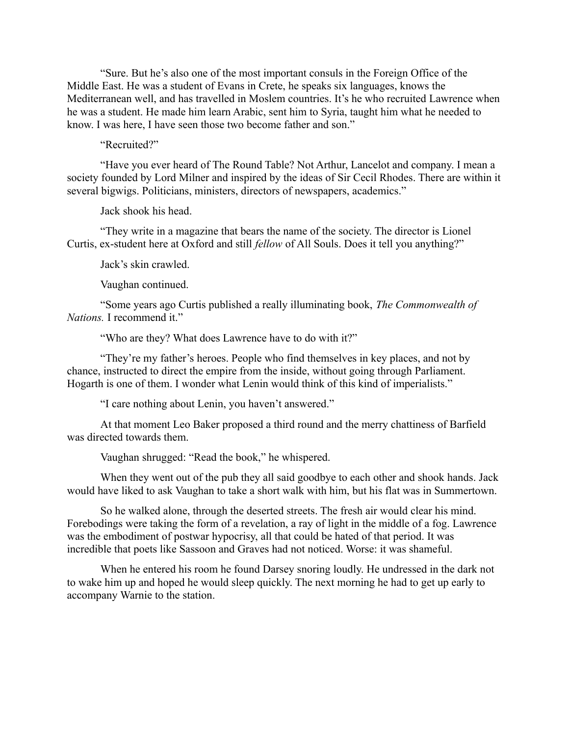"Sure. But he's also one of the most important consuls in the Foreign Office of the Middle East. He was a student of Evans in Crete, he speaks six languages, knows the Mediterranean well, and has travelled in Moslem countries. It's he who recruited Lawrence when he was a student. He made him learn Arabic, sent him to Syria, taught him what he needed to know. I was here, I have seen those two become father and son."

"Recruited?"

"Have you ever heard of The Round Table? Not Arthur, Lancelot and company. I mean a society founded by Lord Milner and inspired by the ideas of Sir Cecil Rhodes. There are within it several bigwigs. Politicians, ministers, directors of newspapers, academics."

Jack shook his head.

"They write in a magazine that bears the name of the society. The director is Lionel Curtis, ex-student here at Oxford and still *fellow* of All Souls. Does it tell you anything?"

Jack's skin crawled.

Vaughan continued.

"Some years ago Curtis published a really illuminating book, *The Commonwealth of Nations.* I recommend it."

"Who are they? What does Lawrence have to do with it?"

"They're my father's heroes. People who find themselves in key places, and not by chance, instructed to direct the empire from the inside, without going through Parliament. Hogarth is one of them. I wonder what Lenin would think of this kind of imperialists."

"I care nothing about Lenin, you haven't answered."

At that moment Leo Baker proposed a third round and the merry chattiness of Barfield was directed towards them.

Vaughan shrugged: "Read the book," he whispered.

When they went out of the pub they all said goodbye to each other and shook hands. Jack would have liked to ask Vaughan to take a short walk with him, but his flat was in Summertown.

So he walked alone, through the deserted streets. The fresh air would clear his mind. Forebodings were taking the form of a revelation, a ray of light in the middle of a fog. Lawrence was the embodiment of postwar hypocrisy, all that could be hated of that period. It was incredible that poets like Sassoon and Graves had not noticed. Worse: it was shameful.

When he entered his room he found Darsey snoring loudly. He undressed in the dark not to wake him up and hoped he would sleep quickly. The next morning he had to get up early to accompany Warnie to the station.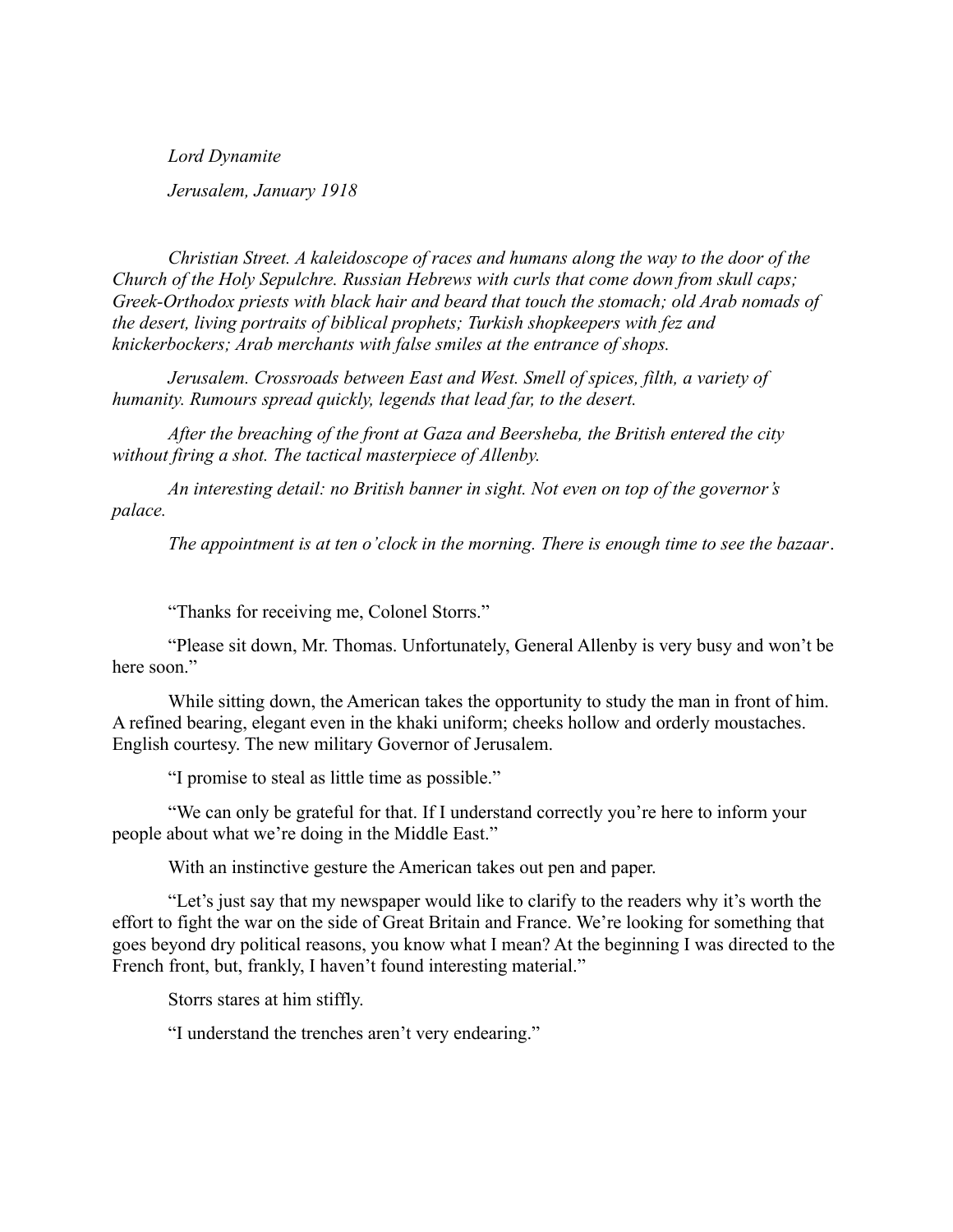*Lord Dynamite*

*Jerusalem, January 1918*

*Christian Street. A kaleidoscope of races and humans along the way to the door of the Church of the Holy Sepulchre. Russian Hebrews with curls that come down from skull caps; Greek-Orthodox priests with black hair and beard that touch the stomach; old Arab nomads of the desert, living portraits of biblical prophets; Turkish shopkeepers with fez and knickerbockers; Arab merchants with false smiles at the entrance of shops.*

*Jerusalem. Crossroads between East and West. Smell of spices, filth, a variety of humanity. Rumours spread quickly, legends that lead far, to the desert.*

*After the breaching of the front at Gaza and Beersheba, the British entered the city without firing a shot. The tactical masterpiece of Allenby.*

*An interesting detail: no British banner in sight. Not even on top of the governor's palace.*

*The appointment is at ten o'clock in the morning. There is enough time to see the bazaar.*

"Thanks for receiving me, Colonel Storrs."

"Please sit down, Mr. Thomas. Unfortunately, General Allenby is very busy and won't be here soon."

While sitting down, the American takes the opportunity to study the man in front of him. A refined bearing, elegant even in the khaki uniform; cheeks hollow and orderly moustaches. English courtesy. The new military Governor of Jerusalem.

"I promise to steal as little time as possible."

"We can only be grateful for that. If I understand correctly you're here to inform your people about what we're doing in the Middle East."

With an instinctive gesture the American takes out pen and paper.

"Let's just say that my newspaper would like to clarify to the readers why it's worth the effort to fight the war on the side of Great Britain and France. We're looking for something that goes beyond dry political reasons, you know what I mean? At the beginning I was directed to the French front, but, frankly, I haven't found interesting material."

Storrs stares at him stiffly.

"I understand the trenches aren't very endearing."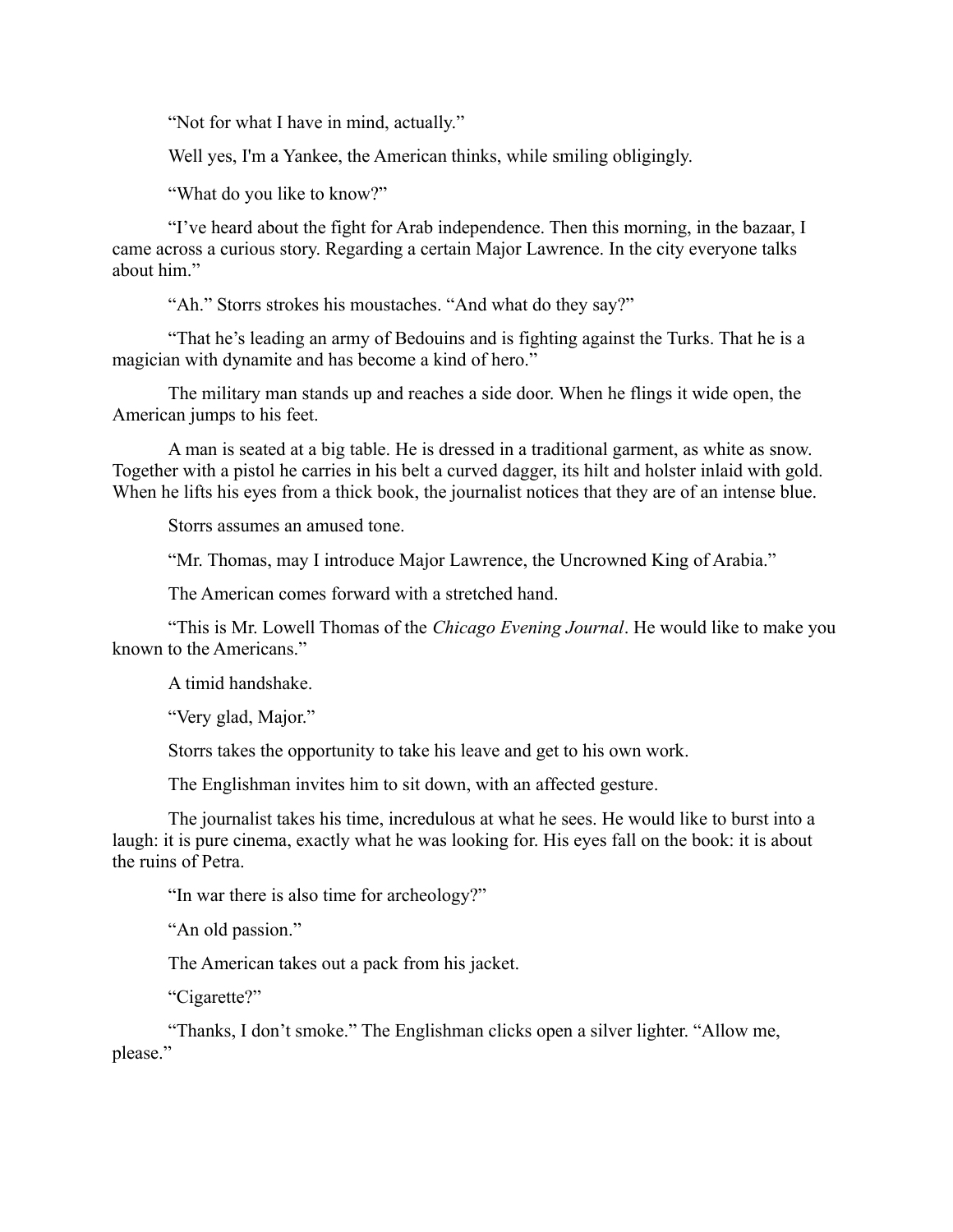"Not for what I have in mind, actually."

Well yes, I'm a Yankee, the American thinks, while smiling obligingly.

"What do you like to know?"

"I've heard about the fight for Arab independence. Then this morning, in the bazaar, I came across a curious story. Regarding a certain Major Lawrence. In the city everyone talks about him."

"Ah." Storrs strokes his moustaches. "And what do they say?"

"That he's leading an army of Bedouins and is fighting against the Turks. That he is a magician with dynamite and has become a kind of hero."

The military man stands up and reaches a side door. When he flings it wide open, the American jumps to his feet.

A man is seated at a big table. He is dressed in a traditional garment, as white as snow. Together with a pistol he carries in his belt a curved dagger, its hilt and holster inlaid with gold. When he lifts his eyes from a thick book, the journalist notices that they are of an intense blue.

Storrs assumes an amused tone.

"Mr. Thomas, may I introduce Major Lawrence, the Uncrowned King of Arabia."

The American comes forward with a stretched hand.

"This is Mr. Lowell Thomas of the *Chicago Evening Journal*. He would like to make you known to the Americans."

A timid handshake.

"Very glad, Major."

Storrs takes the opportunity to take his leave and get to his own work.

The Englishman invites him to sit down, with an affected gesture.

The journalist takes his time, incredulous at what he sees. He would like to burst into a laugh: it is pure cinema, exactly what he was looking for. His eyes fall on the book: it is about the ruins of Petra.

"In war there is also time for archeology?"

"An old passion."

The American takes out a pack from his jacket.

"Cigarette?"

"Thanks, I don't smoke." The Englishman clicks open a silver lighter. "Allow me, please."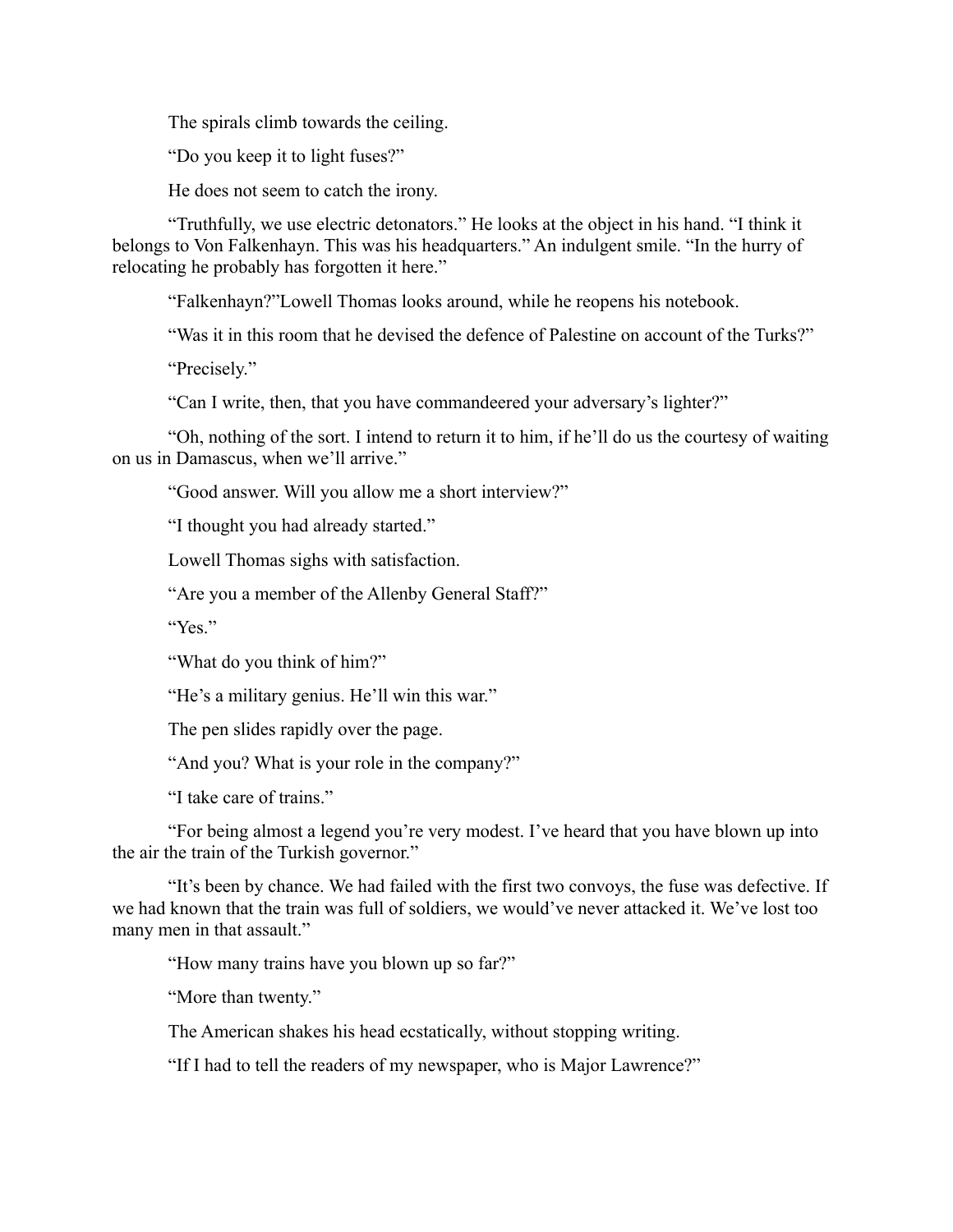The spirals climb towards the ceiling.

"Do you keep it to light fuses?"

He does not seem to catch the irony.

"Truthfully, we use electric detonators." He looks at the object in his hand. "I think it belongs to Von Falkenhayn. This was his headquarters." An indulgent smile. "In the hurry of relocating he probably has forgotten it here."

"Falkenhayn?"Lowell Thomas looks around, while he reopens his notebook.

"Was it in this room that he devised the defence of Palestine on account of the Turks?"

"Precisely."

"Can I write, then, that you have commandeered your adversary's lighter?"

"Oh, nothing of the sort. I intend to return it to him, if he'll do us the courtesy of waiting on us in Damascus, when we'll arrive."

"Good answer. Will you allow me a short interview?"

"I thought you had already started."

Lowell Thomas sighs with satisfaction.

"Are you a member of the Allenby General Staff?"

"Yes."

"What do you think of him?"

"He's a military genius. He'll win this war."

The pen slides rapidly over the page.

"And you? What is your role in the company?"

"I take care of trains."

"For being almost a legend you're very modest. I've heard that you have blown up into the air the train of the Turkish governor."

"It's been by chance. We had failed with the first two convoys, the fuse was defective. If we had known that the train was full of soldiers, we would've never attacked it. We've lost too many men in that assault."

"How many trains have you blown up so far?"

"More than twenty."

The American shakes his head ecstatically, without stopping writing.

"If I had to tell the readers of my newspaper, who is Major Lawrence?"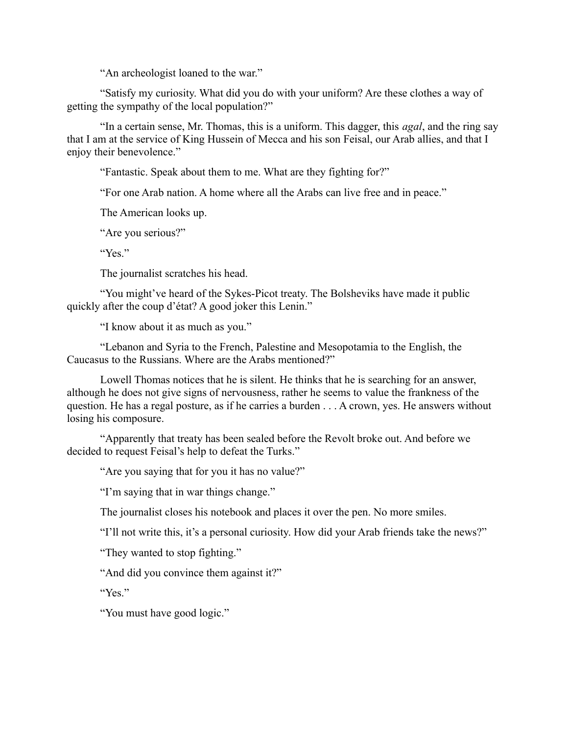“An archeologist loaned to the war.”

“Satisfy my curiosity. What did you do with your uniform? Are these clothes a way of getting the sympathy of the local population?”

“In a certain sense, Mr. Thomas, this is a uniform. This dagger, this *agal*, and the ring say that I am at the service of King Hussein of Mecca and his son Feisal, our Arab allies, and that I enjoy their benevolence.”

“Fantastic. Speak about them to me. What are they fighting for?”

“For one Arab nation. A home where all the Arabs can live free and in peace.”

The American looks up.

“Are you serious?”

“Yes.”

The journalist scratches his head.

“You might’ve heard of the Sykes-Picot treaty. The Bolsheviks have made it public quickly after the coup d’état? A good joker this Lenin.”

“I know about it as much as you.”

“Lebanon and Syria to the French, Palestine and Mesopotamia to the English, the Caucasus to the Russians. Where are the Arabs mentioned?”

Lowell Thomas notices that he is silent. He thinks that he is searching for an answer, although he does not give signs of nervousness, rather he seems to value the frankness of the question. He has a regal posture, as if he carries a burden . . . A crown, yes. He answers without losing his composure.

“Apparently that treaty has been sealed before the Revolt broke out. And before we decided to request Feisal’s help to defeat the Turks.”

“Are you saying that for you it has no value?”

“I’m saying that in war things change.”

The journalist closes his notebook and places it over the pen. No more smiles.

“I’ll not write this, it’s a personal curiosity. How did your Arab friends take the news?”

“They wanted to stop fighting.”

“And did you convince them against it?”

“Yes.”

“You must have good logic.”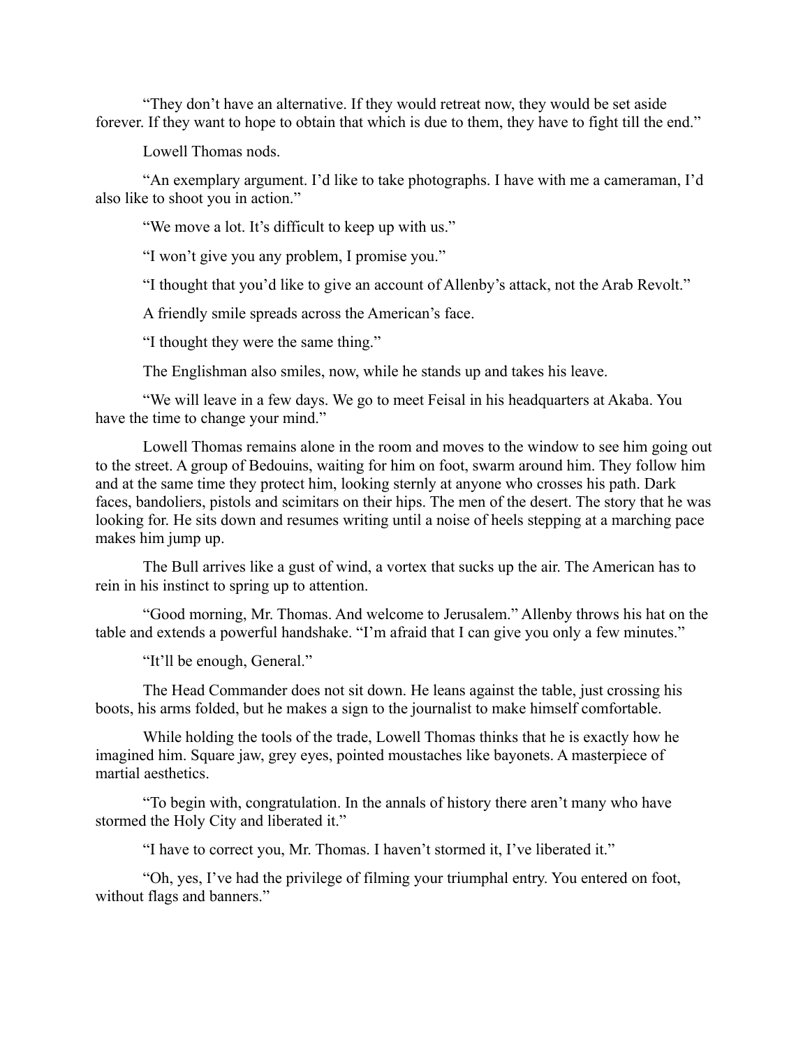"They don't have an alternative. If they would retreat now, they would be set aside forever. If they want to hope to obtain that which is due to them, they have to fight till the end."

Lowell Thomas nods.

"An exemplary argument. I'd like to take photographs. I have with me a cameraman, I'd also like to shoot you in action."

"We move a lot. It's difficult to keep up with us."

"I won't give you any problem, I promise you."

"I thought that you'd like to give an account of Allenby's attack, not the Arab Revolt."

A friendly smile spreads across the American's face.

"I thought they were the same thing."

The Englishman also smiles, now, while he stands up and takes his leave.

"We will leave in a few days. We go to meet Feisal in his headquarters at Akaba. You have the time to change your mind."

Lowell Thomas remains alone in the room and moves to the window to see him going out to the street. A group of Bedouins, waiting for him on foot, swarm around him. They follow him and at the same time they protect him, looking sternly at anyone who crosses his path. Dark faces, bandoliers, pistols and scimitars on their hips. The men of the desert. The story that he was looking for. He sits down and resumes writing until a noise of heels stepping at a marching pace makes him jump up.

The Bull arrives like a gust of wind, a vortex that sucks up the air. The American has to rein in his instinct to spring up to attention.

"Good morning, Mr. Thomas. And welcome to Jerusalem." Allenby throws his hat on the table and extends a powerful handshake. "I'm afraid that I can give you only a few minutes."

"It'll be enough, General."

The Head Commander does not sit down. He leans against the table, just crossing his boots, his arms folded, but he makes a sign to the journalist to make himself comfortable.

While holding the tools of the trade, Lowell Thomas thinks that he is exactly how he imagined him. Square jaw, grey eyes, pointed moustaches like bayonets. A masterpiece of martial aesthetics.

"To begin with, congratulation. In the annals of history there aren't many who have stormed the Holy City and liberated it."

"I have to correct you, Mr. Thomas. I haven't stormed it, I've liberated it."

"Oh, yes, I've had the privilege of filming your triumphal entry. You entered on foot, without flags and banners."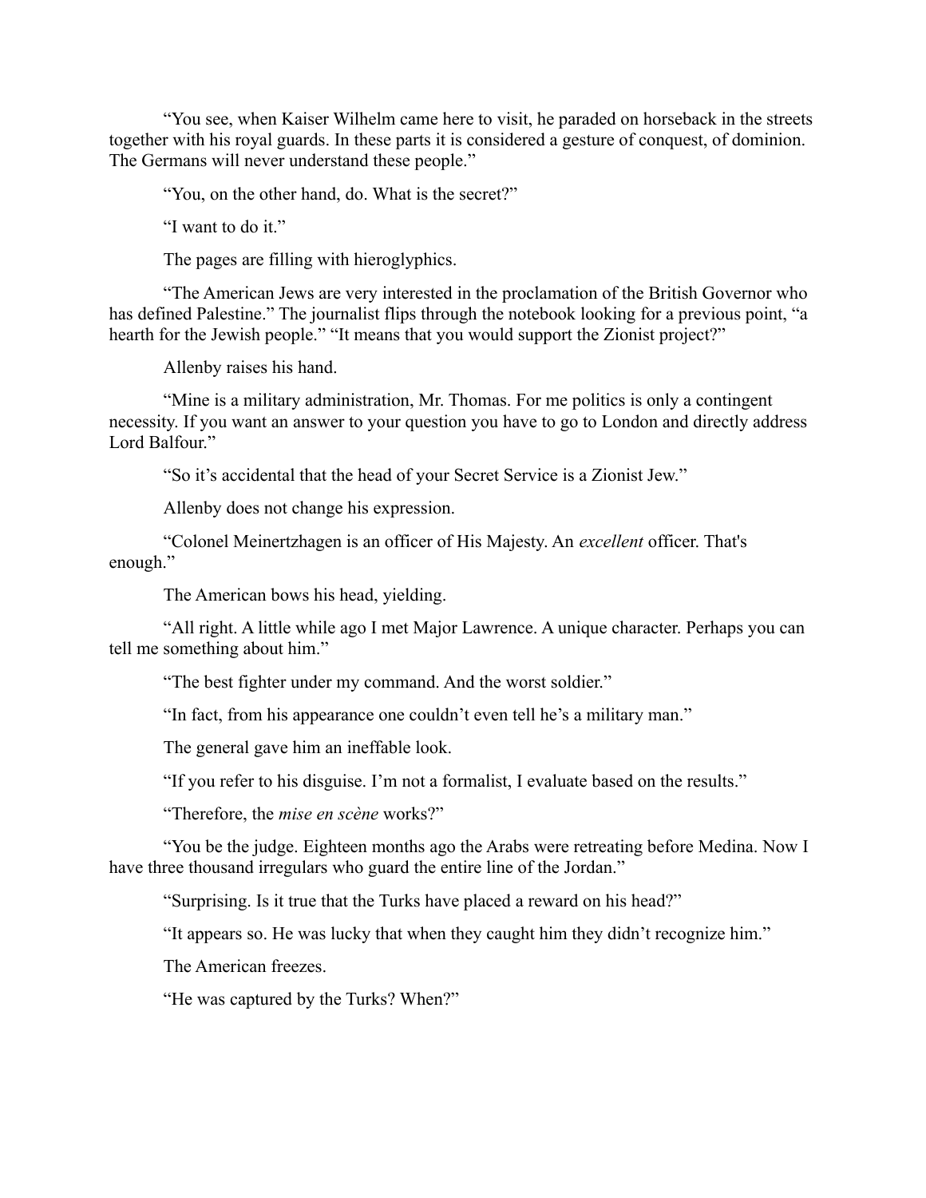"You see, when Kaiser Wilhelm came here to visit, he paraded on horseback in the streets together with his royal guards. In these parts it is considered a gesture of conquest, of dominion. The Germans will never understand these people."

"You, on the other hand, do. What is the secret?"

"I want to do it."

The pages are filling with hieroglyphics.

"The American Jews are very interested in the proclamation of the British Governor who has defined Palestine." The journalist flips through the notebook looking for a previous point, "a hearth for the Jewish people." "It means that you would support the Zionist project?"

Allenby raises his hand.

"Mine is a military administration, Mr. Thomas. For me politics is only a contingent necessity. If you want an answer to your question you have to go to London and directly address Lord Balfour."

"So it's accidental that the head of your Secret Service is a Zionist Jew."

Allenby does not change his expression.

"Colonel Meinertzhagen is an officer of His Majesty. An *excellent* officer. That's enough."

The American bows his head, yielding.

"All right. A little while ago I met Major Lawrence. A unique character. Perhaps you can tell me something about him."

"The best fighter under my command. And the worst soldier."

"In fact, from his appearance one couldn't even tell he's a military man."

The general gave him an ineffable look.

"If you refer to his disguise. I'm not a formalist, I evaluate based on the results."

"Therefore, the *mise en scène* works?"

"You be the judge. Eighteen months ago the Arabs were retreating before Medina. Now I have three thousand irregulars who guard the entire line of the Jordan."

"Surprising. Is it true that the Turks have placed a reward on his head?"

"It appears so. He was lucky that when they caught him they didn't recognize him."

The American freezes.

"He was captured by the Turks? When?"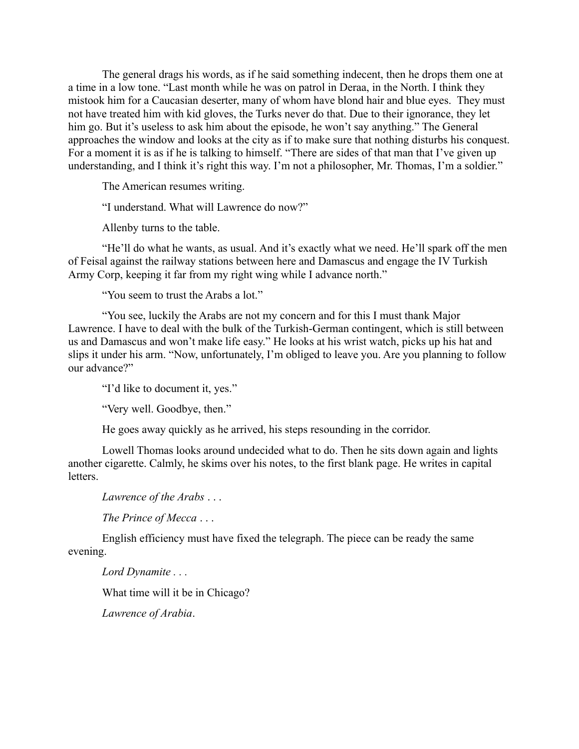The general drags his words, as if he said something indecent, then he drops them one at a time in a low tone. "Last month while he was on patrol in Deraa, in the North. I think they mistook him for a Caucasian deserter, many of whom have blond hair and blue eyes. They must not have treated him with kid gloves, the Turks never do that. Due to their ignorance, they let him go. But it's useless to ask him about the episode, he won't say anything." The General approaches the window and looks at the city as if to make sure that nothing disturbs his conquest. For a moment it is as if he is talking to himself. "There are sides of that man that I've given up understanding, and I think it's right this way. I'm not a philosopher, Mr. Thomas, I'm a soldier."

The American resumes writing.

"I understand. What will Lawrence do now?"

Allenby turns to the table.

"He'll do what he wants, as usual. And it's exactly what we need. He'll spark off the men of Feisal against the railway stations between here and Damascus and engage the IV Turkish Army Corp, keeping it far from my right wing while I advance north."

"You seem to trust the Arabs a lot."

"You see, luckily the Arabs are not my concern and for this I must thank Major Lawrence. I have to deal with the bulk of the Turkish-German contingent, which is still between us and Damascus and won't make life easy." He looks at his wrist watch, picks up his hat and slips it under his arm. "Now, unfortunately, I'm obliged to leave you. Are you planning to follow our advance?"

"I'd like to document it, yes."

"Very well. Goodbye, then."

He goes away quickly as he arrived, his steps resounding in the corridor.

Lowell Thomas looks around undecided what to do. Then he sits down again and lights another cigarette. Calmly, he skims over his notes, to the first blank page. He writes in capital letters.

*Lawrence of the Arabs* . . .

*The Prince of Mecca* . . .

English efficiency must have fixed the telegraph. The piece can be ready the same evening.

*Lord Dynamite* . . .

What time will it be in Chicago?

*Lawrence of Arabia*.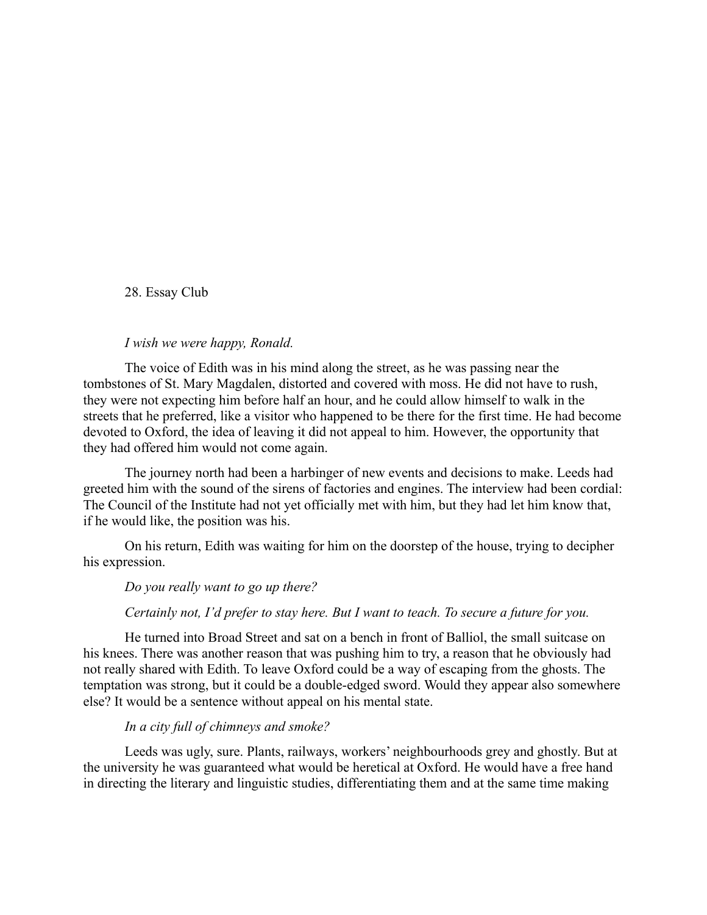## 28. Essay Club

*I wish we were happy, Ronald.*

The voice of Edith was in his mind along the street, as he was passing near the tombstones of St. Mary Magdalen, distorted and covered with moss. He did not have to rush, they were not expecting him before half an hour, and he could allow himself to walk in the streets that he preferred, like a visitor who happened to be there for the first time. He had become devoted to Oxford, the idea of leaving it did not appeal to him. However, the opportunity that they had offered him would not come again.

The journey north had been a harbinger of new events and decisions to make. Leeds had greeted him with the sound of the sirens of factories and engines. The interview had been cordial: The Council of the Institute had not yet officially met with him, but they had let him know that, if he would like, the position was his.

On his return, Edith was waiting for him on the doorstep of the house, trying to decipher his expression.

*Do you really want to go up there?*

*Certainly not, I'd prefer to stay here. But I want to teach. To secure a future for you.*

He turned into Broad Street and sat on a bench in front of Balliol, the small suitcase on his knees. There was another reason that was pushing him to try, a reason that he obviously had not really shared with Edith. To leave Oxford could be a way of escaping from the ghosts. The temptation was strong, but it could be a double-edged sword. Would they appear also somewhere else? It would be a sentence without appeal on his mental state.

*In a city full of chimneys and smoke?*

Leeds was ugly, sure. Plants, railways, workers' neighbourhoods grey and ghostly. But at the university he was guaranteed what would be heretical at Oxford. He would have a free hand in directing the literary and linguistic studies, differentiating them and at the same time making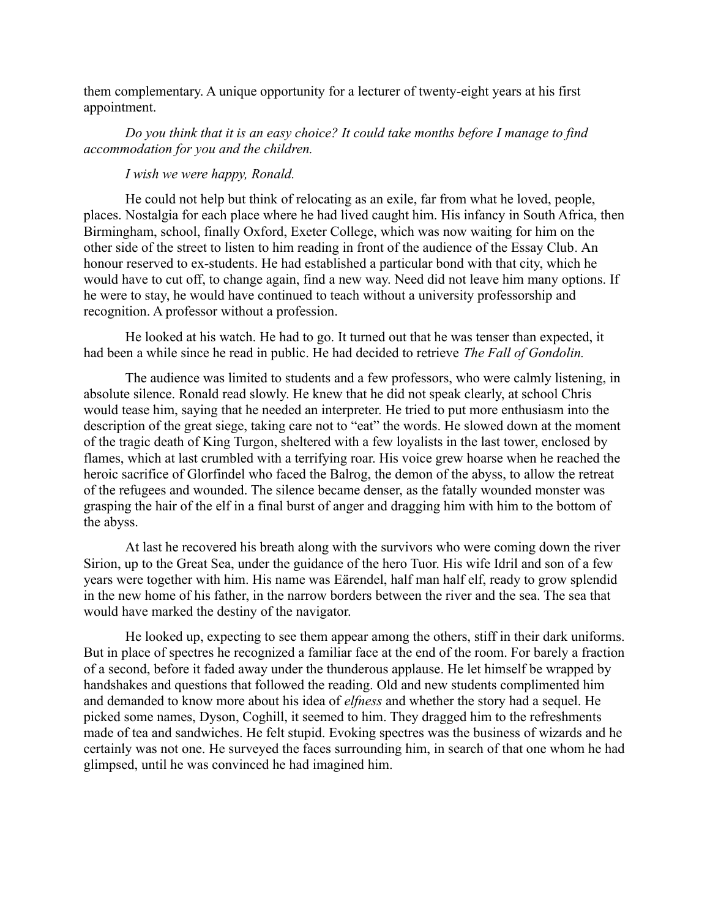them complementary. A unique opportunity for a lecturer of twenty-eight years at his first appointment.

*Do you think that it is an easy choice? It could take months before I manage to find accommodation for you and the children.*

*I wish we were happy, Ronald.*

He could not help but think of relocating as an exile, far from what he loved, people, places. Nostalgia for each place where he had lived caught him. His infancy in South Africa, then Birmingham, school, finally Oxford, Exeter College, which was now waiting for him on the other side of the street to listen to him reading in front of the audience of the Essay Club. An honour reserved to ex-students. He had established a particular bond with that city, which he would have to cut off, to change again, find a new way. Need did not leave him many options. If he were to stay, he would have continued to teach without a university professorship and recognition. A professor without a profession.

He looked at his watch. He had to go. It turned out that he was tenser than expected, it had been a while since he read in public. He had decided to retrieve *The Fall of Gondolin.*

The audience was limited to students and a few professors, who were calmly listening, in absolute silence. Ronald read slowly. He knew that he did not speak clearly, at school Chris would tease him, saying that he needed an interpreter. He tried to put more enthusiasm into the description of the great siege, taking care not to "eat" the words. He slowed down at the moment of the tragic death of King Turgon, sheltered with a few loyalists in the last tower, enclosed by flames, which at last crumbled with a terrifying roar. His voice grew hoarse when he reached the heroic sacrifice of Glorfindel who faced the Balrog, the demon of the abyss, to allow the retreat of the refugees and wounded. The silence became denser, as the fatally wounded monster was grasping the hair of the elf in a final burst of anger and dragging him with him to the bottom of the abyss.

At last he recovered his breath along with the survivors who were coming down the river Sirion, up to the Great Sea, under the guidance of the hero Tuor. His wife Idril and son of a few years were together with him. His name was Eärendel, half man half elf, ready to grow splendid in the new home of his father, in the narrow borders between the river and the sea. The sea that would have marked the destiny of the navigator.

He looked up, expecting to see them appear among the others, stiff in their dark uniforms. But in place of spectres he recognized a familiar face at the end of the room. For barely a fraction of a second, before it faded away under the thunderous applause. He let himself be wrapped by handshakes and questions that followed the reading. Old and new students complimented him and demanded to know more about his idea of *elfness* and whether the story had a sequel. He picked some names, Dyson, Coghill, it seemed to him. They dragged him to the refreshments made of tea and sandwiches. He felt stupid. Evoking spectres was the business of wizards and he certainly was not one. He surveyed the faces surrounding him, in search of that one whom he had glimpsed, until he was convinced he had imagined him.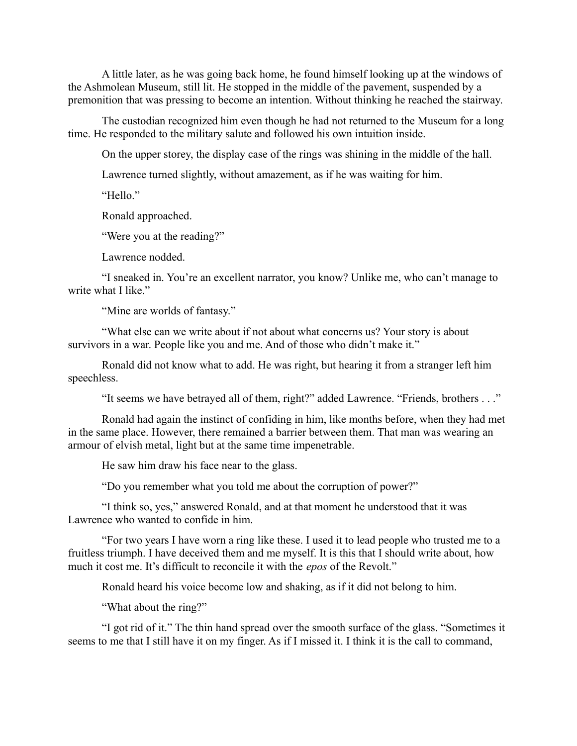A little later, as he was going back home, he found himself looking up at the windows of the Ashmolean Museum, still lit. He stopped in the middle of the pavement, suspended by a premonition that was pressing to become an intention. Without thinking he reached the stairway.

The custodian recognized him even though he had not returned to the Museum for a long time. He responded to the military salute and followed his own intuition inside.

On the upper storey, the display case of the rings was shining in the middle of the hall.

Lawrence turned slightly, without amazement, as if he was waiting for him.

"Hello."

Ronald approached.

"Were you at the reading?"

Lawrence nodded.

"I sneaked in. You're an excellent narrator, you know? Unlike me, who can't manage to write what I like."

"Mine are worlds of fantasy."

"What else can we write about if not about what concerns us? Your story is about survivors in a war. People like you and me. And of those who didn't make it."

Ronald did not know what to add. He was right, but hearing it from a stranger left him speechless.

"It seems we have betrayed all of them, right?" added Lawrence. "Friends, brothers . . ."

Ronald had again the instinct of confiding in him, like months before, when they had met in the same place. However, there remained a barrier between them. That man was wearing an armour of elvish metal, light but at the same time impenetrable.

He saw him draw his face near to the glass.

"Do you remember what you told me about the corruption of power?"

"I think so, yes," answered Ronald, and at that moment he understood that it was Lawrence who wanted to confide in him.

"For two years I have worn a ring like these. I used it to lead people who trusted me to a fruitless triumph. I have deceived them and me myself. It is this that I should write about, how much it cost me. It's difficult to reconcile it with the *epos* of the Revolt."

Ronald heard his voice become low and shaking, as if it did not belong to him.

"What about the ring?"

"I got rid of it." The thin hand spread over the smooth surface of the glass. "Sometimes it seems to me that I still have it on my finger. As if I missed it. I think it is the call to command,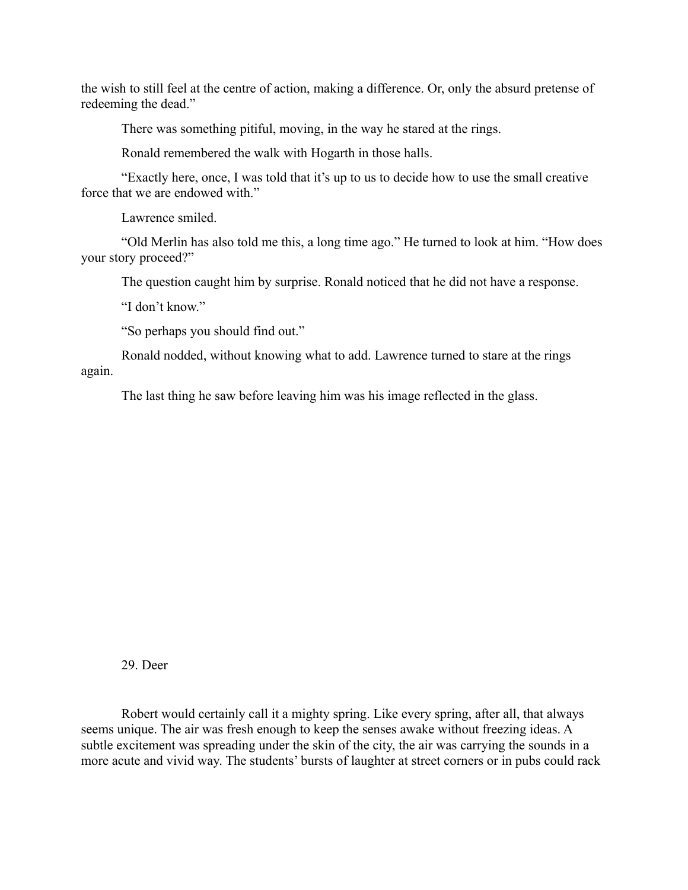the wish to still feel at the centre of action, making a difference. Or, only the absurd pretense of redeeming the dead."

There was something pitiful, moving, in the way he stared at the rings.

Ronald remembered the walk with Hogarth in those halls.

"Exactly here, once, I was told that it's up to us to decide how to use the small creative force that we are endowed with."

Lawrence smiled.

"Old Merlin has also told me this, a long time ago." He turned to look at him. "How does your story proceed?"

The question caught him by surprise. Ronald noticed that he did not have a response.

"I don't know."

"So perhaps you should find out."

Ronald nodded, without knowing what to add. Lawrence turned to stare at the rings again.

The last thing he saw before leaving him was his image reflected in the glass.

## 29. Deer

Robert would certainly call it a mighty spring. Like every spring, after all, that always seems unique. The air was fresh enough to keep the senses awake without freezing ideas. A subtle excitement was spreading under the skin of the city, the air was carrying the sounds in a more acute and vivid way. The students' bursts of laughter at street corners or in pubs could rack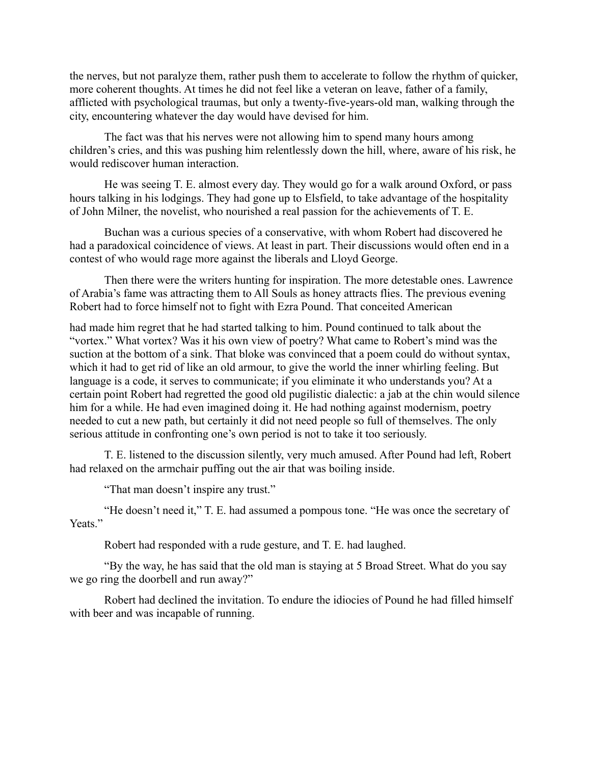the nerves, but not paralyze them, rather push them to accelerate to follow the rhythm of quicker, more coherent thoughts. At times he did not feel like a veteran on leave, father of a family, afflicted with psychological traumas, but only a twenty-five-years-old man, walking through the city, encountering whatever the day would have devised for him.

The fact was that his nerves were not allowing him to spend many hours among children's cries, and this was pushing him relentlessly down the hill, where, aware of his risk, he would rediscover human interaction.

He was seeing T. E. almost every day. They would go for a walk around Oxford, or pass hours talking in his lodgings. They had gone up to Elsfield, to take advantage of the hospitality of John Milner, the novelist, who nourished a real passion for the achievements of T. E.

Buchan was a curious species of a conservative, with whom Robert had discovered he had a paradoxical coincidence of views. At least in part. Their discussions would often end in a contest of who would rage more against the liberals and Lloyd George.

Then there were the writers hunting for inspiration. The more detestable ones. Lawrence of Arabia's fame was attracting them to All Souls as honey attracts flies. The previous evening Robert had to force himself not to fight with Ezra Pound. That conceited American had made him regret that he had started talking to him. Pound continued to talk about the "vortex." What vortex? Was it his own view of poetry? What came to Robert's mind was the suction at the bottom of a sink. That bloke was convinced that a poem could do without syntax, which it had to get rid of like an old armour, to give the world the inner whirling feeling. But language is a code, it serves to communicate; if you eliminate it who understands you? At a certain point Robert had regretted the good old pugilistic dialectic: a jab at the chin would silence him for a while. He had even imagined doing it. He had nothing against modernism, poetry needed to cut a new path, but certainly it did not need people so full of themselves. The only serious attitude in confronting one's own period is not to take it too seriously.

T. E. listened to the discussion silently, very much amused. After Pound had left, Robert had relaxed on the armchair puffing out the air that was boiling inside.

"That man doesn't inspire any trust."

"He doesn't need it," T. E. had assumed a pompous tone. "He was once the secretary of Yeats."

Robert had responded with a rude gesture, and T. E. had laughed.

"By the way, he has said that the old man is staying at 5 Broad Street. What do you say we go ring the doorbell and run away?"

Robert had declined the invitation. To endure the idiocies of Pound he had filled himself with beer and was incapable of running.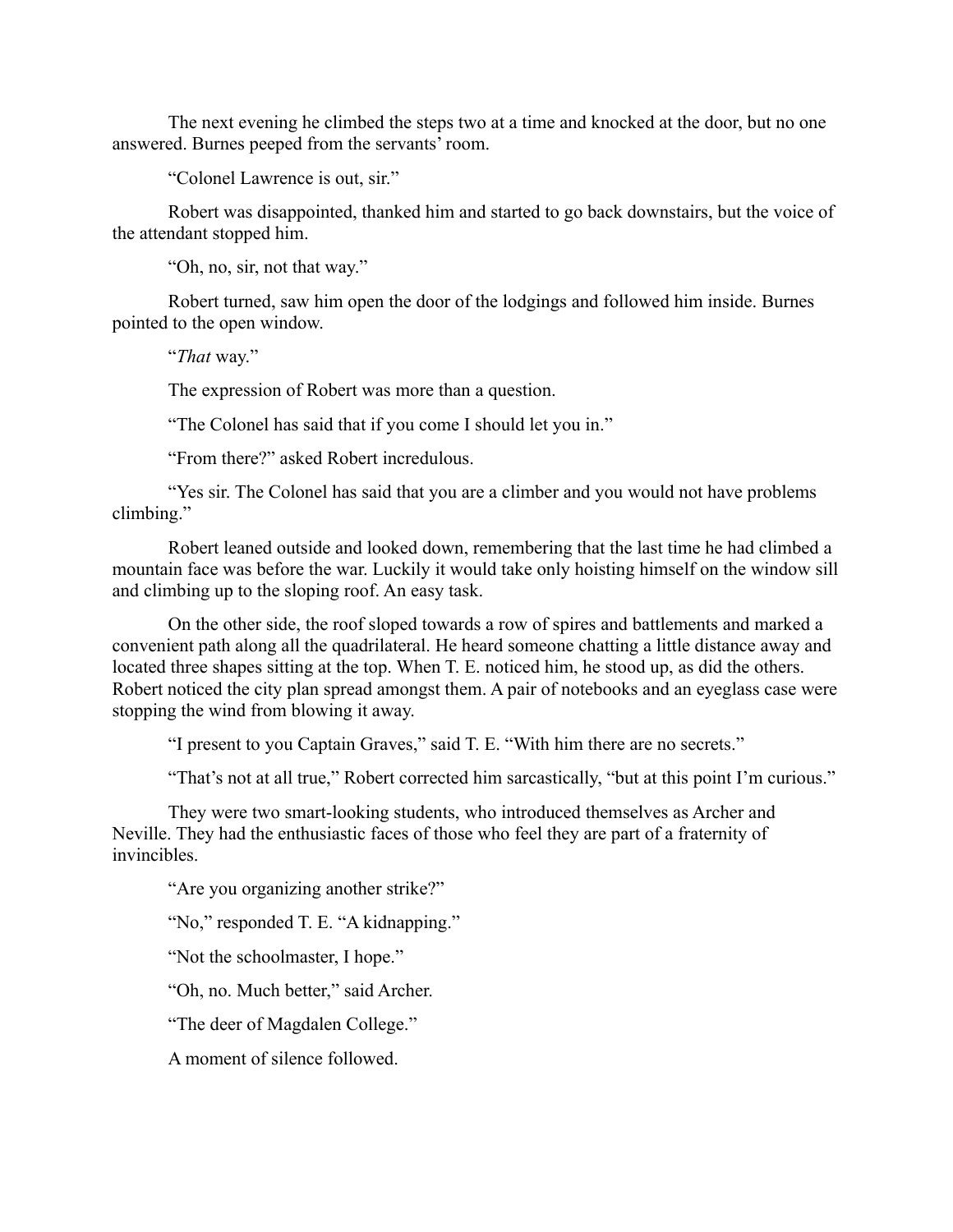The next evening he climbed the steps two at a time and knocked at the door, but no one answered. Burnes peeped from the servants' room.

"Colonel Lawrence is out, sir."

Robert was disappointed, thanked him and started to go back downstairs, but the voice of the attendant stopped him.

"Oh, no, sir, not that way."

Robert turned, saw him open the door of the lodgings and followed him inside. Burnes pointed to the open window.

"*That* way."

The expression of Robert was more than a question.

"The Colonel has said that if you come I should let you in."

"From there?" asked Robert incredulous.

"Yes sir. The Colonel has said that you are a climber and you would not have problems climbing."

Robert leaned outside and looked down, remembering that the last time he had climbed a mountain face was before the war. Luckily it would take only hoisting himself on the window sill and climbing up to the sloping roof. An easy task.

On the other side, the roof sloped towards a row of spires and battlements and marked a convenient path along all the quadrilateral. He heard someone chatting a little distance away and located three shapes sitting at the top. When T. E. noticed him, he stood up, as did the others. Robert noticed the city plan spread amongst them. A pair of notebooks and an eyeglass case were stopping the wind from blowing it away.

"I present to you Captain Graves," said T. E. "With him there are no secrets."

"That's not at all true," Robert corrected him sarcastically, "but at this point I'm curious."

They were two smart-looking students, who introduced themselves as Archer and Neville. They had the enthusiastic faces of those who feel they are part of a fraternity of invincibles.

"Are you organizing another strike?"

"No," responded T. E. "A kidnapping."

"Not the schoolmaster, I hope."

"Oh, no. Much better," said Archer.

"The deer of Magdalen College."

A moment of silence followed.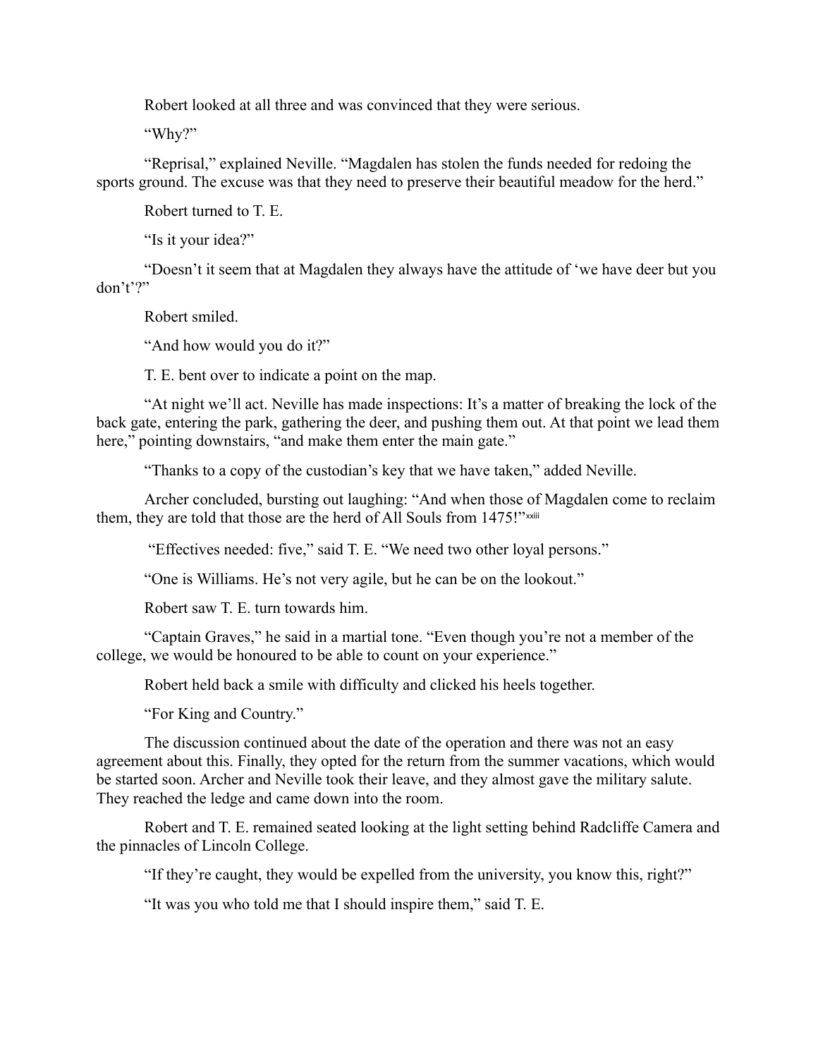Robert looked at all three and was convinced that they were serious.

"Why?"

"Reprisal," explained Neville. "Magdalen has stolen the funds needed for redoing the sports ground. The excuse was that they need to preserve their beautiful meadow for the herd."

Robert turned to T. E.

"Is it your idea?"

"Doesn't it seem that at Magdalen they always have the attitude of 'we have deer but you don't'?"

Robert smiled.

"And how would you do it?"

T. E. bent over to indicate a point on the map.

"At night we'll act. Neville has made inspections: It's a matter of breaking the lock of the back gate, entering the park, gathering the deer, and pushing them out. At that point we lead them here," pointing downstairs, "and make them enter the main gate."

"Thanks to a copy of the custodian's key that we have taken," added Neville.

Archer concluded, bursting out laughing: "And when those of Magdalen come to reclaim them, they are told that those are the herd of All Souls from 1475!"[xxiii]

"Effectives needed: five," said T. E. "We need two other loyal persons."

"One is Williams. He's not very agile, but he can be on the lookout."

Robert saw T. E. turn towards him.

"Captain Graves," he said in a martial tone. "Even though you're not a member of the college, we would be honoured to be able to count on your experience."

Robert held back a smile with difficulty and clicked his heels together.

"For King and Country."

The discussion continued about the date of the operation and there was not an easy agreement about this. Finally, they opted for the return from the summer vacations, which would be started soon. Archer and Neville took their leave, and they almost gave the military salute. They reached the ledge and came down into the room.

Robert and T. E. remained seated looking at the light setting behind Radcliffe Camera and the pinnacles of Lincoln College.

"If they're caught, they would be expelled from the university, you know this, right?"

"It was you who told me that I should inspire them," said T. E.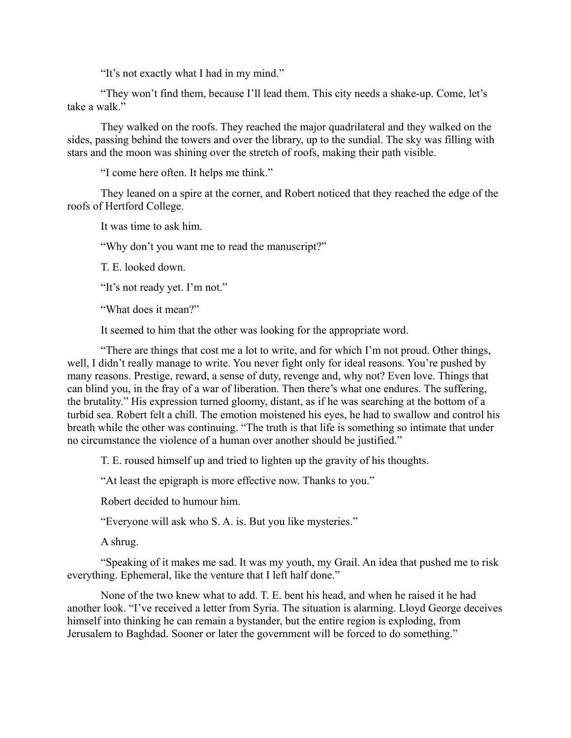"It's not exactly what I had in my mind."

"They won't find them, because I'll lead them. This city needs a shake-up. Come, let's take a walk."

They walked on the roofs. They reached the major quadrilateral and they walked on the sides, passing behind the towers and over the library, up to the sundial. The sky was filling with stars and the moon was shining over the stretch of roofs, making their path visible.

"I come here often. It helps me think."

They leaned on a spire at the corner, and Robert noticed that they reached the edge of the roofs of Hertford College.

It was time to ask him.

"Why don't you want me to read the manuscript?"

T. E. looked down.

"It's not ready yet. I'm not."

"What does it mean?"

It seemed to him that the other was looking for the appropriate word.

"There are things that cost me a lot to write, and for which I'm not proud. Other things, well, I didn't really manage to write. You never fight only for ideal reasons. You're pushed by many reasons. Prestige, reward, a sense of duty, revenge and, why not? Even love. Things that can blind you, in the fray of a war of liberation. Then there's what one endures. The suffering, the brutality." His expression turned gloomy, distant, as if he was searching at the bottom of a turbid sea. Robert felt a chill. The emotion moistened his eyes, he had to swallow and control his breath while the other was continuing. "The truth is that life is something so intimate that under no circumstance the violence of a human over another should be justified."

T. E. roused himself up and tried to lighten up the gravity of his thoughts.

"At least the epigraph is more effective now. Thanks to you."

Robert decided to humour him.

"Everyone will ask who S. A. is. But you like mysteries."

A shrug.

"Speaking of it makes me sad. It was my youth, my Grail. An idea that pushed me to risk everything. Ephemeral, like the venture that I left half done."

None of the two knew what to add. T. E. bent his head, and when he raised it he had another look. "I've received a letter from Syria. The situation is alarming. Lloyd George deceives himself into thinking he can remain a bystander, but the entire region is exploding, from Jerusalem to Baghdad. Sooner or later the government will be forced to do something."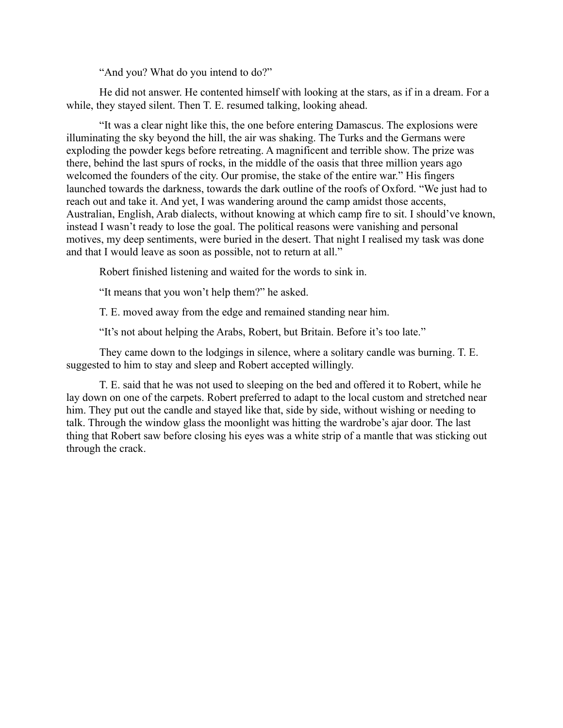"And you? What do you intend to do?"

He did not answer. He contented himself with looking at the stars, as if in a dream. For a while, they stayed silent. Then T. E. resumed talking, looking ahead.

"It was a clear night like this, the one before entering Damascus. The explosions were illuminating the sky beyond the hill, the air was shaking. The Turks and the Germans were exploding the powder kegs before retreating. A magnificent and terrible show. The prize was there, behind the last spurs of rocks, in the middle of the oasis that three million years ago welcomed the founders of the city. Our promise, the stake of the entire war." His fingers launched towards the darkness, towards the dark outline of the roofs of Oxford. "We just had to reach out and take it. And yet, I was wandering around the camp amidst those accents, Australian, English, Arab dialects, without knowing at which camp fire to sit. I should've known, instead I wasn't ready to lose the goal. The political reasons were vanishing and personal motives, my deep sentiments, were buried in the desert. That night I realised my task was done and that I would leave as soon as possible, not to return at all."

Robert finished listening and waited for the words to sink in.

"It means that you won't help them?" he asked.

T. E. moved away from the edge and remained standing near him.

"It's not about helping the Arabs, Robert, but Britain. Before it's too late."

They came down to the lodgings in silence, where a solitary candle was burning. T. E. suggested to him to stay and sleep and Robert accepted willingly.

T. E. said that he was not used to sleeping on the bed and offered it to Robert, while he lay down on one of the carpets. Robert preferred to adapt to the local custom and stretched near him. They put out the candle and stayed like that, side by side, without wishing or needing to talk. Through the window glass the moonlight was hitting the wardrobe's ajar door. The last thing that Robert saw before closing his eyes was a white strip of a mantle that was sticking out through the crack.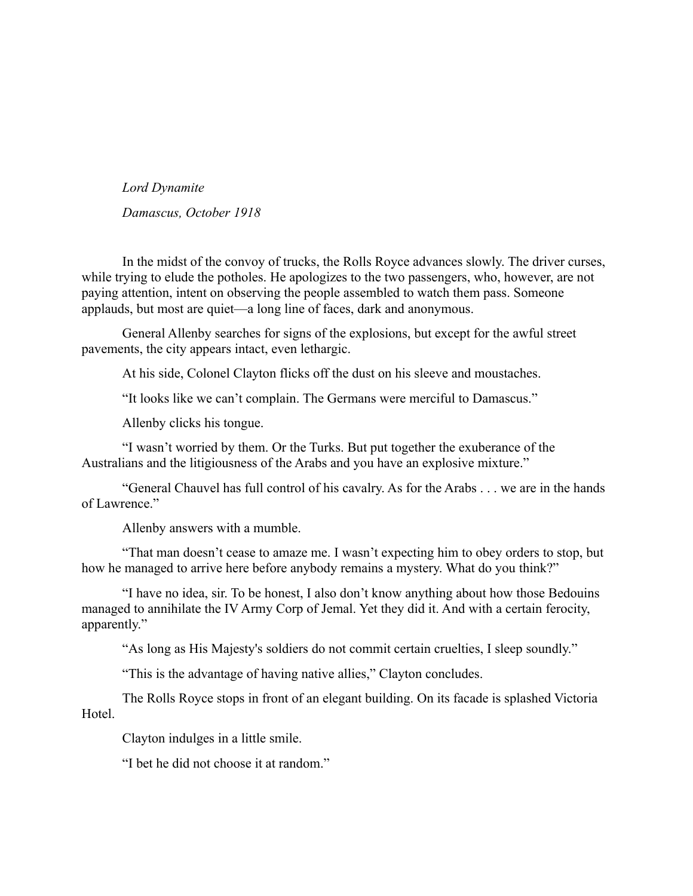*Lord Dynamite*

*Damascus, October 1918*

In the midst of the convoy of trucks, the Rolls Royce advances slowly. The driver curses, while trying to elude the potholes. He apologizes to the two passengers, who, however, are not paying attention, intent on observing the people assembled to watch them pass. Someone applauds, but most are quiet—a long line of faces, dark and anonymous.

General Allenby searches for signs of the explosions, but except for the awful street pavements, the city appears intact, even lethargic.

At his side, Colonel Clayton flicks off the dust on his sleeve and moustaches.

"It looks like we can't complain. The Germans were merciful to Damascus."

Allenby clicks his tongue.

"I wasn't worried by them. Or the Turks. But put together the exuberance of the Australians and the litigiousness of the Arabs and you have an explosive mixture."

"General Chauvel has full control of his cavalry. As for the Arabs . . . we are in the hands of Lawrence."

Allenby answers with a mumble.

"That man doesn't cease to amaze me. I wasn't expecting him to obey orders to stop, but how he managed to arrive here before anybody remains a mystery. What do you think?"

"I have no idea, sir. To be honest, I also don't know anything about how those Bedouins managed to annihilate the IV Army Corp of Jemal. Yet they did it. And with a certain ferocity, apparently."

"As long as His Majesty's soldiers do not commit certain cruelties, I sleep soundly."

"This is the advantage of having native allies," Clayton concludes.

The Rolls Royce stops in front of an elegant building. On its facade is splashed Victoria Hotel.

Clayton indulges in a little smile.

"I bet he did not choose it at random."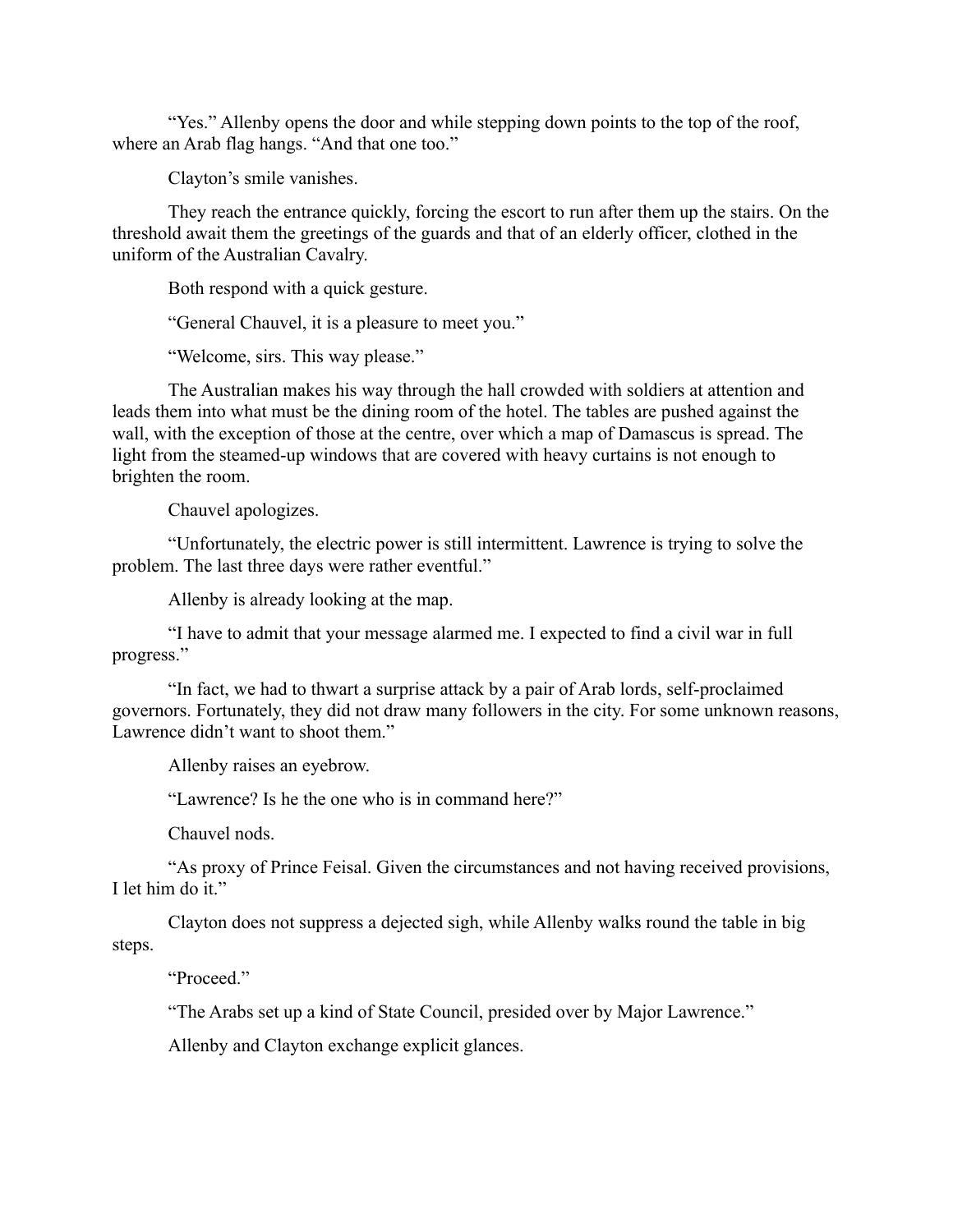"Yes." Allenby opens the door and while stepping down points to the top of the roof, where an Arab flag hangs. "And that one too."

Clayton's smile vanishes.

They reach the entrance quickly, forcing the escort to run after them up the stairs. On the threshold await them the greetings of the guards and that of an elderly officer, clothed in the uniform of the Australian Cavalry.

Both respond with a quick gesture.

"General Chauvel, it is a pleasure to meet you."

"Welcome, sirs. This way please."

The Australian makes his way through the hall crowded with soldiers at attention and leads them into what must be the dining room of the hotel. The tables are pushed against the wall, with the exception of those at the centre, over which a map of Damascus is spread. The light from the steamed-up windows that are covered with heavy curtains is not enough to brighten the room.

Chauvel apologizes.

"Unfortunately, the electric power is still intermittent. Lawrence is trying to solve the problem. The last three days were rather eventful."

Allenby is already looking at the map.

"I have to admit that your message alarmed me. I expected to find a civil war in full progress."

"In fact, we had to thwart a surprise attack by a pair of Arab lords, self-proclaimed governors. Fortunately, they did not draw many followers in the city. For some unknown reasons, Lawrence didn't want to shoot them."

Allenby raises an eyebrow.

"Lawrence? Is he the one who is in command here?"

Chauvel nods.

"As proxy of Prince Feisal. Given the circumstances and not having received provisions, I let him do it."

Clayton does not suppress a dejected sigh, while Allenby walks round the table in big steps.

"Proceed."

"The Arabs set up a kind of State Council, presided over by Major Lawrence."

Allenby and Clayton exchange explicit glances.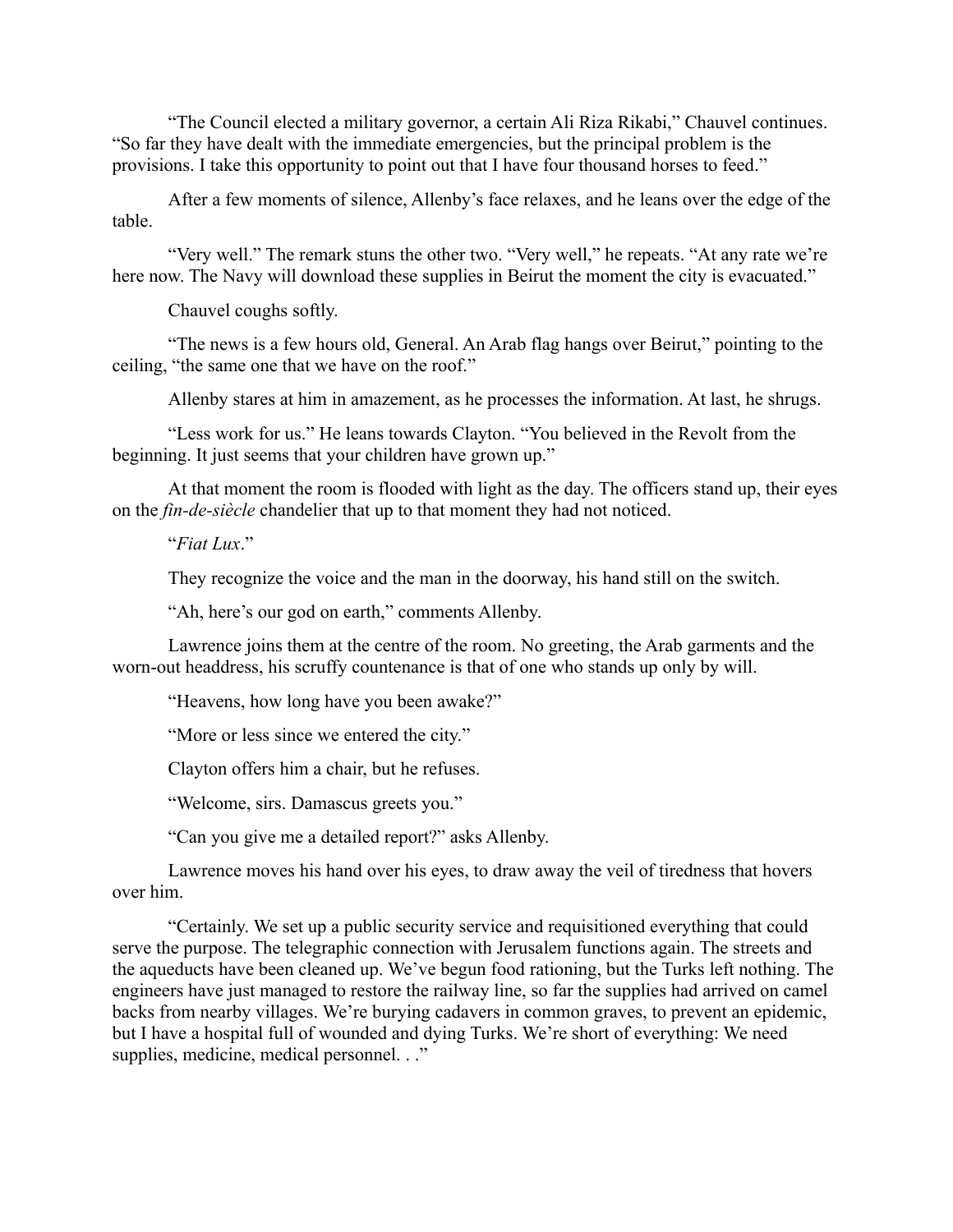"The Council elected a military governor, a certain Ali Riza Rikabi," Chauvel continues. "So far they have dealt with the immediate emergencies, but the principal problem is the provisions. I take this opportunity to point out that I have four thousand horses to feed."

After a few moments of silence, Allenby's face relaxes, and he leans over the edge of the table.

"Very well." The remark stuns the other two. "Very well," he repeats. "At any rate we're here now. The Navy will download these supplies in Beirut the moment the city is evacuated."

Chauvel coughs softly.

"The news is a few hours old, General. An Arab flag hangs over Beirut," pointing to the ceiling, "the same one that we have on the roof."

Allenby stares at him in amazement, as he processes the information. At last, he shrugs.

"Less work for us." He leans towards Clayton. "You believed in the Revolt from the beginning. It just seems that your children have grown up."

At that moment the room is flooded with light as the day. The officers stand up, their eyes on the *fin-de-siècle* chandelier that up to that moment they had not noticed.

"*Fiat Lux*."

They recognize the voice and the man in the doorway, his hand still on the switch.

"Ah, here's our god on earth," comments Allenby.

Lawrence joins them at the centre of the room. No greeting, the Arab garments and the worn-out headdress, his scruffy countenance is that of one who stands up only by will.

"Heavens, how long have you been awake?"

"More or less since we entered the city."

Clayton offers him a chair, but he refuses.

"Welcome, sirs. Damascus greets you."

"Can you give me a detailed report?" asks Allenby.

Lawrence moves his hand over his eyes, to draw away the veil of tiredness that hovers over him.

"Certainly. We set up a public security service and requisitioned everything that could serve the purpose. The telegraphic connection with Jerusalem functions again. The streets and the aqueducts have been cleaned up. We've begun food rationing, but the Turks left nothing. The engineers have just managed to restore the railway line, so far the supplies had arrived on camel backs from nearby villages. We're burying cadavers in common graves, to prevent an epidemic, but I have a hospital full of wounded and dying Turks. We're short of everything: We need supplies, medicine, medical personnel. . ."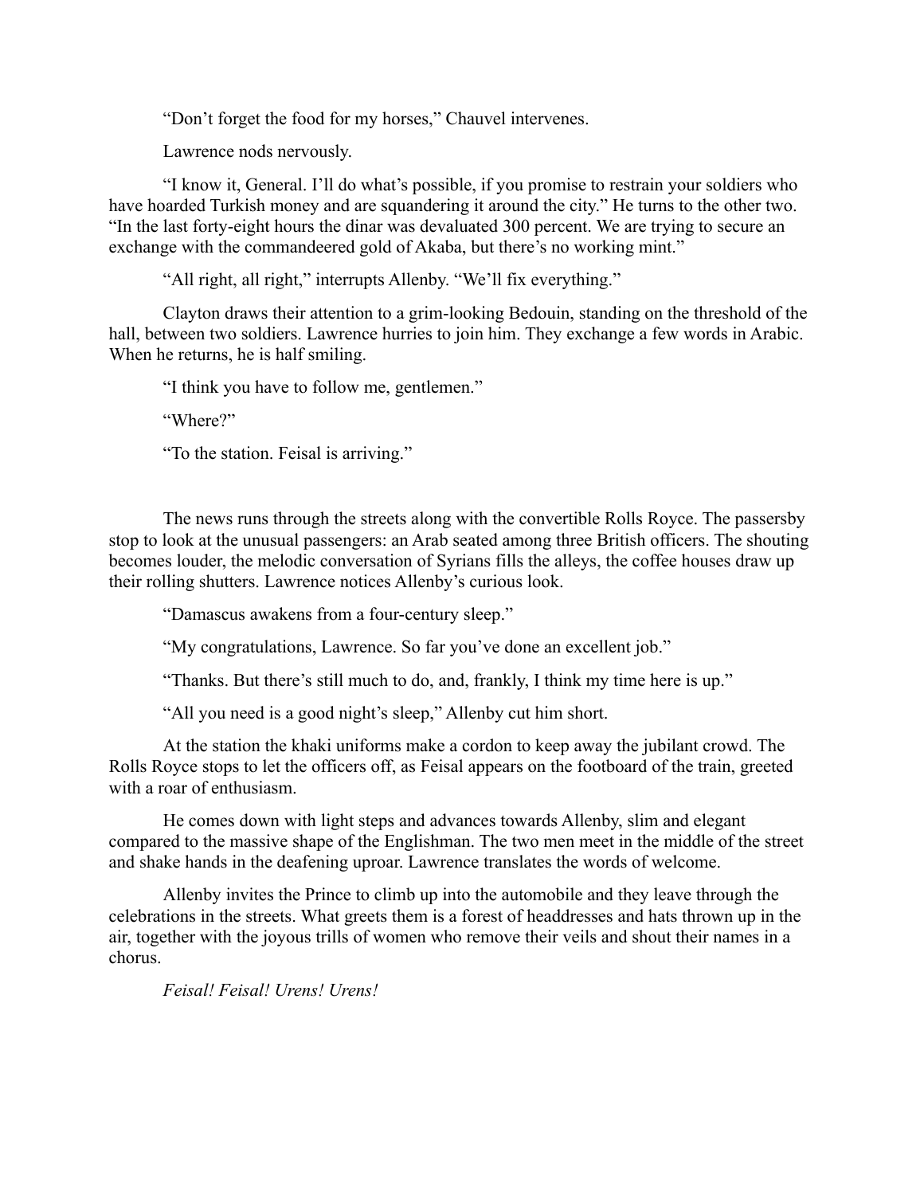"Don't forget the food for my horses," Chauvel intervenes.

Lawrence nods nervously.

"I know it, General. I'll do what's possible, if you promise to restrain your soldiers who have hoarded Turkish money and are squandering it around the city." He turns to the other two. "In the last forty-eight hours the dinar was devaluated 300 percent. We are trying to secure an exchange with the commandeered gold of Akaba, but there's no working mint."

"All right, all right," interrupts Allenby. "We'll fix everything."

Clayton draws their attention to a grim-looking Bedouin, standing on the threshold of the hall, between two soldiers. Lawrence hurries to join him. They exchange a few words in Arabic. When he returns, he is half smiling.

"I think you have to follow me, gentlemen."

"Where?"

"To the station. Feisal is arriving."

The news runs through the streets along with the convertible Rolls Royce. The passersby stop to look at the unusual passengers: an Arab seated among three British officers. The shouting becomes louder, the melodic conversation of Syrians fills the alleys, the coffee houses draw up their rolling shutters. Lawrence notices Allenby's curious look.

"Damascus awakens from a four-century sleep."

"My congratulations, Lawrence. So far you've done an excellent job."

"Thanks. But there's still much to do, and, frankly, I think my time here is up."

"All you need is a good night's sleep," Allenby cut him short.

At the station the khaki uniforms make a cordon to keep away the jubilant crowd. The Rolls Royce stops to let the officers off, as Feisal appears on the footboard of the train, greeted with a roar of enthusiasm.

He comes down with light steps and advances towards Allenby, slim and elegant compared to the massive shape of the Englishman. The two men meet in the middle of the street and shake hands in the deafening uproar. Lawrence translates the words of welcome.

Allenby invites the Prince to climb up into the automobile and they leave through the celebrations in the streets. What greets them is a forest of headdresses and hats thrown up in the air, together with the joyous trills of women who remove their veils and shout their names in a chorus.

*Feisal! Feisal! Urens! Urens!*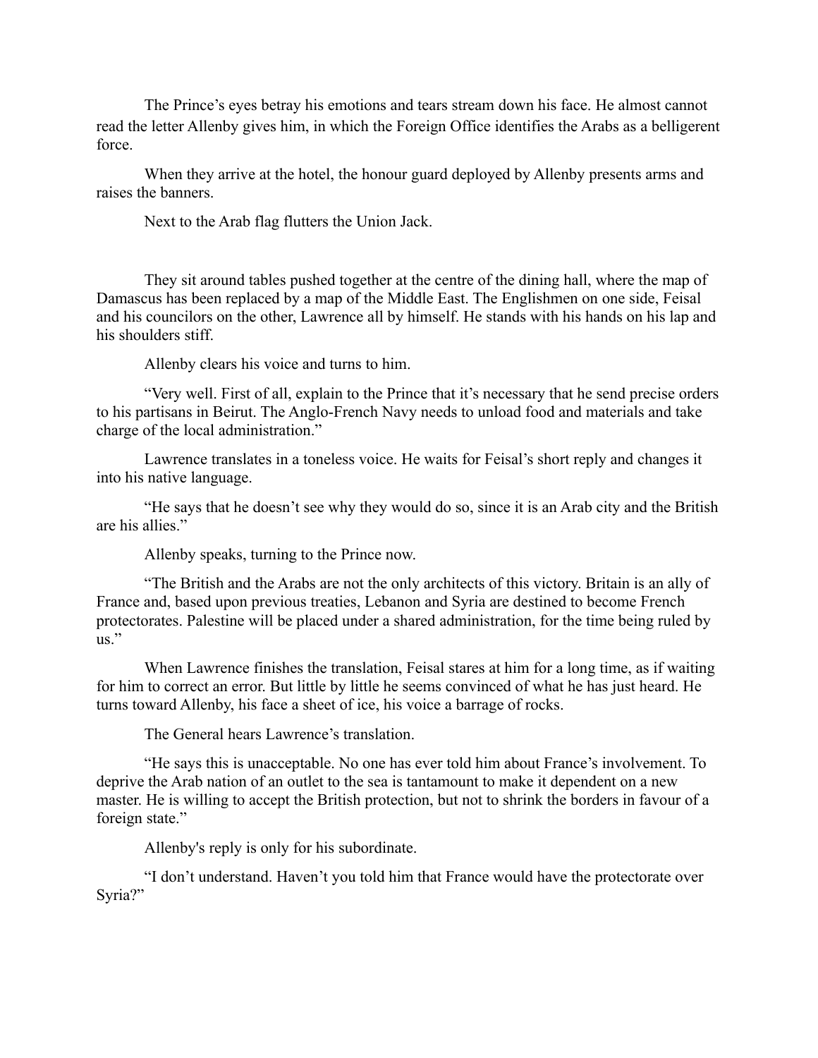The Prince's eyes betray his emotions and tears stream down his face. He almost cannot read the letter Allenby gives him, in which the Foreign Office identifies the Arabs as a belligerent force.

When they arrive at the hotel, the honour guard deployed by Allenby presents arms and raises the banners.

Next to the Arab flag flutters the Union Jack.

They sit around tables pushed together at the centre of the dining hall, where the map of Damascus has been replaced by a map of the Middle East. The Englishmen on one side, Feisal and his councilors on the other, Lawrence all by himself. He stands with his hands on his lap and his shoulders stiff.

Allenby clears his voice and turns to him.

"Very well. First of all, explain to the Prince that it's necessary that he send precise orders to his partisans in Beirut. The Anglo-French Navy needs to unload food and materials and take charge of the local administration."

Lawrence translates in a toneless voice. He waits for Feisal's short reply and changes it into his native language.

"He says that he doesn't see why they would do so, since it is an Arab city and the British are his allies."

Allenby speaks, turning to the Prince now.

"The British and the Arabs are not the only architects of this victory. Britain is an ally of France and, based upon previous treaties, Lebanon and Syria are destined to become French protectorates. Palestine will be placed under a shared administration, for the time being ruled by us."

When Lawrence finishes the translation, Feisal stares at him for a long time, as if waiting for him to correct an error. But little by little he seems convinced of what he has just heard. He turns toward Allenby, his face a sheet of ice, his voice a barrage of rocks.

The General hears Lawrence's translation.

"He says this is unacceptable. No one has ever told him about France's involvement. To deprive the Arab nation of an outlet to the sea is tantamount to make it dependent on a new master. He is willing to accept the British protection, but not to shrink the borders in favour of a foreign state."

Allenby's reply is only for his subordinate.

"I don't understand. Haven't you told him that France would have the protectorate over Syria?"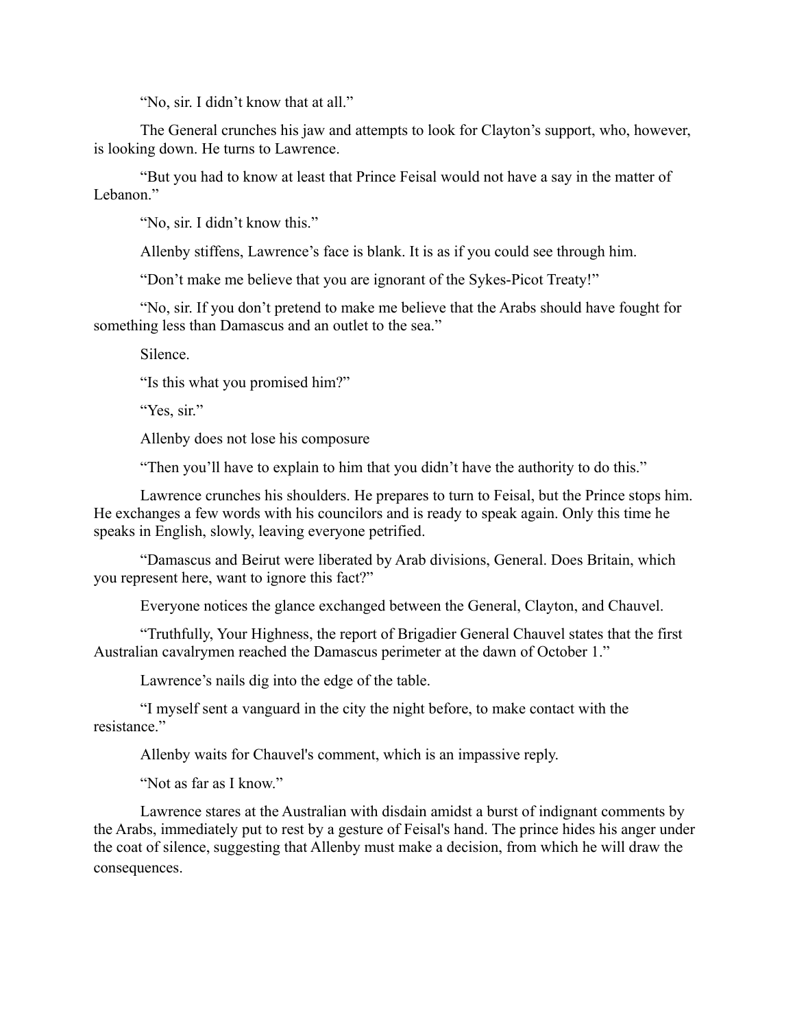"No, sir. I didn't know that at all."

The General crunches his jaw and attempts to look for Clayton's support, who, however, is looking down. He turns to Lawrence.

"But you had to know at least that Prince Feisal would not have a say in the matter of Lebanon."

"No, sir. I didn't know this."

Allenby stiffens, Lawrence's face is blank. It is as if you could see through him.

"Don't make me believe that you are ignorant of the Sykes-Picot Treaty!"

"No, sir. If you don't pretend to make me believe that the Arabs should have fought for something less than Damascus and an outlet to the sea."

Silence.

"Is this what you promised him?"

"Yes, sir."

Allenby does not lose his composure

"Then you'll have to explain to him that you didn't have the authority to do this."

Lawrence crunches his shoulders. He prepares to turn to Feisal, but the Prince stops him. He exchanges a few words with his councilors and is ready to speak again. Only this time he speaks in English, slowly, leaving everyone petrified.

"Damascus and Beirut were liberated by Arab divisions, General. Does Britain, which you represent here, want to ignore this fact?"

Everyone notices the glance exchanged between the General, Clayton, and Chauvel.

"Truthfully, Your Highness, the report of Brigadier General Chauvel states that the first Australian cavalrymen reached the Damascus perimeter at the dawn of October 1."

Lawrence's nails dig into the edge of the table.

"I myself sent a vanguard in the city the night before, to make contact with the resistance."

Allenby waits for Chauvel's comment, which is an impassive reply.

"Not as far as I know."

Lawrence stares at the Australian with disdain amidst a burst of indignant comments by the Arabs, immediately put to rest by a gesture of Feisal's hand. The prince hides his anger under the coat of silence, suggesting that Allenby must make a decision, from which he will draw the consequences.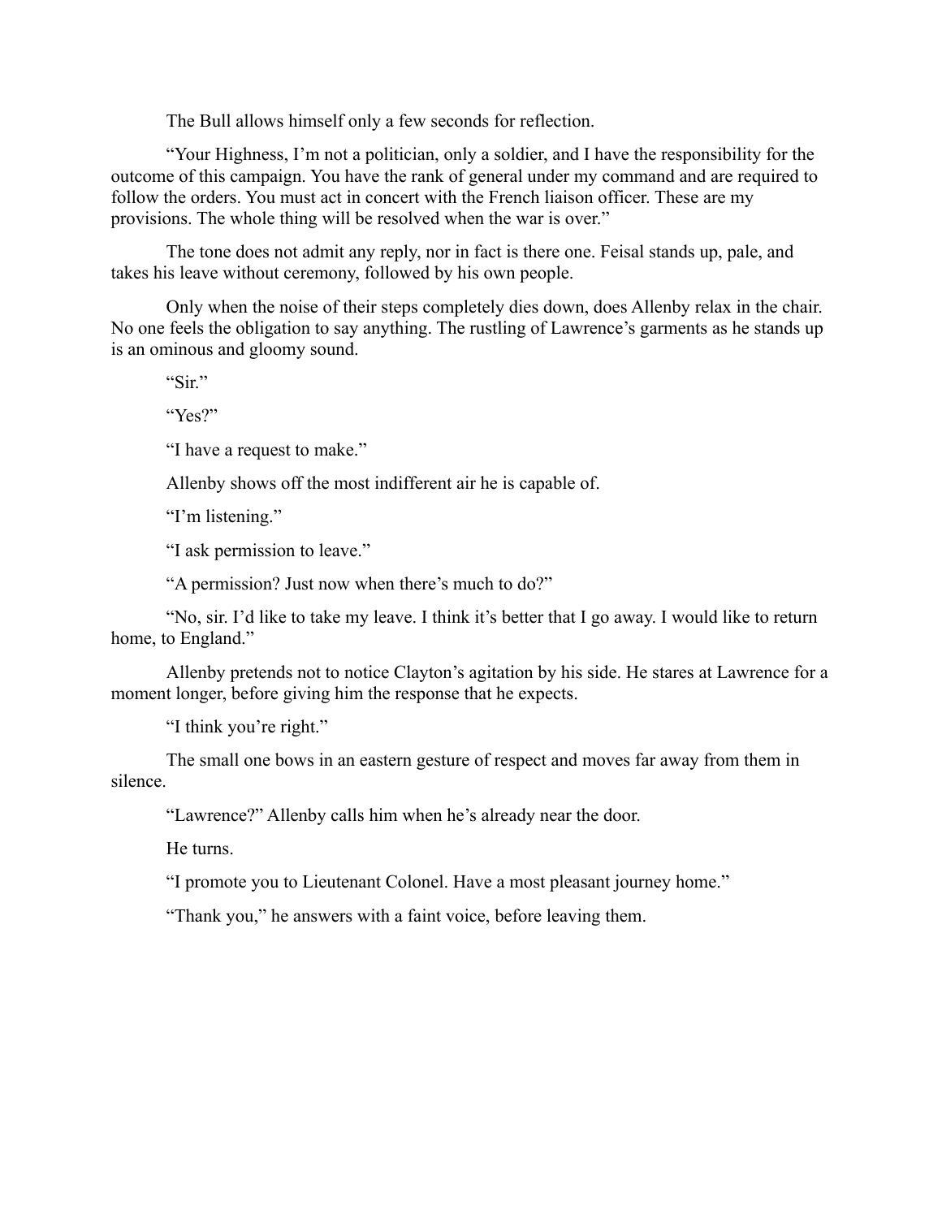The Bull allows himself only a few seconds for reflection.

"Your Highness, I'm not a politician, only a soldier, and I have the responsibility for the outcome of this campaign. You have the rank of general under my command and are required to follow the orders. You must act in concert with the French liaison officer. These are my provisions. The whole thing will be resolved when the war is over."

The tone does not admit any reply, nor in fact is there one. Feisal stands up, pale, and takes his leave without ceremony, followed by his own people.

Only when the noise of their steps completely dies down, does Allenby relax in the chair. No one feels the obligation to say anything. The rustling of Lawrence's garments as he stands up is an ominous and gloomy sound.

"Sir."

"Yes?"

"I have a request to make."

Allenby shows off the most indifferent air he is capable of.

"I'm listening."

"I ask permission to leave."

"A permission? Just now when there's much to do?"

"No, sir. I'd like to take my leave. I think it's better that I go away. I would like to return home, to England."

Allenby pretends not to notice Clayton's agitation by his side. He stares at Lawrence for a moment longer, before giving him the response that he expects.

"I think you're right."

The small one bows in an eastern gesture of respect and moves far away from them in silence.

"Lawrence?" Allenby calls him when he's already near the door.

He turns.

"I promote you to Lieutenant Colonel. Have a most pleasant journey home."

"Thank you," he answers with a faint voice, before leaving them.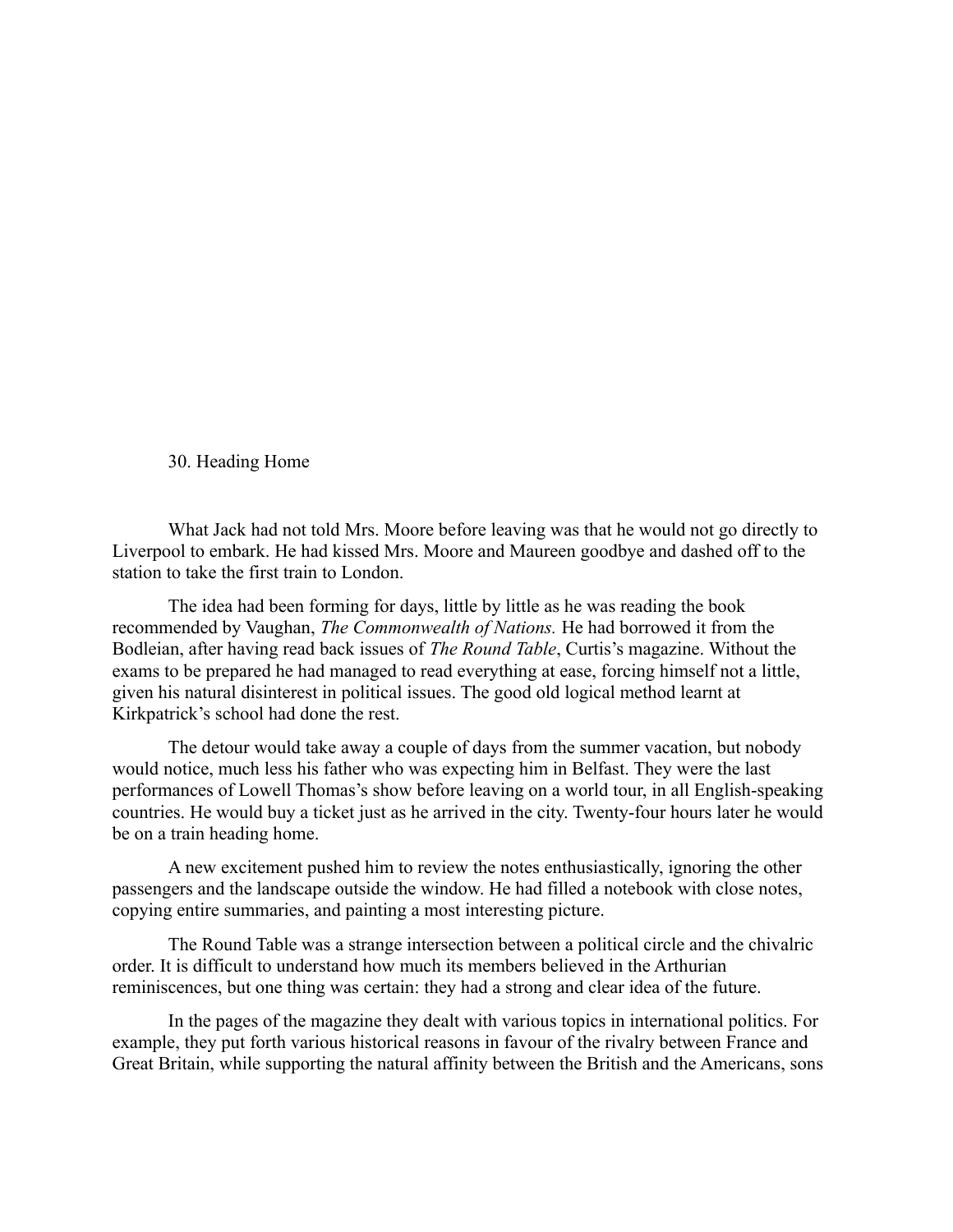## 30. Heading Home

What Jack had not told Mrs. Moore before leaving was that he would not go directly to Liverpool to embark. He had kissed Mrs. Moore and Maureen goodbye and dashed off to the station to take the first train to London.

The idea had been forming for days, little by little as he was reading the book recommended by Vaughan, *The Commonwealth of Nations.* He had borrowed it from the Bodleian, after having read back issues of *The Round Table*, Curtis's magazine. Without the exams to be prepared he had managed to read everything at ease, forcing himself not a little, given his natural disinterest in political issues. The good old logical method learnt at Kirkpatrick's school had done the rest.

The detour would take away a couple of days from the summer vacation, but nobody would notice, much less his father who was expecting him in Belfast. They were the last performances of Lowell Thomas's show before leaving on a world tour, in all English-speaking countries. He would buy a ticket just as he arrived in the city. Twenty-four hours later he would be on a train heading home.

A new excitement pushed him to review the notes enthusiastically, ignoring the other passengers and the landscape outside the window. He had filled a notebook with close notes, copying entire summaries, and painting a most interesting picture.

The Round Table was a strange intersection between a political circle and the chivalric order. It is difficult to understand how much its members believed in the Arthurian reminiscences, but one thing was certain: they had a strong and clear idea of the future.

In the pages of the magazine they dealt with various topics in international politics. For example, they put forth various historical reasons in favour of the rivalry between France and Great Britain, while supporting the natural affinity between the British and the Americans, sons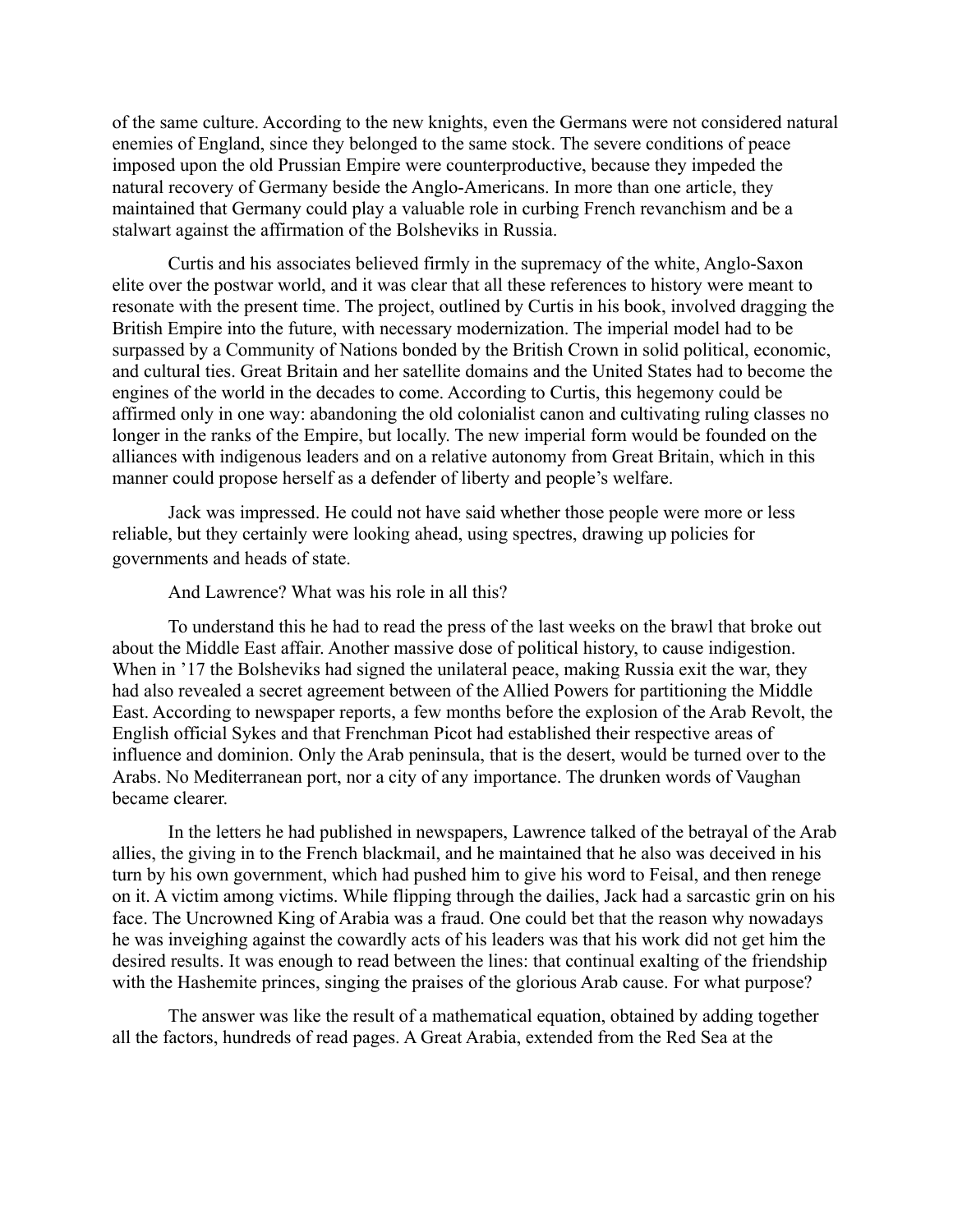of the same culture. According to the new knights, even the Germans were not considered natural enemies of England, since they belonged to the same stock. The severe conditions of peace imposed upon the old Prussian Empire were counterproductive, because they impeded the natural recovery of Germany beside the Anglo-Americans. In more than one article, they maintained that Germany could play a valuable role in curbing French revanchism and be a stalwart against the affirmation of the Bolsheviks in Russia.

Curtis and his associates believed firmly in the supremacy of the white, Anglo-Saxon elite over the postwar world, and it was clear that all these references to history were meant to resonate with the present time. The project, outlined by Curtis in his book, involved dragging the British Empire into the future, with necessary modernization. The imperial model had to be surpassed by a Community of Nations bonded by the British Crown in solid political, economic, and cultural ties. Great Britain and her satellite domains and the United States had to become the engines of the world in the decades to come. According to Curtis, this hegemony could be affirmed only in one way: abandoning the old colonialist canon and cultivating ruling classes no longer in the ranks of the Empire, but locally. The new imperial form would be founded on the alliances with indigenous leaders and on a relative autonomy from Great Britain, which in this manner could propose herself as a defender of liberty and people's welfare.

Jack was impressed. He could not have said whether those people were more or less reliable, but they certainly were looking ahead, using spectres, drawing up policies for governments and heads of state.

And Lawrence? What was his role in all this?

To understand this he had to read the press of the last weeks on the brawl that broke out about the Middle East affair. Another massive dose of political history, to cause indigestion. When in '17 the Bolsheviks had signed the unilateral peace, making Russia exit the war, they had also revealed a secret agreement between of the Allied Powers for partitioning the Middle East. According to newspaper reports, a few months before the explosion of the Arab Revolt, the English official Sykes and that Frenchman Picot had established their respective areas of influence and dominion. Only the Arab peninsula, that is the desert, would be turned over to the Arabs. No Mediterranean port, nor a city of any importance. The drunken words of Vaughan became clearer.

In the letters he had published in newspapers, Lawrence talked of the betrayal of the Arab allies, the giving in to the French blackmail, and he maintained that he also was deceived in his turn by his own government, which had pushed him to give his word to Feisal, and then renege on it. A victim among victims. While flipping through the dailies, Jack had a sarcastic grin on his face. The Uncrowned King of Arabia was a fraud. One could bet that the reason why nowadays he was inveighing against the cowardly acts of his leaders was that his work did not get him the desired results. It was enough to read between the lines: that continual exalting of the friendship with the Hashemite princes, singing the praises of the glorious Arab cause. For what purpose?

The answer was like the result of a mathematical equation, obtained by adding together all the factors, hundreds of read pages. A Great Arabia, extended from the Red Sea at the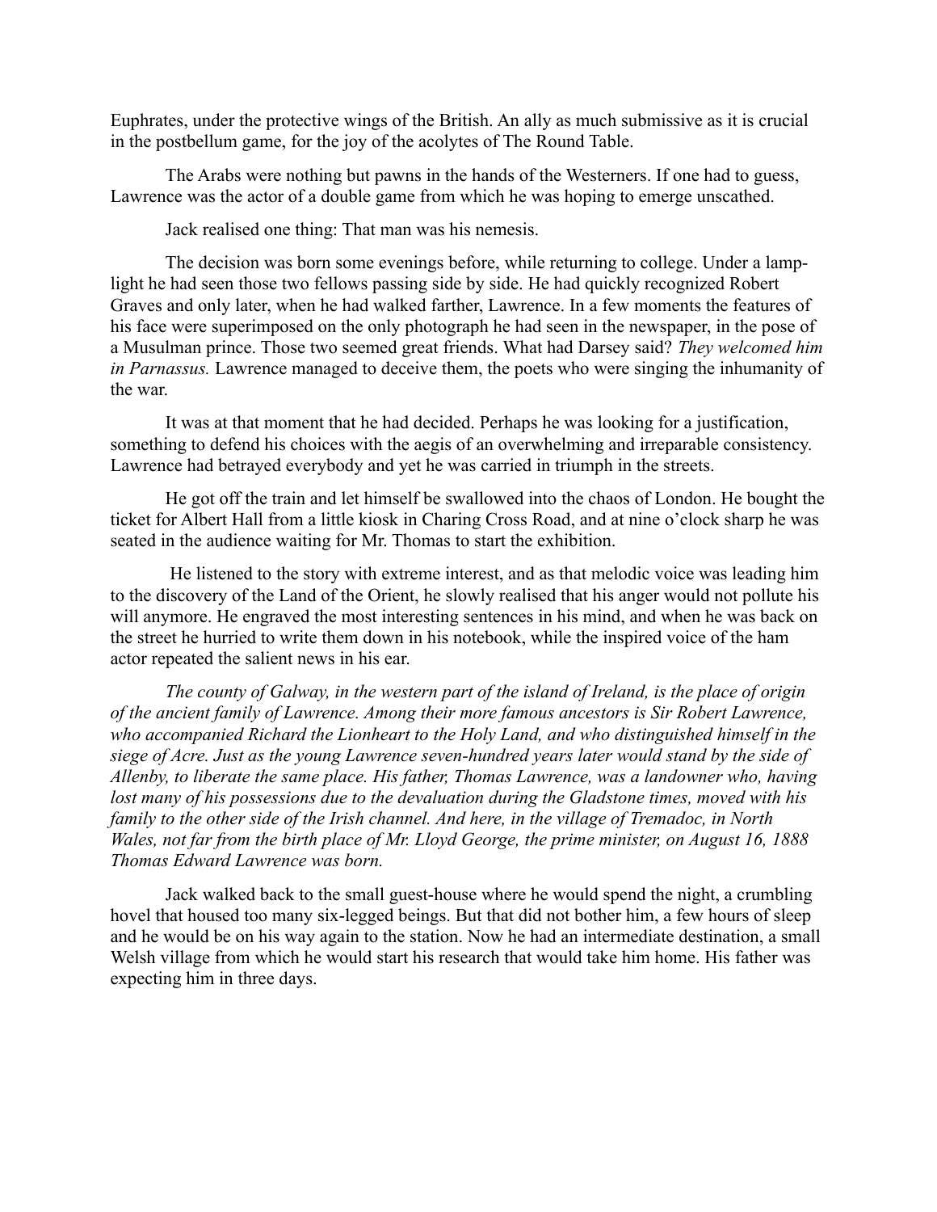Euphrates, under the protective wings of the British. An ally as much submissive as it is crucial in the postbellum game, for the joy of the acolytes of The Round Table.

The Arabs were nothing but pawns in the hands of the Westerners. If one had to guess, Lawrence was the actor of a double game from which he was hoping to emerge unscathed.

Jack realised one thing: That man was his nemesis.

The decision was born some evenings before, while returning to college. Under a lamp-light he had seen those two fellows passing side by side. He had quickly recognized Robert Graves and only later, when he had walked farther, Lawrence. In a few moments the features of his face were superimposed on the only photograph he had seen in the newspaper, in the pose of a Musulman prince. Those two seemed great friends. What had Darsey said? *They welcomed him in Parnassus.* Lawrence managed to deceive them, the poets who were singing the inhumanity of the war.

It was at that moment that he had decided. Perhaps he was looking for a justification, something to defend his choices with the aegis of an overwhelming and irreparable consistency. Lawrence had betrayed everybody and yet he was carried in triumph in the streets.

He got off the train and let himself be swallowed into the chaos of London. He bought the ticket for Albert Hall from a little kiosk in Charing Cross Road, and at nine o'clock sharp he was seated in the audience waiting for Mr. Thomas to start the exhibition.

He listened to the story with extreme interest, and as that melodic voice was leading him to the discovery of the Land of the Orient, he slowly realised that his anger would not pollute his will anymore. He engraved the most interesting sentences in his mind, and when he was back on the street he hurried to write them down in his notebook, while the inspired voice of the ham actor repeated the salient news in his ear.

*The county of Galway, in the western part of the island of Ireland, is the place of origin of the ancient family of Lawrence. Among their more famous ancestors is Sir Robert Lawrence, who accompanied Richard the Lionheart to the Holy Land, and who distinguished himself in the siege of Acre. Just as the young Lawrence seven-hundred years later would stand by the side of Allenby, to liberate the same place. His father, Thomas Lawrence, was a landowner who, having lost many of his possessions due to the devaluation during the Gladstone times, moved with his family to the other side of the Irish channel. And here, in the village of Tremadoc, in North Wales, not far from the birth place of Mr. Lloyd George, the prime minister, on August 16, 1888 Thomas Edward Lawrence was born.*

Jack walked back to the small guest-house where he would spend the night, a crumbling hovel that housed too many six-legged beings. But that did not bother him, a few hours of sleep and he would be on his way again to the station. Now he had an intermediate destination, a small Welsh village from which he would start his research that would take him home. His father was expecting him in three days.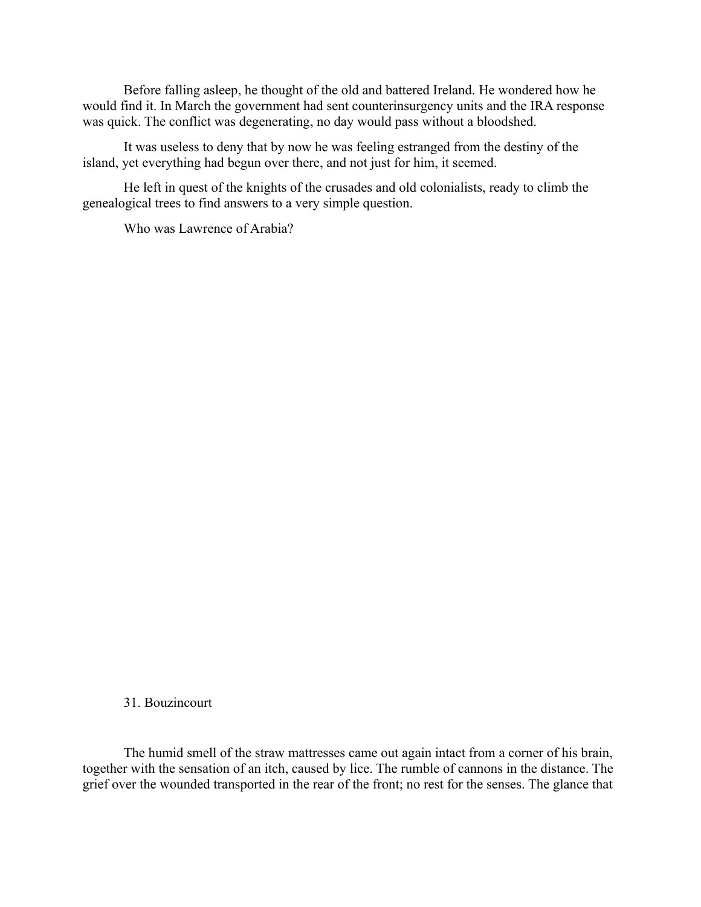Before falling asleep, he thought of the old and battered Ireland. He wondered how he would find it. In March the government had sent counterinsurgency units and the IRA response was quick. The conflict was degenerating, no day would pass without a bloodshed.

It was useless to deny that by now he was feeling estranged from the destiny of the island, yet everything had begun over there, and not just for him, it seemed.

He left in quest of the knights of the crusades and old colonialists, ready to climb the genealogical trees to find answers to a very simple question.

Who was Lawrence of Arabia?

## 31. Bouzincourt

The humid smell of the straw mattresses came out again intact from a corner of his brain, together with the sensation of an itch, caused by lice. The rumble of cannons in the distance. The grief over the wounded transported in the rear of the front; no rest for the senses. The glance that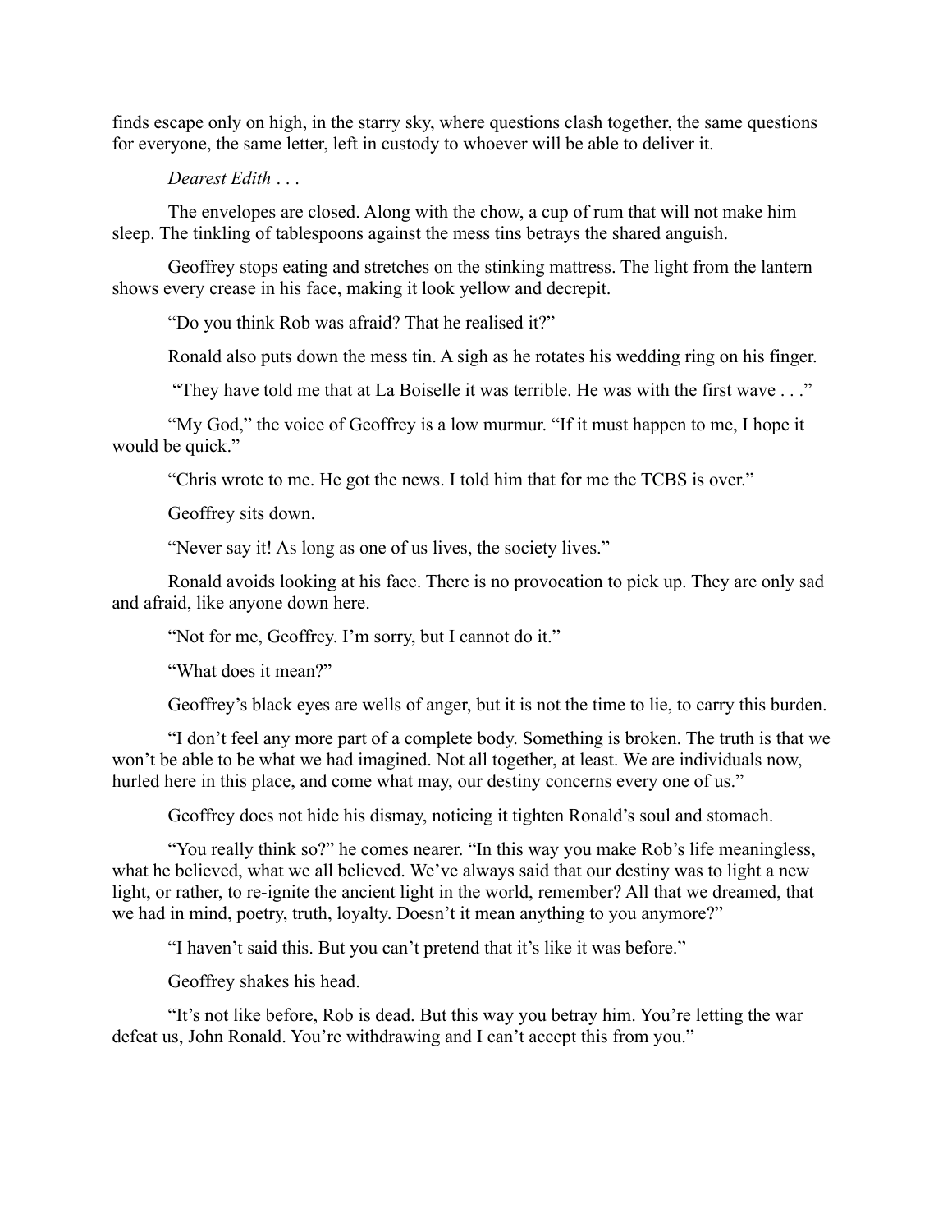finds escape only on high, in the starry sky, where questions clash together, the same questions for everyone, the same letter, left in custody to whoever will be able to deliver it.

*Dearest Edith . . .*

The envelopes are closed. Along with the chow, a cup of rum that will not make him sleep. The tinkling of tablespoons against the mess tins betrays the shared anguish.

Geoffrey stops eating and stretches on the stinking mattress. The light from the lantern shows every crease in his face, making it look yellow and decrepit.

"Do you think Rob was afraid? That he realised it?"

Ronald also puts down the mess tin. A sigh as he rotates his wedding ring on his finger.

"They have told me that at La Boiselle it was terrible. He was with the first wave . . ."

"My God," the voice of Geoffrey is a low murmur. "If it must happen to me, I hope it would be quick."

"Chris wrote to me. He got the news. I told him that for me the TCBS is over."

Geoffrey sits down.

"Never say it! As long as one of us lives, the society lives."

Ronald avoids looking at his face. There is no provocation to pick up. They are only sad and afraid, like anyone down here.

"Not for me, Geoffrey. I'm sorry, but I cannot do it."

"What does it mean?"

Geoffrey's black eyes are wells of anger, but it is not the time to lie, to carry this burden.

"I don't feel any more part of a complete body. Something is broken. The truth is that we won't be able to be what we had imagined. Not all together, at least. We are individuals now, hurled here in this place, and come what may, our destiny concerns every one of us."

Geoffrey does not hide his dismay, noticing it tighten Ronald's soul and stomach.

"You really think so?" he comes nearer. "In this way you make Rob's life meaningless, what he believed, what we all believed. We've always said that our destiny was to light a new light, or rather, to re-ignite the ancient light in the world, remember? All that we dreamed, that we had in mind, poetry, truth, loyalty. Doesn't it mean anything to you anymore?"

"I haven't said this. But you can't pretend that it's like it was before."

Geoffrey shakes his head.

"It's not like before, Rob is dead. But this way you betray him. You're letting the war defeat us, John Ronald. You're withdrawing and I can't accept this from you."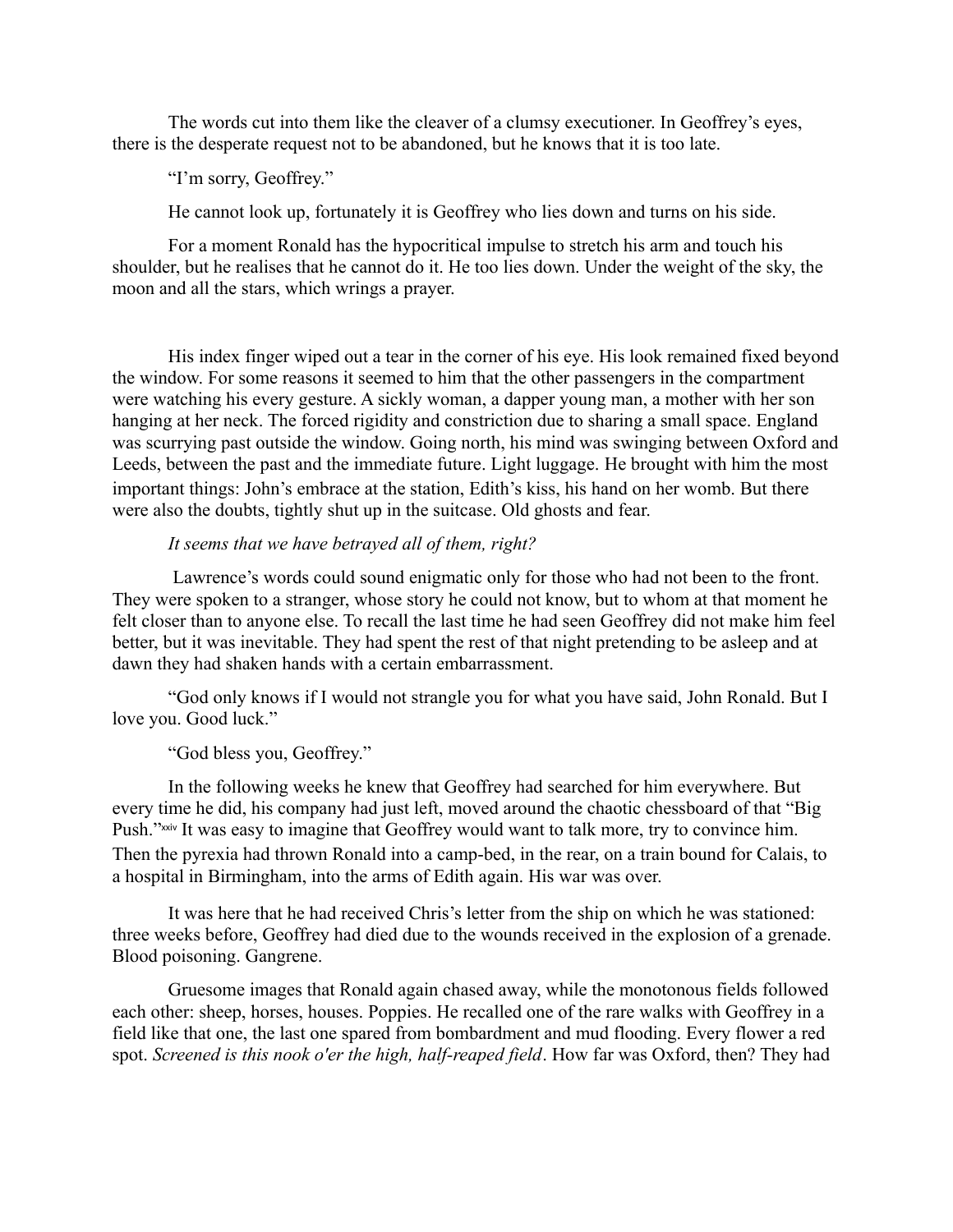The words cut into them like the cleaver of a clumsy executioner. In Geoffrey's eyes, there is the desperate request not to be abandoned, but he knows that it is too late.

"I'm sorry, Geoffrey."

He cannot look up, fortunately it is Geoffrey who lies down and turns on his side.

For a moment Ronald has the hypocritical impulse to stretch his arm and touch his shoulder, but he realises that he cannot do it. He too lies down. Under the weight of the sky, the moon and all the stars, which wrings a prayer.

His index finger wiped out a tear in the corner of his eye. His look remained fixed beyond the window. For some reasons it seemed to him that the other passengers in the compartment were watching his every gesture. A sickly woman, a dapper young man, a mother with her son hanging at her neck. The forced rigidity and constriction due to sharing a small space. England was scurrying past outside the window. Going north, his mind was swinging between Oxford and Leeds, between the past and the immediate future. Light luggage. He brought with him the most important things: John's embrace at the station, Edith's kiss, his hand on her womb. But there were also the doubts, tightly shut up in the suitcase. Old ghosts and fear.

*It seems that we have betrayed all of them, right?*

Lawrence's words could sound enigmatic only for those who had not been to the front. They were spoken to a stranger, whose story he could not know, but to whom at that moment he felt closer than to anyone else. To recall the last time he had seen Geoffrey did not make him feel better, but it was inevitable. They had spent the rest of that night pretending to be asleep and at dawn they had shaken hands with a certain embarrassment.

"God only knows if I would not strangle you for what you have said, John Ronald. But I love you. Good luck."

"God bless you, Geoffrey."

In the following weeks he knew that Geoffrey had searched for him everywhere. But every time he did, his company had just left, moved around the chaotic chessboard of that "Big Push."[xxiv] It was easy to imagine that Geoffrey would want to talk more, try to convince him. Then the pyrexia had thrown Ronald into a camp-bed, in the rear, on a train bound for Calais, to a hospital in Birmingham, into the arms of Edith again. His war was over.

It was here that he had received Chris's letter from the ship on which he was stationed: three weeks before, Geoffrey had died due to the wounds received in the explosion of a grenade. Blood poisoning. Gangrene.

Gruesome images that Ronald again chased away, while the monotonous fields followed each other: sheep, horses, houses. Poppies. He recalled one of the rare walks with Geoffrey in a field like that one, the last one spared from bombardment and mud flooding. Every flower a red spot. *Screened is this nook o'er the high, half-reaped field*. How far was Oxford, then? They had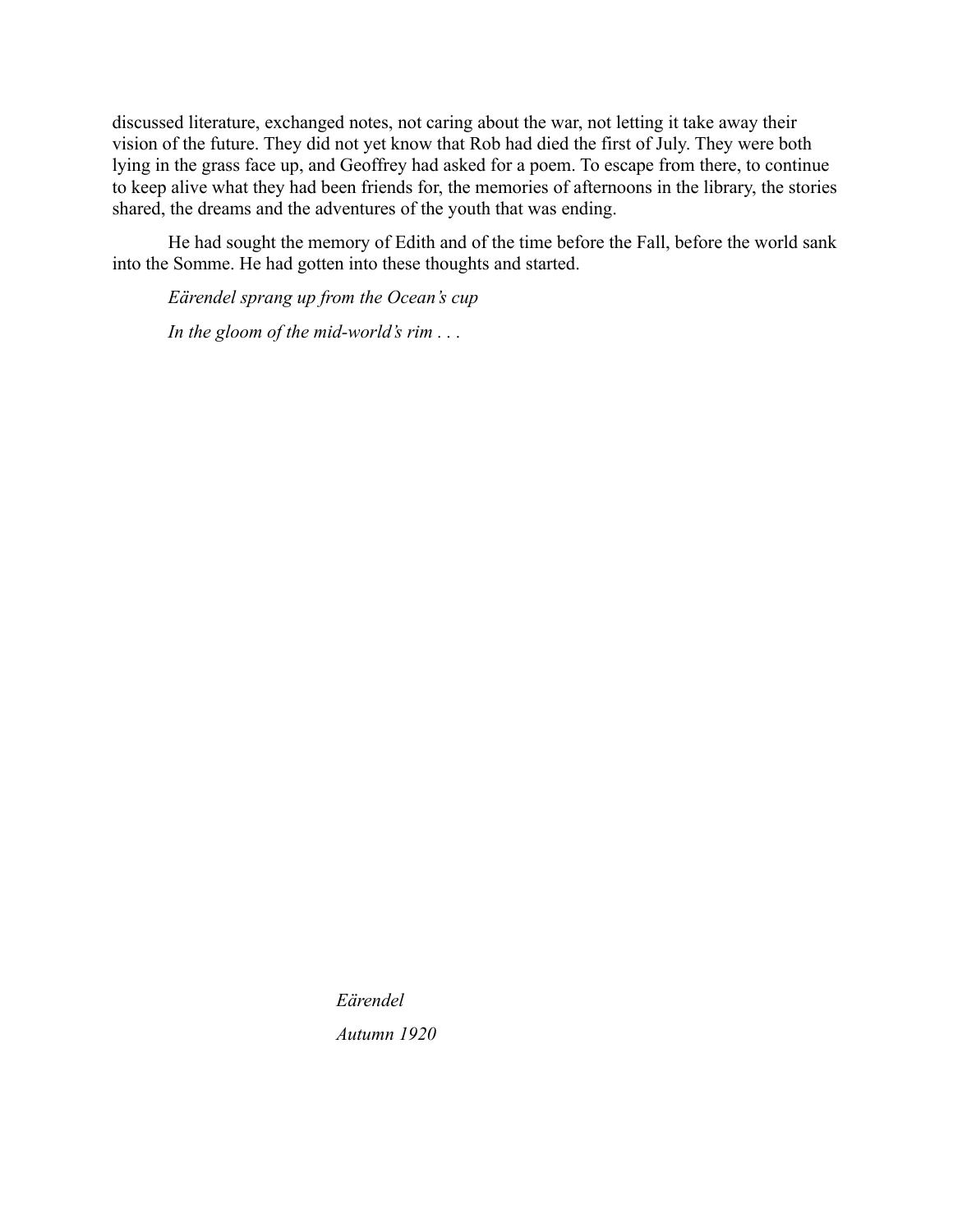discussed literature, exchanged notes, not caring about the war, not letting it take away their vision of the future. They did not yet know that Rob had died the first of July. They were both lying in the grass face up, and Geoffrey had asked for a poem. To escape from there, to continue to keep alive what they had been friends for, the memories of afternoons in the library, the stories shared, the dreams and the adventures of the youth that was ending.

He had sought the memory of Edith and of the time before the Fall, before the world sank into the Somme. He had gotten into these thoughts and started.

*Eärendel sprang up from the Ocean's cup*

*In the gloom of the mid-world's rim . . .*

*Eärendel*

*Autumn 1920*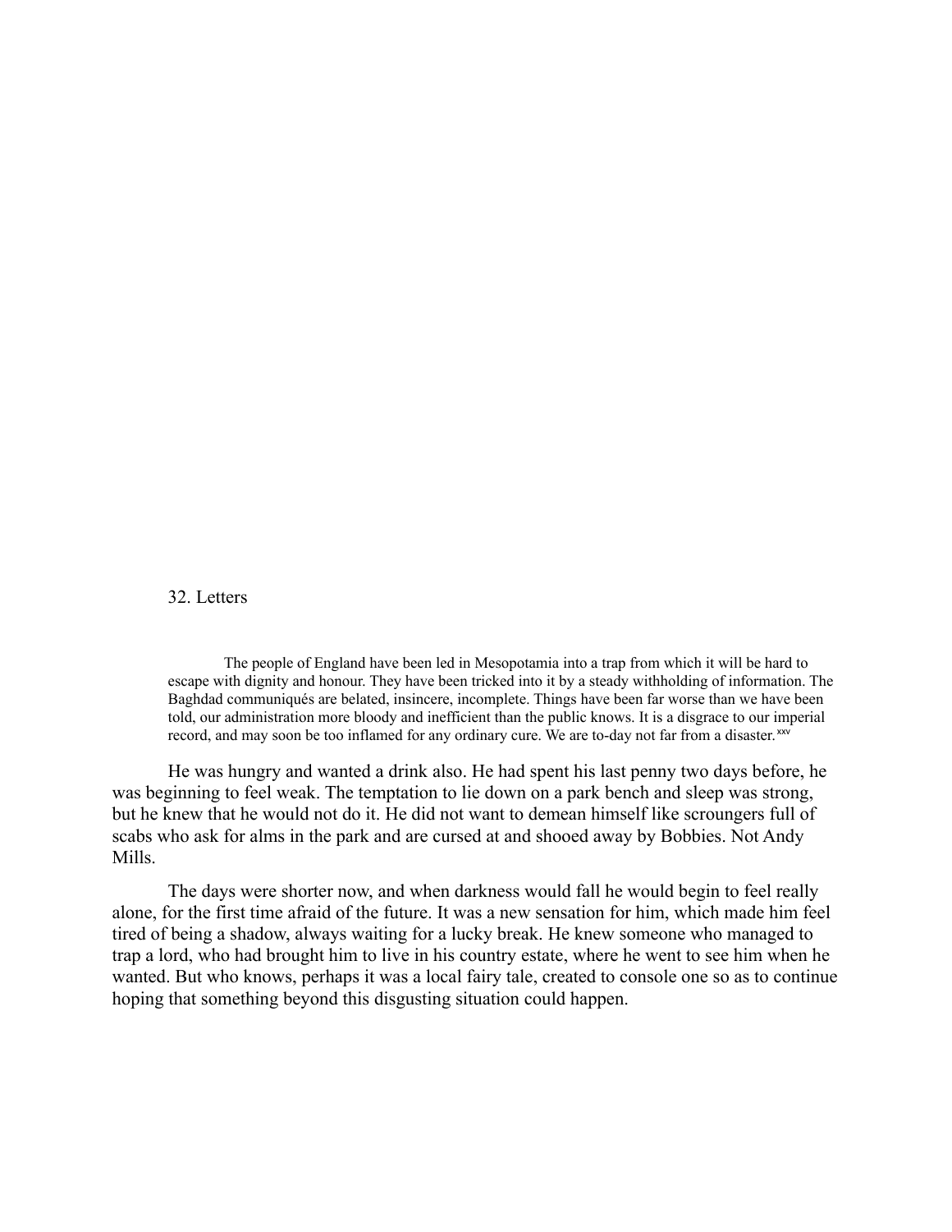## 32. Letters

> The people of England have been led in Mesopotamia into a trap from which it will be hard to escape with dignity and honour. They have been tricked into it by a steady withholding of information. The Baghdad communiqués are belated, insincere, incomplete. Things have been far worse than we have been told, our administration more bloody and inefficient than the public knows. It is a disgrace to our imperial record, and may soon be too inflamed for any ordinary cure. We are to-day not far from a disaster.[xxv]

He was hungry and wanted a drink also. He had spent his last penny two days before, he was beginning to feel weak. The temptation to lie down on a park bench and sleep was strong, but he knew that he would not do it. He did not want to demean himself like scroungers full of scabs who ask for alms in the park and are cursed at and shooed away by Bobbies. Not Andy Mills.

The days were shorter now, and when darkness would fall he would begin to feel really alone, for the first time afraid of the future. It was a new sensation for him, which made him feel tired of being a shadow, always waiting for a lucky break. He knew someone who managed to trap a lord, who had brought him to live in his country estate, where he went to see him when he wanted. But who knows, perhaps it was a local fairy tale, created to console one so as to continue hoping that something beyond this disgusting situation could happen.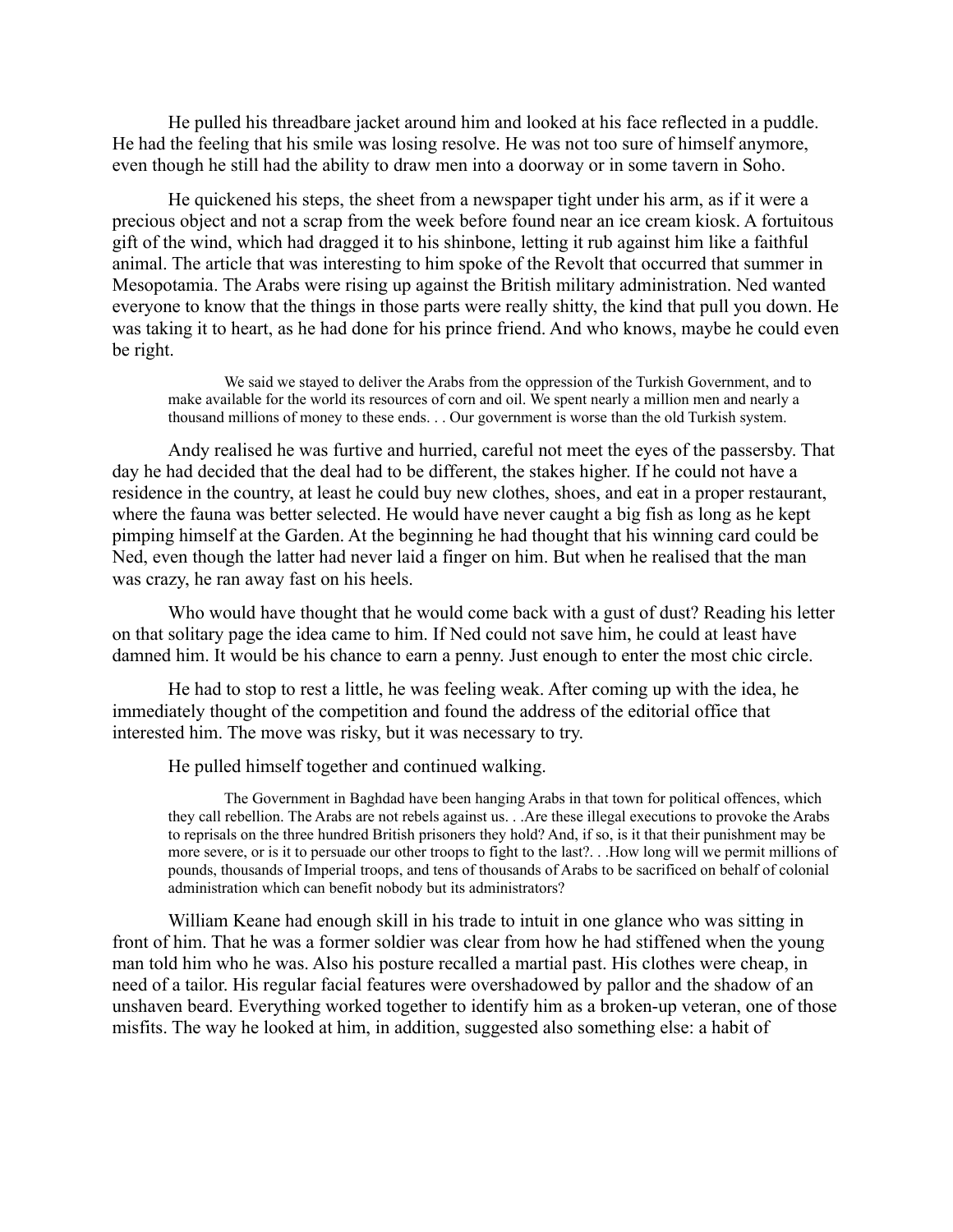He pulled his threadbare jacket around him and looked at his face reflected in a puddle. He had the feeling that his smile was losing resolve. He was not too sure of himself anymore, even though he still had the ability to draw men into a doorway or in some tavern in Soho.

He quickened his steps, the sheet from a newspaper tight under his arm, as if it were a precious object and not a scrap from the week before found near an ice cream kiosk. A fortuitous gift of the wind, which had dragged it to his shinbone, letting it rub against him like a faithful animal. The article that was interesting to him spoke of the Revolt that occurred that summer in Mesopotamia. The Arabs were rising up against the British military administration. Ned wanted everyone to know that the things in those parts were really shitty, the kind that pull you down. He was taking it to heart, as he had done for his prince friend. And who knows, maybe he could even be right.

> We said we stayed to deliver the Arabs from the oppression of the Turkish Government, and to make available for the world its resources of corn and oil. We spent nearly a million men and nearly a thousand millions of money to these ends. . . Our government is worse than the old Turkish system.

Andy realised he was furtive and hurried, careful not meet the eyes of the passersby. That day he had decided that the deal had to be different, the stakes higher. If he could not have a residence in the country, at least he could buy new clothes, shoes, and eat in a proper restaurant, where the fauna was better selected. He would have never caught a big fish as long as he kept pimping himself at the Garden. At the beginning he had thought that his winning card could be Ned, even though the latter had never laid a finger on him. But when he realised that the man was crazy, he ran away fast on his heels.

Who would have thought that he would come back with a gust of dust? Reading his letter on that solitary page the idea came to him. If Ned could not save him, he could at least have damned him. It would be his chance to earn a penny. Just enough to enter the most chic circle.

He had to stop to rest a little, he was feeling weak. After coming up with the idea, he immediately thought of the competition and found the address of the editorial office that interested him. The move was risky, but it was necessary to try.

He pulled himself together and continued walking.

> The Government in Baghdad have been hanging Arabs in that town for political offences, which they call rebellion. The Arabs are not rebels against us. . .Are these illegal executions to provoke the Arabs to reprisals on the three hundred British prisoners they hold? And, if so, is it that their punishment may be more severe, or is it to persuade our other troops to fight to the last?. . .How long will we permit millions of pounds, thousands of Imperial troops, and tens of thousands of Arabs to be sacrificed on behalf of colonial administration which can benefit nobody but its administrators?

William Keane had enough skill in his trade to intuit in one glance who was sitting in front of him. That he was a former soldier was clear from how he had stiffened when the young man told him who he was. Also his posture recalled a martial past. His clothes were cheap, in need of a tailor. His regular facial features were overshadowed by pallor and the shadow of an unshaven beard. Everything worked together to identify him as a broken-up veteran, one of those misfits. The way he looked at him, in addition, suggested also something else: a habit of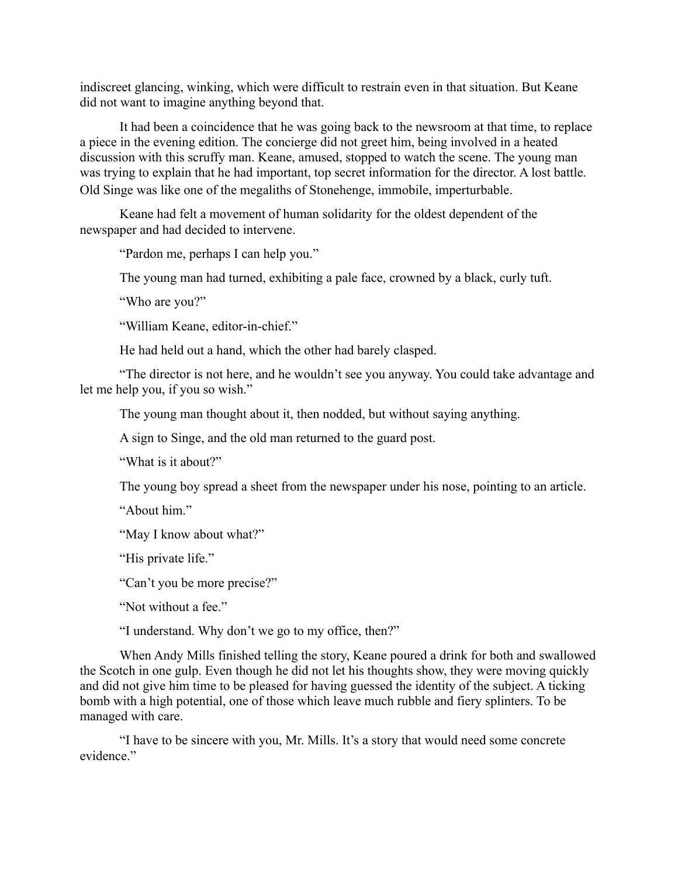indiscreet glancing, winking, which were difficult to restrain even in that situation. But Keane did not want to imagine anything beyond that.

It had been a coincidence that he was going back to the newsroom at that time, to replace a piece in the evening edition. The concierge did not greet him, being involved in a heated discussion with this scruffy man. Keane, amused, stopped to watch the scene. The young man was trying to explain that he had important, top secret information for the director. A lost battle. Old Singe was like one of the megaliths of Stonehenge, immobile, imperturbable.

Keane had felt a movement of human solidarity for the oldest dependent of the newspaper and had decided to intervene.

"Pardon me, perhaps I can help you."

The young man had turned, exhibiting a pale face, crowned by a black, curly tuft.

"Who are you?"

"William Keane, editor-in-chief."

He had held out a hand, which the other had barely clasped.

"The director is not here, and he wouldn't see you anyway. You could take advantage and let me help you, if you so wish."

The young man thought about it, then nodded, but without saying anything.

A sign to Singe, and the old man returned to the guard post.

"What is it about?"

The young boy spread a sheet from the newspaper under his nose, pointing to an article.

"About him."

"May I know about what?"

"His private life."

"Can't you be more precise?"

"Not without a fee."

"I understand. Why don't we go to my office, then?"

When Andy Mills finished telling the story, Keane poured a drink for both and swallowed the Scotch in one gulp. Even though he did not let his thoughts show, they were moving quickly and did not give him time to be pleased for having guessed the identity of the subject. A ticking bomb with a high potential, one of those which leave much rubble and fiery splinters. To be managed with care.

"I have to be sincere with you, Mr. Mills. It's a story that would need some concrete evidence."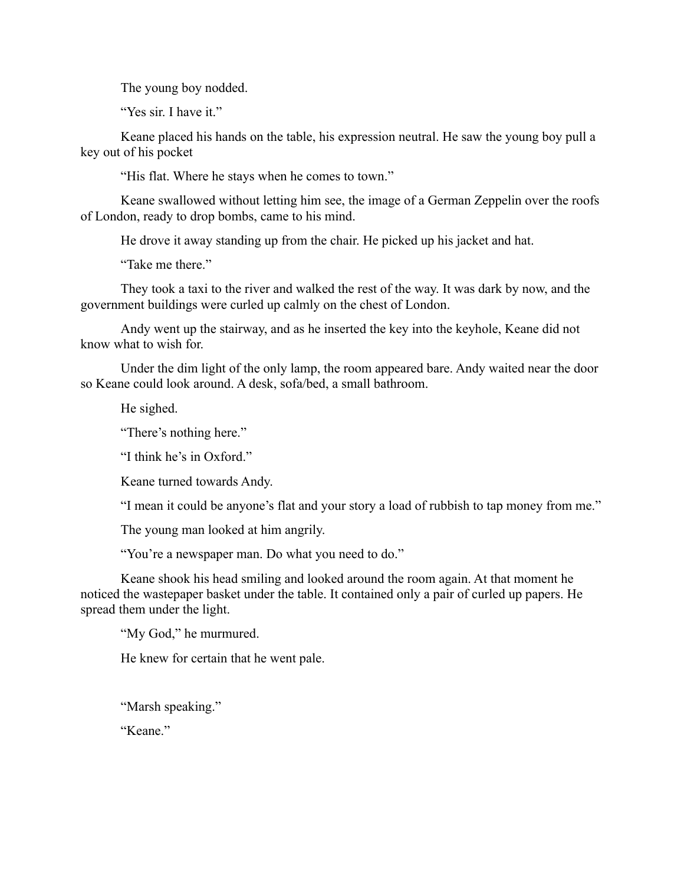The young boy nodded.

"Yes sir. I have it."

Keane placed his hands on the table, his expression neutral. He saw the young boy pull a key out of his pocket

"His flat. Where he stays when he comes to town."

Keane swallowed without letting him see, the image of a German Zeppelin over the roofs of London, ready to drop bombs, came to his mind.

He drove it away standing up from the chair. He picked up his jacket and hat.

"Take me there."

They took a taxi to the river and walked the rest of the way. It was dark by now, and the government buildings were curled up calmly on the chest of London.

Andy went up the stairway, and as he inserted the key into the keyhole, Keane did not know what to wish for.

Under the dim light of the only lamp, the room appeared bare. Andy waited near the door so Keane could look around. A desk, sofa/bed, a small bathroom.

He sighed.

"There's nothing here."

"I think he's in Oxford."

Keane turned towards Andy.

"I mean it could be anyone's flat and your story a load of rubbish to tap money from me."

The young man looked at him angrily.

"You're a newspaper man. Do what you need to do."

Keane shook his head smiling and looked around the room again. At that moment he noticed the wastepaper basket under the table. It contained only a pair of curled up papers. He spread them under the light.

"My God," he murmured.

He knew for certain that he went pale.

"Marsh speaking."

"Keane."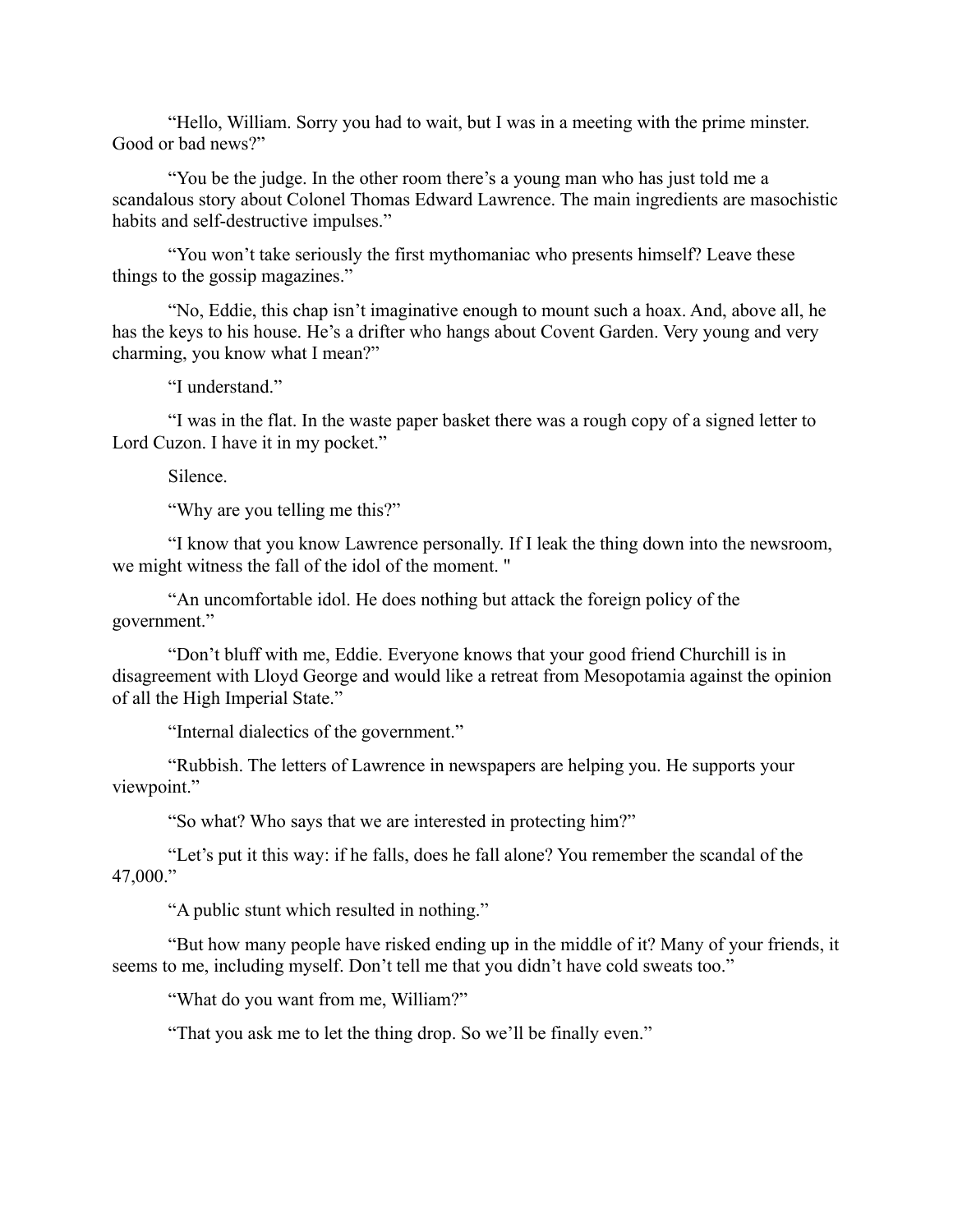"Hello, William. Sorry you had to wait, but I was in a meeting with the prime minster. Good or bad news?"

"You be the judge. In the other room there's a young man who has just told me a scandalous story about Colonel Thomas Edward Lawrence. The main ingredients are masochistic habits and self-destructive impulses."

"You won't take seriously the first mythomaniac who presents himself? Leave these things to the gossip magazines."

"No, Eddie, this chap isn't imaginative enough to mount such a hoax. And, above all, he has the keys to his house. He's a drifter who hangs about Covent Garden. Very young and very charming, you know what I mean?"

"I understand."

"I was in the flat. In the waste paper basket there was a rough copy of a signed letter to Lord Cuzon. I have it in my pocket."

Silence.

"Why are you telling me this?"

"I know that you know Lawrence personally. If I leak the thing down into the newsroom, we might witness the fall of the idol of the moment. "

"An uncomfortable idol. He does nothing but attack the foreign policy of the government."

"Don't bluff with me, Eddie. Everyone knows that your good friend Churchill is in disagreement with Lloyd George and would like a retreat from Mesopotamia against the opinion of all the High Imperial State."

"Internal dialectics of the government."

"Rubbish. The letters of Lawrence in newspapers are helping you. He supports your viewpoint."

"So what? Who says that we are interested in protecting him?"

"Let's put it this way: if he falls, does he fall alone? You remember the scandal of the 47,000."

"A public stunt which resulted in nothing."

"But how many people have risked ending up in the middle of it? Many of your friends, it seems to me, including myself. Don't tell me that you didn't have cold sweats too."

"What do you want from me, William?"

"That you ask me to let the thing drop. So we'll be finally even."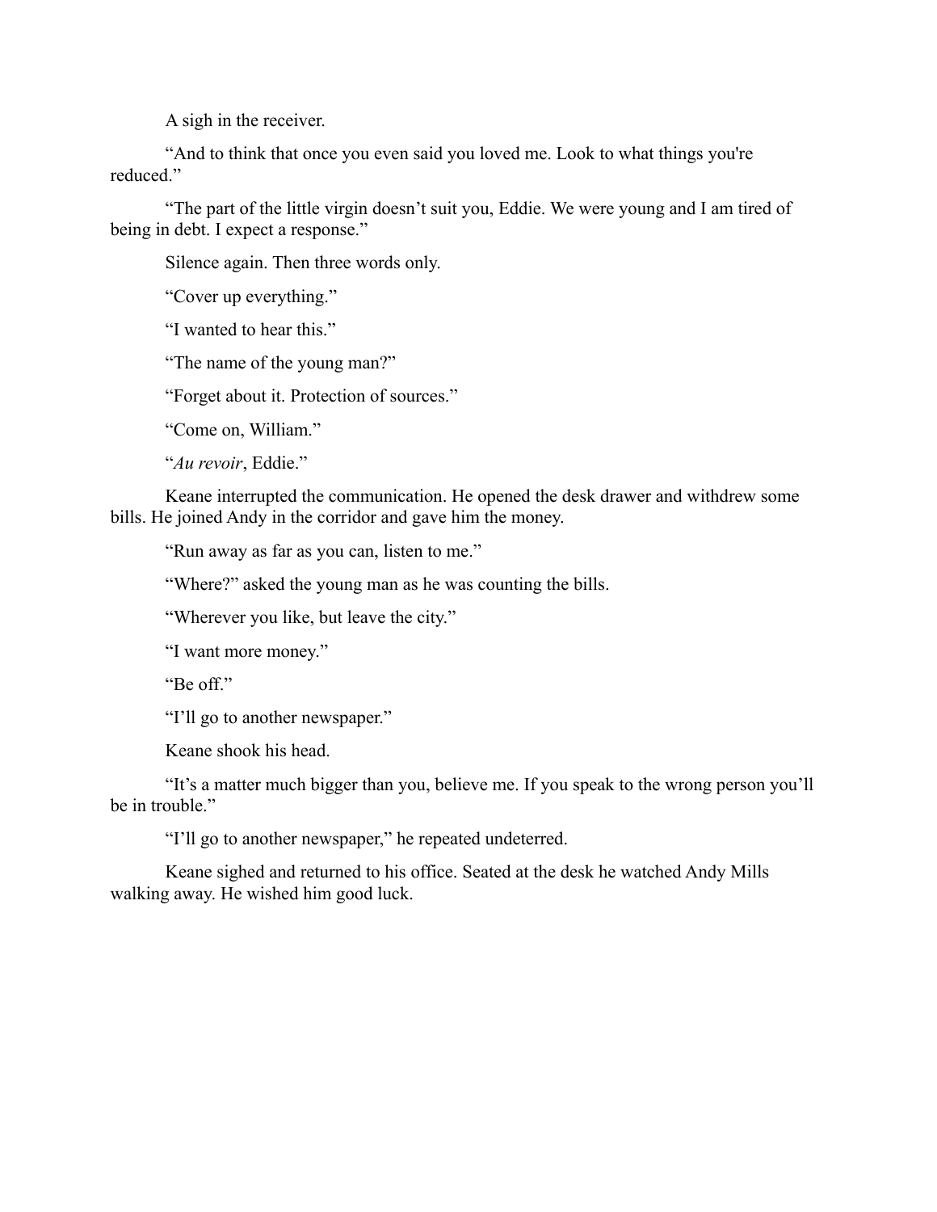A sigh in the receiver.

“And to think that once you even said you loved me. Look to what things you're reduced.”

“The part of the little virgin doesn’t suit you, Eddie. We were young and I am tired of being in debt. I expect a response.”

Silence again. Then three words only.

“Cover up everything.”

“I wanted to hear this.”

“The name of the young man?”

“Forget about it. Protection of sources.”

“Come on, William.”

“*Au revoir*, Eddie.”

Keane interrupted the communication. He opened the desk drawer and withdrew some bills. He joined Andy in the corridor and gave him the money.

“Run away as far as you can, listen to me.”

“Where?” asked the young man as he was counting the bills.

“Wherever you like, but leave the city.”

“I want more money.”

“Be off.”

“I’ll go to another newspaper.”

Keane shook his head.

“It’s a matter much bigger than you, believe me. If you speak to the wrong person you’ll be in trouble.”

“I’ll go to another newspaper,” he repeated undeterred.

Keane sighed and returned to his office. Seated at the desk he watched Andy Mills walking away. He wished him good luck.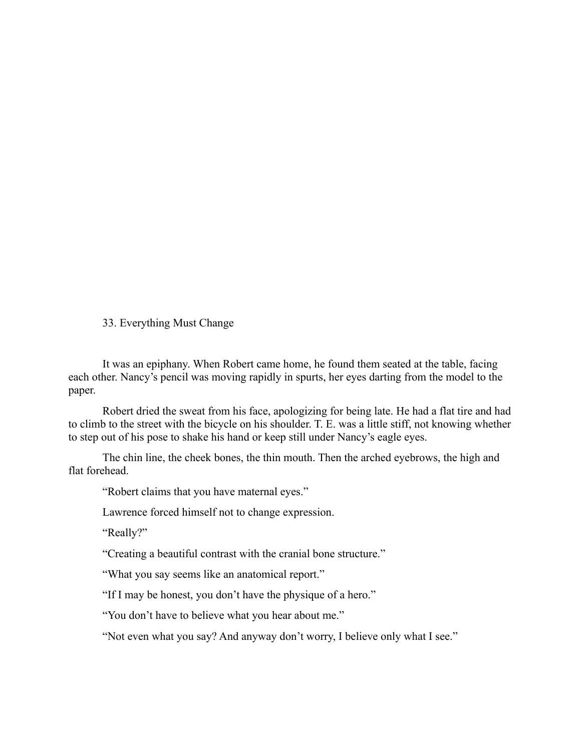## 33. Everything Must Change

It was an epiphany. When Robert came home, he found them seated at the table, facing each other. Nancy's pencil was moving rapidly in spurts, her eyes darting from the model to the paper.

Robert dried the sweat from his face, apologizing for being late. He had a flat tire and had to climb to the street with the bicycle on his shoulder. T. E. was a little stiff, not knowing whether to step out of his pose to shake his hand or keep still under Nancy's eagle eyes.

The chin line, the cheek bones, the thin mouth. Then the arched eyebrows, the high and flat forehead.

"Robert claims that you have maternal eyes."

Lawrence forced himself not to change expression.

"Really?"

"Creating a beautiful contrast with the cranial bone structure."

"What you say seems like an anatomical report."

"If I may be honest, you don't have the physique of a hero."

"You don't have to believe what you hear about me."

"Not even what you say? And anyway don't worry, I believe only what I see."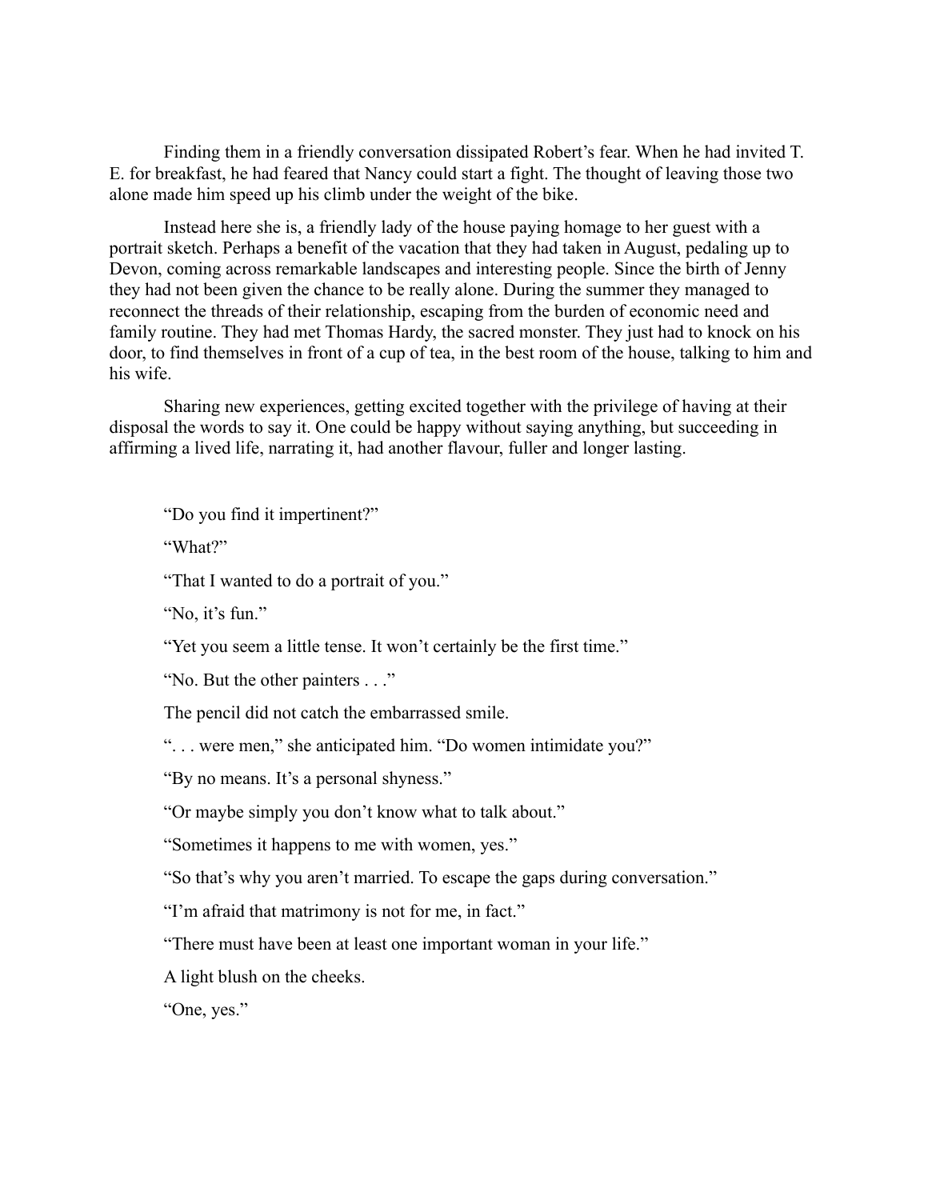Finding them in a friendly conversation dissipated Robert's fear. When he had invited T. E. for breakfast, he had feared that Nancy could start a fight. The thought of leaving those two alone made him speed up his climb under the weight of the bike.

Instead here she is, a friendly lady of the house paying homage to her guest with a portrait sketch. Perhaps a benefit of the vacation that they had taken in August, pedaling up to Devon, coming across remarkable landscapes and interesting people. Since the birth of Jenny they had not been given the chance to be really alone. During the summer they managed to reconnect the threads of their relationship, escaping from the burden of economic need and family routine. They had met Thomas Hardy, the sacred monster. They just had to knock on his door, to find themselves in front of a cup of tea, in the best room of the house, talking to him and his wife.

Sharing new experiences, getting excited together with the privilege of having at their disposal the words to say it. One could be happy without saying anything, but succeeding in affirming a lived life, narrating it, had another flavour, fuller and longer lasting.

"Do you find it impertinent?"

"What?"

"That I wanted to do a portrait of you."

"No, it's fun."

"Yet you seem a little tense. It won't certainly be the first time."

"No. But the other painters . . ."

The pencil did not catch the embarrassed smile.

". . . were men," she anticipated him. "Do women intimidate you?"

"By no means. It's a personal shyness."

"Or maybe simply you don't know what to talk about."

"Sometimes it happens to me with women, yes."

"So that's why you aren't married. To escape the gaps during conversation."

"I'm afraid that matrimony is not for me, in fact."

"There must have been at least one important woman in your life."

A light blush on the cheeks.

"One, yes."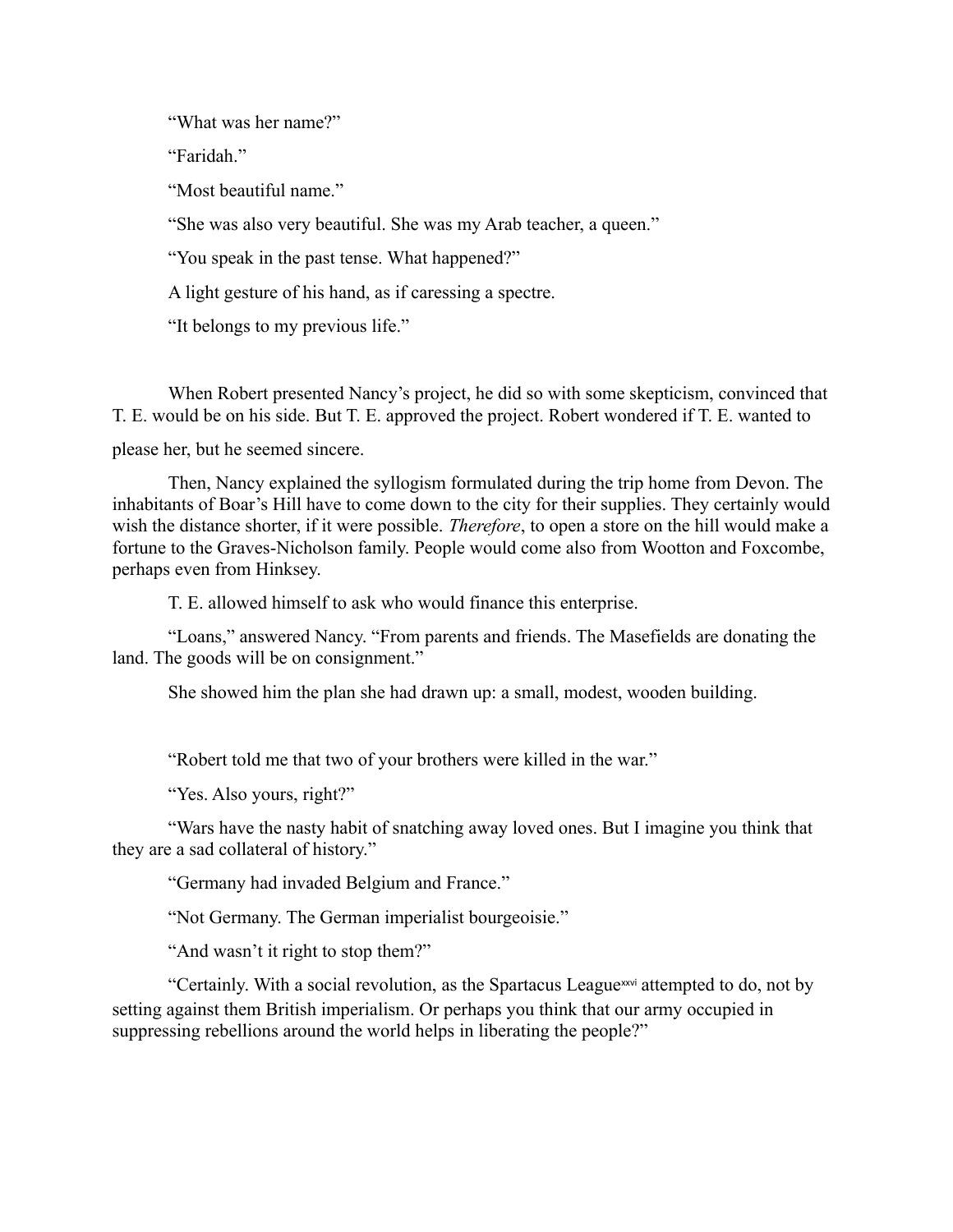"What was her name?"

"Faridah."

"Most beautiful name."

"She was also very beautiful. She was my Arab teacher, a queen."

"You speak in the past tense. What happened?"

A light gesture of his hand, as if caressing a spectre.

"It belongs to my previous life."

When Robert presented Nancy's project, he did so with some skepticism, convinced that T. E. would be on his side. But T. E. approved the project. Robert wondered if T. E. wanted to please her, but he seemed sincere.

Then, Nancy explained the syllogism formulated during the trip home from Devon. The inhabitants of Boar's Hill have to come down to the city for their supplies. They certainly would wish the distance shorter, if it were possible. *Therefore*, to open a store on the hill would make a fortune to the Graves-Nicholson family. People would come also from Wootton and Foxcombe, perhaps even from Hinksey.

T. E. allowed himself to ask who would finance this enterprise.

"Loans," answered Nancy. "From parents and friends. The Masefields are donating the land. The goods will be on consignment."

She showed him the plan she had drawn up: a small, modest, wooden building.

"Robert told me that two of your brothers were killed in the war."

"Yes. Also yours, right?"

"Wars have the nasty habit of snatching away loved ones. But I imagine you think that they are a sad collateral of history."

"Germany had invaded Belgium and France."

"Not Germany. The German imperialist bourgeoisie."

"And wasn't it right to stop them?"

"Certainly. With a social revolution, as the Spartacus League[xxvi] attempted to do, not by setting against them British imperialism. Or perhaps you think that our army occupied in suppressing rebellions around the world helps in liberating the people?"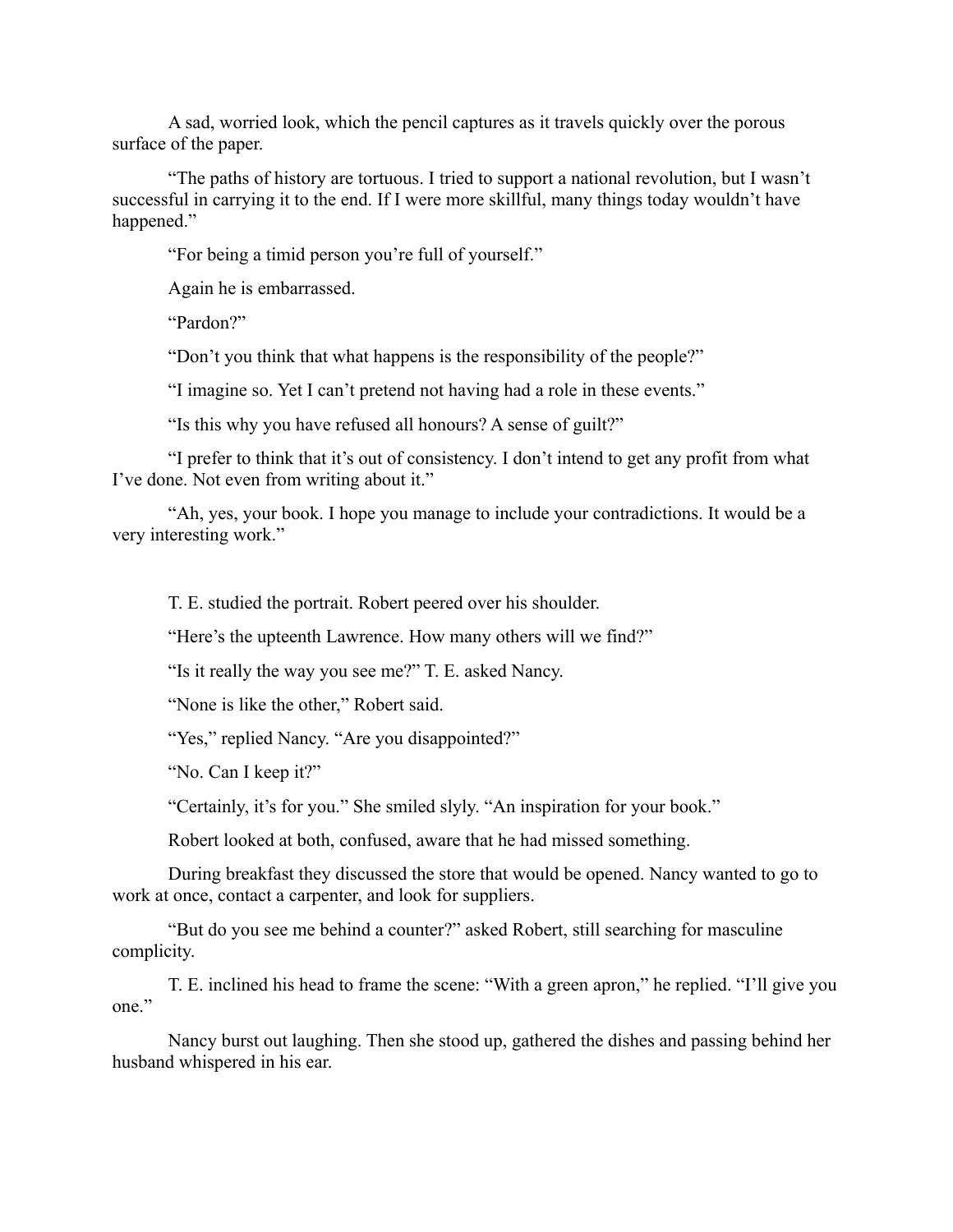A sad, worried look, which the pencil captures as it travels quickly over the porous surface of the paper.

"The paths of history are tortuous. I tried to support a national revolution, but I wasn't successful in carrying it to the end. If I were more skillful, many things today wouldn't have happened."

"For being a timid person you're full of yourself."

Again he is embarrassed.

"Pardon?"

"Don't you think that what happens is the responsibility of the people?"

"I imagine so. Yet I can't pretend not having had a role in these events."

"Is this why you have refused all honours? A sense of guilt?"

"I prefer to think that it's out of consistency. I don't intend to get any profit from what I've done. Not even from writing about it."

"Ah, yes, your book. I hope you manage to include your contradictions. It would be a very interesting work."

T. E. studied the portrait. Robert peered over his shoulder.

"Here's the upteenth Lawrence. How many others will we find?"

"Is it really the way you see me?" T. E. asked Nancy.

"None is like the other," Robert said.

"Yes," replied Nancy. "Are you disappointed?"

"No. Can I keep it?"

"Certainly, it's for you." She smiled slyly. "An inspiration for your book."

Robert looked at both, confused, aware that he had missed something.

During breakfast they discussed the store that would be opened. Nancy wanted to go to work at once, contact a carpenter, and look for suppliers.

"But do you see me behind a counter?" asked Robert, still searching for masculine complicity.

T. E. inclined his head to frame the scene: "With a green apron," he replied. "I'll give you one."

Nancy burst out laughing. Then she stood up, gathered the dishes and passing behind her husband whispered in his ear.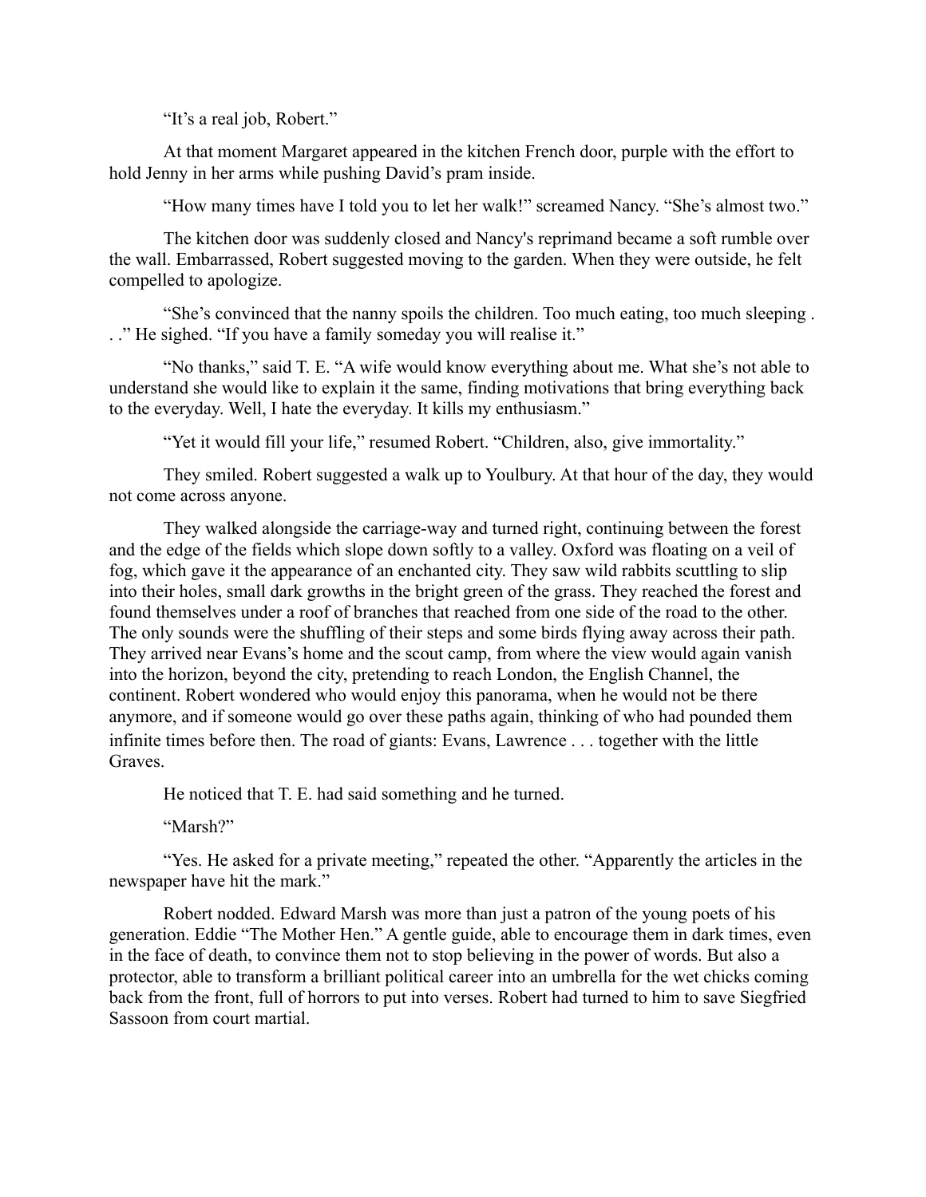"It's a real job, Robert."

At that moment Margaret appeared in the kitchen French door, purple with the effort to hold Jenny in her arms while pushing David's pram inside.

"How many times have I told you to let her walk!" screamed Nancy. "She's almost two."

The kitchen door was suddenly closed and Nancy's reprimand became a soft rumble over the wall. Embarrassed, Robert suggested moving to the garden. When they were outside, he felt compelled to apologize.

"She's convinced that the nanny spoils the children. Too much eating, too much sleeping . . ." He sighed. "If you have a family someday you will realise it."

"No thanks," said T. E. "A wife would know everything about me. What she's not able to understand she would like to explain it the same, finding motivations that bring everything back to the everyday. Well, I hate the everyday. It kills my enthusiasm."

"Yet it would fill your life," resumed Robert. "Children, also, give immortality."

They smiled. Robert suggested a walk up to Youlbury. At that hour of the day, they would not come across anyone.

They walked alongside the carriage-way and turned right, continuing between the forest and the edge of the fields which slope down softly to a valley. Oxford was floating on a veil of fog, which gave it the appearance of an enchanted city. They saw wild rabbits scuttling to slip into their holes, small dark growths in the bright green of the grass. They reached the forest and found themselves under a roof of branches that reached from one side of the road to the other. The only sounds were the shuffling of their steps and some birds flying away across their path. They arrived near Evans's home and the scout camp, from where the view would again vanish into the horizon, beyond the city, pretending to reach London, the English Channel, the continent. Robert wondered who would enjoy this panorama, when he would not be there anymore, and if someone would go over these paths again, thinking of who had pounded them infinite times before then. The road of giants: Evans, Lawrence . . . together with the little Graves.

He noticed that T. E. had said something and he turned.

"Marsh?"

"Yes. He asked for a private meeting," repeated the other. "Apparently the articles in the newspaper have hit the mark."

Robert nodded. Edward Marsh was more than just a patron of the young poets of his generation. Eddie "The Mother Hen." A gentle guide, able to encourage them in dark times, even in the face of death, to convince them not to stop believing in the power of words. But also a protector, able to transform a brilliant political career into an umbrella for the wet chicks coming back from the front, full of horrors to put into verses. Robert had turned to him to save Siegfried Sassoon from court martial.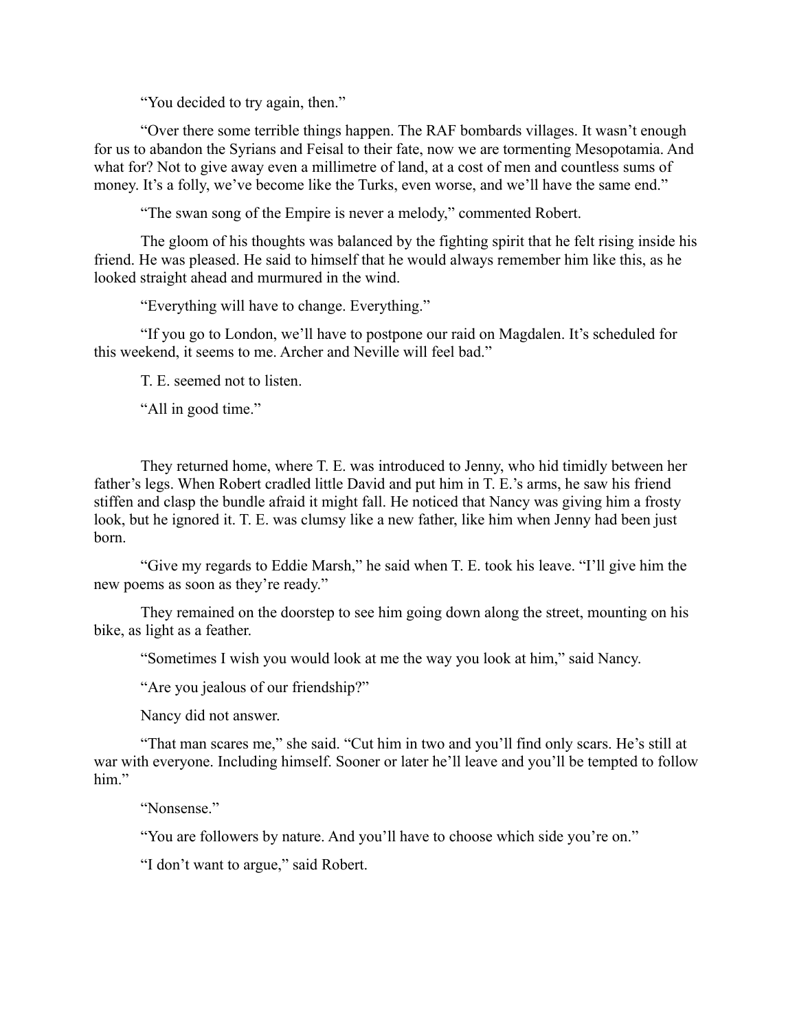"You decided to try again, then."

"Over there some terrible things happen. The RAF bombards villages. It wasn't enough for us to abandon the Syrians and Feisal to their fate, now we are tormenting Mesopotamia. And what for? Not to give away even a millimetre of land, at a cost of men and countless sums of money. It's a folly, we've become like the Turks, even worse, and we'll have the same end."

"The swan song of the Empire is never a melody," commented Robert.

The gloom of his thoughts was balanced by the fighting spirit that he felt rising inside his friend. He was pleased. He said to himself that he would always remember him like this, as he looked straight ahead and murmured in the wind.

"Everything will have to change. Everything."

"If you go to London, we'll have to postpone our raid on Magdalen. It's scheduled for this weekend, it seems to me. Archer and Neville will feel bad."

T. E. seemed not to listen.

"All in good time."

They returned home, where T. E. was introduced to Jenny, who hid timidly between her father's legs. When Robert cradled little David and put him in T. E.'s arms, he saw his friend stiffen and clasp the bundle afraid it might fall. He noticed that Nancy was giving him a frosty look, but he ignored it. T. E. was clumsy like a new father, like him when Jenny had been just born.

"Give my regards to Eddie Marsh," he said when T. E. took his leave. "I'll give him the new poems as soon as they're ready."

They remained on the doorstep to see him going down along the street, mounting on his bike, as light as a feather.

"Sometimes I wish you would look at me the way you look at him," said Nancy.

"Are you jealous of our friendship?"

Nancy did not answer.

"That man scares me," she said. "Cut him in two and you'll find only scars. He's still at war with everyone. Including himself. Sooner or later he'll leave and you'll be tempted to follow him."

"Nonsense."

"You are followers by nature. And you'll have to choose which side you're on."

"I don't want to argue," said Robert.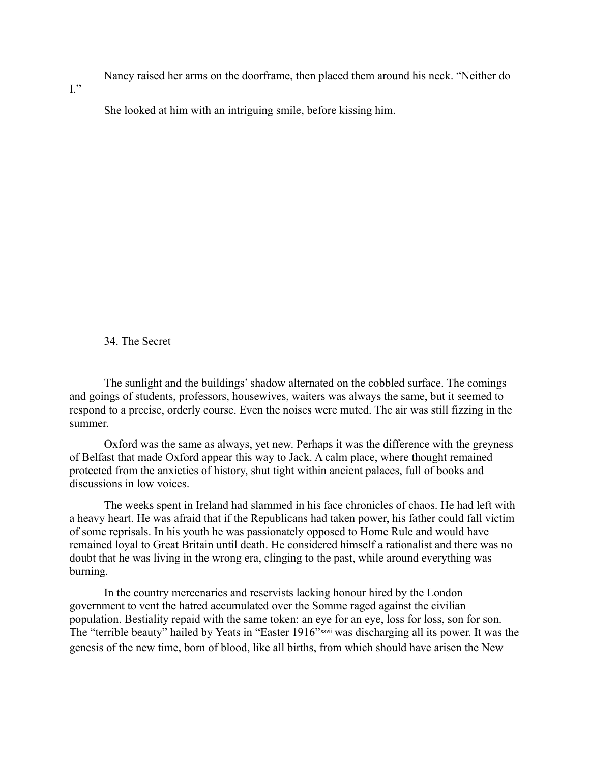Nancy raised her arms on the doorframe, then placed them around his neck. “Neither do I.”

She looked at him with an intriguing smile, before kissing him.

## 34. The Secret

The sunlight and the buildings’ shadow alternated on the cobbled surface. The comings and goings of students, professors, housewives, waiters was always the same, but it seemed to respond to a precise, orderly course. Even the noises were muted. The air was still fizzing in the summer.

Oxford was the same as always, yet new. Perhaps it was the difference with the greyness of Belfast that made Oxford appear this way to Jack. A calm place, where thought remained protected from the anxieties of history, shut tight within ancient palaces, full of books and discussions in low voices.

The weeks spent in Ireland had slammed in his face chronicles of chaos. He had left with a heavy heart. He was afraid that if the Republicans had taken power, his father could fall victim of some reprisals. In his youth he was passionately opposed to Home Rule and would have remained loyal to Great Britain until death. He considered himself a rationalist and there was no doubt that he was living in the wrong era, clinging to the past, while around everything was burning.

In the country mercenaries and reservists lacking honour hired by the London government to vent the hatred accumulated over the Somme raged against the civilian population. Bestiality repaid with the same token: an eye for an eye, loss for loss, son for son. The “terrible beauty” hailed by Yeats in “Easter 1916”[xxvii] was discharging all its power. It was the genesis of the new time, born of blood, like all births, from which should have arisen the New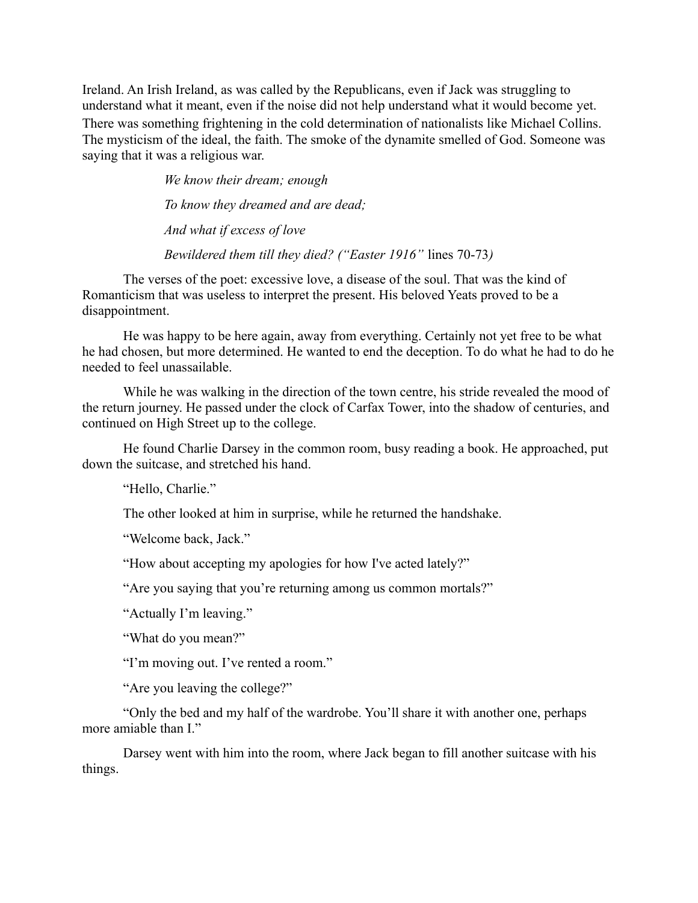Ireland. An Irish Ireland, as was called by the Republicans, even if Jack was struggling to understand what it meant, even if the noise did not help understand what it would become yet. There was something frightening in the cold determination of nationalists like Michael Collins. The mysticism of the ideal, the faith. The smoke of the dynamite smelled of God. Someone was saying that it was a religious war.

> *We know their dream; enough*
>
> *To know they dreamed and are dead;*
>
> *And what if excess of love*
>
> *Bewildered them till they died? ("Easter 1916"* lines 70-73*)*

The verses of the poet: excessive love, a disease of the soul. That was the kind of Romanticism that was useless to interpret the present. His beloved Yeats proved to be a disappointment.

He was happy to be here again, away from everything. Certainly not yet free to be what he had chosen, but more determined. He wanted to end the deception. To do what he had to do he needed to feel unassailable.

While he was walking in the direction of the town centre, his stride revealed the mood of the return journey. He passed under the clock of Carfax Tower, into the shadow of centuries, and continued on High Street up to the college.

He found Charlie Darsey in the common room, busy reading a book. He approached, put down the suitcase, and stretched his hand.

"Hello, Charlie."

The other looked at him in surprise, while he returned the handshake.

"Welcome back, Jack."

"How about accepting my apologies for how I've acted lately?"

"Are you saying that you're returning among us common mortals?"

"Actually I'm leaving."

"What do you mean?"

"I'm moving out. I've rented a room."

"Are you leaving the college?"

"Only the bed and my half of the wardrobe. You'll share it with another one, perhaps more amiable than I."

Darsey went with him into the room, where Jack began to fill another suitcase with his things.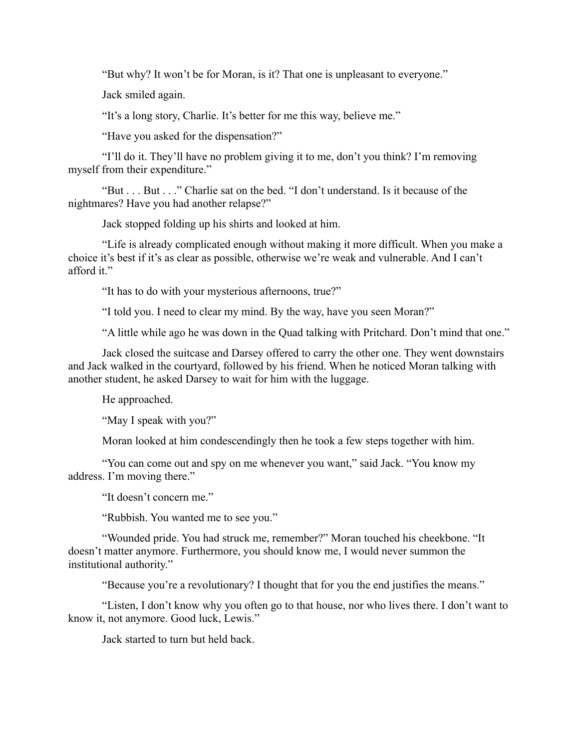"But why? It won't be for Moran, is it? That one is unpleasant to everyone."

Jack smiled again.

"It's a long story, Charlie. It's better for me this way, believe me."

"Have you asked for the dispensation?"

"I'll do it. They'll have no problem giving it to me, don't you think? I'm removing myself from their expenditure."

"But . . . But . . ." Charlie sat on the bed. "I don't understand. Is it because of the nightmares? Have you had another relapse?"

Jack stopped folding up his shirts and looked at him.

"Life is already complicated enough without making it more difficult. When you make a choice it's best if it's as clear as possible, otherwise we're weak and vulnerable. And I can't afford it."

"It has to do with your mysterious afternoons, true?"

"I told you. I need to clear my mind. By the way, have you seen Moran?"

"A little while ago he was down in the Quad talking with Pritchard. Don't mind that one."

Jack closed the suitcase and Darsey offered to carry the other one. They went downstairs and Jack walked in the courtyard, followed by his friend. When he noticed Moran talking with another student, he asked Darsey to wait for him with the luggage.

He approached.

"May I speak with you?"

Moran looked at him condescendingly then he took a few steps together with him.

"You can come out and spy on me whenever you want," said Jack. "You know my address. I'm moving there."

"It doesn't concern me."

"Rubbish. You wanted me to see you."

"Wounded pride. You had struck me, remember?" Moran touched his cheekbone. "It doesn't matter anymore. Furthermore, you should know me, I would never summon the institutional authority."

"Because you're a revolutionary? I thought that for you the end justifies the means."

"Listen, I don't know why you often go to that house, nor who lives there. I don't want to know it, not anymore. Good luck, Lewis."

Jack started to turn but held back.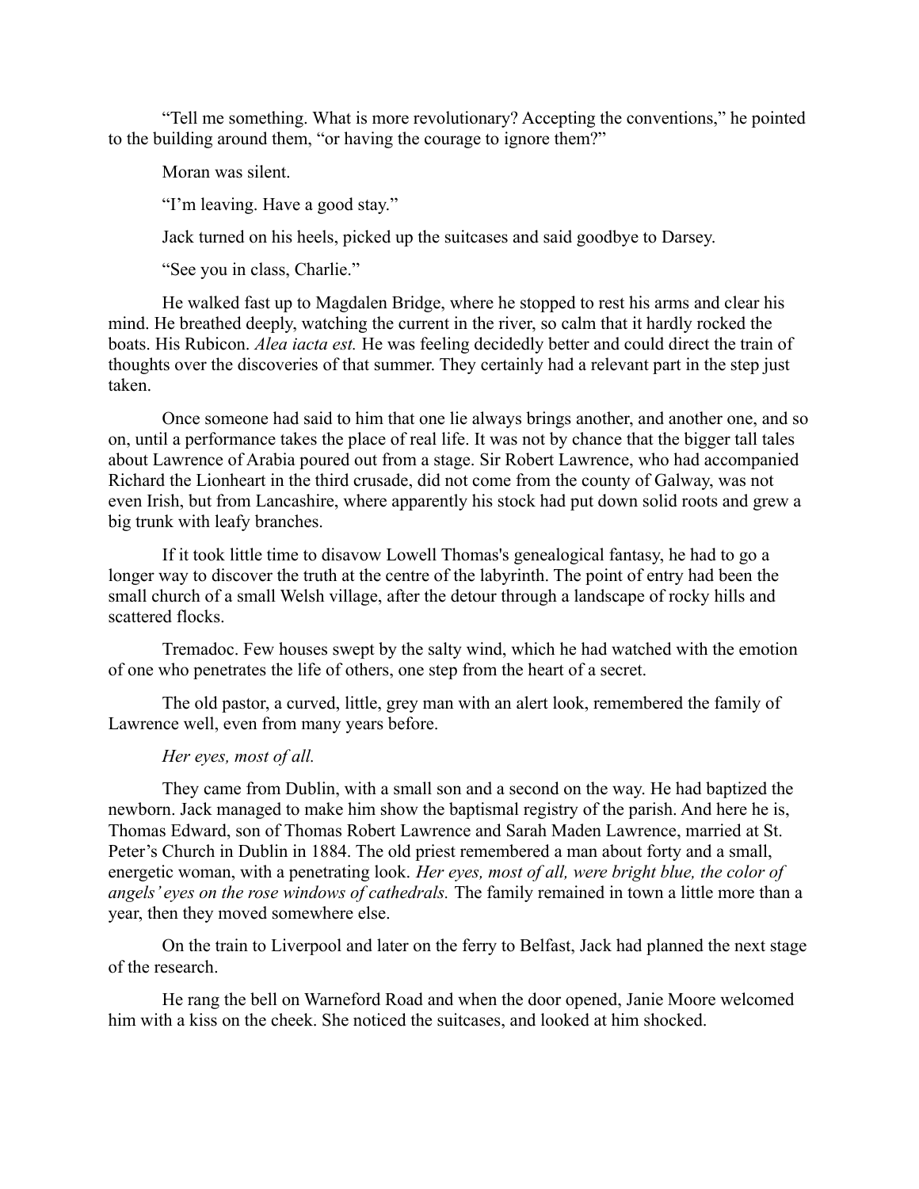"Tell me something. What is more revolutionary? Accepting the conventions," he pointed to the building around them, "or having the courage to ignore them?"

Moran was silent.

"I'm leaving. Have a good stay."

Jack turned on his heels, picked up the suitcases and said goodbye to Darsey.

"See you in class, Charlie."

He walked fast up to Magdalen Bridge, where he stopped to rest his arms and clear his mind. He breathed deeply, watching the current in the river, so calm that it hardly rocked the boats. His Rubicon. *Alea iacta est.* He was feeling decidedly better and could direct the train of thoughts over the discoveries of that summer. They certainly had a relevant part in the step just taken.

Once someone had said to him that one lie always brings another, and another one, and so on, until a performance takes the place of real life. It was not by chance that the bigger tall tales about Lawrence of Arabia poured out from a stage. Sir Robert Lawrence, who had accompanied Richard the Lionheart in the third crusade, did not come from the county of Galway, was not even Irish, but from Lancashire, where apparently his stock had put down solid roots and grew a big trunk with leafy branches.

If it took little time to disavow Lowell Thomas's genealogical fantasy, he had to go a longer way to discover the truth at the centre of the labyrinth. The point of entry had been the small church of a small Welsh village, after the detour through a landscape of rocky hills and scattered flocks.

Tremadoc. Few houses swept by the salty wind, which he had watched with the emotion of one who penetrates the life of others, one step from the heart of a secret.

The old pastor, a curved, little, grey man with an alert look, remembered the family of Lawrence well, even from many years before.

*Her eyes, most of all.*

They came from Dublin, with a small son and a second on the way. He had baptized the newborn. Jack managed to make him show the baptismal registry of the parish. And here he is, Thomas Edward, son of Thomas Robert Lawrence and Sarah Maden Lawrence, married at St. Peter's Church in Dublin in 1884. The old priest remembered a man about forty and a small, energetic woman, with a penetrating look. *Her eyes, most of all, were bright blue, the color of angels' eyes on the rose windows of cathedrals.* The family remained in town a little more than a year, then they moved somewhere else.

On the train to Liverpool and later on the ferry to Belfast, Jack had planned the next stage of the research.

He rang the bell on Warneford Road and when the door opened, Janie Moore welcomed him with a kiss on the cheek. She noticed the suitcases, and looked at him shocked.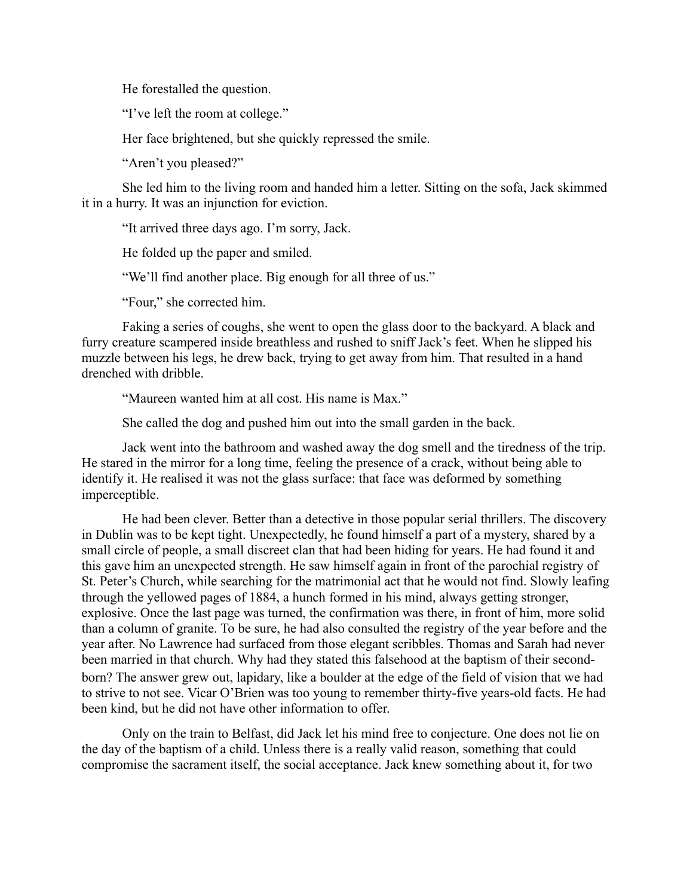He forestalled the question.

"I've left the room at college."

Her face brightened, but she quickly repressed the smile.

"Aren't you pleased?"

She led him to the living room and handed him a letter. Sitting on the sofa, Jack skimmed it in a hurry. It was an injunction for eviction.

"It arrived three days ago. I'm sorry, Jack.

He folded up the paper and smiled.

"We'll find another place. Big enough for all three of us."

"Four," she corrected him.

Faking a series of coughs, she went to open the glass door to the backyard. A black and furry creature scampered inside breathless and rushed to sniff Jack's feet. When he slipped his muzzle between his legs, he drew back, trying to get away from him. That resulted in a hand drenched with dribble.

"Maureen wanted him at all cost. His name is Max."

She called the dog and pushed him out into the small garden in the back.

Jack went into the bathroom and washed away the dog smell and the tiredness of the trip. He stared in the mirror for a long time, feeling the presence of a crack, without being able to identify it. He realised it was not the glass surface: that face was deformed by something imperceptible.

He had been clever. Better than a detective in those popular serial thrillers. The discovery in Dublin was to be kept tight. Unexpectedly, he found himself a part of a mystery, shared by a small circle of people, a small discreet clan that had been hiding for years. He had found it and this gave him an unexpected strength. He saw himself again in front of the parochial registry of St. Peter's Church, while searching for the matrimonial act that he would not find. Slowly leafing through the yellowed pages of 1884, a hunch formed in his mind, always getting stronger, explosive. Once the last page was turned, the confirmation was there, in front of him, more solid than a column of granite. To be sure, he had also consulted the registry of the year before and the year after. No Lawrence had surfaced from those elegant scribbles. Thomas and Sarah had never been married in that church. Why had they stated this falsehood at the baptism of their second-born? The answer grew out, lapidary, like a boulder at the edge of the field of vision that we had to strive to not see. Vicar O'Brien was too young to remember thirty-five years-old facts. He had been kind, but he did not have other information to offer.

Only on the train to Belfast, did Jack let his mind free to conjecture. One does not lie on the day of the baptism of a child. Unless there is a really valid reason, something that could compromise the sacrament itself, the social acceptance. Jack knew something about it, for two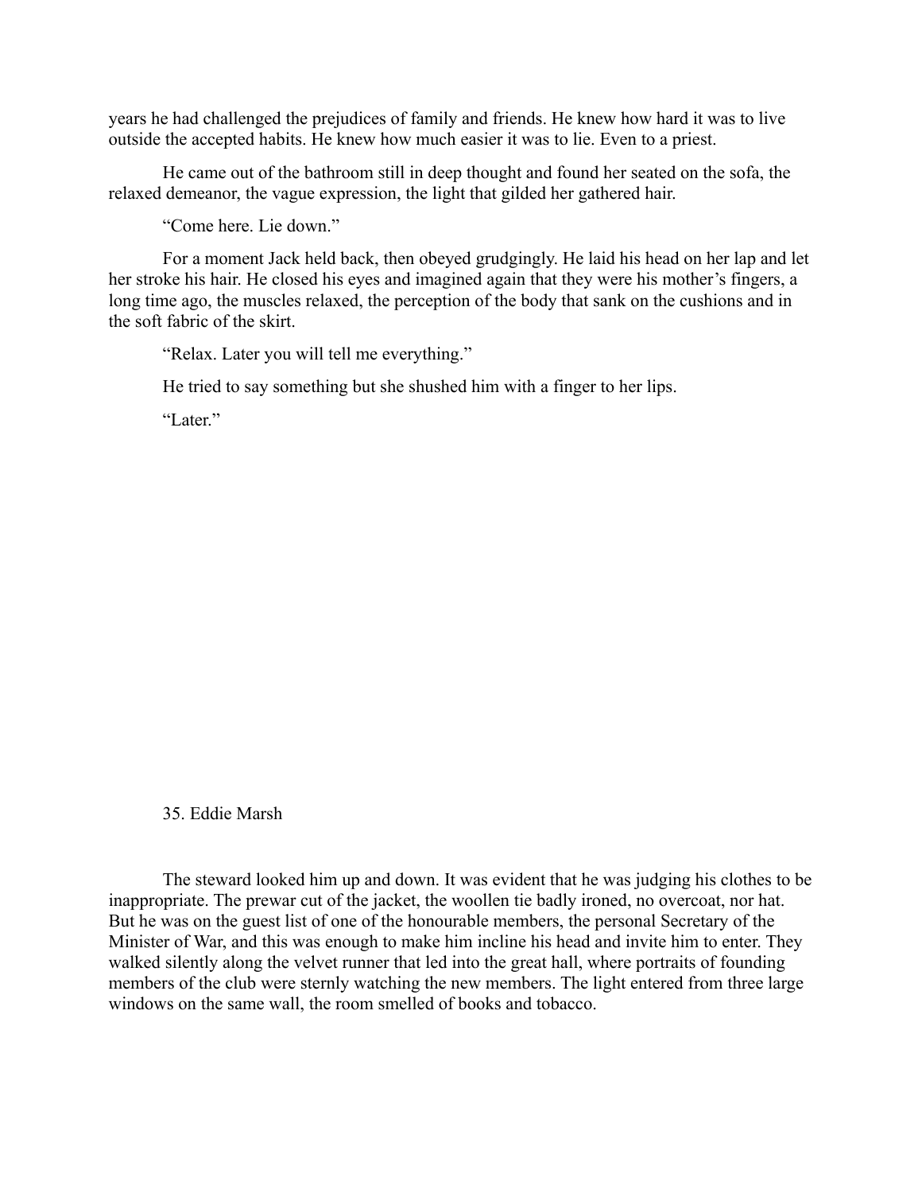years he had challenged the prejudices of family and friends. He knew how hard it was to live outside the accepted habits. He knew how much easier it was to lie. Even to a priest.

He came out of the bathroom still in deep thought and found her seated on the sofa, the relaxed demeanor, the vague expression, the light that gilded her gathered hair.

"Come here. Lie down."

For a moment Jack held back, then obeyed grudgingly. He laid his head on her lap and let her stroke his hair. He closed his eyes and imagined again that they were his mother's fingers, a long time ago, the muscles relaxed, the perception of the body that sank on the cushions and in the soft fabric of the skirt.

"Relax. Later you will tell me everything."

He tried to say something but she shushed him with a finger to her lips.

"Later."

## 35. Eddie Marsh

The steward looked him up and down. It was evident that he was judging his clothes to be inappropriate. The prewar cut of the jacket, the woollen tie badly ironed, no overcoat, nor hat. But he was on the guest list of one of the honourable members, the personal Secretary of the Minister of War, and this was enough to make him incline his head and invite him to enter. They walked silently along the velvet runner that led into the great hall, where portraits of founding members of the club were sternly watching the new members. The light entered from three large windows on the same wall, the room smelled of books and tobacco.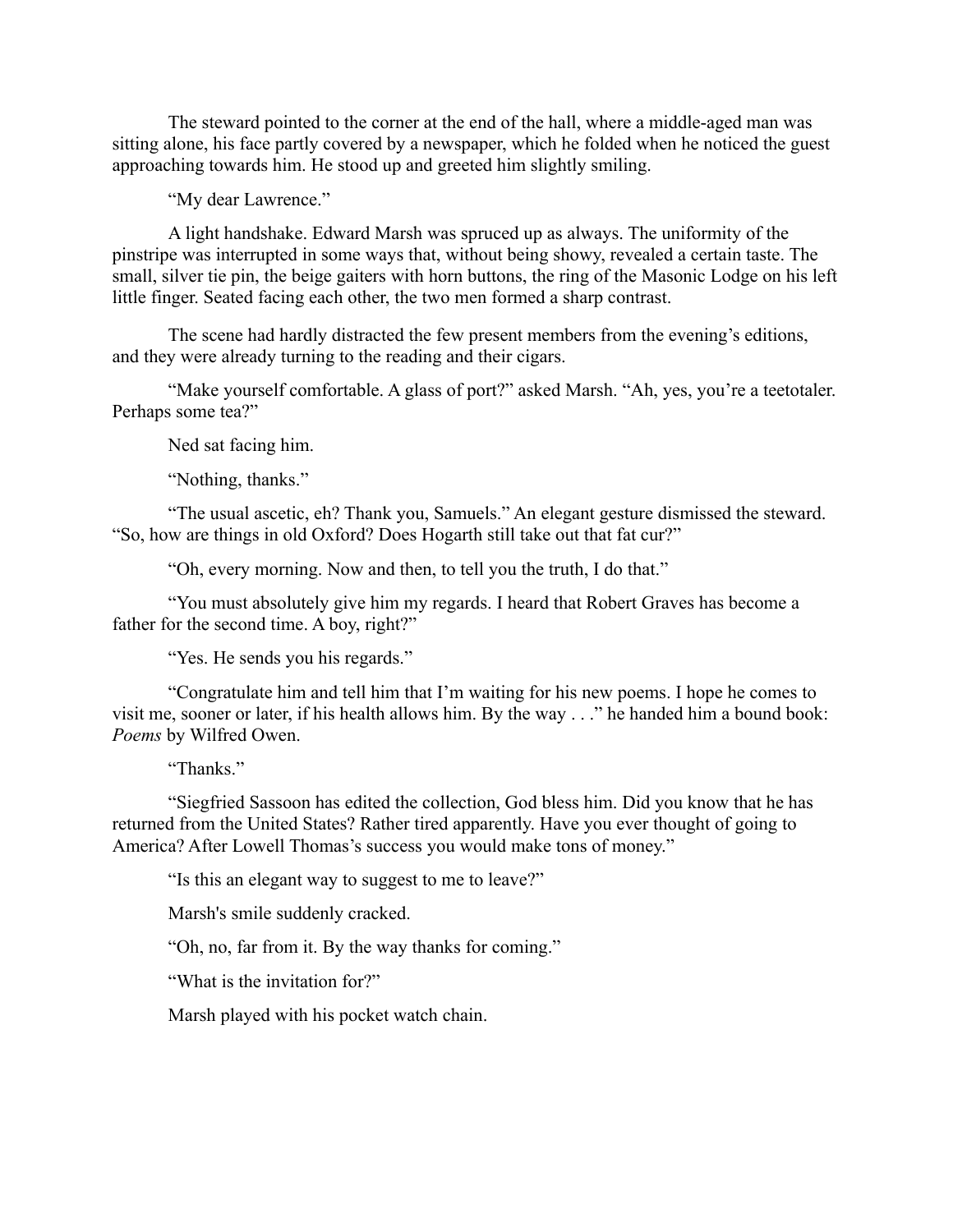The steward pointed to the corner at the end of the hall, where a middle-aged man was sitting alone, his face partly covered by a newspaper, which he folded when he noticed the guest approaching towards him. He stood up and greeted him slightly smiling.

"My dear Lawrence."

A light handshake. Edward Marsh was spruced up as always. The uniformity of the pinstripe was interrupted in some ways that, without being showy, revealed a certain taste. The small, silver tie pin, the beige gaiters with horn buttons, the ring of the Masonic Lodge on his left little finger. Seated facing each other, the two men formed a sharp contrast.

The scene had hardly distracted the few present members from the evening's editions, and they were already turning to the reading and their cigars.

"Make yourself comfortable. A glass of port?" asked Marsh. "Ah, yes, you're a teetotaler. Perhaps some tea?"

Ned sat facing him.

"Nothing, thanks."

"The usual ascetic, eh? Thank you, Samuels." An elegant gesture dismissed the steward. "So, how are things in old Oxford? Does Hogarth still take out that fat cur?"

"Oh, every morning. Now and then, to tell you the truth, I do that."

"You must absolutely give him my regards. I heard that Robert Graves has become a father for the second time. A boy, right?"

"Yes. He sends you his regards."

"Congratulate him and tell him that I'm waiting for his new poems. I hope he comes to visit me, sooner or later, if his health allows him. By the way . . ." he handed him a bound book: *Poems* by Wilfred Owen.

"Thanks."

"Siegfried Sassoon has edited the collection, God bless him. Did you know that he has returned from the United States? Rather tired apparently. Have you ever thought of going to America? After Lowell Thomas's success you would make tons of money."

"Is this an elegant way to suggest to me to leave?"

Marsh's smile suddenly cracked.

"Oh, no, far from it. By the way thanks for coming."

"What is the invitation for?"

Marsh played with his pocket watch chain.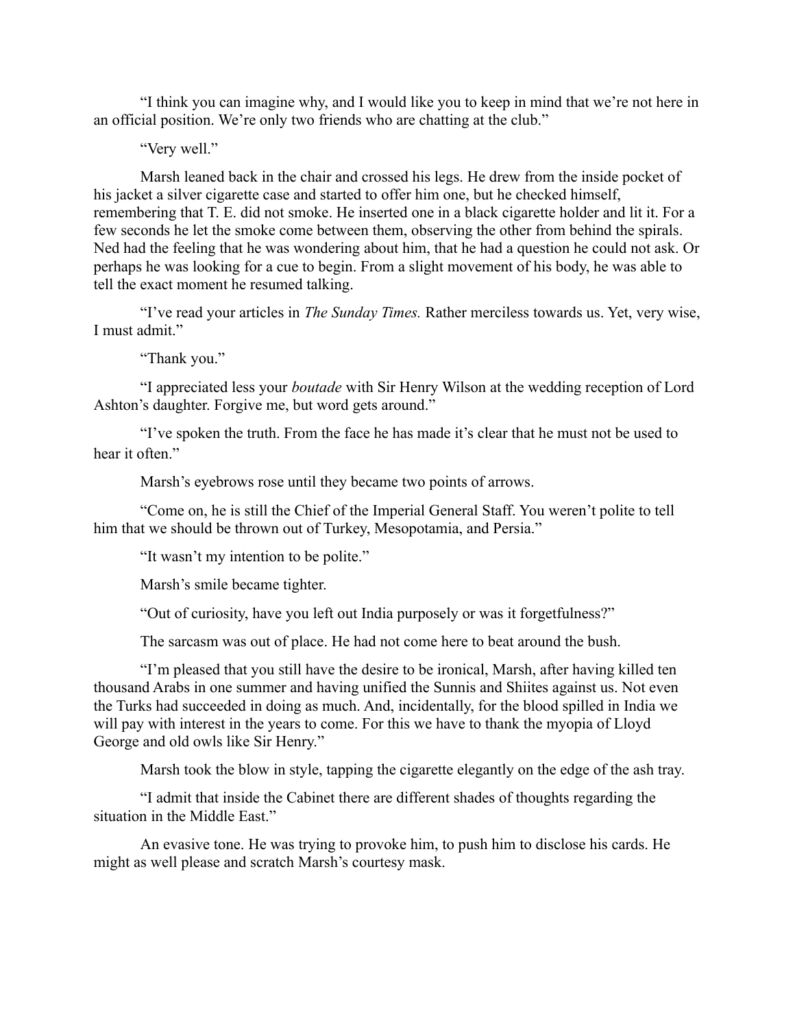"I think you can imagine why, and I would like you to keep in mind that we're not here in an official position. We're only two friends who are chatting at the club."

"Very well."

Marsh leaned back in the chair and crossed his legs. He drew from the inside pocket of his jacket a silver cigarette case and started to offer him one, but he checked himself, remembering that T. E. did not smoke. He inserted one in a black cigarette holder and lit it. For a few seconds he let the smoke come between them, observing the other from behind the spirals. Ned had the feeling that he was wondering about him, that he had a question he could not ask. Or perhaps he was looking for a cue to begin. From a slight movement of his body, he was able to tell the exact moment he resumed talking.

"I've read your articles in *The Sunday Times.* Rather merciless towards us. Yet, very wise, I must admit."

"Thank you."

"I appreciated less your *boutade* with Sir Henry Wilson at the wedding reception of Lord Ashton's daughter. Forgive me, but word gets around."

"I've spoken the truth. From the face he has made it's clear that he must not be used to hear it often."

Marsh's eyebrows rose until they became two points of arrows.

"Come on, he is still the Chief of the Imperial General Staff. You weren't polite to tell him that we should be thrown out of Turkey, Mesopotamia, and Persia."

"It wasn't my intention to be polite."

Marsh's smile became tighter.

"Out of curiosity, have you left out India purposely or was it forgetfulness?"

The sarcasm was out of place. He had not come here to beat around the bush.

"I'm pleased that you still have the desire to be ironical, Marsh, after having killed ten thousand Arabs in one summer and having unified the Sunnis and Shiites against us. Not even the Turks had succeeded in doing as much. And, incidentally, for the blood spilled in India we will pay with interest in the years to come. For this we have to thank the myopia of Lloyd George and old owls like Sir Henry."

Marsh took the blow in style, tapping the cigarette elegantly on the edge of the ash tray.

"I admit that inside the Cabinet there are different shades of thoughts regarding the situation in the Middle East."

An evasive tone. He was trying to provoke him, to push him to disclose his cards. He might as well please and scratch Marsh's courtesy mask.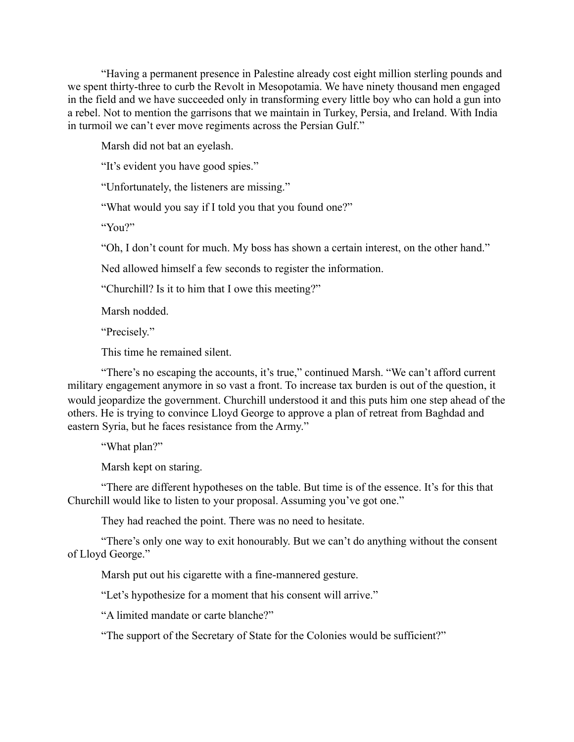"Having a permanent presence in Palestine already cost eight million sterling pounds and we spent thirty-three to curb the Revolt in Mesopotamia. We have ninety thousand men engaged in the field and we have succeeded only in transforming every little boy who can hold a gun into a rebel. Not to mention the garrisons that we maintain in Turkey, Persia, and Ireland. With India in turmoil we can't ever move regiments across the Persian Gulf."

Marsh did not bat an eyelash.

"It's evident you have good spies."

"Unfortunately, the listeners are missing."

"What would you say if I told you that you found one?"

"You?"

"Oh, I don't count for much. My boss has shown a certain interest, on the other hand."

Ned allowed himself a few seconds to register the information.

"Churchill? Is it to him that I owe this meeting?"

Marsh nodded.

"Precisely."

This time he remained silent.

"There's no escaping the accounts, it's true," continued Marsh. "We can't afford current military engagement anymore in so vast a front. To increase tax burden is out of the question, it would jeopardize the government. Churchill understood it and this puts him one step ahead of the others. He is trying to convince Lloyd George to approve a plan of retreat from Baghdad and eastern Syria, but he faces resistance from the Army."

"What plan?"

Marsh kept on staring.

"There are different hypotheses on the table. But time is of the essence. It's for this that Churchill would like to listen to your proposal. Assuming you've got one."

They had reached the point. There was no need to hesitate.

"There's only one way to exit honourably. But we can't do anything without the consent of Lloyd George."

Marsh put out his cigarette with a fine-mannered gesture.

"Let's hypothesize for a moment that his consent will arrive."

"A limited mandate or carte blanche?"

"The support of the Secretary of State for the Colonies would be sufficient?"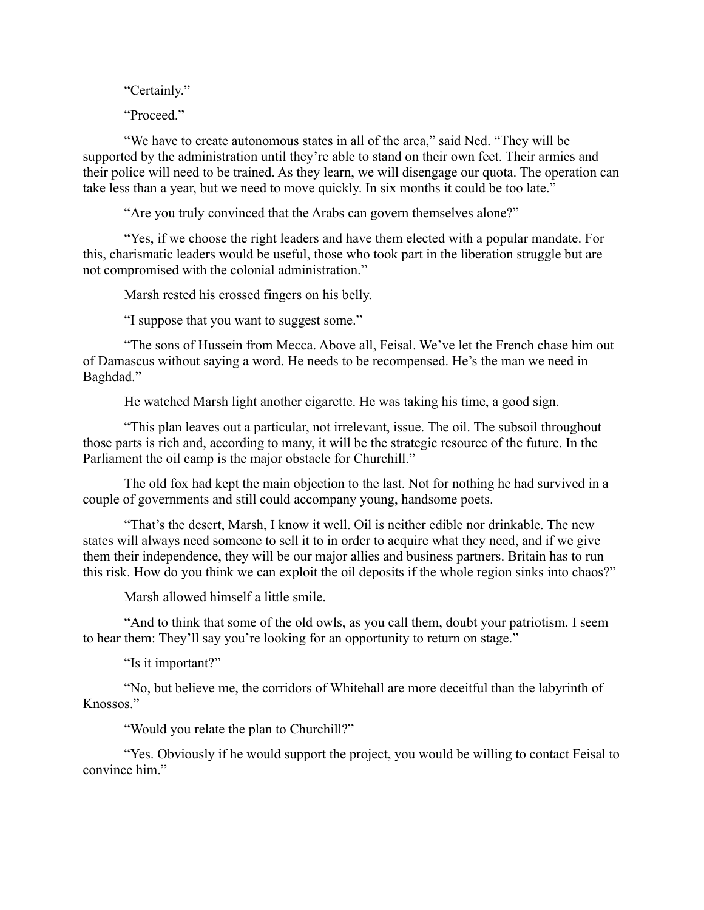"Certainly."

"Proceed."

"We have to create autonomous states in all of the area," said Ned. "They will be supported by the administration until they're able to stand on their own feet. Their armies and their police will need to be trained. As they learn, we will disengage our quota. The operation can take less than a year, but we need to move quickly. In six months it could be too late."

"Are you truly convinced that the Arabs can govern themselves alone?"

"Yes, if we choose the right leaders and have them elected with a popular mandate. For this, charismatic leaders would be useful, those who took part in the liberation struggle but are not compromised with the colonial administration."

Marsh rested his crossed fingers on his belly.

"I suppose that you want to suggest some."

"The sons of Hussein from Mecca. Above all, Feisal. We've let the French chase him out of Damascus without saying a word. He needs to be recompensed. He's the man we need in Baghdad."

He watched Marsh light another cigarette. He was taking his time, a good sign.

"This plan leaves out a particular, not irrelevant, issue. The oil. The subsoil throughout those parts is rich and, according to many, it will be the strategic resource of the future. In the Parliament the oil camp is the major obstacle for Churchill."

The old fox had kept the main objection to the last. Not for nothing he had survived in a couple of governments and still could accompany young, handsome poets.

"That's the desert, Marsh, I know it well. Oil is neither edible nor drinkable. The new states will always need someone to sell it to in order to acquire what they need, and if we give them their independence, they will be our major allies and business partners. Britain has to run this risk. How do you think we can exploit the oil deposits if the whole region sinks into chaos?"

Marsh allowed himself a little smile.

"And to think that some of the old owls, as you call them, doubt your patriotism. I seem to hear them: They'll say you're looking for an opportunity to return on stage."

"Is it important?"

"No, but believe me, the corridors of Whitehall are more deceitful than the labyrinth of Knossos."

"Would you relate the plan to Churchill?"

"Yes. Obviously if he would support the project, you would be willing to contact Feisal to convince him."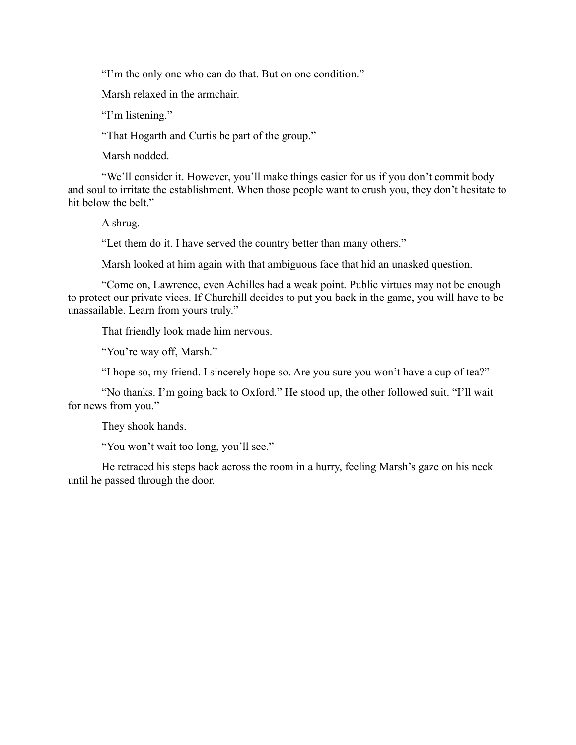"I'm the only one who can do that. But on one condition."

Marsh relaxed in the armchair.

"I'm listening."

"That Hogarth and Curtis be part of the group."

Marsh nodded.

"We'll consider it. However, you'll make things easier for us if you don't commit body and soul to irritate the establishment. When those people want to crush you, they don't hesitate to hit below the belt."

A shrug.

"Let them do it. I have served the country better than many others."

Marsh looked at him again with that ambiguous face that hid an unasked question.

"Come on, Lawrence, even Achilles had a weak point. Public virtues may not be enough to protect our private vices. If Churchill decides to put you back in the game, you will have to be unassailable. Learn from yours truly."

That friendly look made him nervous.

"You're way off, Marsh."

"I hope so, my friend. I sincerely hope so. Are you sure you won't have a cup of tea?"

"No thanks. I'm going back to Oxford." He stood up, the other followed suit. "I'll wait for news from you."

They shook hands.

"You won't wait too long, you'll see."

He retraced his steps back across the room in a hurry, feeling Marsh's gaze on his neck until he passed through the door.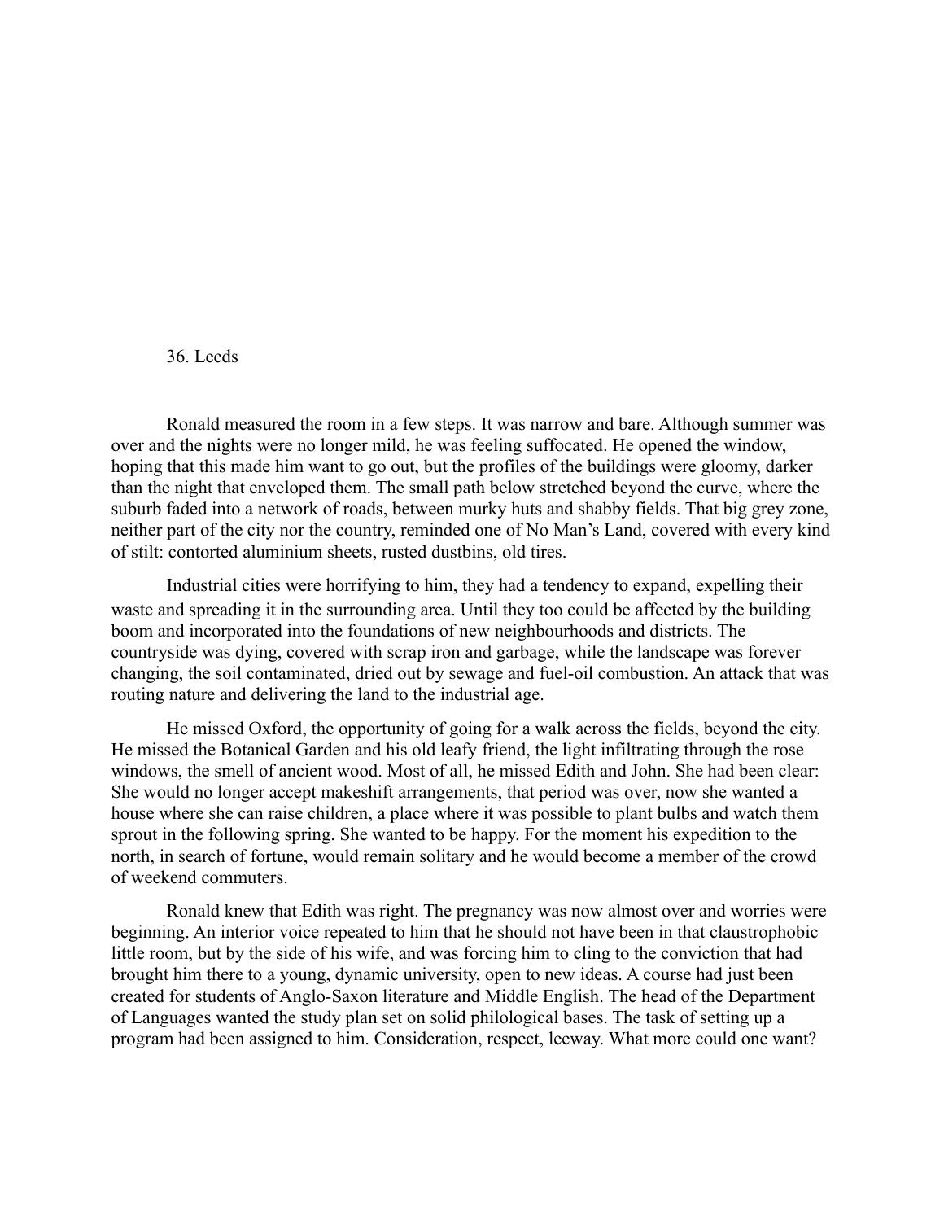## 36. Leeds

Ronald measured the room in a few steps. It was narrow and bare. Although summer was over and the nights were no longer mild, he was feeling suffocated. He opened the window, hoping that this made him want to go out, but the profiles of the buildings were gloomy, darker than the night that enveloped them. The small path below stretched beyond the curve, where the suburb faded into a network of roads, between murky huts and shabby fields. That big grey zone, neither part of the city nor the country, reminded one of No Man's Land, covered with every kind of stilt: contorted aluminium sheets, rusted dustbins, old tires.

Industrial cities were horrifying to him, they had a tendency to expand, expelling their waste and spreading it in the surrounding area. Until they too could be affected by the building boom and incorporated into the foundations of new neighbourhoods and districts. The countryside was dying, covered with scrap iron and garbage, while the landscape was forever changing, the soil contaminated, dried out by sewage and fuel-oil combustion. An attack that was routing nature and delivering the land to the industrial age.

He missed Oxford, the opportunity of going for a walk across the fields, beyond the city. He missed the Botanical Garden and his old leafy friend, the light infiltrating through the rose windows, the smell of ancient wood. Most of all, he missed Edith and John. She had been clear: She would no longer accept makeshift arrangements, that period was over, now she wanted a house where she can raise children, a place where it was possible to plant bulbs and watch them sprout in the following spring. She wanted to be happy. For the moment his expedition to the north, in search of fortune, would remain solitary and he would become a member of the crowd of weekend commuters.

Ronald knew that Edith was right. The pregnancy was now almost over and worries were beginning. An interior voice repeated to him that he should not have been in that claustrophobic little room, but by the side of his wife, and was forcing him to cling to the conviction that had brought him there to a young, dynamic university, open to new ideas. A course had just been created for students of Anglo-Saxon literature and Middle English. The head of the Department of Languages wanted the study plan set on solid philological bases. The task of setting up a program had been assigned to him. Consideration, respect, leeway. What more could one want?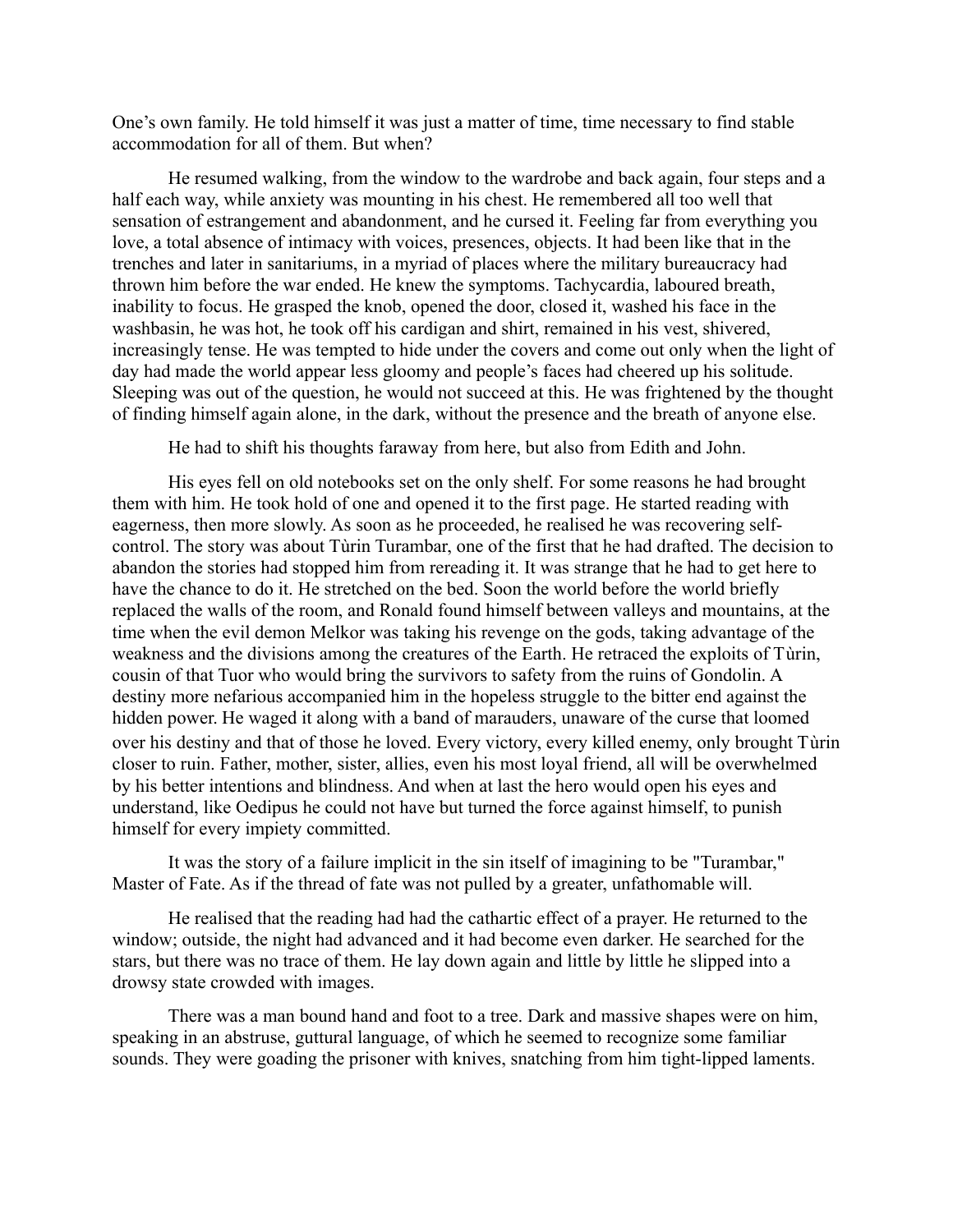One's own family. He told himself it was just a matter of time, time necessary to find stable accommodation for all of them. But when?

He resumed walking, from the window to the wardrobe and back again, four steps and a half each way, while anxiety was mounting in his chest. He remembered all too well that sensation of estrangement and abandonment, and he cursed it. Feeling far from everything you love, a total absence of intimacy with voices, presences, objects. It had been like that in the trenches and later in sanitariums, in a myriad of places where the military bureaucracy had thrown him before the war ended. He knew the symptoms. Tachycardia, laboured breath, inability to focus. He grasped the knob, opened the door, closed it, washed his face in the washbasin, he was hot, he took off his cardigan and shirt, remained in his vest, shivered, increasingly tense. He was tempted to hide under the covers and come out only when the light of day had made the world appear less gloomy and people's faces had cheered up his solitude. Sleeping was out of the question, he would not succeed at this. He was frightened by the thought of finding himself again alone, in the dark, without the presence and the breath of anyone else.

He had to shift his thoughts faraway from here, but also from Edith and John.

His eyes fell on old notebooks set on the only shelf. For some reasons he had brought them with him. He took hold of one and opened it to the first page. He started reading with eagerness, then more slowly. As soon as he proceeded, he realised he was recovering self-control. The story was about Tùrin Turambar, one of the first that he had drafted. The decision to abandon the stories had stopped him from rereading it. It was strange that he had to get here to have the chance to do it. He stretched on the bed. Soon the world before the world briefly replaced the walls of the room, and Ronald found himself between valleys and mountains, at the time when the evil demon Melkor was taking his revenge on the gods, taking advantage of the weakness and the divisions among the creatures of the Earth. He retraced the exploits of Tùrin, cousin of that Tuor who would bring the survivors to safety from the ruins of Gondolin. A destiny more nefarious accompanied him in the hopeless struggle to the bitter end against the hidden power. He waged it along with a band of marauders, unaware of the curse that loomed over his destiny and that of those he loved. Every victory, every killed enemy, only brought Tùrin closer to ruin. Father, mother, sister, allies, even his most loyal friend, all will be overwhelmed by his better intentions and blindness. And when at last the hero would open his eyes and understand, like Oedipus he could not have but turned the force against himself, to punish himself for every impiety committed.

It was the story of a failure implicit in the sin itself of imagining to be "Turambar," Master of Fate. As if the thread of fate was not pulled by a greater, unfathomable will.

He realised that the reading had had the cathartic effect of a prayer. He returned to the window; outside, the night had advanced and it had become even darker. He searched for the stars, but there was no trace of them. He lay down again and little by little he slipped into a drowsy state crowded with images.

There was a man bound hand and foot to a tree. Dark and massive shapes were on him, speaking in an abstruse, guttural language, of which he seemed to recognize some familiar sounds. They were goading the prisoner with knives, snatching from him tight-lipped laments.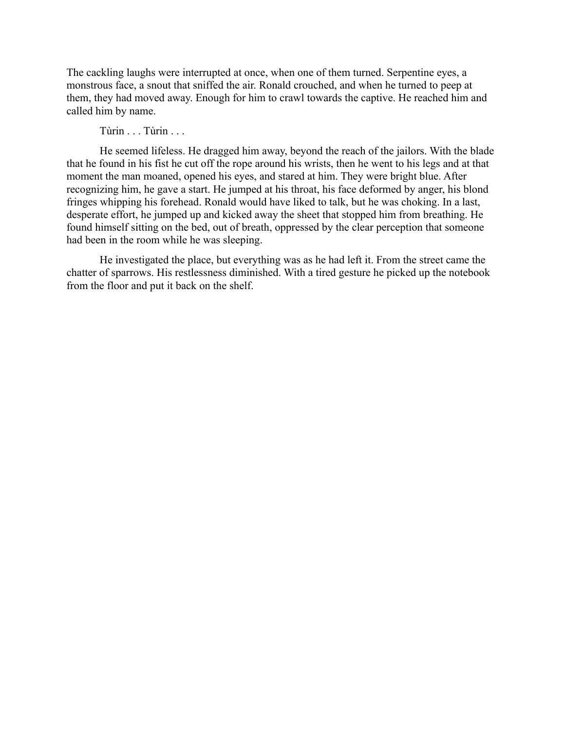The cackling laughs were interrupted at once, when one of them turned. Serpentine eyes, a monstrous face, a snout that sniffed the air. Ronald crouched, and when he turned to peep at them, they had moved away. Enough for him to crawl towards the captive. He reached him and called him by name.

Tùrin . . . Tùrin . . .

He seemed lifeless. He dragged him away, beyond the reach of the jailors. With the blade that he found in his fist he cut off the rope around his wrists, then he went to his legs and at that moment the man moaned, opened his eyes, and stared at him. They were bright blue. After recognizing him, he gave a start. He jumped at his throat, his face deformed by anger, his blond fringes whipping his forehead. Ronald would have liked to talk, but he was choking. In a last, desperate effort, he jumped up and kicked away the sheet that stopped him from breathing. He found himself sitting on the bed, out of breath, oppressed by the clear perception that someone had been in the room while he was sleeping.

He investigated the place, but everything was as he had left it. From the street came the chatter of sparrows. His restlessness diminished. With a tired gesture he picked up the notebook from the floor and put it back on the shelf.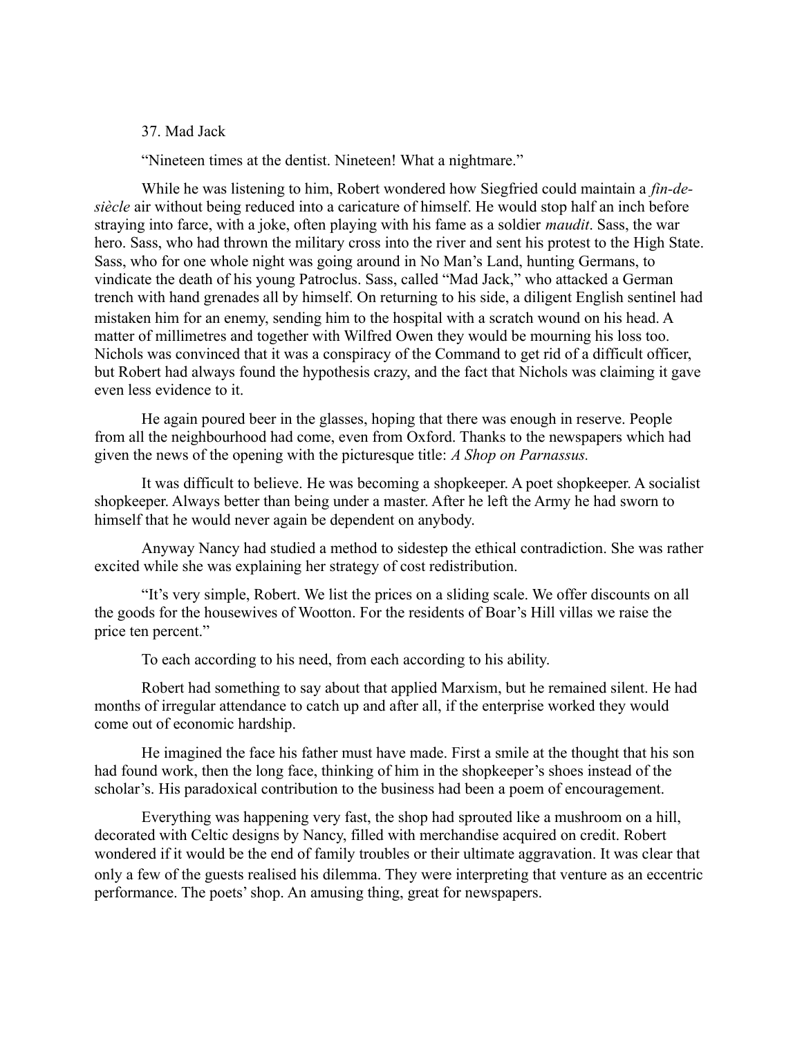## 37. Mad Jack

"Nineteen times at the dentist. Nineteen! What a nightmare."

While he was listening to him, Robert wondered how Siegfried could maintain a *fin-de-siècle* air without being reduced into a caricature of himself. He would stop half an inch before straying into farce, with a joke, often playing with his fame as a soldier *maudit*. Sass, the war hero. Sass, who had thrown the military cross into the river and sent his protest to the High State. Sass, who for one whole night was going around in No Man's Land, hunting Germans, to vindicate the death of his young Patroclus. Sass, called "Mad Jack," who attacked a German trench with hand grenades all by himself. On returning to his side, a diligent English sentinel had mistaken him for an enemy, sending him to the hospital with a scratch wound on his head. A matter of millimetres and together with Wilfred Owen they would be mourning his loss too. Nichols was convinced that it was a conspiracy of the Command to get rid of a difficult officer, but Robert had always found the hypothesis crazy, and the fact that Nichols was claiming it gave even less evidence to it.

He again poured beer in the glasses, hoping that there was enough in reserve. People from all the neighbourhood had come, even from Oxford. Thanks to the newspapers which had given the news of the opening with the picturesque title: *A Shop on Parnassus.*

It was difficult to believe. He was becoming a shopkeeper. A poet shopkeeper. A socialist shopkeeper. Always better than being under a master. After he left the Army he had sworn to himself that he would never again be dependent on anybody.

Anyway Nancy had studied a method to sidestep the ethical contradiction. She was rather excited while she was explaining her strategy of cost redistribution.

"It's very simple, Robert. We list the prices on a sliding scale. We offer discounts on all the goods for the housewives of Wootton. For the residents of Boar's Hill villas we raise the price ten percent."

To each according to his need, from each according to his ability.

Robert had something to say about that applied Marxism, but he remained silent. He had months of irregular attendance to catch up and after all, if the enterprise worked they would come out of economic hardship.

He imagined the face his father must have made. First a smile at the thought that his son had found work, then the long face, thinking of him in the shopkeeper's shoes instead of the scholar's. His paradoxical contribution to the business had been a poem of encouragement.

Everything was happening very fast, the shop had sprouted like a mushroom on a hill, decorated with Celtic designs by Nancy, filled with merchandise acquired on credit. Robert wondered if it would be the end of family troubles or their ultimate aggravation. It was clear that only a few of the guests realised his dilemma. They were interpreting that venture as an eccentric performance. The poets' shop. An amusing thing, great for newspapers.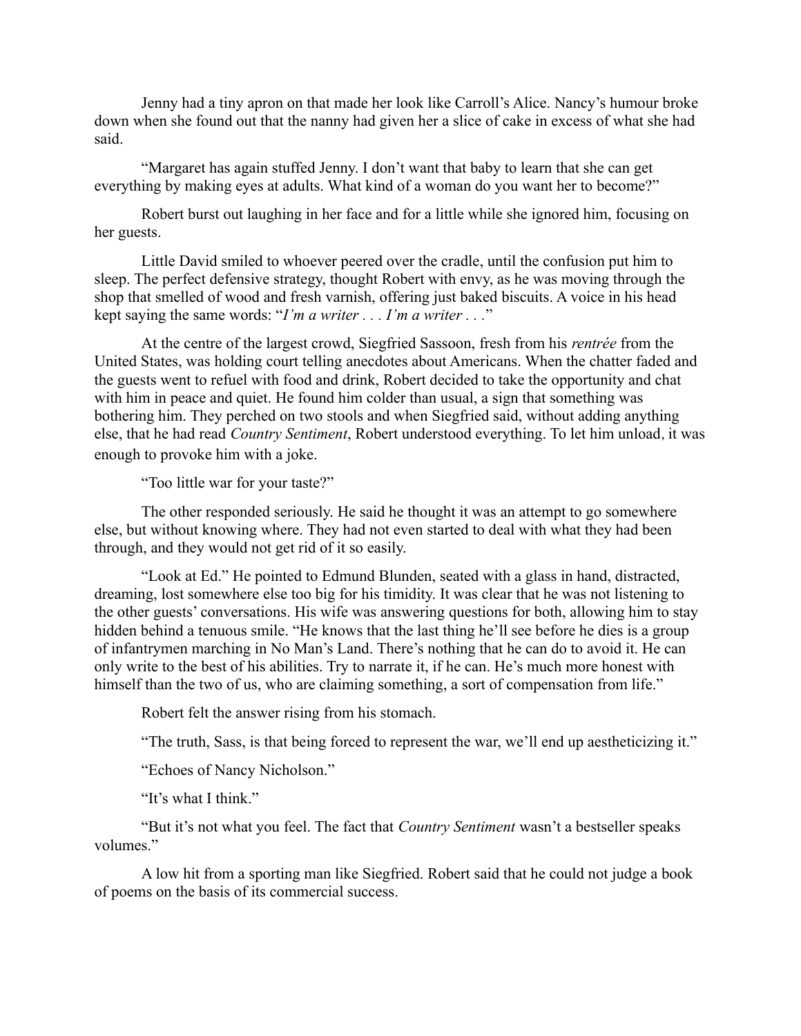Jenny had a tiny apron on that made her look like Carroll's Alice. Nancy's humour broke down when she found out that the nanny had given her a slice of cake in excess of what she had said.

"Margaret has again stuffed Jenny. I don't want that baby to learn that she can get everything by making eyes at adults. What kind of a woman do you want her to become?"

Robert burst out laughing in her face and for a little while she ignored him, focusing on her guests.

Little David smiled to whoever peered over the cradle, until the confusion put him to sleep. The perfect defensive strategy, thought Robert with envy, as he was moving through the shop that smelled of wood and fresh varnish, offering just baked biscuits. A voice in his head kept saying the same words: "*I'm a writer . . . I'm a writer . . .*"

At the centre of the largest crowd, Siegfried Sassoon, fresh from his *rentrée* from the United States, was holding court telling anecdotes about Americans. When the chatter faded and the guests went to refuel with food and drink, Robert decided to take the opportunity and chat with him in peace and quiet. He found him colder than usual, a sign that something was bothering him. They perched on two stools and when Siegfried said, without adding anything else, that he had read *Country Sentiment*, Robert understood everything. To let him unload, it was enough to provoke him with a joke.

"Too little war for your taste?"

The other responded seriously. He said he thought it was an attempt to go somewhere else, but without knowing where. They had not even started to deal with what they had been through, and they would not get rid of it so easily.

"Look at Ed." He pointed to Edmund Blunden, seated with a glass in hand, distracted, dreaming, lost somewhere else too big for his timidity. It was clear that he was not listening to the other guests' conversations. His wife was answering questions for both, allowing him to stay hidden behind a tenuous smile. "He knows that the last thing he'll see before he dies is a group of infantrymen marching in No Man's Land. There's nothing that he can do to avoid it. He can only write to the best of his abilities. Try to narrate it, if he can. He's much more honest with himself than the two of us, who are claiming something, a sort of compensation from life."

Robert felt the answer rising from his stomach.

"The truth, Sass, is that being forced to represent the war, we'll end up aestheticizing it."

"Echoes of Nancy Nicholson."

"It's what I think."

"But it's not what you feel. The fact that *Country Sentiment* wasn't a bestseller speaks volumes."

A low hit from a sporting man like Siegfried. Robert said that he could not judge a book of poems on the basis of its commercial success.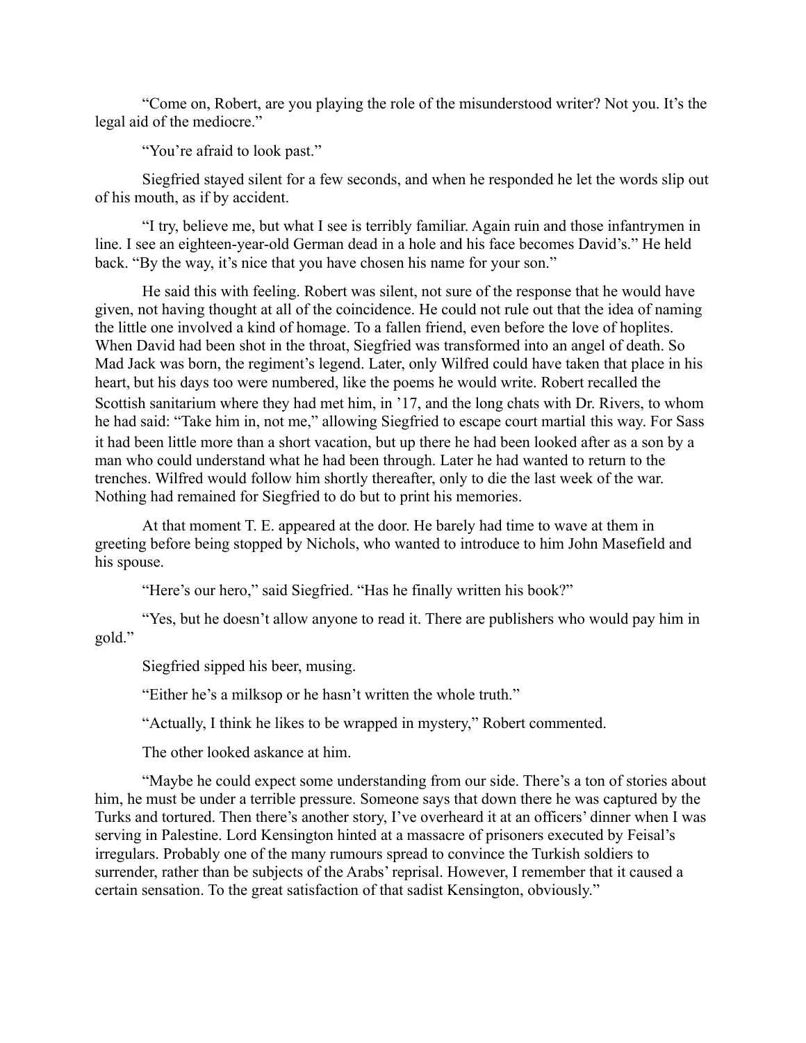"Come on, Robert, are you playing the role of the misunderstood writer? Not you. It's the legal aid of the mediocre."

"You're afraid to look past."

Siegfried stayed silent for a few seconds, and when he responded he let the words slip out of his mouth, as if by accident.

"I try, believe me, but what I see is terribly familiar. Again ruin and those infantrymen in line. I see an eighteen-year-old German dead in a hole and his face becomes David's." He held back. "By the way, it's nice that you have chosen his name for your son."

He said this with feeling. Robert was silent, not sure of the response that he would have given, not having thought at all of the coincidence. He could not rule out that the idea of naming the little one involved a kind of homage. To a fallen friend, even before the love of hoplites. When David had been shot in the throat, Siegfried was transformed into an angel of death. So Mad Jack was born, the regiment's legend. Later, only Wilfred could have taken that place in his heart, but his days too were numbered, like the poems he would write. Robert recalled the Scottish sanitarium where they had met him, in '17, and the long chats with Dr. Rivers, to whom he had said: "Take him in, not me," allowing Siegfried to escape court martial this way. For Sass it had been little more than a short vacation, but up there he had been looked after as a son by a man who could understand what he had been through. Later he had wanted to return to the trenches. Wilfred would follow him shortly thereafter, only to die the last week of the war. Nothing had remained for Siegfried to do but to print his memories.

At that moment T. E. appeared at the door. He barely had time to wave at them in greeting before being stopped by Nichols, who wanted to introduce to him John Masefield and his spouse.

"Here's our hero," said Siegfried. "Has he finally written his book?"

"Yes, but he doesn't allow anyone to read it. There are publishers who would pay him in gold."

Siegfried sipped his beer, musing.

"Either he's a milksop or he hasn't written the whole truth."

"Actually, I think he likes to be wrapped in mystery," Robert commented.

The other looked askance at him.

"Maybe he could expect some understanding from our side. There's a ton of stories about him, he must be under a terrible pressure. Someone says that down there he was captured by the Turks and tortured. Then there's another story, I've overheard it at an officers' dinner when I was serving in Palestine. Lord Kensington hinted at a massacre of prisoners executed by Feisal's irregulars. Probably one of the many rumours spread to convince the Turkish soldiers to surrender, rather than be subjects of the Arabs' reprisal. However, I remember that it caused a certain sensation. To the great satisfaction of that sadist Kensington, obviously."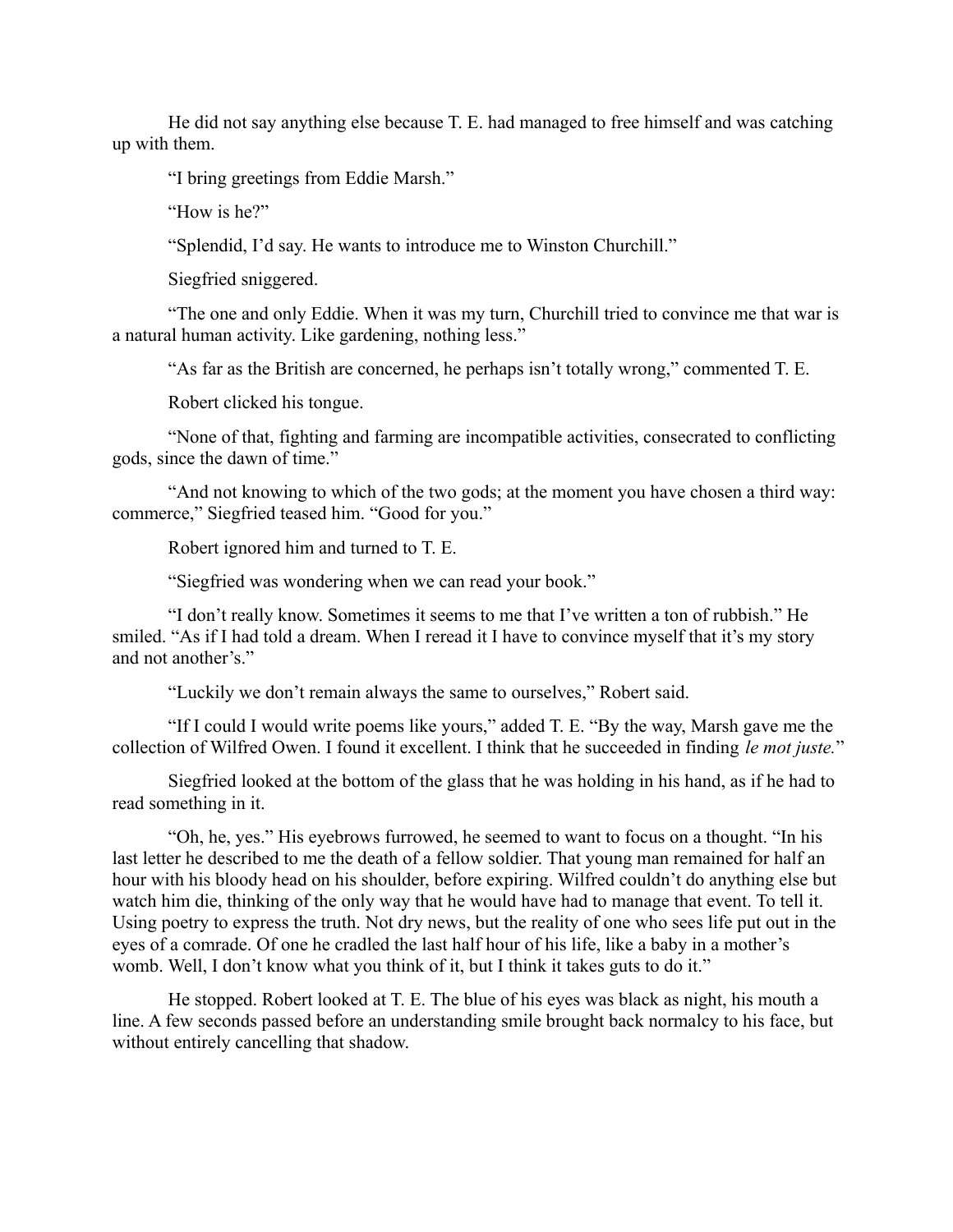He did not say anything else because T. E. had managed to free himself and was catching up with them.

"I bring greetings from Eddie Marsh."

"How is he?"

"Splendid, I'd say. He wants to introduce me to Winston Churchill."

Siegfried sniggered.

"The one and only Eddie. When it was my turn, Churchill tried to convince me that war is a natural human activity. Like gardening, nothing less."

"As far as the British are concerned, he perhaps isn't totally wrong," commented T. E.

Robert clicked his tongue.

"None of that, fighting and farming are incompatible activities, consecrated to conflicting gods, since the dawn of time."

"And not knowing to which of the two gods; at the moment you have chosen a third way: commerce," Siegfried teased him. "Good for you."

Robert ignored him and turned to T. E.

"Siegfried was wondering when we can read your book."

"I don't really know. Sometimes it seems to me that I've written a ton of rubbish." He smiled. "As if I had told a dream. When I reread it I have to convince myself that it's my story and not another's."

"Luckily we don't remain always the same to ourselves," Robert said.

"If I could I would write poems like yours," added T. E. "By the way, Marsh gave me the collection of Wilfred Owen. I found it excellent. I think that he succeeded in finding *le mot juste.*"

Siegfried looked at the bottom of the glass that he was holding in his hand, as if he had to read something in it.

"Oh, he, yes." His eyebrows furrowed, he seemed to want to focus on a thought. "In his last letter he described to me the death of a fellow soldier. That young man remained for half an hour with his bloody head on his shoulder, before expiring. Wilfred couldn't do anything else but watch him die, thinking of the only way that he would have had to manage that event. To tell it. Using poetry to express the truth. Not dry news, but the reality of one who sees life put out in the eyes of a comrade. Of one he cradled the last half hour of his life, like a baby in a mother's womb. Well, I don't know what you think of it, but I think it takes guts to do it."

He stopped. Robert looked at T. E. The blue of his eyes was black as night, his mouth a line. A few seconds passed before an understanding smile brought back normalcy to his face, but without entirely cancelling that shadow.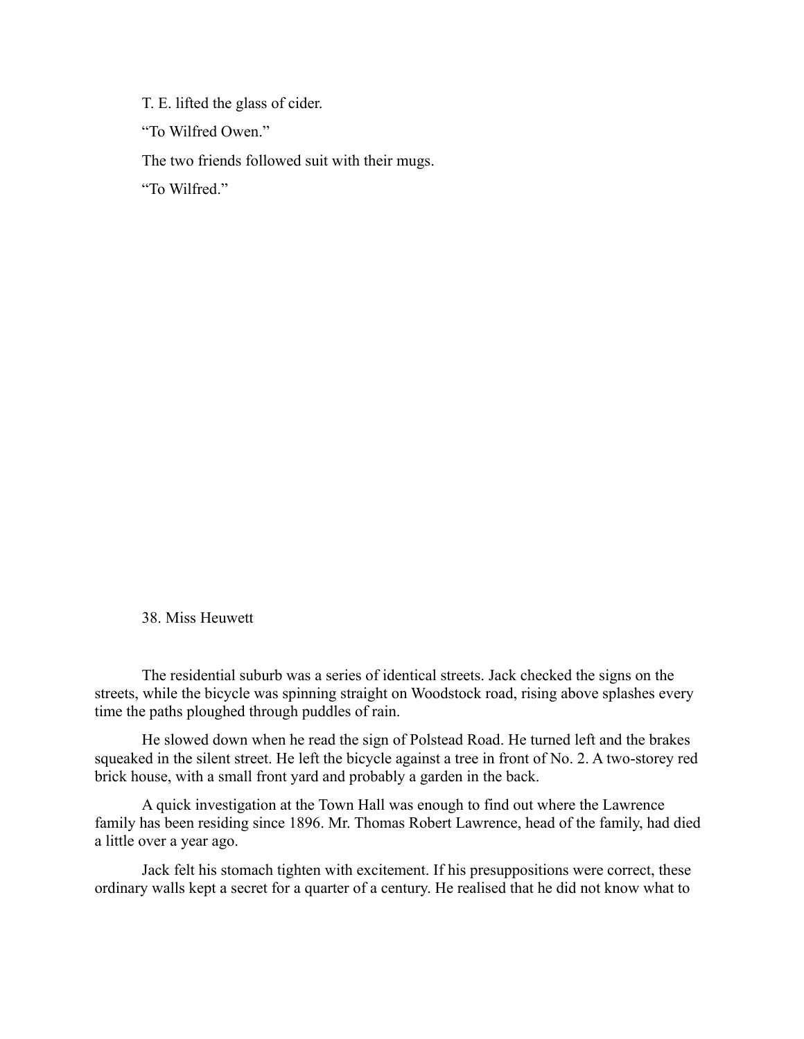T. E. lifted the glass of cider.

"To Wilfred Owen."

The two friends followed suit with their mugs.

"To Wilfred."

## 38. Miss Heuwett

The residential suburb was a series of identical streets. Jack checked the signs on the streets, while the bicycle was spinning straight on Woodstock road, rising above splashes every time the paths ploughed through puddles of rain.

He slowed down when he read the sign of Polstead Road. He turned left and the brakes squeaked in the silent street. He left the bicycle against a tree in front of No. 2. A two-storey red brick house, with a small front yard and probably a garden in the back.

A quick investigation at the Town Hall was enough to find out where the Lawrence family has been residing since 1896. Mr. Thomas Robert Lawrence, head of the family, had died a little over a year ago.

Jack felt his stomach tighten with excitement. If his presuppositions were correct, these ordinary walls kept a secret for a quarter of a century. He realised that he did not know what to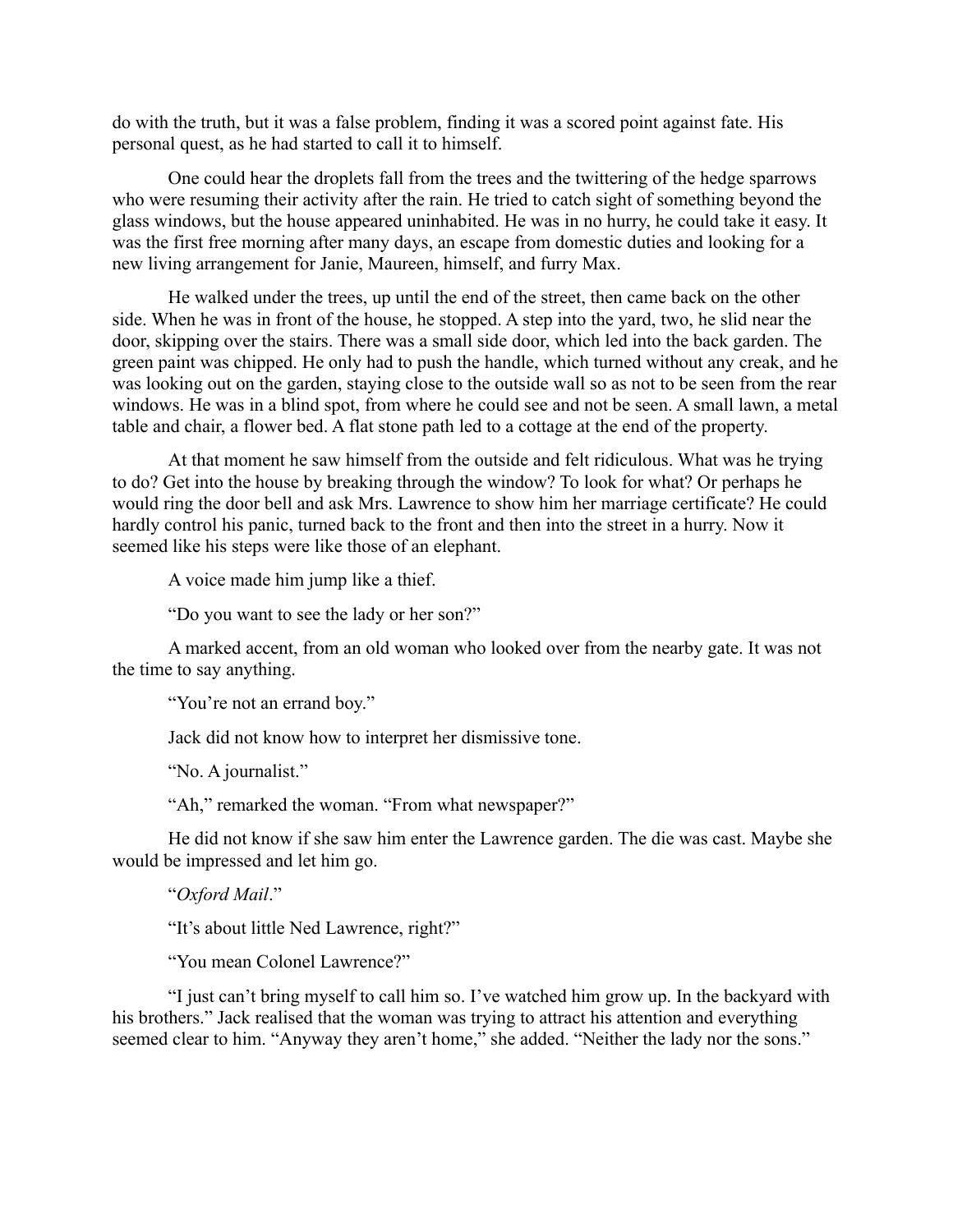do with the truth, but it was a false problem, finding it was a scored point against fate. His personal quest, as he had started to call it to himself.

One could hear the droplets fall from the trees and the twittering of the hedge sparrows who were resuming their activity after the rain. He tried to catch sight of something beyond the glass windows, but the house appeared uninhabited. He was in no hurry, he could take it easy. It was the first free morning after many days, an escape from domestic duties and looking for a new living arrangement for Janie, Maureen, himself, and furry Max.

He walked under the trees, up until the end of the street, then came back on the other side. When he was in front of the house, he stopped. A step into the yard, two, he slid near the door, skipping over the stairs. There was a small side door, which led into the back garden. The green paint was chipped. He only had to push the handle, which turned without any creak, and he was looking out on the garden, staying close to the outside wall so as not to be seen from the rear windows. He was in a blind spot, from where he could see and not be seen. A small lawn, a metal table and chair, a flower bed. A flat stone path led to a cottage at the end of the property.

At that moment he saw himself from the outside and felt ridiculous. What was he trying to do? Get into the house by breaking through the window? To look for what? Or perhaps he would ring the door bell and ask Mrs. Lawrence to show him her marriage certificate? He could hardly control his panic, turned back to the front and then into the street in a hurry. Now it seemed like his steps were like those of an elephant.

A voice made him jump like a thief.

"Do you want to see the lady or her son?"

A marked accent, from an old woman who looked over from the nearby gate. It was not the time to say anything.

"You're not an errand boy."

Jack did not know how to interpret her dismissive tone.

"No. A journalist."

"Ah," remarked the woman. "From what newspaper?"

He did not know if she saw him enter the Lawrence garden. The die was cast. Maybe she would be impressed and let him go.

"*Oxford Mail*."

"It's about little Ned Lawrence, right?"

"You mean Colonel Lawrence?"

"I just can't bring myself to call him so. I've watched him grow up. In the backyard with his brothers." Jack realised that the woman was trying to attract his attention and everything seemed clear to him. "Anyway they aren't home," she added. "Neither the lady nor the sons."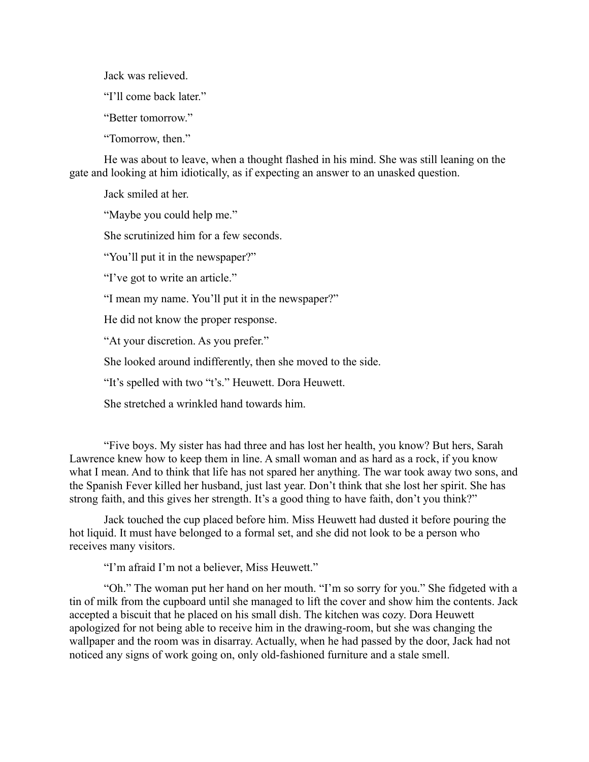Jack was relieved.

"I'll come back later."

"Better tomorrow."

"Tomorrow, then."

He was about to leave, when a thought flashed in his mind. She was still leaning on the gate and looking at him idiotically, as if expecting an answer to an unasked question.

Jack smiled at her.

"Maybe you could help me."

She scrutinized him for a few seconds.

"You'll put it in the newspaper?"

"I've got to write an article."

"I mean my name. You'll put it in the newspaper?"

He did not know the proper response.

"At your discretion. As you prefer."

She looked around indifferently, then she moved to the side.

"It's spelled with two "t's." Heuwett. Dora Heuwett.

She stretched a wrinkled hand towards him.

"Five boys. My sister has had three and has lost her health, you know? But hers, Sarah Lawrence knew how to keep them in line. A small woman and as hard as a rock, if you know what I mean. And to think that life has not spared her anything. The war took away two sons, and the Spanish Fever killed her husband, just last year. Don't think that she lost her spirit. She has strong faith, and this gives her strength. It's a good thing to have faith, don't you think?"

Jack touched the cup placed before him. Miss Heuwett had dusted it before pouring the hot liquid. It must have belonged to a formal set, and she did not look to be a person who receives many visitors.

"I'm afraid I'm not a believer, Miss Heuwett."

"Oh." The woman put her hand on her mouth. "I'm so sorry for you." She fidgeted with a tin of milk from the cupboard until she managed to lift the cover and show him the contents. Jack accepted a biscuit that he placed on his small dish. The kitchen was cozy. Dora Heuwett apologized for not being able to receive him in the drawing-room, but she was changing the wallpaper and the room was in disarray. Actually, when he had passed by the door, Jack had not noticed any signs of work going on, only old-fashioned furniture and a stale smell.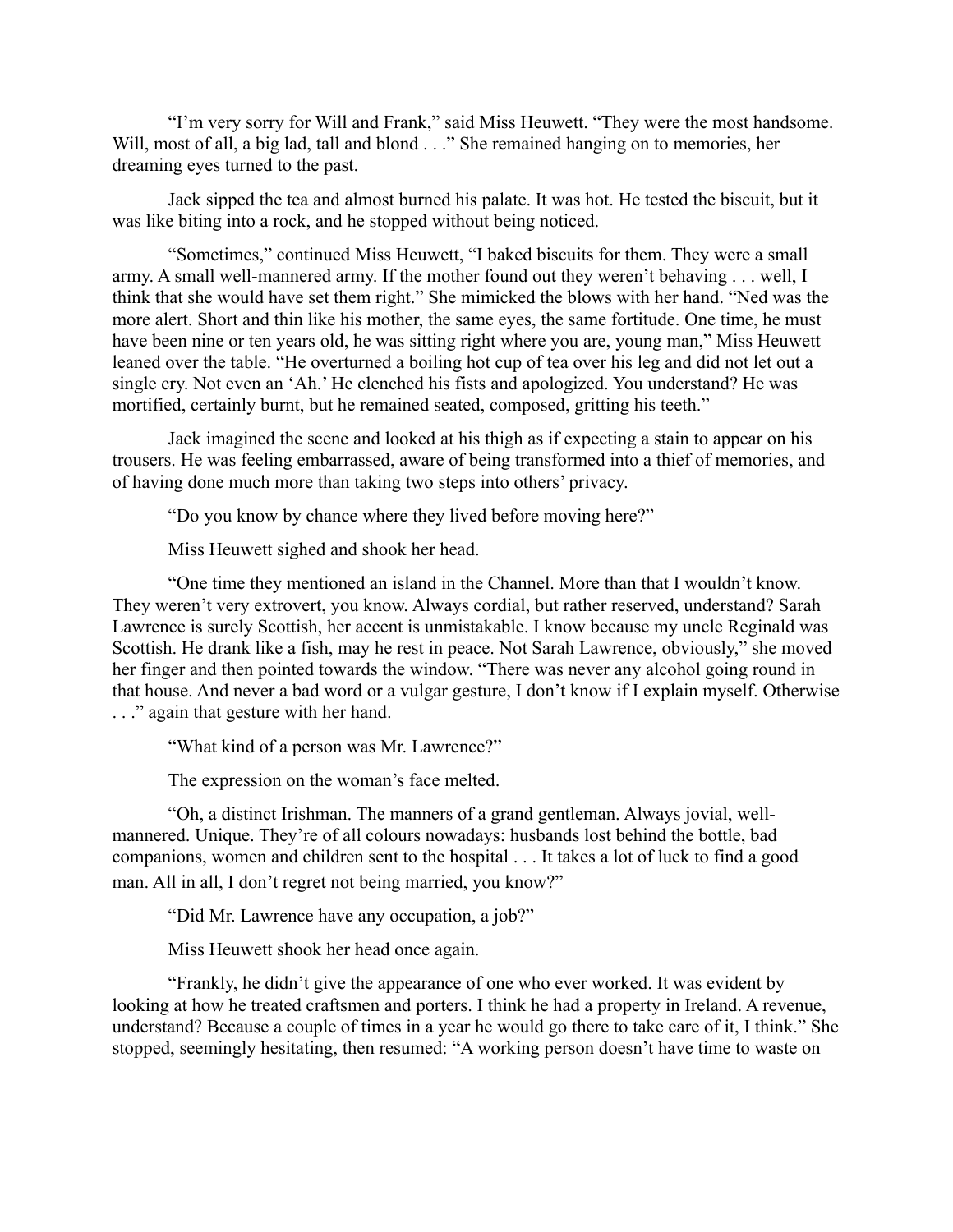"I'm very sorry for Will and Frank," said Miss Heuwett. "They were the most handsome. Will, most of all, a big lad, tall and blond . . ." She remained hanging on to memories, her dreaming eyes turned to the past.

Jack sipped the tea and almost burned his palate. It was hot. He tested the biscuit, but it was like biting into a rock, and he stopped without being noticed.

"Sometimes," continued Miss Heuwett, "I baked biscuits for them. They were a small army. A small well-mannered army. If the mother found out they weren't behaving . . . well, I think that she would have set them right." She mimicked the blows with her hand. "Ned was the more alert. Short and thin like his mother, the same eyes, the same fortitude. One time, he must have been nine or ten years old, he was sitting right where you are, young man," Miss Heuwett leaned over the table. "He overturned a boiling hot cup of tea over his leg and did not let out a single cry. Not even an 'Ah.' He clenched his fists and apologized. You understand? He was mortified, certainly burnt, but he remained seated, composed, gritting his teeth."

Jack imagined the scene and looked at his thigh as if expecting a stain to appear on his trousers. He was feeling embarrassed, aware of being transformed into a thief of memories, and of having done much more than taking two steps into others' privacy.

"Do you know by chance where they lived before moving here?"

Miss Heuwett sighed and shook her head.

"One time they mentioned an island in the Channel. More than that I wouldn't know. They weren't very extrovert, you know. Always cordial, but rather reserved, understand? Sarah Lawrence is surely Scottish, her accent is unmistakable. I know because my uncle Reginald was Scottish. He drank like a fish, may he rest in peace. Not Sarah Lawrence, obviously," she moved her finger and then pointed towards the window. "There was never any alcohol going round in that house. And never a bad word or a vulgar gesture, I don't know if I explain myself. Otherwise . . ." again that gesture with her hand.

"What kind of a person was Mr. Lawrence?"

The expression on the woman's face melted.

"Oh, a distinct Irishman. The manners of a grand gentleman. Always jovial, well-mannered. Unique. They're of all colours nowadays: husbands lost behind the bottle, bad companions, women and children sent to the hospital . . . It takes a lot of luck to find a good man. All in all, I don't regret not being married, you know?"

"Did Mr. Lawrence have any occupation, a job?"

Miss Heuwett shook her head once again.

"Frankly, he didn't give the appearance of one who ever worked. It was evident by looking at how he treated craftsmen and porters. I think he had a property in Ireland. A revenue, understand? Because a couple of times in a year he would go there to take care of it, I think." She stopped, seemingly hesitating, then resumed: "A working person doesn't have time to waste on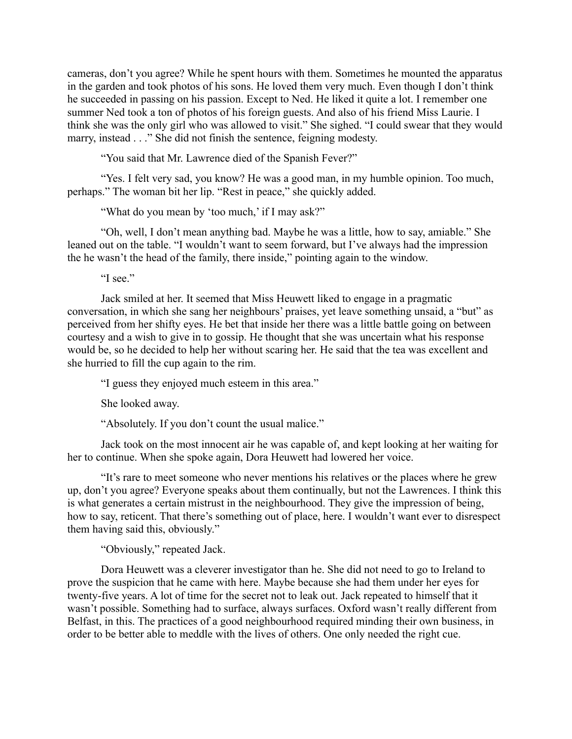cameras, don't you agree? While he spent hours with them. Sometimes he mounted the apparatus in the garden and took photos of his sons. He loved them very much. Even though I don't think he succeeded in passing on his passion. Except to Ned. He liked it quite a lot. I remember one summer Ned took a ton of photos of his foreign guests. And also of his friend Miss Laurie. I think she was the only girl who was allowed to visit." She sighed. "I could swear that they would marry, instead . . ." She did not finish the sentence, feigning modesty.

"You said that Mr. Lawrence died of the Spanish Fever?"

"Yes. I felt very sad, you know? He was a good man, in my humble opinion. Too much, perhaps." The woman bit her lip. "Rest in peace," she quickly added.

"What do you mean by 'too much,' if I may ask?"

"Oh, well, I don't mean anything bad. Maybe he was a little, how to say, amiable." She leaned out on the table. "I wouldn't want to seem forward, but I've always had the impression the he wasn't the head of the family, there inside," pointing again to the window.

"I see."

Jack smiled at her. It seemed that Miss Heuwett liked to engage in a pragmatic conversation, in which she sang her neighbours' praises, yet leave something unsaid, a "but" as perceived from her shifty eyes. He bet that inside her there was a little battle going on between courtesy and a wish to give in to gossip. He thought that she was uncertain what his response would be, so he decided to help her without scaring her. He said that the tea was excellent and she hurried to fill the cup again to the rim.

"I guess they enjoyed much esteem in this area."

She looked away.

"Absolutely. If you don't count the usual malice."

Jack took on the most innocent air he was capable of, and kept looking at her waiting for her to continue. When she spoke again, Dora Heuwett had lowered her voice.

"It's rare to meet someone who never mentions his relatives or the places where he grew up, don't you agree? Everyone speaks about them continually, but not the Lawrences. I think this is what generates a certain mistrust in the neighbourhood. They give the impression of being, how to say, reticent. That there's something out of place, here. I wouldn't want ever to disrespect them having said this, obviously."

"Obviously," repeated Jack.

Dora Heuwett was a cleverer investigator than he. She did not need to go to Ireland to prove the suspicion that he came with here. Maybe because she had them under her eyes for twenty-five years. A lot of time for the secret not to leak out. Jack repeated to himself that it wasn't possible. Something had to surface, always surfaces. Oxford wasn't really different from Belfast, in this. The practices of a good neighbourhood required minding their own business, in order to be better able to meddle with the lives of others. One only needed the right cue.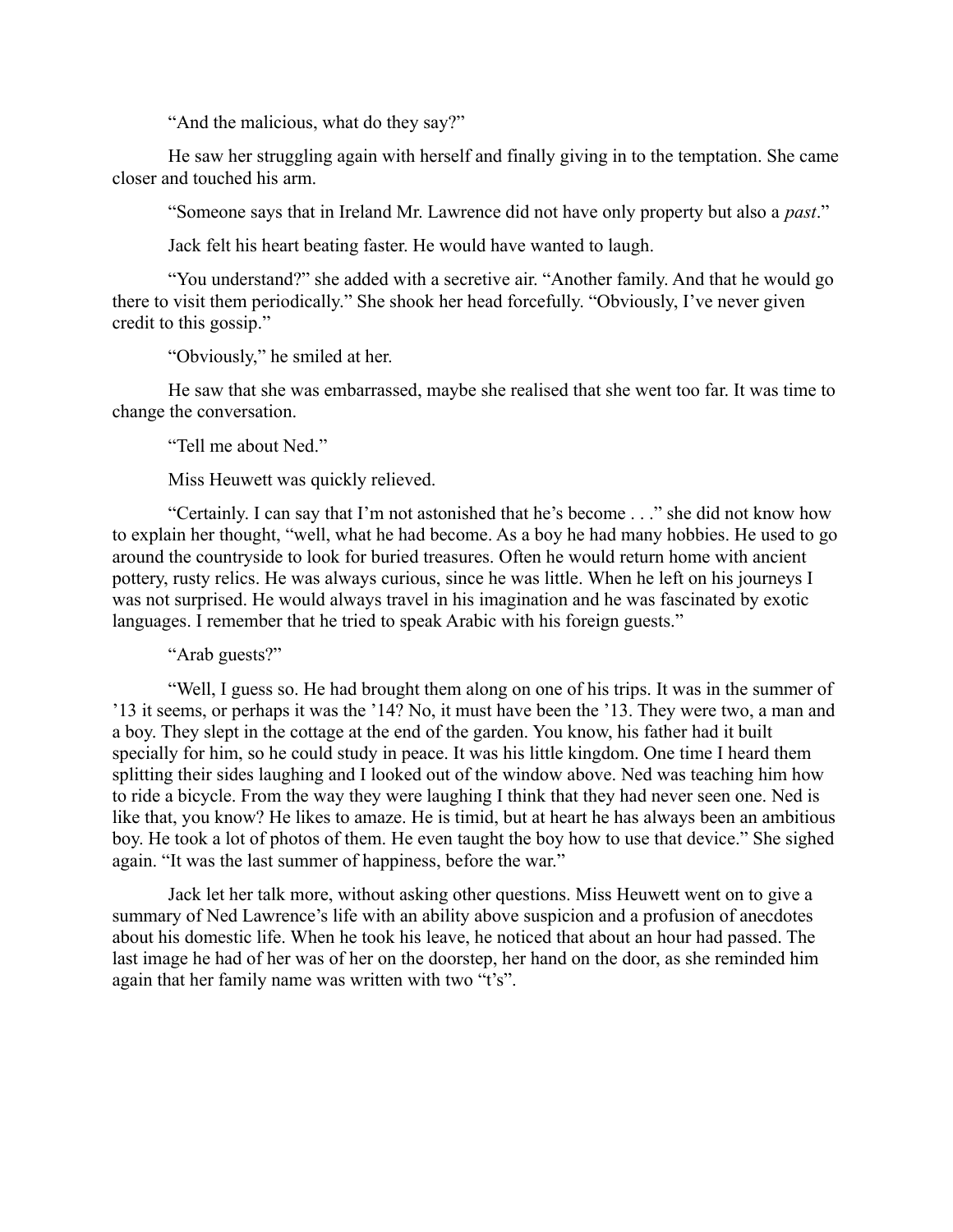"And the malicious, what do they say?"

He saw her struggling again with herself and finally giving in to the temptation. She came closer and touched his arm.

"Someone says that in Ireland Mr. Lawrence did not have only property but also a *past*."

Jack felt his heart beating faster. He would have wanted to laugh.

"You understand?" she added with a secretive air. "Another family. And that he would go there to visit them periodically." She shook her head forcefully. "Obviously, I've never given credit to this gossip."

"Obviously," he smiled at her.

He saw that she was embarrassed, maybe she realised that she went too far. It was time to change the conversation.

"Tell me about Ned."

Miss Heuwett was quickly relieved.

"Certainly. I can say that I'm not astonished that he's become . . ." she did not know how to explain her thought, "well, what he had become. As a boy he had many hobbies. He used to go around the countryside to look for buried treasures. Often he would return home with ancient pottery, rusty relics. He was always curious, since he was little. When he left on his journeys I was not surprised. He would always travel in his imagination and he was fascinated by exotic languages. I remember that he tried to speak Arabic with his foreign guests."

"Arab guests?"

"Well, I guess so. He had brought them along on one of his trips. It was in the summer of '13 it seems, or perhaps it was the '14? No, it must have been the '13. They were two, a man and a boy. They slept in the cottage at the end of the garden. You know, his father had it built specially for him, so he could study in peace. It was his little kingdom. One time I heard them splitting their sides laughing and I looked out of the window above. Ned was teaching him how to ride a bicycle. From the way they were laughing I think that they had never seen one. Ned is like that, you know? He likes to amaze. He is timid, but at heart he has always been an ambitious boy. He took a lot of photos of them. He even taught the boy how to use that device." She sighed again. "It was the last summer of happiness, before the war."

Jack let her talk more, without asking other questions. Miss Heuwett went on to give a summary of Ned Lawrence's life with an ability above suspicion and a profusion of anecdotes about his domestic life. When he took his leave, he noticed that about an hour had passed. The last image he had of her was of her on the doorstep, her hand on the door, as she reminded him again that her family name was written with two "t's".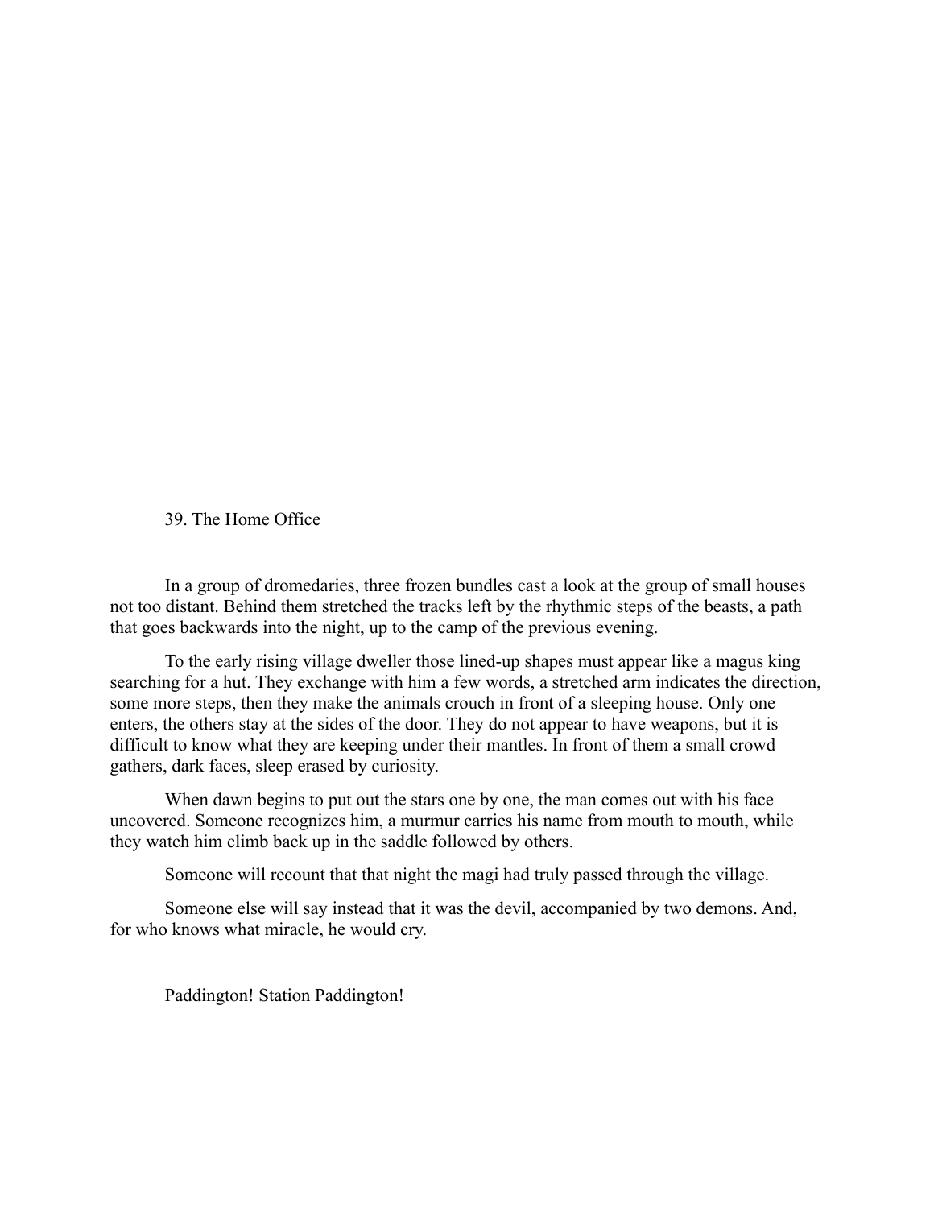## 39. The Home Office

In a group of dromedaries, three frozen bundles cast a look at the group of small houses not too distant. Behind them stretched the tracks left by the rhythmic steps of the beasts, a path that goes backwards into the night, up to the camp of the previous evening.

To the early rising village dweller those lined-up shapes must appear like a magus king searching for a hut. They exchange with him a few words, a stretched arm indicates the direction, some more steps, then they make the animals crouch in front of a sleeping house. Only one enters, the others stay at the sides of the door. They do not appear to have weapons, but it is difficult to know what they are keeping under their mantles. In front of them a small crowd gathers, dark faces, sleep erased by curiosity.

When dawn begins to put out the stars one by one, the man comes out with his face uncovered. Someone recognizes him, a murmur carries his name from mouth to mouth, while they watch him climb back up in the saddle followed by others.

Someone will recount that that night the magi had truly passed through the village.

Someone else will say instead that it was the devil, accompanied by two demons. And, for who knows what miracle, he would cry.

Paddington! Station Paddington!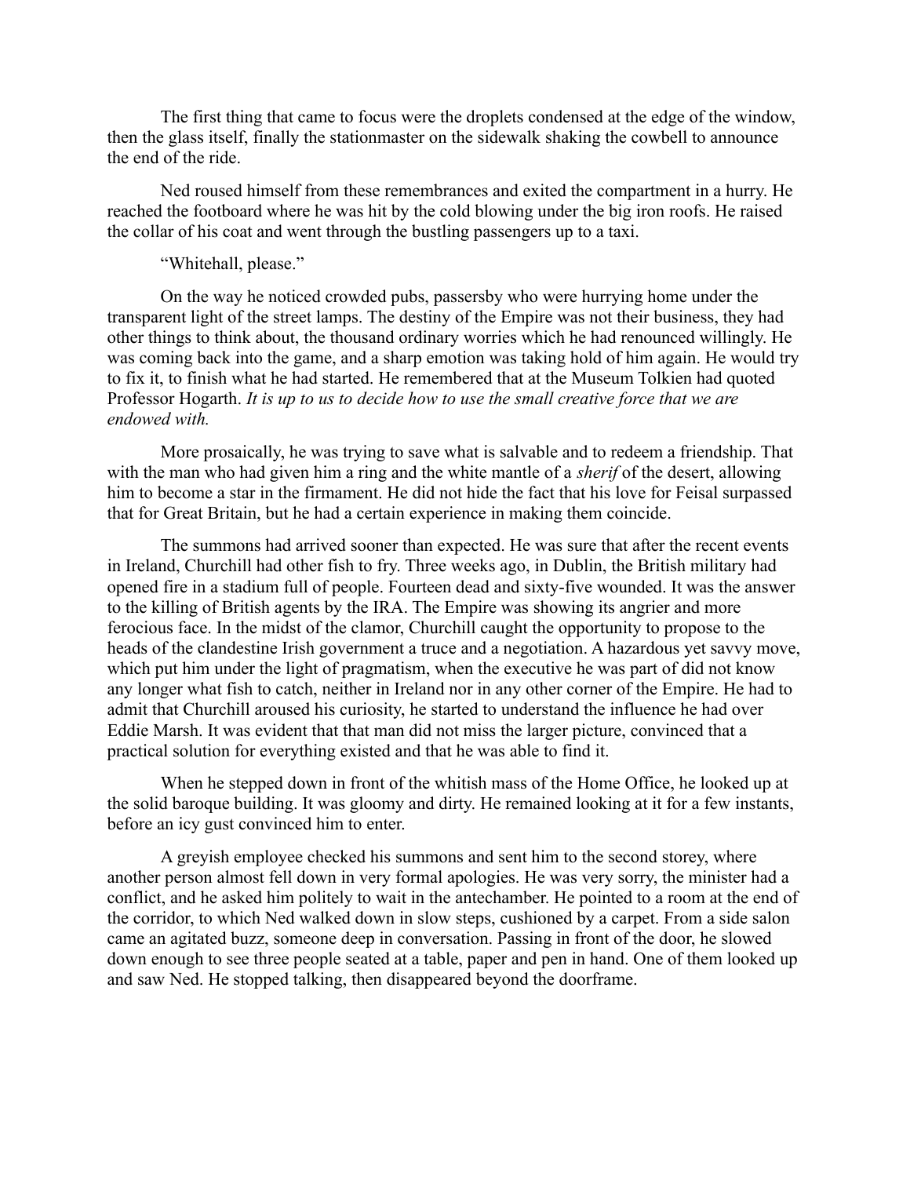The first thing that came to focus were the droplets condensed at the edge of the window, then the glass itself, finally the stationmaster on the sidewalk shaking the cowbell to announce the end of the ride.

Ned roused himself from these remembrances and exited the compartment in a hurry. He reached the footboard where he was hit by the cold blowing under the big iron roofs. He raised the collar of his coat and went through the bustling passengers up to a taxi.

"Whitehall, please."

On the way he noticed crowded pubs, passersby who were hurrying home under the transparent light of the street lamps. The destiny of the Empire was not their business, they had other things to think about, the thousand ordinary worries which he had renounced willingly. He was coming back into the game, and a sharp emotion was taking hold of him again. He would try to fix it, to finish what he had started. He remembered that at the Museum Tolkien had quoted Professor Hogarth. *It is up to us to decide how to use the small creative force that we are endowed with.*

More prosaically, he was trying to save what is salvable and to redeem a friendship. That with the man who had given him a ring and the white mantle of a *sherif* of the desert, allowing him to become a star in the firmament. He did not hide the fact that his love for Feisal surpassed that for Great Britain, but he had a certain experience in making them coincide.

The summons had arrived sooner than expected. He was sure that after the recent events in Ireland, Churchill had other fish to fry. Three weeks ago, in Dublin, the British military had opened fire in a stadium full of people. Fourteen dead and sixty-five wounded. It was the answer to the killing of British agents by the IRA. The Empire was showing its angrier and more ferocious face. In the midst of the clamor, Churchill caught the opportunity to propose to the heads of the clandestine Irish government a truce and a negotiation. A hazardous yet savvy move, which put him under the light of pragmatism, when the executive he was part of did not know any longer what fish to catch, neither in Ireland nor in any other corner of the Empire. He had to admit that Churchill aroused his curiosity, he started to understand the influence he had over Eddie Marsh. It was evident that that man did not miss the larger picture, convinced that a practical solution for everything existed and that he was able to find it.

When he stepped down in front of the whitish mass of the Home Office, he looked up at the solid baroque building. It was gloomy and dirty. He remained looking at it for a few instants, before an icy gust convinced him to enter.

A greyish employee checked his summons and sent him to the second storey, where another person almost fell down in very formal apologies. He was very sorry, the minister had a conflict, and he asked him politely to wait in the antechamber. He pointed to a room at the end of the corridor, to which Ned walked down in slow steps, cushioned by a carpet. From a side salon came an agitated buzz, someone deep in conversation. Passing in front of the door, he slowed down enough to see three people seated at a table, paper and pen in hand. One of them looked up and saw Ned. He stopped talking, then disappeared beyond the doorframe.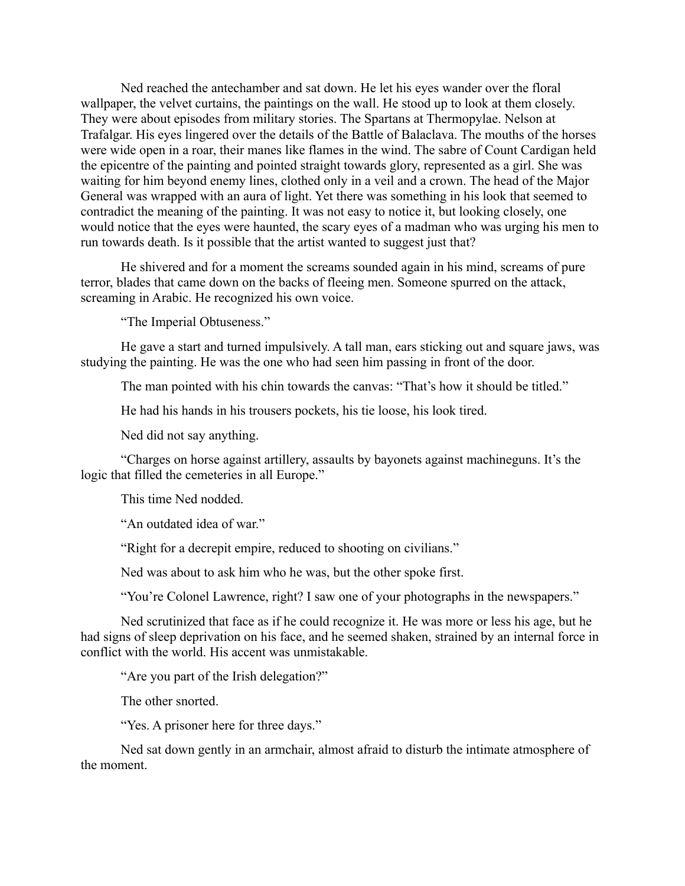Ned reached the antechamber and sat down. He let his eyes wander over the floral wallpaper, the velvet curtains, the paintings on the wall. He stood up to look at them closely. They were about episodes from military stories. The Spartans at Thermopylae. Nelson at Trafalgar. His eyes lingered over the details of the Battle of Balaclava. The mouths of the horses were wide open in a roar, their manes like flames in the wind. The sabre of Count Cardigan held the epicentre of the painting and pointed straight towards glory, represented as a girl. She was waiting for him beyond enemy lines, clothed only in a veil and a crown. The head of the Major General was wrapped with an aura of light. Yet there was something in his look that seemed to contradict the meaning of the painting. It was not easy to notice it, but looking closely, one would notice that the eyes were haunted, the scary eyes of a madman who was urging his men to run towards death. Is it possible that the artist wanted to suggest just that?

He shivered and for a moment the screams sounded again in his mind, screams of pure terror, blades that came down on the backs of fleeing men. Someone spurred on the attack, screaming in Arabic. He recognized his own voice.

"The Imperial Obtuseness."

He gave a start and turned impulsively. A tall man, ears sticking out and square jaws, was studying the painting. He was the one who had seen him passing in front of the door.

The man pointed with his chin towards the canvas: "That's how it should be titled."

He had his hands in his trousers pockets, his tie loose, his look tired.

Ned did not say anything.

"Charges on horse against artillery, assaults by bayonets against machineguns. It's the logic that filled the cemeteries in all Europe."

This time Ned nodded.

"An outdated idea of war."

"Right for a decrepit empire, reduced to shooting on civilians."

Ned was about to ask him who he was, but the other spoke first.

"You're Colonel Lawrence, right? I saw one of your photographs in the newspapers."

Ned scrutinized that face as if he could recognize it. He was more or less his age, but he had signs of sleep deprivation on his face, and he seemed shaken, strained by an internal force in conflict with the world. His accent was unmistakable.

"Are you part of the Irish delegation?"

The other snorted.

"Yes. A prisoner here for three days."

Ned sat down gently in an armchair, almost afraid to disturb the intimate atmosphere of the moment.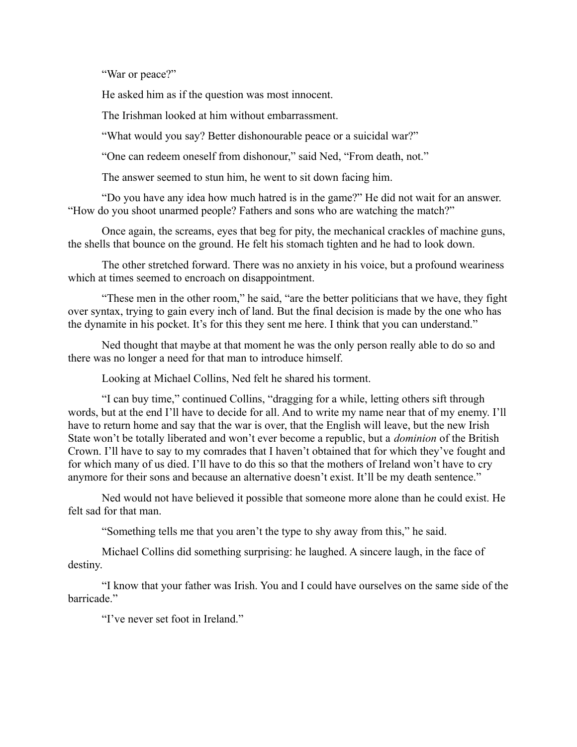"War or peace?"

He asked him as if the question was most innocent.

The Irishman looked at him without embarrassment.

"What would you say? Better dishonourable peace or a suicidal war?"

"One can redeem oneself from dishonour," said Ned, "From death, not."

The answer seemed to stun him, he went to sit down facing him.

"Do you have any idea how much hatred is in the game?" He did not wait for an answer. "How do you shoot unarmed people? Fathers and sons who are watching the match?"

Once again, the screams, eyes that beg for pity, the mechanical crackles of machine guns, the shells that bounce on the ground. He felt his stomach tighten and he had to look down.

The other stretched forward. There was no anxiety in his voice, but a profound weariness which at times seemed to encroach on disappointment.

"These men in the other room," he said, "are the better politicians that we have, they fight over syntax, trying to gain every inch of land. But the final decision is made by the one who has the dynamite in his pocket. It's for this they sent me here. I think that you can understand."

Ned thought that maybe at that moment he was the only person really able to do so and there was no longer a need for that man to introduce himself.

Looking at Michael Collins, Ned felt he shared his torment.

"I can buy time," continued Collins, "dragging for a while, letting others sift through words, but at the end I'll have to decide for all. And to write my name near that of my enemy. I'll have to return home and say that the war is over, that the English will leave, but the new Irish State won't be totally liberated and won't ever become a republic, but a *dominion* of the British Crown. I'll have to say to my comrades that I haven't obtained that for which they've fought and for which many of us died. I'll have to do this so that the mothers of Ireland won't have to cry anymore for their sons and because an alternative doesn't exist. It'll be my death sentence."

Ned would not have believed it possible that someone more alone than he could exist. He felt sad for that man.

"Something tells me that you aren't the type to shy away from this," he said.

Michael Collins did something surprising: he laughed. A sincere laugh, in the face of destiny.

"I know that your father was Irish. You and I could have ourselves on the same side of the barricade."

"I've never set foot in Ireland."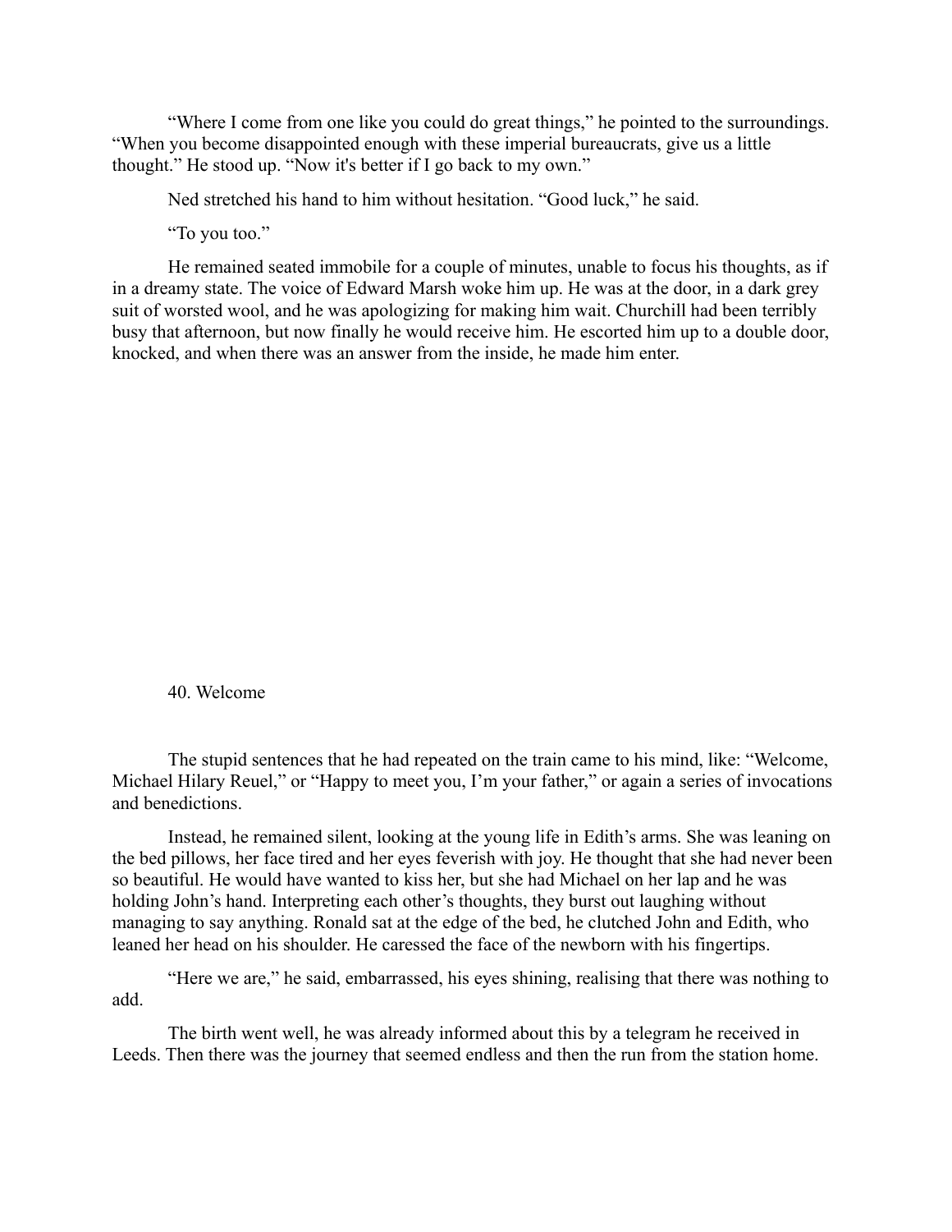"Where I come from one like you could do great things," he pointed to the surroundings. "When you become disappointed enough with these imperial bureaucrats, give us a little thought." He stood up. "Now it's better if I go back to my own."

Ned stretched his hand to him without hesitation. "Good luck," he said.

"To you too."

He remained seated immobile for a couple of minutes, unable to focus his thoughts, as if in a dreamy state. The voice of Edward Marsh woke him up. He was at the door, in a dark grey suit of worsted wool, and he was apologizing for making him wait. Churchill had been terribly busy that afternoon, but now finally he would receive him. He escorted him up to a double door, knocked, and when there was an answer from the inside, he made him enter.

## 40. Welcome

The stupid sentences that he had repeated on the train came to his mind, like: "Welcome, Michael Hilary Reuel," or "Happy to meet you, I'm your father," or again a series of invocations and benedictions.

Instead, he remained silent, looking at the young life in Edith's arms. She was leaning on the bed pillows, her face tired and her eyes feverish with joy. He thought that she had never been so beautiful. He would have wanted to kiss her, but she had Michael on her lap and he was holding John's hand. Interpreting each other's thoughts, they burst out laughing without managing to say anything. Ronald sat at the edge of the bed, he clutched John and Edith, who leaned her head on his shoulder. He caressed the face of the newborn with his fingertips.

"Here we are," he said, embarrassed, his eyes shining, realising that there was nothing to add.

The birth went well, he was already informed about this by a telegram he received in Leeds. Then there was the journey that seemed endless and then the run from the station home.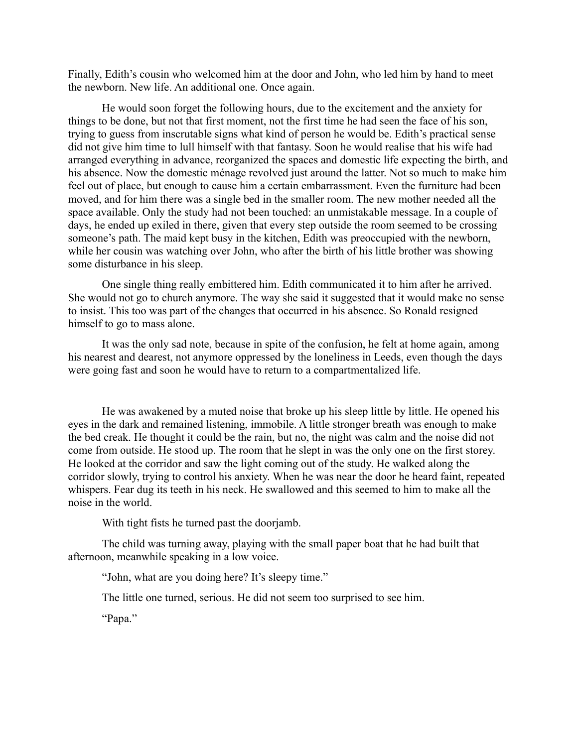Finally, Edith's cousin who welcomed him at the door and John, who led him by hand to meet the newborn. New life. An additional one. Once again.

He would soon forget the following hours, due to the excitement and the anxiety for things to be done, but not that first moment, not the first time he had seen the face of his son, trying to guess from inscrutable signs what kind of person he would be. Edith's practical sense did not give him time to lull himself with that fantasy. Soon he would realise that his wife had arranged everything in advance, reorganized the spaces and domestic life expecting the birth, and his absence. Now the domestic ménage revolved just around the latter. Not so much to make him feel out of place, but enough to cause him a certain embarrassment. Even the furniture had been moved, and for him there was a single bed in the smaller room. The new mother needed all the space available. Only the study had not been touched: an unmistakable message. In a couple of days, he ended up exiled in there, given that every step outside the room seemed to be crossing someone's path. The maid kept busy in the kitchen, Edith was preoccupied with the newborn, while her cousin was watching over John, who after the birth of his little brother was showing some disturbance in his sleep.

One single thing really embittered him. Edith communicated it to him after he arrived. She would not go to church anymore. The way she said it suggested that it would make no sense to insist. This too was part of the changes that occurred in his absence. So Ronald resigned himself to go to mass alone.

It was the only sad note, because in spite of the confusion, he felt at home again, among his nearest and dearest, not anymore oppressed by the loneliness in Leeds, even though the days were going fast and soon he would have to return to a compartmentalized life.

He was awakened by a muted noise that broke up his sleep little by little. He opened his eyes in the dark and remained listening, immobile. A little stronger breath was enough to make the bed creak. He thought it could be the rain, but no, the night was calm and the noise did not come from outside. He stood up. The room that he slept in was the only one on the first storey. He looked at the corridor and saw the light coming out of the study. He walked along the corridor slowly, trying to control his anxiety. When he was near the door he heard faint, repeated whispers. Fear dug its teeth in his neck. He swallowed and this seemed to him to make all the noise in the world.

With tight fists he turned past the doorjamb.

The child was turning away, playing with the small paper boat that he had built that afternoon, meanwhile speaking in a low voice.

"John, what are you doing here? It's sleepy time."

The little one turned, serious. He did not seem too surprised to see him.

"Papa."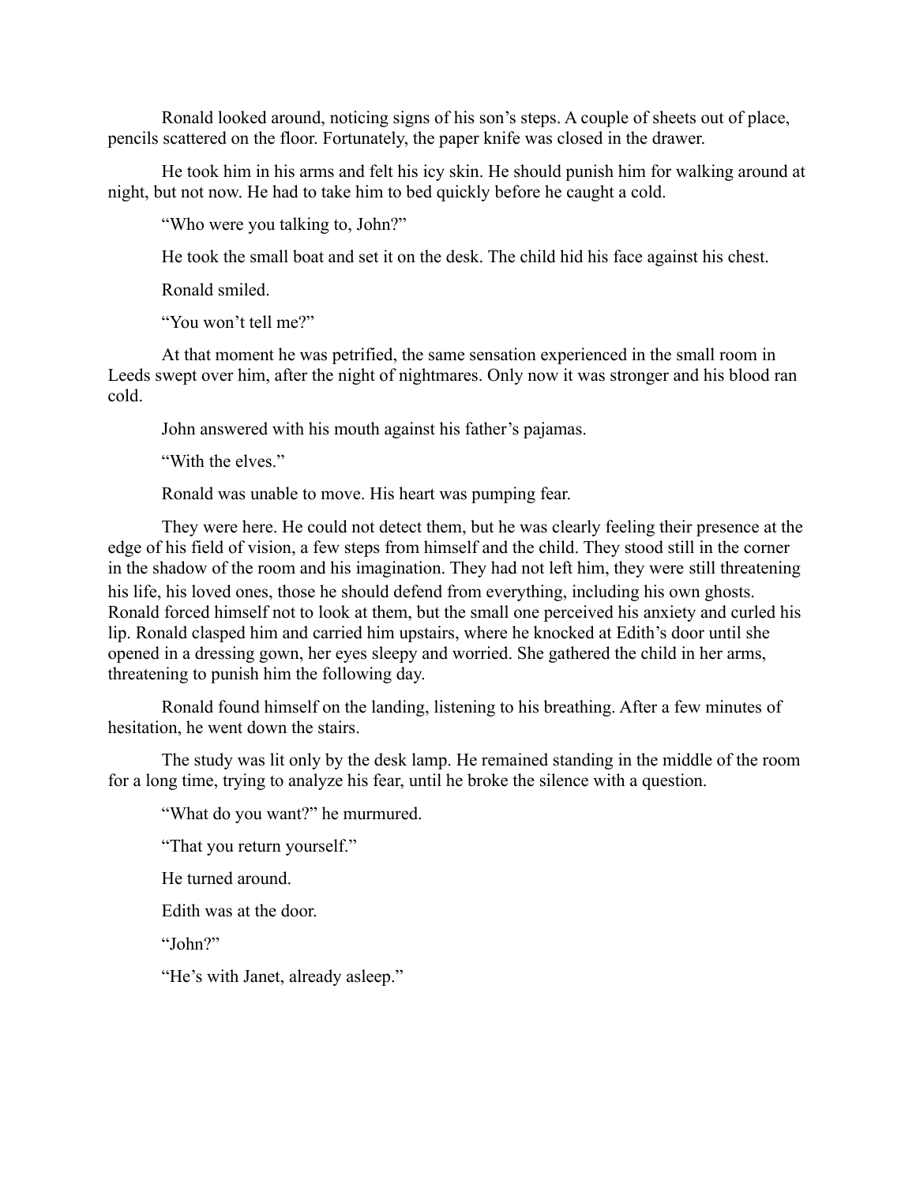Ronald looked around, noticing signs of his son's steps. A couple of sheets out of place, pencils scattered on the floor. Fortunately, the paper knife was closed in the drawer.

He took him in his arms and felt his icy skin. He should punish him for walking around at night, but not now. He had to take him to bed quickly before he caught a cold.

"Who were you talking to, John?"

He took the small boat and set it on the desk. The child hid his face against his chest.

Ronald smiled.

"You won't tell me?"

At that moment he was petrified, the same sensation experienced in the small room in Leeds swept over him, after the night of nightmares. Only now it was stronger and his blood ran cold.

John answered with his mouth against his father's pajamas.

"With the elves."

Ronald was unable to move. His heart was pumping fear.

They were here. He could not detect them, but he was clearly feeling their presence at the edge of his field of vision, a few steps from himself and the child. They stood still in the corner in the shadow of the room and his imagination. They had not left him, they were still threatening his life, his loved ones, those he should defend from everything, including his own ghosts. Ronald forced himself not to look at them, but the small one perceived his anxiety and curled his lip. Ronald clasped him and carried him upstairs, where he knocked at Edith's door until she opened in a dressing gown, her eyes sleepy and worried. She gathered the child in her arms, threatening to punish him the following day.

Ronald found himself on the landing, listening to his breathing. After a few minutes of hesitation, he went down the stairs.

The study was lit only by the desk lamp. He remained standing in the middle of the room for a long time, trying to analyze his fear, until he broke the silence with a question.

"What do you want?" he murmured.

"That you return yourself."

He turned around.

Edith was at the door.

"John?"

"He's with Janet, already asleep."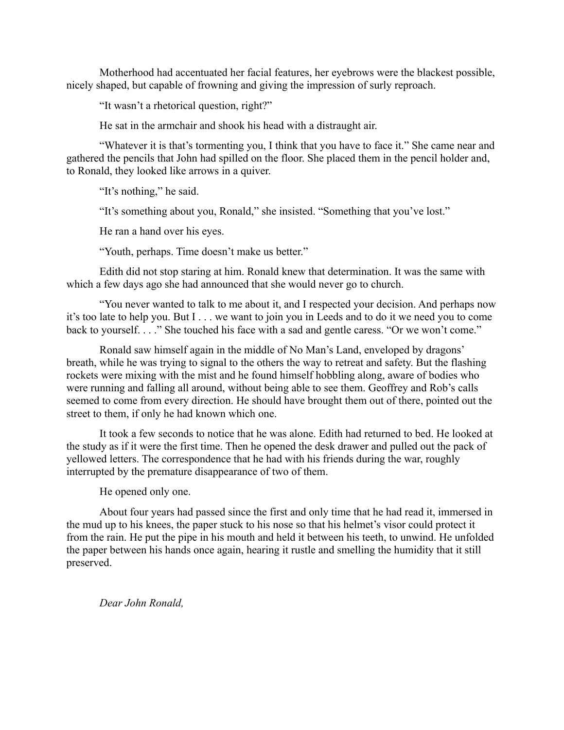Motherhood had accentuated her facial features, her eyebrows were the blackest possible, nicely shaped, but capable of frowning and giving the impression of surly reproach.

"It wasn't a rhetorical question, right?"

He sat in the armchair and shook his head with a distraught air.

"Whatever it is that's tormenting you, I think that you have to face it." She came near and gathered the pencils that John had spilled on the floor. She placed them in the pencil holder and, to Ronald, they looked like arrows in a quiver.

"It's nothing," he said.

"It's something about you, Ronald," she insisted. "Something that you've lost."

He ran a hand over his eyes.

"Youth, perhaps. Time doesn't make us better."

Edith did not stop staring at him. Ronald knew that determination. It was the same with which a few days ago she had announced that she would never go to church.

"You never wanted to talk to me about it, and I respected your decision. And perhaps now it's too late to help you. But I . . . we want to join you in Leeds and to do it we need you to come back to yourself. . . ." She touched his face with a sad and gentle caress. "Or we won't come."

Ronald saw himself again in the middle of No Man's Land, enveloped by dragons' breath, while he was trying to signal to the others the way to retreat and safety. But the flashing rockets were mixing with the mist and he found himself hobbling along, aware of bodies who were running and falling all around, without being able to see them. Geoffrey and Rob's calls seemed to come from every direction. He should have brought them out of there, pointed out the street to them, if only he had known which one.

It took a few seconds to notice that he was alone. Edith had returned to bed. He looked at the study as if it were the first time. Then he opened the desk drawer and pulled out the pack of yellowed letters. The correspondence that he had with his friends during the war, roughly interrupted by the premature disappearance of two of them.

He opened only one.

About four years had passed since the first and only time that he had read it, immersed in the mud up to his knees, the paper stuck to his nose so that his helmet's visor could protect it from the rain. He put the pipe in his mouth and held it between his teeth, to unwind. He unfolded the paper between his hands once again, hearing it rustle and smelling the humidity that it still preserved.

*Dear John Ronald,*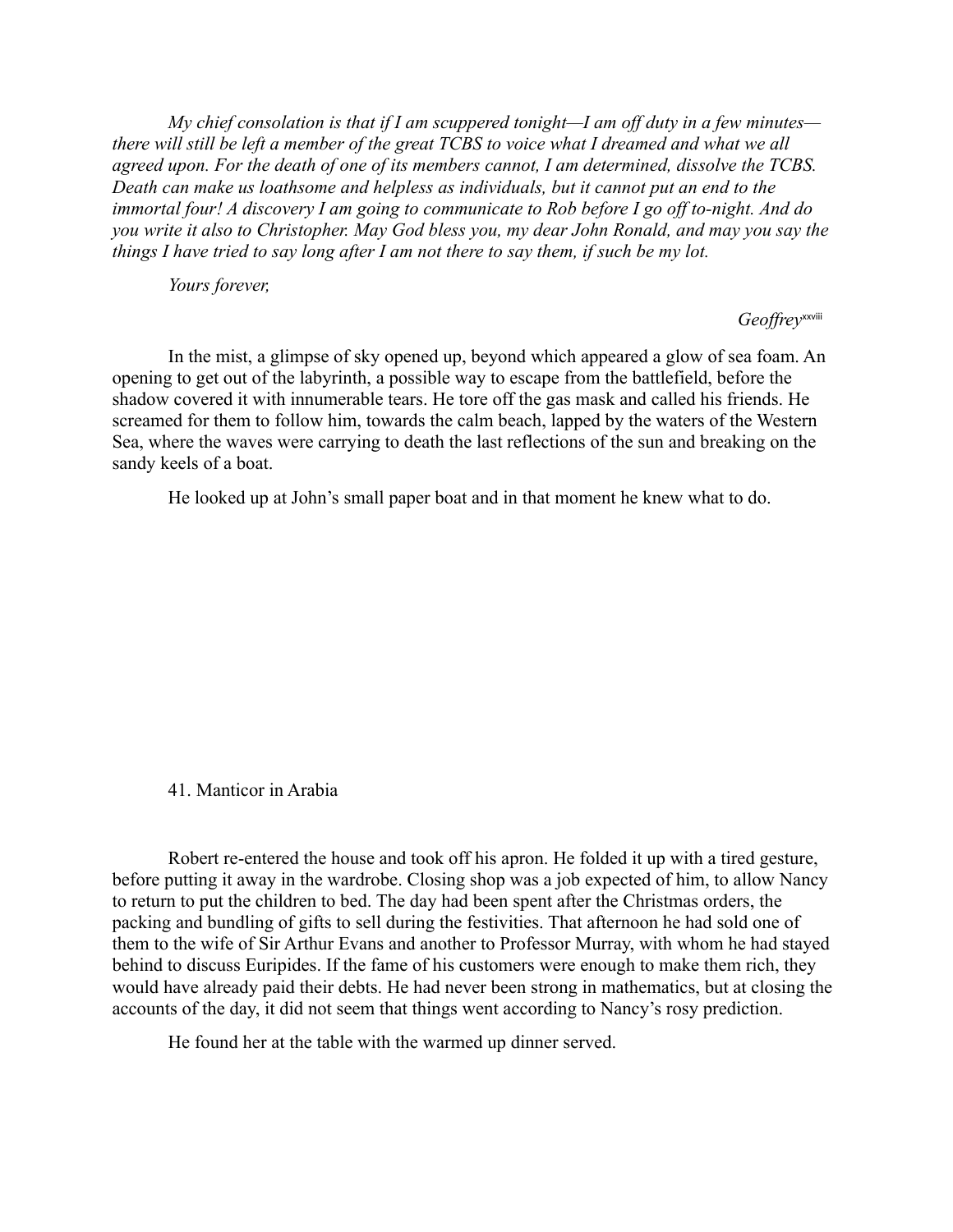*My chief consolation is that if I am scuppered tonight—I am off duty in a few minutes—there will still be left a member of the great TCBS to voice what I dreamed and what we all agreed upon. For the death of one of its members cannot, I am determined, dissolve the TCBS. Death can make us loathsome and helpless as individuals, but it cannot put an end to the immortal four! A discovery I am going to communicate to Rob before I go off to-night. And do you write it also to Christopher. May God bless you, my dear John Ronald, and may you say the things I have tried to say long after I am not there to say them, if such be my lot.*

*Yours forever,*

*Geoffrey*[xxviii]

In the mist, a glimpse of sky opened up, beyond which appeared a glow of sea foam. An opening to get out of the labyrinth, a possible way to escape from the battlefield, before the shadow covered it with innumerable tears. He tore off the gas mask and called his friends. He screamed for them to follow him, towards the calm beach, lapped by the waters of the Western Sea, where the waves were carrying to death the last reflections of the sun and breaking on the sandy keels of a boat.

He looked up at John's small paper boat and in that moment he knew what to do.

## 41. Manticor in Arabia

Robert re-entered the house and took off his apron. He folded it up with a tired gesture, before putting it away in the wardrobe. Closing shop was a job expected of him, to allow Nancy to return to put the children to bed. The day had been spent after the Christmas orders, the packing and bundling of gifts to sell during the festivities. That afternoon he had sold one of them to the wife of Sir Arthur Evans and another to Professor Murray, with whom he had stayed behind to discuss Euripides. If the fame of his customers were enough to make them rich, they would have already paid their debts. He had never been strong in mathematics, but at closing the accounts of the day, it did not seem that things went according to Nancy's rosy prediction.

He found her at the table with the warmed up dinner served.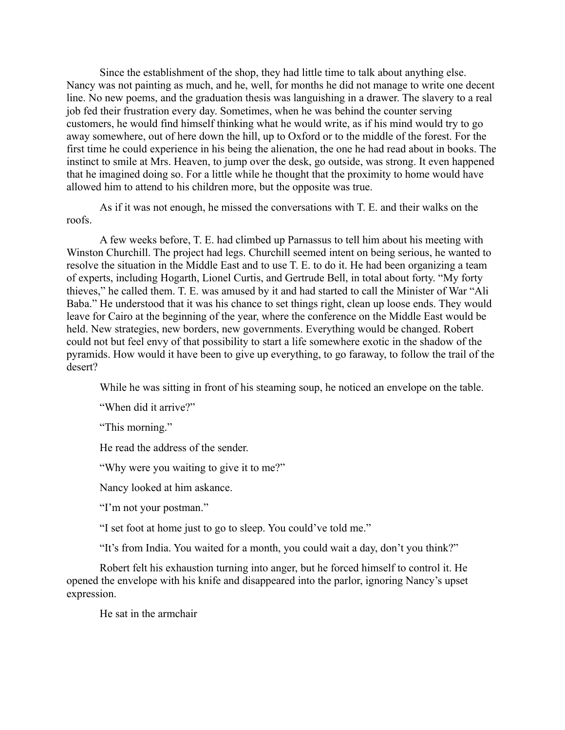Since the establishment of the shop, they had little time to talk about anything else. Nancy was not painting as much, and he, well, for months he did not manage to write one decent line. No new poems, and the graduation thesis was languishing in a drawer. The slavery to a real job fed their frustration every day. Sometimes, when he was behind the counter serving customers, he would find himself thinking what he would write, as if his mind would try to go away somewhere, out of here down the hill, up to Oxford or to the middle of the forest. For the first time he could experience in his being the alienation, the one he had read about in books. The instinct to smile at Mrs. Heaven, to jump over the desk, go outside, was strong. It even happened that he imagined doing so. For a little while he thought that the proximity to home would have allowed him to attend to his children more, but the opposite was true.

As if it was not enough, he missed the conversations with T. E. and their walks on the roofs.

A few weeks before, T. E. had climbed up Parnassus to tell him about his meeting with Winston Churchill. The project had legs. Churchill seemed intent on being serious, he wanted to resolve the situation in the Middle East and to use T. E. to do it. He had been organizing a team of experts, including Hogarth, Lionel Curtis, and Gertrude Bell, in total about forty. "My forty thieves," he called them. T. E. was amused by it and had started to call the Minister of War "Ali Baba." He understood that it was his chance to set things right, clean up loose ends. They would leave for Cairo at the beginning of the year, where the conference on the Middle East would be held. New strategies, new borders, new governments. Everything would be changed. Robert could not but feel envy of that possibility to start a life somewhere exotic in the shadow of the pyramids. How would it have been to give up everything, to go faraway, to follow the trail of the desert?

While he was sitting in front of his steaming soup, he noticed an envelope on the table.

"When did it arrive?"

"This morning."

He read the address of the sender.

"Why were you waiting to give it to me?"

Nancy looked at him askance.

"I'm not your postman."

"I set foot at home just to go to sleep. You could've told me."

"It's from India. You waited for a month, you could wait a day, don't you think?"

Robert felt his exhaustion turning into anger, but he forced himself to control it. He opened the envelope with his knife and disappeared into the parlor, ignoring Nancy's upset expression.

He sat in the armchair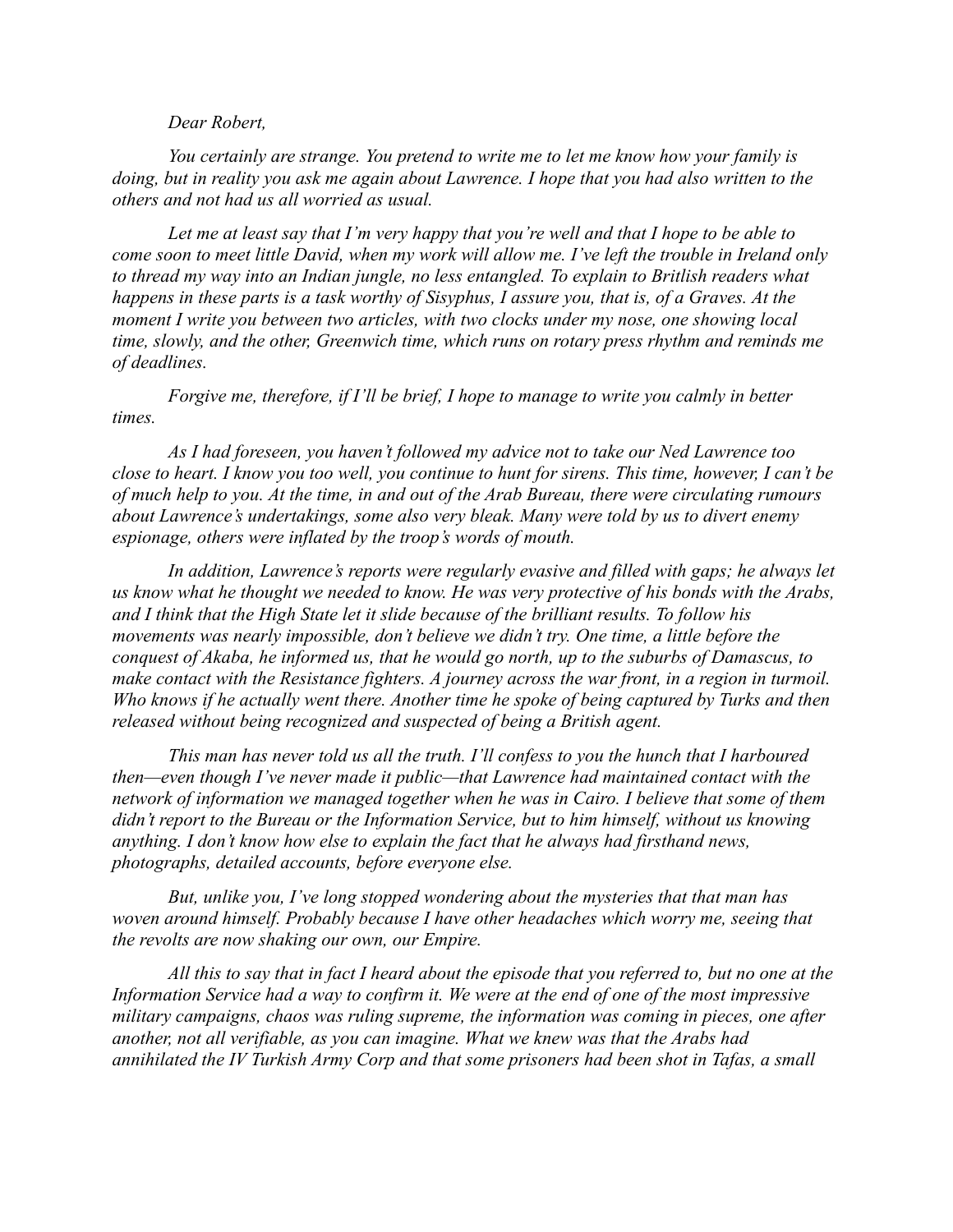*Dear Robert,*

*You certainly are strange. You pretend to write me to let me know how your family is doing, but in reality you ask me again about Lawrence. I hope that you had also written to the others and not had us all worried as usual.*

*Let me at least say that I'm very happy that you're well and that I hope to be able to come soon to meet little David, when my work will allow me. I've left the trouble in Ireland only to thread my way into an Indian jungle, no less entangled. To explain to Britlish readers what happens in these parts is a task worthy of Sisyphus, I assure you, that is, of a Graves. At the moment I write you between two articles, with two clocks under my nose, one showing local time, slowly, and the other, Greenwich time, which runs on rotary press rhythm and reminds me of deadlines.*

*Forgive me, therefore, if I'll be brief, I hope to manage to write you calmly in better times.*

*As I had foreseen, you haven't followed my advice not to take our Ned Lawrence too close to heart. I know you too well, you continue to hunt for sirens. This time, however, I can't be of much help to you. At the time, in and out of the Arab Bureau, there were circulating rumours about Lawrence's undertakings, some also very bleak. Many were told by us to divert enemy espionage, others were inflated by the troop's words of mouth.*

*In addition, Lawrence's reports were regularly evasive and filled with gaps; he always let us know what he thought we needed to know. He was very protective of his bonds with the Arabs, and I think that the High State let it slide because of the brilliant results. To follow his movements was nearly impossible, don't believe we didn't try. One time, a little before the conquest of Akaba, he informed us, that he would go north, up to the suburbs of Damascus, to make contact with the Resistance fighters. A journey across the war front, in a region in turmoil. Who knows if he actually went there. Another time he spoke of being captured by Turks and then released without being recognized and suspected of being a British agent.*

*This man has never told us all the truth. I'll confess to you the hunch that I harboured then—even though I've never made it public—that Lawrence had maintained contact with the network of information we managed together when he was in Cairo. I believe that some of them didn't report to the Bureau or the Information Service, but to him himself, without us knowing anything. I don't know how else to explain the fact that he always had firsthand news, photographs, detailed accounts, before everyone else.*

*But, unlike you, I've long stopped wondering about the mysteries that that man has woven around himself. Probably because I have other headaches which worry me, seeing that the revolts are now shaking our own, our Empire.*

*All this to say that in fact I heard about the episode that you referred to, but no one at the Information Service had a way to confirm it. We were at the end of one of the most impressive military campaigns, chaos was ruling supreme, the information was coming in pieces, one after another, not all verifiable, as you can imagine. What we knew was that the Arabs had annihilated the IV Turkish Army Corp and that some prisoners had been shot in Tafas, a small*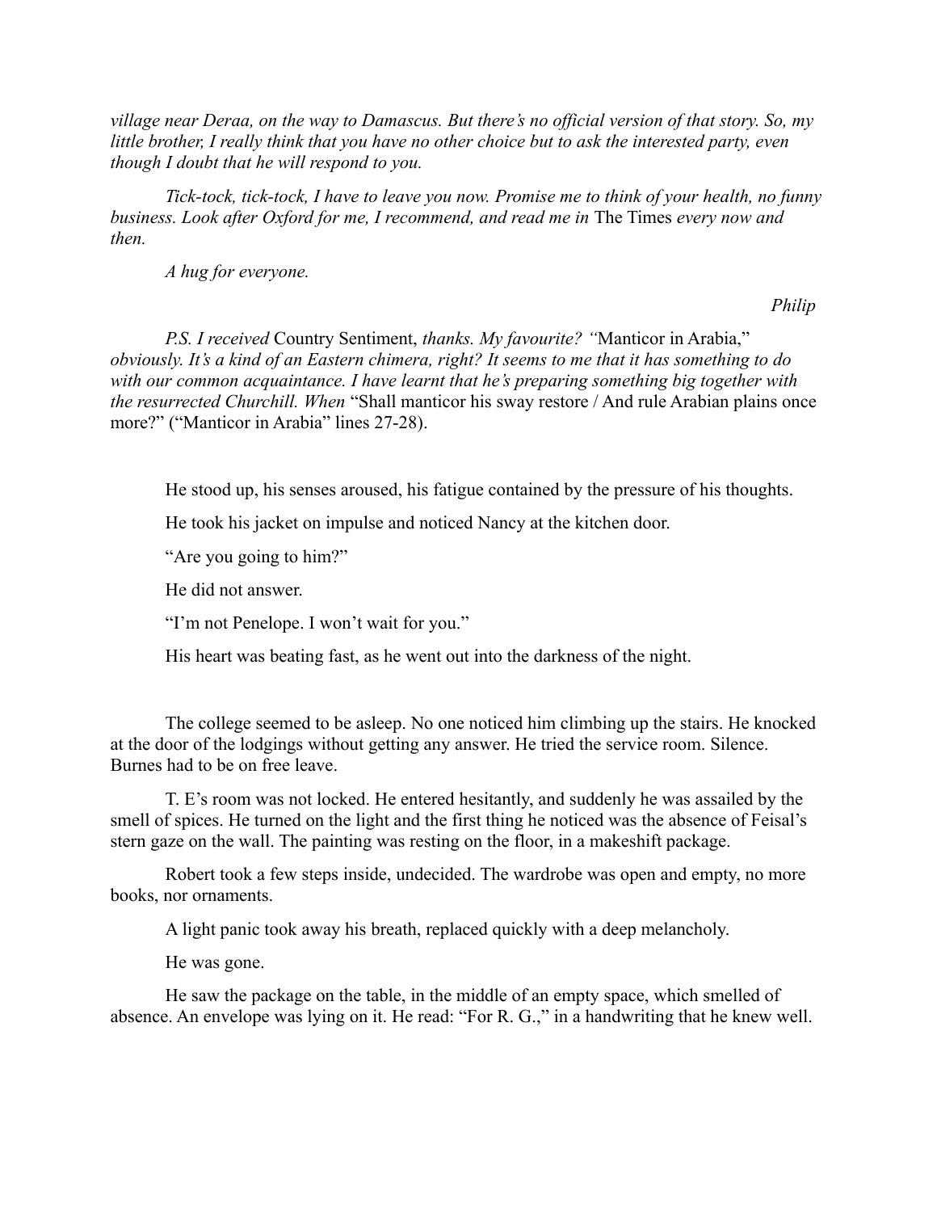*village near Deraa, on the way to Damascus. But there's no official version of that story. So, my little brother, I really think that you have no other choice but to ask the interested party, even though I doubt that he will respond to you.*

*Tick-tock, tick-tock, I have to leave you now. Promise me to think of your health, no funny business. Look after Oxford for me, I recommend, and read me in* The Times *every now and then.*

*A hug for everyone.*

*Philip*

*P.S. I received* Country Sentiment, *thanks. My favourite? "*Manticor in Arabia," *obviously. It's a kind of an Eastern chimera, right? It seems to me that it has something to do with our common acquaintance. I have learnt that he's preparing something big together with the resurrected Churchill. When* "Shall manticor his sway restore / And rule Arabian plains once more?" ("Manticor in Arabia" lines 27-28).

He stood up, his senses aroused, his fatigue contained by the pressure of his thoughts.

He took his jacket on impulse and noticed Nancy at the kitchen door.

"Are you going to him?"

He did not answer.

"I'm not Penelope. I won't wait for you."

His heart was beating fast, as he went out into the darkness of the night.

The college seemed to be asleep. No one noticed him climbing up the stairs. He knocked at the door of the lodgings without getting any answer. He tried the service room. Silence. Burnes had to be on free leave.

T. E's room was not locked. He entered hesitantly, and suddenly he was assailed by the smell of spices. He turned on the light and the first thing he noticed was the absence of Feisal's stern gaze on the wall. The painting was resting on the floor, in a makeshift package.

Robert took a few steps inside, undecided. The wardrobe was open and empty, no more books, nor ornaments.

A light panic took away his breath, replaced quickly with a deep melancholy.

He was gone.

He saw the package on the table, in the middle of an empty space, which smelled of absence. An envelope was lying on it. He read: "For R. G.," in a handwriting that he knew well.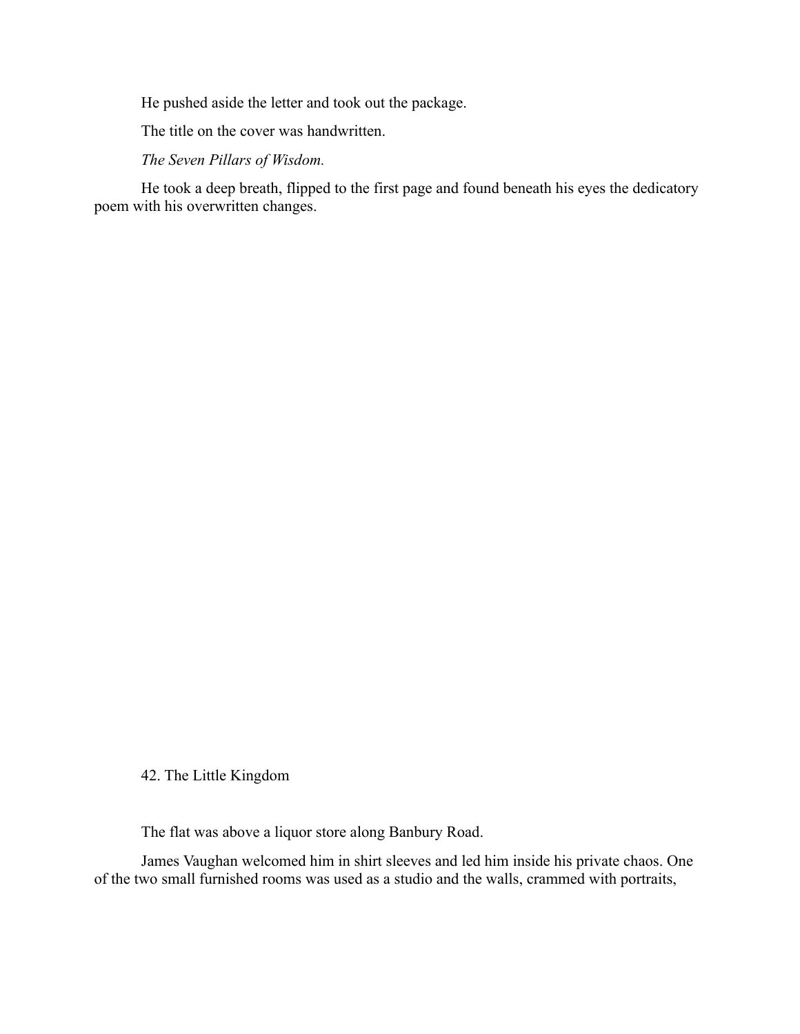He pushed aside the letter and took out the package.

The title on the cover was handwritten.

*The Seven Pillars of Wisdom.*

He took a deep breath, flipped to the first page and found beneath his eyes the dedicatory poem with his overwritten changes.

## 42. The Little Kingdom

The flat was above a liquor store along Banbury Road.

James Vaughan welcomed him in shirt sleeves and led him inside his private chaos. One of the two small furnished rooms was used as a studio and the walls, crammed with portraits,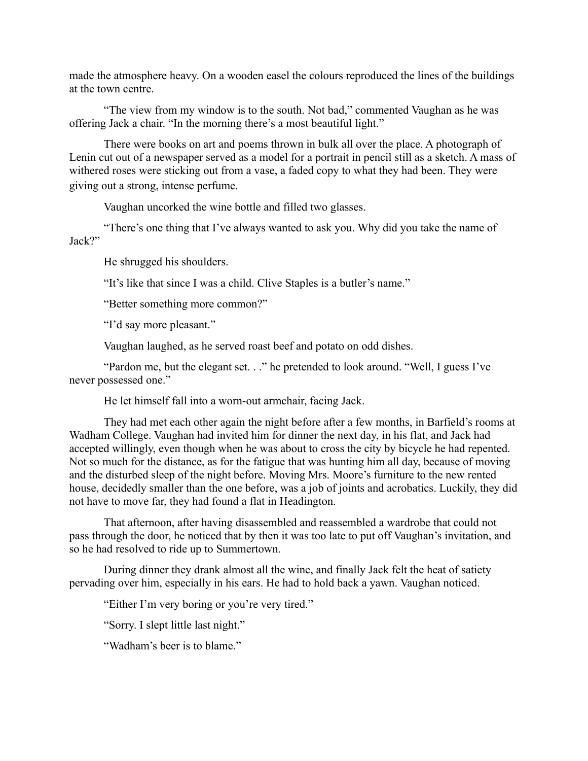made the atmosphere heavy. On a wooden easel the colours reproduced the lines of the buildings at the town centre.

"The view from my window is to the south. Not bad," commented Vaughan as he was offering Jack a chair. "In the morning there's a most beautiful light."

There were books on art and poems thrown in bulk all over the place. A photograph of Lenin cut out of a newspaper served as a model for a portrait in pencil still as a sketch. A mass of withered roses were sticking out from a vase, a faded copy to what they had been. They were giving out a strong, intense perfume.

Vaughan uncorked the wine bottle and filled two glasses.

"There's one thing that I've always wanted to ask you. Why did you take the name of Jack?"

He shrugged his shoulders.

"It's like that since I was a child. Clive Staples is a butler's name."

"Better something more common?"

"I'd say more pleasant."

Vaughan laughed, as he served roast beef and potato on odd dishes.

"Pardon me, but the elegant set. . ." he pretended to look around. "Well, I guess I've never possessed one."

He let himself fall into a worn-out armchair, facing Jack.

They had met each other again the night before after a few months, in Barfield's rooms at Wadham College. Vaughan had invited him for dinner the next day, in his flat, and Jack had accepted willingly, even though when he was about to cross the city by bicycle he had repented. Not so much for the distance, as for the fatigue that was hunting him all day, because of moving and the disturbed sleep of the night before. Moving Mrs. Moore's furniture to the new rented house, decidedly smaller than the one before, was a job of joints and acrobatics. Luckily, they did not have to move far, they had found a flat in Headington.

That afternoon, after having disassembled and reassembled a wardrobe that could not pass through the door, he noticed that by then it was too late to put off Vaughan's invitation, and so he had resolved to ride up to Summertown.

During dinner they drank almost all the wine, and finally Jack felt the heat of satiety pervading over him, especially in his ears. He had to hold back a yawn. Vaughan noticed.

"Either I'm very boring or you're very tired."

"Sorry. I slept little last night."

"Wadham's beer is to blame."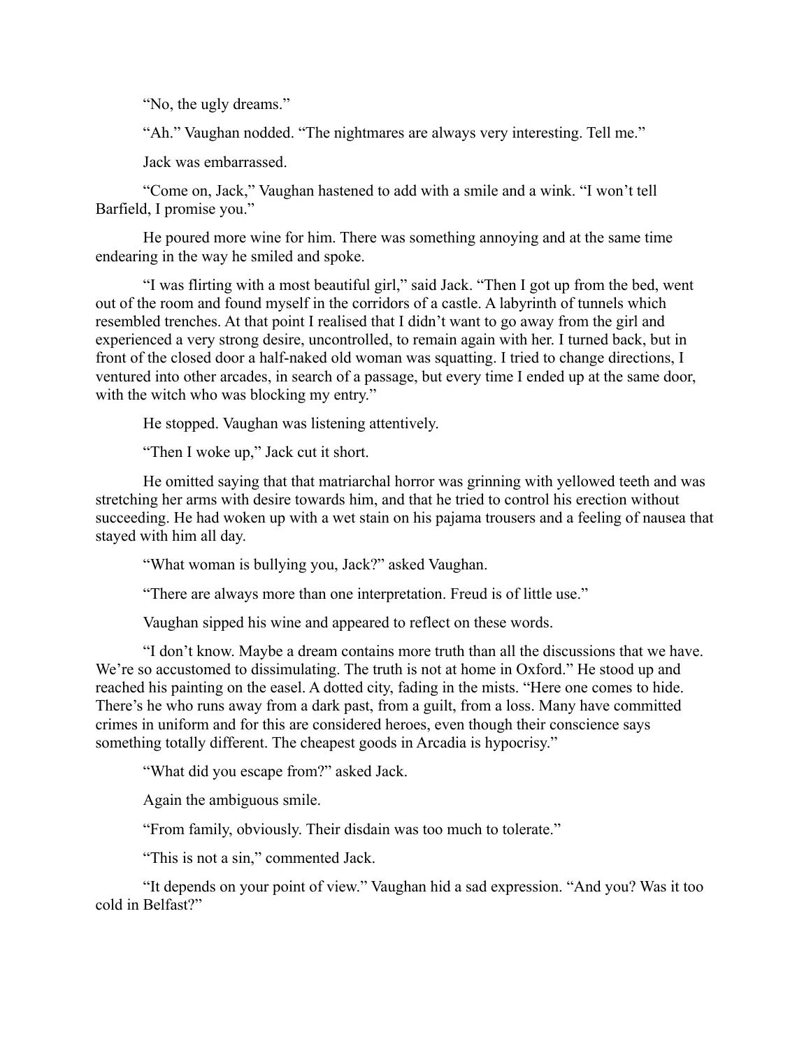"No, the ugly dreams."

"Ah." Vaughan nodded. "The nightmares are always very interesting. Tell me."

Jack was embarrassed.

"Come on, Jack," Vaughan hastened to add with a smile and a wink. "I won't tell Barfield, I promise you."

He poured more wine for him. There was something annoying and at the same time endearing in the way he smiled and spoke.

"I was flirting with a most beautiful girl," said Jack. "Then I got up from the bed, went out of the room and found myself in the corridors of a castle. A labyrinth of tunnels which resembled trenches. At that point I realised that I didn't want to go away from the girl and experienced a very strong desire, uncontrolled, to remain again with her. I turned back, but in front of the closed door a half-naked old woman was squatting. I tried to change directions, I ventured into other arcades, in search of a passage, but every time I ended up at the same door, with the witch who was blocking my entry."

He stopped. Vaughan was listening attentively.

"Then I woke up," Jack cut it short.

He omitted saying that that matriarchal horror was grinning with yellowed teeth and was stretching her arms with desire towards him, and that he tried to control his erection without succeeding. He had woken up with a wet stain on his pajama trousers and a feeling of nausea that stayed with him all day.

"What woman is bullying you, Jack?" asked Vaughan.

"There are always more than one interpretation. Freud is of little use."

Vaughan sipped his wine and appeared to reflect on these words.

"I don't know. Maybe a dream contains more truth than all the discussions that we have. We're so accustomed to dissimulating. The truth is not at home in Oxford." He stood up and reached his painting on the easel. A dotted city, fading in the mists. "Here one comes to hide. There's he who runs away from a dark past, from a guilt, from a loss. Many have committed crimes in uniform and for this are considered heroes, even though their conscience says something totally different. The cheapest goods in Arcadia is hypocrisy."

"What did you escape from?" asked Jack.

Again the ambiguous smile.

"From family, obviously. Their disdain was too much to tolerate."

"This is not a sin," commented Jack.

"It depends on your point of view." Vaughan hid a sad expression. "And you? Was it too cold in Belfast?"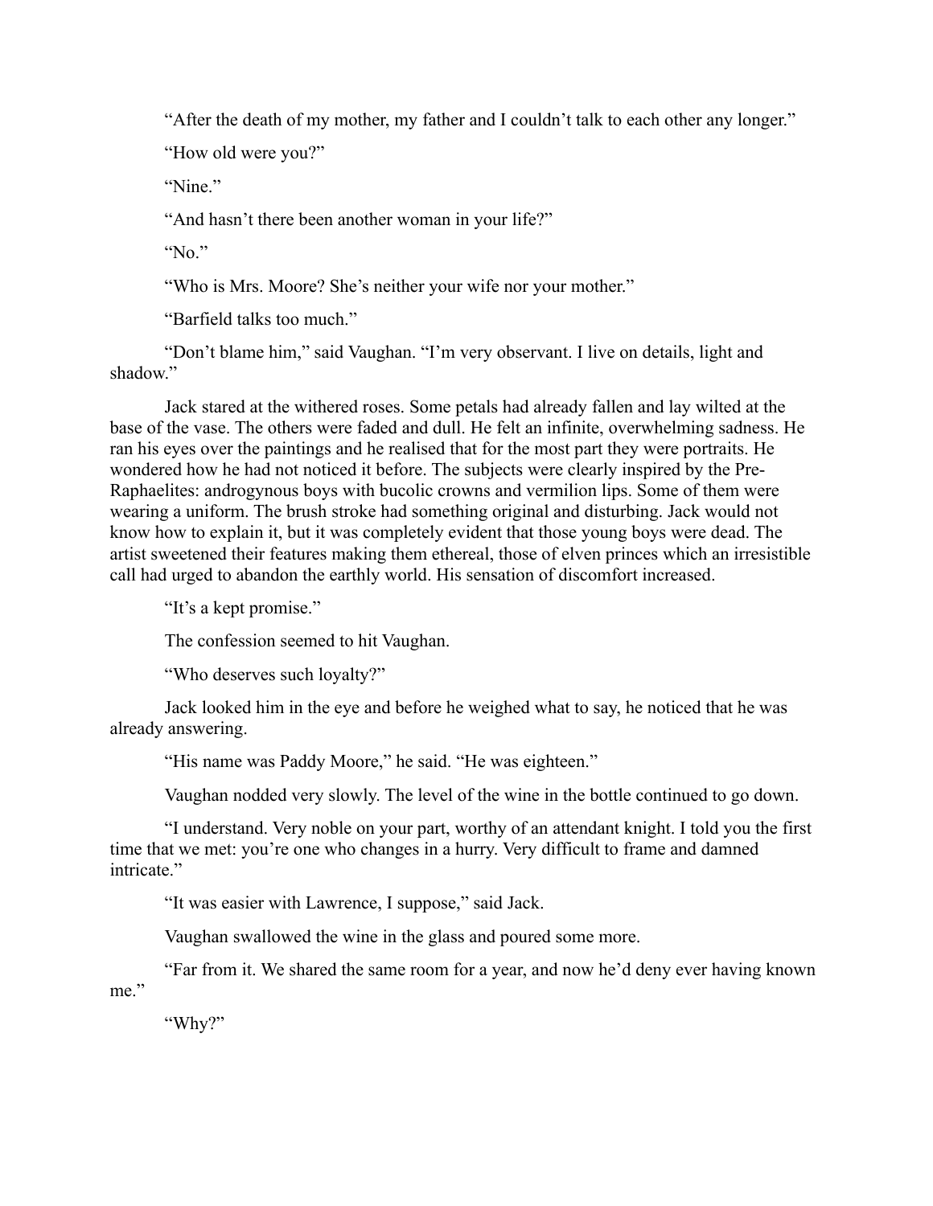"After the death of my mother, my father and I couldn't talk to each other any longer."

"How old were you?"

"Nine."

"And hasn't there been another woman in your life?"

"No."

"Who is Mrs. Moore? She's neither your wife nor your mother."

"Barfield talks too much."

"Don't blame him," said Vaughan. "I'm very observant. I live on details, light and shadow."

Jack stared at the withered roses. Some petals had already fallen and lay wilted at the base of the vase. The others were faded and dull. He felt an infinite, overwhelming sadness. He ran his eyes over the paintings and he realised that for the most part they were portraits. He wondered how he had not noticed it before. The subjects were clearly inspired by the Pre-Raphaelites: androgynous boys with bucolic crowns and vermilion lips. Some of them were wearing a uniform. The brush stroke had something original and disturbing. Jack would not know how to explain it, but it was completely evident that those young boys were dead. The artist sweetened their features making them ethereal, those of elven princes which an irresistible call had urged to abandon the earthly world. His sensation of discomfort increased.

"It's a kept promise."

The confession seemed to hit Vaughan.

"Who deserves such loyalty?"

Jack looked him in the eye and before he weighed what to say, he noticed that he was already answering.

"His name was Paddy Moore," he said. "He was eighteen."

Vaughan nodded very slowly. The level of the wine in the bottle continued to go down.

"I understand. Very noble on your part, worthy of an attendant knight. I told you the first time that we met: you're one who changes in a hurry. Very difficult to frame and damned intricate."

"It was easier with Lawrence, I suppose," said Jack.

Vaughan swallowed the wine in the glass and poured some more.

"Far from it. We shared the same room for a year, and now he'd deny ever having known me."

"Why?"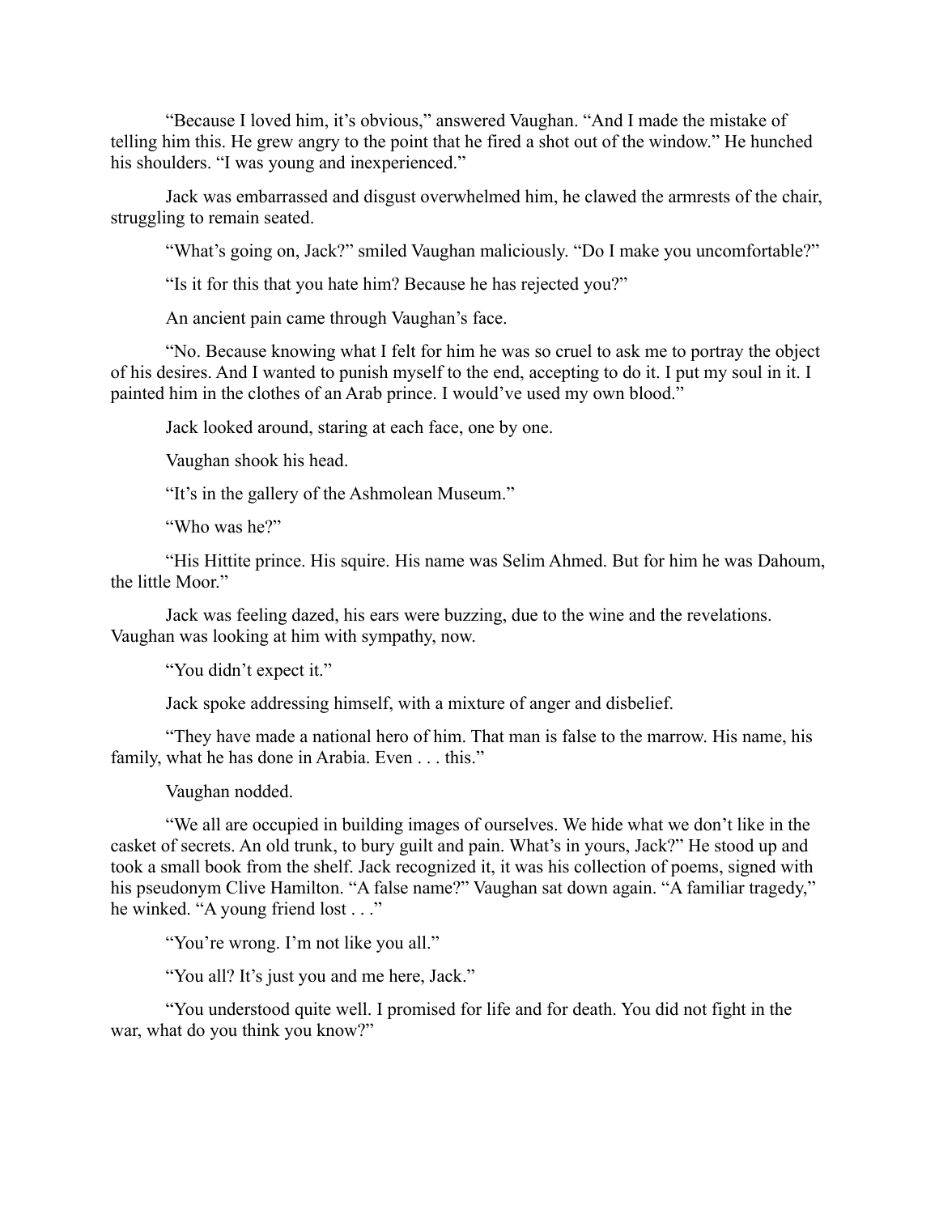"Because I loved him, it's obvious," answered Vaughan. "And I made the mistake of telling him this. He grew angry to the point that he fired a shot out of the window." He hunched his shoulders. "I was young and inexperienced."

Jack was embarrassed and disgust overwhelmed him, he clawed the armrests of the chair, struggling to remain seated.

"What's going on, Jack?" smiled Vaughan maliciously. "Do I make you uncomfortable?"

"Is it for this that you hate him? Because he has rejected you?"

An ancient pain came through Vaughan's face.

"No. Because knowing what I felt for him he was so cruel to ask me to portray the object of his desires. And I wanted to punish myself to the end, accepting to do it. I put my soul in it. I painted him in the clothes of an Arab prince. I would've used my own blood."

Jack looked around, staring at each face, one by one.

Vaughan shook his head.

"It's in the gallery of the Ashmolean Museum."

"Who was he?"

"His Hittite prince. His squire. His name was Selim Ahmed. But for him he was Dahoum, the little Moor."

Jack was feeling dazed, his ears were buzzing, due to the wine and the revelations. Vaughan was looking at him with sympathy, now.

"You didn't expect it."

Jack spoke addressing himself, with a mixture of anger and disbelief.

"They have made a national hero of him. That man is false to the marrow. His name, his family, what he has done in Arabia. Even . . . this."

Vaughan nodded.

"We all are occupied in building images of ourselves. We hide what we don't like in the casket of secrets. An old trunk, to bury guilt and pain. What's in yours, Jack?" He stood up and took a small book from the shelf. Jack recognized it, it was his collection of poems, signed with his pseudonym Clive Hamilton. "A false name?" Vaughan sat down again. "A familiar tragedy," he winked. "A young friend lost . . ."

"You're wrong. I'm not like you all."

"You all? It's just you and me here, Jack."

"You understood quite well. I promised for life and for death. You did not fight in the war, what do you think you know?"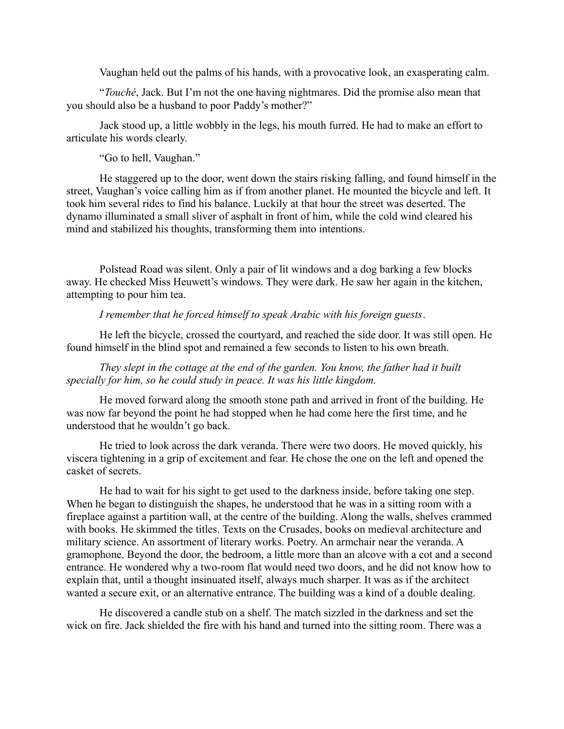Vaughan held out the palms of his hands, with a provocative look, an exasperating calm.

"*Touché*, Jack. But I'm not the one having nightmares. Did the promise also mean that you should also be a husband to poor Paddy's mother?"

Jack stood up, a little wobbly in the legs, his mouth furred. He had to make an effort to articulate his words clearly.

"Go to hell, Vaughan."

He staggered up to the door, went down the stairs risking falling, and found himself in the street, Vaughan's voice calling him as if from another planet. He mounted the bicycle and left. It took him several rides to find his balance. Luckily at that hour the street was deserted. The dynamo illuminated a small sliver of asphalt in front of him, while the cold wind cleared his mind and stabilized his thoughts, transforming them into intentions.

Polstead Road was silent. Only a pair of lit windows and a dog barking a few blocks away. He checked Miss Heuwett's windows. They were dark. He saw her again in the kitchen, attempting to pour him tea.

*I remember that he forced himself to speak Arabic with his foreign guests*.

He left the bicycle, crossed the courtyard, and reached the side door. It was still open. He found himself in the blind spot and remained a few seconds to listen to his own breath.

*They slept in the cottage at the end of the garden. You know, the father had it built specially for him, so he could study in peace. It was his little kingdom.*

He moved forward along the smooth stone path and arrived in front of the building. He was now far beyond the point he had stopped when he had come here the first time, and he understood that he wouldn't go back.

He tried to look across the dark veranda. There were two doors. He moved quickly, his viscera tightening in a grip of excitement and fear. He chose the one on the left and opened the casket of secrets.

He had to wait for his sight to get used to the darkness inside, before taking one step. When he began to distinguish the shapes, he understood that he was in a sitting room with a fireplace against a partition wall, at the centre of the building. Along the walls, shelves crammed with books. He skimmed the titles. Texts on the Crusades, books on medieval architecture and military science. An assortment of literary works. Poetry. An armchair near the veranda. A gramophone. Beyond the door, the bedroom, a little more than an alcove with a cot and a second entrance. He wondered why a two-room flat would need two doors, and he did not know how to explain that, until a thought insinuated itself, always much sharper. It was as if the architect wanted a secure exit, or an alternative entrance. The building was a kind of a double dealing.

He discovered a candle stub on a shelf. The match sizzled in the darkness and set the wick on fire. Jack shielded the fire with his hand and turned into the sitting room. There was a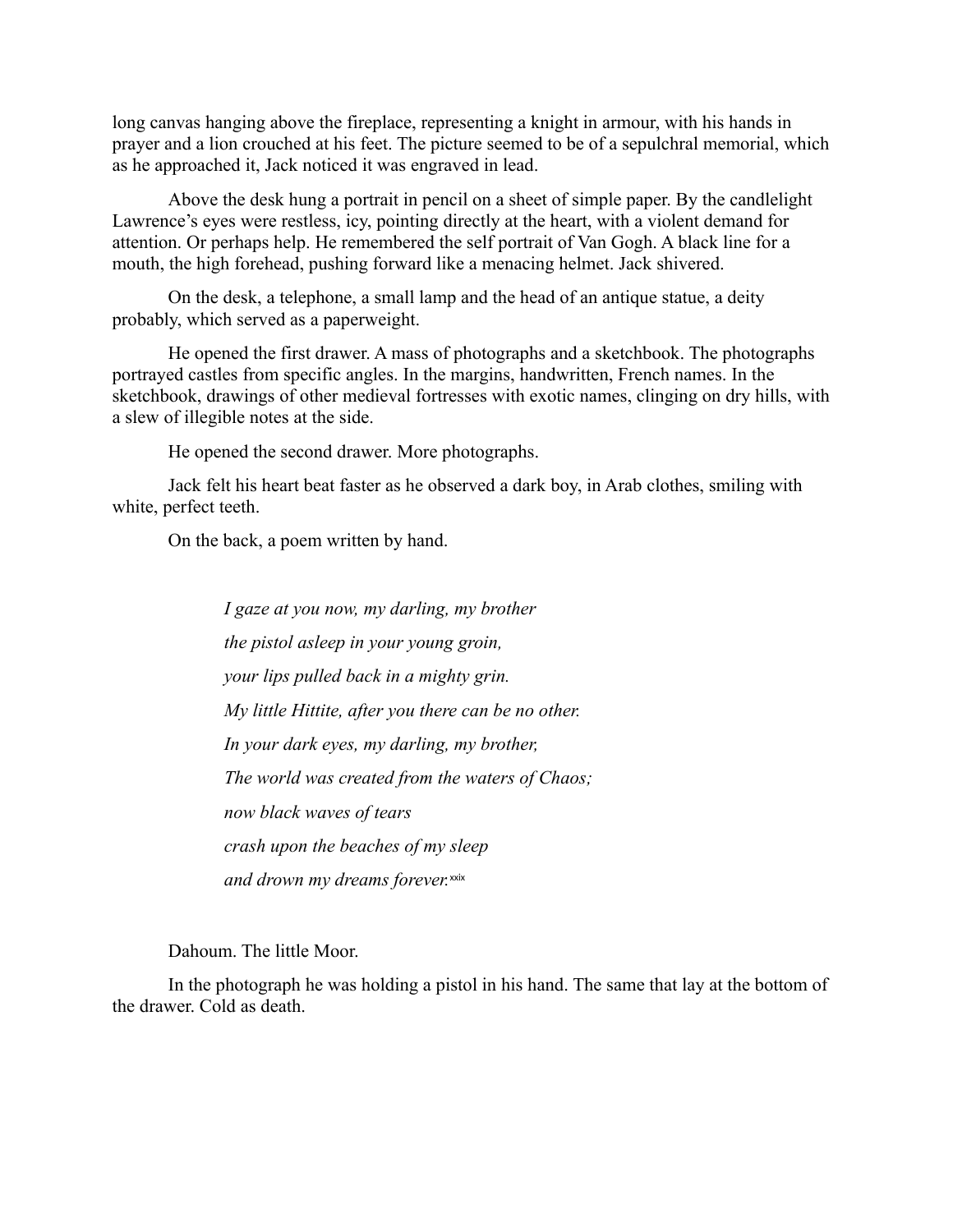long canvas hanging above the fireplace, representing a knight in armour, with his hands in prayer and a lion crouched at his feet. The picture seemed to be of a sepulchral memorial, which as he approached it, Jack noticed it was engraved in lead.

Above the desk hung a portrait in pencil on a sheet of simple paper. By the candlelight Lawrence's eyes were restless, icy, pointing directly at the heart, with a violent demand for attention. Or perhaps help. He remembered the self portrait of Van Gogh. A black line for a mouth, the high forehead, pushing forward like a menacing helmet. Jack shivered.

On the desk, a telephone, a small lamp and the head of an antique statue, a deity probably, which served as a paperweight.

He opened the first drawer. A mass of photographs and a sketchbook. The photographs portrayed castles from specific angles. In the margins, handwritten, French names. In the sketchbook, drawings of other medieval fortresses with exotic names, clinging on dry hills, with a slew of illegible notes at the side.

He opened the second drawer. More photographs.

Jack felt his heart beat faster as he observed a dark boy, in Arab clothes, smiling with white, perfect teeth.

On the back, a poem written by hand.

> *I gaze at you now, my darling, my brother*
>
> *the pistol asleep in your young groin,*
>
> *your lips pulled back in a mighty grin.*
>
> *My little Hittite, after you there can be no other.*
>
> *In your dark eyes, my darling, my brother,*
>
> *The world was created from the waters of Chaos;*
>
> *now black waves of tears*
>
> *crash upon the beaches of my sleep*
>
> *and drown my dreams forever.*[xxix]

Dahoum. The little Moor.

In the photograph he was holding a pistol in his hand. The same that lay at the bottom of the drawer. Cold as death.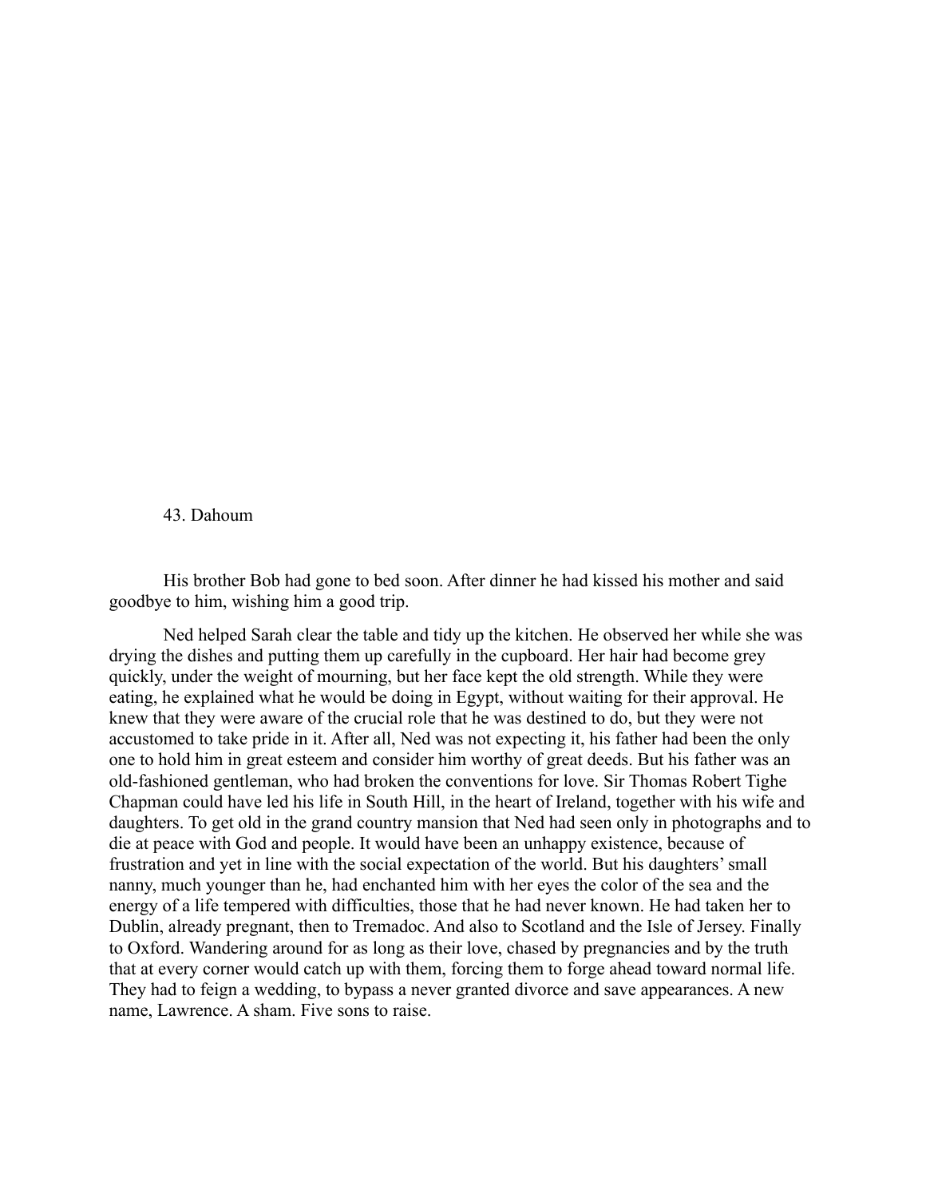## 43. Dahoum

His brother Bob had gone to bed soon. After dinner he had kissed his mother and said goodbye to him, wishing him a good trip.

Ned helped Sarah clear the table and tidy up the kitchen. He observed her while she was drying the dishes and putting them up carefully in the cupboard. Her hair had become grey quickly, under the weight of mourning, but her face kept the old strength. While they were eating, he explained what he would be doing in Egypt, without waiting for their approval. He knew that they were aware of the crucial role that he was destined to do, but they were not accustomed to take pride in it. After all, Ned was not expecting it, his father had been the only one to hold him in great esteem and consider him worthy of great deeds. But his father was an old-fashioned gentleman, who had broken the conventions for love. Sir Thomas Robert Tighe Chapman could have led his life in South Hill, in the heart of Ireland, together with his wife and daughters. To get old in the grand country mansion that Ned had seen only in photographs and to die at peace with God and people. It would have been an unhappy existence, because of frustration and yet in line with the social expectation of the world. But his daughters' small nanny, much younger than he, had enchanted him with her eyes the color of the sea and the energy of a life tempered with difficulties, those that he had never known. He had taken her to Dublin, already pregnant, then to Tremadoc. And also to Scotland and the Isle of Jersey. Finally to Oxford. Wandering around for as long as their love, chased by pregnancies and by the truth that at every corner would catch up with them, forcing them to forge ahead toward normal life. They had to feign a wedding, to bypass a never granted divorce and save appearances. A new name, Lawrence. A sham. Five sons to raise.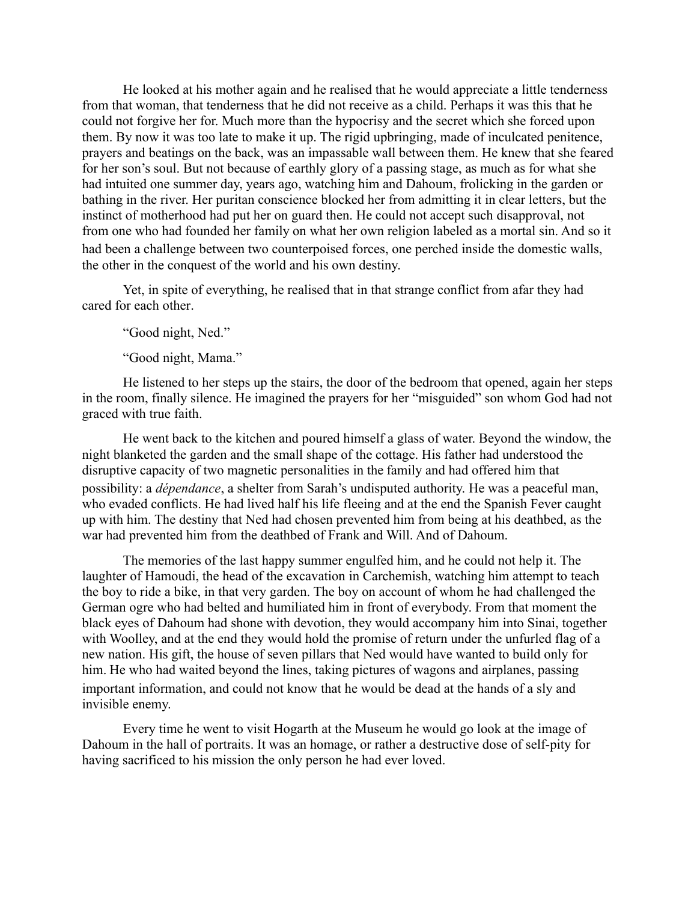He looked at his mother again and he realised that he would appreciate a little tenderness from that woman, that tenderness that he did not receive as a child. Perhaps it was this that he could not forgive her for. Much more than the hypocrisy and the secret which she forced upon them. By now it was too late to make it up. The rigid upbringing, made of inculcated penitence, prayers and beatings on the back, was an impassable wall between them. He knew that she feared for her son's soul. But not because of earthly glory of a passing stage, as much as for what she had intuited one summer day, years ago, watching him and Dahoum, frolicking in the garden or bathing in the river. Her puritan conscience blocked her from admitting it in clear letters, but the instinct of motherhood had put her on guard then. He could not accept such disapproval, not from one who had founded her family on what her own religion labeled as a mortal sin. And so it had been a challenge between two counterpoised forces, one perched inside the domestic walls, the other in the conquest of the world and his own destiny.

Yet, in spite of everything, he realised that in that strange conflict from afar they had cared for each other.

"Good night, Ned."

"Good night, Mama."

He listened to her steps up the stairs, the door of the bedroom that opened, again her steps in the room, finally silence. He imagined the prayers for her "misguided" son whom God had not graced with true faith.

He went back to the kitchen and poured himself a glass of water. Beyond the window, the night blanketed the garden and the small shape of the cottage. His father had understood the disruptive capacity of two magnetic personalities in the family and had offered him that possibility: a *dépendance*, a shelter from Sarah's undisputed authority. He was a peaceful man, who evaded conflicts. He had lived half his life fleeing and at the end the Spanish Fever caught up with him. The destiny that Ned had chosen prevented him from being at his deathbed, as the war had prevented him from the deathbed of Frank and Will. And of Dahoum.

The memories of the last happy summer engulfed him, and he could not help it. The laughter of Hamoudi, the head of the excavation in Carchemish, watching him attempt to teach the boy to ride a bike, in that very garden. The boy on account of whom he had challenged the German ogre who had belted and humiliated him in front of everybody. From that moment the black eyes of Dahoum had shone with devotion, they would accompany him into Sinai, together with Woolley, and at the end they would hold the promise of return under the unfurled flag of a new nation. His gift, the house of seven pillars that Ned would have wanted to build only for him. He who had waited beyond the lines, taking pictures of wagons and airplanes, passing important information, and could not know that he would be dead at the hands of a sly and invisible enemy.

Every time he went to visit Hogarth at the Museum he would go look at the image of Dahoum in the hall of portraits. It was an homage, or rather a destructive dose of self-pity for having sacrificed to his mission the only person he had ever loved.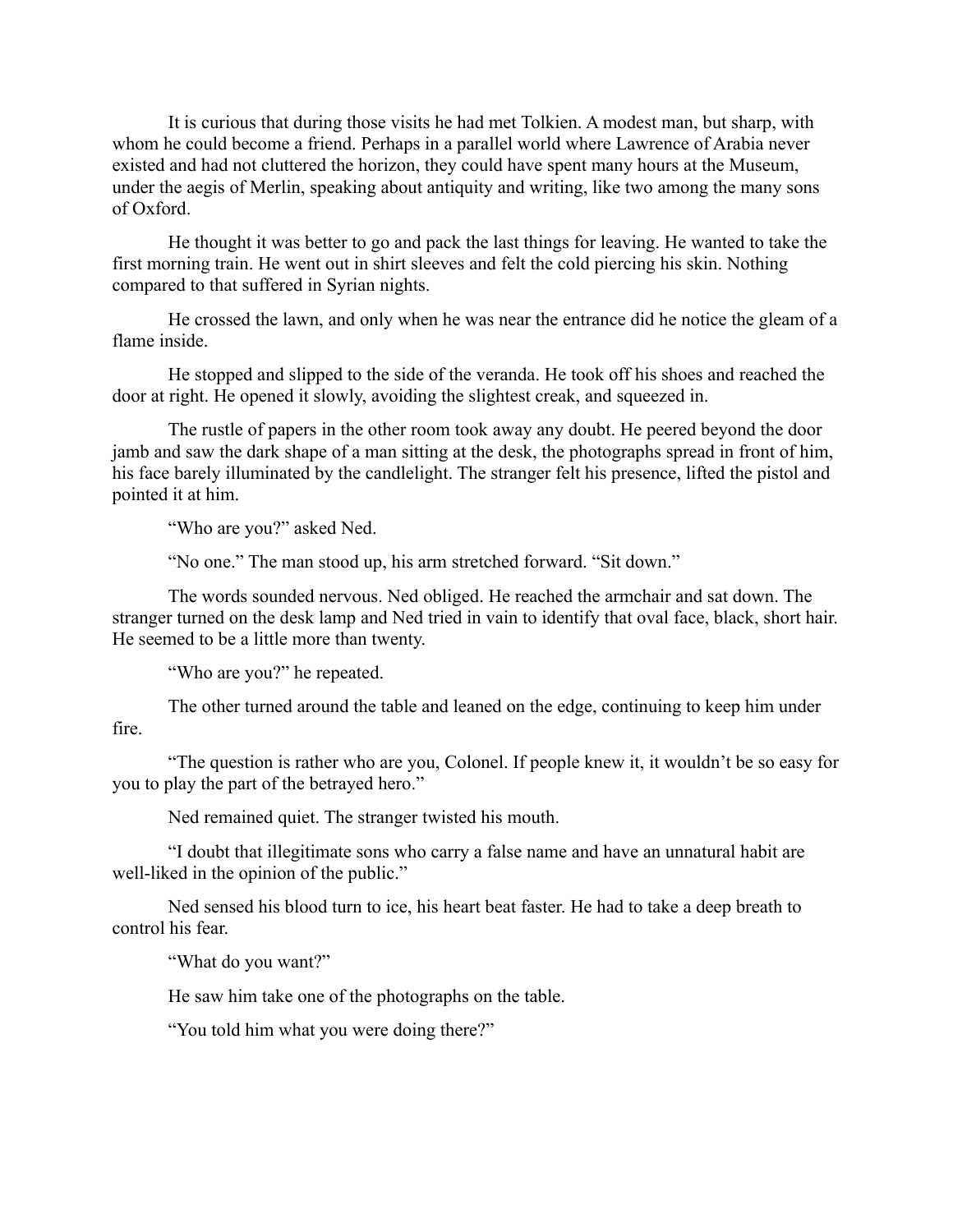It is curious that during those visits he had met Tolkien. A modest man, but sharp, with whom he could become a friend. Perhaps in a parallel world where Lawrence of Arabia never existed and had not cluttered the horizon, they could have spent many hours at the Museum, under the aegis of Merlin, speaking about antiquity and writing, like two among the many sons of Oxford.

He thought it was better to go and pack the last things for leaving. He wanted to take the first morning train. He went out in shirt sleeves and felt the cold piercing his skin. Nothing compared to that suffered in Syrian nights.

He crossed the lawn, and only when he was near the entrance did he notice the gleam of a flame inside.

He stopped and slipped to the side of the veranda. He took off his shoes and reached the door at right. He opened it slowly, avoiding the slightest creak, and squeezed in.

The rustle of papers in the other room took away any doubt. He peered beyond the door jamb and saw the dark shape of a man sitting at the desk, the photographs spread in front of him, his face barely illuminated by the candlelight. The stranger felt his presence, lifted the pistol and pointed it at him.

"Who are you?" asked Ned.

"No one." The man stood up, his arm stretched forward. "Sit down."

The words sounded nervous. Ned obliged. He reached the armchair and sat down. The stranger turned on the desk lamp and Ned tried in vain to identify that oval face, black, short hair. He seemed to be a little more than twenty.

"Who are you?" he repeated.

The other turned around the table and leaned on the edge, continuing to keep him under fire.

"The question is rather who are you, Colonel. If people knew it, it wouldn't be so easy for you to play the part of the betrayed hero."

Ned remained quiet. The stranger twisted his mouth.

"I doubt that illegitimate sons who carry a false name and have an unnatural habit are well-liked in the opinion of the public."

Ned sensed his blood turn to ice, his heart beat faster. He had to take a deep breath to control his fear.

"What do you want?"

He saw him take one of the photographs on the table.

"You told him what you were doing there?"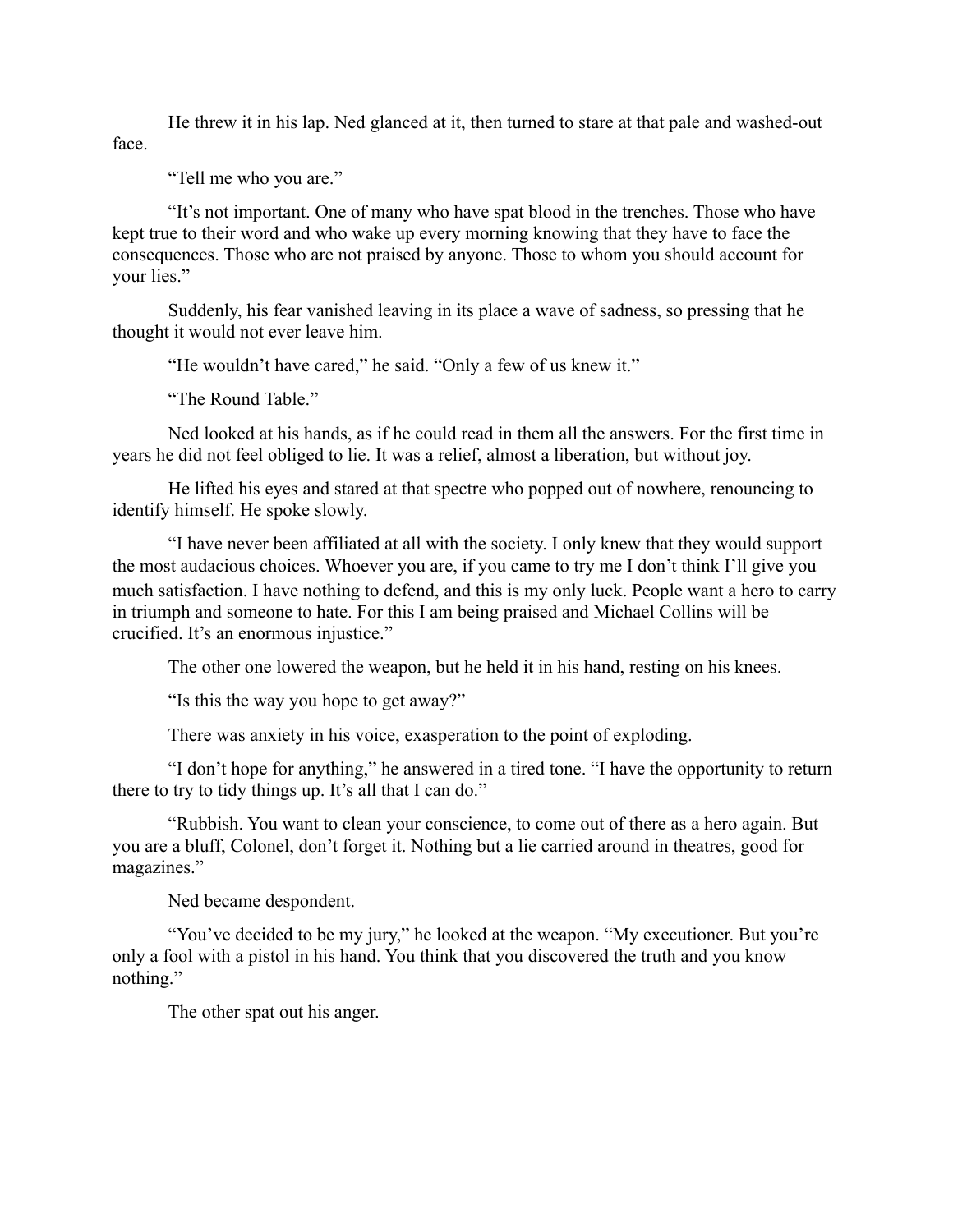He threw it in his lap. Ned glanced at it, then turned to stare at that pale and washed-out face.

"Tell me who you are."

"It's not important. One of many who have spat blood in the trenches. Those who have kept true to their word and who wake up every morning knowing that they have to face the consequences. Those who are not praised by anyone. Those to whom you should account for your lies."

Suddenly, his fear vanished leaving in its place a wave of sadness, so pressing that he thought it would not ever leave him.

"He wouldn't have cared," he said. "Only a few of us knew it."

"The Round Table."

Ned looked at his hands, as if he could read in them all the answers. For the first time in years he did not feel obliged to lie. It was a relief, almost a liberation, but without joy.

He lifted his eyes and stared at that spectre who popped out of nowhere, renouncing to identify himself. He spoke slowly.

"I have never been affiliated at all with the society. I only knew that they would support the most audacious choices. Whoever you are, if you came to try me I don't think I'll give you much satisfaction. I have nothing to defend, and this is my only luck. People want a hero to carry in triumph and someone to hate. For this I am being praised and Michael Collins will be crucified. It's an enormous injustice."

The other one lowered the weapon, but he held it in his hand, resting on his knees.

"Is this the way you hope to get away?"

There was anxiety in his voice, exasperation to the point of exploding.

"I don't hope for anything," he answered in a tired tone. "I have the opportunity to return there to try to tidy things up. It's all that I can do."

"Rubbish. You want to clean your conscience, to come out of there as a hero again. But you are a bluff, Colonel, don't forget it. Nothing but a lie carried around in theatres, good for magazines."

Ned became despondent.

"You've decided to be my jury," he looked at the weapon. "My executioner. But you're only a fool with a pistol in his hand. You think that you discovered the truth and you know nothing."

The other spat out his anger.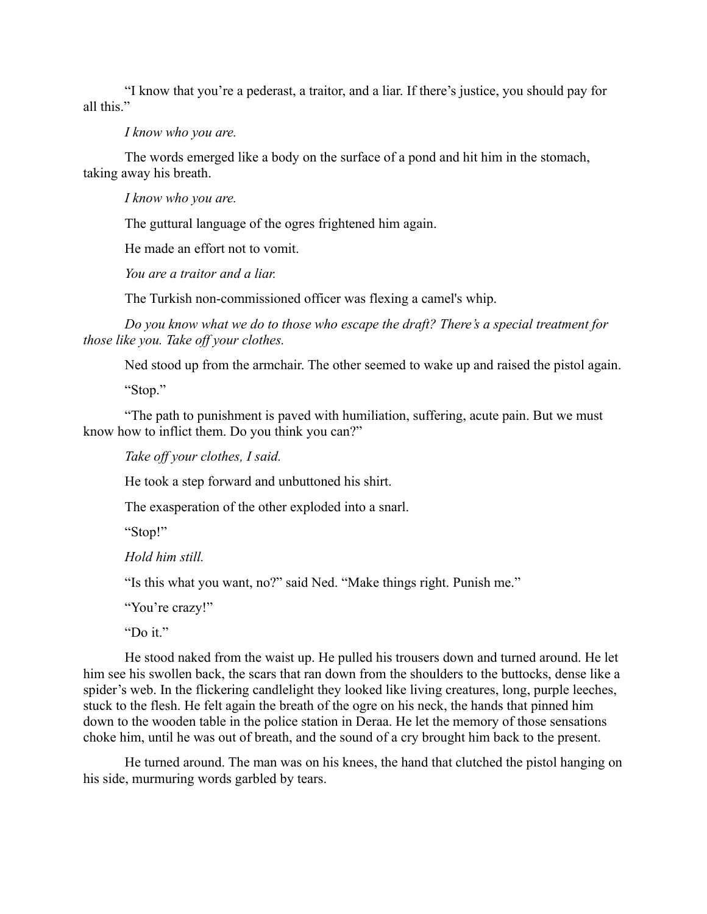"I know that you're a pederast, a traitor, and a liar. If there's justice, you should pay for all this."

*I know who you are.*

The words emerged like a body on the surface of a pond and hit him in the stomach, taking away his breath.

*I know who you are.*

The guttural language of the ogres frightened him again.

He made an effort not to vomit.

*You are a traitor and a liar.*

The Turkish non-commissioned officer was flexing a camel's whip.

*Do you know what we do to those who escape the draft? There's a special treatment for those like you. Take off your clothes.*

Ned stood up from the armchair. The other seemed to wake up and raised the pistol again.

"Stop."

"The path to punishment is paved with humiliation, suffering, acute pain. But we must know how to inflict them. Do you think you can?"

*Take off your clothes, I said.*

He took a step forward and unbuttoned his shirt.

The exasperation of the other exploded into a snarl.

"Stop!"

*Hold him still.*

"Is this what you want, no?" said Ned. "Make things right. Punish me."

"You're crazy!"

"Do it."

He stood naked from the waist up. He pulled his trousers down and turned around. He let him see his swollen back, the scars that ran down from the shoulders to the buttocks, dense like a spider's web. In the flickering candlelight they looked like living creatures, long, purple leeches, stuck to the flesh. He felt again the breath of the ogre on his neck, the hands that pinned him down to the wooden table in the police station in Deraa. He let the memory of those sensations choke him, until he was out of breath, and the sound of a cry brought him back to the present.

He turned around. The man was on his knees, the hand that clutched the pistol hanging on his side, murmuring words garbled by tears.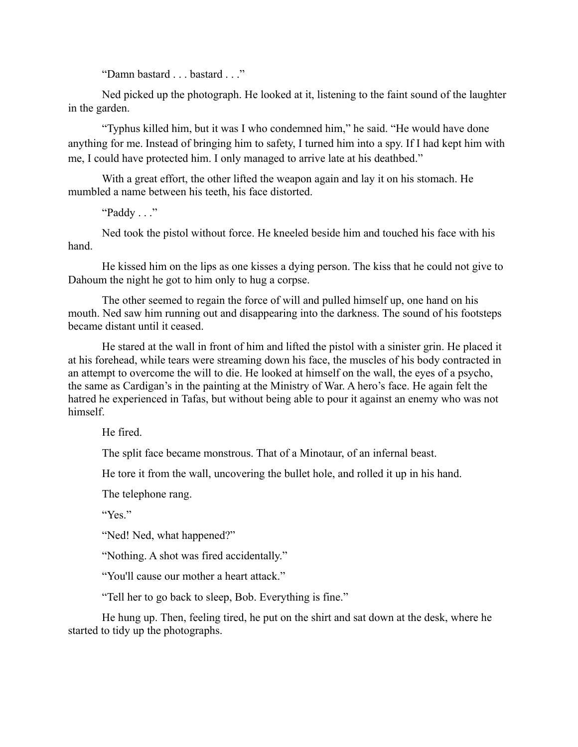"Damn bastard . . . bastard . . ."

Ned picked up the photograph. He looked at it, listening to the faint sound of the laughter in the garden.

"Typhus killed him, but it was I who condemned him," he said. "He would have done anything for me. Instead of bringing him to safety, I turned him into a spy. If I had kept him with me, I could have protected him. I only managed to arrive late at his deathbed."

With a great effort, the other lifted the weapon again and lay it on his stomach. He mumbled a name between his teeth, his face distorted.

"Paddy . . ."

Ned took the pistol without force. He kneeled beside him and touched his face with his hand.

He kissed him on the lips as one kisses a dying person. The kiss that he could not give to Dahoum the night he got to him only to hug a corpse.

The other seemed to regain the force of will and pulled himself up, one hand on his mouth. Ned saw him running out and disappearing into the darkness. The sound of his footsteps became distant until it ceased.

He stared at the wall in front of him and lifted the pistol with a sinister grin. He placed it at his forehead, while tears were streaming down his face, the muscles of his body contracted in an attempt to overcome the will to die. He looked at himself on the wall, the eyes of a psycho, the same as Cardigan's in the painting at the Ministry of War. A hero's face. He again felt the hatred he experienced in Tafas, but without being able to pour it against an enemy who was not himself.

He fired.

The split face became monstrous. That of a Minotaur, of an infernal beast.

He tore it from the wall, uncovering the bullet hole, and rolled it up in his hand.

The telephone rang.

"Yes."

"Ned! Ned, what happened?"

"Nothing. A shot was fired accidentally."

"You'll cause our mother a heart attack."

"Tell her to go back to sleep, Bob. Everything is fine."

He hung up. Then, feeling tired, he put on the shirt and sat down at the desk, where he started to tidy up the photographs.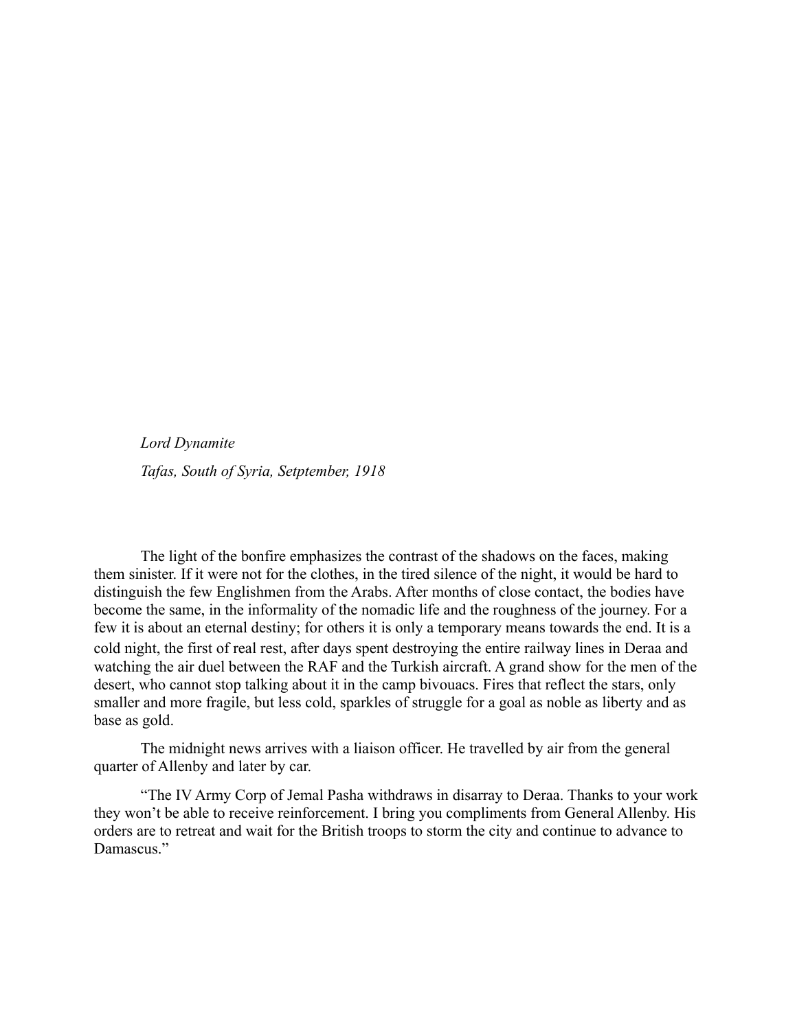*Lord Dynamite*

*Tafas, South of Syria, Setptember, 1918*

The light of the bonfire emphasizes the contrast of the shadows on the faces, making them sinister. If it were not for the clothes, in the tired silence of the night, it would be hard to distinguish the few Englishmen from the Arabs. After months of close contact, the bodies have become the same, in the informality of the nomadic life and the roughness of the journey. For a few it is about an eternal destiny; for others it is only a temporary means towards the end. It is a cold night, the first of real rest, after days spent destroying the entire railway lines in Deraa and watching the air duel between the RAF and the Turkish aircraft. A grand show for the men of the desert, who cannot stop talking about it in the camp bivouacs. Fires that reflect the stars, only smaller and more fragile, but less cold, sparkles of struggle for a goal as noble as liberty and as base as gold.

The midnight news arrives with a liaison officer. He travelled by air from the general quarter of Allenby and later by car.

"The IV Army Corp of Jemal Pasha withdraws in disarray to Deraa. Thanks to your work they won't be able to receive reinforcement. I bring you compliments from General Allenby. His orders are to retreat and wait for the British troops to storm the city and continue to advance to Damascus."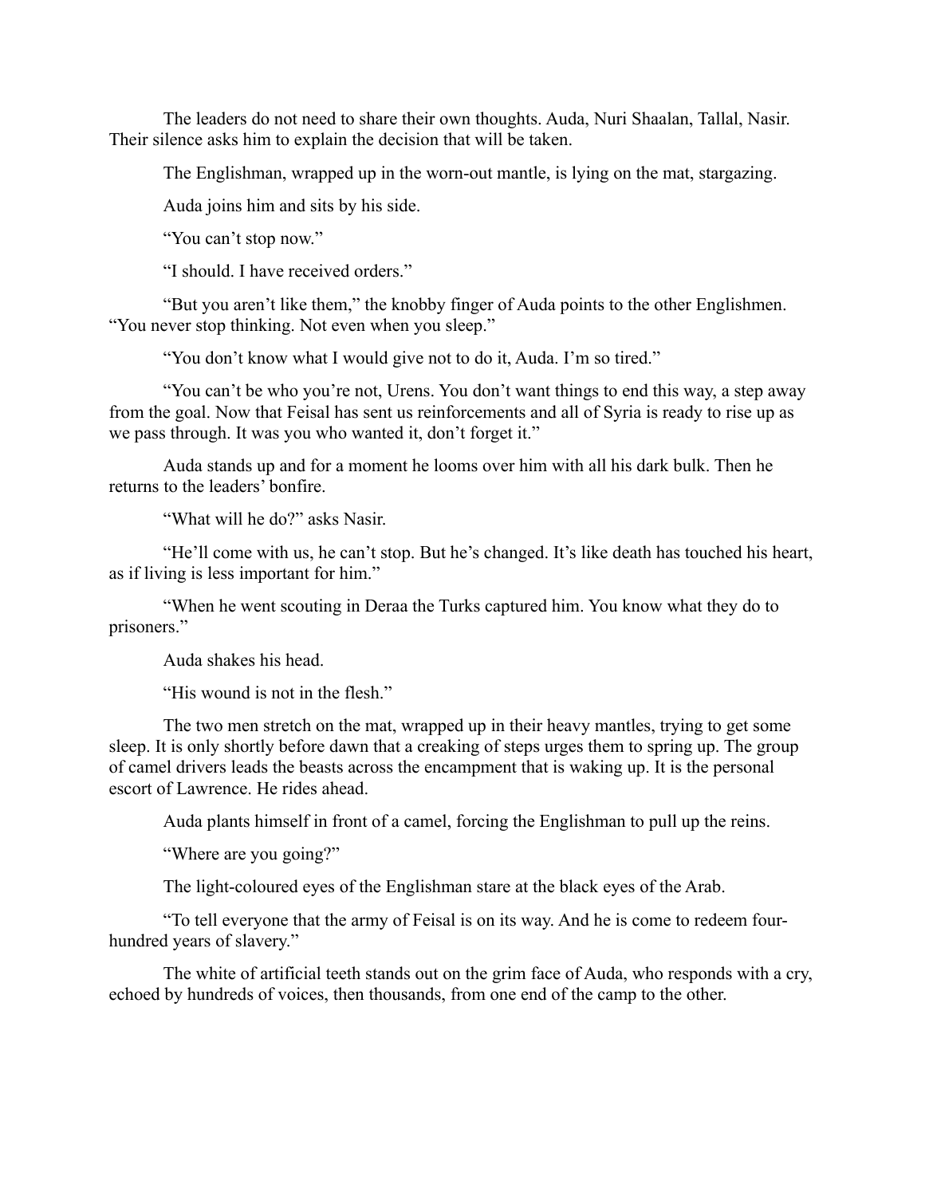The leaders do not need to share their own thoughts. Auda, Nuri Shaalan, Tallal, Nasir. Their silence asks him to explain the decision that will be taken.

The Englishman, wrapped up in the worn-out mantle, is lying on the mat, stargazing.

Auda joins him and sits by his side.

"You can't stop now."

"I should. I have received orders."

"But you aren't like them," the knobby finger of Auda points to the other Englishmen. "You never stop thinking. Not even when you sleep."

"You don't know what I would give not to do it, Auda. I'm so tired."

"You can't be who you're not, Urens. You don't want things to end this way, a step away from the goal. Now that Feisal has sent us reinforcements and all of Syria is ready to rise up as we pass through. It was you who wanted it, don't forget it."

Auda stands up and for a moment he looms over him with all his dark bulk. Then he returns to the leaders' bonfire.

"What will he do?" asks Nasir.

"He'll come with us, he can't stop. But he's changed. It's like death has touched his heart, as if living is less important for him."

"When he went scouting in Deraa the Turks captured him. You know what they do to prisoners."

Auda shakes his head.

"His wound is not in the flesh."

The two men stretch on the mat, wrapped up in their heavy mantles, trying to get some sleep. It is only shortly before dawn that a creaking of steps urges them to spring up. The group of camel drivers leads the beasts across the encampment that is waking up. It is the personal escort of Lawrence. He rides ahead.

Auda plants himself in front of a camel, forcing the Englishman to pull up the reins.

"Where are you going?"

The light-coloured eyes of the Englishman stare at the black eyes of the Arab.

"To tell everyone that the army of Feisal is on its way. And he is come to redeem four-hundred years of slavery."

The white of artificial teeth stands out on the grim face of Auda, who responds with a cry, echoed by hundreds of voices, then thousands, from one end of the camp to the other.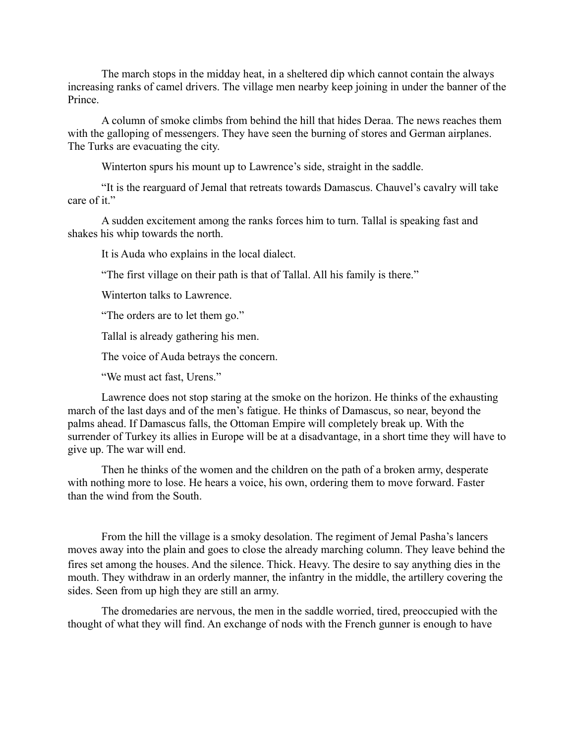The march stops in the midday heat, in a sheltered dip which cannot contain the always increasing ranks of camel drivers. The village men nearby keep joining in under the banner of the Prince.

A column of smoke climbs from behind the hill that hides Deraa. The news reaches them with the galloping of messengers. They have seen the burning of stores and German airplanes. The Turks are evacuating the city.

Winterton spurs his mount up to Lawrence's side, straight in the saddle.

"It is the rearguard of Jemal that retreats towards Damascus. Chauvel's cavalry will take care of it."

A sudden excitement among the ranks forces him to turn. Tallal is speaking fast and shakes his whip towards the north.

It is Auda who explains in the local dialect.

"The first village on their path is that of Tallal. All his family is there."

Winterton talks to Lawrence.

"The orders are to let them go."

Tallal is already gathering his men.

The voice of Auda betrays the concern.

"We must act fast, Urens."

Lawrence does not stop staring at the smoke on the horizon. He thinks of the exhausting march of the last days and of the men's fatigue. He thinks of Damascus, so near, beyond the palms ahead. If Damascus falls, the Ottoman Empire will completely break up. With the surrender of Turkey its allies in Europe will be at a disadvantage, in a short time they will have to give up. The war will end.

Then he thinks of the women and the children on the path of a broken army, desperate with nothing more to lose. He hears a voice, his own, ordering them to move forward. Faster than the wind from the South.

From the hill the village is a smoky desolation. The regiment of Jemal Pasha's lancers moves away into the plain and goes to close the already marching column. They leave behind the fires set among the houses. And the silence. Thick. Heavy. The desire to say anything dies in the mouth. They withdraw in an orderly manner, the infantry in the middle, the artillery covering the sides. Seen from up high they are still an army.

The dromedaries are nervous, the men in the saddle worried, tired, preoccupied with the thought of what they will find. An exchange of nods with the French gunner is enough to have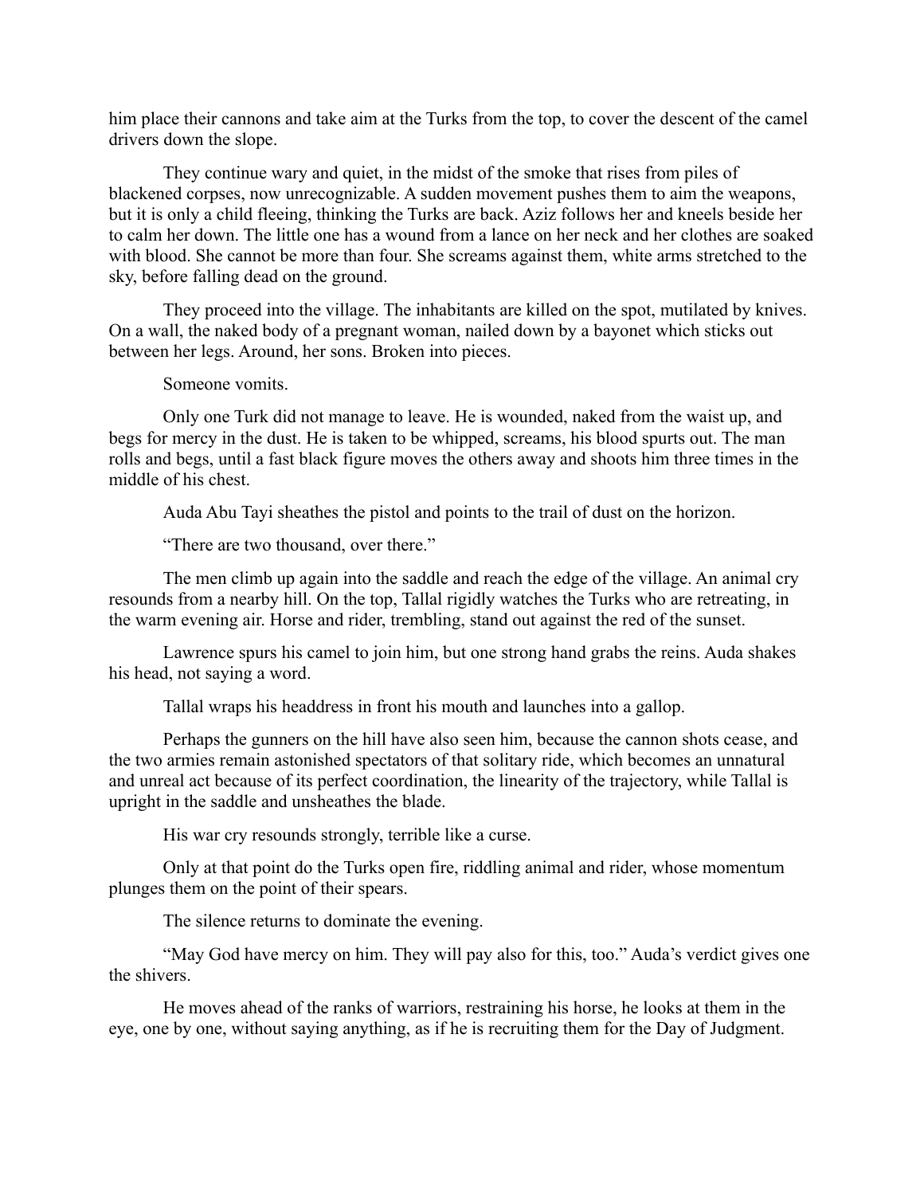him place their cannons and take aim at the Turks from the top, to cover the descent of the camel drivers down the slope.

They continue wary and quiet, in the midst of the smoke that rises from piles of blackened corpses, now unrecognizable. A sudden movement pushes them to aim the weapons, but it is only a child fleeing, thinking the Turks are back. Aziz follows her and kneels beside her to calm her down. The little one has a wound from a lance on her neck and her clothes are soaked with blood. She cannot be more than four. She screams against them, white arms stretched to the sky, before falling dead on the ground.

They proceed into the village. The inhabitants are killed on the spot, mutilated by knives. On a wall, the naked body of a pregnant woman, nailed down by a bayonet which sticks out between her legs. Around, her sons. Broken into pieces.

Someone vomits.

Only one Turk did not manage to leave. He is wounded, naked from the waist up, and begs for mercy in the dust. He is taken to be whipped, screams, his blood spurts out. The man rolls and begs, until a fast black figure moves the others away and shoots him three times in the middle of his chest.

Auda Abu Tayi sheathes the pistol and points to the trail of dust on the horizon.

"There are two thousand, over there."

The men climb up again into the saddle and reach the edge of the village. An animal cry resounds from a nearby hill. On the top, Tallal rigidly watches the Turks who are retreating, in the warm evening air. Horse and rider, trembling, stand out against the red of the sunset.

Lawrence spurs his camel to join him, but one strong hand grabs the reins. Auda shakes his head, not saying a word.

Tallal wraps his headdress in front his mouth and launches into a gallop.

Perhaps the gunners on the hill have also seen him, because the cannon shots cease, and the two armies remain astonished spectators of that solitary ride, which becomes an unnatural and unreal act because of its perfect coordination, the linearity of the trajectory, while Tallal is upright in the saddle and unsheathes the blade.

His war cry resounds strongly, terrible like a curse.

Only at that point do the Turks open fire, riddling animal and rider, whose momentum plunges them on the point of their spears.

The silence returns to dominate the evening.

"May God have mercy on him. They will pay also for this, too." Auda's verdict gives one the shivers.

He moves ahead of the ranks of warriors, restraining his horse, he looks at them in the eye, one by one, without saying anything, as if he is recruiting them for the Day of Judgment.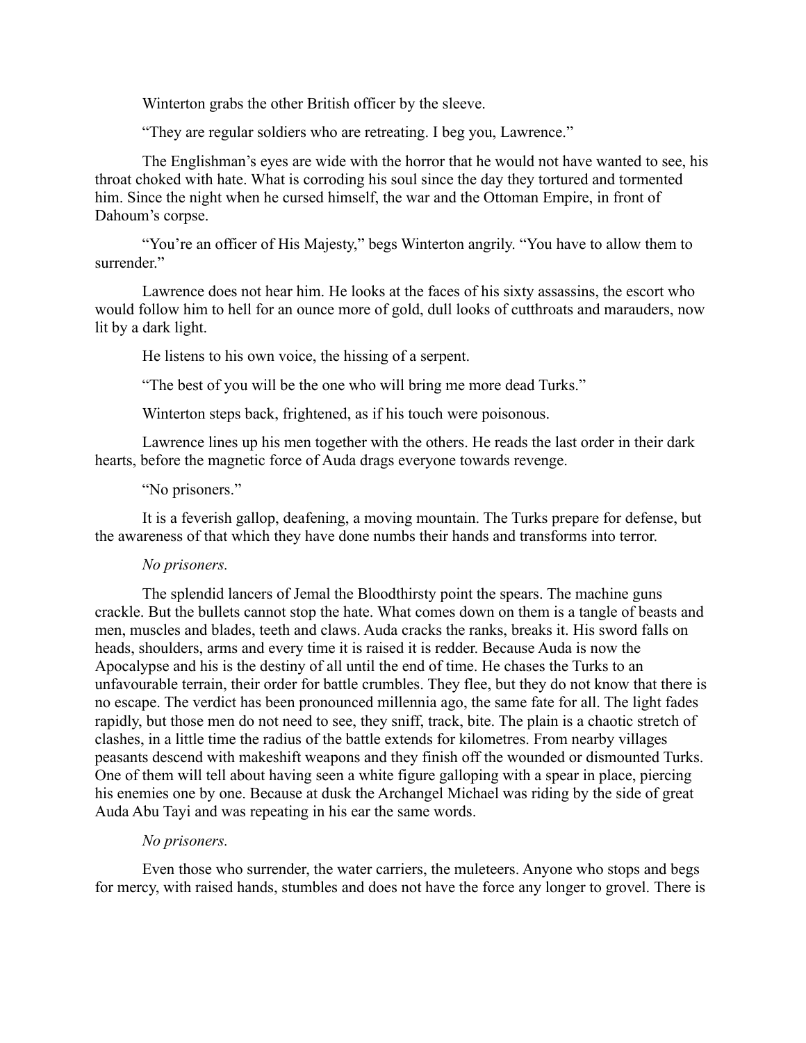Winterton grabs the other British officer by the sleeve.

“They are regular soldiers who are retreating. I beg you, Lawrence.”

The Englishman’s eyes are wide with the horror that he would not have wanted to see, his throat choked with hate. What is corroding his soul since the day they tortured and tormented him. Since the night when he cursed himself, the war and the Ottoman Empire, in front of Dahoum’s corpse.

“You’re an officer of His Majesty,” begs Winterton angrily. “You have to allow them to surrender.”

Lawrence does not hear him. He looks at the faces of his sixty assassins, the escort who would follow him to hell for an ounce more of gold, dull looks of cutthroats and marauders, now lit by a dark light.

He listens to his own voice, the hissing of a serpent.

“The best of you will be the one who will bring me more dead Turks.”

Winterton steps back, frightened, as if his touch were poisonous.

Lawrence lines up his men together with the others. He reads the last order in their dark hearts, before the magnetic force of Auda drags everyone towards revenge.

“No prisoners.”

It is a feverish gallop, deafening, a moving mountain. The Turks prepare for defense, but the awareness of that which they have done numbs their hands and transforms into terror.

*No prisoners.*

The splendid lancers of Jemal the Bloodthirsty point the spears. The machine guns crackle. But the bullets cannot stop the hate. What comes down on them is a tangle of beasts and men, muscles and blades, teeth and claws. Auda cracks the ranks, breaks it. His sword falls on heads, shoulders, arms and every time it is raised it is redder. Because Auda is now the Apocalypse and his is the destiny of all until the end of time. He chases the Turks to an unfavourable terrain, their order for battle crumbles. They flee, but they do not know that there is no escape. The verdict has been pronounced millennia ago, the same fate for all. The light fades rapidly, but those men do not need to see, they sniff, track, bite. The plain is a chaotic stretch of clashes, in a little time the radius of the battle extends for kilometres. From nearby villages peasants descend with makeshift weapons and they finish off the wounded or dismounted Turks. One of them will tell about having seen a white figure galloping with a spear in place, piercing his enemies one by one. Because at dusk the Archangel Michael was riding by the side of great Auda Abu Tayi and was repeating in his ear the same words.

*No prisoners.*

Even those who surrender, the water carriers, the muleteers. Anyone who stops and begs for mercy, with raised hands, stumbles and does not have the force any longer to grovel. There is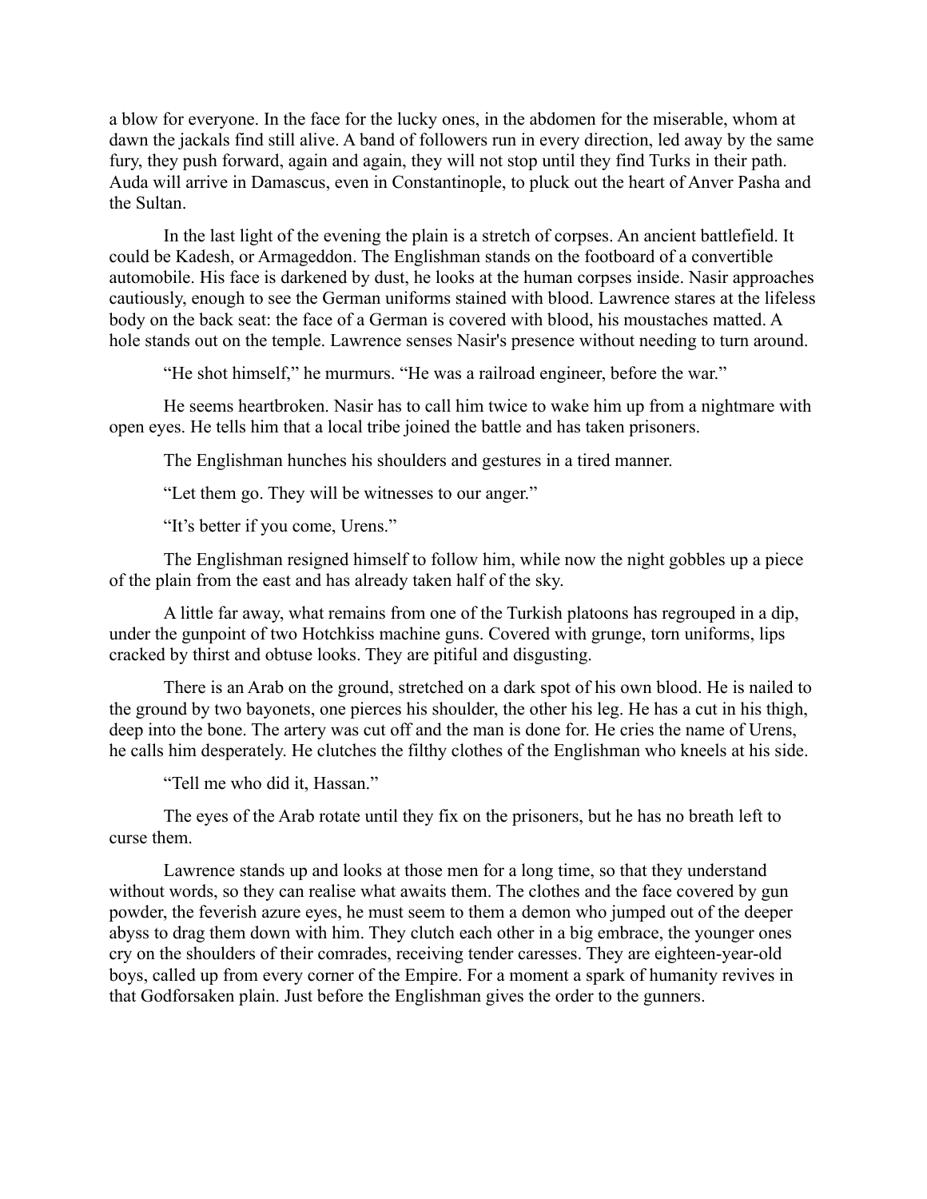a blow for everyone. In the face for the lucky ones, in the abdomen for the miserable, whom at dawn the jackals find still alive. A band of followers run in every direction, led away by the same fury, they push forward, again and again, they will not stop until they find Turks in their path. Auda will arrive in Damascus, even in Constantinople, to pluck out the heart of Anver Pasha and the Sultan.

In the last light of the evening the plain is a stretch of corpses. An ancient battlefield. It could be Kadesh, or Armageddon. The Englishman stands on the footboard of a convertible automobile. His face is darkened by dust, he looks at the human corpses inside. Nasir approaches cautiously, enough to see the German uniforms stained with blood. Lawrence stares at the lifeless body on the back seat: the face of a German is covered with blood, his moustaches matted. A hole stands out on the temple. Lawrence senses Nasir's presence without needing to turn around.

"He shot himself," he murmurs. "He was a railroad engineer, before the war."

He seems heartbroken. Nasir has to call him twice to wake him up from a nightmare with open eyes. He tells him that a local tribe joined the battle and has taken prisoners.

The Englishman hunches his shoulders and gestures in a tired manner.

"Let them go. They will be witnesses to our anger."

"It's better if you come, Urens."

The Englishman resigned himself to follow him, while now the night gobbles up a piece of the plain from the east and has already taken half of the sky.

A little far away, what remains from one of the Turkish platoons has regrouped in a dip, under the gunpoint of two Hotchkiss machine guns. Covered with grunge, torn uniforms, lips cracked by thirst and obtuse looks. They are pitiful and disgusting.

There is an Arab on the ground, stretched on a dark spot of his own blood. He is nailed to the ground by two bayonets, one pierces his shoulder, the other his leg. He has a cut in his thigh, deep into the bone. The artery was cut off and the man is done for. He cries the name of Urens, he calls him desperately. He clutches the filthy clothes of the Englishman who kneels at his side.

"Tell me who did it, Hassan."

The eyes of the Arab rotate until they fix on the prisoners, but he has no breath left to curse them.

Lawrence stands up and looks at those men for a long time, so that they understand without words, so they can realise what awaits them. The clothes and the face covered by gun powder, the feverish azure eyes, he must seem to them a demon who jumped out of the deeper abyss to drag them down with him. They clutch each other in a big embrace, the younger ones cry on the shoulders of their comrades, receiving tender caresses. They are eighteen-year-old boys, called up from every corner of the Empire. For a moment a spark of humanity revives in that Godforsaken plain. Just before the Englishman gives the order to the gunners.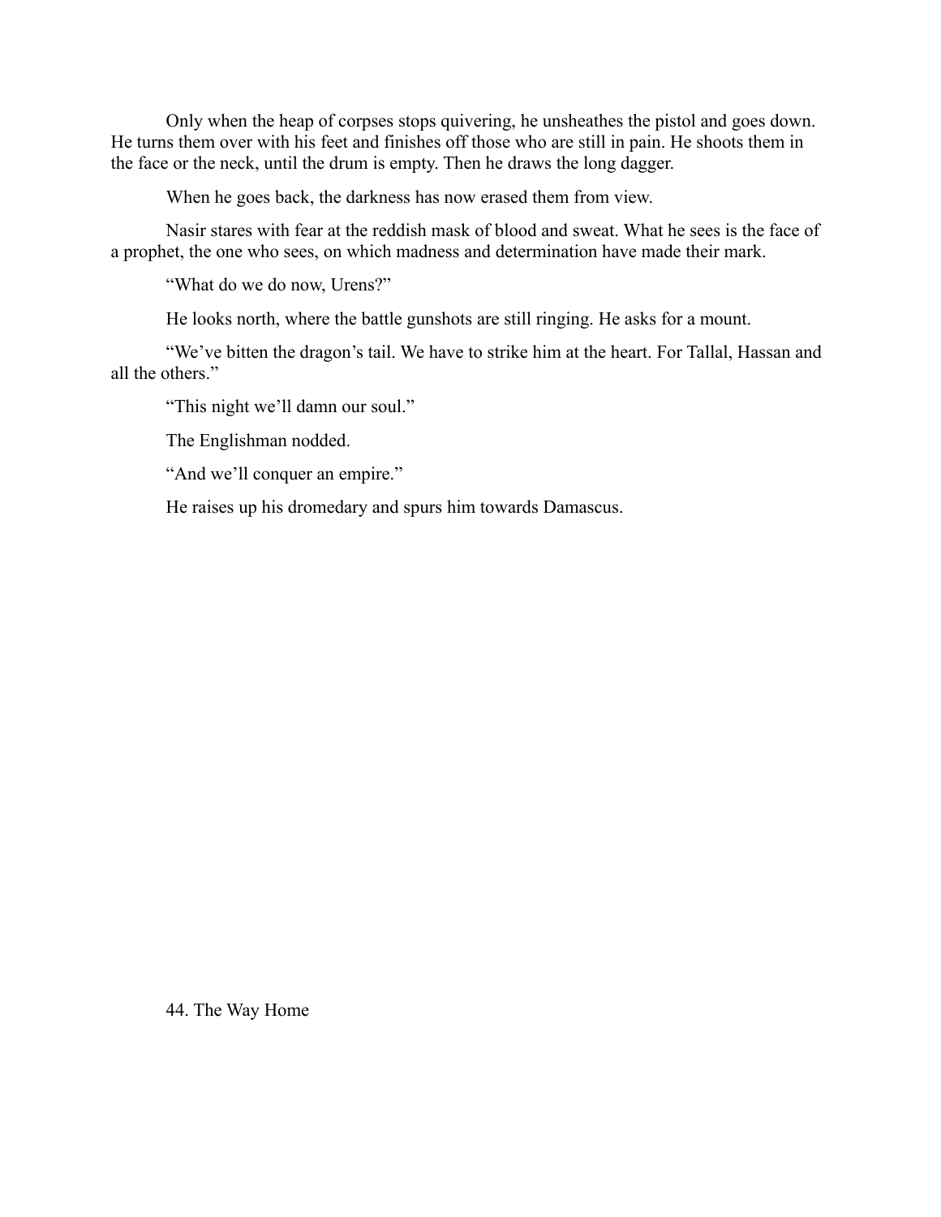Only when the heap of corpses stops quivering, he unsheathes the pistol and goes down. He turns them over with his feet and finishes off those who are still in pain. He shoots them in the face or the neck, until the drum is empty. Then he draws the long dagger.

When he goes back, the darkness has now erased them from view.

Nasir stares with fear at the reddish mask of blood and sweat. What he sees is the face of a prophet, the one who sees, on which madness and determination have made their mark.

"What do we do now, Urens?"

He looks north, where the battle gunshots are still ringing. He asks for a mount.

"We've bitten the dragon's tail. We have to strike him at the heart. For Tallal, Hassan and all the others."

"This night we'll damn our soul."

The Englishman nodded.

"And we'll conquer an empire."

He raises up his dromedary and spurs him towards Damascus.

## 44. The Way Home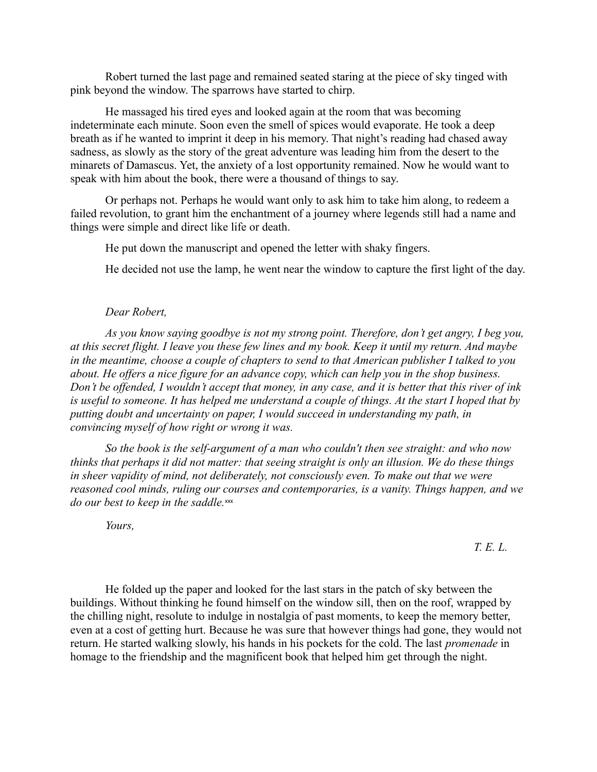Robert turned the last page and remained seated staring at the piece of sky tinged with pink beyond the window. The sparrows have started to chirp.

He massaged his tired eyes and looked again at the room that was becoming indeterminate each minute. Soon even the smell of spices would evaporate. He took a deep breath as if he wanted to imprint it deep in his memory. That night's reading had chased away sadness, as slowly as the story of the great adventure was leading him from the desert to the minarets of Damascus. Yet, the anxiety of a lost opportunity remained. Now he would want to speak with him about the book, there were a thousand of things to say.

Or perhaps not. Perhaps he would want only to ask him to take him along, to redeem a failed revolution, to grant him the enchantment of a journey where legends still had a name and things were simple and direct like life or death.

He put down the manuscript and opened the letter with shaky fingers.

He decided not use the lamp, he went near the window to capture the first light of the day.

*Dear Robert,*

*As you know saying goodbye is not my strong point. Therefore, don't get angry, I beg you, at this secret flight. I leave you these few lines and my book. Keep it until my return. And maybe in the meantime, choose a couple of chapters to send to that American publisher I talked to you about. He offers a nice figure for an advance copy, which can help you in the shop business. Don't be offended, I wouldn't accept that money, in any case, and it is better that this river of ink is useful to someone. It has helped me understand a couple of things. At the start I hoped that by putting doubt and uncertainty on paper, I would succeed in understanding my path, in convincing myself of how right or wrong it was.*

*So the book is the self-argument of a man who couldn't then see straight: and who now thinks that perhaps it did not matter: that seeing straight is only an illusion. We do these things in sheer vapidity of mind, not deliberately, not consciously even. To make out that we were reasoned cool minds, ruling our courses and contemporaries, is a vanity. Things happen, and we do our best to keep in the saddle.*[xxx]

*Yours,*

*T. E. L.*

He folded up the paper and looked for the last stars in the patch of sky between the buildings. Without thinking he found himself on the window sill, then on the roof, wrapped by the chilling night, resolute to indulge in nostalgia of past moments, to keep the memory better, even at a cost of getting hurt. Because he was sure that however things had gone, they would not return. He started walking slowly, his hands in his pockets for the cold. The last *promenade* in homage to the friendship and the magnificent book that helped him get through the night.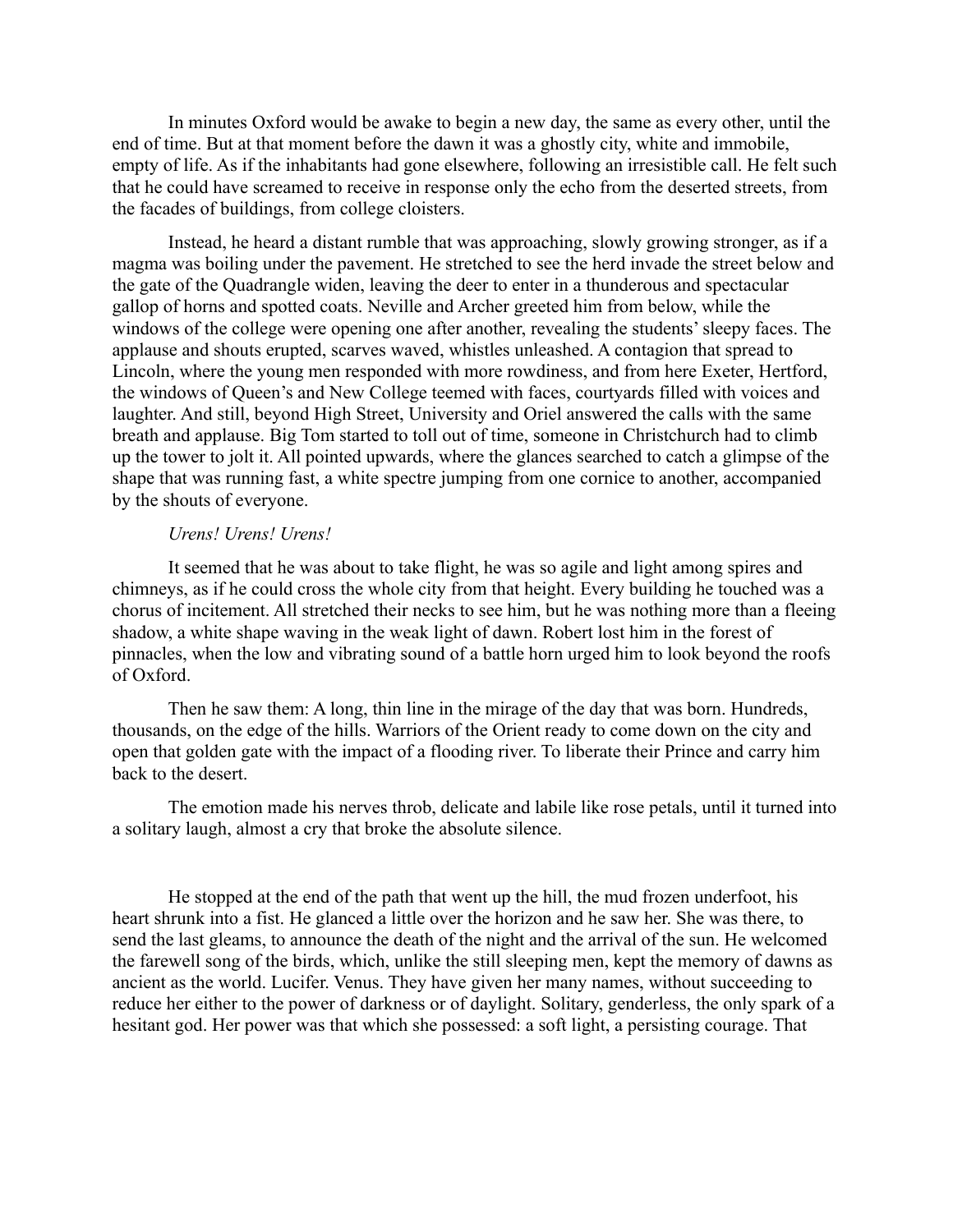In minutes Oxford would be awake to begin a new day, the same as every other, until the end of time. But at that moment before the dawn it was a ghostly city, white and immobile, empty of life. As if the inhabitants had gone elsewhere, following an irresistible call. He felt such that he could have screamed to receive in response only the echo from the deserted streets, from the facades of buildings, from college cloisters.

Instead, he heard a distant rumble that was approaching, slowly growing stronger, as if a magma was boiling under the pavement. He stretched to see the herd invade the street below and the gate of the Quadrangle widen, leaving the deer to enter in a thunderous and spectacular gallop of horns and spotted coats. Neville and Archer greeted him from below, while the windows of the college were opening one after another, revealing the students' sleepy faces. The applause and shouts erupted, scarves waved, whistles unleashed. A contagion that spread to Lincoln, where the young men responded with more rowdiness, and from here Exeter, Hertford, the windows of Queen's and New College teemed with faces, courtyards filled with voices and laughter. And still, beyond High Street, University and Oriel answered the calls with the same breath and applause. Big Tom started to toll out of time, someone in Christchurch had to climb up the tower to jolt it. All pointed upwards, where the glances searched to catch a glimpse of the shape that was running fast, a white spectre jumping from one cornice to another, accompanied by the shouts of everyone.

*Urens! Urens! Urens!*

It seemed that he was about to take flight, he was so agile and light among spires and chimneys, as if he could cross the whole city from that height. Every building he touched was a chorus of incitement. All stretched their necks to see him, but he was nothing more than a fleeing shadow, a white shape waving in the weak light of dawn. Robert lost him in the forest of pinnacles, when the low and vibrating sound of a battle horn urged him to look beyond the roofs of Oxford.

Then he saw them: A long, thin line in the mirage of the day that was born. Hundreds, thousands, on the edge of the hills. Warriors of the Orient ready to come down on the city and open that golden gate with the impact of a flooding river. To liberate their Prince and carry him back to the desert.

The emotion made his nerves throb, delicate and labile like rose petals, until it turned into a solitary laugh, almost a cry that broke the absolute silence.

He stopped at the end of the path that went up the hill, the mud frozen underfoot, his heart shrunk into a fist. He glanced a little over the horizon and he saw her. She was there, to send the last gleams, to announce the death of the night and the arrival of the sun. He welcomed the farewell song of the birds, which, unlike the still sleeping men, kept the memory of dawns as ancient as the world. Lucifer. Venus. They have given her many names, without succeeding to reduce her either to the power of darkness or of daylight. Solitary, genderless, the only spark of a hesitant god. Her power was that which she possessed: a soft light, a persisting courage. That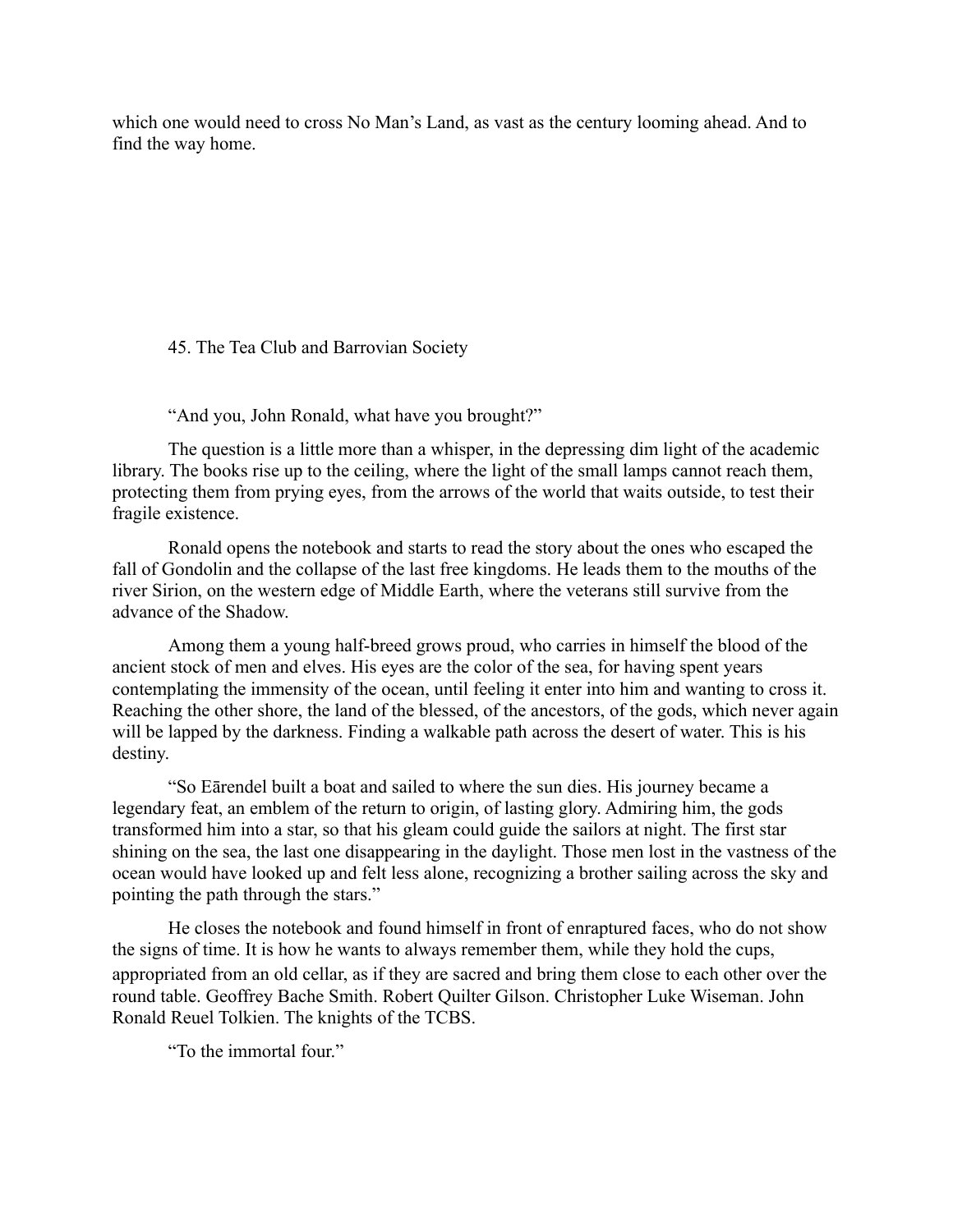which one would need to cross No Man's Land, as vast as the century looming ahead. And to find the way home.

## 45. The Tea Club and Barrovian Society

"And you, John Ronald, what have you brought?"

The question is a little more than a whisper, in the depressing dim light of the academic library. The books rise up to the ceiling, where the light of the small lamps cannot reach them, protecting them from prying eyes, from the arrows of the world that waits outside, to test their fragile existence.

Ronald opens the notebook and starts to read the story about the ones who escaped the fall of Gondolin and the collapse of the last free kingdoms. He leads them to the mouths of the river Sirion, on the western edge of Middle Earth, where the veterans still survive from the advance of the Shadow.

Among them a young half-breed grows proud, who carries in himself the blood of the ancient stock of men and elves. His eyes are the color of the sea, for having spent years contemplating the immensity of the ocean, until feeling it enter into him and wanting to cross it. Reaching the other shore, the land of the blessed, of the ancestors, of the gods, which never again will be lapped by the darkness. Finding a walkable path across the desert of water. This is his destiny.

"So Eārendel built a boat and sailed to where the sun dies. His journey became a legendary feat, an emblem of the return to origin, of lasting glory. Admiring him, the gods transformed him into a star, so that his gleam could guide the sailors at night. The first star shining on the sea, the last one disappearing in the daylight. Those men lost in the vastness of the ocean would have looked up and felt less alone, recognizing a brother sailing across the sky and pointing the path through the stars."

He closes the notebook and found himself in front of enraptured faces, who do not show the signs of time. It is how he wants to always remember them, while they hold the cups, appropriated from an old cellar, as if they are sacred and bring them close to each other over the round table. Geoffrey Bache Smith. Robert Quilter Gilson. Christopher Luke Wiseman. John Ronald Reuel Tolkien. The knights of the TCBS.

"To the immortal four."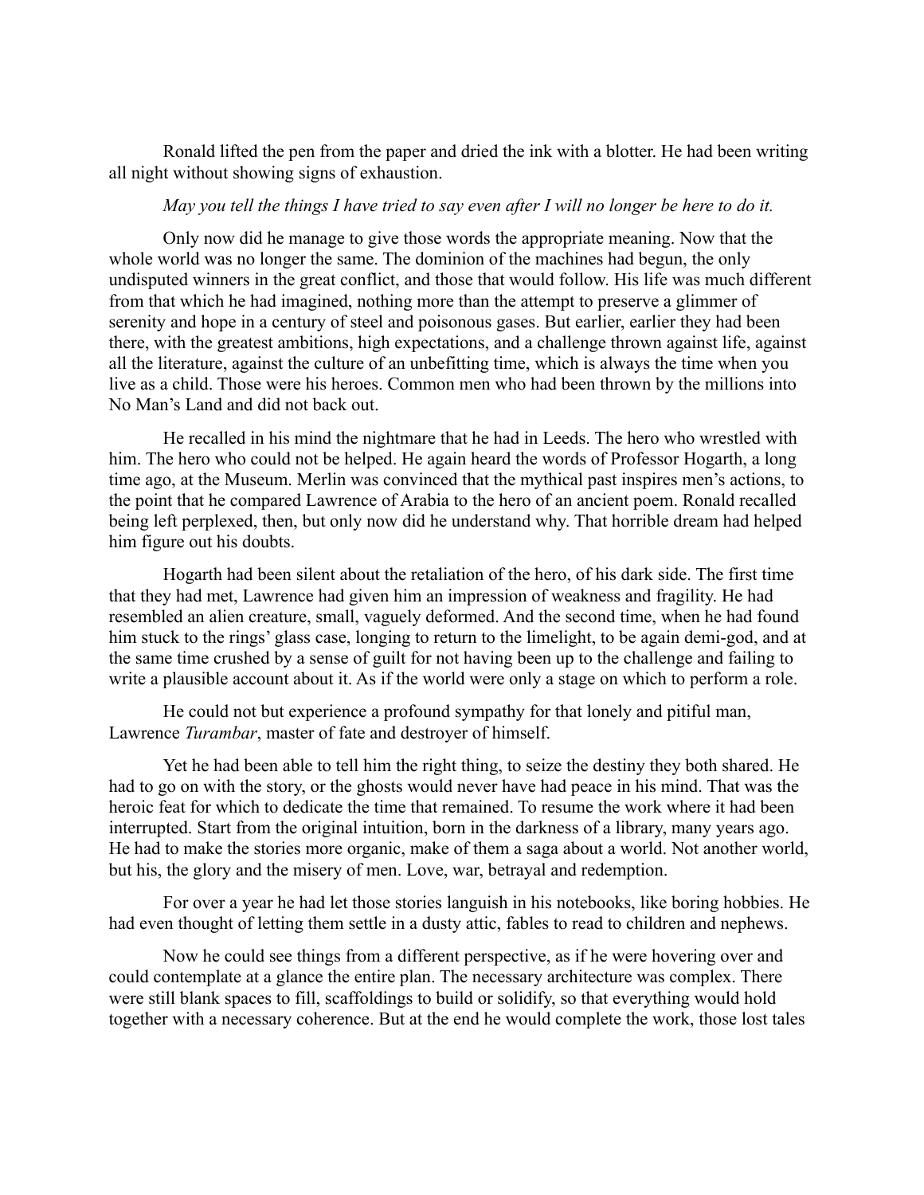Ronald lifted the pen from the paper and dried the ink with a blotter. He had been writing all night without showing signs of exhaustion.

*May you tell the things I have tried to say even after I will no longer be here to do it.*

Only now did he manage to give those words the appropriate meaning. Now that the whole world was no longer the same. The dominion of the machines had begun, the only undisputed winners in the great conflict, and those that would follow. His life was much different from that which he had imagined, nothing more than the attempt to preserve a glimmer of serenity and hope in a century of steel and poisonous gases. But earlier, earlier they had been there, with the greatest ambitions, high expectations, and a challenge thrown against life, against all the literature, against the culture of an unbefitting time, which is always the time when you live as a child. Those were his heroes. Common men who had been thrown by the millions into No Man's Land and did not back out.

He recalled in his mind the nightmare that he had in Leeds. The hero who wrestled with him. The hero who could not be helped. He again heard the words of Professor Hogarth, a long time ago, at the Museum. Merlin was convinced that the mythical past inspires men's actions, to the point that he compared Lawrence of Arabia to the hero of an ancient poem. Ronald recalled being left perplexed, then, but only now did he understand why. That horrible dream had helped him figure out his doubts.

Hogarth had been silent about the retaliation of the hero, of his dark side. The first time that they had met, Lawrence had given him an impression of weakness and fragility. He had resembled an alien creature, small, vaguely deformed. And the second time, when he had found him stuck to the rings' glass case, longing to return to the limelight, to be again demi-god, and at the same time crushed by a sense of guilt for not having been up to the challenge and failing to write a plausible account about it. As if the world were only a stage on which to perform a role.

He could not but experience a profound sympathy for that lonely and pitiful man, Lawrence *Turambar*, master of fate and destroyer of himself.

Yet he had been able to tell him the right thing, to seize the destiny they both shared. He had to go on with the story, or the ghosts would never have had peace in his mind. That was the heroic feat for which to dedicate the time that remained. To resume the work where it had been interrupted. Start from the original intuition, born in the darkness of a library, many years ago. He had to make the stories more organic, make of them a saga about a world. Not another world, but his, the glory and the misery of men. Love, war, betrayal and redemption.

For over a year he had let those stories languish in his notebooks, like boring hobbies. He had even thought of letting them settle in a dusty attic, fables to read to children and nephews.

Now he could see things from a different perspective, as if he were hovering over and could contemplate at a glance the entire plan. The necessary architecture was complex. There were still blank spaces to fill, scaffoldings to build or solidify, so that everything would hold together with a necessary coherence. But at the end he would complete the work, those lost tales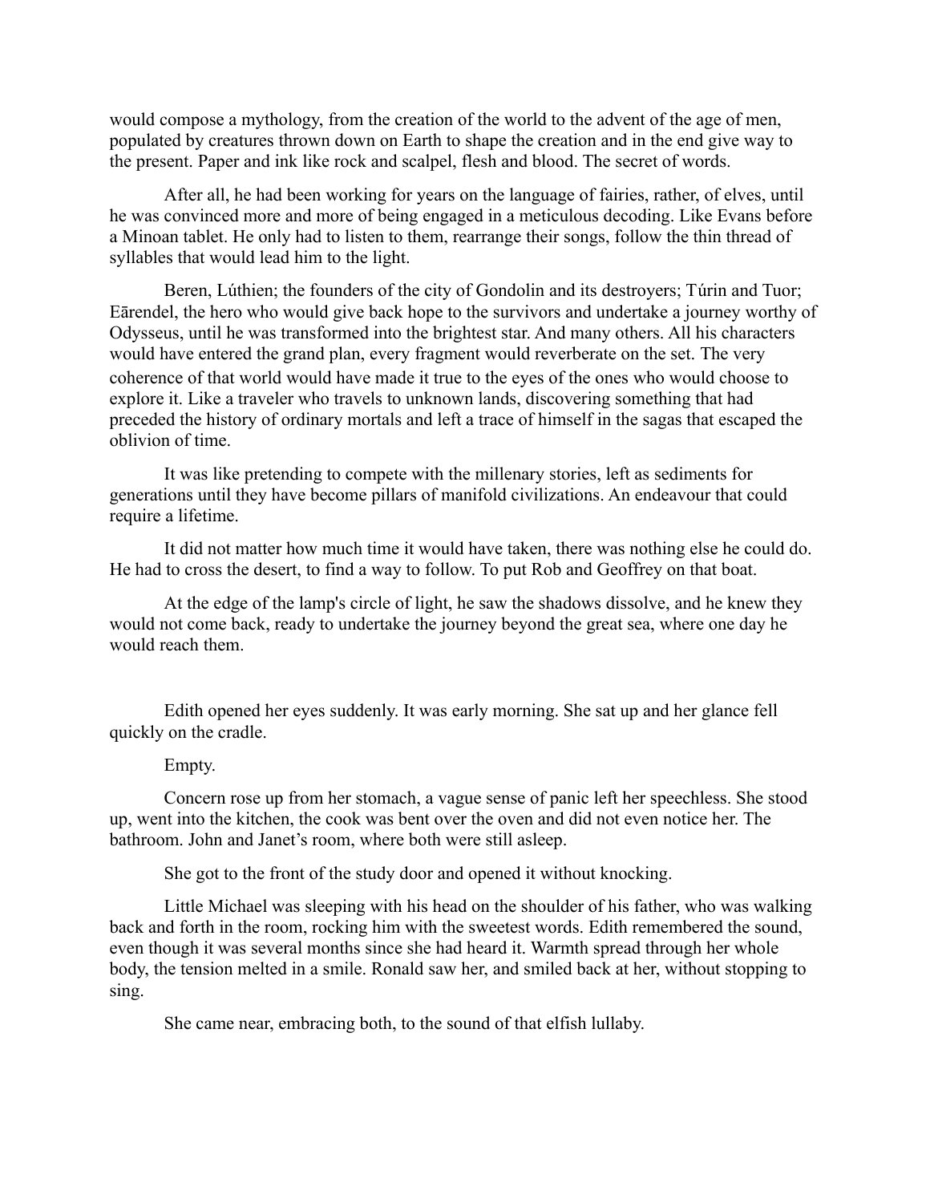would compose a mythology, from the creation of the world to the advent of the age of men, populated by creatures thrown down on Earth to shape the creation and in the end give way to the present. Paper and ink like rock and scalpel, flesh and blood. The secret of words.

After all, he had been working for years on the language of fairies, rather, of elves, until he was convinced more and more of being engaged in a meticulous decoding. Like Evans before a Minoan tablet. He only had to listen to them, rearrange their songs, follow the thin thread of syllables that would lead him to the light.

Beren, Lúthien; the founders of the city of Gondolin and its destroyers; Túrin and Tuor; Eārendel, the hero who would give back hope to the survivors and undertake a journey worthy of Odysseus, until he was transformed into the brightest star. And many others. All his characters would have entered the grand plan, every fragment would reverberate on the set. The very coherence of that world would have made it true to the eyes of the ones who would choose to explore it. Like a traveler who travels to unknown lands, discovering something that had preceded the history of ordinary mortals and left a trace of himself in the sagas that escaped the oblivion of time.

It was like pretending to compete with the millenary stories, left as sediments for generations until they have become pillars of manifold civilizations. An endeavour that could require a lifetime.

It did not matter how much time it would have taken, there was nothing else he could do. He had to cross the desert, to find a way to follow. To put Rob and Geoffrey on that boat.

At the edge of the lamp's circle of light, he saw the shadows dissolve, and he knew they would not come back, ready to undertake the journey beyond the great sea, where one day he would reach them.

Edith opened her eyes suddenly. It was early morning. She sat up and her glance fell quickly on the cradle.

Empty.

Concern rose up from her stomach, a vague sense of panic left her speechless. She stood up, went into the kitchen, the cook was bent over the oven and did not even notice her. The bathroom. John and Janet's room, where both were still asleep.

She got to the front of the study door and opened it without knocking.

Little Michael was sleeping with his head on the shoulder of his father, who was walking back and forth in the room, rocking him with the sweetest words. Edith remembered the sound, even though it was several months since she had heard it. Warmth spread through her whole body, the tension melted in a smile. Ronald saw her, and smiled back at her, without stopping to sing.

She came near, embracing both, to the sound of that elfish lullaby.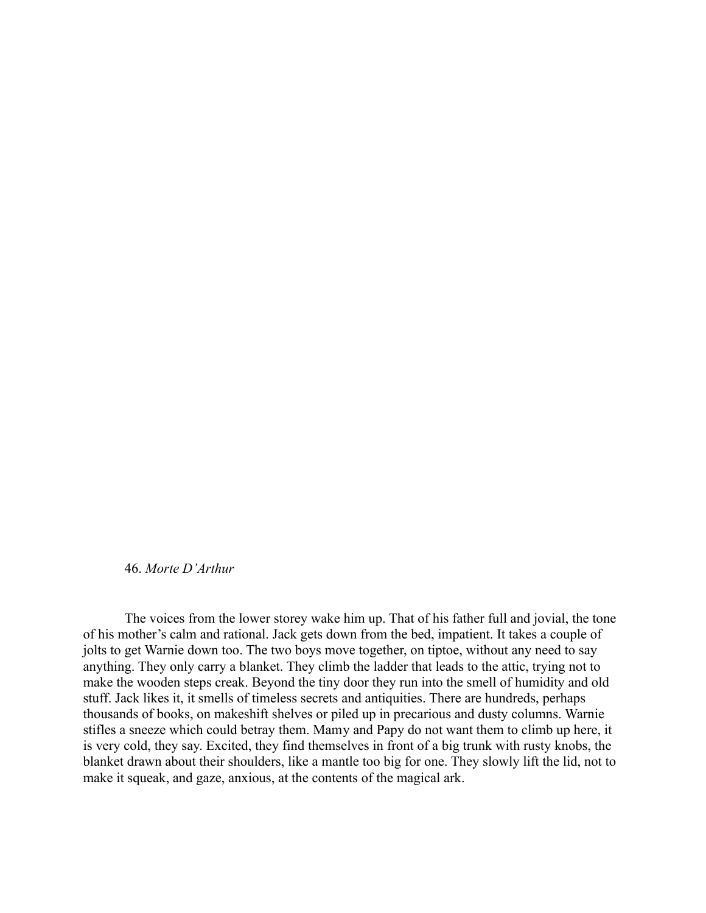## 46. *Morte D'Arthur*

The voices from the lower storey wake him up. That of his father full and jovial, the tone of his mother's calm and rational. Jack gets down from the bed, impatient. It takes a couple of jolts to get Warnie down too. The two boys move together, on tiptoe, without any need to say anything. They only carry a blanket. They climb the ladder that leads to the attic, trying not to make the wooden steps creak. Beyond the tiny door they run into the smell of humidity and old stuff. Jack likes it, it smells of timeless secrets and antiquities. There are hundreds, perhaps thousands of books, on makeshift shelves or piled up in precarious and dusty columns. Warnie stifles a sneeze which could betray them. Mamy and Papy do not want them to climb up here, it is very cold, they say. Excited, they find themselves in front of a big trunk with rusty knobs, the blanket drawn about their shoulders, like a mantle too big for one. They slowly lift the lid, not to make it squeak, and gaze, anxious, at the contents of the magical ark.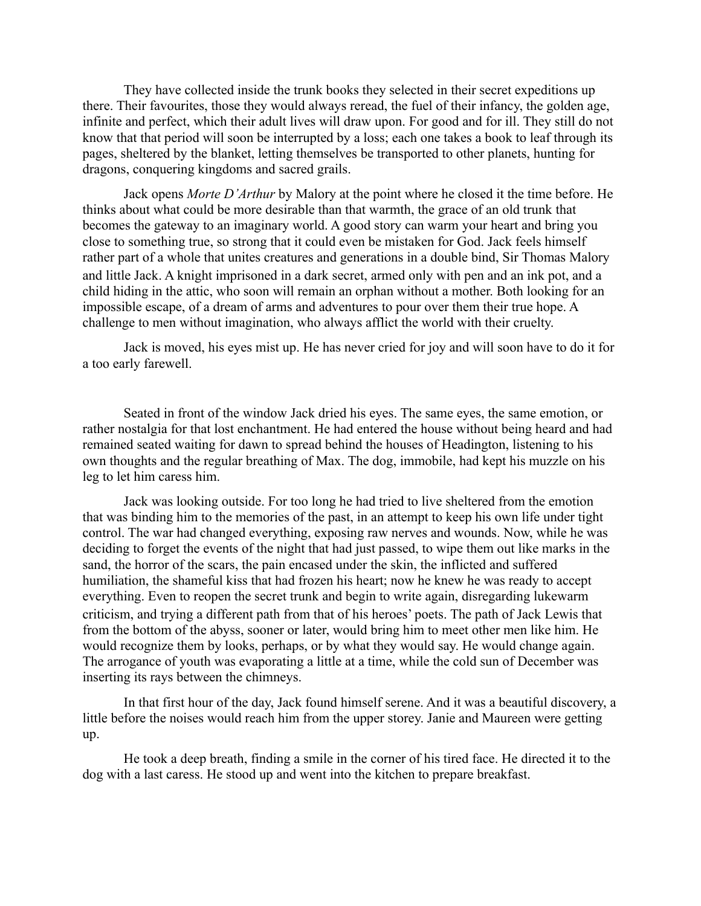They have collected inside the trunk books they selected in their secret expeditions up there. Their favourites, those they would always reread, the fuel of their infancy, the golden age, infinite and perfect, which their adult lives will draw upon. For good and for ill. They still do not know that that period will soon be interrupted by a loss; each one takes a book to leaf through its pages, sheltered by the blanket, letting themselves be transported to other planets, hunting for dragons, conquering kingdoms and sacred grails.

Jack opens *Morte D'Arthur* by Malory at the point where he closed it the time before. He thinks about what could be more desirable than that warmth, the grace of an old trunk that becomes the gateway to an imaginary world. A good story can warm your heart and bring you close to something true, so strong that it could even be mistaken for God. Jack feels himself rather part of a whole that unites creatures and generations in a double bind, Sir Thomas Malory and little Jack. A knight imprisoned in a dark secret, armed only with pen and an ink pot, and a child hiding in the attic, who soon will remain an orphan without a mother. Both looking for an impossible escape, of a dream of arms and adventures to pour over them their true hope. A challenge to men without imagination, who always afflict the world with their cruelty.

Jack is moved, his eyes mist up. He has never cried for joy and will soon have to do it for a too early farewell.

Seated in front of the window Jack dried his eyes. The same eyes, the same emotion, or rather nostalgia for that lost enchantment. He had entered the house without being heard and had remained seated waiting for dawn to spread behind the houses of Headington, listening to his own thoughts and the regular breathing of Max. The dog, immobile, had kept his muzzle on his leg to let him caress him.

Jack was looking outside. For too long he had tried to live sheltered from the emotion that was binding him to the memories of the past, in an attempt to keep his own life under tight control. The war had changed everything, exposing raw nerves and wounds. Now, while he was deciding to forget the events of the night that had just passed, to wipe them out like marks in the sand, the horror of the scars, the pain encased under the skin, the inflicted and suffered humiliation, the shameful kiss that had frozen his heart; now he knew he was ready to accept everything. Even to reopen the secret trunk and begin to write again, disregarding lukewarm criticism, and trying a different path from that of his heroes' poets. The path of Jack Lewis that from the bottom of the abyss, sooner or later, would bring him to meet other men like him. He would recognize them by looks, perhaps, or by what they would say. He would change again. The arrogance of youth was evaporating a little at a time, while the cold sun of December was inserting its rays between the chimneys.

In that first hour of the day, Jack found himself serene. And it was a beautiful discovery, a little before the noises would reach him from the upper storey. Janie and Maureen were getting up.

He took a deep breath, finding a smile in the corner of his tired face. He directed it to the dog with a last caress. He stood up and went into the kitchen to prepare breakfast.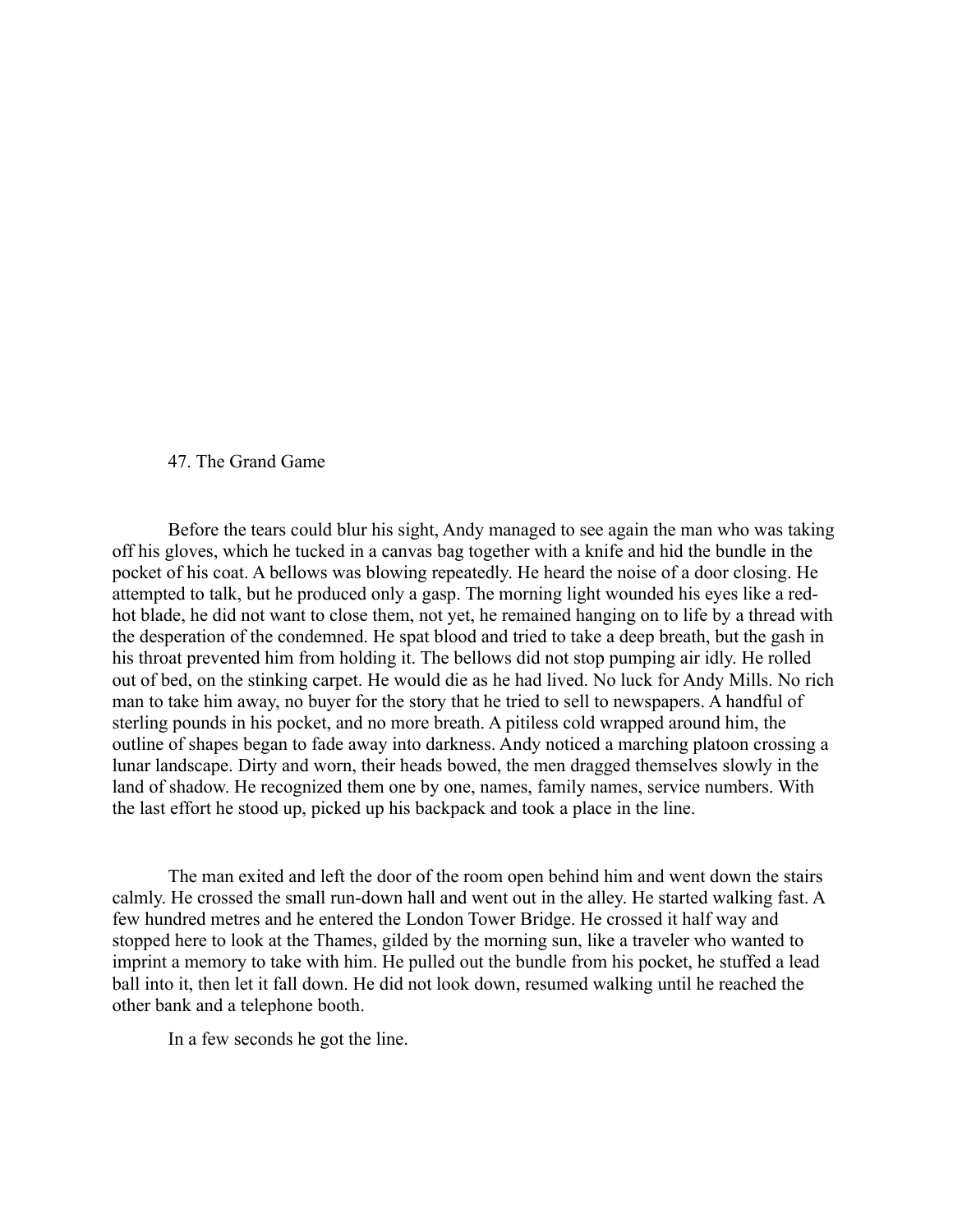## 47. The Grand Game

Before the tears could blur his sight, Andy managed to see again the man who was taking off his gloves, which he tucked in a canvas bag together with a knife and hid the bundle in the pocket of his coat. A bellows was blowing repeatedly. He heard the noise of a door closing. He attempted to talk, but he produced only a gasp. The morning light wounded his eyes like a red-hot blade, he did not want to close them, not yet, he remained hanging on to life by a thread with the desperation of the condemned. He spat blood and tried to take a deep breath, but the gash in his throat prevented him from holding it. The bellows did not stop pumping air idly. He rolled out of bed, on the stinking carpet. He would die as he had lived. No luck for Andy Mills. No rich man to take him away, no buyer for the story that he tried to sell to newspapers. A handful of sterling pounds in his pocket, and no more breath. A pitiless cold wrapped around him, the outline of shapes began to fade away into darkness. Andy noticed a marching platoon crossing a lunar landscape. Dirty and worn, their heads bowed, the men dragged themselves slowly in the land of shadow. He recognized them one by one, names, family names, service numbers. With the last effort he stood up, picked up his backpack and took a place in the line.

The man exited and left the door of the room open behind him and went down the stairs calmly. He crossed the small run-down hall and went out in the alley. He started walking fast. A few hundred metres and he entered the London Tower Bridge. He crossed it half way and stopped here to look at the Thames, gilded by the morning sun, like a traveler who wanted to imprint a memory to take with him. He pulled out the bundle from his pocket, he stuffed a lead ball into it, then let it fall down. He did not look down, resumed walking until he reached the other bank and a telephone booth.

In a few seconds he got the line.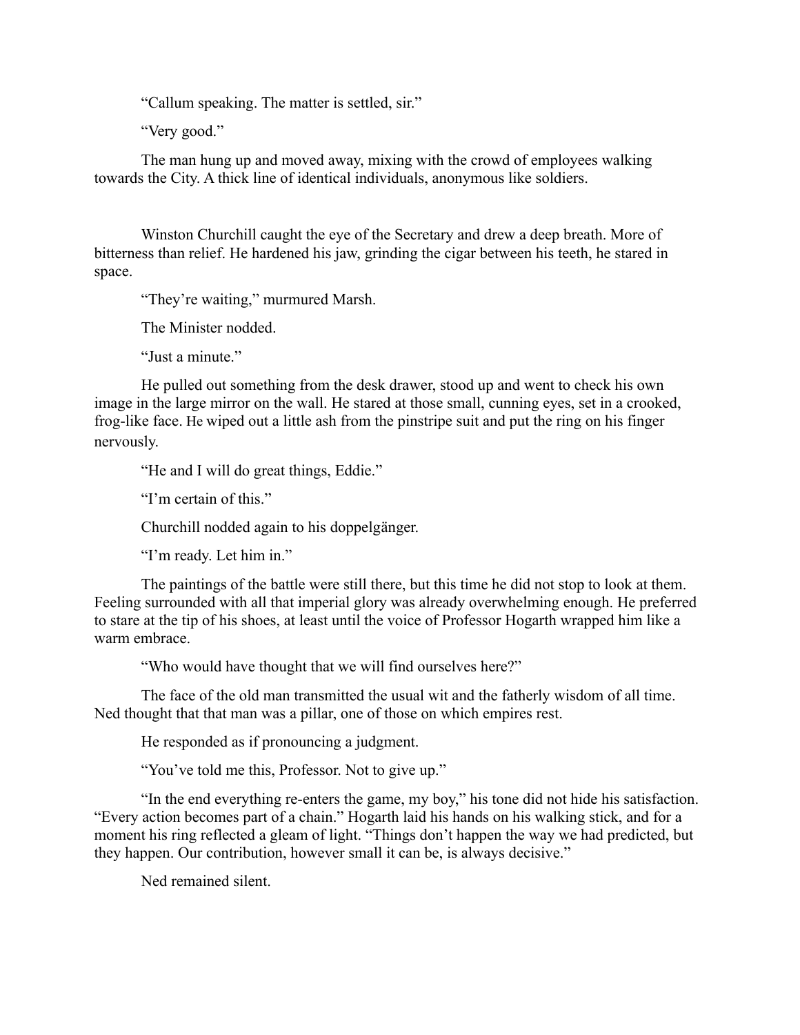"Callum speaking. The matter is settled, sir."

"Very good."

The man hung up and moved away, mixing with the crowd of employees walking towards the City. A thick line of identical individuals, anonymous like soldiers.

Winston Churchill caught the eye of the Secretary and drew a deep breath. More of bitterness than relief. He hardened his jaw, grinding the cigar between his teeth, he stared in space.

"They're waiting," murmured Marsh.

The Minister nodded.

"Just a minute."

He pulled out something from the desk drawer, stood up and went to check his own image in the large mirror on the wall. He stared at those small, cunning eyes, set in a crooked, frog-like face. He wiped out a little ash from the pinstripe suit and put the ring on his finger nervously.

"He and I will do great things, Eddie."

"I'm certain of this."

Churchill nodded again to his doppelgänger.

"I'm ready. Let him in."

The paintings of the battle were still there, but this time he did not stop to look at them. Feeling surrounded with all that imperial glory was already overwhelming enough. He preferred to stare at the tip of his shoes, at least until the voice of Professor Hogarth wrapped him like a warm embrace.

"Who would have thought that we will find ourselves here?"

The face of the old man transmitted the usual wit and the fatherly wisdom of all time. Ned thought that that man was a pillar, one of those on which empires rest.

He responded as if pronouncing a judgment.

"You've told me this, Professor. Not to give up."

"In the end everything re-enters the game, my boy," his tone did not hide his satisfaction. "Every action becomes part of a chain." Hogarth laid his hands on his walking stick, and for a moment his ring reflected a gleam of light. "Things don't happen the way we had predicted, but they happen. Our contribution, however small it can be, is always decisive."

Ned remained silent.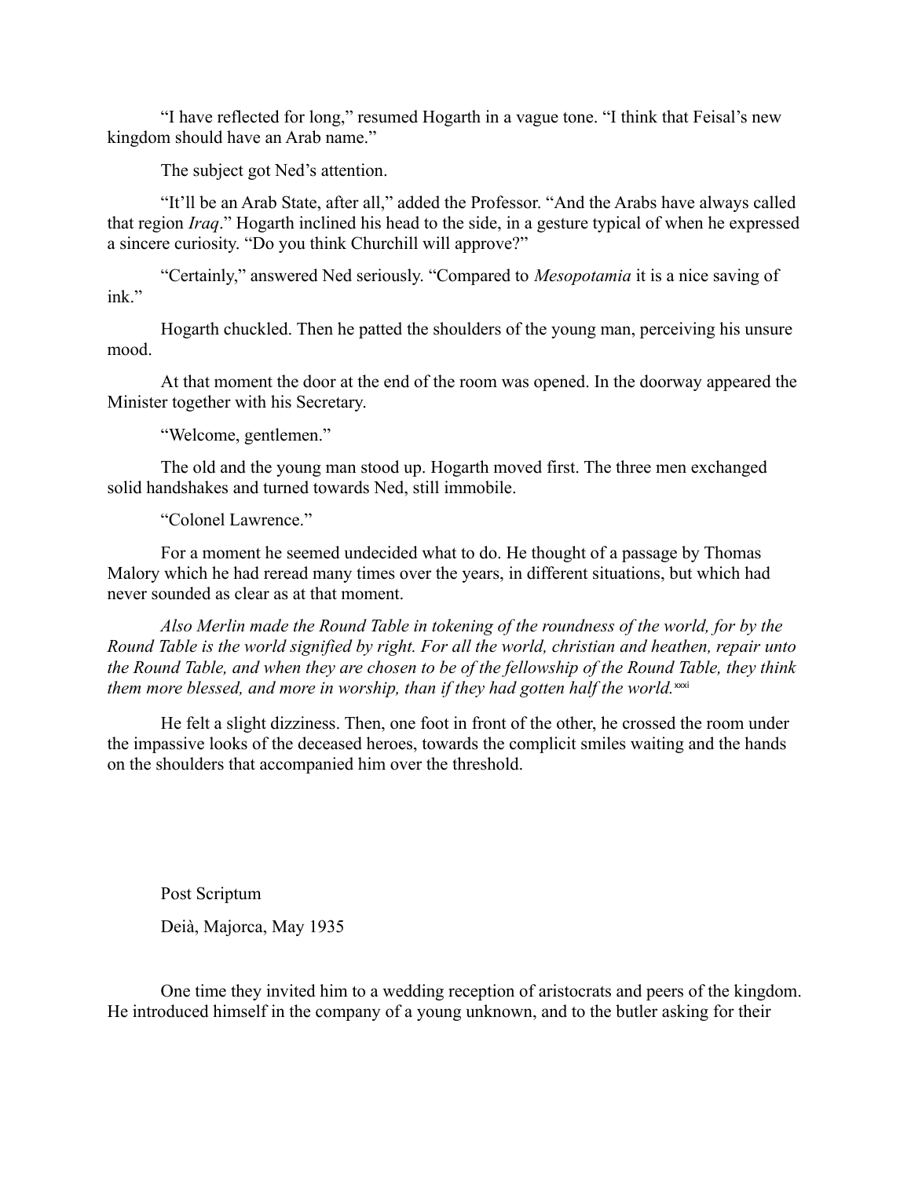"I have reflected for long," resumed Hogarth in a vague tone. "I think that Feisal's new kingdom should have an Arab name."

The subject got Ned's attention.

"It'll be an Arab State, after all," added the Professor. "And the Arabs have always called that region *Iraq*." Hogarth inclined his head to the side, in a gesture typical of when he expressed a sincere curiosity. "Do you think Churchill will approve?"

"Certainly," answered Ned seriously. "Compared to *Mesopotamia* it is a nice saving of ink."

Hogarth chuckled. Then he patted the shoulders of the young man, perceiving his unsure mood.

At that moment the door at the end of the room was opened. In the doorway appeared the Minister together with his Secretary.

"Welcome, gentlemen."

The old and the young man stood up. Hogarth moved first. The three men exchanged solid handshakes and turned towards Ned, still immobile.

"Colonel Lawrence."

For a moment he seemed undecided what to do. He thought of a passage by Thomas Malory which he had reread many times over the years, in different situations, but which had never sounded as clear as at that moment.

*Also Merlin made the Round Table in tokening of the roundness of the world, for by the Round Table is the world signified by right. For all the world, christian and heathen, repair unto the Round Table, and when they are chosen to be of the fellowship of the Round Table, they think them more blessed, and more in worship, than if they had gotten half the world.*[xxxi]

He felt a slight dizziness. Then, one foot in front of the other, he crossed the room under the impassive looks of the deceased heroes, towards the complicit smiles waiting and the hands on the shoulders that accompanied him over the threshold.

Post Scriptum

Deià, Majorca, May 1935

One time they invited him to a wedding reception of aristocrats and peers of the kingdom. He introduced himself in the company of a young unknown, and to the butler asking for their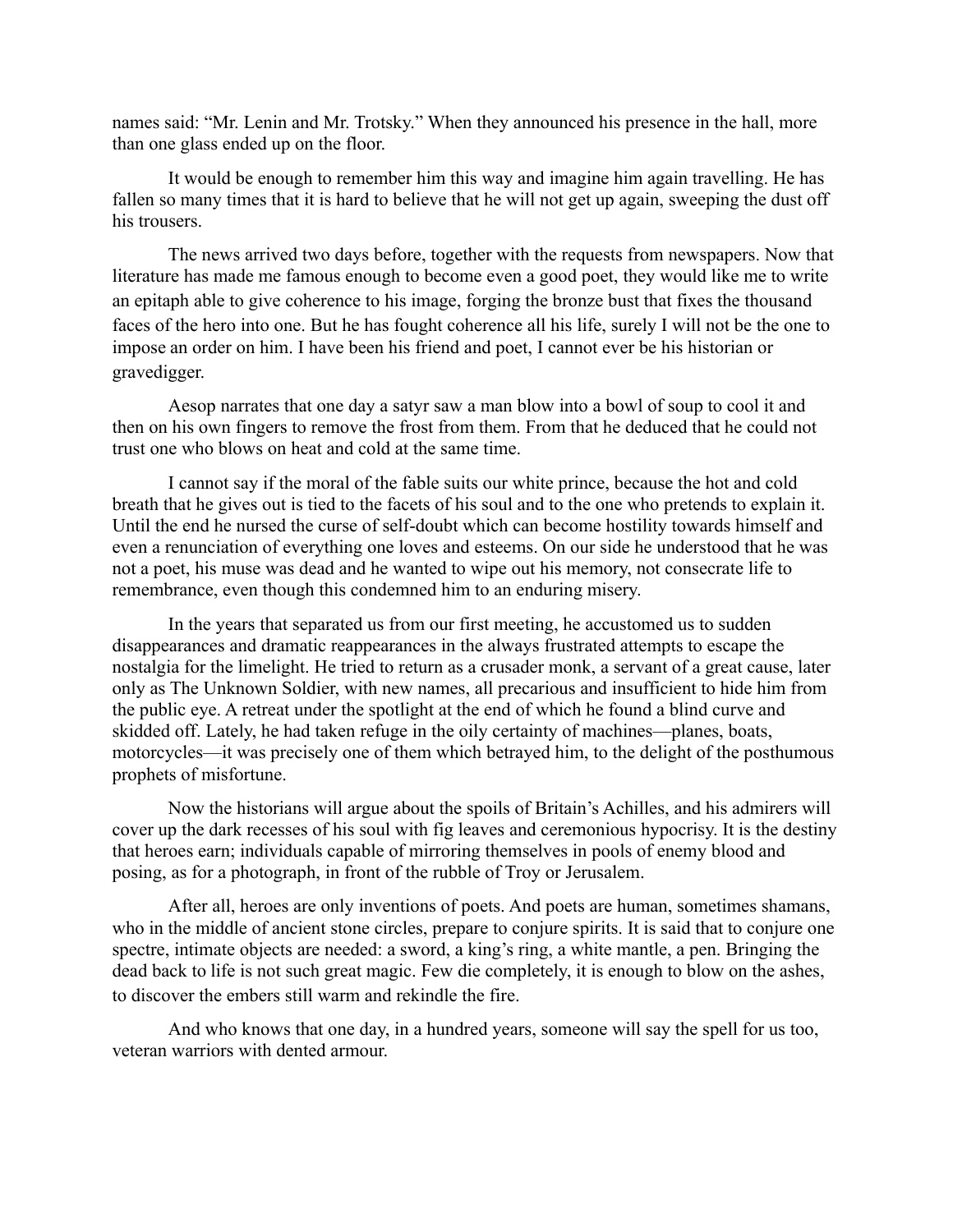names said: "Mr. Lenin and Mr. Trotsky." When they announced his presence in the hall, more than one glass ended up on the floor.

It would be enough to remember him this way and imagine him again travelling. He has fallen so many times that it is hard to believe that he will not get up again, sweeping the dust off his trousers.

The news arrived two days before, together with the requests from newspapers. Now that literature has made me famous enough to become even a good poet, they would like me to write an epitaph able to give coherence to his image, forging the bronze bust that fixes the thousand faces of the hero into one. But he has fought coherence all his life, surely I will not be the one to impose an order on him. I have been his friend and poet, I cannot ever be his historian or gravedigger.

Aesop narrates that one day a satyr saw a man blow into a bowl of soup to cool it and then on his own fingers to remove the frost from them. From that he deduced that he could not trust one who blows on heat and cold at the same time.

I cannot say if the moral of the fable suits our white prince, because the hot and cold breath that he gives out is tied to the facets of his soul and to the one who pretends to explain it. Until the end he nursed the curse of self-doubt which can become hostility towards himself and even a renunciation of everything one loves and esteems. On our side he understood that he was not a poet, his muse was dead and he wanted to wipe out his memory, not consecrate life to remembrance, even though this condemned him to an enduring misery.

In the years that separated us from our first meeting, he accustomed us to sudden disappearances and dramatic reappearances in the always frustrated attempts to escape the nostalgia for the limelight. He tried to return as a crusader monk, a servant of a great cause, later only as The Unknown Soldier, with new names, all precarious and insufficient to hide him from the public eye. A retreat under the spotlight at the end of which he found a blind curve and skidded off. Lately, he had taken refuge in the oily certainty of machines—planes, boats, motorcycles—it was precisely one of them which betrayed him, to the delight of the posthumous prophets of misfortune.

Now the historians will argue about the spoils of Britain's Achilles, and his admirers will cover up the dark recesses of his soul with fig leaves and ceremonious hypocrisy. It is the destiny that heroes earn; individuals capable of mirroring themselves in pools of enemy blood and posing, as for a photograph, in front of the rubble of Troy or Jerusalem.

After all, heroes are only inventions of poets. And poets are human, sometimes shamans, who in the middle of ancient stone circles, prepare to conjure spirits. It is said that to conjure one spectre, intimate objects are needed: a sword, a king's ring, a white mantle, a pen. Bringing the dead back to life is not such great magic. Few die completely, it is enough to blow on the ashes, to discover the embers still warm and rekindle the fire.

And who knows that one day, in a hundred years, someone will say the spell for us too, veteran warriors with dented armour.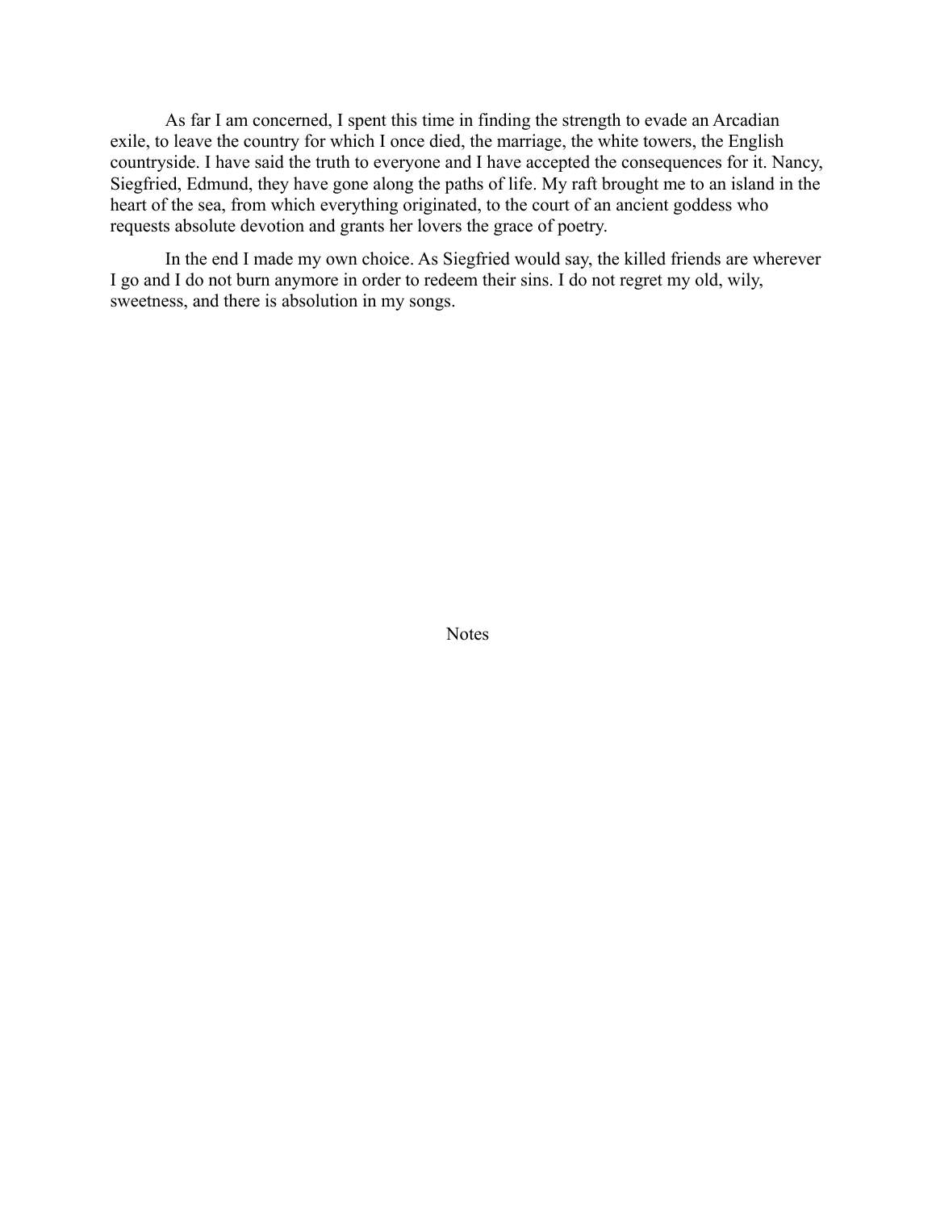As far I am concerned, I spent this time in finding the strength to evade an Arcadian exile, to leave the country for which I once died, the marriage, the white towers, the English countryside. I have said the truth to everyone and I have accepted the consequences for it. Nancy, Siegfried, Edmund, they have gone along the paths of life. My raft brought me to an island in the heart of the sea, from which everything originated, to the court of an ancient goddess who requests absolute devotion and grants her lovers the grace of poetry.

In the end I made my own choice. As Siegfried would say, the killed friends are wherever I go and I do not burn anymore in order to redeem their sins. I do not regret my old, wily, sweetness, and there is absolution in my songs.

# Notes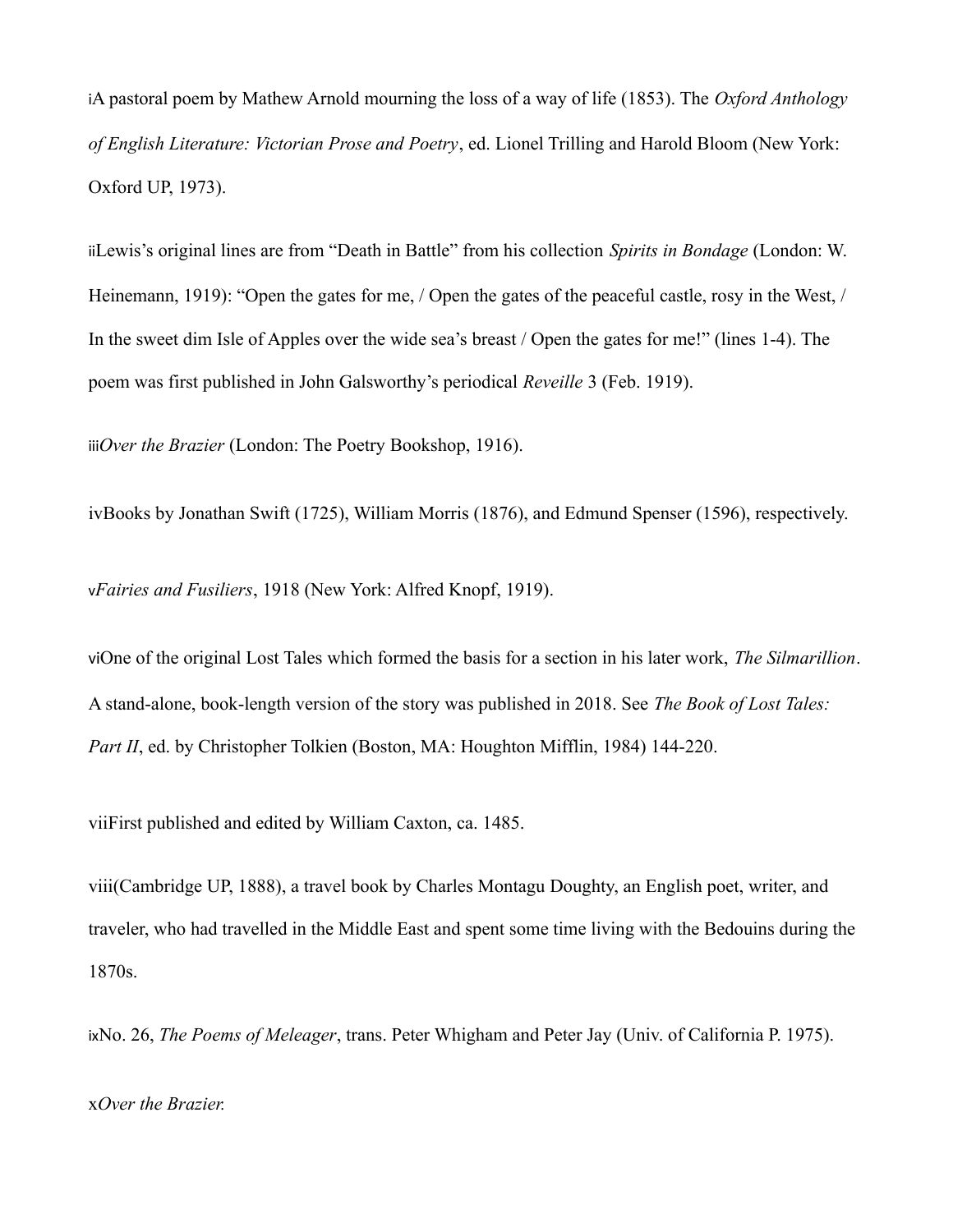iA pastoral poem by Mathew Arnold mourning the loss of a way of life (1853). The *Oxford Anthology of English Literature: Victorian Prose and Poetry*, ed. Lionel Trilling and Harold Bloom (New York: Oxford UP, 1973).

iiLewis's original lines are from "Death in Battle" from his collection *Spirits in Bondage* (London: W. Heinemann, 1919): "Open the gates for me, / Open the gates of the peaceful castle, rosy in the West, / In the sweet dim Isle of Apples over the wide sea's breast / Open the gates for me!" (lines 1-4). The poem was first published in John Galsworthy's periodical *Reveille* 3 (Feb. 1919).

iii*Over the Brazier* (London: The Poetry Bookshop, 1916).

ivBooks by Jonathan Swift (1725), William Morris (1876), and Edmund Spenser (1596), respectively.

v*Fairies and Fusiliers*, 1918 (New York: Alfred Knopf, 1919).

viOne of the original Lost Tales which formed the basis for a section in his later work, *The Silmarillion*. A stand-alone, book-length version of the story was published in 2018. See *The Book of Lost Tales: Part II*, ed. by Christopher Tolkien (Boston, MA: Houghton Mifflin, 1984) 144-220.

viiFirst published and edited by William Caxton, ca. 1485.

viii(Cambridge UP, 1888), a travel book by Charles Montagu Doughty, an English poet, writer, and traveler, who had travelled in the Middle East and spent some time living with the Bedouins during the 1870s.

ixNo. 26, *The Poems of Meleager*, trans. Peter Whigham and Peter Jay (Univ. of California P. 1975).

x*Over the Brazier.*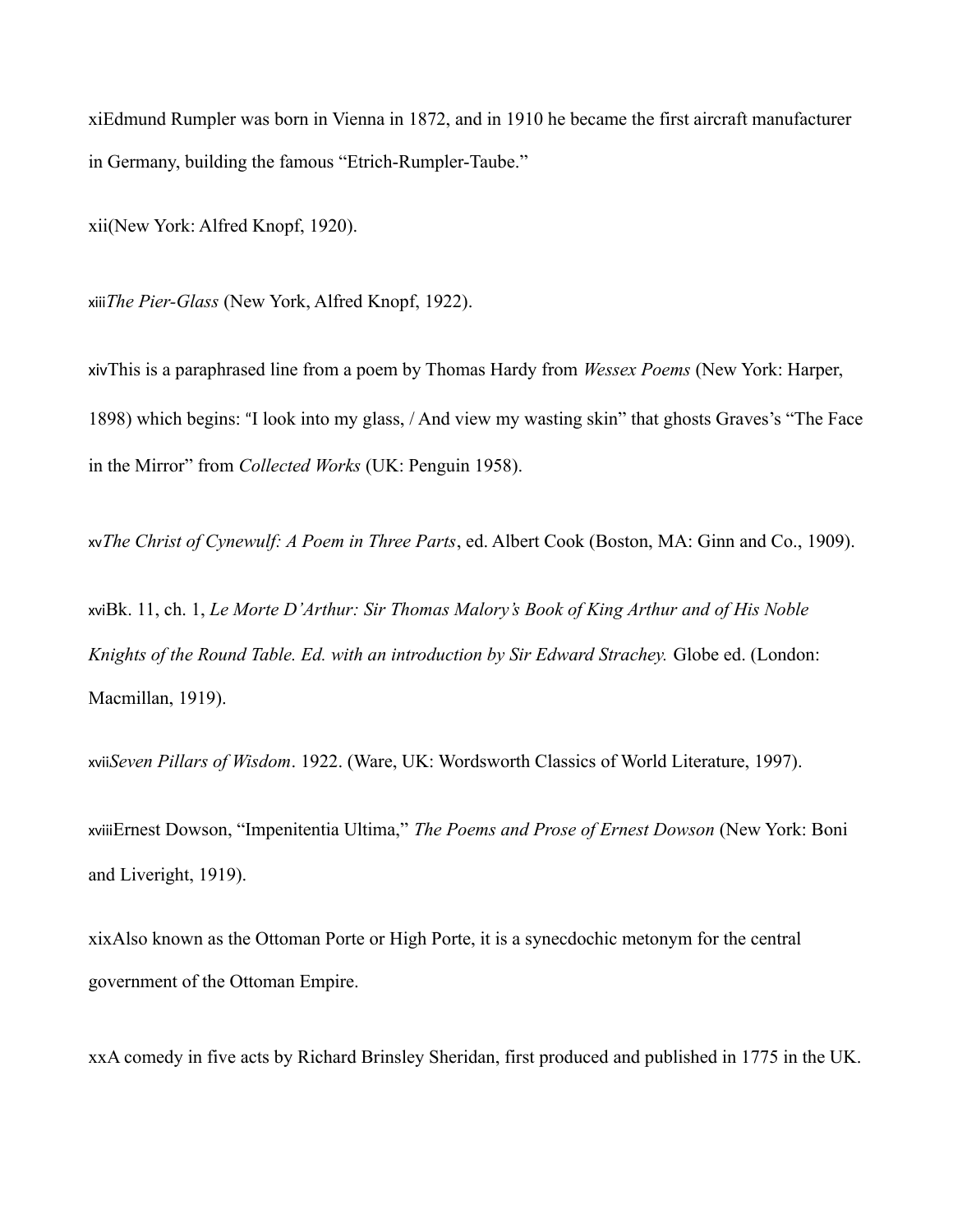[xi] Edmund Rumpler was born in Vienna in 1872, and in 1910 he became the first aircraft manufacturer in Germany, building the famous "Etrich-Rumpler-Taube."

[xii] (New York: Alfred Knopf, 1920).

[xiii] *The Pier-Glass* (New York, Alfred Knopf, 1922).

[xiv] This is a paraphrased line from a poem by Thomas Hardy from *Wessex Poems* (New York: Harper, 1898) which begins: "I look into my glass, / And view my wasting skin" that ghosts Graves's "The Face in the Mirror" from *Collected Works* (UK: Penguin 1958).

[xv] *The Christ of Cynewulf: A Poem in Three Parts*, ed. Albert Cook (Boston, MA: Ginn and Co., 1909).

[xvi] Bk. 11, ch. 1, *Le Morte D'Arthur: Sir Thomas Malory's Book of King Arthur and of His Noble Knights of the Round Table. Ed. with an introduction by Sir Edward Strachey.* Globe ed. (London: Macmillan, 1919).

[xvii] *Seven Pillars of Wisdom*. 1922. (Ware, UK: Wordsworth Classics of World Literature, 1997).

[xviii] Ernest Dowson, "Impenitentia Ultima," *The Poems and Prose of Ernest Dowson* (New York: Boni and Liveright, 1919).

[xix] Also known as the Ottoman Porte or High Porte, it is a synecdochic metonym for the central government of the Ottoman Empire.

[xx] A comedy in five acts by Richard Brinsley Sheridan, first produced and published in 1775 in the UK.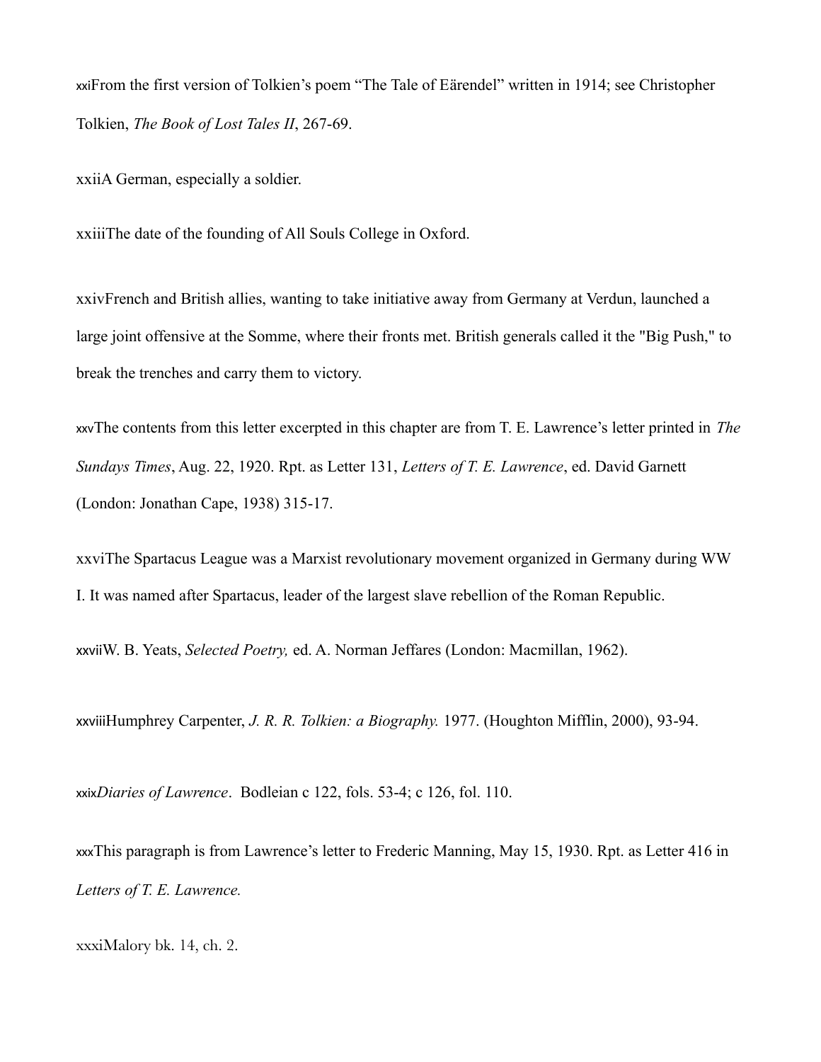xxiFrom the first version of Tolkien's poem "The Tale of Eärendel" written in 1914; see Christopher Tolkien, *The Book of Lost Tales II*, 267-69.

xxiiA German, especially a soldier.

xxiiiThe date of the founding of All Souls College in Oxford.

xxivFrench and British allies, wanting to take initiative away from Germany at Verdun, launched a large joint offensive at the Somme, where their fronts met. British generals called it the "Big Push," to break the trenches and carry them to victory.

xxvThe contents from this letter excerpted in this chapter are from T. E. Lawrence's letter printed in *The Sundays Times*, Aug. 22, 1920. Rpt. as Letter 131, *Letters of T. E. Lawrence*, ed. David Garnett (London: Jonathan Cape, 1938) 315-17.

xxviThe Spartacus League was a Marxist revolutionary movement organized in Germany during WW I. It was named after Spartacus, leader of the largest slave rebellion of the Roman Republic.

xxviiW. B. Yeats, *Selected Poetry,* ed. A. Norman Jeffares (London: Macmillan, 1962).

xxviiiHumphrey Carpenter, *J. R. R. Tolkien: a Biography.* 1977. (Houghton Mifflin, 2000), 93-94.

xxix*Diaries of Lawrence*. Bodleian c 122, fols. 53-4; c 126, fol. 110.

xxxThis paragraph is from Lawrence's letter to Frederic Manning, May 15, 1930. Rpt. as Letter 416 in *Letters of T. E. Lawrence.*

xxxiMalory bk. 14, ch. 2.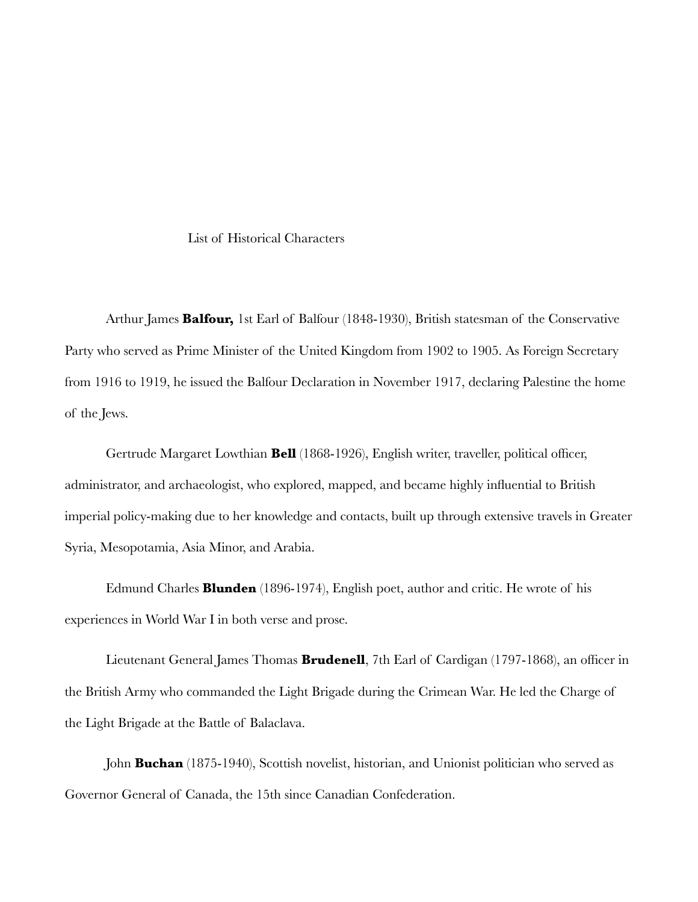## List of Historical Characters

Arthur James **Balfour,** 1st Earl of Balfour (1848-1930), British statesman of the Conservative Party who served as Prime Minister of the United Kingdom from 1902 to 1905. As Foreign Secretary from 1916 to 1919, he issued the Balfour Declaration in November 1917, declaring Palestine the home of the Jews.

Gertrude Margaret Lowthian **Bell** (1868-1926), English writer, traveller, political officer, administrator, and archaeologist, who explored, mapped, and became highly influential to British imperial policy-making due to her knowledge and contacts, built up through extensive travels in Greater Syria, Mesopotamia, Asia Minor, and Arabia.

Edmund Charles **Blunden** (1896-1974), English poet, author and critic. He wrote of his experiences in World War I in both verse and prose.

Lieutenant General James Thomas **Brudenell**, 7th Earl of Cardigan (1797-1868), an officer in the British Army who commanded the Light Brigade during the Crimean War. He led the Charge of the Light Brigade at the Battle of Balaclava.

John **Buchan** (1875-1940), Scottish novelist, historian, and Unionist politician who served as Governor General of Canada, the 15th since Canadian Confederation.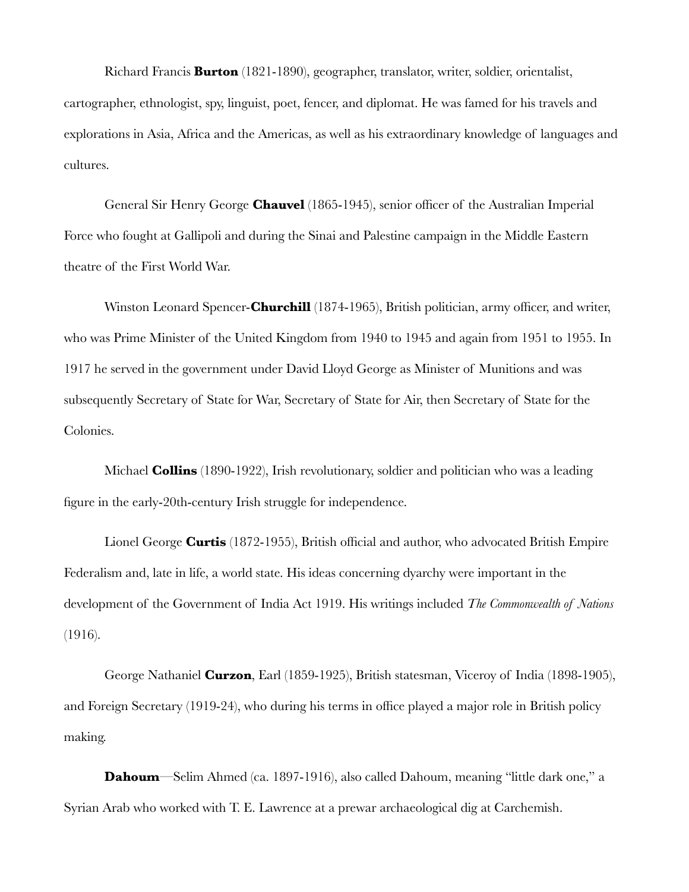Richard Francis **Burton** (1821-1890), geographer, translator, writer, soldier, orientalist, cartographer, ethnologist, spy, linguist, poet, fencer, and diplomat. He was famed for his travels and explorations in Asia, Africa and the Americas, as well as his extraordinary knowledge of languages and cultures.

General Sir Henry George **Chauvel** (1865-1945), senior officer of the Australian Imperial Force who fought at Gallipoli and during the Sinai and Palestine campaign in the Middle Eastern theatre of the First World War.

Winston Leonard Spencer-**Churchill** (1874-1965), British politician, army officer, and writer, who was Prime Minister of the United Kingdom from 1940 to 1945 and again from 1951 to 1955. In 1917 he served in the government under David Lloyd George as Minister of Munitions and was subsequently Secretary of State for War, Secretary of State for Air, then Secretary of State for the Colonies.

Michael **Collins** (1890-1922), Irish revolutionary, soldier and politician who was a leading figure in the early-20th-century Irish struggle for independence.

Lionel George **Curtis** (1872-1955), British official and author, who advocated British Empire Federalism and, late in life, a world state. His ideas concerning dyarchy were important in the development of the Government of India Act 1919. His writings included *The Commonwealth of Nations* (1916).

George Nathaniel **Curzon**, Earl (1859-1925), British statesman, Viceroy of India (1898-1905), and Foreign Secretary (1919-24), who during his terms in office played a major role in British policy making.

**Dahoum**—Selim Ahmed (ca. 1897-1916), also called Dahoum, meaning "little dark one," a Syrian Arab who worked with T. E. Lawrence at a prewar archaeological dig at Carchemish.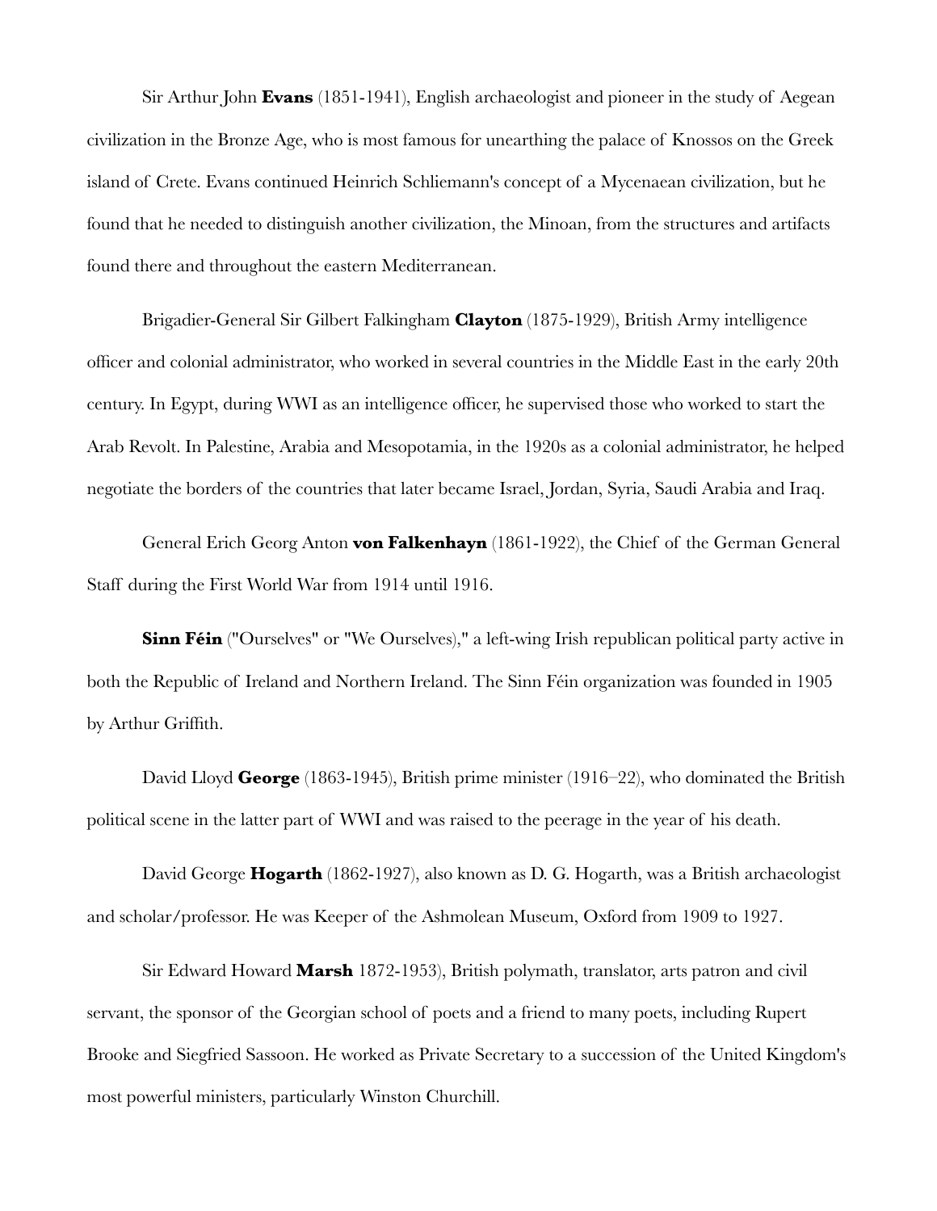Sir Arthur John **Evans** (1851-1941), English archaeologist and pioneer in the study of Aegean civilization in the Bronze Age, who is most famous for unearthing the palace of Knossos on the Greek island of Crete. Evans continued Heinrich Schliemann's concept of a Mycenaean civilization, but he found that he needed to distinguish another civilization, the Minoan, from the structures and artifacts found there and throughout the eastern Mediterranean.

Brigadier-General Sir Gilbert Falkingham **Clayton** (1875-1929), British Army intelligence officer and colonial administrator, who worked in several countries in the Middle East in the early 20th century. In Egypt, during WWI as an intelligence officer, he supervised those who worked to start the Arab Revolt. In Palestine, Arabia and Mesopotamia, in the 1920s as a colonial administrator, he helped negotiate the borders of the countries that later became Israel, Jordan, Syria, Saudi Arabia and Iraq.

General Erich Georg Anton **von Falkenhayn** (1861-1922), the Chief of the German General Staff during the First World War from 1914 until 1916.

**Sinn Féin** ("Ourselves" or "We Ourselves)," a left-wing Irish republican political party active in both the Republic of Ireland and Northern Ireland. The Sinn Féin organization was founded in 1905 by Arthur Griffith.

David Lloyd **George** (1863-1945), British prime minister (1916–22), who dominated the British political scene in the latter part of WWI and was raised to the peerage in the year of his death.

David George **Hogarth** (1862-1927), also known as D. G. Hogarth, was a British archaeologist and scholar/professor. He was Keeper of the Ashmolean Museum, Oxford from 1909 to 1927.

Sir Edward Howard **Marsh** 1872-1953), British polymath, translator, arts patron and civil servant, the sponsor of the Georgian school of poets and a friend to many poets, including Rupert Brooke and Siegfried Sassoon. He worked as Private Secretary to a succession of the United Kingdom's most powerful ministers, particularly Winston Churchill.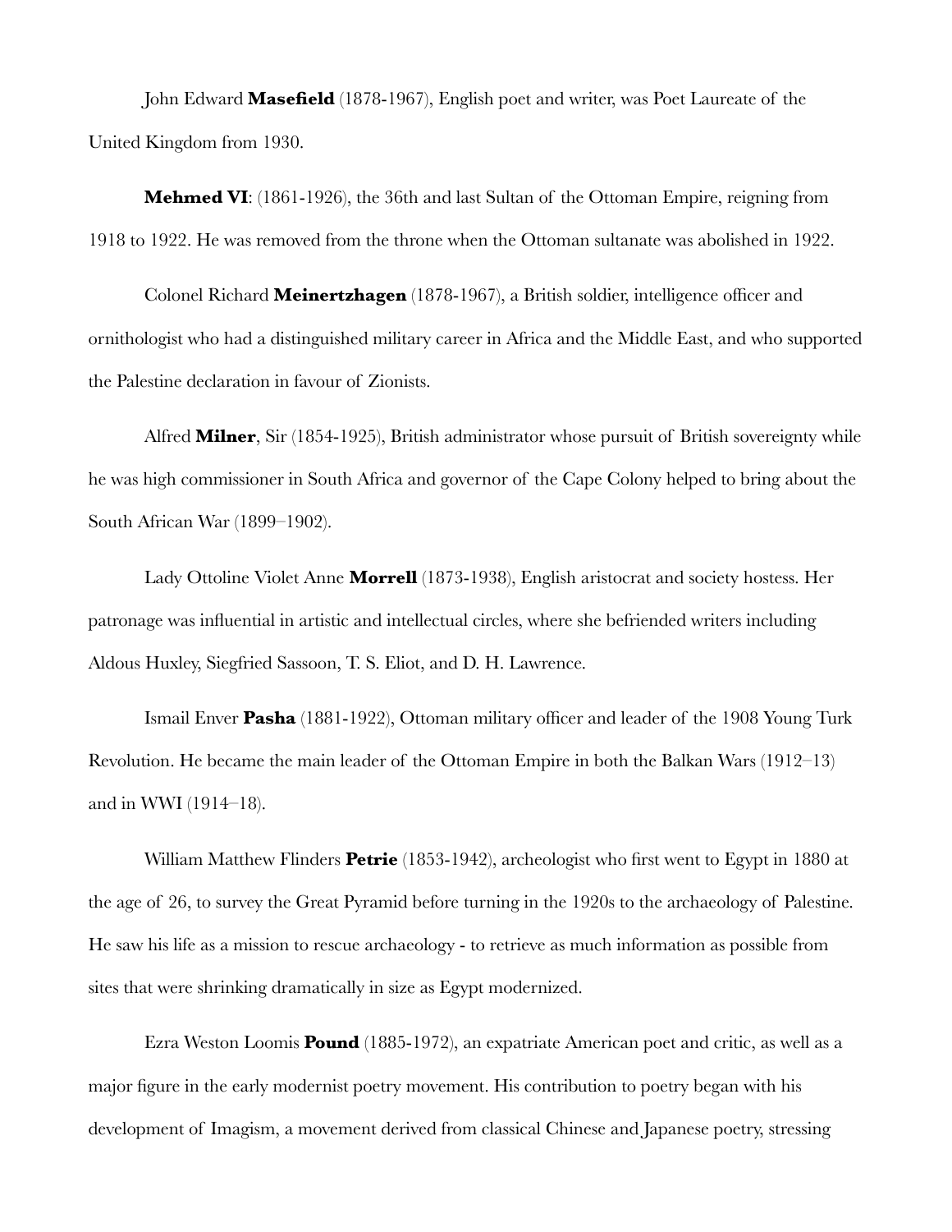John Edward **Masefield** (1878-1967), English poet and writer, was Poet Laureate of the United Kingdom from 1930.

**Mehmed VI**: (1861-1926), the 36th and last Sultan of the Ottoman Empire, reigning from 1918 to 1922. He was removed from the throne when the Ottoman sultanate was abolished in 1922.

Colonel Richard **Meinertzhagen** (1878-1967), a British soldier, intelligence officer and ornithologist who had a distinguished military career in Africa and the Middle East, and who supported the Palestine declaration in favour of Zionists.

Alfred **Milner**, Sir (1854-1925), British administrator whose pursuit of British sovereignty while he was high commissioner in South Africa and governor of the Cape Colony helped to bring about the South African War (1899–1902).

Lady Ottoline Violet Anne **Morrell** (1873-1938), English aristocrat and society hostess. Her patronage was influential in artistic and intellectual circles, where she befriended writers including Aldous Huxley, Siegfried Sassoon, T. S. Eliot, and D. H. Lawrence.

Ismail Enver **Pasha** (1881-1922), Ottoman military officer and leader of the 1908 Young Turk Revolution. He became the main leader of the Ottoman Empire in both the Balkan Wars (1912–13) and in WWI (1914–18).

William Matthew Flinders **Petrie** (1853-1942), archeologist who first went to Egypt in 1880 at the age of 26, to survey the Great Pyramid before turning in the 1920s to the archaeology of Palestine. He saw his life as a mission to rescue archaeology - to retrieve as much information as possible from sites that were shrinking dramatically in size as Egypt modernized.

Ezra Weston Loomis **Pound** (1885-1972), an expatriate American poet and critic, as well as a major figure in the early modernist poetry movement. His contribution to poetry began with his development of Imagism, a movement derived from classical Chinese and Japanese poetry, stressing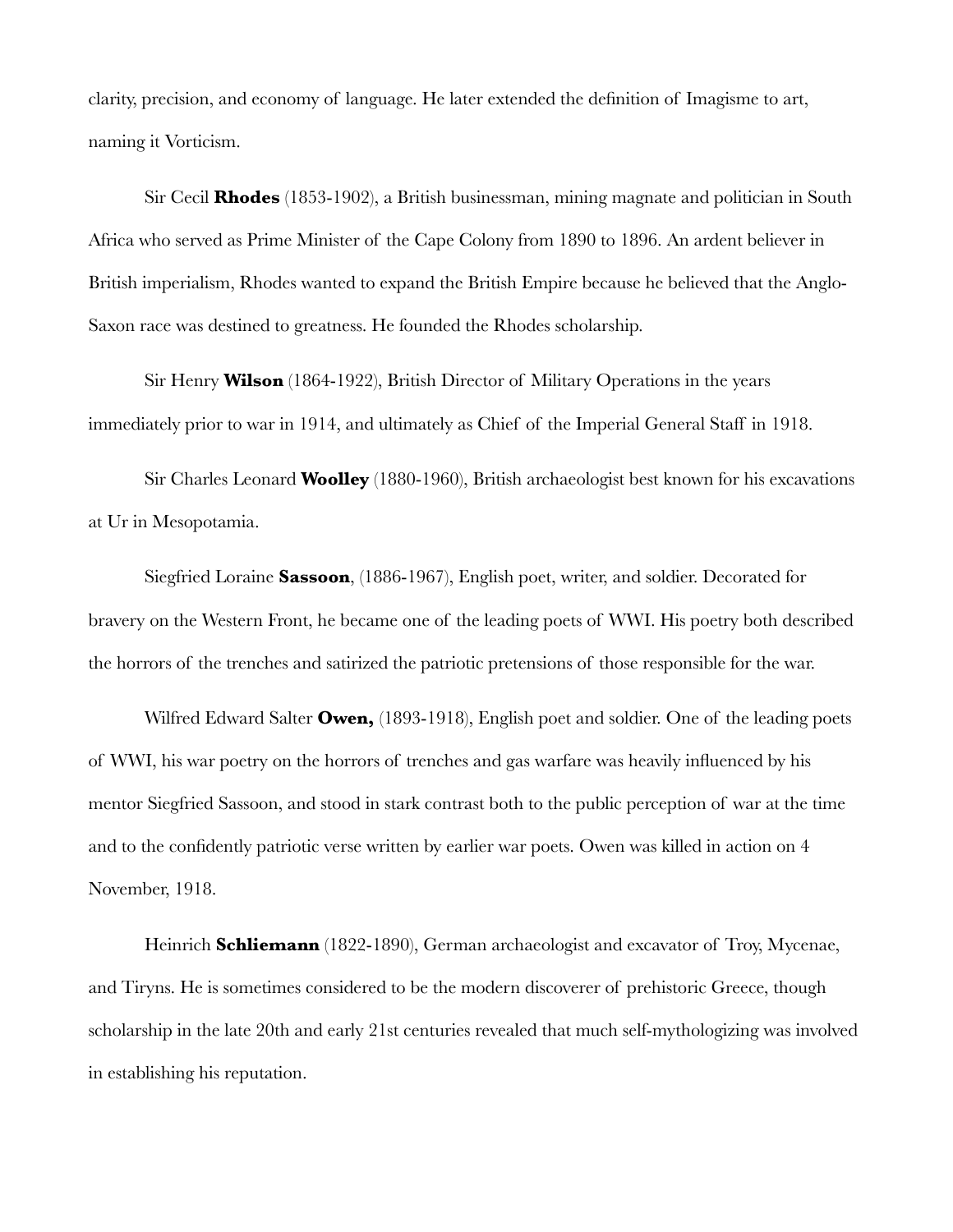clarity, precision, and economy of language. He later extended the definition of Imagisme to art, naming it Vorticism.

Sir Cecil **Rhodes** (1853-1902), a British businessman, mining magnate and politician in South Africa who served as Prime Minister of the Cape Colony from 1890 to 1896. An ardent believer in British imperialism, Rhodes wanted to expand the British Empire because he believed that the Anglo-Saxon race was destined to greatness. He founded the Rhodes scholarship.

Sir Henry **Wilson** (1864-1922), British Director of Military Operations in the years immediately prior to war in 1914, and ultimately as Chief of the Imperial General Staff in 1918.

Sir Charles Leonard **Woolley** (1880-1960), British archaeologist best known for his excavations at Ur in Mesopotamia.

Siegfried Loraine **Sassoon**, (1886-1967), English poet, writer, and soldier. Decorated for bravery on the Western Front, he became one of the leading poets of WWI. His poetry both described the horrors of the trenches and satirized the patriotic pretensions of those responsible for the war.

Wilfred Edward Salter **Owen,** (1893-1918), English poet and soldier. One of the leading poets of WWI, his war poetry on the horrors of trenches and gas warfare was heavily influenced by his mentor Siegfried Sassoon, and stood in stark contrast both to the public perception of war at the time and to the confidently patriotic verse written by earlier war poets. Owen was killed in action on 4 November, 1918.

Heinrich **Schliemann** (1822-1890), German archaeologist and excavator of Troy, Mycenae, and Tiryns. He is sometimes considered to be the modern discoverer of prehistoric Greece, though scholarship in the late 20th and early 21st centuries revealed that much self-mythologizing was involved in establishing his reputation.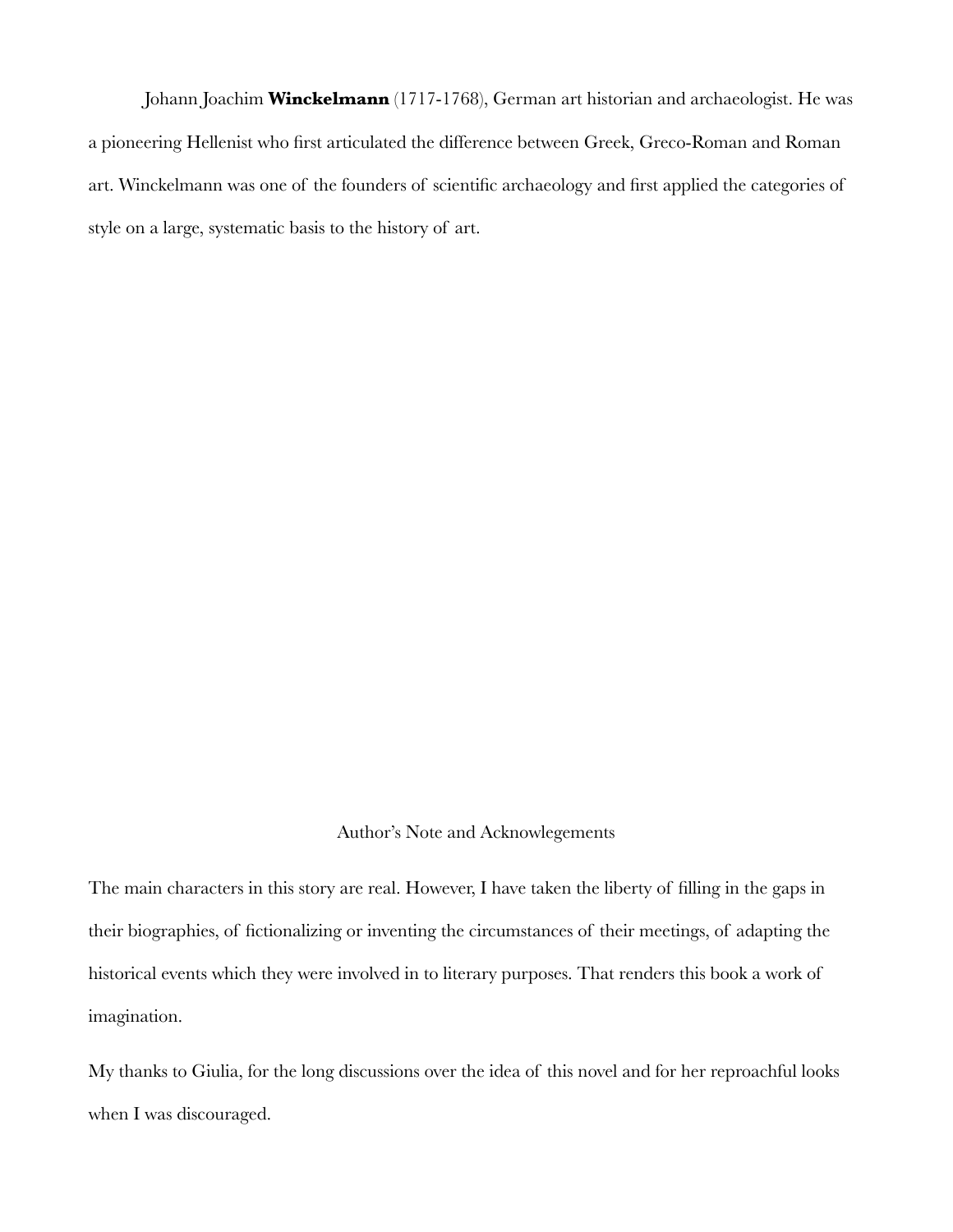Johann Joachim **Winckelmann** (1717-1768), German art historian and archaeologist. He was a pioneering Hellenist who first articulated the difference between Greek, Greco-Roman and Roman art. Winckelmann was one of the founders of scientific archaeology and first applied the categories of style on a large, systematic basis to the history of art.

## Author's Note and Acknowlegements

The main characters in this story are real. However, I have taken the liberty of filling in the gaps in their biographies, of fictionalizing or inventing the circumstances of their meetings, of adapting the historical events which they were involved in to literary purposes. That renders this book a work of imagination.

My thanks to Giulia, for the long discussions over the idea of this novel and for her reproachful looks when I was discouraged.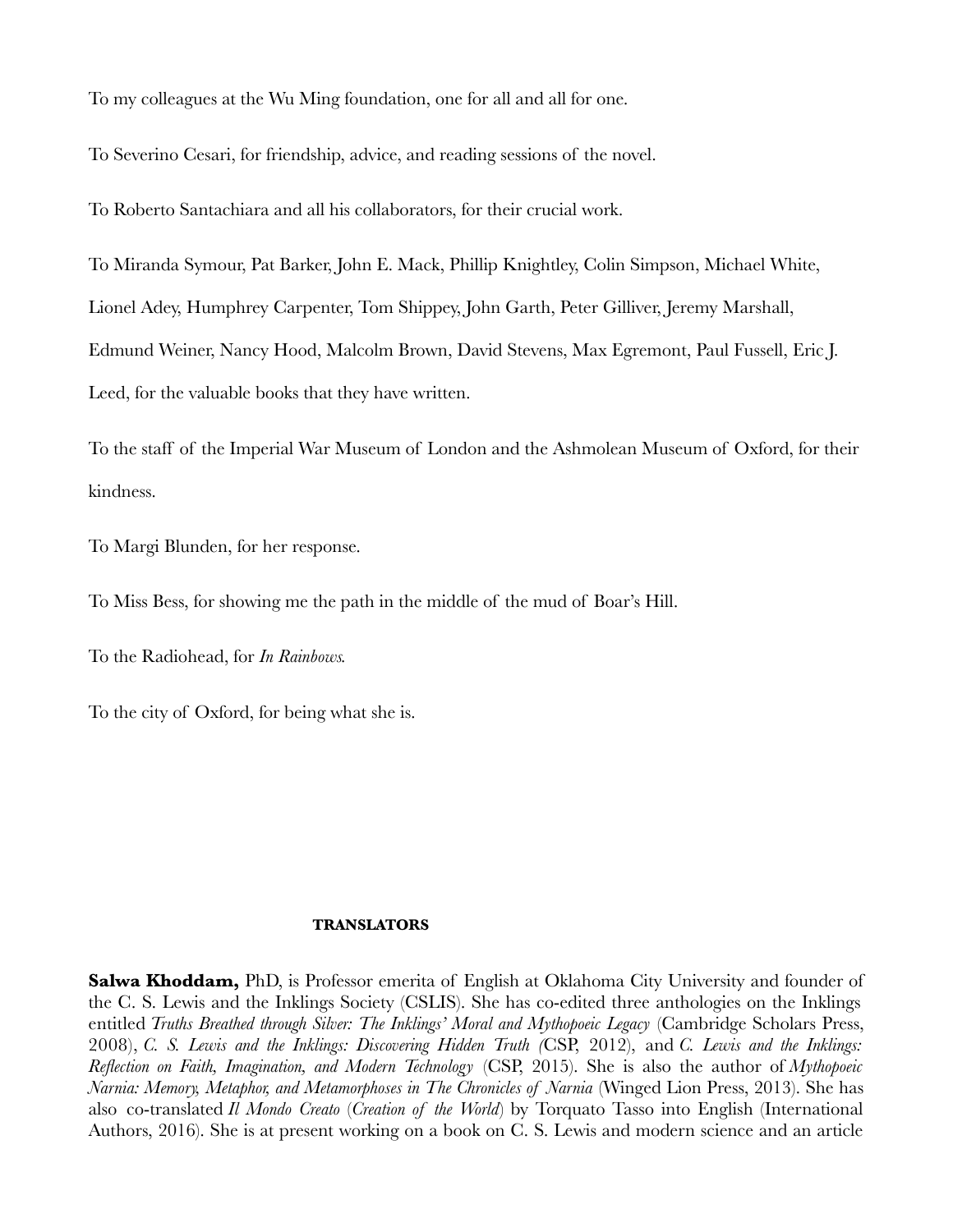To my colleagues at the Wu Ming foundation, one for all and all for one.

To Severino Cesari, for friendship, advice, and reading sessions of the novel.

To Roberto Santachiara and all his collaborators, for their crucial work.

To Miranda Symour, Pat Barker, John E. Mack, Phillip Knightley, Colin Simpson, Michael White, Lionel Adey, Humphrey Carpenter, Tom Shippey, John Garth, Peter Gilliver, Jeremy Marshall, Edmund Weiner, Nancy Hood, Malcolm Brown, David Stevens, Max Egremont, Paul Fussell, Eric J. Leed, for the valuable books that they have written.

To the staff of the Imperial War Museum of London and the Ashmolean Museum of Oxford, for their kindness.

To Margi Blunden, for her response.

To Miss Bess, for showing me the path in the middle of the mud of Boar's Hill.

To the Radiohead, for *In Rainbows.*

To the city of Oxford, for being what she is.

## TRANSLATORS

**Salwa Khoddam,** PhD, is Professor emerita of English at Oklahoma City University and founder of the C. S. Lewis and the Inklings Society (CSLIS). She has co-edited three anthologies on the Inklings entitled *Truths Breathed through Silver: The Inklings' Moral and Mythopoeic Legacy* (Cambridge Scholars Press, 2008), *C. S. Lewis and the Inklings: Discovering Hidden Truth (*CSP, 2012), and *C. Lewis and the Inklings: Reflection on Faith, Imagination, and Modern Technology* (CSP, 2015). She is also the author of *Mythopoeic Narnia: Memory, Metaphor, and Metamorphoses in The Chronicles of Narnia* (Winged Lion Press, 2013). She has also co-translated *Il Mondo Creato* (*Creation of the World*) by Torquato Tasso into English (International Authors, 2016). She is at present working on a book on C. S. Lewis and modern science and an article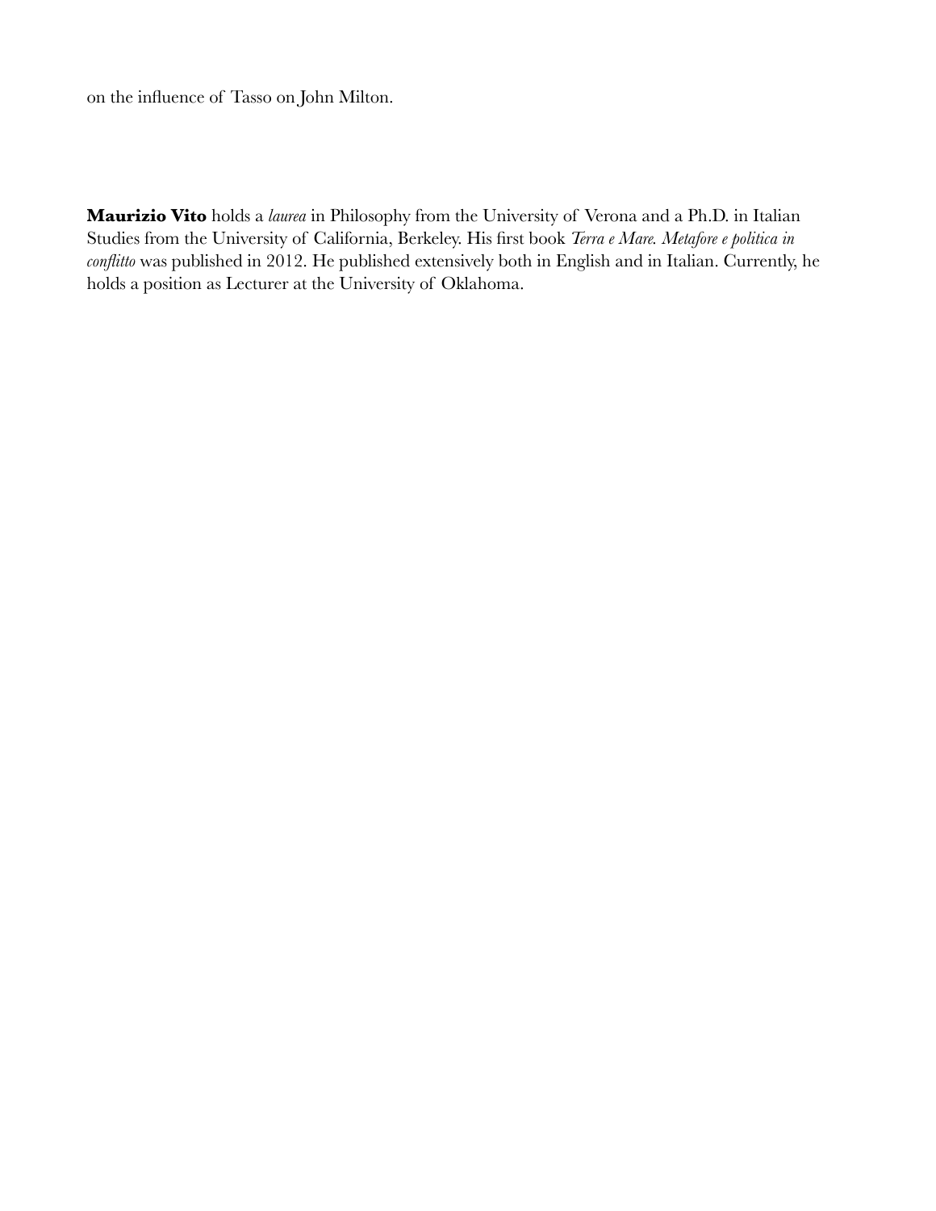on the influence of Tasso on John Milton.

**Maurizio Vito** holds a *laurea* in Philosophy from the University of Verona and a Ph.D. in Italian Studies from the University of California, Berkeley. His first book *Terra e Mare. Metafore e politica in conflitto* was published in 2012. He published extensively both in English and in Italian. Currently, he holds a position as Lecturer at the University of Oklahoma.